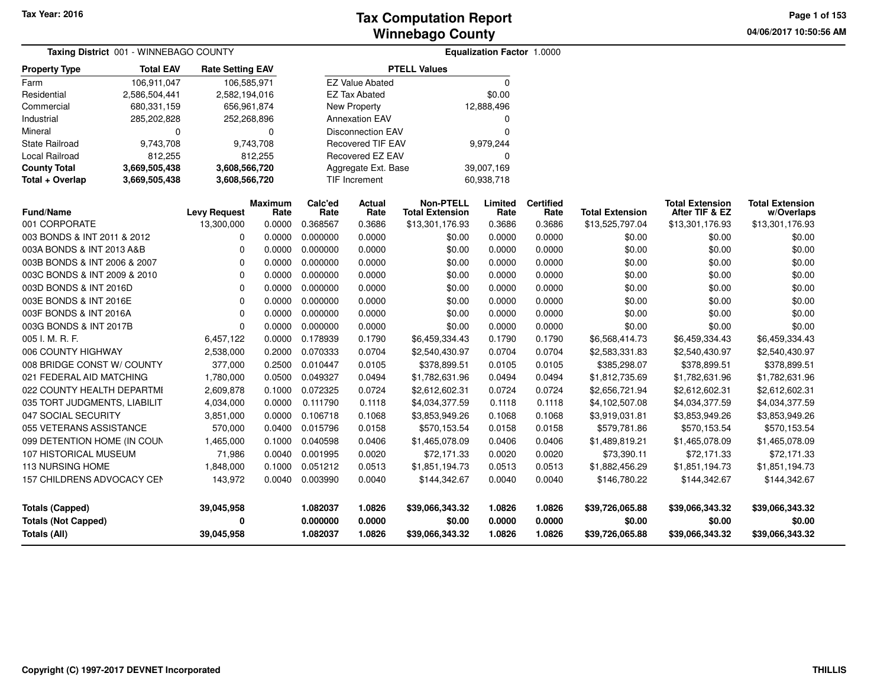Tax Year: 2016

# Tax Computation Report
# Winnebago County

04/06/2017 10:50:56 AM

**Taxing District** 001 - WINNEBAGO COUNTY

**Equalization Factor** 1.0000

| Property Type | Total EAV | Rate Setting EAV |
|---|---|---|
| Farm | 106,911,047 | 106,585,971 |
| Residential | 2,586,504,441 | 2,582,194,016 |
| Commercial | 680,331,159 | 656,961,874 |
| Industrial | 285,202,828 | 252,268,896 |
| Mineral | 0 | 0 |
| State Railroad | 9,743,708 | 9,743,708 |
| Local Railroad | 812,255 | 812,255 |
| **County Total** | **3,669,505,438** | **3,608,566,720** |
| **Total + Overlap** | **3,669,505,438** | **3,608,566,720** |

| PTELL Values | |
|---|---|
| EZ Value Abated | 0 |
| EZ Tax Abated | $0.00 |
| New Property | 12,888,496 |
| Annexation EAV | 0 |
| Disconnection EAV | 0 |
| Recovered TIF EAV | 9,979,244 |
| Recovered EZ EAV | 0 |
| Aggregate Ext. Base | 39,007,169 |
| TIF Increment | 60,938,718 |

| Fund/Name | Levy Request | Maximum Rate | Calc'ed Rate | Actual Rate | Non-PTELL Total Extension | Limited Rate | Certified Rate | Total Extension | Total Extension After TIF & EZ | Total Extension w/Overlaps |
|---|---|---|---|---|---|---|---|---|---|---|
| 001 CORPORATE | 13,300,000 | 0.0000 | 0.368567 | 0.3686 | $13,301,176.93 | 0.3686 | 0.3686 | $13,525,797.04 | $13,301,176.93 | $13,301,176.93 |
| 003 BONDS & INT 2011 & 2012 | 0 | 0.0000 | 0.000000 | 0.0000 | $0.00 | 0.0000 | 0.0000 | $0.00 | $0.00 | $0.00 |
| 003A BONDS & INT 2013 A&B | 0 | 0.0000 | 0.000000 | 0.0000 | $0.00 | 0.0000 | 0.0000 | $0.00 | $0.00 | $0.00 |
| 003B BONDS & INT 2006 & 2007 | 0 | 0.0000 | 0.000000 | 0.0000 | $0.00 | 0.0000 | 0.0000 | $0.00 | $0.00 | $0.00 |
| 003C BONDS & INT 2009 & 2010 | 0 | 0.0000 | 0.000000 | 0.0000 | $0.00 | 0.0000 | 0.0000 | $0.00 | $0.00 | $0.00 |
| 003D BONDS & INT 2016D | 0 | 0.0000 | 0.000000 | 0.0000 | $0.00 | 0.0000 | 0.0000 | $0.00 | $0.00 | $0.00 |
| 003E BONDS & INT 2016E | 0 | 0.0000 | 0.000000 | 0.0000 | $0.00 | 0.0000 | 0.0000 | $0.00 | $0.00 | $0.00 |
| 003F BONDS & INT 2016A | 0 | 0.0000 | 0.000000 | 0.0000 | $0.00 | 0.0000 | 0.0000 | $0.00 | $0.00 | $0.00 |
| 003G BONDS & INT 2017B | 0 | 0.0000 | 0.000000 | 0.0000 | $0.00 | 0.0000 | 0.0000 | $0.00 | $0.00 | $0.00 |
| 005 I. M. R. F. | 6,457,122 | 0.0000 | 0.178939 | 0.1790 | $6,459,334.43 | 0.1790 | 0.1790 | $6,568,414.73 | $6,459,334.43 | $6,459,334.43 |
| 006 COUNTY HIGHWAY | 2,538,000 | 0.2000 | 0.070333 | 0.0704 | $2,540,430.97 | 0.0704 | 0.0704 | $2,583,331.83 | $2,540,430.97 | $2,540,430.97 |
| 008 BRIDGE CONST W/ COUNTY | 377,000 | 0.2500 | 0.010447 | 0.0105 | $378,899.51 | 0.0105 | 0.0105 | $385,298.07 | $378,899.51 | $378,899.51 |
| 021 FEDERAL AID MATCHING | 1,780,000 | 0.0500 | 0.049327 | 0.0494 | $1,782,631.96 | 0.0494 | 0.0494 | $1,812,735.69 | $1,782,631.96 | $1,782,631.96 |
| 022 COUNTY HEALTH DEPARTMI | 2,609,878 | 0.1000 | 0.072325 | 0.0724 | $2,612,602.31 | 0.0724 | 0.0724 | $2,656,721.94 | $2,612,602.31 | $2,612,602.31 |
| 035 TORT JUDGMENTS, LIABILIT | 4,034,000 | 0.0000 | 0.111790 | 0.1118 | $4,034,377.59 | 0.1118 | 0.1118 | $4,102,507.08 | $4,034,377.59 | $4,034,377.59 |
| 047 SOCIAL SECURITY | 3,851,000 | 0.0000 | 0.106718 | 0.1068 | $3,853,949.26 | 0.1068 | 0.1068 | $3,919,031.81 | $3,853,949.26 | $3,853,949.26 |
| 055 VETERANS ASSISTANCE | 570,000 | 0.0400 | 0.015796 | 0.0158 | $570,153.54 | 0.0158 | 0.0158 | $579,781.86 | $570,153.54 | $570,153.54 |
| 099 DETENTION HOME (IN COUN | 1,465,000 | 0.1000 | 0.040598 | 0.0406 | $1,465,078.09 | 0.0406 | 0.0406 | $1,489,819.21 | $1,465,078.09 | $1,465,078.09 |
| 107 HISTORICAL MUSEUM | 71,986 | 0.0040 | 0.001995 | 0.0020 | $72,171.33 | 0.0020 | 0.0020 | $73,390.11 | $72,171.33 | $72,171.33 |
| 113 NURSING HOME | 1,848,000 | 0.1000 | 0.051212 | 0.0513 | $1,851,194.73 | 0.0513 | 0.0513 | $1,882,456.29 | $1,851,194.73 | $1,851,194.73 |
| 157 CHILDRENS ADVOCACY CEN | 143,972 | 0.0040 | 0.003990 | 0.0040 | $144,342.67 | 0.0040 | 0.0040 | $146,780.22 | $144,342.67 | $144,342.67 |
| **Totals (Capped)** | **39,045,958** | | **1.082037** | **1.0826** | **$39,066,343.32** | **1.0826** | **1.0826** | **$39,726,065.88** | **$39,066,343.32** | **$39,066,343.32** |
| **Totals (Not Capped)** | **0** | | **0.000000** | **0.0000** | **$0.00** | **0.0000** | **0.0000** | **$0.00** | **$0.00** | **$0.00** |
| **Totals (All)** | **39,045,958** | | **1.082037** | **1.0826** | **$39,066,343.32** | **1.0826** | **1.0826** | **$39,726,065.88** | **$39,066,343.32** | **$39,066,343.32** |

Copyright (C) 1997-2017 DEVNET Incorporated

THILLIS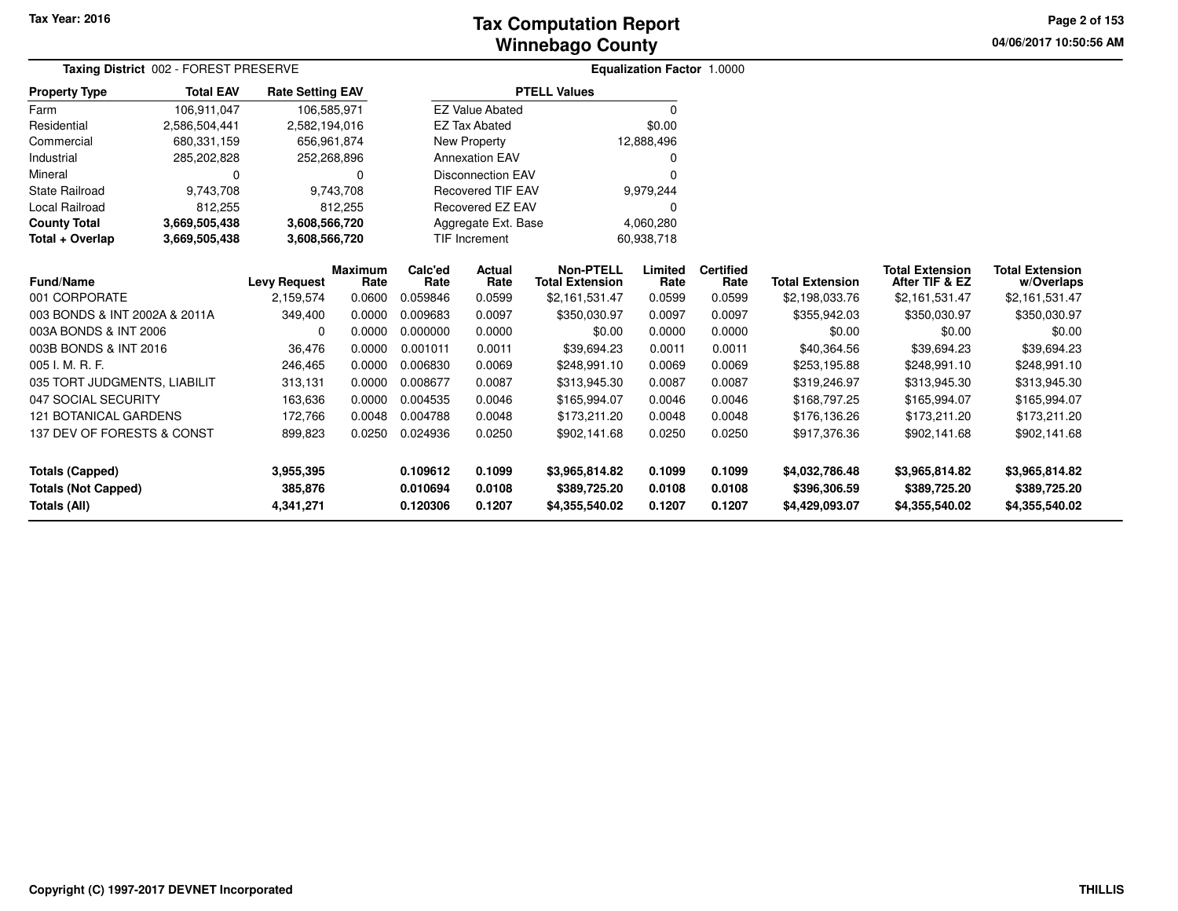Tax Year: 2016

# Tax Computation Report
## Winnebago County

04/06/2017 10:50:56 AM

**Taxing District** 002 - FOREST PRESERVE

**Equalization Factor** 1.0000

| Property Type | Total EAV | Rate Setting EAV |
|---|---|---|
| Farm | 106,911,047 | 106,585,971 |
| Residential | 2,586,504,441 | 2,582,194,016 |
| Commercial | 680,331,159 | 656,961,874 |
| Industrial | 285,202,828 | 252,268,896 |
| Mineral | 0 | 0 |
| State Railroad | 9,743,708 | 9,743,708 |
| Local Railroad | 812,255 | 812,255 |
| **County Total** | **3,669,505,438** | **3,608,566,720** |
| **Total + Overlap** | **3,669,505,438** | **3,608,566,720** |

| PTELL Values | |
|---|---|
| EZ Value Abated | 0 |
| EZ Tax Abated | $0.00 |
| New Property | 12,888,496 |
| Annexation EAV | 0 |
| Disconnection EAV | 0 |
| Recovered TIF EAV | 9,979,244 |
| Recovered EZ EAV | 0 |
| Aggregate Ext. Base | 4,060,280 |
| TIF Increment | 60,938,718 |

| Fund/Name | Levy Request | Maximum Rate | Calc'ed Rate | Actual Rate | Non-PTELL Total Extension | Limited Rate | Certified Rate | Total Extension | Total Extension After TIF & EZ | Total Extension w/Overlaps |
|---|---|---|---|---|---|---|---|---|---|---|
| 001 CORPORATE | 2,159,574 | 0.0600 | 0.059846 | 0.0599 | $2,161,531.47 | 0.0599 | 0.0599 | $2,198,033.76 | $2,161,531.47 | $2,161,531.47 |
| 003 BONDS & INT 2002A & 2011A | 349,400 | 0.0000 | 0.009683 | 0.0097 | $350,030.97 | 0.0097 | 0.0097 | $355,942.03 | $350,030.97 | $350,030.97 |
| 003A BONDS & INT 2006 | 0 | 0.0000 | 0.000000 | 0.0000 | $0.00 | 0.0000 | 0.0000 | $0.00 | $0.00 | $0.00 |
| 003B BONDS & INT 2016 | 36,476 | 0.0000 | 0.001011 | 0.0011 | $39,694.23 | 0.0011 | 0.0011 | $40,364.56 | $39,694.23 | $39,694.23 |
| 005 I. M. R. F. | 246,465 | 0.0000 | 0.006830 | 0.0069 | $248,991.10 | 0.0069 | 0.0069 | $253,195.88 | $248,991.10 | $248,991.10 |
| 035 TORT JUDGMENTS, LIABILIT | 313,131 | 0.0000 | 0.008677 | 0.0087 | $313,945.30 | 0.0087 | 0.0087 | $319,246.97 | $313,945.30 | $313,945.30 |
| 047 SOCIAL SECURITY | 163,636 | 0.0000 | 0.004535 | 0.0046 | $165,994.07 | 0.0046 | 0.0046 | $168,797.25 | $165,994.07 | $165,994.07 |
| 121 BOTANICAL GARDENS | 172,766 | 0.0048 | 0.004788 | 0.0048 | $173,211.20 | 0.0048 | 0.0048 | $176,136.26 | $173,211.20 | $173,211.20 |
| 137 DEV OF FORESTS & CONST | 899,823 | 0.0250 | 0.024936 | 0.0250 | $902,141.68 | 0.0250 | 0.0250 | $917,376.36 | $902,141.68 | $902,141.68 |
| **Totals (Capped)** | **3,955,395** | | **0.109612** | **0.1099** | **$3,965,814.82** | **0.1099** | **0.1099** | **$4,032,786.48** | **$3,965,814.82** | **$3,965,814.82** |
| **Totals (Not Capped)** | **385,876** | | **0.010694** | **0.0108** | **$389,725.20** | **0.0108** | **0.0108** | **$396,306.59** | **$389,725.20** | **$389,725.20** |
| **Totals (All)** | **4,341,271** | | **0.120306** | **0.1207** | **$4,355,540.02** | **0.1207** | **0.1207** | **$4,429,093.07** | **$4,355,540.02** | **$4,355,540.02** |

Copyright (C) 1997-2017 DEVNET Incorporated

THILLIS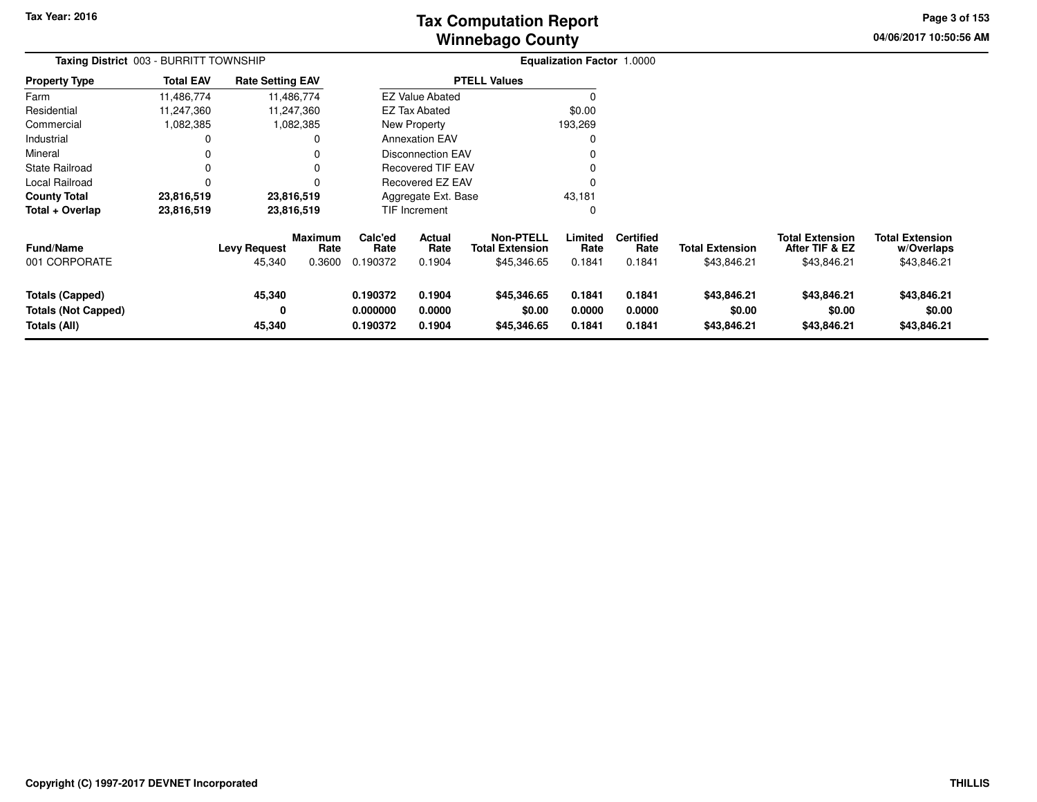**Tax Year: 2016**

# Tax Computation Report
## Winnebago County

04/06/2017 10:50:56 AM

**Taxing District** 003 - BURRITT TOWNSHIP

**Equalization Factor** 1.0000

| Property Type | Total EAV | Rate Setting EAV |
|---|---|---|
| Farm | 11,486,774 | 11,486,774 |
| Residential | 11,247,360 | 11,247,360 |
| Commercial | 1,082,385 | 1,082,385 |
| Industrial | 0 | 0 |
| Mineral | 0 | 0 |
| State Railroad | 0 | 0 |
| Local Railroad | 0 | 0 |
| **County Total** | **23,816,519** | **23,816,519** |
| **Total + Overlap** | **23,816,519** | **23,816,519** |

| PTELL Values | |
|---|---|
| EZ Value Abated | 0 |
| EZ Tax Abated | $0.00 |
| New Property | 193,269 |
| Annexation EAV | 0 |
| Disconnection EAV | 0 |
| Recovered TIF EAV | 0 |
| Recovered EZ EAV | 0 |
| Aggregate Ext. Base | 43,181 |
| TIF Increment | 0 |

| Fund/Name | Levy Request | Maximum Rate | Calc'ed Rate | Actual Rate | Non-PTELL Total Extension | Limited Rate | Certified Rate | Total Extension | Total Extension After TIF & EZ | Total Extension w/Overlaps |
|---|---|---|---|---|---|---|---|---|---|---|
| 001 CORPORATE | 45,340 | 0.3600 | 0.190372 | 0.1904 | $45,346.65 | 0.1841 | 0.1841 | $43,846.21 | $43,846.21 | $43,846.21 |
| **Totals (Capped)** | **45,340** | | **0.190372** | **0.1904** | **$45,346.65** | **0.1841** | **0.1841** | **$43,846.21** | **$43,846.21** | **$43,846.21** |
| **Totals (Not Capped)** | **0** | | **0.000000** | **0.0000** | **$0.00** | **0.0000** | **0.0000** | **$0.00** | **$0.00** | **$0.00** |
| **Totals (All)** | **45,340** | | **0.190372** | **0.1904** | **$45,346.65** | **0.1841** | **0.1841** | **$43,846.21** | **$43,846.21** | **$43,846.21** |

**Copyright (C) 1997-2017 DEVNET Incorporated**

**THILLIS**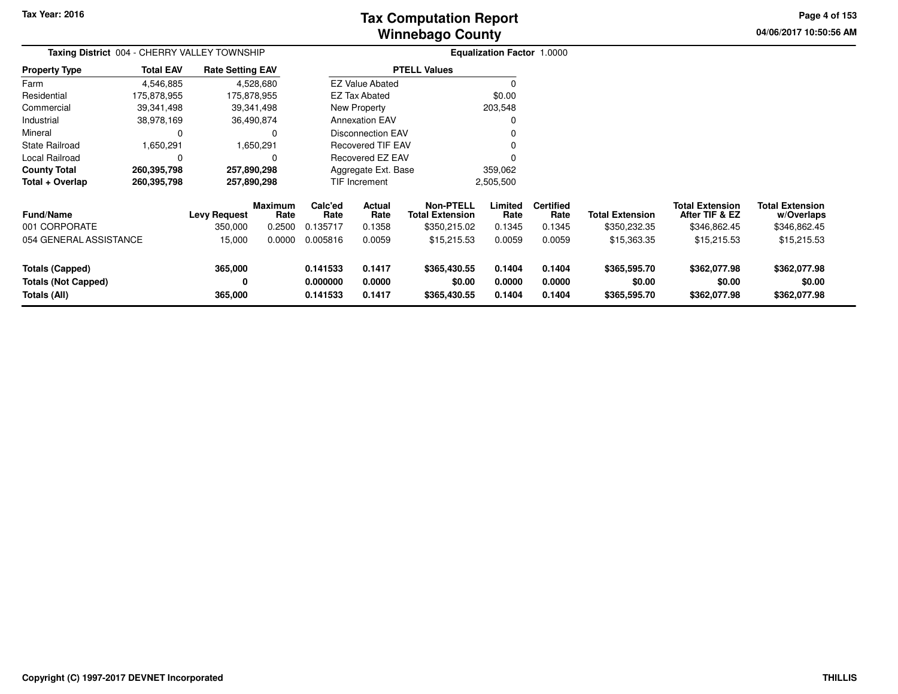# Tax Computation Report
## Winnebago County

Tax Year: 2016

04/06/2017 10:50:56 AM

**Taxing District** 004 - CHERRY VALLEY TOWNSHIP

**Equalization Factor** 1.0000

| Property Type | Total EAV | Rate Setting EAV |
|---|---|---|
| Farm | 4,546,885 | 4,528,680 |
| Residential | 175,878,955 | 175,878,955 |
| Commercial | 39,341,498 | 39,341,498 |
| Industrial | 38,978,169 | 36,490,874 |
| Mineral | 0 | 0 |
| State Railroad | 1,650,291 | 1,650,291 |
| Local Railroad | 0 | 0 |
| **County Total** | **260,395,798** | **257,890,298** |
| **Total + Overlap** | **260,395,798** | **257,890,298** |

| PTELL Values | |
|---|---|
| EZ Value Abated | 0 |
| EZ Tax Abated | $0.00 |
| New Property | 203,548 |
| Annexation EAV | 0 |
| Disconnection EAV | 0 |
| Recovered TIF EAV | 0 |
| Recovered EZ EAV | 0 |
| Aggregate Ext. Base | 359,062 |
| TIF Increment | 2,505,500 |

| Fund/Name | Levy Request | Maximum Rate | Calc'ed Rate | Actual Rate | Non-PTELL Total Extension | Limited Rate | Certified Rate | Total Extension | Total Extension After TIF & EZ | Total Extension w/Overlaps |
|---|---|---|---|---|---|---|---|---|---|---|
| 001 CORPORATE | 350,000 | 0.2500 | 0.135717 | 0.1358 | $350,215.02 | 0.1345 | 0.1345 | $350,232.35 | $346,862.45 | $346,862.45 |
| 054 GENERAL ASSISTANCE | 15,000 | 0.0000 | 0.005816 | 0.0059 | $15,215.53 | 0.0059 | 0.0059 | $15,363.35 | $15,215.53 | $15,215.53 |
| **Totals (Capped)** | **365,000** | | **0.141533** | **0.1417** | **$365,430.55** | **0.1404** | **0.1404** | **$365,595.70** | **$362,077.98** | **$362,077.98** |
| **Totals (Not Capped)** | **0** | | **0.000000** | **0.0000** | **$0.00** | **0.0000** | **0.0000** | **$0.00** | **$0.00** | **$0.00** |
| **Totals (All)** | **365,000** | | **0.141533** | **0.1417** | **$365,430.55** | **0.1404** | **0.1404** | **$365,595.70** | **$362,077.98** | **$362,077.98** |

Copyright (C) 1997-2017 DEVNET Incorporated

THILLIS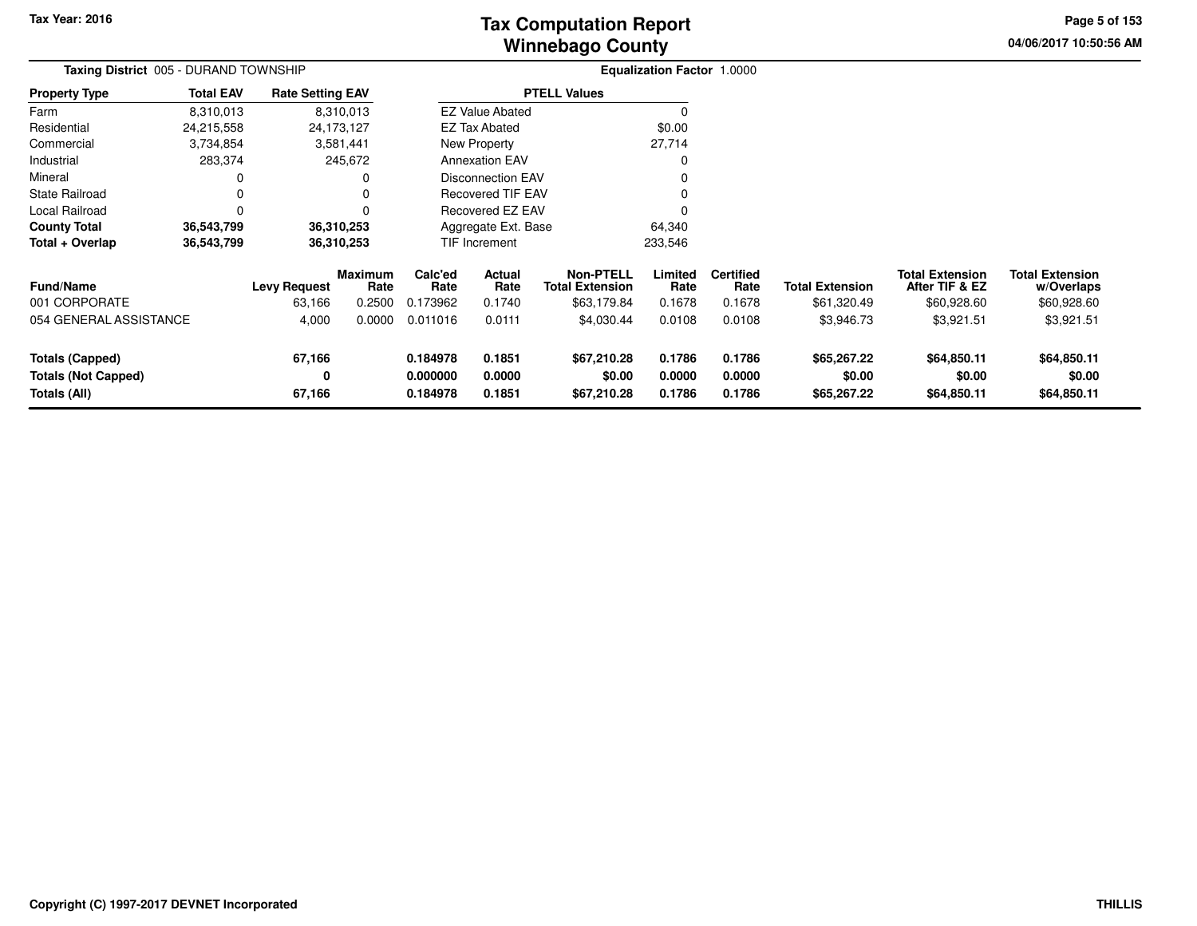# Tax Computation Report
## Winnebago County

Tax Year: 2016

**Taxing District** 005 - DURAND TOWNSHIP

**Equalization Factor** 1.0000

| Property Type | Total EAV | Rate Setting EAV |
|---|---|---|
| Farm | 8,310,013 | 8,310,013 |
| Residential | 24,215,558 | 24,173,127 |
| Commercial | 3,734,854 | 3,581,441 |
| Industrial | 283,374 | 245,672 |
| Mineral | 0 | 0 |
| State Railroad | 0 | 0 |
| Local Railroad | 0 | 0 |
| **County Total** | **36,543,799** | **36,310,253** |
| **Total + Overlap** | **36,543,799** | **36,310,253** |

| PTELL Values | |
|---|---|
| EZ Value Abated | 0 |
| EZ Tax Abated | $0.00 |
| New Property | 27,714 |
| Annexation EAV | 0 |
| Disconnection EAV | 0 |
| Recovered TIF EAV | 0 |
| Recovered EZ EAV | 0 |
| Aggregate Ext. Base | 64,340 |
| TIF Increment | 233,546 |

| Fund/Name | Levy Request | Maximum Rate | Calc'ed Rate | Actual Rate | Non-PTELL Total Extension | Limited Rate | Certified Rate | Total Extension | Total Extension After TIF & EZ | Total Extension w/Overlaps |
|---|---|---|---|---|---|---|---|---|---|---|
| 001 CORPORATE | 63,166 | 0.2500 | 0.173962 | 0.1740 | $63,179.84 | 0.1678 | 0.1678 | $61,320.49 | $60,928.60 | $60,928.60 |
| 054 GENERAL ASSISTANCE | 4,000 | 0.0000 | 0.011016 | 0.0111 | $4,030.44 | 0.0108 | 0.0108 | $3,946.73 | $3,921.51 | $3,921.51 |
| **Totals (Capped)** | **67,166** | | **0.184978** | **0.1851** | **$67,210.28** | **0.1786** | **0.1786** | **$65,267.22** | **$64,850.11** | **$64,850.11** |
| **Totals (Not Capped)** | **0** | | **0.000000** | **0.0000** | **$0.00** | **0.0000** | **0.0000** | **$0.00** | **$0.00** | **$0.00** |
| **Totals (All)** | **67,166** | | **0.184978** | **0.1851** | **$67,210.28** | **0.1786** | **0.1786** | **$65,267.22** | **$64,850.11** | **$64,850.11** |

Copyright (C) 1997-2017 DEVNET Incorporated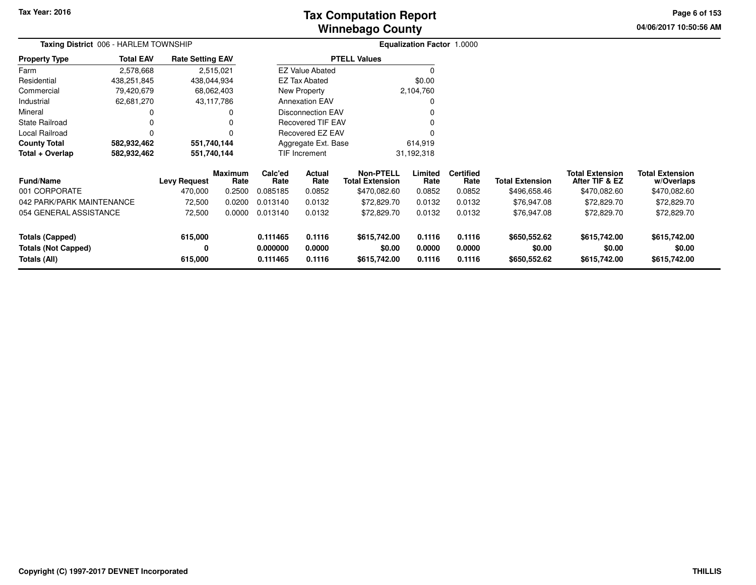# Tax Computation Report
# Winnebago County

Tax Year: 2016

04/06/2017 10:50:56 AM

**Taxing District** 006 - HARLEM TOWNSHIP

**Equalization Factor** 1.0000

| Property Type | Total EAV | Rate Setting EAV |
|---|---|---|
| Farm | 2,578,668 | 2,515,021 |
| Residential | 438,251,845 | 438,044,934 |
| Commercial | 79,420,679 | 68,062,403 |
| Industrial | 62,681,270 | 43,117,786 |
| Mineral | 0 | 0 |
| State Railroad | 0 | 0 |
| Local Railroad | 0 | 0 |
| **County Total** | **582,932,462** | **551,740,144** |
| **Total + Overlap** | **582,932,462** | **551,740,144** |

| PTELL Values | |
|---|---|
| EZ Value Abated | 0 |
| EZ Tax Abated | $0.00 |
| New Property | 2,104,760 |
| Annexation EAV | 0 |
| Disconnection EAV | 0 |
| Recovered TIF EAV | 0 |
| Recovered EZ EAV | 0 |
| Aggregate Ext. Base | 614,919 |
| TIF Increment | 31,192,318 |

| Fund/Name | Levy Request | Maximum Rate | Calc'ed Rate | Actual Rate | Non-PTELL Total Extension | Limited Rate | Certified Rate | Total Extension | Total Extension After TIF & EZ | Total Extension w/Overlaps |
|---|---|---|---|---|---|---|---|---|---|---|
| 001 CORPORATE | 470,000 | 0.2500 | 0.085185 | 0.0852 | $470,082.60 | 0.0852 | 0.0852 | $496,658.46 | $470,082.60 | $470,082.60 |
| 042 PARK/PARK MAINTENANCE | 72,500 | 0.0200 | 0.013140 | 0.0132 | $72,829.70 | 0.0132 | 0.0132 | $76,947.08 | $72,829.70 | $72,829.70 |
| 054 GENERAL ASSISTANCE | 72,500 | 0.0000 | 0.013140 | 0.0132 | $72,829.70 | 0.0132 | 0.0132 | $76,947.08 | $72,829.70 | $72,829.70 |
| **Totals (Capped)** | **615,000** | | **0.111465** | **0.1116** | **$615,742.00** | **0.1116** | **0.1116** | **$650,552.62** | **$615,742.00** | **$615,742.00** |
| **Totals (Not Capped)** | **0** | | **0.000000** | **0.0000** | **$0.00** | **0.0000** | **0.0000** | **$0.00** | **$0.00** | **$0.00** |
| **Totals (All)** | **615,000** | | **0.111465** | **0.1116** | **$615,742.00** | **0.1116** | **0.1116** | **$650,552.62** | **$615,742.00** | **$615,742.00** |

Copyright (C) 1997-2017 DEVNET Incorporated

THILLIS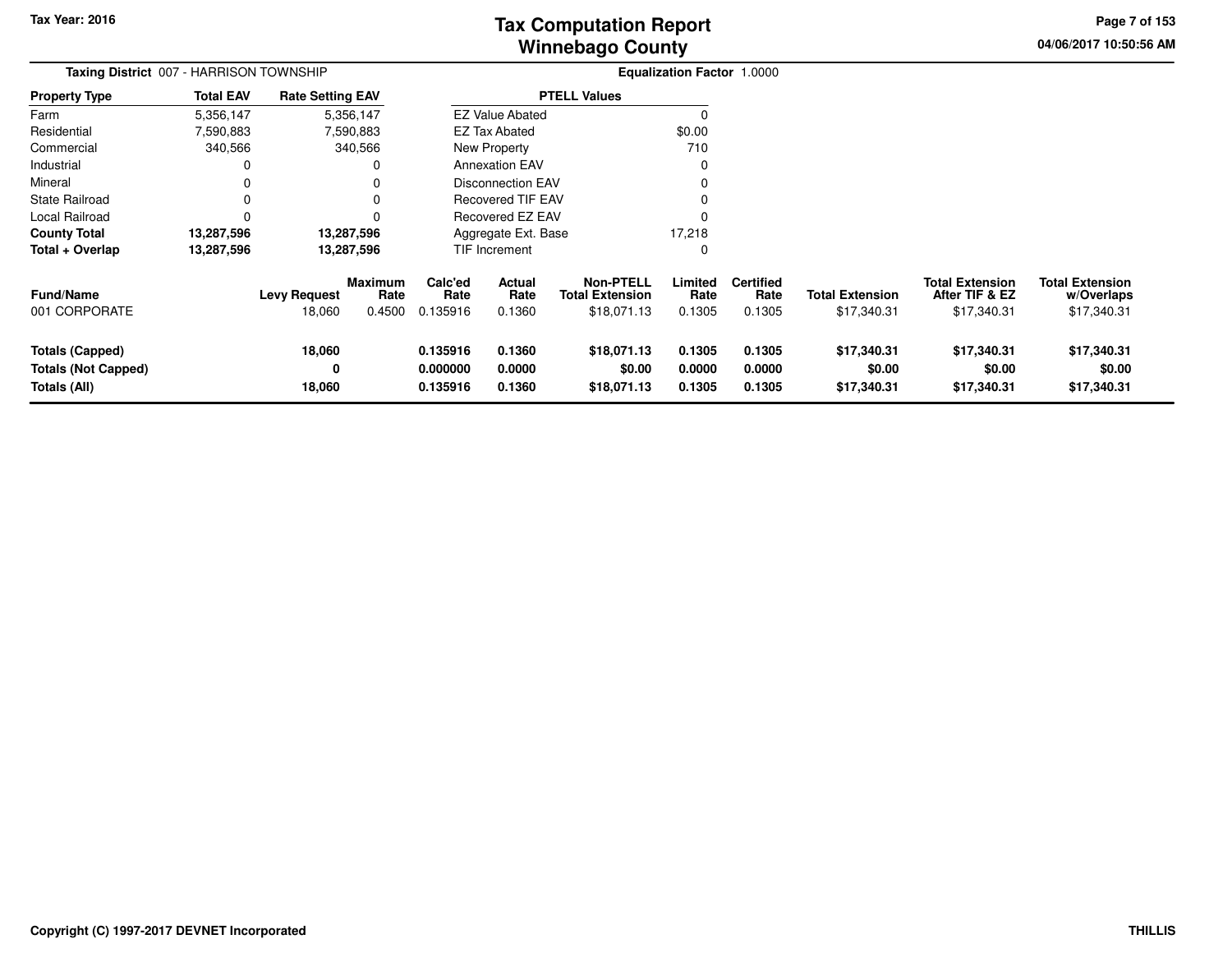# Tax Computation Report
## Winnebago County

Tax Year: 2016

04/06/2017 10:50:56 AM

**Taxing District** 007 - HARRISON TOWNSHIP

**Equalization Factor** 1.0000

| Property Type | Total EAV | Rate Setting EAV |
|---|---|---|
| Farm | 5,356,147 | 5,356,147 |
| Residential | 7,590,883 | 7,590,883 |
| Commercial | 340,566 | 340,566 |
| Industrial | 0 | 0 |
| Mineral | 0 | 0 |
| State Railroad | 0 | 0 |
| Local Railroad | 0 | 0 |
| **County Total** | **13,287,596** | **13,287,596** |
| **Total + Overlap** | **13,287,596** | **13,287,596** |

| PTELL Values | |
|---|---|
| EZ Value Abated | 0 |
| EZ Tax Abated | $0.00 |
| New Property | 710 |
| Annexation EAV | 0 |
| Disconnection EAV | 0 |
| Recovered TIF EAV | 0 |
| Recovered EZ EAV | 0 |
| Aggregate Ext. Base | 17,218 |
| TIF Increment | 0 |

| Fund/Name | Levy Request | Maximum Rate | Calc'ed Rate | Actual Rate | Non-PTELL Total Extension | Limited Rate | Certified Rate | Total Extension | Total Extension After TIF & EZ | Total Extension w/Overlaps |
|---|---|---|---|---|---|---|---|---|---|---|
| 001 CORPORATE | 18,060 | 0.4500 | 0.135916 | 0.1360 | $18,071.13 | 0.1305 | 0.1305 | $17,340.31 | $17,340.31 | $17,340.31 |
| **Totals (Capped)** | **18,060** | | **0.135916** | **0.1360** | **$18,071.13** | **0.1305** | **0.1305** | **$17,340.31** | **$17,340.31** | **$17,340.31** |
| **Totals (Not Capped)** | **0** | | **0.000000** | **0.0000** | **$0.00** | **0.0000** | **0.0000** | **$0.00** | **$0.00** | **$0.00** |
| **Totals (All)** | **18,060** | | **0.135916** | **0.1360** | **$18,071.13** | **0.1305** | **0.1305** | **$17,340.31** | **$17,340.31** | **$17,340.31** |

Copyright (C) 1997-2017 DEVNET Incorporated

THILLIS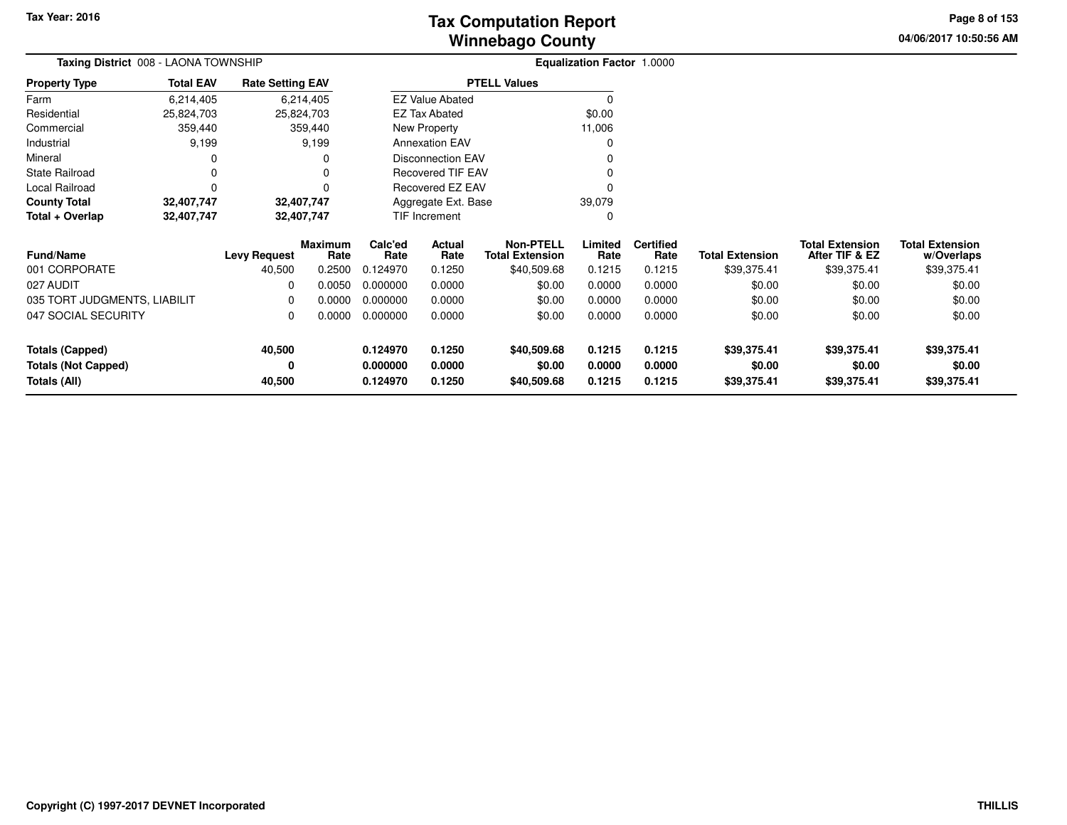# Tax Computation Report
## Winnebago County

Tax Year: 2016

04/06/2017 10:50:56 AM

**Taxing District** 008 - LAONA TOWNSHIP

**Equalization Factor** 1.0000

| Property Type | Total EAV | Rate Setting EAV |
|---|---|---|
| Farm | 6,214,405 | 6,214,405 |
| Residential | 25,824,703 | 25,824,703 |
| Commercial | 359,440 | 359,440 |
| Industrial | 9,199 | 9,199 |
| Mineral | 0 | 0 |
| State Railroad | 0 | 0 |
| Local Railroad | 0 | 0 |
| **County Total** | **32,407,747** | **32,407,747** |
| **Total + Overlap** | **32,407,747** | **32,407,747** |

| PTELL Values | |
|---|---|
| EZ Value Abated | 0 |
| EZ Tax Abated | $0.00 |
| New Property | 11,006 |
| Annexation EAV | 0 |
| Disconnection EAV | 0 |
| Recovered TIF EAV | 0 |
| Recovered EZ EAV | 0 |
| Aggregate Ext. Base | 39,079 |
| TIF Increment | 0 |

| Fund/Name | Levy Request | Maximum Rate | Calc'ed Rate | Actual Rate | Non-PTELL Total Extension | Limited Rate | Certified Rate | Total Extension | Total Extension After TIF & EZ | Total Extension w/Overlaps |
|---|---|---|---|---|---|---|---|---|---|---|
| 001 CORPORATE | 40,500 | 0.2500 | 0.124970 | 0.1250 | $40,509.68 | 0.1215 | 0.1215 | $39,375.41 | $39,375.41 | $39,375.41 |
| 027 AUDIT | 0 | 0.0050 | 0.000000 | 0.0000 | $0.00 | 0.0000 | 0.0000 | $0.00 | $0.00 | $0.00 |
| 035 TORT JUDGMENTS, LIABILIT | 0 | 0.0000 | 0.000000 | 0.0000 | $0.00 | 0.0000 | 0.0000 | $0.00 | $0.00 | $0.00 |
| 047 SOCIAL SECURITY | 0 | 0.0000 | 0.000000 | 0.0000 | $0.00 | 0.0000 | 0.0000 | $0.00 | $0.00 | $0.00 |
| **Totals (Capped)** | **40,500** | | **0.124970** | **0.1250** | **$40,509.68** | **0.1215** | **0.1215** | **$39,375.41** | **$39,375.41** | **$39,375.41** |
| **Totals (Not Capped)** | **0** | | **0.000000** | **0.0000** | **$0.00** | **0.0000** | **0.0000** | **$0.00** | **$0.00** | **$0.00** |
| **Totals (All)** | **40,500** | | **0.124970** | **0.1250** | **$40,509.68** | **0.1215** | **0.1215** | **$39,375.41** | **$39,375.41** | **$39,375.41** |

Copyright (C) 1997-2017 DEVNET Incorporated

THILLIS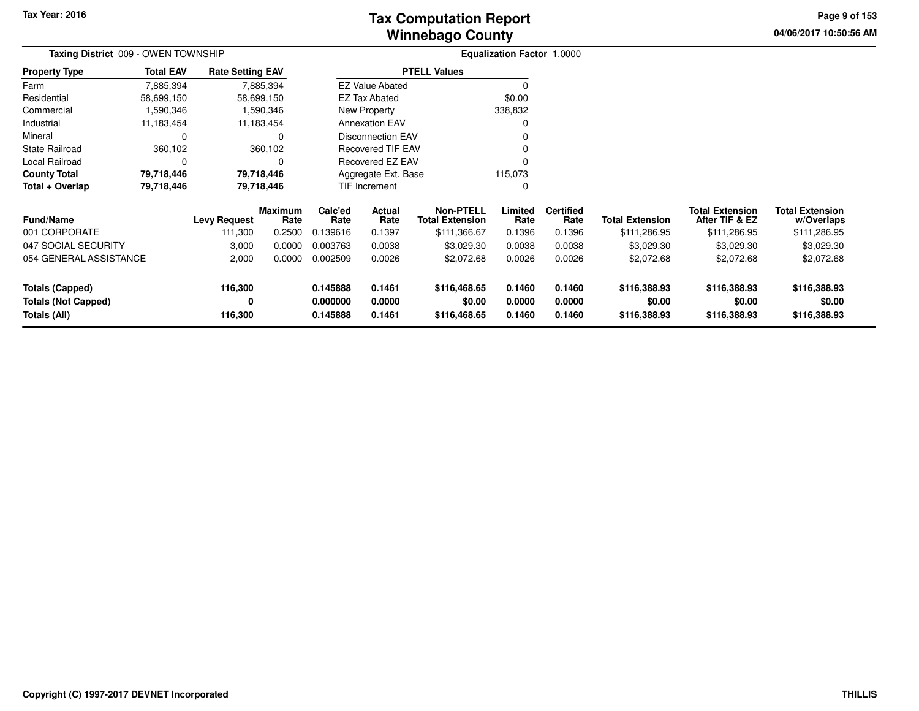**Tax Year: 2016**

# Tax Computation Report
## Winnebago County

04/06/2017 10:50:56 AM

**Taxing District** 009 - OWEN TOWNSHIP

**Equalization Factor** 1.0000

| Property Type | Total EAV | Rate Setting EAV |
|---|---|---|
| Farm | 7,885,394 | 7,885,394 |
| Residential | 58,699,150 | 58,699,150 |
| Commercial | 1,590,346 | 1,590,346 |
| Industrial | 11,183,454 | 11,183,454 |
| Mineral | 0 | 0 |
| State Railroad | 360,102 | 360,102 |
| Local Railroad | 0 | 0 |
| **County Total** | **79,718,446** | **79,718,446** |
| **Total + Overlap** | **79,718,446** | **79,718,446** |

| PTELL Values | |
|---|---|
| EZ Value Abated | 0 |
| EZ Tax Abated | $0.00 |
| New Property | 338,832 |
| Annexation EAV | 0 |
| Disconnection EAV | 0 |
| Recovered TIF EAV | 0 |
| Recovered EZ EAV | 0 |
| Aggregate Ext. Base | 115,073 |
| TIF Increment | 0 |

| Fund/Name | Levy Request | Maximum Rate | Calc'ed Rate | Actual Rate | Non-PTELL Total Extension | Limited Rate | Certified Rate | Total Extension | Total Extension After TIF & EZ | Total Extension w/Overlaps |
|---|---|---|---|---|---|---|---|---|---|---|
| 001 CORPORATE | 111,300 | 0.2500 | 0.139616 | 0.1397 | $111,366.67 | 0.1396 | 0.1396 | $111,286.95 | $111,286.95 | $111,286.95 |
| 047 SOCIAL SECURITY | 3,000 | 0.0000 | 0.003763 | 0.0038 | $3,029.30 | 0.0038 | 0.0038 | $3,029.30 | $3,029.30 | $3,029.30 |
| 054 GENERAL ASSISTANCE | 2,000 | 0.0000 | 0.002509 | 0.0026 | $2,072.68 | 0.0026 | 0.0026 | $2,072.68 | $2,072.68 | $2,072.68 |
| **Totals (Capped)** | **116,300** | | **0.145888** | **0.1461** | **$116,468.65** | **0.1460** | **0.1460** | **$116,388.93** | **$116,388.93** | **$116,388.93** |
| **Totals (Not Capped)** | **0** | | **0.000000** | **0.0000** | **$0.00** | **0.0000** | **0.0000** | **$0.00** | **$0.00** | **$0.00** |
| **Totals (All)** | **116,300** | | **0.145888** | **0.1461** | **$116,468.65** | **0.1460** | **0.1460** | **$116,388.93** | **$116,388.93** | **$116,388.93** |

Copyright (C) 1997-2017 DEVNET Incorporated

THILLIS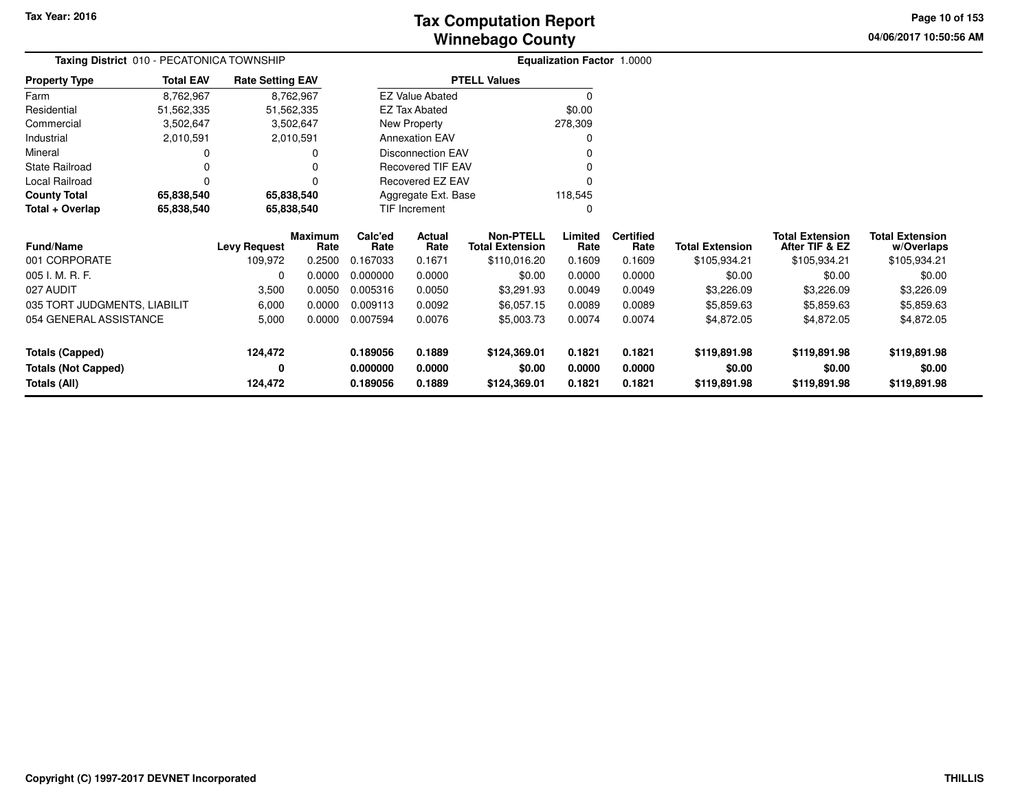# Tax Computation Report
## Winnebago County

Tax Year: 2016

**Taxing District** 010 - PECATONICA TOWNSHIP

**Equalization Factor** 1.0000

| Property Type | Total EAV | Rate Setting EAV |
|---|---|---|
| Farm | 8,762,967 | 8,762,967 |
| Residential | 51,562,335 | 51,562,335 |
| Commercial | 3,502,647 | 3,502,647 |
| Industrial | 2,010,591 | 2,010,591 |
| Mineral | 0 | 0 |
| State Railroad | 0 | 0 |
| Local Railroad | 0 | 0 |
| **County Total** | **65,838,540** | **65,838,540** |
| **Total + Overlap** | **65,838,540** | **65,838,540** |

| PTELL Values | |
|---|---|
| EZ Value Abated | 0 |
| EZ Tax Abated | $0.00 |
| New Property | 278,309 |
| Annexation EAV | 0 |
| Disconnection EAV | 0 |
| Recovered TIF EAV | 0 |
| Recovered EZ EAV | 0 |
| Aggregate Ext. Base | 118,545 |
| TIF Increment | 0 |

| Fund/Name | Levy Request | Maximum Rate | Calc'ed Rate | Actual Rate | Non-PTELL Total Extension | Limited Rate | Certified Rate | Total Extension | Total Extension After TIF & EZ | Total Extension w/Overlaps |
|---|---|---|---|---|---|---|---|---|---|---|
| 001 CORPORATE | 109,972 | 0.2500 | 0.167033 | 0.1671 | $110,016.20 | 0.1609 | 0.1609 | $105,934.21 | $105,934.21 | $105,934.21 |
| 005 I. M. R. F. | 0 | 0.0000 | 0.000000 | 0.0000 | $0.00 | 0.0000 | 0.0000 | $0.00 | $0.00 | $0.00 |
| 027 AUDIT | 3,500 | 0.0050 | 0.005316 | 0.0050 | $3,291.93 | 0.0049 | 0.0049 | $3,226.09 | $3,226.09 | $3,226.09 |
| 035 TORT JUDGMENTS, LIABILIT | 6,000 | 0.0000 | 0.009113 | 0.0092 | $6,057.15 | 0.0089 | 0.0089 | $5,859.63 | $5,859.63 | $5,859.63 |
| 054 GENERAL ASSISTANCE | 5,000 | 0.0000 | 0.007594 | 0.0076 | $5,003.73 | 0.0074 | 0.0074 | $4,872.05 | $4,872.05 | $4,872.05 |
| **Totals (Capped)** | **124,472** | | **0.189056** | **0.1889** | **$124,369.01** | **0.1821** | **0.1821** | **$119,891.98** | **$119,891.98** | **$119,891.98** |
| **Totals (Not Capped)** | **0** | | **0.000000** | **0.0000** | **$0.00** | **0.0000** | **0.0000** | **$0.00** | **$0.00** | **$0.00** |
| **Totals (All)** | **124,472** | | **0.189056** | **0.1889** | **$124,369.01** | **0.1821** | **0.1821** | **$119,891.98** | **$119,891.98** | **$119,891.98** |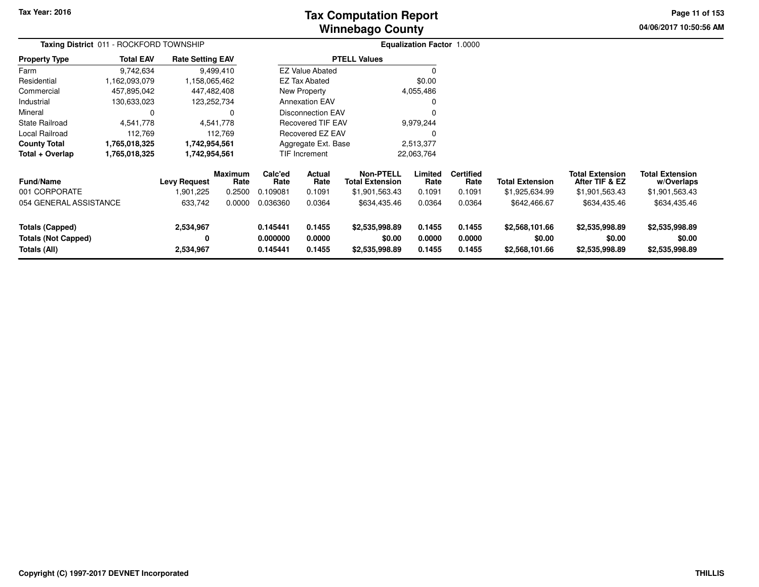# Tax Computation Report
## Winnebago County

Tax Year: 2016

04/06/2017 10:50:56 AM

**Taxing District** 011 - ROCKFORD TOWNSHIP

**Equalization Factor** 1.0000

| Property Type | Total EAV | Rate Setting EAV |
|---|---|---|
| Farm | 9,742,634 | 9,499,410 |
| Residential | 1,162,093,079 | 1,158,065,462 |
| Commercial | 457,895,042 | 447,482,408 |
| Industrial | 130,633,023 | 123,252,734 |
| Mineral | 0 | 0 |
| State Railroad | 4,541,778 | 4,541,778 |
| Local Railroad | 112,769 | 112,769 |
| **County Total** | **1,765,018,325** | **1,742,954,561** |
| **Total + Overlap** | **1,765,018,325** | **1,742,954,561** |

| PTELL Values | |
|---|---|
| EZ Value Abated | 0 |
| EZ Tax Abated | $0.00 |
| New Property | 4,055,486 |
| Annexation EAV | 0 |
| Disconnection EAV | 0 |
| Recovered TIF EAV | 9,979,244 |
| Recovered EZ EAV | 0 |
| Aggregate Ext. Base | 2,513,377 |
| TIF Increment | 22,063,764 |

| Fund/Name | Levy Request | Maximum Rate | Calc'ed Rate | Actual Rate | Non-PTELL Total Extension | Limited Rate | Certified Rate | Total Extension | Total Extension After TIF & EZ | Total Extension w/Overlaps |
|---|---|---|---|---|---|---|---|---|---|---|
| 001 CORPORATE | 1,901,225 | 0.2500 | 0.109081 | 0.1091 | $1,901,563.43 | 0.1091 | 0.1091 | $1,925,634.99 | $1,901,563.43 | $1,901,563.43 |
| 054 GENERAL ASSISTANCE | 633,742 | 0.0000 | 0.036360 | 0.0364 | $634,435.46 | 0.0364 | 0.0364 | $642,466.67 | $634,435.46 | $634,435.46 |
| **Totals (Capped)** | **2,534,967** | | **0.145441** | **0.1455** | **$2,535,998.89** | **0.1455** | **0.1455** | **$2,568,101.66** | **$2,535,998.89** | **$2,535,998.89** |
| **Totals (Not Capped)** | **0** | | **0.000000** | **0.0000** | **$0.00** | **0.0000** | **0.0000** | **$0.00** | **$0.00** | **$0.00** |
| **Totals (All)** | **2,534,967** | | **0.145441** | **0.1455** | **$2,535,998.89** | **0.1455** | **0.1455** | **$2,568,101.66** | **$2,535,998.89** | **$2,535,998.89** |

Copyright (C) 1997-2017 DEVNET Incorporated

THILLIS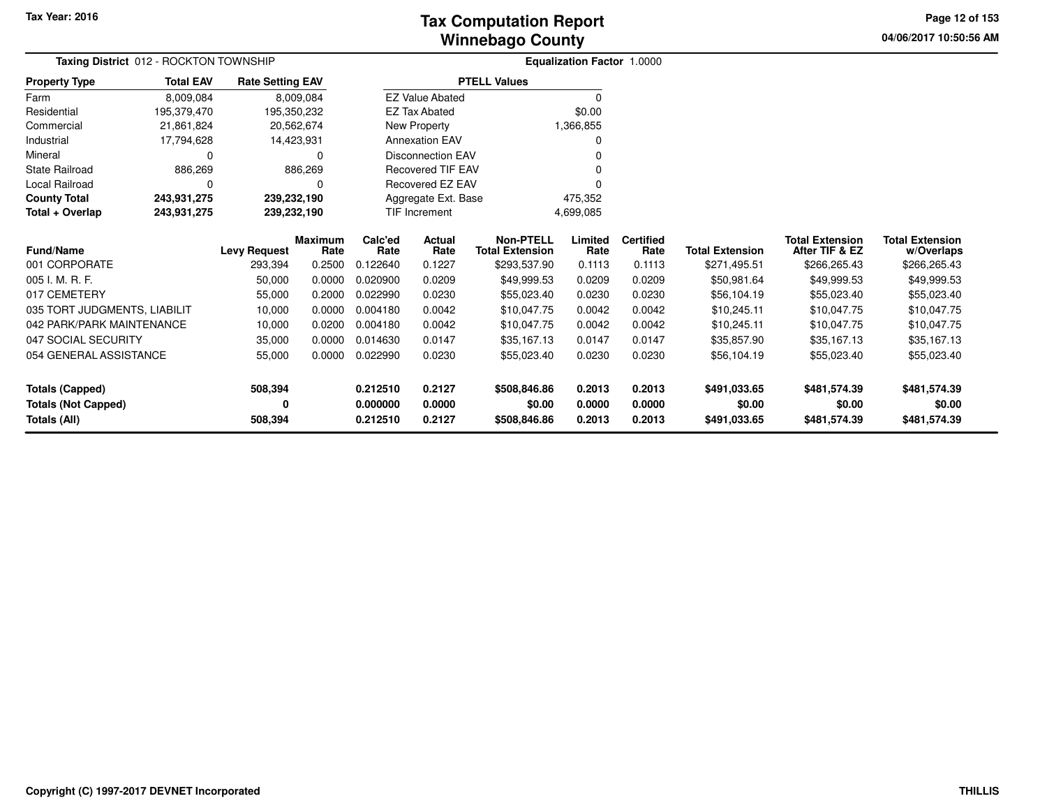**Tax Year: 2016**

# Tax Computation Report
## Winnebago County

04/06/2017 10:50:56 AM

**Taxing District** 012 - ROCKTON TOWNSHIP

**Equalization Factor** 1.0000

| Property Type | Total EAV | Rate Setting EAV |
|---|---|---|
| Farm | 8,009,084 | 8,009,084 |
| Residential | 195,379,470 | 195,350,232 |
| Commercial | 21,861,824 | 20,562,674 |
| Industrial | 17,794,628 | 14,423,931 |
| Mineral | 0 | 0 |
| State Railroad | 886,269 | 886,269 |
| Local Railroad | 0 | 0 |
| **County Total** | **243,931,275** | **239,232,190** |
| **Total + Overlap** | **243,931,275** | **239,232,190** |

| PTELL Values | |
|---|---|
| EZ Value Abated | 0 |
| EZ Tax Abated | $0.00 |
| New Property | 1,366,855 |
| Annexation EAV | 0 |
| Disconnection EAV | 0 |
| Recovered TIF EAV | 0 |
| Recovered EZ EAV | 0 |
| Aggregate Ext. Base | 475,352 |
| TIF Increment | 4,699,085 |

| Fund/Name | Levy Request | Maximum Rate | Calc'ed Rate | Actual Rate | Non-PTELL Total Extension | Limited Rate | Certified Rate | Total Extension | Total Extension After TIF & EZ | Total Extension w/Overlaps |
|---|---|---|---|---|---|---|---|---|---|---|
| 001 CORPORATE | 293,394 | 0.2500 | 0.122640 | 0.1227 | $293,537.90 | 0.1113 | 0.1113 | $271,495.51 | $266,265.43 | $266,265.43 |
| 005 I. M. R. F. | 50,000 | 0.0000 | 0.020900 | 0.0209 | $49,999.53 | 0.0209 | 0.0209 | $50,981.64 | $49,999.53 | $49,999.53 |
| 017 CEMETERY | 55,000 | 0.2000 | 0.022990 | 0.0230 | $55,023.40 | 0.0230 | 0.0230 | $56,104.19 | $55,023.40 | $55,023.40 |
| 035 TORT JUDGMENTS, LIABILIT | 10,000 | 0.0000 | 0.004180 | 0.0042 | $10,047.75 | 0.0042 | 0.0042 | $10,245.11 | $10,047.75 | $10,047.75 |
| 042 PARK/PARK MAINTENANCE | 10,000 | 0.0200 | 0.004180 | 0.0042 | $10,047.75 | 0.0042 | 0.0042 | $10,245.11 | $10,047.75 | $10,047.75 |
| 047 SOCIAL SECURITY | 35,000 | 0.0000 | 0.014630 | 0.0147 | $35,167.13 | 0.0147 | 0.0147 | $35,857.90 | $35,167.13 | $35,167.13 |
| 054 GENERAL ASSISTANCE | 55,000 | 0.0000 | 0.022990 | 0.0230 | $55,023.40 | 0.0230 | 0.0230 | $56,104.19 | $55,023.40 | $55,023.40 |
| **Totals (Capped)** | **508,394** | | **0.212510** | **0.2127** | **$508,846.86** | **0.2013** | **0.2013** | **$491,033.65** | **$481,574.39** | **$481,574.39** |
| **Totals (Not Capped)** | **0** | | **0.000000** | **0.0000** | **$0.00** | **0.0000** | **0.0000** | **$0.00** | **$0.00** | **$0.00** |
| **Totals (All)** | **508,394** | | **0.212510** | **0.2127** | **$508,846.86** | **0.2013** | **0.2013** | **$491,033.65** | **$481,574.39** | **$481,574.39** |

Copyright (C) 1997-2017 DEVNET Incorporated

THILLIS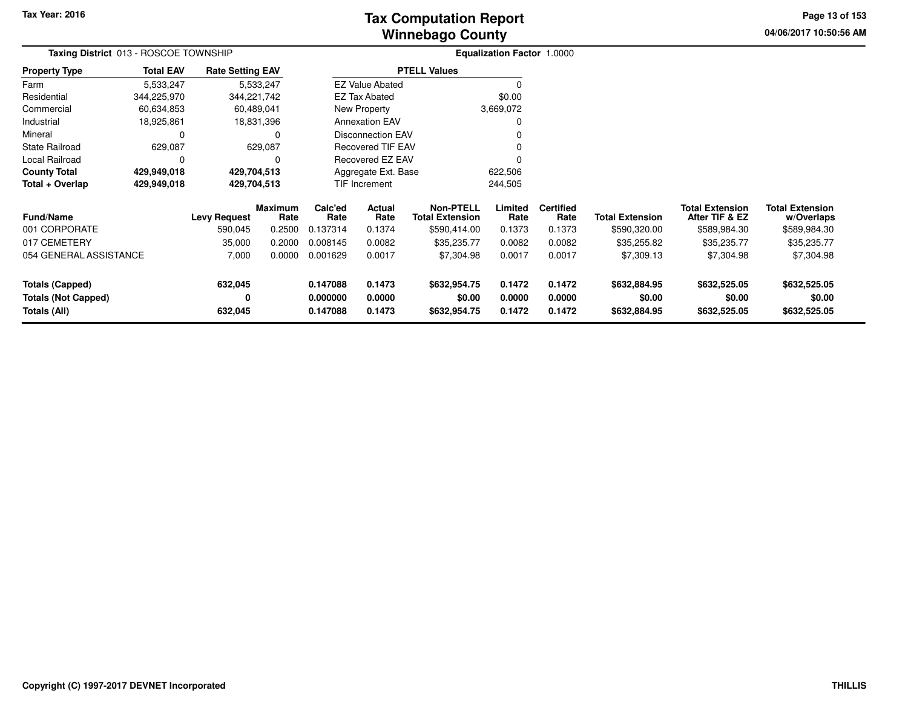# Tax Computation Report
## Winnebago County

Tax Year: 2016

04/06/2017 10:50:56 AM

**Taxing District** 013 - ROSCOE TOWNSHIP

**Equalization Factor** 1.0000

| Property Type | Total EAV | Rate Setting EAV |
|---|---|---|
| Farm | 5,533,247 | 5,533,247 |
| Residential | 344,225,970 | 344,221,742 |
| Commercial | 60,634,853 | 60,489,041 |
| Industrial | 18,925,861 | 18,831,396 |
| Mineral | 0 | 0 |
| State Railroad | 629,087 | 629,087 |
| Local Railroad | 0 | 0 |
| **County Total** | **429,949,018** | **429,704,513** |
| **Total + Overlap** | **429,949,018** | **429,704,513** |

| PTELL Values | |
|---|---|
| EZ Value Abated | 0 |
| EZ Tax Abated | $0.00 |
| New Property | 3,669,072 |
| Annexation EAV | 0 |
| Disconnection EAV | 0 |
| Recovered TIF EAV | 0 |
| Recovered EZ EAV | 0 |
| Aggregate Ext. Base | 622,506 |
| TIF Increment | 244,505 |

| Fund/Name | Levy Request | Maximum Rate | Calc'ed Rate | Actual Rate | Non-PTELL Total Extension | Limited Rate | Certified Rate | Total Extension | Total Extension After TIF & EZ | Total Extension w/Overlaps |
|---|---|---|---|---|---|---|---|---|---|---|
| 001 CORPORATE | 590,045 | 0.2500 | 0.137314 | 0.1374 | $590,414.00 | 0.1373 | 0.1373 | $590,320.00 | $589,984.30 | $589,984.30 |
| 017 CEMETERY | 35,000 | 0.2000 | 0.008145 | 0.0082 | $35,235.77 | 0.0082 | 0.0082 | $35,255.82 | $35,235.77 | $35,235.77 |
| 054 GENERAL ASSISTANCE | 7,000 | 0.0000 | 0.001629 | 0.0017 | $7,304.98 | 0.0017 | 0.0017 | $7,309.13 | $7,304.98 | $7,304.98 |
| **Totals (Capped)** | **632,045** | | **0.147088** | **0.1473** | **$632,954.75** | **0.1472** | **0.1472** | **$632,884.95** | **$632,525.05** | **$632,525.05** |
| **Totals (Not Capped)** | **0** | | **0.000000** | **0.0000** | **$0.00** | **0.0000** | **0.0000** | **$0.00** | **$0.00** | **$0.00** |
| **Totals (All)** | **632,045** | | **0.147088** | **0.1473** | **$632,954.75** | **0.1472** | **0.1472** | **$632,884.95** | **$632,525.05** | **$632,525.05** |

Copyright (C) 1997-2017 DEVNET Incorporated

THILLIS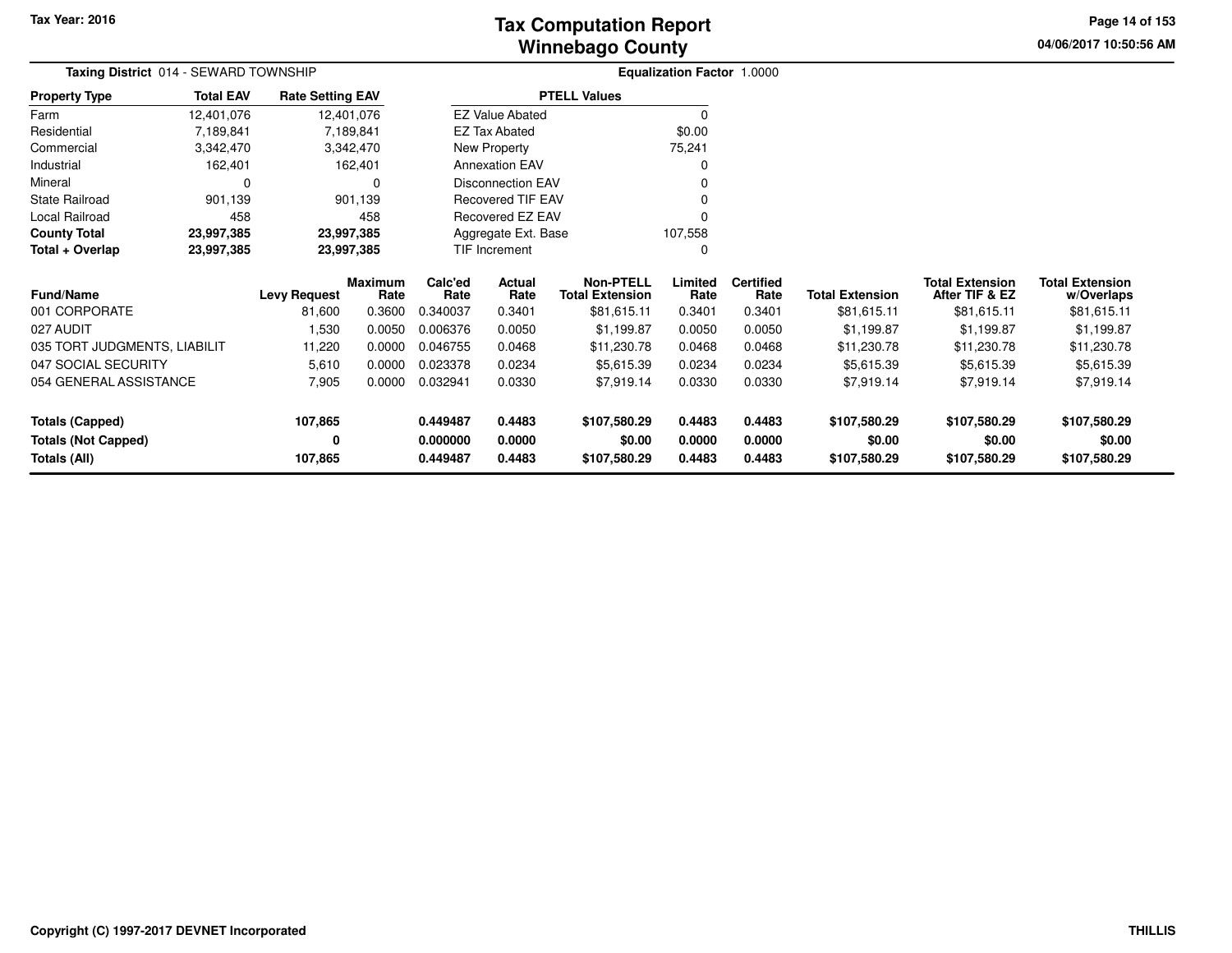# Tax Computation Report
## Winnebago County

Tax Year: 2016

04/06/2017 10:50:56 AM

**Taxing District** 014 - SEWARD TOWNSHIP

**Equalization Factor** 1.0000

| Property Type | Total EAV | Rate Setting EAV |
|---|---|---|
| Farm | 12,401,076 | 12,401,076 |
| Residential | 7,189,841 | 7,189,841 |
| Commercial | 3,342,470 | 3,342,470 |
| Industrial | 162,401 | 162,401 |
| Mineral | 0 | 0 |
| State Railroad | 901,139 | 901,139 |
| Local Railroad | 458 | 458 |
| **County Total** | **23,997,385** | **23,997,385** |
| **Total + Overlap** | **23,997,385** | **23,997,385** |

| PTELL Values | |
|---|---|
| EZ Value Abated | 0 |
| EZ Tax Abated | $0.00 |
| New Property | 75,241 |
| Annexation EAV | 0 |
| Disconnection EAV | 0 |
| Recovered TIF EAV | 0 |
| Recovered EZ EAV | 0 |
| Aggregate Ext. Base | 107,558 |
| TIF Increment | 0 |

| Fund/Name | Levy Request | Maximum Rate | Calc'ed Rate | Actual Rate | Non-PTELL Total Extension | Limited Rate | Certified Rate | Total Extension | Total Extension After TIF & EZ | Total Extension w/Overlaps |
|---|---|---|---|---|---|---|---|---|---|---|
| 001 CORPORATE | 81,600 | 0.3600 | 0.340037 | 0.3401 | $81,615.11 | 0.3401 | 0.3401 | $81,615.11 | $81,615.11 | $81,615.11 |
| 027 AUDIT | 1,530 | 0.0050 | 0.006376 | 0.0050 | $1,199.87 | 0.0050 | 0.0050 | $1,199.87 | $1,199.87 | $1,199.87 |
| 035 TORT JUDGMENTS, LIABILIT | 11,220 | 0.0000 | 0.046755 | 0.0468 | $11,230.78 | 0.0468 | 0.0468 | $11,230.78 | $11,230.78 | $11,230.78 |
| 047 SOCIAL SECURITY | 5,610 | 0.0000 | 0.023378 | 0.0234 | $5,615.39 | 0.0234 | 0.0234 | $5,615.39 | $5,615.39 | $5,615.39 |
| 054 GENERAL ASSISTANCE | 7,905 | 0.0000 | 0.032941 | 0.0330 | $7,919.14 | 0.0330 | 0.0330 | $7,919.14 | $7,919.14 | $7,919.14 |
| **Totals (Capped)** | **107,865** | | **0.449487** | **0.4483** | **$107,580.29** | **0.4483** | **0.4483** | **$107,580.29** | **$107,580.29** | **$107,580.29** |
| **Totals (Not Capped)** | **0** | | **0.000000** | **0.0000** | **$0.00** | **0.0000** | **0.0000** | **$0.00** | **$0.00** | **$0.00** |
| **Totals (All)** | **107,865** | | **0.449487** | **0.4483** | **$107,580.29** | **0.4483** | **0.4483** | **$107,580.29** | **$107,580.29** | **$107,580.29** |

Copyright (C) 1997-2017 DEVNET Incorporated

THILLIS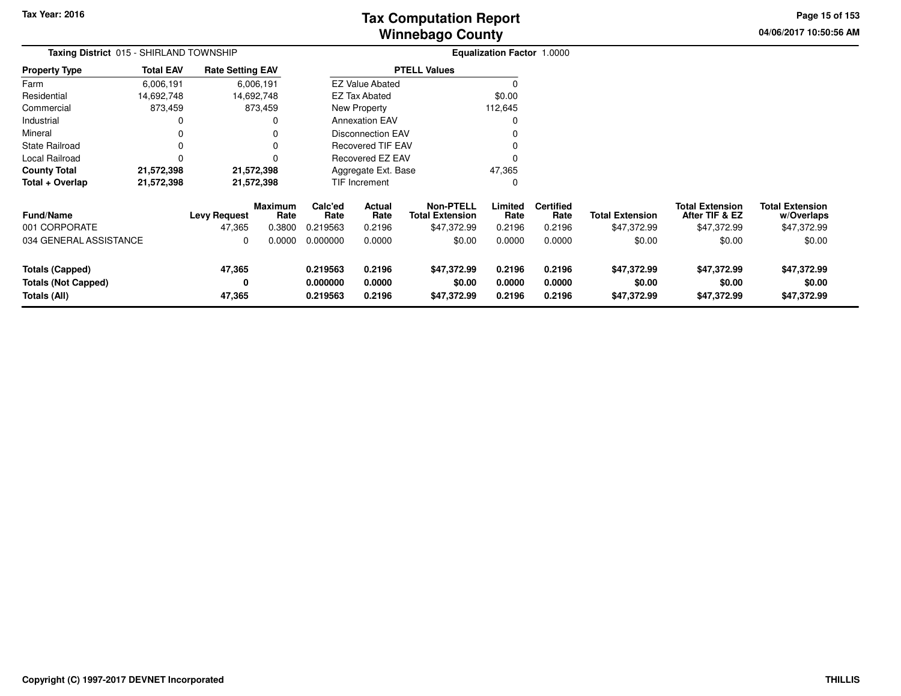Tax Year: 2016

# Tax Computation Report
## Winnebago County

04/06/2017 10:50:56 AM

**Taxing District** 015 - SHIRLAND TOWNSHIP

**Equalization Factor** 1.0000

| Property Type | Total EAV | Rate Setting EAV |
|---|---|---|
| Farm | 6,006,191 | 6,006,191 |
| Residential | 14,692,748 | 14,692,748 |
| Commercial | 873,459 | 873,459 |
| Industrial | 0 | 0 |
| Mineral | 0 | 0 |
| State Railroad | 0 | 0 |
| Local Railroad | 0 | 0 |
| **County Total** | **21,572,398** | **21,572,398** |
| **Total + Overlap** | **21,572,398** | **21,572,398** |

| PTELL Values | |
|---|---|
| EZ Value Abated | 0 |
| EZ Tax Abated | $0.00 |
| New Property | 112,645 |
| Annexation EAV | 0 |
| Disconnection EAV | 0 |
| Recovered TIF EAV | 0 |
| Recovered EZ EAV | 0 |
| Aggregate Ext. Base | 47,365 |
| TIF Increment | 0 |

| Fund/Name | Levy Request | Maximum Rate | Calc'ed Rate | Actual Rate | Non-PTELL Total Extension | Limited Rate | Certified Rate | Total Extension | Total Extension After TIF & EZ | Total Extension w/Overlaps |
|---|---|---|---|---|---|---|---|---|---|---|
| 001 CORPORATE | 47,365 | 0.3800 | 0.219563 | 0.2196 | $47,372.99 | 0.2196 | 0.2196 | $47,372.99 | $47,372.99 | $47,372.99 |
| 034 GENERAL ASSISTANCE | 0 | 0.0000 | 0.000000 | 0.0000 | $0.00 | 0.0000 | 0.0000 | $0.00 | $0.00 | $0.00 |
| **Totals (Capped)** | **47,365** | | **0.219563** | **0.2196** | **$47,372.99** | **0.2196** | **0.2196** | **$47,372.99** | **$47,372.99** | **$47,372.99** |
| **Totals (Not Capped)** | **0** | | **0.000000** | **0.0000** | **$0.00** | **0.0000** | **0.0000** | **$0.00** | **$0.00** | **$0.00** |
| **Totals (All)** | **47,365** | | **0.219563** | **0.2196** | **$47,372.99** | **0.2196** | **0.2196** | **$47,372.99** | **$47,372.99** | **$47,372.99** |

Copyright (C) 1997-2017 DEVNET Incorporated

THILLIS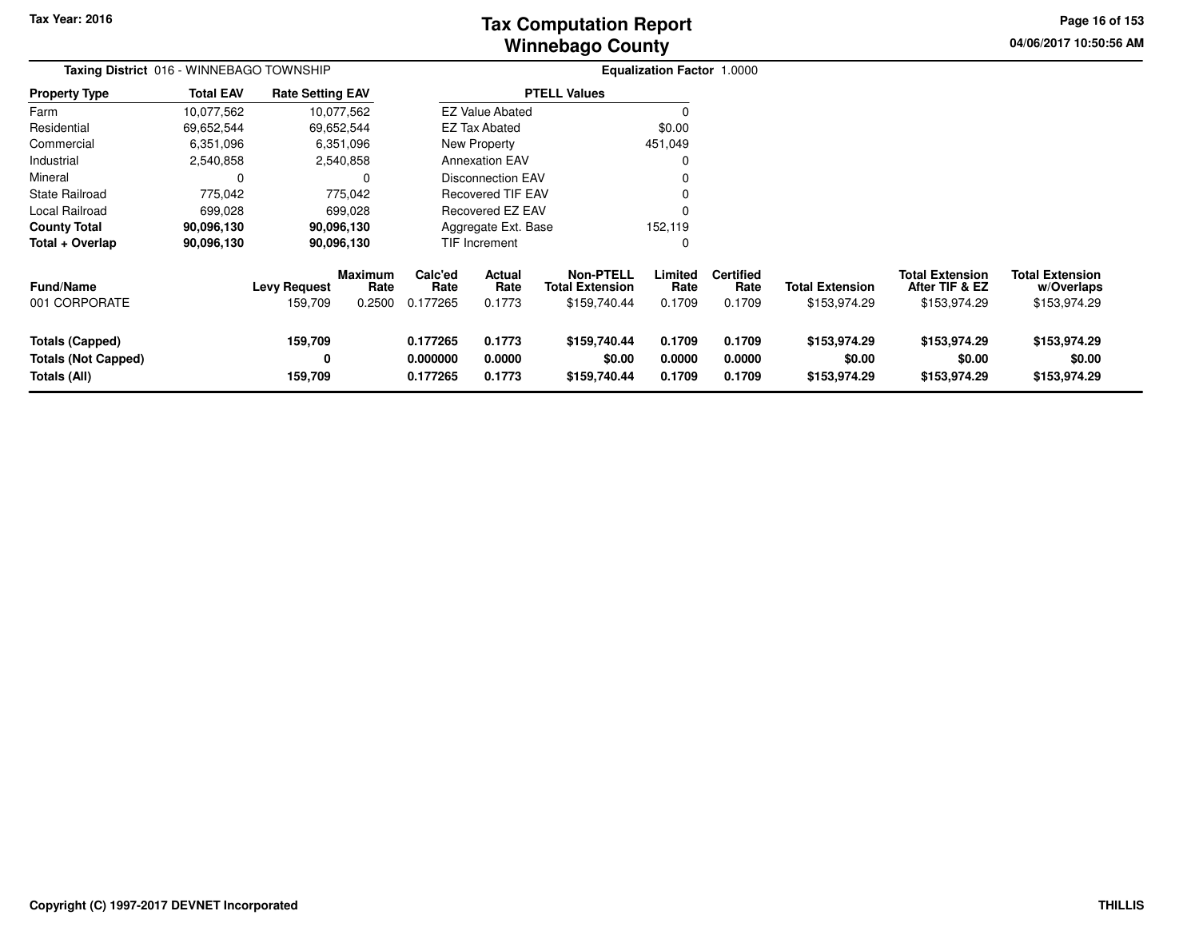# Tax Computation Report
## Winnebago County

Tax Year: 2016

04/06/2017 10:50:56 AM

**Taxing District** 016 - WINNEBAGO TOWNSHIP

**Equalization Factor** 1.0000

| Property Type | Total EAV | Rate Setting EAV |
|---|---|---|
| Farm | 10,077,562 | 10,077,562 |
| Residential | 69,652,544 | 69,652,544 |
| Commercial | 6,351,096 | 6,351,096 |
| Industrial | 2,540,858 | 2,540,858 |
| Mineral | 0 | 0 |
| State Railroad | 775,042 | 775,042 |
| Local Railroad | 699,028 | 699,028 |
| **County Total** | **90,096,130** | **90,096,130** |
| **Total + Overlap** | **90,096,130** | **90,096,130** |

| PTELL Values | |
|---|---|
| EZ Value Abated | 0 |
| EZ Tax Abated | $0.00 |
| New Property | 451,049 |
| Annexation EAV | 0 |
| Disconnection EAV | 0 |
| Recovered TIF EAV | 0 |
| Recovered EZ EAV | 0 |
| Aggregate Ext. Base | 152,119 |
| TIF Increment | 0 |

| Fund/Name | Levy Request | Maximum Rate | Calc'ed Rate | Actual Rate | Non-PTELL Total Extension | Limited Rate | Certified Rate | Total Extension | Total Extension After TIF & EZ | Total Extension w/Overlaps |
|---|---|---|---|---|---|---|---|---|---|---|
| 001 CORPORATE | 159,709 | 0.2500 | 0.177265 | 0.1773 | $159,740.44 | 0.1709 | 0.1709 | $153,974.29 | $153,974.29 | $153,974.29 |
| **Totals (Capped)** | **159,709** | | **0.177265** | **0.1773** | **$159,740.44** | **0.1709** | **0.1709** | **$153,974.29** | **$153,974.29** | **$153,974.29** |
| **Totals (Not Capped)** | **0** | | **0.000000** | **0.0000** | **$0.00** | **0.0000** | **0.0000** | **$0.00** | **$0.00** | **$0.00** |
| **Totals (All)** | **159,709** | | **0.177265** | **0.1773** | **$159,740.44** | **0.1709** | **0.1709** | **$153,974.29** | **$153,974.29** | **$153,974.29** |

Copyright (C) 1997-2017 DEVNET Incorporated

THILLIS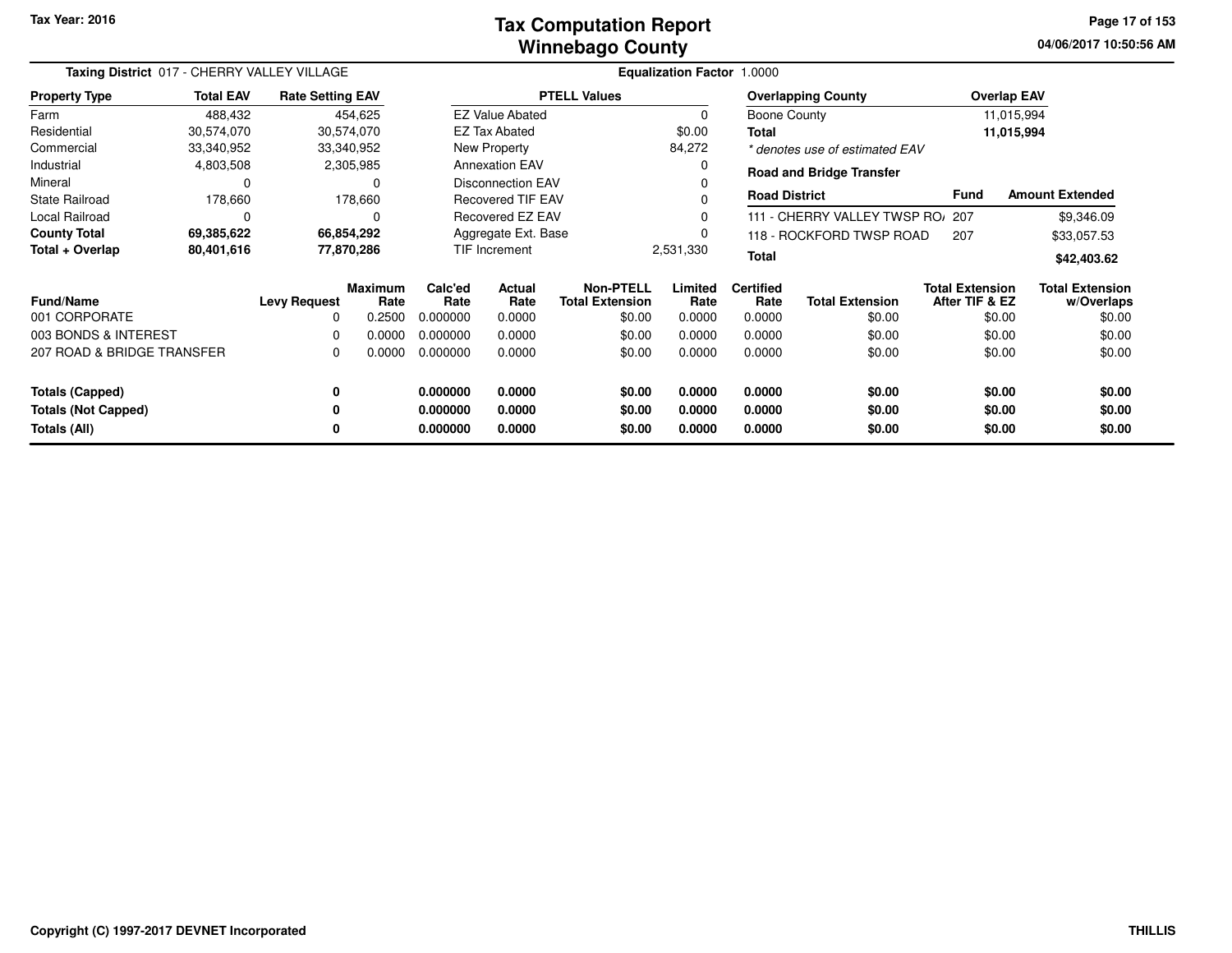# Tax Computation Report
# Winnebago County

Tax Year: 2016

04/06/2017 10:50:56 AM

**Taxing District** 017 - CHERRY VALLEY VILLAGE

**Equalization Factor** 1.0000

| Property Type | Total EAV | Rate Setting EAV |
|---|---|---|
| Farm | 488,432 | 454,625 |
| Residential | 30,574,070 | 30,574,070 |
| Commercial | 33,340,952 | 33,340,952 |
| Industrial | 4,803,508 | 2,305,985 |
| Mineral | 0 | 0 |
| State Railroad | 178,660 | 178,660 |
| Local Railroad | 0 | 0 |
| **County Total** | **69,385,622** | **66,854,292** |
| **Total + Overlap** | **80,401,616** | **77,870,286** |

| PTELL Values | |
|---|---|
| EZ Value Abated | 0 |
| EZ Tax Abated | $0.00 |
| New Property | 84,272 |
| Annexation EAV | 0 |
| Disconnection EAV | 0 |
| Recovered TIF EAV | 0 |
| Recovered EZ EAV | 0 |
| Aggregate Ext. Base | 0 |
| TIF Increment | 2,531,330 |

| Overlapping County | Overlap EAV |
|---|---|
| Boone County | 11,015,994 |
| **Total** | **11,015,994** |

*\* denotes use of estimated EAV*

**Road and Bridge Transfer**

| Road District | Fund | Amount Extended |
|---|---|---|
| 111 - CHERRY VALLEY TWSP RO/ | 207 | $9,346.09 |
| 118 - ROCKFORD TWSP ROAD | 207 | $33,057.53 |
| **Total** | | **$42,403.62** |

| Fund/Name | Levy Request | Maximum Rate | Calc'ed Rate | Actual Rate | Non-PTELL Total Extension | Limited Rate | Certified Rate | Total Extension | Total Extension After TIF & EZ | Total Extension w/Overlaps |
|---|---|---|---|---|---|---|---|---|---|---|
| 001 CORPORATE | 0 | 0.2500 | 0.000000 | 0.0000 | $0.00 | 0.0000 | 0.0000 | $0.00 | $0.00 | $0.00 |
| 003 BONDS & INTEREST | 0 | 0.0000 | 0.000000 | 0.0000 | $0.00 | 0.0000 | 0.0000 | $0.00 | $0.00 | $0.00 |
| 207 ROAD & BRIDGE TRANSFER | 0 | 0.0000 | 0.000000 | 0.0000 | $0.00 | 0.0000 | 0.0000 | $0.00 | $0.00 | $0.00 |
| **Totals (Capped)** | **0** | | **0.000000** | **0.0000** | **$0.00** | **0.0000** | **0.0000** | **$0.00** | **$0.00** | **$0.00** |
| **Totals (Not Capped)** | **0** | | **0.000000** | **0.0000** | **$0.00** | **0.0000** | **0.0000** | **$0.00** | **$0.00** | **$0.00** |
| **Totals (All)** | **0** | | **0.000000** | **0.0000** | **$0.00** | **0.0000** | **0.0000** | **$0.00** | **$0.00** | **$0.00** |

Copyright (C) 1997-2017 DEVNET Incorporated

THILLIS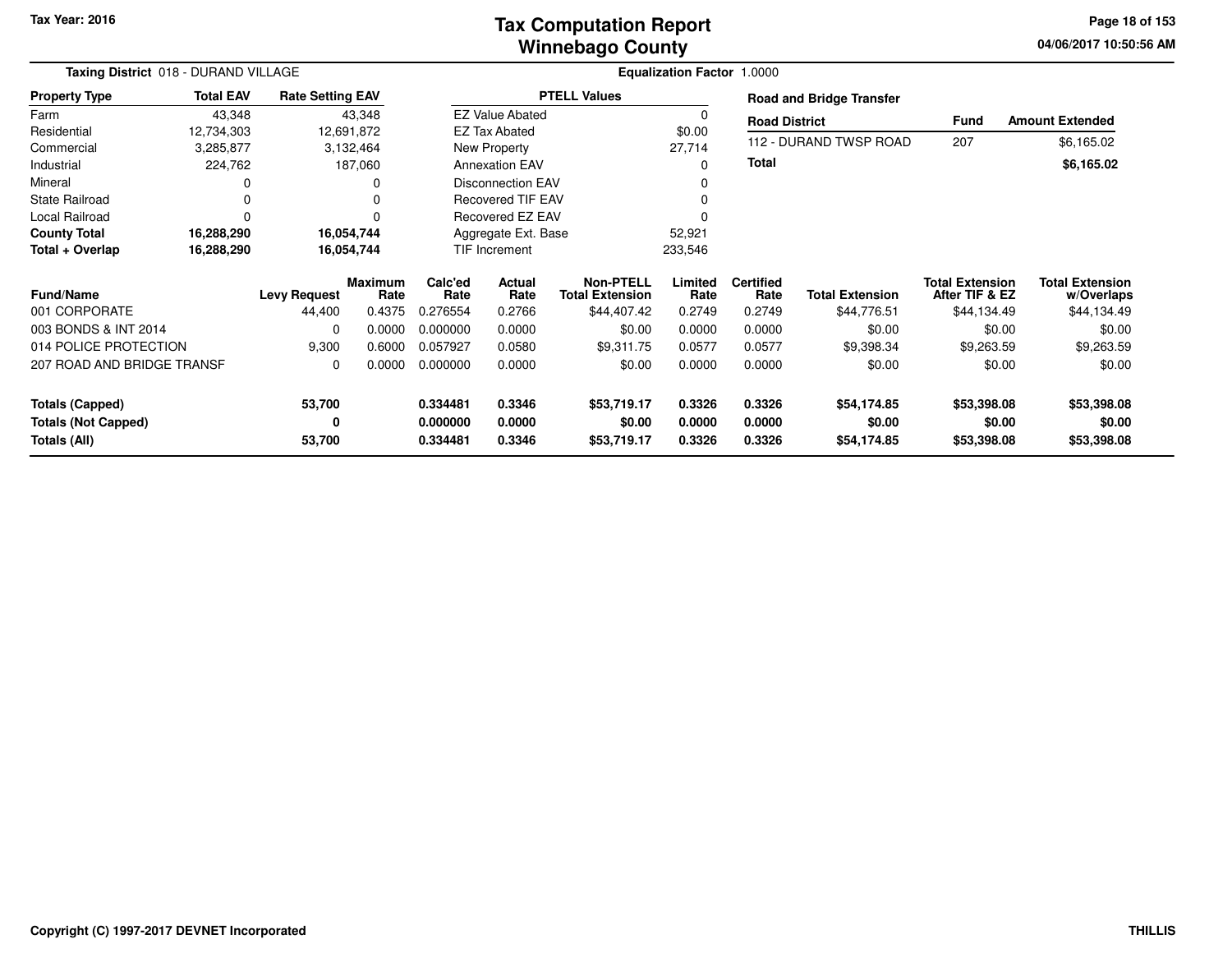# Tax Computation Report
## Winnebago County

Tax Year: 2016

**Taxing District** 018 - DURAND VILLAGE

**Equalization Factor** 1.0000

| Property Type | Total EAV | Rate Setting EAV |
|---|---|---|
| Farm | 43,348 | 43,348 |
| Residential | 12,734,303 | 12,691,872 |
| Commercial | 3,285,877 | 3,132,464 |
| Industrial | 224,762 | 187,060 |
| Mineral | 0 | 0 |
| State Railroad | 0 | 0 |
| Local Railroad | 0 | 0 |
| **County Total** | **16,288,290** | **16,054,744** |
| **Total + Overlap** | **16,288,290** | **16,054,744** |

| PTELL Values | |
|---|---|
| EZ Value Abated | 0 |
| EZ Tax Abated | $0.00 |
| New Property | 27,714 |
| Annexation EAV | 0 |
| Disconnection EAV | 0 |
| Recovered TIF EAV | 0 |
| Recovered EZ EAV | 0 |
| Aggregate Ext. Base | 52,921 |
| TIF Increment | 233,546 |

**Road and Bridge Transfer**

| Road District | Fund | Amount Extended |
|---|---|---|
| 112 - DURAND TWSP ROAD | 207 | $6,165.02 |
| **Total** | | **$6,165.02** |

| Fund/Name | Levy Request | Maximum Rate | Calc'ed Rate | Actual Rate | Non-PTELL Total Extension | Limited Rate | Certified Rate | Total Extension | Total Extension After TIF & EZ | Total Extension w/Overlaps |
|---|---|---|---|---|---|---|---|---|---|---|
| 001 CORPORATE | 44,400 | 0.4375 | 0.276554 | 0.2766 | $44,407.42 | 0.2749 | 0.2749 | $44,776.51 | $44,134.49 | $44,134.49 |
| 003 BONDS & INT 2014 | 0 | 0.0000 | 0.000000 | 0.0000 | $0.00 | 0.0000 | 0.0000 | $0.00 | $0.00 | $0.00 |
| 014 POLICE PROTECTION | 9,300 | 0.6000 | 0.057927 | 0.0580 | $9,311.75 | 0.0577 | 0.0577 | $9,398.34 | $9,263.59 | $9,263.59 |
| 207 ROAD AND BRIDGE TRANSF | 0 | 0.0000 | 0.000000 | 0.0000 | $0.00 | 0.0000 | 0.0000 | $0.00 | $0.00 | $0.00 |
| **Totals (Capped)** | **53,700** | | **0.334481** | **0.3346** | **$53,719.17** | **0.3326** | **0.3326** | **$54,174.85** | **$53,398.08** | **$53,398.08** |
| **Totals (Not Capped)** | **0** | | **0.000000** | **0.0000** | **$0.00** | **0.0000** | **0.0000** | **$0.00** | **$0.00** | **$0.00** |
| **Totals (All)** | **53,700** | | **0.334481** | **0.3346** | **$53,719.17** | **0.3326** | **0.3326** | **$54,174.85** | **$53,398.08** | **$53,398.08** |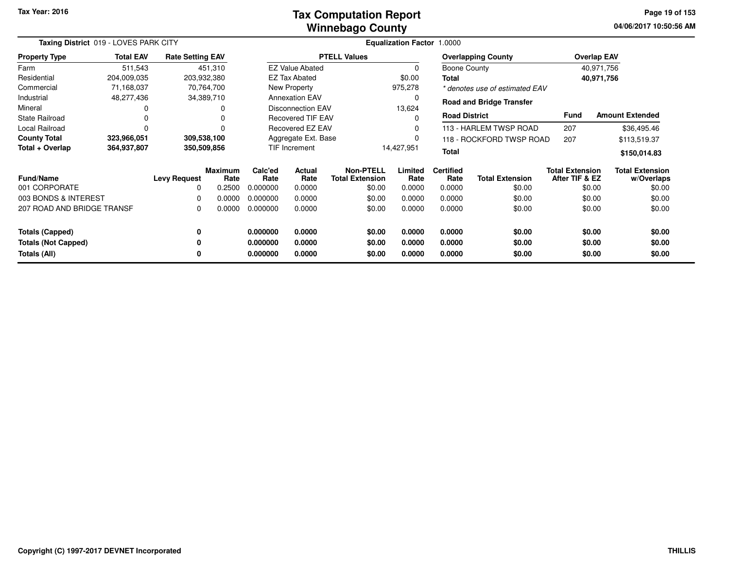# Tax Computation Report
## Winnebago County

Tax Year: 2016

04/06/2017 10:50:56 AM

**Taxing District** 019 - LOVES PARK CITY

**Equalization Factor** 1.0000

| Property Type | Total EAV | Rate Setting EAV |
|---|---|---|
| Farm | 511,543 | 451,310 |
| Residential | 204,009,035 | 203,932,380 |
| Commercial | 71,168,037 | 70,764,700 |
| Industrial | 48,277,436 | 34,389,710 |
| Mineral | 0 | 0 |
| State Railroad | 0 | 0 |
| Local Railroad | 0 | 0 |
| **County Total** | **323,966,051** | **309,538,100** |
| **Total + Overlap** | **364,937,807** | **350,509,856** |

| PTELL Values | |
|---|---|
| EZ Value Abated | 0 |
| EZ Tax Abated | $0.00 |
| New Property | 975,278 |
| Annexation EAV | 0 |
| Disconnection EAV | 13,624 |
| Recovered TIF EAV | 0 |
| Recovered EZ EAV | 0 |
| Aggregate Ext. Base | 0 |
| TIF Increment | 14,427,951 |

| Overlapping County | Overlap EAV |
|---|---|
| Boone County | 40,971,756 |
| **Total** | **40,971,756** |

*\* denotes use of estimated EAV*

**Road and Bridge Transfer**

| Road District | Fund | Amount Extended |
|---|---|---|
| 113 - HARLEM TWSP ROAD | 207 | $36,495.46 |
| 118 - ROCKFORD TWSP ROAD | 207 | $113,519.37 |
| **Total** | | **$150,014.83** |

| Fund/Name | Levy Request | Maximum Rate | Calc'ed Rate | Actual Rate | Non-PTELL Total Extension | Limited Rate | Certified Rate | Total Extension | Total Extension After TIF & EZ | Total Extension w/Overlaps |
|---|---|---|---|---|---|---|---|---|---|---|
| 001 CORPORATE | 0 | 0.2500 | 0.000000 | 0.0000 | $0.00 | 0.0000 | 0.0000 | $0.00 | $0.00 | $0.00 |
| 003 BONDS & INTEREST | 0 | 0.0000 | 0.000000 | 0.0000 | $0.00 | 0.0000 | 0.0000 | $0.00 | $0.00 | $0.00 |
| 207 ROAD AND BRIDGE TRANSF | 0 | 0.0000 | 0.000000 | 0.0000 | $0.00 | 0.0000 | 0.0000 | $0.00 | $0.00 | $0.00 |
| **Totals (Capped)** | **0** | | **0.000000** | **0.0000** | **$0.00** | **0.0000** | **0.0000** | **$0.00** | **$0.00** | **$0.00** |
| **Totals (Not Capped)** | **0** | | **0.000000** | **0.0000** | **$0.00** | **0.0000** | **0.0000** | **$0.00** | **$0.00** | **$0.00** |
| **Totals (All)** | **0** | | **0.000000** | **0.0000** | **$0.00** | **0.0000** | **0.0000** | **$0.00** | **$0.00** | **$0.00** |

Copyright (C) 1997-2017 DEVNET Incorporated

THILLIS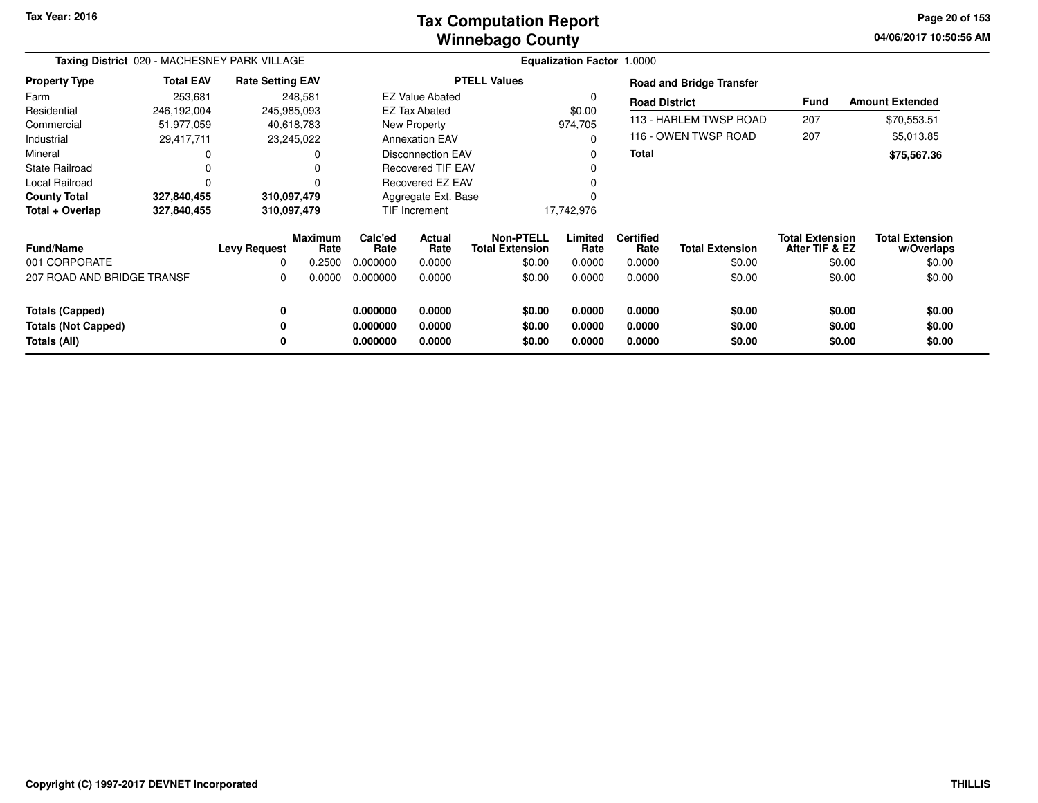**Tax Year: 2016**

# Tax Computation Report
## Winnebago County

04/06/2017 10:50:56 AM

**Taxing District** 020 - MACHESNEY PARK VILLAGE

**Equalization Factor** 1.0000

| Property Type | Total EAV | Rate Setting EAV |
|---|---|---|
| Farm | 253,681 | 248,581 |
| Residential | 246,192,004 | 245,985,093 |
| Commercial | 51,977,059 | 40,618,783 |
| Industrial | 29,417,711 | 23,245,022 |
| Mineral | 0 | 0 |
| State Railroad | 0 | 0 |
| Local Railroad | 0 | 0 |
| **County Total** | **327,840,455** | **310,097,479** |
| **Total + Overlap** | **327,840,455** | **310,097,479** |

| PTELL Values | |
|---|---|
| EZ Value Abated | 0 |
| EZ Tax Abated | $0.00 |
| New Property | 974,705 |
| Annexation EAV | 0 |
| Disconnection EAV | 0 |
| Recovered TIF EAV | 0 |
| Recovered EZ EAV | 0 |
| Aggregate Ext. Base | 0 |
| TIF Increment | 17,742,976 |

**Road and Bridge Transfer**

| Road District | Fund | Amount Extended |
|---|---|---|
| 113 - HARLEM TWSP ROAD | 207 | $70,553.51 |
| 116 - OWEN TWSP ROAD | 207 | $5,013.85 |
| **Total** | | **$75,567.36** |

| Fund/Name | Levy Request | Maximum Rate | Calc'ed Rate | Actual Rate | Non-PTELL Total Extension | Limited Rate | Certified Rate | Total Extension | Total Extension After TIF & EZ | Total Extension w/Overlaps |
|---|---|---|---|---|---|---|---|---|---|---|
| 001 CORPORATE | 0 | 0.2500 | 0.000000 | 0.0000 | $0.00 | 0.0000 | 0.0000 | $0.00 | $0.00 | $0.00 |
| 207 ROAD AND BRIDGE TRANSF | 0 | 0.0000 | 0.000000 | 0.0000 | $0.00 | 0.0000 | 0.0000 | $0.00 | $0.00 | $0.00 |
| **Totals (Capped)** | **0** | | **0.000000** | **0.0000** | **$0.00** | **0.0000** | **0.0000** | **$0.00** | **$0.00** | **$0.00** |
| **Totals (Not Capped)** | **0** | | **0.000000** | **0.0000** | **$0.00** | **0.0000** | **0.0000** | **$0.00** | **$0.00** | **$0.00** |
| **Totals (All)** | **0** | | **0.000000** | **0.0000** | **$0.00** | **0.0000** | **0.0000** | **$0.00** | **$0.00** | **$0.00** |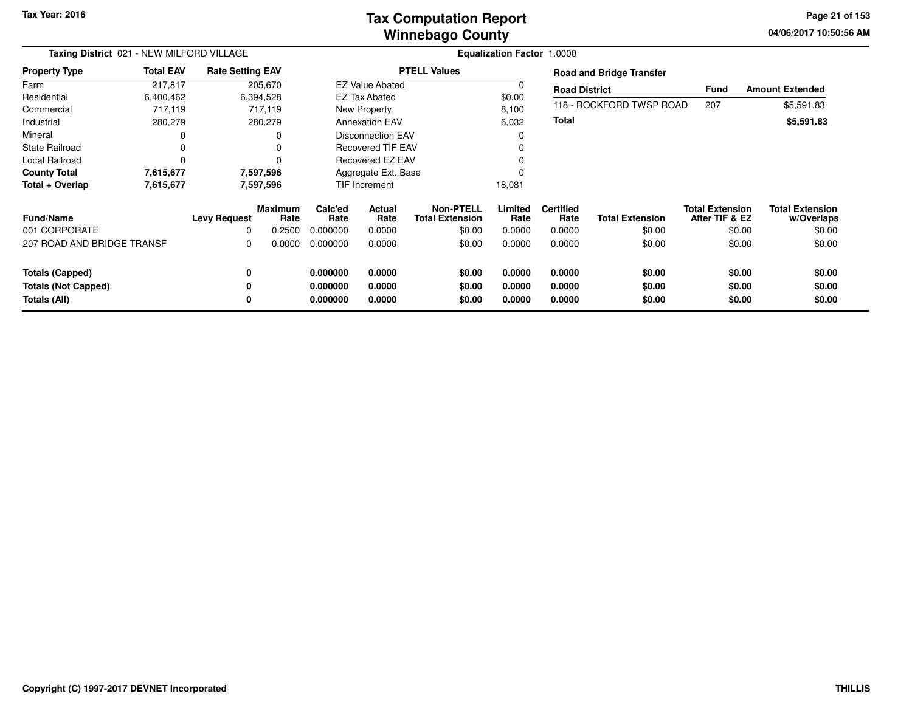# Tax Computation Report
## Winnebago County

Tax Year: 2016

**Taxing District** 021 - NEW MILFORD VILLAGE

**Equalization Factor** 1.0000

| Property Type | Total EAV | Rate Setting EAV |
|---|---|---|
| Farm | 217,817 | 205,670 |
| Residential | 6,400,462 | 6,394,528 |
| Commercial | 717,119 | 717,119 |
| Industrial | 280,279 | 280,279 |
| Mineral | 0 | 0 |
| State Railroad | 0 | 0 |
| Local Railroad | 0 | 0 |
| **County Total** | **7,615,677** | **7,597,596** |
| **Total + Overlap** | **7,615,677** | **7,597,596** |

| PTELL Values | |
|---|---|
| EZ Value Abated | 0 |
| EZ Tax Abated | $0.00 |
| New Property | 8,100 |
| Annexation EAV | 6,032 |
| Disconnection EAV | 0 |
| Recovered TIF EAV | 0 |
| Recovered EZ EAV | 0 |
| Aggregate Ext. Base | 0 |
| TIF Increment | 18,081 |

**Road and Bridge Transfer**

| Road District | Fund | Amount Extended |
|---|---|---|
| 118 - ROCKFORD TWSP ROAD | 207 | $5,591.83 |
| **Total** | | **$5,591.83** |

| Fund/Name | Levy Request | Maximum Rate | Calc'ed Rate | Actual Rate | Non-PTELL Total Extension | Limited Rate | Certified Rate | Total Extension | Total Extension After TIF & EZ | Total Extension w/Overlaps |
|---|---|---|---|---|---|---|---|---|---|---|
| 001 CORPORATE | 0 | 0.2500 | 0.000000 | 0.0000 | $0.00 | 0.0000 | 0.0000 | $0.00 | $0.00 | $0.00 |
| 207 ROAD AND BRIDGE TRANSF | 0 | 0.0000 | 0.000000 | 0.0000 | $0.00 | 0.0000 | 0.0000 | $0.00 | $0.00 | $0.00 |
| **Totals (Capped)** | **0** | | **0.000000** | **0.0000** | **$0.00** | **0.0000** | **0.0000** | **$0.00** | **$0.00** | **$0.00** |
| **Totals (Not Capped)** | **0** | | **0.000000** | **0.0000** | **$0.00** | **0.0000** | **0.0000** | **$0.00** | **$0.00** | **$0.00** |
| **Totals (All)** | **0** | | **0.000000** | **0.0000** | **$0.00** | **0.0000** | **0.0000** | **$0.00** | **$0.00** | **$0.00** |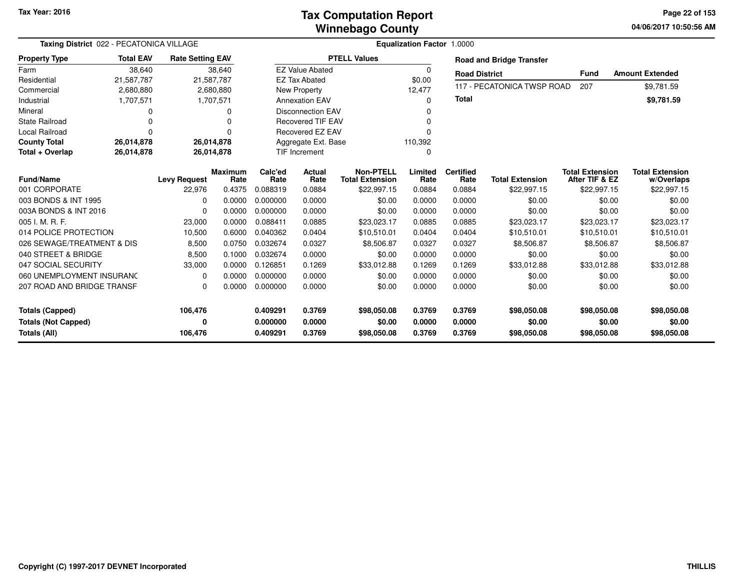Tax Year: 2016

# Tax Computation Report
## Winnebago County

04/06/2017 10:50:56 AM

**Taxing District** 022 - PECATONICA VILLAGE

**Equalization Factor** 1.0000

| Property Type | Total EAV | Rate Setting EAV |
|---|---|---|
| Farm | 38,640 | 38,640 |
| Residential | 21,587,787 | 21,587,787 |
| Commercial | 2,680,880 | 2,680,880 |
| Industrial | 1,707,571 | 1,707,571 |
| Mineral | 0 | 0 |
| State Railroad | 0 | 0 |
| Local Railroad | 0 | 0 |
| **County Total** | **26,014,878** | **26,014,878** |
| **Total + Overlap** | **26,014,878** | **26,014,878** |

| PTELL Values | |
|---|---|
| EZ Value Abated | 0 |
| EZ Tax Abated | $0.00 |
| New Property | 12,477 |
| Annexation EAV | 0 |
| Disconnection EAV | 0 |
| Recovered TIF EAV | 0 |
| Recovered EZ EAV | 0 |
| Aggregate Ext. Base | 110,392 |
| TIF Increment | 0 |

**Road and Bridge Transfer**

| Road District | Fund | Amount Extended |
|---|---|---|
| 117 - PECATONICA TWSP ROAD | 207 | $9,781.59 |
| **Total** | | **$9,781.59** |

| Fund/Name | Levy Request | Maximum Rate | Calc'ed Rate | Actual Rate | Non-PTELL Total Extension | Limited Rate | Certified Rate | Total Extension | Total Extension After TIF & EZ | Total Extension w/Overlaps |
|---|---|---|---|---|---|---|---|---|---|---|
| 001 CORPORATE | 22,976 | 0.4375 | 0.088319 | 0.0884 | $22,997.15 | 0.0884 | 0.0884 | $22,997.15 | $22,997.15 | $22,997.15 |
| 003 BONDS & INT 1995 | 0 | 0.0000 | 0.000000 | 0.0000 | $0.00 | 0.0000 | 0.0000 | $0.00 | $0.00 | $0.00 |
| 003A BONDS & INT 2016 | 0 | 0.0000 | 0.000000 | 0.0000 | $0.00 | 0.0000 | 0.0000 | $0.00 | $0.00 | $0.00 |
| 005 I. M. R. F. | 23,000 | 0.0000 | 0.088411 | 0.0885 | $23,023.17 | 0.0885 | 0.0885 | $23,023.17 | $23,023.17 | $23,023.17 |
| 014 POLICE PROTECTION | 10,500 | 0.6000 | 0.040362 | 0.0404 | $10,510.01 | 0.0404 | 0.0404 | $10,510.01 | $10,510.01 | $10,510.01 |
| 026 SEWAGE/TREATMENT & DIS | 8,500 | 0.0750 | 0.032674 | 0.0327 | $8,506.87 | 0.0327 | 0.0327 | $8,506.87 | $8,506.87 | $8,506.87 |
| 040 STREET & BRIDGE | 8,500 | 0.1000 | 0.032674 | 0.0000 | $0.00 | 0.0000 | 0.0000 | $0.00 | $0.00 | $0.00 |
| 047 SOCIAL SECURITY | 33,000 | 0.0000 | 0.126851 | 0.1269 | $33,012.88 | 0.1269 | 0.1269 | $33,012.88 | $33,012.88 | $33,012.88 |
| 060 UNEMPLOYMENT INSURANC | 0 | 0.0000 | 0.000000 | 0.0000 | $0.00 | 0.0000 | 0.0000 | $0.00 | $0.00 | $0.00 |
| 207 ROAD AND BRIDGE TRANSF | 0 | 0.0000 | 0.000000 | 0.0000 | $0.00 | 0.0000 | 0.0000 | $0.00 | $0.00 | $0.00 |
| **Totals (Capped)** | **106,476** | | **0.409291** | **0.3769** | **$98,050.08** | **0.3769** | **0.3769** | **$98,050.08** | **$98,050.08** | **$98,050.08** |
| **Totals (Not Capped)** | **0** | | **0.000000** | **0.0000** | **$0.00** | **0.0000** | **0.0000** | **$0.00** | **$0.00** | **$0.00** |
| **Totals (All)** | **106,476** | | **0.409291** | **0.3769** | **$98,050.08** | **0.3769** | **0.3769** | **$98,050.08** | **$98,050.08** | **$98,050.08** |

Copyright (C) 1997-2017 DEVNET Incorporated

THILLIS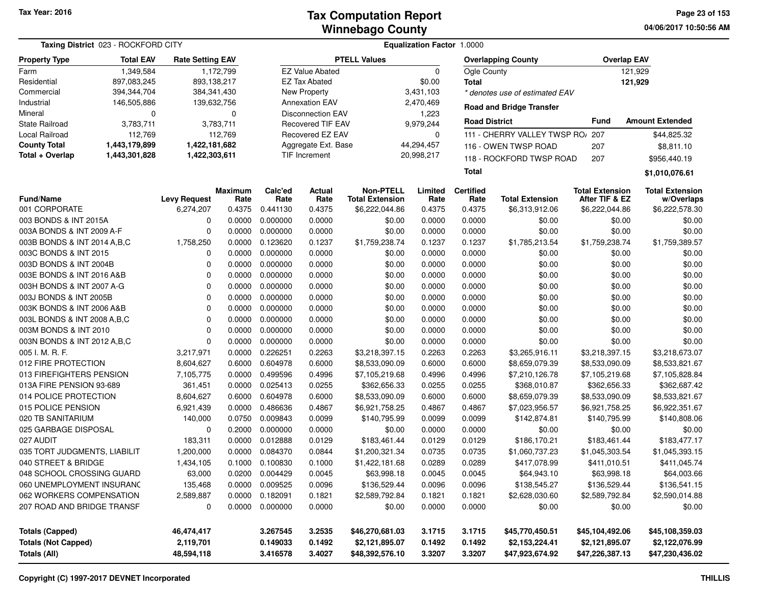Tax Year: 2016

# Tax Computation Report
## Winnebago County

04/06/2017 10:50:56 AM

**Taxing District** 023 - ROCKFORD CITY **Equalization Factor** 1.0000

| Property Type | Total EAV | Rate Setting EAV |
|---|---|---|
| Farm | 1,349,584 | 1,172,799 |
| Residential | 897,083,245 | 893,138,217 |
| Commercial | 394,344,704 | 384,341,430 |
| Industrial | 146,505,886 | 139,632,756 |
| Mineral | 0 | 0 |
| State Railroad | 3,783,711 | 3,783,711 |
| Local Railroad | 112,769 | 112,769 |
| **County Total** | **1,443,179,899** | **1,422,181,682** |
| **Total + Overlap** | **1,443,301,828** | **1,422,303,611** |

| PTELL Values | |
|---|---|
| EZ Value Abated | 0 |
| EZ Tax Abated | $0.00 |
| New Property | 3,431,103 |
| Annexation EAV | 2,470,469 |
| Disconnection EAV | 1,223 |
| Recovered TIF EAV | 9,979,244 |
| Recovered EZ EAV | 0 |
| Aggregate Ext. Base | 44,294,457 |
| TIF Increment | 20,998,217 |

| Overlapping County | Overlap EAV |
|---|---|
| Ogle County | 121,929 |
| **Total** | **121,929** |

*\* denotes use of estimated EAV*

**Road and Bridge Transfer**

| Road District | Fund | Amount Extended |
|---|---|---|
| 111 - CHERRY VALLEY TWSP RO/ | 207 | $44,825.32 |
| 116 - OWEN TWSP ROAD | 207 | $8,811.10 |
| 118 - ROCKFORD TWSP ROAD | 207 | $956,440.19 |
| **Total** | | **$1,010,076.61** |

| Fund/Name | Levy Request | Maximum Rate | Calc'ed Rate | Actual Rate | Non-PTELL Total Extension | Limited Rate | Certified Rate | Total Extension | Total Extension After TIF & EZ | Total Extension w/Overlaps |
|---|---|---|---|---|---|---|---|---|---|---|
| 001 CORPORATE | 6,274,207 | 0.4375 | 0.441130 | 0.4375 | $6,222,044.86 | 0.4375 | 0.4375 | $6,313,912.06 | $6,222,044.86 | $6,222,578.30 |
| 003 BONDS & INT 2015A | 0 | 0.0000 | 0.000000 | 0.0000 | $0.00 | 0.0000 | 0.0000 | $0.00 | $0.00 | $0.00 |
| 003A BONDS & INT 2009 A-F | 0 | 0.0000 | 0.000000 | 0.0000 | $0.00 | 0.0000 | 0.0000 | $0.00 | $0.00 | $0.00 |
| 003B BONDS & INT 2014 A,B,C | 1,758,250 | 0.0000 | 0.123620 | 0.1237 | $1,759,238.74 | 0.1237 | 0.1237 | $1,785,213.54 | $1,759,238.74 | $1,759,389.57 |
| 003C BONDS & INT 2015 | 0 | 0.0000 | 0.000000 | 0.0000 | $0.00 | 0.0000 | 0.0000 | $0.00 | $0.00 | $0.00 |
| 003D BONDS & INT 2004B | 0 | 0.0000 | 0.000000 | 0.0000 | $0.00 | 0.0000 | 0.0000 | $0.00 | $0.00 | $0.00 |
| 003E BONDS & INT 2016 A&B | 0 | 0.0000 | 0.000000 | 0.0000 | $0.00 | 0.0000 | 0.0000 | $0.00 | $0.00 | $0.00 |
| 003H BONDS & INT 2007 A-G | 0 | 0.0000 | 0.000000 | 0.0000 | $0.00 | 0.0000 | 0.0000 | $0.00 | $0.00 | $0.00 |
| 003J BONDS & INT 2005B | 0 | 0.0000 | 0.000000 | 0.0000 | $0.00 | 0.0000 | 0.0000 | $0.00 | $0.00 | $0.00 |
| 003K BONDS & INT 2006 A&B | 0 | 0.0000 | 0.000000 | 0.0000 | $0.00 | 0.0000 | 0.0000 | $0.00 | $0.00 | $0.00 |
| 003L BONDS & INT 2008 A,B,C | 0 | 0.0000 | 0.000000 | 0.0000 | $0.00 | 0.0000 | 0.0000 | $0.00 | $0.00 | $0.00 |
| 003M BONDS & INT 2010 | 0 | 0.0000 | 0.000000 | 0.0000 | $0.00 | 0.0000 | 0.0000 | $0.00 | $0.00 | $0.00 |
| 003N BONDS & INT 2012 A,B,C | 0 | 0.0000 | 0.000000 | 0.0000 | $0.00 | 0.0000 | 0.0000 | $0.00 | $0.00 | $0.00 |
| 005 I. M. R. F. | 3,217,971 | 0.0000 | 0.226251 | 0.2263 | $3,218,397.15 | 0.2263 | 0.2263 | $3,265,916.11 | $3,218,397.15 | $3,218,673.07 |
| 012 FIRE PROTECTION | 8,604,627 | 0.6000 | 0.604978 | 0.6000 | $8,533,090.09 | 0.6000 | 0.6000 | $8,659,079.39 | $8,533,090.09 | $8,533,821.67 |
| 013 FIREFIGHTERS PENSION | 7,105,775 | 0.0000 | 0.499596 | 0.4996 | $7,105,219.68 | 0.4996 | 0.4996 | $7,210,126.78 | $7,105,219.68 | $7,105,828.84 |
| 013A FIRE PENSION 93-689 | 361,451 | 0.0000 | 0.025413 | 0.0255 | $362,656.33 | 0.0255 | 0.0255 | $368,010.87 | $362,656.33 | $362,687.42 |
| 014 POLICE PROTECTION | 8,604,627 | 0.6000 | 0.604978 | 0.6000 | $8,533,090.09 | 0.6000 | 0.6000 | $8,659,079.39 | $8,533,090.09 | $8,533,821.67 |
| 015 POLICE PENSION | 6,921,439 | 0.0000 | 0.486636 | 0.4867 | $6,921,758.25 | 0.4867 | 0.4867 | $7,023,956.57 | $6,921,758.25 | $6,922,351.67 |
| 020 TB SANITARIUM | 140,000 | 0.0750 | 0.009843 | 0.0099 | $140,795.99 | 0.0099 | 0.0099 | $142,874.81 | $140,795.99 | $140,808.06 |
| 025 GARBAGE DISPOSAL | 0 | 0.2000 | 0.000000 | 0.0000 | $0.00 | 0.0000 | 0.0000 | $0.00 | $0.00 | $0.00 |
| 027 AUDIT | 183,311 | 0.0000 | 0.012888 | 0.0129 | $183,461.44 | 0.0129 | 0.0129 | $186,170.21 | $183,461.44 | $183,477.17 |
| 035 TORT JUDGMENTS, LIABILIT | 1,200,000 | 0.0000 | 0.084370 | 0.0844 | $1,200,321.34 | 0.0735 | 0.0735 | $1,060,737.23 | $1,045,303.54 | $1,045,393.15 |
| 040 STREET & BRIDGE | 1,434,105 | 0.1000 | 0.100830 | 0.1000 | $1,422,181.68 | 0.0289 | 0.0289 | $417,078.99 | $411,010.51 | $411,045.74 |
| 048 SCHOOL CROSSING GUARD | 63,000 | 0.0200 | 0.004429 | 0.0045 | $63,998.18 | 0.0045 | 0.0045 | $64,943.10 | $63,998.18 | $64,003.66 |
| 060 UNEMPLOYMENT INSURANC | 135,468 | 0.0000 | 0.009525 | 0.0096 | $136,529.44 | 0.0096 | 0.0096 | $138,545.27 | $136,529.44 | $136,541.15 |
| 062 WORKERS COMPENSATION | 2,589,887 | 0.0000 | 0.182091 | 0.1821 | $2,589,792.84 | 0.1821 | 0.1821 | $2,628,030.60 | $2,589,792.84 | $2,590,014.88 |
| 207 ROAD AND BRIDGE TRANSF | 0 | 0.0000 | 0.000000 | 0.0000 | $0.00 | 0.0000 | 0.0000 | $0.00 | $0.00 | $0.00 |
| **Totals (Capped)** | **46,474,417** | | **3.267545** | **3.2535** | **$46,270,681.03** | **3.1715** | **3.1715** | **$45,770,450.51** | **$45,104,492.06** | **$45,108,359.03** |
| **Totals (Not Capped)** | **2,119,701** | | **0.149033** | **0.1492** | **$2,121,895.07** | **0.1492** | **0.1492** | **$2,153,224.41** | **$2,121,895.07** | **$2,122,076.99** |
| **Totals (All)** | **48,594,118** | | **3.416578** | **3.4027** | **$48,392,576.10** | **3.3207** | **3.3207** | **$47,923,674.92** | **$47,226,387.13** | **$47,230,436.02** |

Copyright (C) 1997-2017 DEVNET Incorporated

THILLIS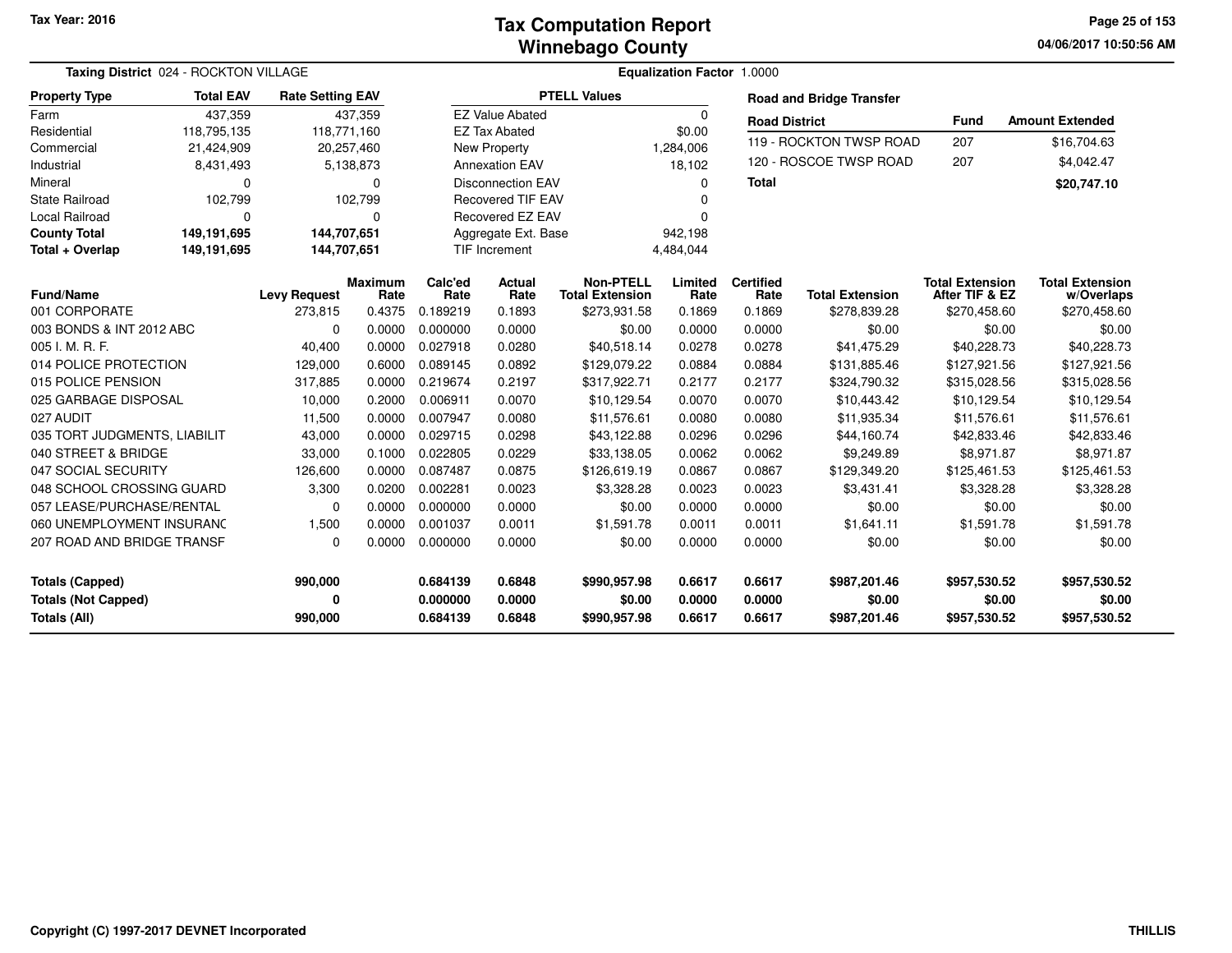Tax Year: 2016

# Tax Computation Report
## Winnebago County

04/06/2017 10:50:56 AM

**Taxing District** 024 - ROCKTON VILLAGE

**Equalization Factor** 1.0000

| Property Type | Total EAV | Rate Setting EAV |
|---|---|---|
| Farm | 437,359 | 437,359 |
| Residential | 118,795,135 | 118,771,160 |
| Commercial | 21,424,909 | 20,257,460 |
| Industrial | 8,431,493 | 5,138,873 |
| Mineral | 0 | 0 |
| State Railroad | 102,799 | 102,799 |
| Local Railroad | 0 | 0 |
| **County Total** | **149,191,695** | **144,707,651** |
| **Total + Overlap** | **149,191,695** | **144,707,651** |

| PTELL Values | |
|---|---|
| EZ Value Abated | 0 |
| EZ Tax Abated | $0.00 |
| New Property | 1,284,006 |
| Annexation EAV | 18,102 |
| Disconnection EAV | 0 |
| Recovered TIF EAV | 0 |
| Recovered EZ EAV | 0 |
| Aggregate Ext. Base | 942,198 |
| TIF Increment | 4,484,044 |

**Road and Bridge Transfer**

| Road District | Fund | Amount Extended |
|---|---|---|
| 119 - ROCKTON TWSP ROAD | 207 | $16,704.63 |
| 120 - ROSCOE TWSP ROAD | 207 | $4,042.47 |
| **Total** | | **$20,747.10** |

| Fund/Name | Levy Request | Maximum Rate | Calc'ed Rate | Actual Rate | Non-PTELL Total Extension | Limited Rate | Certified Rate | Total Extension | Total Extension After TIF & EZ | Total Extension w/Overlaps |
|---|---|---|---|---|---|---|---|---|---|---|
| 001 CORPORATE | 273,815 | 0.4375 | 0.189219 | 0.1893 | $273,931.58 | 0.1869 | 0.1869 | $278,839.28 | $270,458.60 | $270,458.60 |
| 003 BONDS & INT 2012 ABC | 0 | 0.0000 | 0.000000 | 0.0000 | $0.00 | 0.0000 | 0.0000 | $0.00 | $0.00 | $0.00 |
| 005 I. M. R. F. | 40,400 | 0.0000 | 0.027918 | 0.0280 | $40,518.14 | 0.0278 | 0.0278 | $41,475.29 | $40,228.73 | $40,228.73 |
| 014 POLICE PROTECTION | 129,000 | 0.6000 | 0.089145 | 0.0892 | $129,079.22 | 0.0884 | 0.0884 | $131,885.46 | $127,921.56 | $127,921.56 |
| 015 POLICE PENSION | 317,885 | 0.0000 | 0.219674 | 0.2197 | $317,922.71 | 0.2177 | 0.2177 | $324,790.32 | $315,028.56 | $315,028.56 |
| 025 GARBAGE DISPOSAL | 10,000 | 0.2000 | 0.006911 | 0.0070 | $10,129.54 | 0.0070 | 0.0070 | $10,443.42 | $10,129.54 | $10,129.54 |
| 027 AUDIT | 11,500 | 0.0000 | 0.007947 | 0.0080 | $11,576.61 | 0.0080 | 0.0080 | $11,935.34 | $11,576.61 | $11,576.61 |
| 035 TORT JUDGMENTS, LIABILIT | 43,000 | 0.0000 | 0.029715 | 0.0298 | $43,122.88 | 0.0296 | 0.0296 | $44,160.74 | $42,833.46 | $42,833.46 |
| 040 STREET & BRIDGE | 33,000 | 0.1000 | 0.022805 | 0.0229 | $33,138.05 | 0.0062 | 0.0062 | $9,249.89 | $8,971.87 | $8,971.87 |
| 047 SOCIAL SECURITY | 126,600 | 0.0000 | 0.087487 | 0.0875 | $126,619.19 | 0.0867 | 0.0867 | $129,349.20 | $125,461.53 | $125,461.53 |
| 048 SCHOOL CROSSING GUARD | 3,300 | 0.0200 | 0.002281 | 0.0023 | $3,328.28 | 0.0023 | 0.0023 | $3,431.41 | $3,328.28 | $3,328.28 |
| 057 LEASE/PURCHASE/RENTAL | 0 | 0.0000 | 0.000000 | 0.0000 | $0.00 | 0.0000 | 0.0000 | $0.00 | $0.00 | $0.00 |
| 060 UNEMPLOYMENT INSURANC | 1,500 | 0.0000 | 0.001037 | 0.0011 | $1,591.78 | 0.0011 | 0.0011 | $1,641.11 | $1,591.78 | $1,591.78 |
| 207 ROAD AND BRIDGE TRANSF | 0 | 0.0000 | 0.000000 | 0.0000 | $0.00 | 0.0000 | 0.0000 | $0.00 | $0.00 | $0.00 |
| **Totals (Capped)** | **990,000** | | **0.684139** | **0.6848** | **$990,957.98** | **0.6617** | **0.6617** | **$987,201.46** | **$957,530.52** | **$957,530.52** |
| **Totals (Not Capped)** | **0** | | **0.000000** | **0.0000** | **$0.00** | **0.0000** | **0.0000** | **$0.00** | **$0.00** | **$0.00** |
| **Totals (All)** | **990,000** | | **0.684139** | **0.6848** | **$990,957.98** | **0.6617** | **0.6617** | **$987,201.46** | **$957,530.52** | **$957,530.52** |

Copyright (C) 1997-2017 DEVNET Incorporated

THILLIS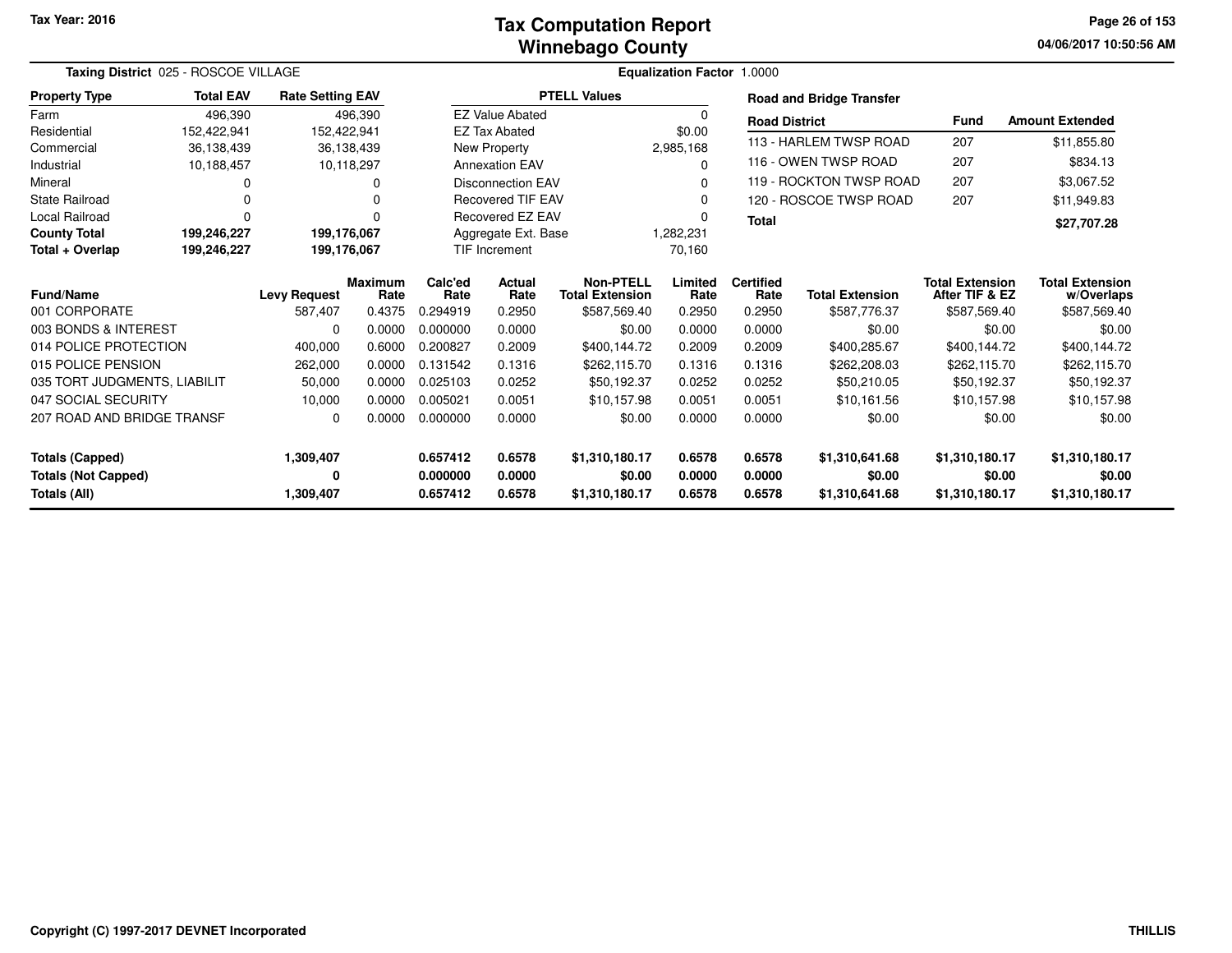# Tax Computation Report
## Winnebago County

Tax Year: 2016

04/06/2017 10:50:56 AM

**Taxing District** 025 - ROSCOE VILLAGE

**Equalization Factor** 1.0000

| Property Type | Total EAV | Rate Setting EAV |
|---|---|---|
| Farm | 496,390 | 496,390 |
| Residential | 152,422,941 | 152,422,941 |
| Commercial | 36,138,439 | 36,138,439 |
| Industrial | 10,188,457 | 10,118,297 |
| Mineral | 0 | 0 |
| State Railroad | 0 | 0 |
| Local Railroad | 0 | 0 |
| **County Total** | **199,246,227** | **199,176,067** |
| **Total + Overlap** | **199,246,227** | **199,176,067** |

| PTELL Values | |
|---|---|
| EZ Value Abated | 0 |
| EZ Tax Abated | $0.00 |
| New Property | 2,985,168 |
| Annexation EAV | 0 |
| Disconnection EAV | 0 |
| Recovered TIF EAV | 0 |
| Recovered EZ EAV | 0 |
| Aggregate Ext. Base | 1,282,231 |
| TIF Increment | 70,160 |

**Road and Bridge Transfer**

| Road District | Fund | Amount Extended |
|---|---|---|
| 113 - HARLEM TWSP ROAD | 207 | $11,855.80 |
| 116 - OWEN TWSP ROAD | 207 | $834.13 |
| 119 - ROCKTON TWSP ROAD | 207 | $3,067.52 |
| 120 - ROSCOE TWSP ROAD | 207 | $11,949.83 |
| **Total** | | **$27,707.28** |

| Fund/Name | Levy Request | Maximum Rate | Calc'ed Rate | Actual Rate | Non-PTELL Total Extension | Limited Rate | Certified Rate | Total Extension | Total Extension After TIF & EZ | Total Extension w/Overlaps |
|---|---|---|---|---|---|---|---|---|---|---|
| 001 CORPORATE | 587,407 | 0.4375 | 0.294919 | 0.2950 | $587,569.40 | 0.2950 | 0.2950 | $587,776.37 | $587,569.40 | $587,569.40 |
| 003 BONDS & INTEREST | 0 | 0.0000 | 0.000000 | 0.0000 | $0.00 | 0.0000 | 0.0000 | $0.00 | $0.00 | $0.00 |
| 014 POLICE PROTECTION | 400,000 | 0.6000 | 0.200827 | 0.2009 | $400,144.72 | 0.2009 | 0.2009 | $400,285.67 | $400,144.72 | $400,144.72 |
| 015 POLICE PENSION | 262,000 | 0.0000 | 0.131542 | 0.1316 | $262,115.70 | 0.1316 | 0.1316 | $262,208.03 | $262,115.70 | $262,115.70 |
| 035 TORT JUDGMENTS, LIABILIT | 50,000 | 0.0000 | 0.025103 | 0.0252 | $50,192.37 | 0.0252 | 0.0252 | $50,210.05 | $50,192.37 | $50,192.37 |
| 047 SOCIAL SECURITY | 10,000 | 0.0000 | 0.005021 | 0.0051 | $10,157.98 | 0.0051 | 0.0051 | $10,161.56 | $10,157.98 | $10,157.98 |
| 207 ROAD AND BRIDGE TRANSF | 0 | 0.0000 | 0.000000 | 0.0000 | $0.00 | 0.0000 | 0.0000 | $0.00 | $0.00 | $0.00 |
| **Totals (Capped)** | **1,309,407** | | **0.657412** | **0.6578** | **$1,310,180.17** | **0.6578** | **0.6578** | **$1,310,641.68** | **$1,310,180.17** | **$1,310,180.17** |
| **Totals (Not Capped)** | **0** | | **0.000000** | **0.0000** | **$0.00** | **0.0000** | **0.0000** | **$0.00** | **$0.00** | **$0.00** |
| **Totals (All)** | **1,309,407** | | **0.657412** | **0.6578** | **$1,310,180.17** | **0.6578** | **0.6578** | **$1,310,641.68** | **$1,310,180.17** | **$1,310,180.17** |

Copyright (C) 1997-2017 DEVNET Incorporated

THILLIS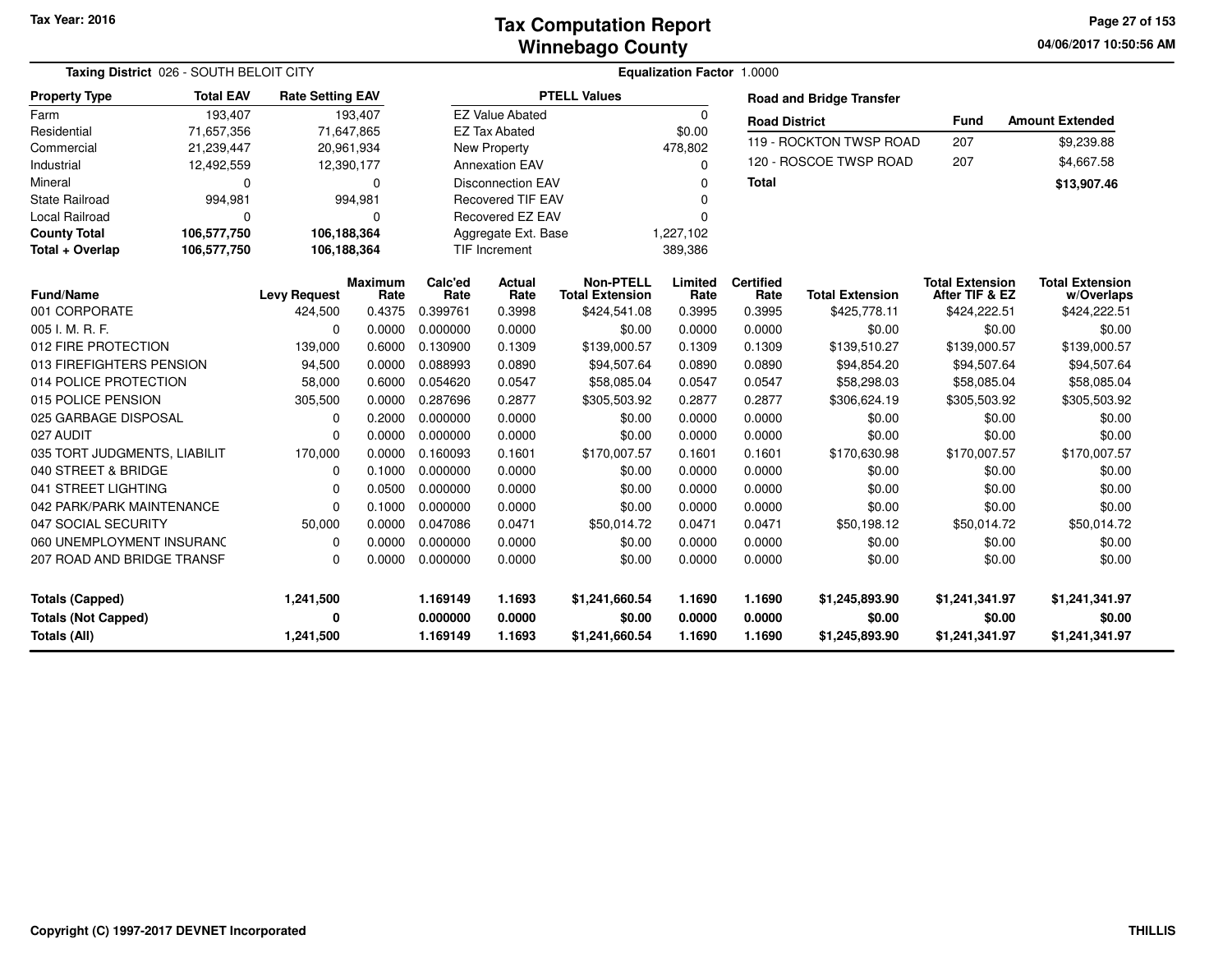Tax Year: 2016

# Tax Computation Report
## Winnebago County

04/06/2017 10:50:56 AM

**Taxing District** 026 - SOUTH BELOIT CITY

**Equalization Factor** 1.0000

| Property Type | Total EAV | Rate Setting EAV |
|---|---|---|
| Farm | 193,407 | 193,407 |
| Residential | 71,657,356 | 71,647,865 |
| Commercial | 21,239,447 | 20,961,934 |
| Industrial | 12,492,559 | 12,390,177 |
| Mineral | 0 | 0 |
| State Railroad | 994,981 | 994,981 |
| Local Railroad | 0 | 0 |
| **County Total** | **106,577,750** | **106,188,364** |
| **Total + Overlap** | **106,577,750** | **106,188,364** |

| PTELL Values | |
|---|---|
| EZ Value Abated | 0 |
| EZ Tax Abated | $0.00 |
| New Property | 478,802 |
| Annexation EAV | 0 |
| Disconnection EAV | 0 |
| Recovered TIF EAV | 0 |
| Recovered EZ EAV | 0 |
| Aggregate Ext. Base | 1,227,102 |
| TIF Increment | 389,386 |

**Road and Bridge Transfer**

| Road District | Fund | Amount Extended |
|---|---|---|
| 119 - ROCKTON TWSP ROAD | 207 | $9,239.88 |
| 120 - ROSCOE TWSP ROAD | 207 | $4,667.58 |
| **Total** | | **$13,907.46** |

| Fund/Name | Levy Request | Maximum Rate | Calc'ed Rate | Actual Rate | Non-PTELL Total Extension | Limited Rate | Certified Rate | Total Extension | Total Extension After TIF & EZ | Total Extension w/Overlaps |
|---|---|---|---|---|---|---|---|---|---|---|
| 001 CORPORATE | 424,500 | 0.4375 | 0.399761 | 0.3998 | $424,541.08 | 0.3995 | 0.3995 | $425,778.11 | $424,222.51 | $424,222.51 |
| 005 I. M. R. F. | 0 | 0.0000 | 0.000000 | 0.0000 | $0.00 | 0.0000 | 0.0000 | $0.00 | $0.00 | $0.00 |
| 012 FIRE PROTECTION | 139,000 | 0.6000 | 0.130900 | 0.1309 | $139,000.57 | 0.1309 | 0.1309 | $139,510.27 | $139,000.57 | $139,000.57 |
| 013 FIREFIGHTERS PENSION | 94,500 | 0.0000 | 0.088993 | 0.0890 | $94,507.64 | 0.0890 | 0.0890 | $94,854.20 | $94,507.64 | $94,507.64 |
| 014 POLICE PROTECTION | 58,000 | 0.6000 | 0.054620 | 0.0547 | $58,085.04 | 0.0547 | 0.0547 | $58,298.03 | $58,085.04 | $58,085.04 |
| 015 POLICE PENSION | 305,500 | 0.0000 | 0.287696 | 0.2877 | $305,503.92 | 0.2877 | 0.2877 | $306,624.19 | $305,503.92 | $305,503.92 |
| 025 GARBAGE DISPOSAL | 0 | 0.2000 | 0.000000 | 0.0000 | $0.00 | 0.0000 | 0.0000 | $0.00 | $0.00 | $0.00 |
| 027 AUDIT | 0 | 0.0000 | 0.000000 | 0.0000 | $0.00 | 0.0000 | 0.0000 | $0.00 | $0.00 | $0.00 |
| 035 TORT JUDGMENTS, LIABILIT | 170,000 | 0.0000 | 0.160093 | 0.1601 | $170,007.57 | 0.1601 | 0.1601 | $170,630.98 | $170,007.57 | $170,007.57 |
| 040 STREET & BRIDGE | 0 | 0.1000 | 0.000000 | 0.0000 | $0.00 | 0.0000 | 0.0000 | $0.00 | $0.00 | $0.00 |
| 041 STREET LIGHTING | 0 | 0.0500 | 0.000000 | 0.0000 | $0.00 | 0.0000 | 0.0000 | $0.00 | $0.00 | $0.00 |
| 042 PARK/PARK MAINTENANCE | 0 | 0.1000 | 0.000000 | 0.0000 | $0.00 | 0.0000 | 0.0000 | $0.00 | $0.00 | $0.00 |
| 047 SOCIAL SECURITY | 50,000 | 0.0000 | 0.047086 | 0.0471 | $50,014.72 | 0.0471 | 0.0471 | $50,198.12 | $50,014.72 | $50,014.72 |
| 060 UNEMPLOYMENT INSURANC | 0 | 0.0000 | 0.000000 | 0.0000 | $0.00 | 0.0000 | 0.0000 | $0.00 | $0.00 | $0.00 |
| 207 ROAD AND BRIDGE TRANSF | 0 | 0.0000 | 0.000000 | 0.0000 | $0.00 | 0.0000 | 0.0000 | $0.00 | $0.00 | $0.00 |
| **Totals (Capped)** | **1,241,500** | | **1.169149** | **1.1693** | **$1,241,660.54** | **1.1690** | **1.1690** | **$1,245,893.90** | **$1,241,341.97** | **$1,241,341.97** |
| **Totals (Not Capped)** | **0** | | **0.000000** | **0.0000** | **$0.00** | **0.0000** | **0.0000** | **$0.00** | **$0.00** | **$0.00** |
| **Totals (All)** | **1,241,500** | | **1.169149** | **1.1693** | **$1,241,660.54** | **1.1690** | **1.1690** | **$1,245,893.90** | **$1,241,341.97** | **$1,241,341.97** |

Copyright (C) 1997-2017 DEVNET Incorporated

THILLIS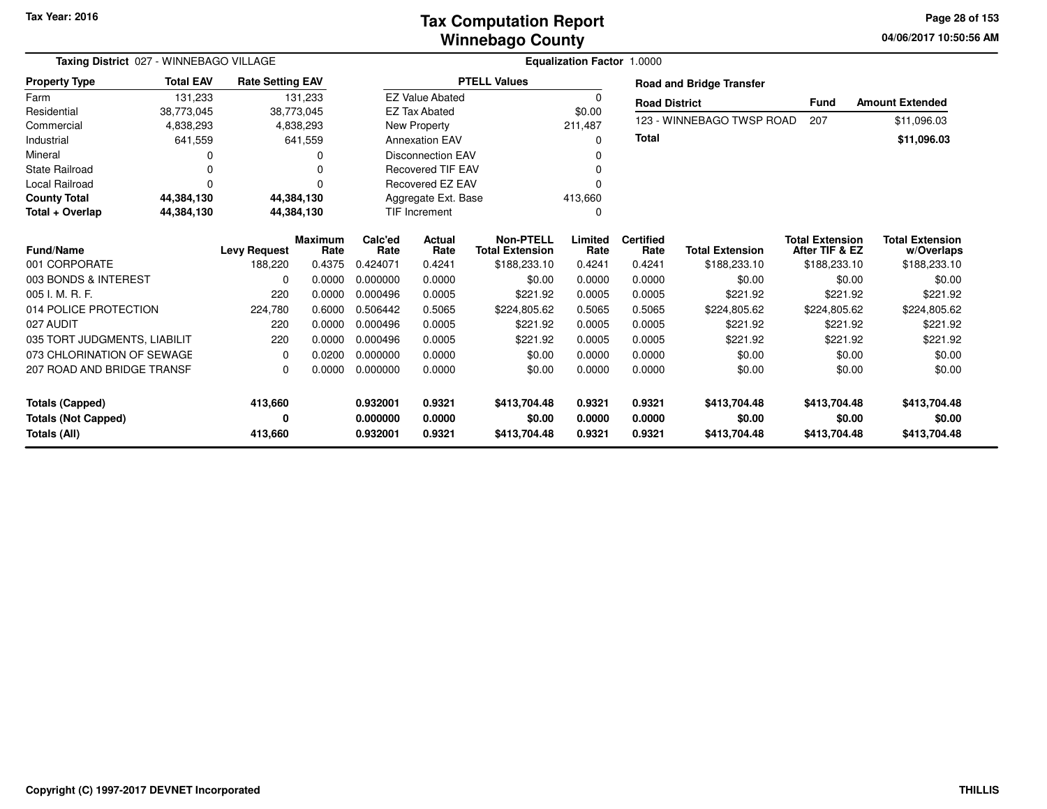Tax Year: 2016

# Tax Computation Report
## Winnebago County

04/06/2017 10:50:56 AM

**Taxing District** 027 - WINNEBAGO VILLAGE

**Equalization Factor** 1.0000

| Property Type | Total EAV | Rate Setting EAV |
|---|---|---|
| Farm | 131,233 | 131,233 |
| Residential | 38,773,045 | 38,773,045 |
| Commercial | 4,838,293 | 4,838,293 |
| Industrial | 641,559 | 641,559 |
| Mineral | 0 | 0 |
| State Railroad | 0 | 0 |
| Local Railroad | 0 | 0 |
| **County Total** | **44,384,130** | **44,384,130** |
| **Total + Overlap** | **44,384,130** | **44,384,130** |

| PTELL Values | |
|---|---|
| EZ Value Abated | 0 |
| EZ Tax Abated | $0.00 |
| New Property | 211,487 |
| Annexation EAV | 0 |
| Disconnection EAV | 0 |
| Recovered TIF EAV | 0 |
| Recovered EZ EAV | 0 |
| Aggregate Ext. Base | 413,660 |
| TIF Increment | 0 |

**Road and Bridge Transfer**

| Road District | Fund | Amount Extended |
|---|---|---|
| 123 - WINNEBAGO TWSP ROAD | 207 | $11,096.03 |
| **Total** | | **$11,096.03** |

| Fund/Name | Levy Request | Maximum Rate | Calc'ed Rate | Actual Rate | Non-PTELL Total Extension | Limited Rate | Certified Rate | Total Extension | Total Extension After TIF & EZ | Total Extension w/Overlaps |
|---|---|---|---|---|---|---|---|---|---|---|
| 001 CORPORATE | 188,220 | 0.4375 | 0.424071 | 0.4241 | $188,233.10 | 0.4241 | 0.4241 | $188,233.10 | $188,233.10 | $188,233.10 |
| 003 BONDS & INTEREST | 0 | 0.0000 | 0.000000 | 0.0000 | $0.00 | 0.0000 | 0.0000 | $0.00 | $0.00 | $0.00 |
| 005 I. M. R. F. | 220 | 0.0000 | 0.000496 | 0.0005 | $221.92 | 0.0005 | 0.0005 | $221.92 | $221.92 | $221.92 |
| 014 POLICE PROTECTION | 224,780 | 0.6000 | 0.506442 | 0.5065 | $224,805.62 | 0.5065 | 0.5065 | $224,805.62 | $224,805.62 | $224,805.62 |
| 027 AUDIT | 220 | 0.0000 | 0.000496 | 0.0005 | $221.92 | 0.0005 | 0.0005 | $221.92 | $221.92 | $221.92 |
| 035 TORT JUDGMENTS, LIABILIT | 220 | 0.0000 | 0.000496 | 0.0005 | $221.92 | 0.0005 | 0.0005 | $221.92 | $221.92 | $221.92 |
| 073 CHLORINATION OF SEWAGE | 0 | 0.0200 | 0.000000 | 0.0000 | $0.00 | 0.0000 | 0.0000 | $0.00 | $0.00 | $0.00 |
| 207 ROAD AND BRIDGE TRANSF | 0 | 0.0000 | 0.000000 | 0.0000 | $0.00 | 0.0000 | 0.0000 | $0.00 | $0.00 | $0.00 |
| **Totals (Capped)** | **413,660** | | **0.932001** | **0.9321** | **$413,704.48** | **0.9321** | **0.9321** | **$413,704.48** | **$413,704.48** | **$413,704.48** |
| **Totals (Not Capped)** | **0** | | **0.000000** | **0.0000** | **$0.00** | **0.0000** | **0.0000** | **$0.00** | **$0.00** | **$0.00** |
| **Totals (All)** | **413,660** | | **0.932001** | **0.9321** | **$413,704.48** | **0.9321** | **0.9321** | **$413,704.48** | **$413,704.48** | **$413,704.48** |

Copyright (C) 1997-2017 DEVNET Incorporated

THILLIS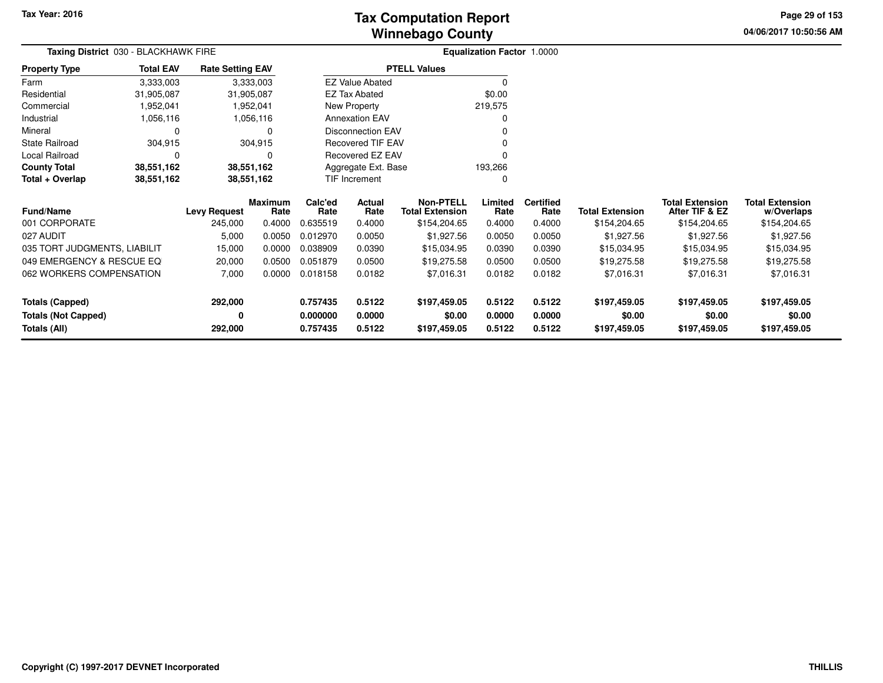Tax Year: 2016

# Tax Computation Report
# Winnebago County

04/06/2017 10:50:56 AM

**Taxing District** 030 - BLACKHAWK FIRE

**Equalization Factor** 1.0000

| Property Type | Total EAV | Rate Setting EAV |
|---|---|---|
| Farm | 3,333,003 | 3,333,003 |
| Residential | 31,905,087 | 31,905,087 |
| Commercial | 1,952,041 | 1,952,041 |
| Industrial | 1,056,116 | 1,056,116 |
| Mineral | 0 | 0 |
| State Railroad | 304,915 | 304,915 |
| Local Railroad | 0 | 0 |
| **County Total** | **38,551,162** | **38,551,162** |
| **Total + Overlap** | **38,551,162** | **38,551,162** |

| PTELL Values | |
|---|---|
| EZ Value Abated | 0 |
| EZ Tax Abated | $0.00 |
| New Property | 219,575 |
| Annexation EAV | 0 |
| Disconnection EAV | 0 |
| Recovered TIF EAV | 0 |
| Recovered EZ EAV | 0 |
| Aggregate Ext. Base | 193,266 |
| TIF Increment | 0 |

| Fund/Name | Levy Request | Maximum Rate | Calc'ed Rate | Actual Rate | Non-PTELL Total Extension | Limited Rate | Certified Rate | Total Extension | Total Extension After TIF & EZ | Total Extension w/Overlaps |
|---|---|---|---|---|---|---|---|---|---|---|
| 001 CORPORATE | 245,000 | 0.4000 | 0.635519 | 0.4000 | $154,204.65 | 0.4000 | 0.4000 | $154,204.65 | $154,204.65 | $154,204.65 |
| 027 AUDIT | 5,000 | 0.0050 | 0.012970 | 0.0050 | $1,927.56 | 0.0050 | 0.0050 | $1,927.56 | $1,927.56 | $1,927.56 |
| 035 TORT JUDGMENTS, LIABILIT | 15,000 | 0.0000 | 0.038909 | 0.0390 | $15,034.95 | 0.0390 | 0.0390 | $15,034.95 | $15,034.95 | $15,034.95 |
| 049 EMERGENCY & RESCUE EQ | 20,000 | 0.0500 | 0.051879 | 0.0500 | $19,275.58 | 0.0500 | 0.0500 | $19,275.58 | $19,275.58 | $19,275.58 |
| 062 WORKERS COMPENSATION | 7,000 | 0.0000 | 0.018158 | 0.0182 | $7,016.31 | 0.0182 | 0.0182 | $7,016.31 | $7,016.31 | $7,016.31 |
| **Totals (Capped)** | **292,000** | | **0.757435** | **0.5122** | **$197,459.05** | **0.5122** | **0.5122** | **$197,459.05** | **$197,459.05** | **$197,459.05** |
| **Totals (Not Capped)** | **0** | | **0.000000** | **0.0000** | **$0.00** | **0.0000** | **0.0000** | **$0.00** | **$0.00** | **$0.00** |
| **Totals (All)** | **292,000** | | **0.757435** | **0.5122** | **$197,459.05** | **0.5122** | **0.5122** | **$197,459.05** | **$197,459.05** | **$197,459.05** |

Copyright (C) 1997-2017 DEVNET Incorporated

THILLIS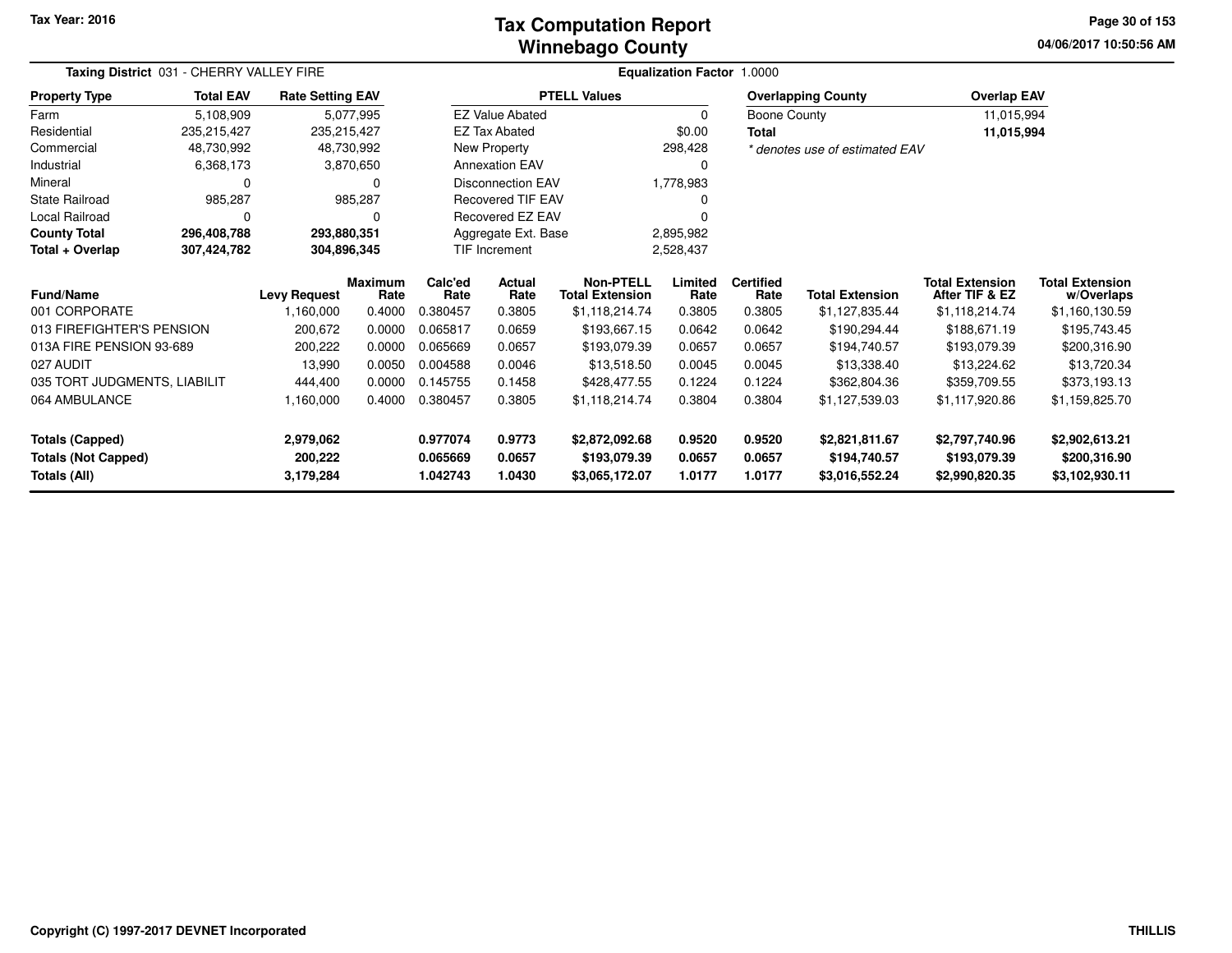Tax Year: 2016

# Tax Computation Report
# Winnebago County

04/06/2017 10:50:56 AM

**Taxing District** 031 - CHERRY VALLEY FIRE

**Equalization Factor** 1.0000

| Property Type | Total EAV | Rate Setting EAV |
|---|---|---|
| Farm | 5,108,909 | 5,077,995 |
| Residential | 235,215,427 | 235,215,427 |
| Commercial | 48,730,992 | 48,730,992 |
| Industrial | 6,368,173 | 3,870,650 |
| Mineral | 0 | 0 |
| State Railroad | 985,287 | 985,287 |
| Local Railroad | 0 | 0 |
| **County Total** | **296,408,788** | **293,880,351** |
| **Total + Overlap** | **307,424,782** | **304,896,345** |

| PTELL Values | |
|---|---|
| EZ Value Abated | 0 |
| EZ Tax Abated | $0.00 |
| New Property | 298,428 |
| Annexation EAV | 0 |
| Disconnection EAV | 1,778,983 |
| Recovered TIF EAV | 0 |
| Recovered EZ EAV | 0 |
| Aggregate Ext. Base | 2,895,982 |
| TIF Increment | 2,528,437 |

| Overlapping County | Overlap EAV |
|---|---|
| Boone County | 11,015,994 |
| **Total** | **11,015,994** |

* denotes use of estimated EAV

| Fund/Name | Levy Request | Maximum Rate | Calc'ed Rate | Actual Rate | Non-PTELL Total Extension | Limited Rate | Certified Rate | Total Extension | Total Extension After TIF & EZ | Total Extension w/Overlaps |
|---|---|---|---|---|---|---|---|---|---|---|
| 001 CORPORATE | 1,160,000 | 0.4000 | 0.380457 | 0.3805 | $1,118,214.74 | 0.3805 | 0.3805 | $1,127,835.44 | $1,118,214.74 | $1,160,130.59 |
| 013 FIREFIGHTER'S PENSION | 200,672 | 0.0000 | 0.065817 | 0.0659 | $193,667.15 | 0.0642 | 0.0642 | $190,294.44 | $188,671.19 | $195,743.45 |
| 013A FIRE PENSION 93-689 | 200,222 | 0.0000 | 0.065669 | 0.0657 | $193,079.39 | 0.0657 | 0.0657 | $194,740.57 | $193,079.39 | $200,316.90 |
| 027 AUDIT | 13,990 | 0.0050 | 0.004588 | 0.0046 | $13,518.50 | 0.0045 | 0.0045 | $13,338.40 | $13,224.62 | $13,720.34 |
| 035 TORT JUDGMENTS, LIABILIT | 444,400 | 0.0000 | 0.145755 | 0.1458 | $428,477.55 | 0.1224 | 0.1224 | $362,804.36 | $359,709.55 | $373,193.13 |
| 064 AMBULANCE | 1,160,000 | 0.4000 | 0.380457 | 0.3805 | $1,118,214.74 | 0.3804 | 0.3804 | $1,127,539.03 | $1,117,920.86 | $1,159,825.70 |
| **Totals (Capped)** | **2,979,062** | | **0.977074** | **0.9773** | **$2,872,092.68** | **0.9520** | **0.9520** | **$2,821,811.67** | **$2,797,740.96** | **$2,902,613.21** |
| **Totals (Not Capped)** | **200,222** | | **0.065669** | **0.0657** | **$193,079.39** | **0.0657** | **0.0657** | **$194,740.57** | **$193,079.39** | **$200,316.90** |
| **Totals (All)** | **3,179,284** | | **1.042743** | **1.0430** | **$3,065,172.07** | **1.0177** | **1.0177** | **$3,016,552.24** | **$2,990,820.35** | **$3,102,930.11** |

Copyright (C) 1997-2017 DEVNET Incorporated THILLIS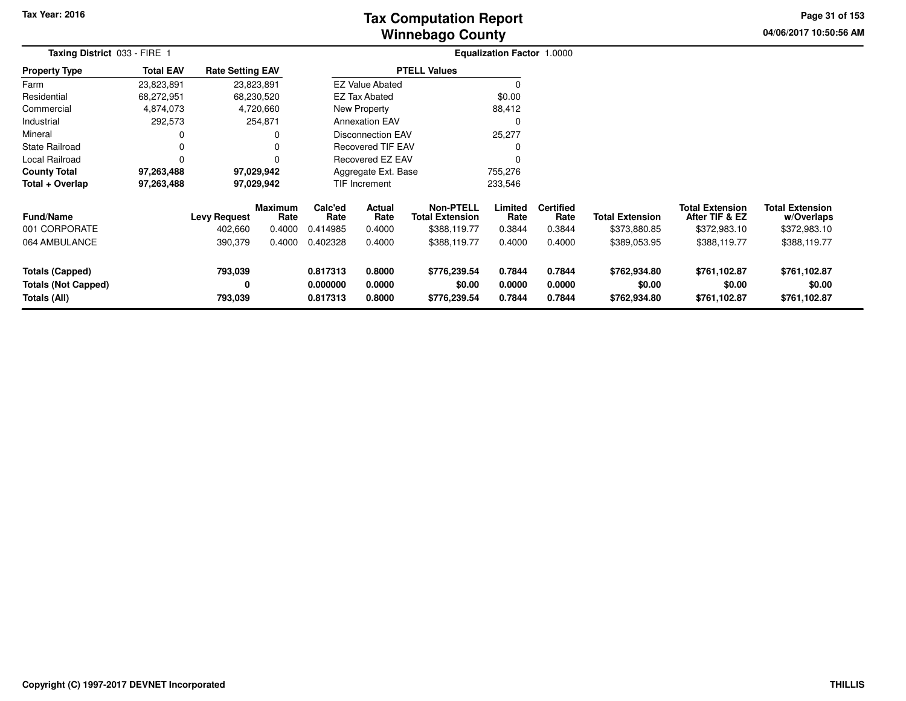Tax Year: 2016

# Tax Computation Report
## Winnebago County

04/06/2017 10:50:56 AM

**Taxing District** 033 - FIRE 1

**Equalization Factor** 1.0000

| Property Type | Total EAV | Rate Setting EAV |
|---|---|---|
| Farm | 23,823,891 | 23,823,891 |
| Residential | 68,272,951 | 68,230,520 |
| Commercial | 4,874,073 | 4,720,660 |
| Industrial | 292,573 | 254,871 |
| Mineral | 0 | 0 |
| State Railroad | 0 | 0 |
| Local Railroad | 0 | 0 |
| **County Total** | **97,263,488** | **97,029,942** |
| **Total + Overlap** | **97,263,488** | **97,029,942** |

| PTELL Values | |
|---|---|
| EZ Value Abated | 0 |
| EZ Tax Abated | $0.00 |
| New Property | 88,412 |
| Annexation EAV | 0 |
| Disconnection EAV | 25,277 |
| Recovered TIF EAV | 0 |
| Recovered EZ EAV | 0 |
| Aggregate Ext. Base | 755,276 |
| TIF Increment | 233,546 |

| Fund/Name | Levy Request | Maximum Rate | Calc'ed Rate | Actual Rate | Non-PTELL Total Extension | Limited Rate | Certified Rate | Total Extension | Total Extension After TIF & EZ | Total Extension w/Overlaps |
|---|---|---|---|---|---|---|---|---|---|---|
| 001 CORPORATE | 402,660 | 0.4000 | 0.414985 | 0.4000 | $388,119.77 | 0.3844 | 0.3844 | $373,880.85 | $372,983.10 | $372,983.10 |
| 064 AMBULANCE | 390,379 | 0.4000 | 0.402328 | 0.4000 | $388,119.77 | 0.4000 | 0.4000 | $389,053.95 | $388,119.77 | $388,119.77 |
| **Totals (Capped)** | **793,039** | | **0.817313** | **0.8000** | **$776,239.54** | **0.7844** | **0.7844** | **$762,934.80** | **$761,102.87** | **$761,102.87** |
| **Totals (Not Capped)** | **0** | | **0.000000** | **0.0000** | **$0.00** | **0.0000** | **0.0000** | **$0.00** | **$0.00** | **$0.00** |
| **Totals (All)** | **793,039** | | **0.817313** | **0.8000** | **$776,239.54** | **0.7844** | **0.7844** | **$762,934.80** | **$761,102.87** | **$761,102.87** |

Copyright (C) 1997-2017 DEVNET Incorporated

THILLIS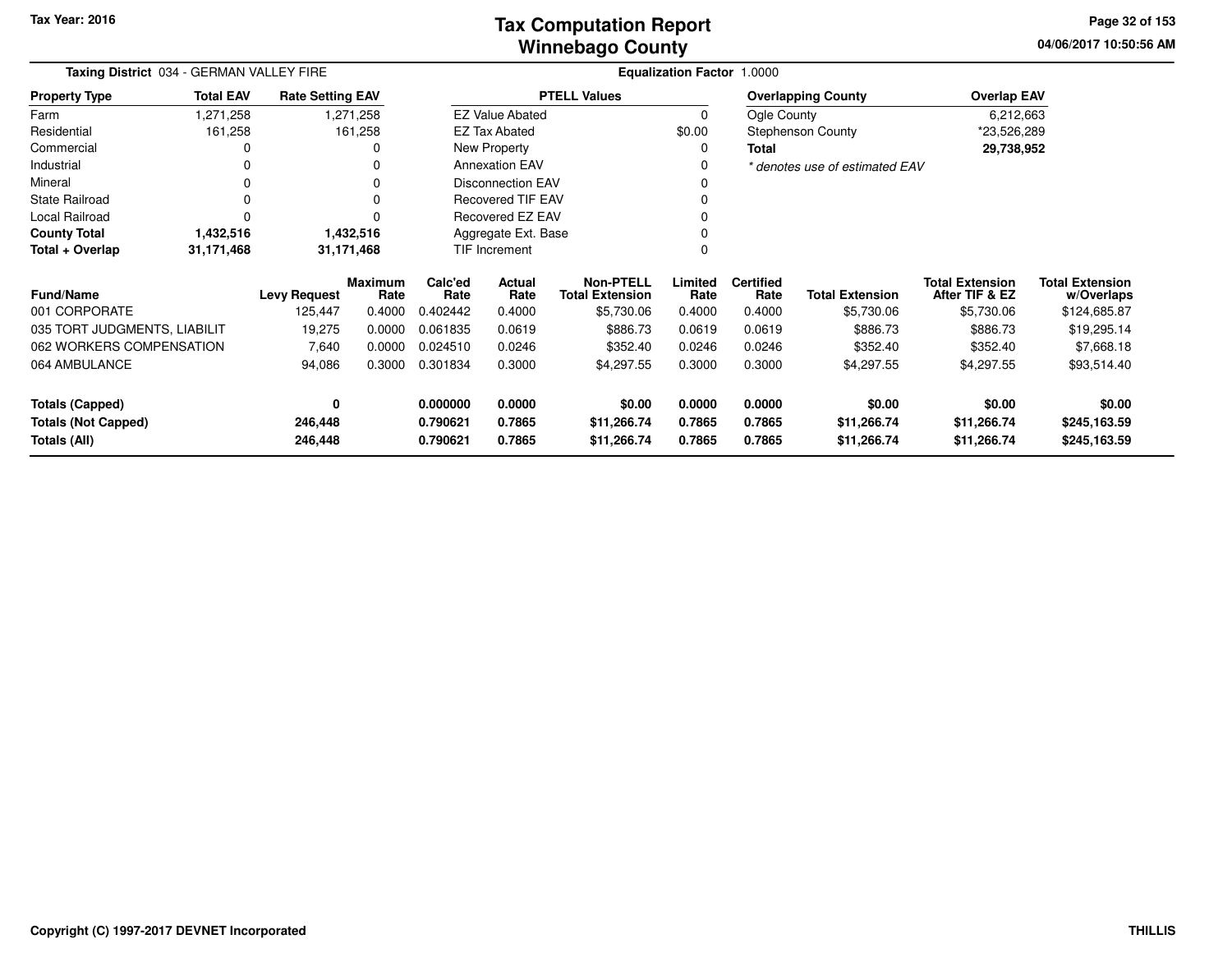# Tax Computation Report
## Winnebago County

Tax Year: 2016

04/06/2017 10:50:56 AM

**Taxing District** 034 - GERMAN VALLEY FIRE

**Equalization Factor** 1.0000

| Property Type | Total EAV | Rate Setting EAV |
|---|---|---|
| Farm | 1,271,258 | 1,271,258 |
| Residential | 161,258 | 161,258 |
| Commercial | 0 | 0 |
| Industrial | 0 | 0 |
| Mineral | 0 | 0 |
| State Railroad | 0 | 0 |
| Local Railroad | 0 | 0 |
| **County Total** | **1,432,516** | **1,432,516** |
| **Total + Overlap** | **31,171,468** | **31,171,468** |

| PTELL Values | |
|---|---|
| EZ Value Abated | 0 |
| EZ Tax Abated | $0.00 |
| New Property | 0 |
| Annexation EAV | 0 |
| Disconnection EAV | 0 |
| Recovered TIF EAV | 0 |
| Recovered EZ EAV | 0 |
| Aggregate Ext. Base | 0 |
| TIF Increment | 0 |

| Overlapping County | Overlap EAV |
|---|---|
| Ogle County | 6,212,663 |
| Stephenson County | *23,526,289 |
| **Total** | **29,738,952** |

*\* denotes use of estimated EAV*

| Fund/Name | Levy Request | Maximum Rate | Calc'ed Rate | Actual Rate | Non-PTELL Total Extension | Limited Rate | Certified Rate | Total Extension | Total Extension After TIF & EZ | Total Extension w/Overlaps |
|---|---|---|---|---|---|---|---|---|---|---|
| 001 CORPORATE | 125,447 | 0.4000 | 0.402442 | 0.4000 | $5,730.06 | 0.4000 | 0.4000 | $5,730.06 | $5,730.06 | $124,685.87 |
| 035 TORT JUDGMENTS, LIABILIT | 19,275 | 0.0000 | 0.061835 | 0.0619 | $886.73 | 0.0619 | 0.0619 | $886.73 | $886.73 | $19,295.14 |
| 062 WORKERS COMPENSATION | 7,640 | 0.0000 | 0.024510 | 0.0246 | $352.40 | 0.0246 | 0.0246 | $352.40 | $352.40 | $7,668.18 |
| 064 AMBULANCE | 94,086 | 0.3000 | 0.301834 | 0.3000 | $4,297.55 | 0.3000 | 0.3000 | $4,297.55 | $4,297.55 | $93,514.40 |
| **Totals (Capped)** | **0** | | **0.000000** | **0.0000** | **$0.00** | **0.0000** | **0.0000** | **$0.00** | **$0.00** | **$0.00** |
| **Totals (Not Capped)** | **246,448** | | **0.790621** | **0.7865** | **$11,266.74** | **0.7865** | **0.7865** | **$11,266.74** | **$11,266.74** | **$245,163.59** |
| **Totals (All)** | **246,448** | | **0.790621** | **0.7865** | **$11,266.74** | **0.7865** | **0.7865** | **$11,266.74** | **$11,266.74** | **$245,163.59** |

Copyright (C) 1997-2017 DEVNET Incorporated

THILLIS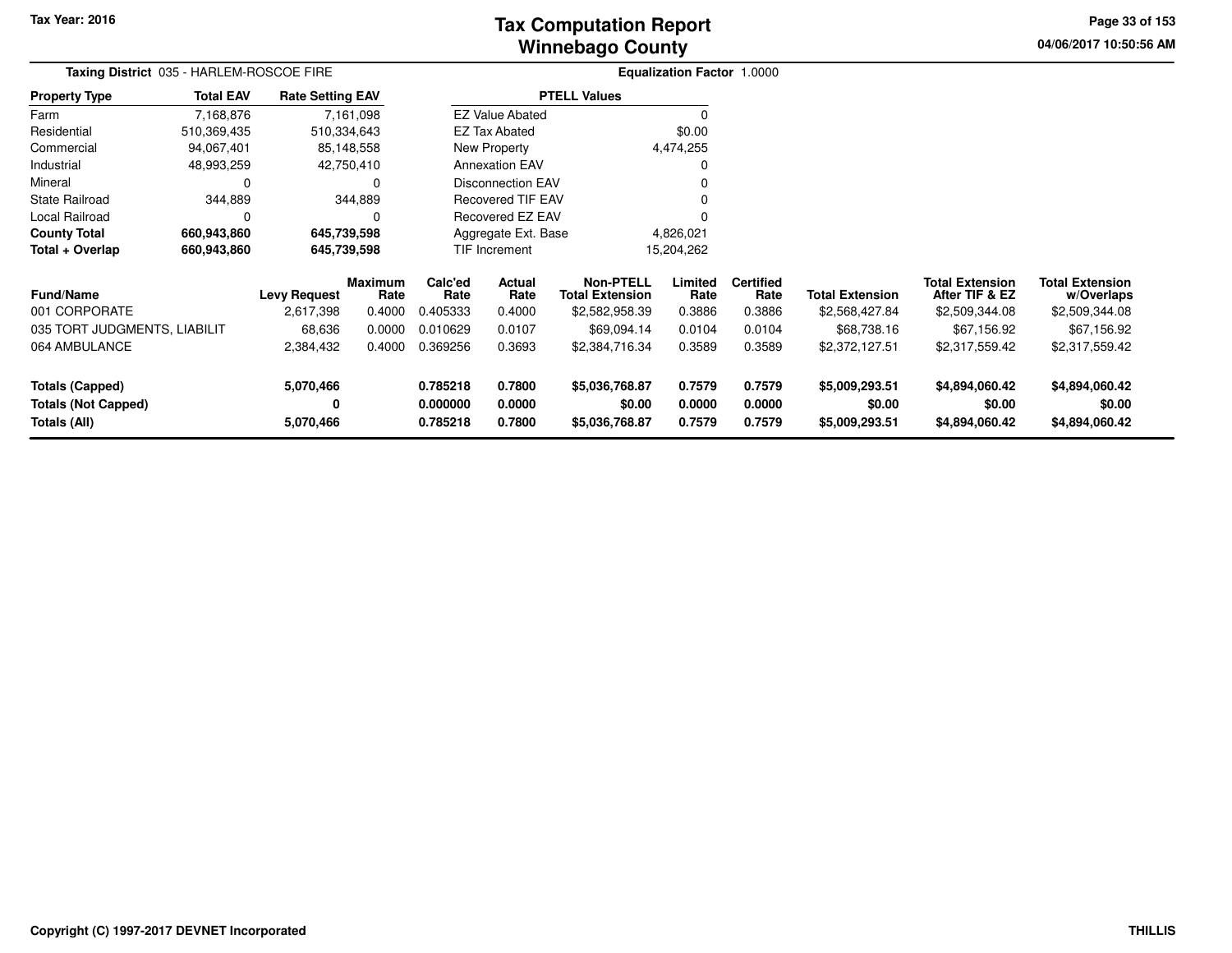Tax Year: 2016

# Tax Computation Report
## Winnebago County

**Taxing District** 035 - HARLEM-ROSCOE FIRE

**Equalization Factor** 1.0000

| Property Type | Total EAV | Rate Setting EAV |
|---|---|---|
| Farm | 7,168,876 | 7,161,098 |
| Residential | 510,369,435 | 510,334,643 |
| Commercial | 94,067,401 | 85,148,558 |
| Industrial | 48,993,259 | 42,750,410 |
| Mineral | 0 | 0 |
| State Railroad | 344,889 | 344,889 |
| Local Railroad | 0 | 0 |
| **County Total** | **660,943,860** | **645,739,598** |
| **Total + Overlap** | **660,943,860** | **645,739,598** |

| PTELL Values | |
|---|---|
| EZ Value Abated | 0 |
| EZ Tax Abated | $0.00 |
| New Property | 4,474,255 |
| Annexation EAV | 0 |
| Disconnection EAV | 0 |
| Recovered TIF EAV | 0 |
| Recovered EZ EAV | 0 |
| Aggregate Ext. Base | 4,826,021 |
| TIF Increment | 15,204,262 |

| Fund/Name | Levy Request | Maximum Rate | Calc'ed Rate | Actual Rate | Non-PTELL Total Extension | Limited Rate | Certified Rate | Total Extension | Total Extension After TIF & EZ | Total Extension w/Overlaps |
|---|---|---|---|---|---|---|---|---|---|---|
| 001 CORPORATE | 2,617,398 | 0.4000 | 0.405333 | 0.4000 | $2,582,958.39 | 0.3886 | 0.3886 | $2,568,427.84 | $2,509,344.08 | $2,509,344.08 |
| 035 TORT JUDGMENTS, LIABILIT | 68,636 | 0.0000 | 0.010629 | 0.0107 | $69,094.14 | 0.0104 | 0.0104 | $68,738.16 | $67,156.92 | $67,156.92 |
| 064 AMBULANCE | 2,384,432 | 0.4000 | 0.369256 | 0.3693 | $2,384,716.34 | 0.3589 | 0.3589 | $2,372,127.51 | $2,317,559.42 | $2,317,559.42 |
| **Totals (Capped)** | **5,070,466** | | **0.785218** | **0.7800** | **$5,036,768.87** | **0.7579** | **0.7579** | **$5,009,293.51** | **$4,894,060.42** | **$4,894,060.42** |
| **Totals (Not Capped)** | **0** | | **0.000000** | **0.0000** | **$0.00** | **0.0000** | **0.0000** | **$0.00** | **$0.00** | **$0.00** |
| **Totals (All)** | **5,070,466** | | **0.785218** | **0.7800** | **$5,036,768.87** | **0.7579** | **0.7579** | **$5,009,293.51** | **$4,894,060.42** | **$4,894,060.42** |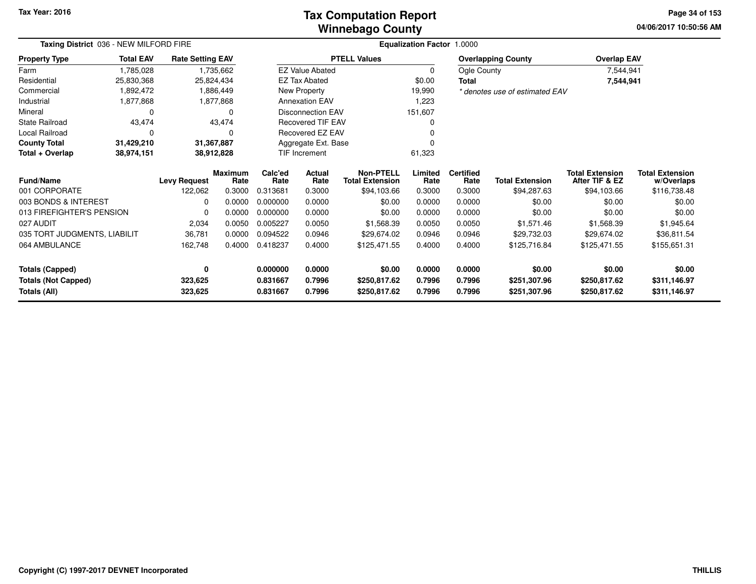# Tax Computation Report
## Winnebago County

Tax Year: 2016

04/06/2017 10:50:56 AM

**Taxing District** 036 - NEW MILFORD FIRE

**Equalization Factor** 1.0000

| Property Type | Total EAV | Rate Setting EAV |
|---|---|---|
| Farm | 1,785,028 | 1,735,662 |
| Residential | 25,830,368 | 25,824,434 |
| Commercial | 1,892,472 | 1,886,449 |
| Industrial | 1,877,868 | 1,877,868 |
| Mineral | 0 | 0 |
| State Railroad | 43,474 | 43,474 |
| Local Railroad | 0 | 0 |
| **County Total** | **31,429,210** | **31,367,887** |
| **Total + Overlap** | **38,974,151** | **38,912,828** |

| PTELL Values | |
|---|---|
| EZ Value Abated | 0 |
| EZ Tax Abated | $0.00 |
| New Property | 19,990 |
| Annexation EAV | 1,223 |
| Disconnection EAV | 151,607 |
| Recovered TIF EAV | 0 |
| Recovered EZ EAV | 0 |
| Aggregate Ext. Base | 0 |
| TIF Increment | 61,323 |

| Overlapping County | Overlap EAV |
|---|---|
| Ogle County | 7,544,941 |
| **Total** | **7,544,941** |

*\* denotes use of estimated EAV*

| Fund/Name | Levy Request | Maximum Rate | Calc'ed Rate | Actual Rate | Non-PTELL Total Extension | Limited Rate | Certified Rate | Total Extension | Total Extension After TIF & EZ | Total Extension w/Overlaps |
|---|---|---|---|---|---|---|---|---|---|---|
| 001 CORPORATE | 122,062 | 0.3000 | 0.313681 | 0.3000 | $94,103.66 | 0.3000 | 0.3000 | $94,287.63 | $94,103.66 | $116,738.48 |
| 003 BONDS & INTEREST | 0 | 0.0000 | 0.000000 | 0.0000 | $0.00 | 0.0000 | 0.0000 | $0.00 | $0.00 | $0.00 |
| 013 FIREFIGHTER'S PENSION | 0 | 0.0000 | 0.000000 | 0.0000 | $0.00 | 0.0000 | 0.0000 | $0.00 | $0.00 | $0.00 |
| 027 AUDIT | 2,034 | 0.0050 | 0.005227 | 0.0050 | $1,568.39 | 0.0050 | 0.0050 | $1,571.46 | $1,568.39 | $1,945.64 |
| 035 TORT JUDGMENTS, LIABILIT | 36,781 | 0.0000 | 0.094522 | 0.0946 | $29,674.02 | 0.0946 | 0.0946 | $29,732.03 | $29,674.02 | $36,811.54 |
| 064 AMBULANCE | 162,748 | 0.4000 | 0.418237 | 0.4000 | $125,471.55 | 0.4000 | 0.4000 | $125,716.84 | $125,471.55 | $155,651.31 |
| **Totals (Capped)** | **0** | | **0.000000** | **0.0000** | **$0.00** | **0.0000** | **0.0000** | **$0.00** | **$0.00** | **$0.00** |
| **Totals (Not Capped)** | **323,625** | | **0.831667** | **0.7996** | **$250,817.62** | **0.7996** | **0.7996** | **$251,307.96** | **$250,817.62** | **$311,146.97** |
| **Totals (All)** | **323,625** | | **0.831667** | **0.7996** | **$250,817.62** | **0.7996** | **0.7996** | **$251,307.96** | **$250,817.62** | **$311,146.97** |

Copyright (C) 1997-2017 DEVNET Incorporated

THILLIS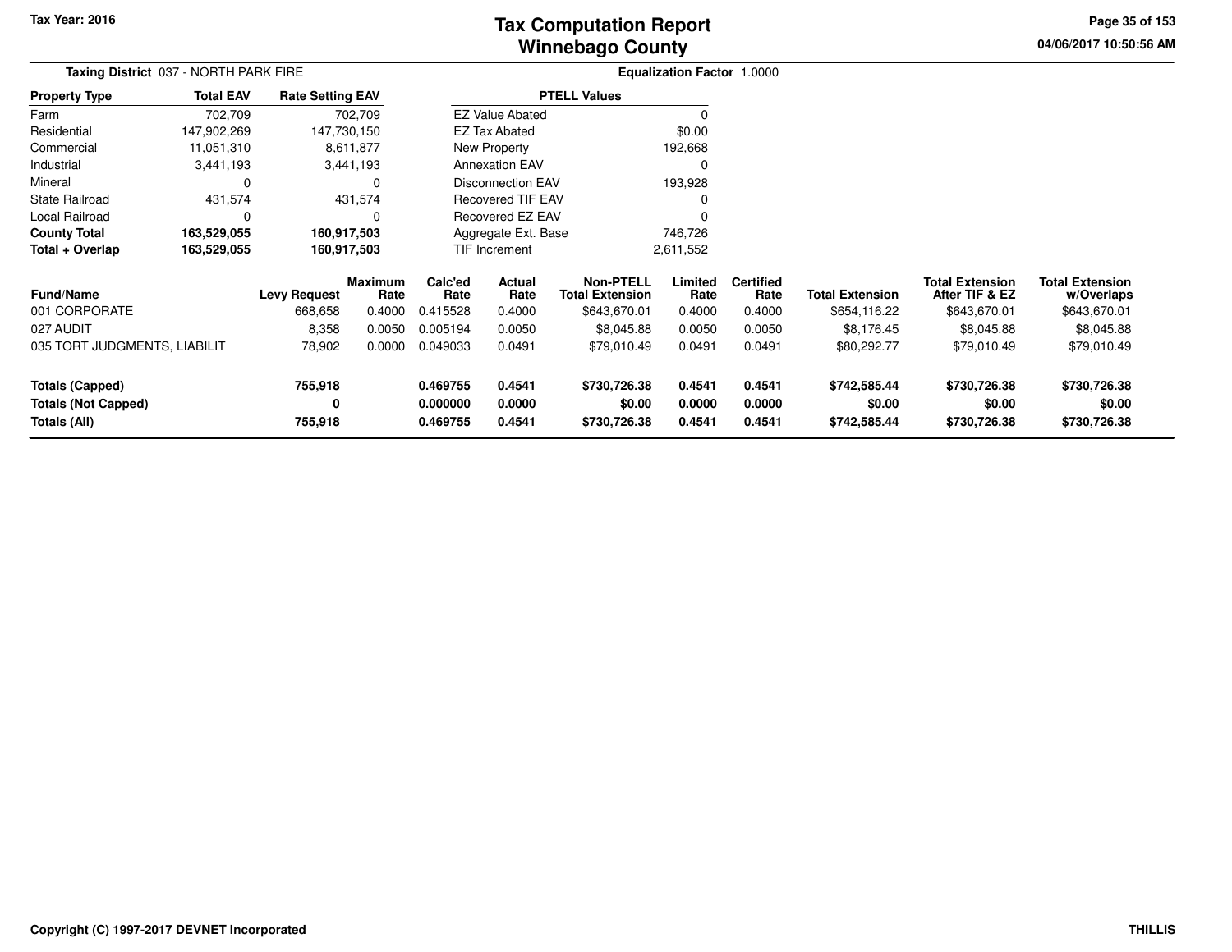# Tax Computation Report
## Winnebago County

Tax Year: 2016

**Taxing District** 037 - NORTH PARK FIRE

**Equalization Factor** 1.0000

| Property Type | Total EAV | Rate Setting EAV |
|---|---|---|
| Farm | 702,709 | 702,709 |
| Residential | 147,902,269 | 147,730,150 |
| Commercial | 11,051,310 | 8,611,877 |
| Industrial | 3,441,193 | 3,441,193 |
| Mineral | 0 | 0 |
| State Railroad | 431,574 | 431,574 |
| Local Railroad | 0 | 0 |
| **County Total** | **163,529,055** | **160,917,503** |
| **Total + Overlap** | **163,529,055** | **160,917,503** |

| PTELL Values | |
|---|---|
| EZ Value Abated | 0 |
| EZ Tax Abated | $0.00 |
| New Property | 192,668 |
| Annexation EAV | 0 |
| Disconnection EAV | 193,928 |
| Recovered TIF EAV | 0 |
| Recovered EZ EAV | 0 |
| Aggregate Ext. Base | 746,726 |
| TIF Increment | 2,611,552 |

| Fund/Name | Levy Request | Maximum Rate | Calc'ed Rate | Actual Rate | Non-PTELL Total Extension | Limited Rate | Certified Rate | Total Extension | Total Extension After TIF & EZ | Total Extension w/Overlaps |
|---|---|---|---|---|---|---|---|---|---|---|
| 001 CORPORATE | 668,658 | 0.4000 | 0.415528 | 0.4000 | $643,670.01 | 0.4000 | 0.4000 | $654,116.22 | $643,670.01 | $643,670.01 |
| 027 AUDIT | 8,358 | 0.0050 | 0.005194 | 0.0050 | $8,045.88 | 0.0050 | 0.0050 | $8,176.45 | $8,045.88 | $8,045.88 |
| 035 TORT JUDGMENTS, LIABILIT | 78,902 | 0.0000 | 0.049033 | 0.0491 | $79,010.49 | 0.0491 | 0.0491 | $80,292.77 | $79,010.49 | $79,010.49 |
| **Totals (Capped)** | **755,918** | | **0.469755** | **0.4541** | **$730,726.38** | **0.4541** | **0.4541** | **$742,585.44** | **$730,726.38** | **$730,726.38** |
| **Totals (Not Capped)** | **0** | | **0.000000** | **0.0000** | **$0.00** | **0.0000** | **0.0000** | **$0.00** | **$0.00** | **$0.00** |
| **Totals (All)** | **755,918** | | **0.469755** | **0.4541** | **$730,726.38** | **0.4541** | **0.4541** | **$742,585.44** | **$730,726.38** | **$730,726.38** |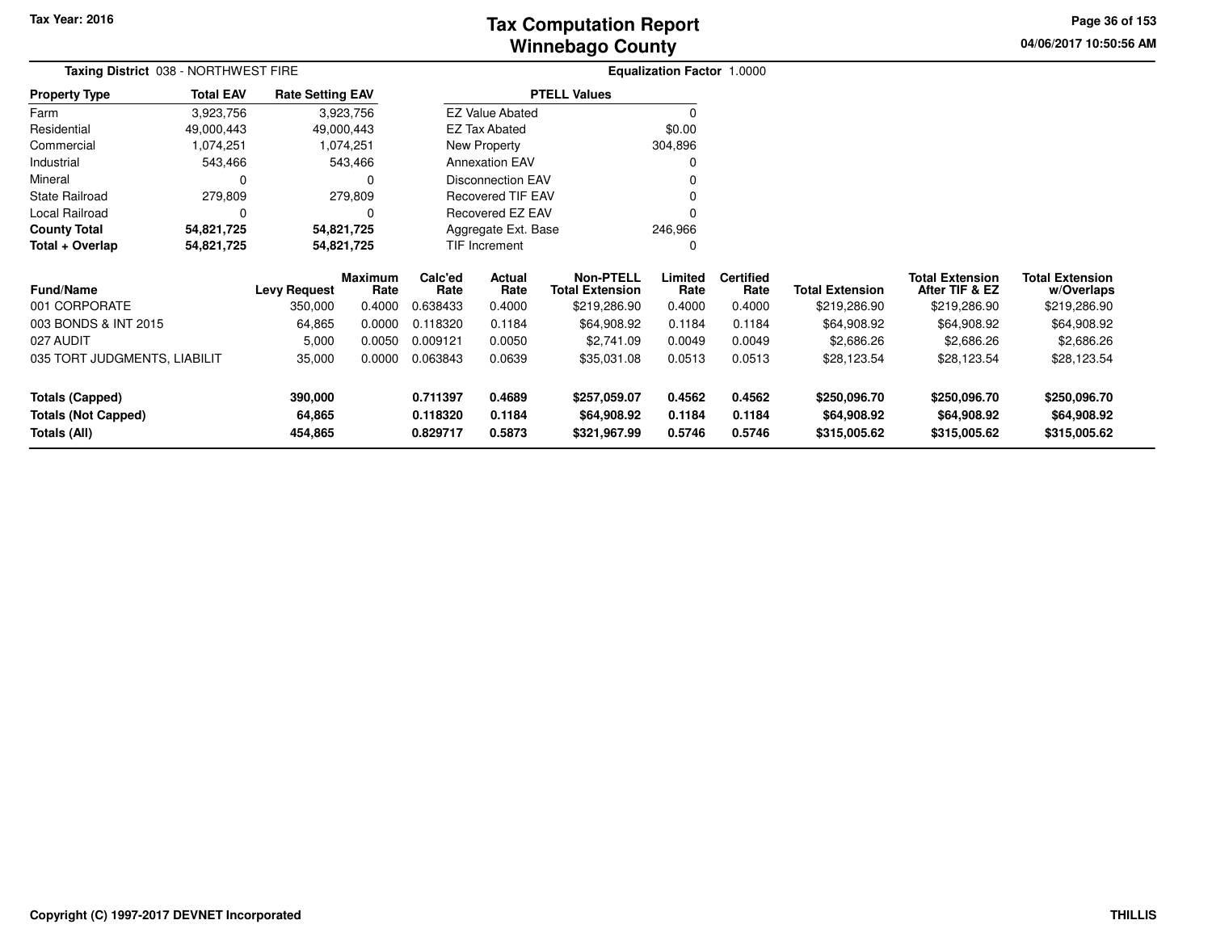# Tax Computation Report
## Winnebago County

Tax Year: 2016

04/06/2017 10:50:56 AM

**Taxing District** 038 - NORTHWEST FIRE

**Equalization Factor** 1.0000

| Property Type | Total EAV | Rate Setting EAV |
|---|---|---|
| Farm | 3,923,756 | 3,923,756 |
| Residential | 49,000,443 | 49,000,443 |
| Commercial | 1,074,251 | 1,074,251 |
| Industrial | 543,466 | 543,466 |
| Mineral | 0 | 0 |
| State Railroad | 279,809 | 279,809 |
| Local Railroad | 0 | 0 |
| **County Total** | **54,821,725** | **54,821,725** |
| **Total + Overlap** | **54,821,725** | **54,821,725** |

| PTELL Values | |
|---|---|
| EZ Value Abated | 0 |
| EZ Tax Abated | $0.00 |
| New Property | 304,896 |
| Annexation EAV | 0 |
| Disconnection EAV | 0 |
| Recovered TIF EAV | 0 |
| Recovered EZ EAV | 0 |
| Aggregate Ext. Base | 246,966 |
| TIF Increment | 0 |

| Fund/Name | Levy Request | Maximum Rate | Calc'ed Rate | Actual Rate | Non-PTELL Total Extension | Limited Rate | Certified Rate | Total Extension | Total Extension After TIF & EZ | Total Extension w/Overlaps |
|---|---|---|---|---|---|---|---|---|---|---|
| 001 CORPORATE | 350,000 | 0.4000 | 0.638433 | 0.4000 | $219,286.90 | 0.4000 | 0.4000 | $219,286.90 | $219,286.90 | $219,286.90 |
| 003 BONDS & INT 2015 | 64,865 | 0.0000 | 0.118320 | 0.1184 | $64,908.92 | 0.1184 | 0.1184 | $64,908.92 | $64,908.92 | $64,908.92 |
| 027 AUDIT | 5,000 | 0.0050 | 0.009121 | 0.0050 | $2,741.09 | 0.0049 | 0.0049 | $2,686.26 | $2,686.26 | $2,686.26 |
| 035 TORT JUDGMENTS, LIABILIT | 35,000 | 0.0000 | 0.063843 | 0.0639 | $35,031.08 | 0.0513 | 0.0513 | $28,123.54 | $28,123.54 | $28,123.54 |
| **Totals (Capped)** | **390,000** | | **0.711397** | **0.4689** | **$257,059.07** | **0.4562** | **0.4562** | **$250,096.70** | **$250,096.70** | **$250,096.70** |
| **Totals (Not Capped)** | **64,865** | | **0.118320** | **0.1184** | **$64,908.92** | **0.1184** | **0.1184** | **$64,908.92** | **$64,908.92** | **$64,908.92** |
| **Totals (All)** | **454,865** | | **0.829717** | **0.5873** | **$321,967.99** | **0.5746** | **0.5746** | **$315,005.62** | **$315,005.62** | **$315,005.62** |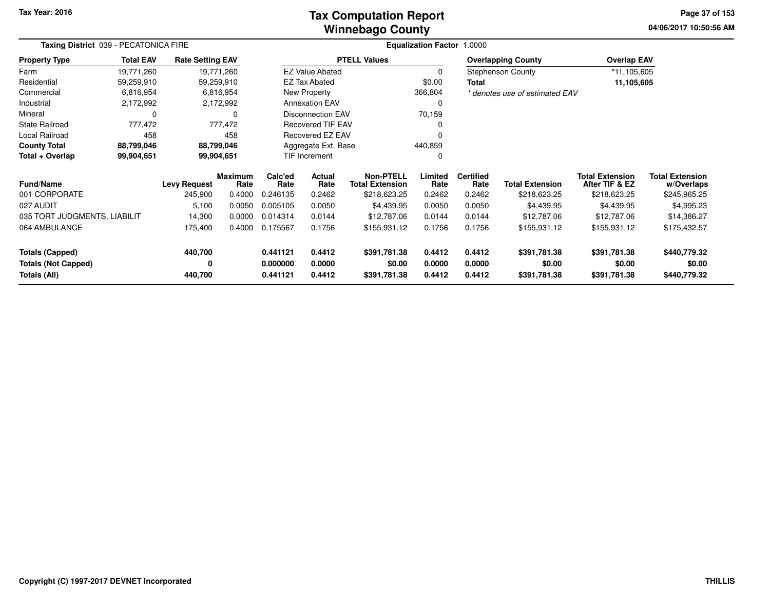# Tax Computation Report
# Winnebago County

Tax Year: 2016

04/06/2017 10:50:56 AM

**Taxing District** 039 - PECATONICA FIRE

**Equalization Factor** 1.0000

| Property Type | Total EAV | Rate Setting EAV |
|---|---|---|
| Farm | 19,771,260 | 19,771,260 |
| Residential | 59,259,910 | 59,259,910 |
| Commercial | 6,816,954 | 6,816,954 |
| Industrial | 2,172,992 | 2,172,992 |
| Mineral | 0 | 0 |
| State Railroad | 777,472 | 777,472 |
| Local Railroad | 458 | 458 |
| **County Total** | **88,799,046** | **88,799,046** |
| **Total + Overlap** | **99,904,651** | **99,904,651** |

| PTELL Values | |
|---|---|
| EZ Value Abated | 0 |
| EZ Tax Abated | $0.00 |
| New Property | 366,804 |
| Annexation EAV | 0 |
| Disconnection EAV | 70,159 |
| Recovered TIF EAV | 0 |
| Recovered EZ EAV | 0 |
| Aggregate Ext. Base | 440,859 |
| TIF Increment | 0 |

| Overlapping County | Overlap EAV |
|---|---|
| Stephenson County | *11,105,605 |
| **Total** | **11,105,605** |

*\* denotes use of estimated EAV*

| Fund/Name | Levy Request | Maximum Rate | Calc'ed Rate | Actual Rate | Non-PTELL Total Extension | Limited Rate | Certified Rate | Total Extension | Total Extension After TIF & EZ | Total Extension w/Overlaps |
|---|---|---|---|---|---|---|---|---|---|---|
| 001 CORPORATE | 245,900 | 0.4000 | 0.246135 | 0.2462 | $218,623.25 | 0.2462 | 0.2462 | $218,623.25 | $218,623.25 | $245,965.25 |
| 027 AUDIT | 5,100 | 0.0050 | 0.005105 | 0.0050 | $4,439.95 | 0.0050 | 0.0050 | $4,439.95 | $4,439.95 | $4,995.23 |
| 035 TORT JUDGMENTS, LIABILIT | 14,300 | 0.0000 | 0.014314 | 0.0144 | $12,787.06 | 0.0144 | 0.0144 | $12,787.06 | $12,787.06 | $14,386.27 |
| 064 AMBULANCE | 175,400 | 0.4000 | 0.175567 | 0.1756 | $155,931.12 | 0.1756 | 0.1756 | $155,931.12 | $155,931.12 | $175,432.57 |
| **Totals (Capped)** | **440,700** | | **0.441121** | **0.4412** | **$391,781.38** | **0.4412** | **0.4412** | **$391,781.38** | **$391,781.38** | **$440,779.32** |
| **Totals (Not Capped)** | **0** | | **0.000000** | **0.0000** | **$0.00** | **0.0000** | **0.0000** | **$0.00** | **$0.00** | **$0.00** |
| **Totals (All)** | **440,700** | | **0.441121** | **0.4412** | **$391,781.38** | **0.4412** | **0.4412** | **$391,781.38** | **$391,781.38** | **$440,779.32** |

Copyright (C) 1997-2017 DEVNET Incorporated

THILLIS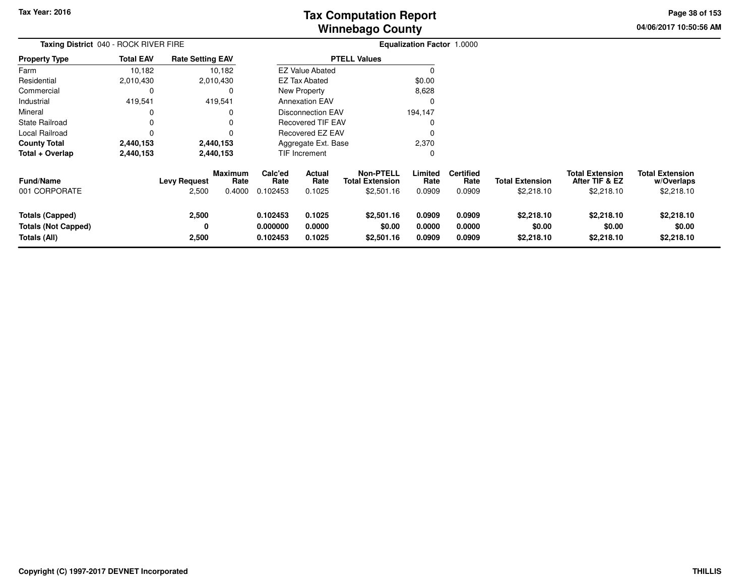# Tax Computation Report
## Winnebago County

Tax Year: 2016

04/06/2017 10:50:56 AM

**Taxing District** 040 - ROCK RIVER FIRE

**Equalization Factor** 1.0000

| Property Type | Total EAV | Rate Setting EAV |
|---|---|---|
| Farm | 10,182 | 10,182 |
| Residential | 2,010,430 | 2,010,430 |
| Commercial | 0 | 0 |
| Industrial | 419,541 | 419,541 |
| Mineral | 0 | 0 |
| State Railroad | 0 | 0 |
| Local Railroad | 0 | 0 |
| **County Total** | **2,440,153** | **2,440,153** |
| **Total + Overlap** | **2,440,153** | **2,440,153** |

| PTELL Values | |
|---|---|
| EZ Value Abated | 0 |
| EZ Tax Abated | $0.00 |
| New Property | 8,628 |
| Annexation EAV | 0 |
| Disconnection EAV | 194,147 |
| Recovered TIF EAV | 0 |
| Recovered EZ EAV | 0 |
| Aggregate Ext. Base | 2,370 |
| TIF Increment | 0 |

| Fund/Name | Levy Request | Maximum Rate | Calc'ed Rate | Actual Rate | Non-PTELL Total Extension | Limited Rate | Certified Rate | Total Extension | Total Extension After TIF & EZ | Total Extension w/Overlaps |
|---|---|---|---|---|---|---|---|---|---|---|
| 001 CORPORATE | 2,500 | 0.4000 | 0.102453 | 0.1025 | $2,501.16 | 0.0909 | 0.0909 | $2,218.10 | $2,218.10 | $2,218.10 |
| **Totals (Capped)** | **2,500** | | **0.102453** | **0.1025** | **$2,501.16** | **0.0909** | **0.0909** | **$2,218.10** | **$2,218.10** | **$2,218.10** |
| **Totals (Not Capped)** | **0** | | **0.000000** | **0.0000** | **$0.00** | **0.0000** | **0.0000** | **$0.00** | **$0.00** | **$0.00** |
| **Totals (All)** | **2,500** | | **0.102453** | **0.1025** | **$2,501.16** | **0.0909** | **0.0909** | **$2,218.10** | **$2,218.10** | **$2,218.10** |

Copyright (C) 1997-2017 DEVNET Incorporated

THILLIS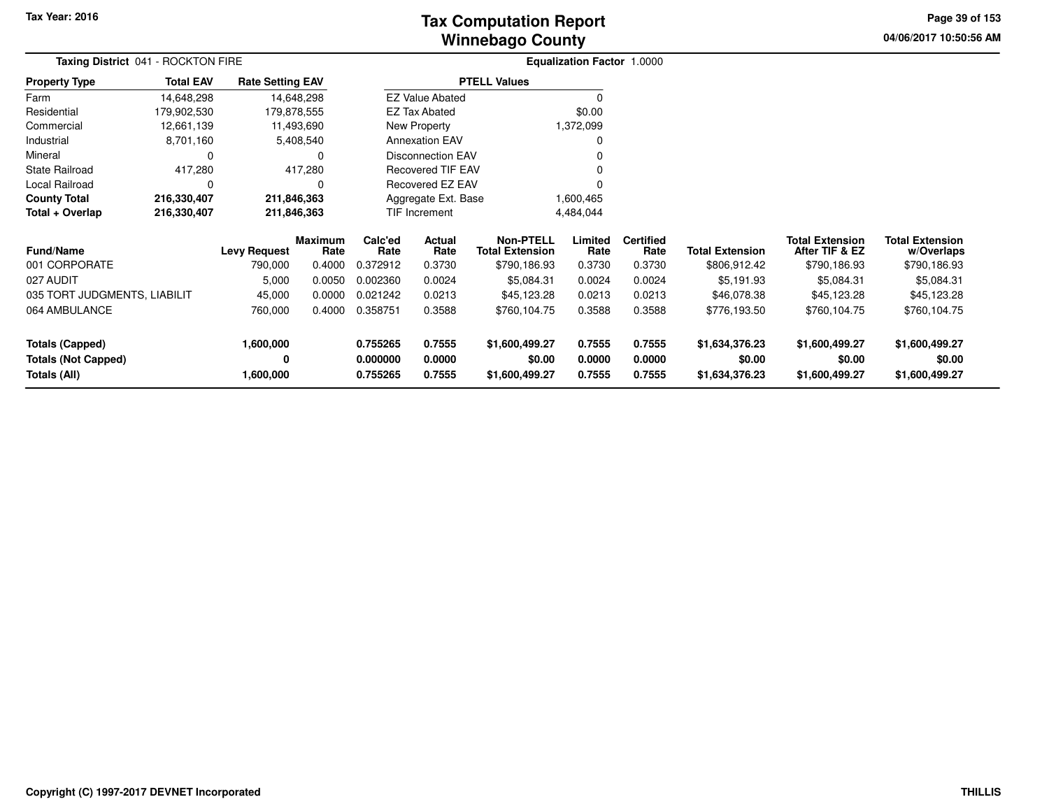# Tax Computation Report
## Winnebago County

Tax Year: 2016

04/06/2017 10:50:56 AM

**Taxing District** 041 - ROCKTON FIRE

**Equalization Factor** 1.0000

| Property Type | Total EAV | Rate Setting EAV |
|---|---|---|
| Farm | 14,648,298 | 14,648,298 |
| Residential | 179,902,530 | 179,878,555 |
| Commercial | 12,661,139 | 11,493,690 |
| Industrial | 8,701,160 | 5,408,540 |
| Mineral | 0 | 0 |
| State Railroad | 417,280 | 417,280 |
| Local Railroad | 0 | 0 |
| **County Total** | **216,330,407** | **211,846,363** |
| **Total + Overlap** | **216,330,407** | **211,846,363** |

| PTELL Values | |
|---|---|
| EZ Value Abated | 0 |
| EZ Tax Abated | $0.00 |
| New Property | 1,372,099 |
| Annexation EAV | 0 |
| Disconnection EAV | 0 |
| Recovered TIF EAV | 0 |
| Recovered EZ EAV | 0 |
| Aggregate Ext. Base | 1,600,465 |
| TIF Increment | 4,484,044 |

| Fund/Name | Levy Request | Maximum Rate | Calc'ed Rate | Actual Rate | Non-PTELL Total Extension | Limited Rate | Certified Rate | Total Extension | Total Extension After TIF & EZ | Total Extension w/Overlaps |
|---|---|---|---|---|---|---|---|---|---|---|
| 001 CORPORATE | 790,000 | 0.4000 | 0.372912 | 0.3730 | $790,186.93 | 0.3730 | 0.3730 | $806,912.42 | $790,186.93 | $790,186.93 |
| 027 AUDIT | 5,000 | 0.0050 | 0.002360 | 0.0024 | $5,084.31 | 0.0024 | 0.0024 | $5,191.93 | $5,084.31 | $5,084.31 |
| 035 TORT JUDGMENTS, LIABILIT | 45,000 | 0.0000 | 0.021242 | 0.0213 | $45,123.28 | 0.0213 | 0.0213 | $46,078.38 | $45,123.28 | $45,123.28 |
| 064 AMBULANCE | 760,000 | 0.4000 | 0.358751 | 0.3588 | $760,104.75 | 0.3588 | 0.3588 | $776,193.50 | $760,104.75 | $760,104.75 |
| **Totals (Capped)** | **1,600,000** | | **0.755265** | **0.7555** | **$1,600,499.27** | **0.7555** | **0.7555** | **$1,634,376.23** | **$1,600,499.27** | **$1,600,499.27** |
| **Totals (Not Capped)** | **0** | | **0.000000** | **0.0000** | **$0.00** | **0.0000** | **0.0000** | **$0.00** | **$0.00** | **$0.00** |
| **Totals (All)** | **1,600,000** | | **0.755265** | **0.7555** | **$1,600,499.27** | **0.7555** | **0.7555** | **$1,634,376.23** | **$1,600,499.27** | **$1,600,499.27** |

Copyright (C) 1997-2017 DEVNET Incorporated

THILLIS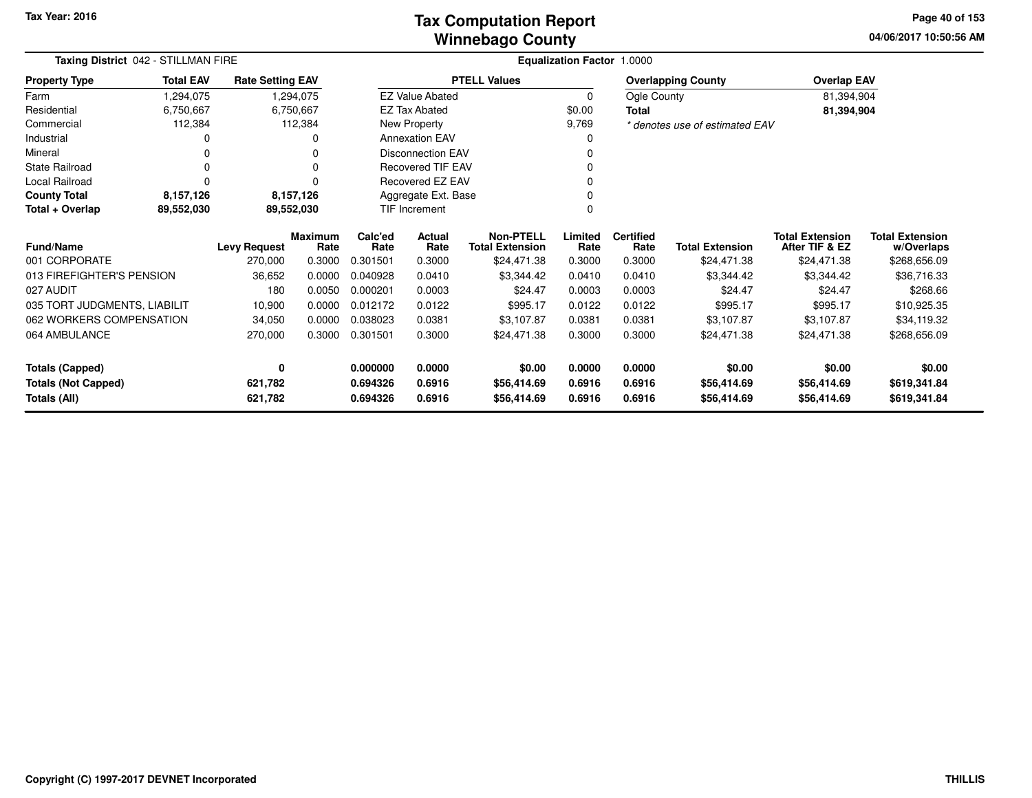Tax Year: 2016

# Tax Computation Report
## Winnebago County

04/06/2017 10:50:56 AM

**Taxing District** 042 - STILLMAN FIRE

**Equalization Factor** 1.0000

| Property Type | Total EAV | Rate Setting EAV |
|---|---|---|
| Farm | 1,294,075 | 1,294,075 |
| Residential | 6,750,667 | 6,750,667 |
| Commercial | 112,384 | 112,384 |
| Industrial | 0 | 0 |
| Mineral | 0 | 0 |
| State Railroad | 0 | 0 |
| Local Railroad | 0 | 0 |
| **County Total** | **8,157,126** | **8,157,126** |
| **Total + Overlap** | **89,552,030** | **89,552,030** |

| PTELL Values | |
|---|---|
| EZ Value Abated | 0 |
| EZ Tax Abated | $0.00 |
| New Property | 9,769 |
| Annexation EAV | 0 |
| Disconnection EAV | 0 |
| Recovered TIF EAV | 0 |
| Recovered EZ EAV | 0 |
| Aggregate Ext. Base | 0 |
| TIF Increment | 0 |

| Overlapping County | Overlap EAV |
|---|---|
| Ogle County | 81,394,904 |
| **Total** | **81,394,904** |

*\* denotes use of estimated EAV*

| Fund/Name | Levy Request | Maximum Rate | Calc'ed Rate | Actual Rate | Non-PTELL Total Extension | Limited Rate | Certified Rate | Total Extension | Total Extension After TIF & EZ | Total Extension w/Overlaps |
|---|---|---|---|---|---|---|---|---|---|---|
| 001 CORPORATE | 270,000 | 0.3000 | 0.301501 | 0.3000 | $24,471.38 | 0.3000 | 0.3000 | $24,471.38 | $24,471.38 | $268,656.09 |
| 013 FIREFIGHTER'S PENSION | 36,652 | 0.0000 | 0.040928 | 0.0410 | $3,344.42 | 0.0410 | 0.0410 | $3,344.42 | $3,344.42 | $36,716.33 |
| 027 AUDIT | 180 | 0.0050 | 0.000201 | 0.0003 | $24.47 | 0.0003 | 0.0003 | $24.47 | $24.47 | $268.66 |
| 035 TORT JUDGMENTS, LIABILIT | 10,900 | 0.0000 | 0.012172 | 0.0122 | $995.17 | 0.0122 | 0.0122 | $995.17 | $995.17 | $10,925.35 |
| 062 WORKERS COMPENSATION | 34,050 | 0.0000 | 0.038023 | 0.0381 | $3,107.87 | 0.0381 | 0.0381 | $3,107.87 | $3,107.87 | $34,119.32 |
| 064 AMBULANCE | 270,000 | 0.3000 | 0.301501 | 0.3000 | $24,471.38 | 0.3000 | 0.3000 | $24,471.38 | $24,471.38 | $268,656.09 |
| **Totals (Capped)** | **0** | | **0.000000** | **0.0000** | **$0.00** | **0.0000** | **0.0000** | **$0.00** | **$0.00** | **$0.00** |
| **Totals (Not Capped)** | **621,782** | | **0.694326** | **0.6916** | **$56,414.69** | **0.6916** | **0.6916** | **$56,414.69** | **$56,414.69** | **$619,341.84** |
| **Totals (All)** | **621,782** | | **0.694326** | **0.6916** | **$56,414.69** | **0.6916** | **0.6916** | **$56,414.69** | **$56,414.69** | **$619,341.84** |

Copyright (C) 1997-2017 DEVNET Incorporated

THILLIS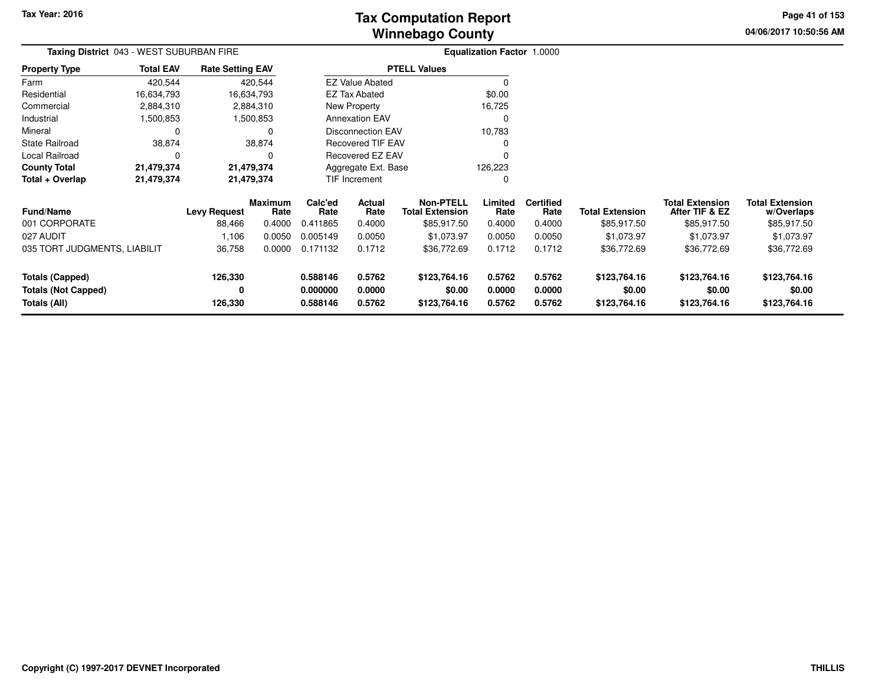Tax Year: 2016

# Tax Computation Report
## Winnebago County

04/06/2017 10:50:56 AM

**Taxing District** 043 - WEST SUBURBAN FIRE

**Equalization Factor** 1.0000

| Property Type | Total EAV | Rate Setting EAV |
|---|---|---|
| Farm | 420,544 | 420,544 |
| Residential | 16,634,793 | 16,634,793 |
| Commercial | 2,884,310 | 2,884,310 |
| Industrial | 1,500,853 | 1,500,853 |
| Mineral | 0 | 0 |
| State Railroad | 38,874 | 38,874 |
| Local Railroad | 0 | 0 |
| **County Total** | **21,479,374** | **21,479,374** |
| **Total + Overlap** | **21,479,374** | **21,479,374** |

| PTELL Values | |
|---|---|
| EZ Value Abated | 0 |
| EZ Tax Abated | $0.00 |
| New Property | 16,725 |
| Annexation EAV | 0 |
| Disconnection EAV | 10,783 |
| Recovered TIF EAV | 0 |
| Recovered EZ EAV | 0 |
| Aggregate Ext. Base | 126,223 |
| TIF Increment | 0 |

| Fund/Name | Levy Request | Maximum Rate | Calc'ed Rate | Actual Rate | Non-PTELL Total Extension | Limited Rate | Certified Rate | Total Extension | Total Extension After TIF & EZ | Total Extension w/Overlaps |
|---|---|---|---|---|---|---|---|---|---|---|
| 001 CORPORATE | 88,466 | 0.4000 | 0.411865 | 0.4000 | $85,917.50 | 0.4000 | 0.4000 | $85,917.50 | $85,917.50 | $85,917.50 |
| 027 AUDIT | 1,106 | 0.0050 | 0.005149 | 0.0050 | $1,073.97 | 0.0050 | 0.0050 | $1,073.97 | $1,073.97 | $1,073.97 |
| 035 TORT JUDGMENTS, LIABILIT | 36,758 | 0.0000 | 0.171132 | 0.1712 | $36,772.69 | 0.1712 | 0.1712 | $36,772.69 | $36,772.69 | $36,772.69 |
| **Totals (Capped)** | **126,330** | | **0.588146** | **0.5762** | **$123,764.16** | **0.5762** | **0.5762** | **$123,764.16** | **$123,764.16** | **$123,764.16** |
| **Totals (Not Capped)** | **0** | | **0.000000** | **0.0000** | **$0.00** | **0.0000** | **0.0000** | **$0.00** | **$0.00** | **$0.00** |
| **Totals (All)** | **126,330** | | **0.588146** | **0.5762** | **$123,764.16** | **0.5762** | **0.5762** | **$123,764.16** | **$123,764.16** | **$123,764.16** |

Copyright (C) 1997-2017 DEVNET Incorporated

THILLIS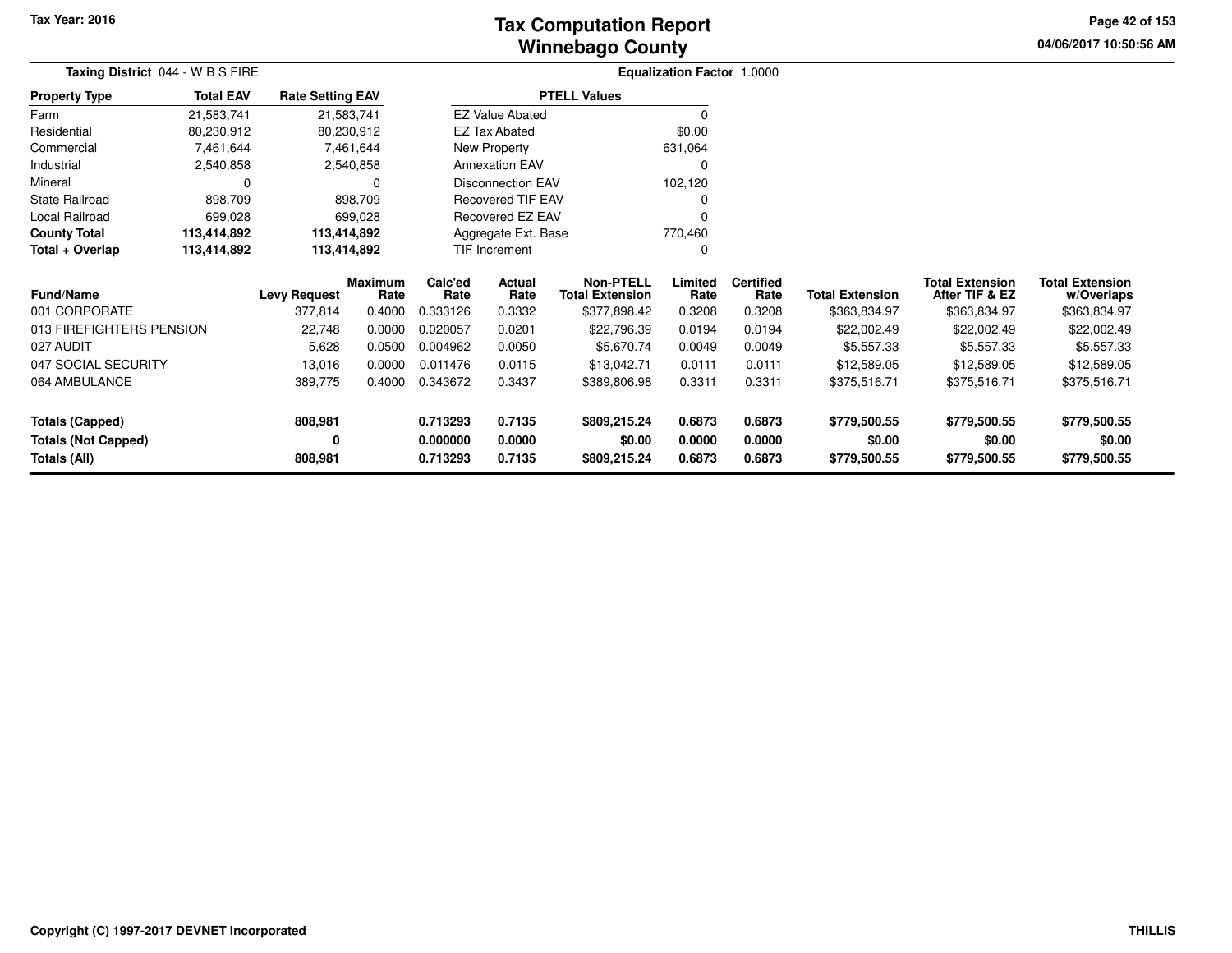# Tax Computation Report
## Winnebago County

Tax Year: 2016

04/06/2017 10:50:56 AM

**Taxing District** 044 - W B S FIRE

**Equalization Factor** 1.0000

| Property Type | Total EAV | Rate Setting EAV |
|---|---|---|
| Farm | 21,583,741 | 21,583,741 |
| Residential | 80,230,912 | 80,230,912 |
| Commercial | 7,461,644 | 7,461,644 |
| Industrial | 2,540,858 | 2,540,858 |
| Mineral | 0 | 0 |
| State Railroad | 898,709 | 898,709 |
| Local Railroad | 699,028 | 699,028 |
| **County Total** | **113,414,892** | **113,414,892** |
| **Total + Overlap** | **113,414,892** | **113,414,892** |

| PTELL Values | |
|---|---|
| EZ Value Abated | 0 |
| EZ Tax Abated | $0.00 |
| New Property | 631,064 |
| Annexation EAV | 0 |
| Disconnection EAV | 102,120 |
| Recovered TIF EAV | 0 |
| Recovered EZ EAV | 0 |
| Aggregate Ext. Base | 770,460 |
| TIF Increment | 0 |

| Fund/Name | Levy Request | Maximum Rate | Calc'ed Rate | Actual Rate | Non-PTELL Total Extension | Limited Rate | Certified Rate | Total Extension | Total Extension After TIF & EZ | Total Extension w/Overlaps |
|---|---|---|---|---|---|---|---|---|---|---|
| 001 CORPORATE | 377,814 | 0.4000 | 0.333126 | 0.3332 | $377,898.42 | 0.3208 | 0.3208 | $363,834.97 | $363,834.97 | $363,834.97 |
| 013 FIREFIGHTERS PENSION | 22,748 | 0.0000 | 0.020057 | 0.0201 | $22,796.39 | 0.0194 | 0.0194 | $22,002.49 | $22,002.49 | $22,002.49 |
| 027 AUDIT | 5,628 | 0.0500 | 0.004962 | 0.0050 | $5,670.74 | 0.0049 | 0.0049 | $5,557.33 | $5,557.33 | $5,557.33 |
| 047 SOCIAL SECURITY | 13,016 | 0.0000 | 0.011476 | 0.0115 | $13,042.71 | 0.0111 | 0.0111 | $12,589.05 | $12,589.05 | $12,589.05 |
| 064 AMBULANCE | 389,775 | 0.4000 | 0.343672 | 0.3437 | $389,806.98 | 0.3311 | 0.3311 | $375,516.71 | $375,516.71 | $375,516.71 |
| **Totals (Capped)** | **808,981** | | **0.713293** | **0.7135** | **$809,215.24** | **0.6873** | **0.6873** | **$779,500.55** | **$779,500.55** | **$779,500.55** |
| **Totals (Not Capped)** | **0** | | **0.000000** | **0.0000** | **$0.00** | **0.0000** | **0.0000** | **$0.00** | **$0.00** | **$0.00** |
| **Totals (All)** | **808,981** | | **0.713293** | **0.7135** | **$809,215.24** | **0.6873** | **0.6873** | **$779,500.55** | **$779,500.55** | **$779,500.55** |

Copyright (C) 1997-2017 DEVNET Incorporated

THILLIS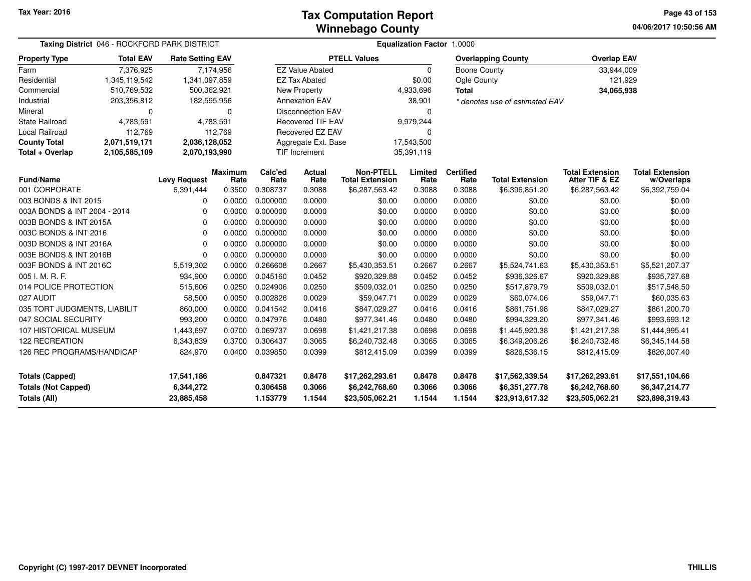Tax Year: 2016

# Tax Computation Report
## Winnebago County

04/06/2017 10:50:56 AM

**Taxing District** 046 - ROCKFORD PARK DISTRICT

**Equalization Factor** 1.0000

| Property Type | Total EAV | Rate Setting EAV |
|---|---|---|
| Farm | 7,376,925 | 7,174,956 |
| Residential | 1,345,119,542 | 1,341,097,859 |
| Commercial | 510,769,532 | 500,362,921 |
| Industrial | 203,356,812 | 182,595,956 |
| Mineral | 0 | 0 |
| State Railroad | 4,783,591 | 4,783,591 |
| Local Railroad | 112,769 | 112,769 |
| **County Total** | **2,071,519,171** | **2,036,128,052** |
| **Total + Overlap** | **2,105,585,109** | **2,070,193,990** |

| PTELL Values | |
|---|---|
| EZ Value Abated | 0 |
| EZ Tax Abated | $0.00 |
| New Property | 4,933,696 |
| Annexation EAV | 38,901 |
| Disconnection EAV | 0 |
| Recovered TIF EAV | 9,979,244 |
| Recovered EZ EAV | 0 |
| Aggregate Ext. Base | 17,543,500 |
| TIF Increment | 35,391,119 |

| Overlapping County | Overlap EAV |
|---|---|
| Boone County | 33,944,009 |
| Ogle County | 121,929 |
| **Total** | **34,065,938** |

*\* denotes use of estimated EAV*

| Fund/Name | Levy Request | Maximum Rate | Calc'ed Rate | Actual Rate | Non-PTELL Total Extension | Limited Rate | Certified Rate | Total Extension | Total Extension After TIF & EZ | Total Extension w/Overlaps |
|---|---|---|---|---|---|---|---|---|---|---|
| 001 CORPORATE | 6,391,444 | 0.3500 | 0.308737 | 0.3088 | $6,287,563.42 | 0.3088 | 0.3088 | $6,396,851.20 | $6,287,563.42 | $6,392,759.04 |
| 003 BONDS & INT 2015 | 0 | 0.0000 | 0.000000 | 0.0000 | $0.00 | 0.0000 | 0.0000 | $0.00 | $0.00 | $0.00 |
| 003A BONDS & INT 2004 - 2014 | 0 | 0.0000 | 0.000000 | 0.0000 | $0.00 | 0.0000 | 0.0000 | $0.00 | $0.00 | $0.00 |
| 003B BONDS & INT 2015A | 0 | 0.0000 | 0.000000 | 0.0000 | $0.00 | 0.0000 | 0.0000 | $0.00 | $0.00 | $0.00 |
| 003C BONDS & INT 2016 | 0 | 0.0000 | 0.000000 | 0.0000 | $0.00 | 0.0000 | 0.0000 | $0.00 | $0.00 | $0.00 |
| 003D BONDS & INT 2016A | 0 | 0.0000 | 0.000000 | 0.0000 | $0.00 | 0.0000 | 0.0000 | $0.00 | $0.00 | $0.00 |
| 003E BONDS & INT 2016B | 0 | 0.0000 | 0.000000 | 0.0000 | $0.00 | 0.0000 | 0.0000 | $0.00 | $0.00 | $0.00 |
| 003F BONDS & INT 2016C | 5,519,302 | 0.0000 | 0.266608 | 0.2667 | $5,430,353.51 | 0.2667 | 0.2667 | $5,524,741.63 | $5,430,353.51 | $5,521,207.37 |
| 005 I. M. R. F. | 934,900 | 0.0000 | 0.045160 | 0.0452 | $920,329.88 | 0.0452 | 0.0452 | $936,326.67 | $920,329.88 | $935,727.68 |
| 014 POLICE PROTECTION | 515,606 | 0.0250 | 0.024906 | 0.0250 | $509,032.01 | 0.0250 | 0.0250 | $517,879.79 | $509,032.01 | $517,548.50 |
| 027 AUDIT | 58,500 | 0.0050 | 0.002826 | 0.0029 | $59,047.71 | 0.0029 | 0.0029 | $60,074.06 | $59,047.71 | $60,035.63 |
| 035 TORT JUDGMENTS, LIABILIT | 860,000 | 0.0000 | 0.041542 | 0.0416 | $847,029.27 | 0.0416 | 0.0416 | $861,751.98 | $847,029.27 | $861,200.70 |
| 047 SOCIAL SECURITY | 993,200 | 0.0000 | 0.047976 | 0.0480 | $977,341.46 | 0.0480 | 0.0480 | $994,329.20 | $977,341.46 | $993,693.12 |
| 107 HISTORICAL MUSEUM | 1,443,697 | 0.0700 | 0.069737 | 0.0698 | $1,421,217.38 | 0.0698 | 0.0698 | $1,445,920.38 | $1,421,217.38 | $1,444,995.41 |
| 122 RECREATION | 6,343,839 | 0.3700 | 0.306437 | 0.3065 | $6,240,732.48 | 0.3065 | 0.3065 | $6,349,206.26 | $6,240,732.48 | $6,345,144.58 |
| 126 REC PROGRAMS/HANDICAP | 824,970 | 0.0400 | 0.039850 | 0.0399 | $812,415.09 | 0.0399 | 0.0399 | $826,536.15 | $812,415.09 | $826,007.40 |
| **Totals (Capped)** | **17,541,186** | | **0.847321** | **0.8478** | **$17,262,293.61** | **0.8478** | **0.8478** | **$17,562,339.54** | **$17,262,293.61** | **$17,551,104.66** |
| **Totals (Not Capped)** | **6,344,272** | | **0.306458** | **0.3066** | **$6,242,768.60** | **0.3066** | **0.3066** | **$6,351,277.78** | **$6,242,768.60** | **$6,347,214.77** |
| **Totals (All)** | **23,885,458** | | **1.153779** | **1.1544** | **$23,505,062.21** | **1.1544** | **1.1544** | **$23,913,617.32** | **$23,505,062.21** | **$23,898,319.43** |

Copyright (C) 1997-2017 DEVNET Incorporated

THILLIS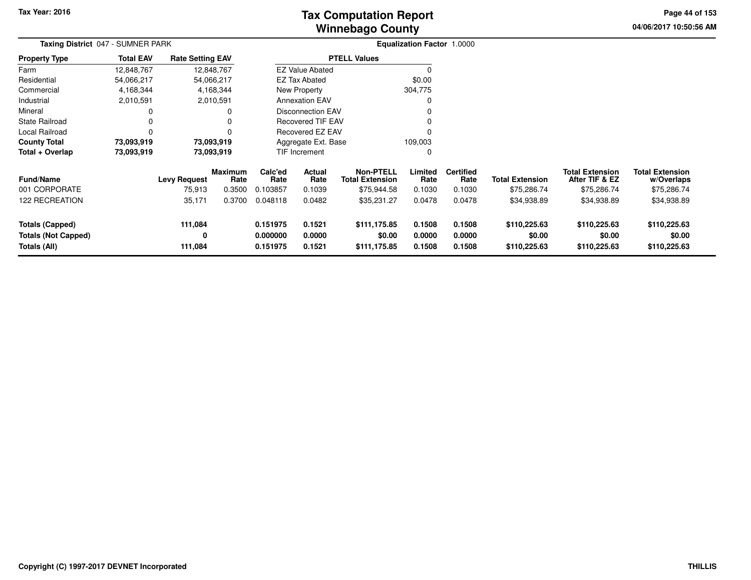Tax Year: 2016

# Tax Computation Report
## Winnebago County

04/06/2017 10:50:56 AM

**Taxing District** 047 - SUMNER PARK

**Equalization Factor** 1.0000

| Property Type | Total EAV | Rate Setting EAV |
|---|---|---|
| Farm | 12,848,767 | 12,848,767 |
| Residential | 54,066,217 | 54,066,217 |
| Commercial | 4,168,344 | 4,168,344 |
| Industrial | 2,010,591 | 2,010,591 |
| Mineral | 0 | 0 |
| State Railroad | 0 | 0 |
| Local Railroad | 0 | 0 |
| **County Total** | **73,093,919** | **73,093,919** |
| **Total + Overlap** | **73,093,919** | **73,093,919** |

| PTELL Values | |
|---|---|
| EZ Value Abated | 0 |
| EZ Tax Abated | $0.00 |
| New Property | 304,775 |
| Annexation EAV | 0 |
| Disconnection EAV | 0 |
| Recovered TIF EAV | 0 |
| Recovered EZ EAV | 0 |
| Aggregate Ext. Base | 109,003 |
| TIF Increment | 0 |

| Fund/Name | Levy Request | Maximum Rate | Calc'ed Rate | Actual Rate | Non-PTELL Total Extension | Limited Rate | Certified Rate | Total Extension | Total Extension After TIF & EZ | Total Extension w/Overlaps |
|---|---|---|---|---|---|---|---|---|---|---|
| 001 CORPORATE | 75,913 | 0.3500 | 0.103857 | 0.1039 | $75,944.58 | 0.1030 | 0.1030 | $75,286.74 | $75,286.74 | $75,286.74 |
| 122 RECREATION | 35,171 | 0.3700 | 0.048118 | 0.0482 | $35,231.27 | 0.0478 | 0.0478 | $34,938.89 | $34,938.89 | $34,938.89 |
| **Totals (Capped)** | **111,084** | | **0.151975** | **0.1521** | **$111,175.85** | **0.1508** | **0.1508** | **$110,225.63** | **$110,225.63** | **$110,225.63** |
| **Totals (Not Capped)** | **0** | | **0.000000** | **0.0000** | **$0.00** | **0.0000** | **0.0000** | **$0.00** | **$0.00** | **$0.00** |
| **Totals (All)** | **111,084** | | **0.151975** | **0.1521** | **$111,175.85** | **0.1508** | **0.1508** | **$110,225.63** | **$110,225.63** | **$110,225.63** |

Copyright (C) 1997-2017 DEVNET Incorporated

THILLIS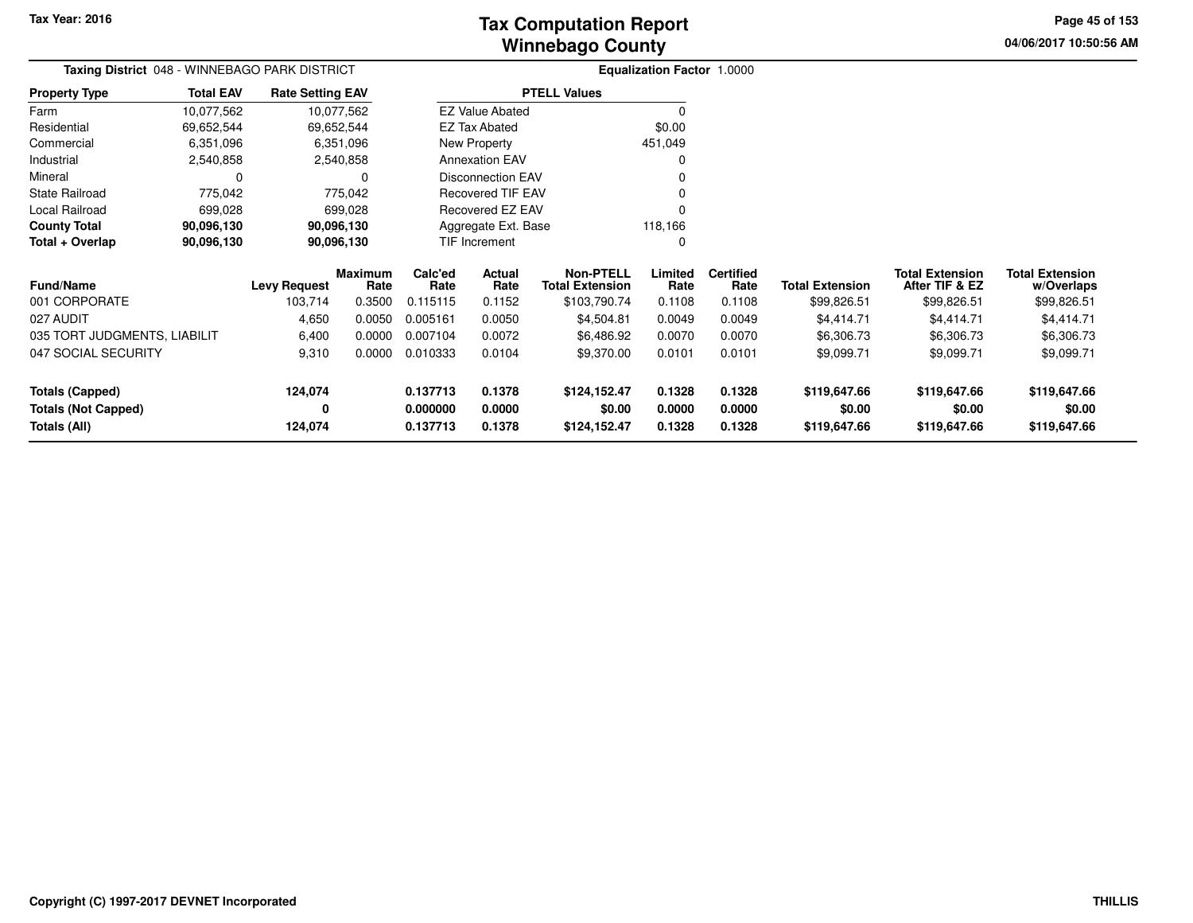# Tax Computation Report
## Winnebago County

Tax Year: 2016

04/06/2017 10:50:56 AM

**Taxing District** 048 - WINNEBAGO PARK DISTRICT

**Equalization Factor** 1.0000

| Property Type | Total EAV | Rate Setting EAV |
|---|---|---|
| Farm | 10,077,562 | 10,077,562 |
| Residential | 69,652,544 | 69,652,544 |
| Commercial | 6,351,096 | 6,351,096 |
| Industrial | 2,540,858 | 2,540,858 |
| Mineral | 0 | 0 |
| State Railroad | 775,042 | 775,042 |
| Local Railroad | 699,028 | 699,028 |
| **County Total** | **90,096,130** | **90,096,130** |
| **Total + Overlap** | **90,096,130** | **90,096,130** |

| PTELL Values | |
|---|---|
| EZ Value Abated | 0 |
| EZ Tax Abated | $0.00 |
| New Property | 451,049 |
| Annexation EAV | 0 |
| Disconnection EAV | 0 |
| Recovered TIF EAV | 0 |
| Recovered EZ EAV | 0 |
| Aggregate Ext. Base | 118,166 |
| TIF Increment | 0 |

| Fund/Name | Levy Request | Maximum Rate | Calc'ed Rate | Actual Rate | Non-PTELL Total Extension | Limited Rate | Certified Rate | Total Extension | Total Extension After TIF & EZ | Total Extension w/Overlaps |
|---|---|---|---|---|---|---|---|---|---|---|
| 001 CORPORATE | 103,714 | 0.3500 | 0.115115 | 0.1152 | $103,790.74 | 0.1108 | 0.1108 | $99,826.51 | $99,826.51 | $99,826.51 |
| 027 AUDIT | 4,650 | 0.0050 | 0.005161 | 0.0050 | $4,504.81 | 0.0049 | 0.0049 | $4,414.71 | $4,414.71 | $4,414.71 |
| 035 TORT JUDGMENTS, LIABILIT | 6,400 | 0.0000 | 0.007104 | 0.0072 | $6,486.92 | 0.0070 | 0.0070 | $6,306.73 | $6,306.73 | $6,306.73 |
| 047 SOCIAL SECURITY | 9,310 | 0.0000 | 0.010333 | 0.0104 | $9,370.00 | 0.0101 | 0.0101 | $9,099.71 | $9,099.71 | $9,099.71 |
| **Totals (Capped)** | **124,074** | | **0.137713** | **0.1378** | **$124,152.47** | **0.1328** | **0.1328** | **$119,647.66** | **$119,647.66** | **$119,647.66** |
| **Totals (Not Capped)** | **0** | | **0.000000** | **0.0000** | **$0.00** | **0.0000** | **0.0000** | **$0.00** | **$0.00** | **$0.00** |
| **Totals (All)** | **124,074** | | **0.137713** | **0.1378** | **$124,152.47** | **0.1328** | **0.1328** | **$119,647.66** | **$119,647.66** | **$119,647.66** |

Copyright (C) 1997-2017 DEVNET Incorporated

THILLIS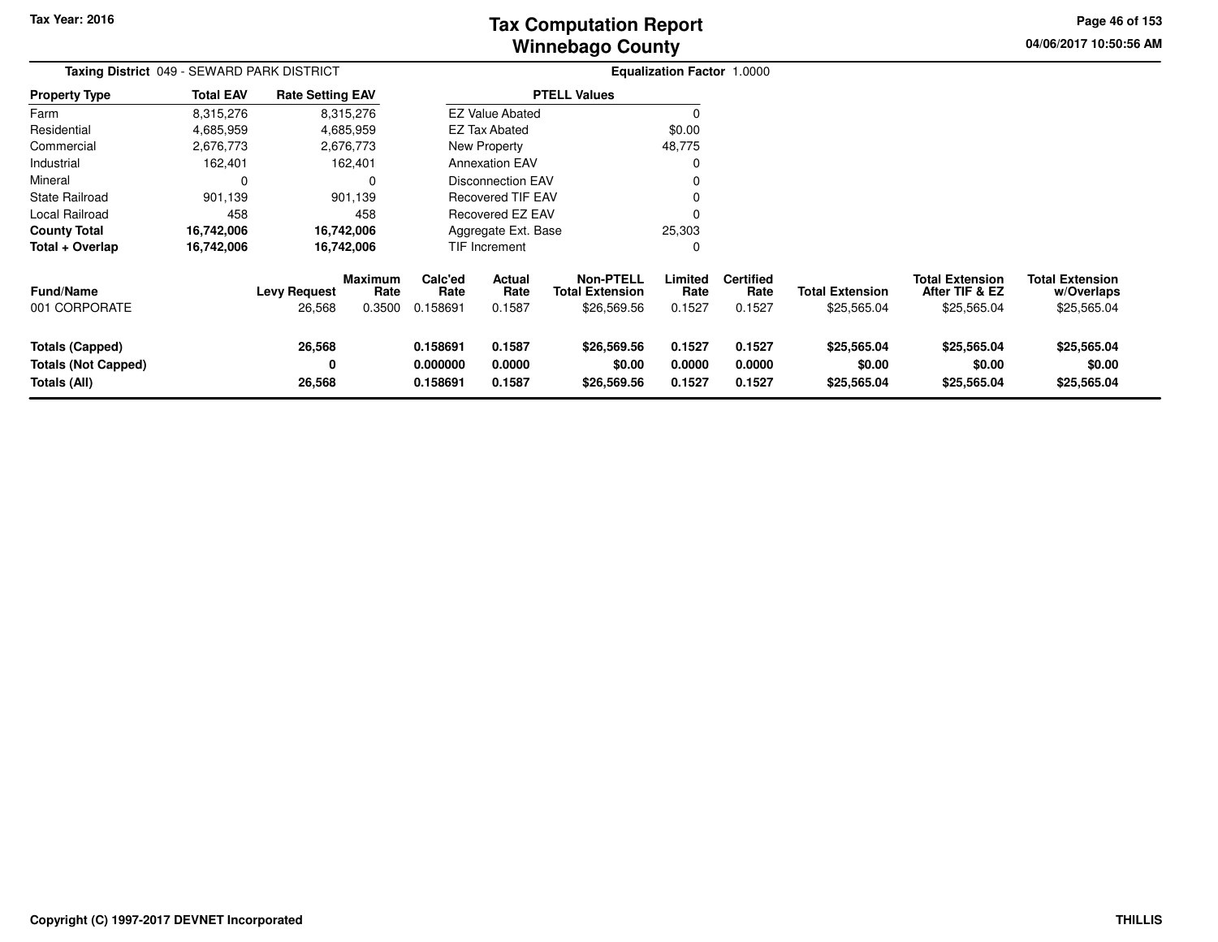Tax Year: 2016

# Tax Computation Report
# Winnebago County

04/06/2017 10:50:56 AM

**Taxing District** 049 - SEWARD PARK DISTRICT

**Equalization Factor** 1.0000

| Property Type | Total EAV | Rate Setting EAV |
|---|---|---|
| Farm | 8,315,276 | 8,315,276 |
| Residential | 4,685,959 | 4,685,959 |
| Commercial | 2,676,773 | 2,676,773 |
| Industrial | 162,401 | 162,401 |
| Mineral | 0 | 0 |
| State Railroad | 901,139 | 901,139 |
| Local Railroad | 458 | 458 |
| **County Total** | **16,742,006** | **16,742,006** |
| **Total + Overlap** | **16,742,006** | **16,742,006** |

| PTELL Values | |
|---|---|
| EZ Value Abated | 0 |
| EZ Tax Abated | $0.00 |
| New Property | 48,775 |
| Annexation EAV | 0 |
| Disconnection EAV | 0 |
| Recovered TIF EAV | 0 |
| Recovered EZ EAV | 0 |
| Aggregate Ext. Base | 25,303 |
| TIF Increment | 0 |

| Fund/Name | Levy Request | Maximum Rate | Calc'ed Rate | Actual Rate | Non-PTELL Total Extension | Limited Rate | Certified Rate | Total Extension | Total Extension After TIF & EZ | Total Extension w/Overlaps |
|---|---|---|---|---|---|---|---|---|---|---|
| 001 CORPORATE | 26,568 | 0.3500 | 0.158691 | 0.1587 | $26,569.56 | 0.1527 | 0.1527 | $25,565.04 | $25,565.04 | $25,565.04 |
| **Totals (Capped)** | **26,568** | | **0.158691** | **0.1587** | **$26,569.56** | **0.1527** | **0.1527** | **$25,565.04** | **$25,565.04** | **$25,565.04** |
| **Totals (Not Capped)** | **0** | | **0.000000** | **0.0000** | **$0.00** | **0.0000** | **0.0000** | **$0.00** | **$0.00** | **$0.00** |
| **Totals (All)** | **26,568** | | **0.158691** | **0.1587** | **$26,569.56** | **0.1527** | **0.1527** | **$25,565.04** | **$25,565.04** | **$25,565.04** |

Copyright (C) 1997-2017 DEVNET Incorporated

THILLIS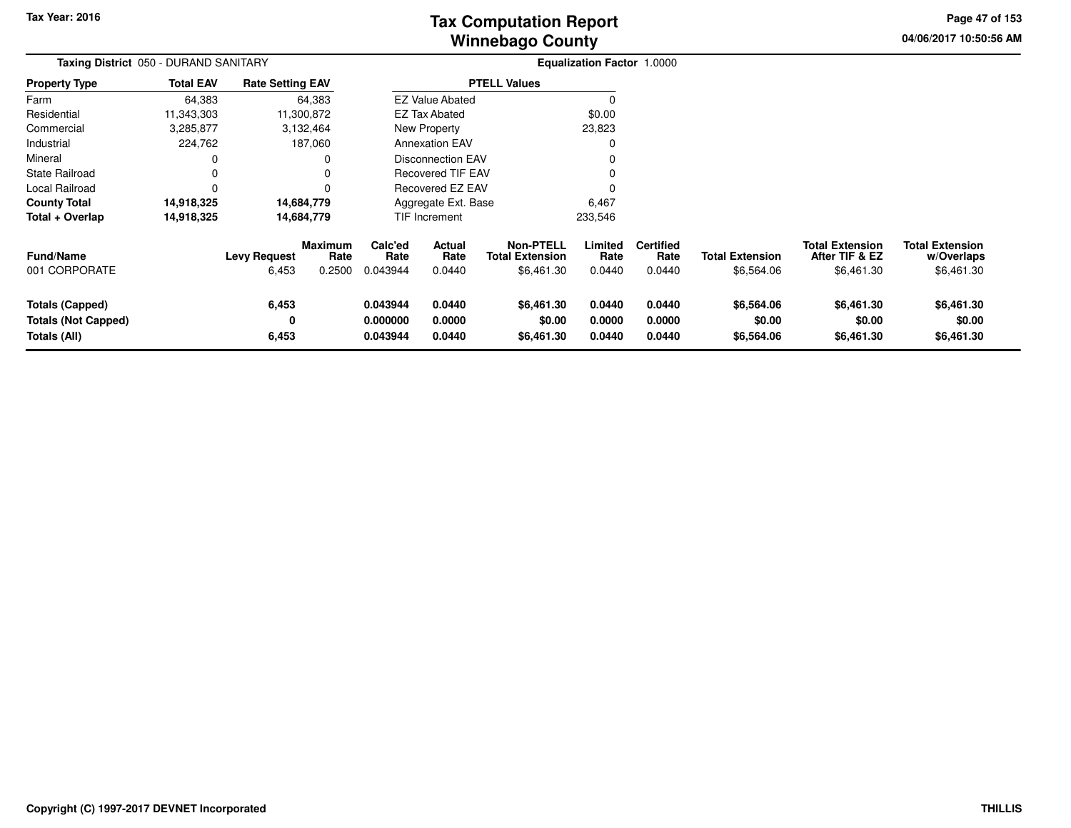Tax Year: 2016

# Tax Computation Report
## Winnebago County

04/06/2017 10:50:56 AM

**Taxing District** 050 - DURAND SANITARY

**Equalization Factor** 1.0000

| Property Type | Total EAV | Rate Setting EAV |
|---|---|---|
| Farm | 64,383 | 64,383 |
| Residential | 11,343,303 | 11,300,872 |
| Commercial | 3,285,877 | 3,132,464 |
| Industrial | 224,762 | 187,060 |
| Mineral | 0 | 0 |
| State Railroad | 0 | 0 |
| Local Railroad | 0 | 0 |
| **County Total** | **14,918,325** | **14,684,779** |
| **Total + Overlap** | **14,918,325** | **14,684,779** |

| PTELL Values | |
|---|---|
| EZ Value Abated | 0 |
| EZ Tax Abated | $0.00 |
| New Property | 23,823 |
| Annexation EAV | 0 |
| Disconnection EAV | 0 |
| Recovered TIF EAV | 0 |
| Recovered EZ EAV | 0 |
| Aggregate Ext. Base | 6,467 |
| TIF Increment | 233,546 |

| Fund/Name | Levy Request | Maximum Rate | Calc'ed Rate | Actual Rate | Non-PTELL Total Extension | Limited Rate | Certified Rate | Total Extension | Total Extension After TIF & EZ | Total Extension w/Overlaps |
|---|---|---|---|---|---|---|---|---|---|---|
| 001 CORPORATE | 6,453 | 0.2500 | 0.043944 | 0.0440 | $6,461.30 | 0.0440 | 0.0440 | $6,564.06 | $6,461.30 | $6,461.30 |
| **Totals (Capped)** | **6,453** | | **0.043944** | **0.0440** | **$6,461.30** | **0.0440** | **0.0440** | **$6,564.06** | **$6,461.30** | **$6,461.30** |
| **Totals (Not Capped)** | **0** | | **0.000000** | **0.0000** | **$0.00** | **0.0000** | **0.0000** | **$0.00** | **$0.00** | **$0.00** |
| **Totals (All)** | **6,453** | | **0.043944** | **0.0440** | **$6,461.30** | **0.0440** | **0.0440** | **$6,564.06** | **$6,461.30** | **$6,461.30** |

Copyright (C) 1997-2017 DEVNET Incorporated

THILLIS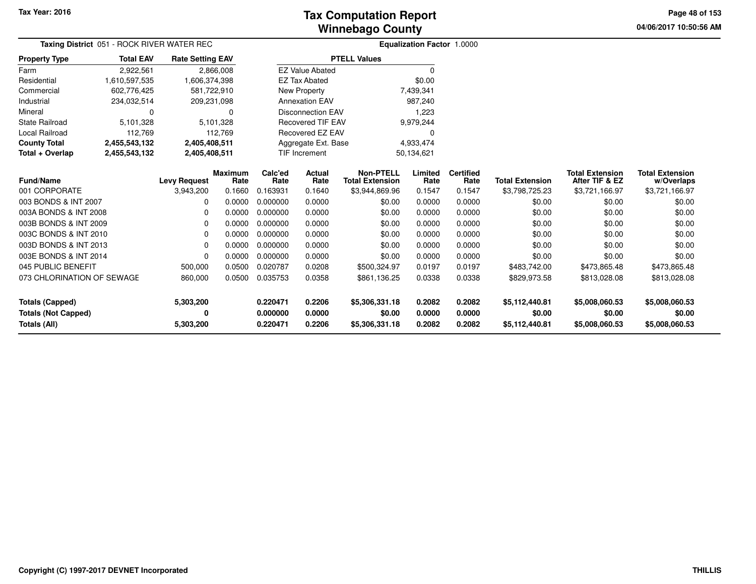# Tax Computation Report
## Winnebago County

Tax Year: 2016

04/06/2017 10:50:56 AM

**Taxing District** 051 - ROCK RIVER WATER REC

**Equalization Factor** 1.0000

| Property Type | Total EAV | Rate Setting EAV |
|---|---|---|
| Farm | 2,922,561 | 2,866,008 |
| Residential | 1,610,597,535 | 1,606,374,398 |
| Commercial | 602,776,425 | 581,722,910 |
| Industrial | 234,032,514 | 209,231,098 |
| Mineral | 0 | 0 |
| State Railroad | 5,101,328 | 5,101,328 |
| Local Railroad | 112,769 | 112,769 |
| **County Total** | **2,455,543,132** | **2,405,408,511** |
| **Total + Overlap** | **2,455,543,132** | **2,405,408,511** |

| PTELL Values | |
|---|---|
| EZ Value Abated | 0 |
| EZ Tax Abated | $0.00 |
| New Property | 7,439,341 |
| Annexation EAV | 987,240 |
| Disconnection EAV | 1,223 |
| Recovered TIF EAV | 9,979,244 |
| Recovered EZ EAV | 0 |
| Aggregate Ext. Base | 4,933,474 |
| TIF Increment | 50,134,621 |

| Fund/Name | Levy Request | Maximum Rate | Calc'ed Rate | Actual Rate | Non-PTELL Total Extension | Limited Rate | Certified Rate | Total Extension | Total Extension After TIF & EZ | Total Extension w/Overlaps |
|---|---|---|---|---|---|---|---|---|---|---|
| 001 CORPORATE | 3,943,200 | 0.1660 | 0.163931 | 0.1640 | $3,944,869.96 | 0.1547 | 0.1547 | $3,798,725.23 | $3,721,166.97 | $3,721,166.97 |
| 003 BONDS & INT 2007 | 0 | 0.0000 | 0.000000 | 0.0000 | $0.00 | 0.0000 | 0.0000 | $0.00 | $0.00 | $0.00 |
| 003A BONDS & INT 2008 | 0 | 0.0000 | 0.000000 | 0.0000 | $0.00 | 0.0000 | 0.0000 | $0.00 | $0.00 | $0.00 |
| 003B BONDS & INT 2009 | 0 | 0.0000 | 0.000000 | 0.0000 | $0.00 | 0.0000 | 0.0000 | $0.00 | $0.00 | $0.00 |
| 003C BONDS & INT 2010 | 0 | 0.0000 | 0.000000 | 0.0000 | $0.00 | 0.0000 | 0.0000 | $0.00 | $0.00 | $0.00 |
| 003D BONDS & INT 2013 | 0 | 0.0000 | 0.000000 | 0.0000 | $0.00 | 0.0000 | 0.0000 | $0.00 | $0.00 | $0.00 |
| 003E BONDS & INT 2014 | 0 | 0.0000 | 0.000000 | 0.0000 | $0.00 | 0.0000 | 0.0000 | $0.00 | $0.00 | $0.00 |
| 045 PUBLIC BENEFIT | 500,000 | 0.0500 | 0.020787 | 0.0208 | $500,324.97 | 0.0197 | 0.0197 | $483,742.00 | $473,865.48 | $473,865.48 |
| 073 CHLORINATION OF SEWAGE | 860,000 | 0.0500 | 0.035753 | 0.0358 | $861,136.25 | 0.0338 | 0.0338 | $829,973.58 | $813,028.08 | $813,028.08 |
| **Totals (Capped)** | **5,303,200** | | **0.220471** | **0.2206** | **$5,306,331.18** | **0.2082** | **0.2082** | **$5,112,440.81** | **$5,008,060.53** | **$5,008,060.53** |
| **Totals (Not Capped)** | **0** | | **0.000000** | **0.0000** | **$0.00** | **0.0000** | **0.0000** | **$0.00** | **$0.00** | **$0.00** |
| **Totals (All)** | **5,303,200** | | **0.220471** | **0.2206** | **$5,306,331.18** | **0.2082** | **0.2082** | **$5,112,440.81** | **$5,008,060.53** | **$5,008,060.53** |

Copyright (C) 1997-2017 DEVNET Incorporated

THILLIS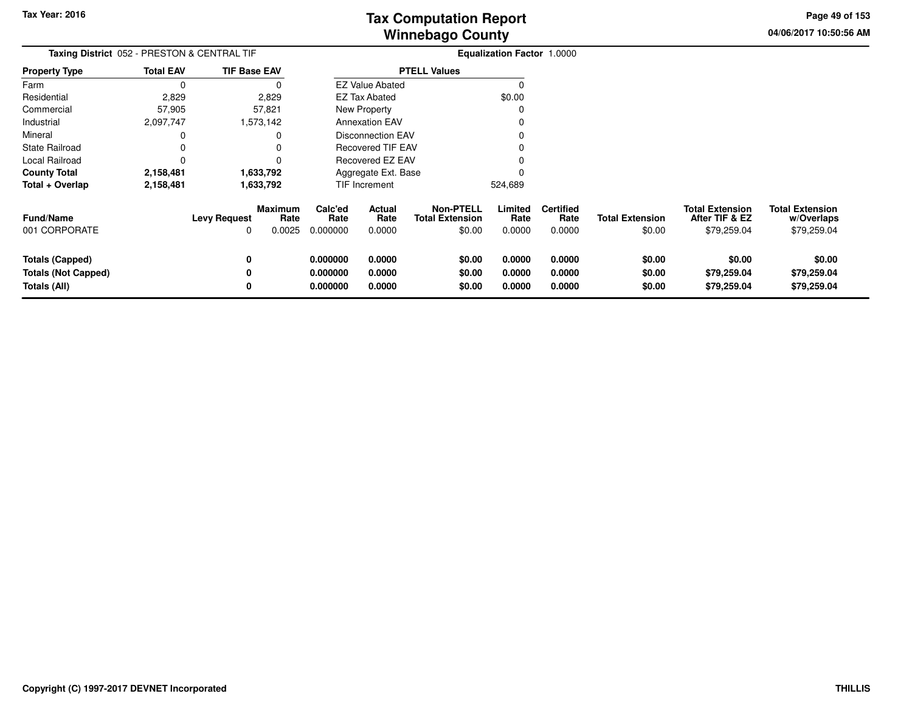# Tax Computation Report
# Winnebago County

Tax Year: 2016

04/06/2017 10:50:56 AM

**Taxing District** 052 - PRESTON & CENTRAL TIF

**Equalization Factor** 1.0000

| Property Type | Total EAV | TIF Base EAV |
|---|---|---|
| Farm | 0 | 0 |
| Residential | 2,829 | 2,829 |
| Commercial | 57,905 | 57,821 |
| Industrial | 2,097,747 | 1,573,142 |
| Mineral | 0 | 0 |
| State Railroad | 0 | 0 |
| Local Railroad | 0 | 0 |
| **County Total** | **2,158,481** | **1,633,792** |
| **Total + Overlap** | **2,158,481** | **1,633,792** |

| PTELL Values | |
|---|---|
| EZ Value Abated | 0 |
| EZ Tax Abated | $0.00 |
| New Property | 0 |
| Annexation EAV | 0 |
| Disconnection EAV | 0 |
| Recovered TIF EAV | 0 |
| Recovered EZ EAV | 0 |
| Aggregate Ext. Base | 0 |
| TIF Increment | 524,689 |

| Fund/Name | Levy Request | Maximum Rate | Calc'ed Rate | Actual Rate | Non-PTELL Total Extension | Limited Rate | Certified Rate | Total Extension | Total Extension After TIF & EZ | Total Extension w/Overlaps |
|---|---|---|---|---|---|---|---|---|---|---|
| 001 CORPORATE | 0 | 0.0025 | 0.000000 | 0.0000 | $0.00 | 0.0000 | 0.0000 | $0.00 | $79,259.04 | $79,259.04 |
| **Totals (Capped)** | **0** | | **0.000000** | **0.0000** | **$0.00** | **0.0000** | **0.0000** | **$0.00** | **$0.00** | **$0.00** |
| **Totals (Not Capped)** | **0** | | **0.000000** | **0.0000** | **$0.00** | **0.0000** | **0.0000** | **$0.00** | **$79,259.04** | **$79,259.04** |
| **Totals (All)** | **0** | | **0.000000** | **0.0000** | **$0.00** | **0.0000** | **0.0000** | **$0.00** | **$79,259.04** | **$79,259.04** |

Copyright (C) 1997-2017 DEVNET Incorporated

THILLIS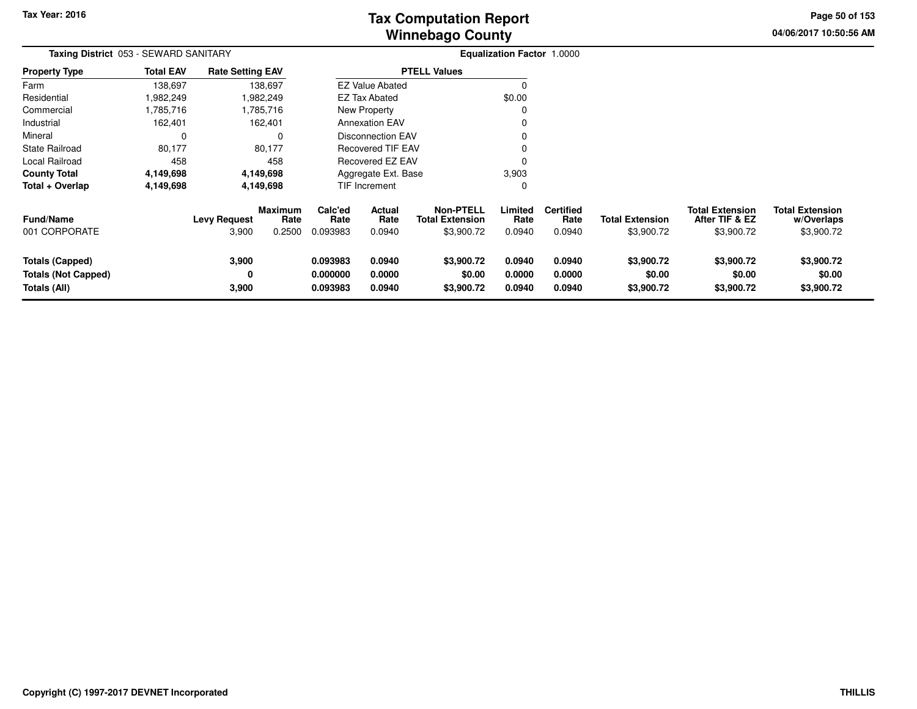# Tax Computation Report
## Winnebago County

Tax Year: 2016

04/06/2017 10:50:56 AM

**Taxing District** 053 - SEWARD SANITARY

**Equalization Factor** 1.0000

| Property Type | Total EAV | Rate Setting EAV |
|---|---|---|
| Farm | 138,697 | 138,697 |
| Residential | 1,982,249 | 1,982,249 |
| Commercial | 1,785,716 | 1,785,716 |
| Industrial | 162,401 | 162,401 |
| Mineral | 0 | 0 |
| State Railroad | 80,177 | 80,177 |
| Local Railroad | 458 | 458 |
| **County Total** | **4,149,698** | **4,149,698** |
| **Total + Overlap** | **4,149,698** | **4,149,698** |

| PTELL Values | |
|---|---|
| EZ Value Abated | 0 |
| EZ Tax Abated | $0.00 |
| New Property | 0 |
| Annexation EAV | 0 |
| Disconnection EAV | 0 |
| Recovered TIF EAV | 0 |
| Recovered EZ EAV | 0 |
| Aggregate Ext. Base | 3,903 |
| TIF Increment | 0 |

| Fund/Name | Levy Request | Maximum Rate | Calc'ed Rate | Actual Rate | Non-PTELL Total Extension | Limited Rate | Certified Rate | Total Extension | Total Extension After TIF & EZ | Total Extension w/Overlaps |
|---|---|---|---|---|---|---|---|---|---|---|
| 001 CORPORATE | 3,900 | 0.2500 | 0.093983 | 0.0940 | $3,900.72 | 0.0940 | 0.0940 | $3,900.72 | $3,900.72 | $3,900.72 |
| **Totals (Capped)** | **3,900** | | **0.093983** | **0.0940** | **$3,900.72** | **0.0940** | **0.0940** | **$3,900.72** | **$3,900.72** | **$3,900.72** |
| **Totals (Not Capped)** | **0** | | **0.000000** | **0.0000** | **$0.00** | **0.0000** | **0.0000** | **$0.00** | **$0.00** | **$0.00** |
| **Totals (All)** | **3,900** | | **0.093983** | **0.0940** | **$3,900.72** | **0.0940** | **0.0940** | **$3,900.72** | **$3,900.72** | **$3,900.72** |

Copyright (C) 1997-2017 DEVNET Incorporated

THILLIS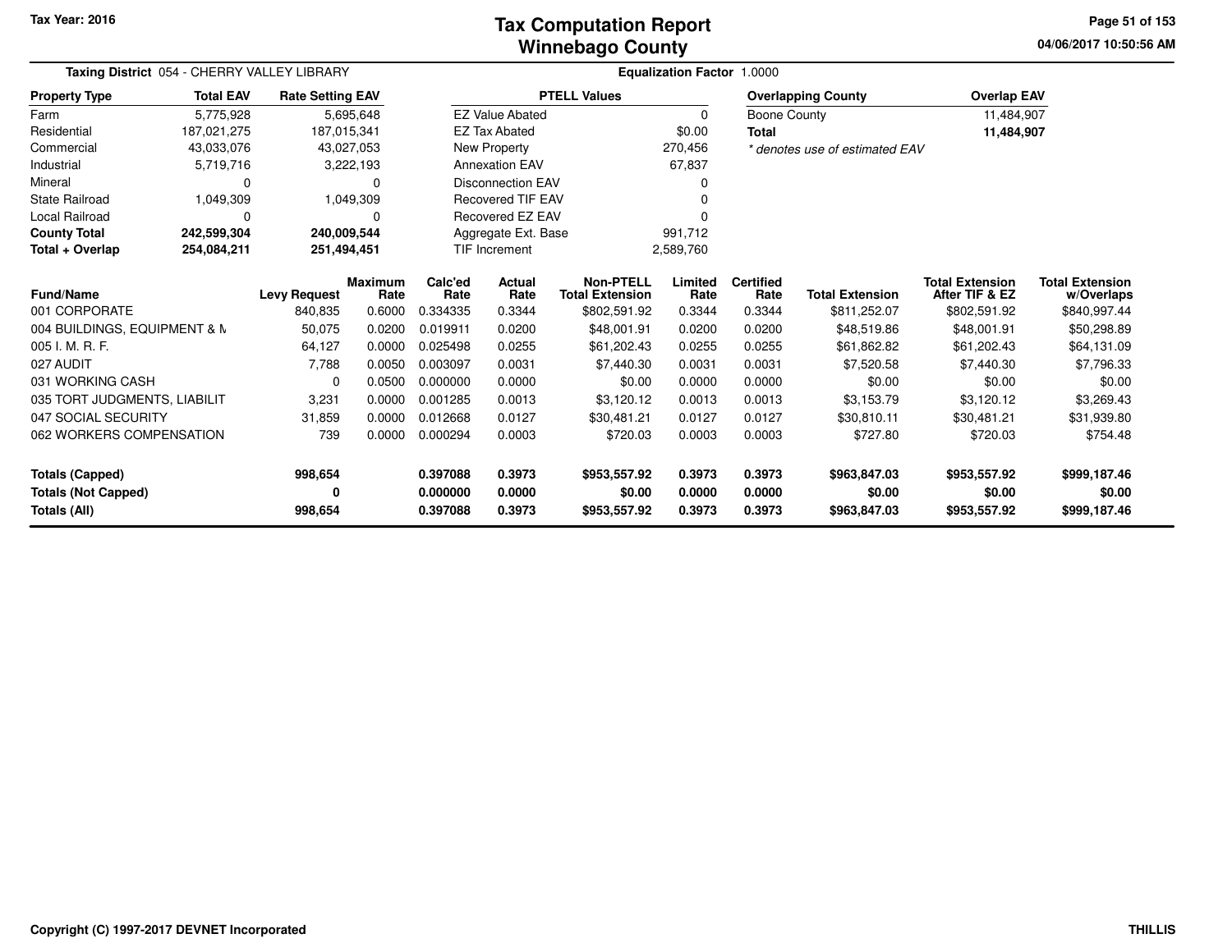# Tax Computation Report
## Winnebago County

Tax Year: 2016

04/06/2017 10:50:56 AM

**Taxing District** 054 - CHERRY VALLEY LIBRARY

**Equalization Factor** 1.0000

| Property Type | Total EAV | Rate Setting EAV |
|---|---|---|
| Farm | 5,775,928 | 5,695,648 |
| Residential | 187,021,275 | 187,015,341 |
| Commercial | 43,033,076 | 43,027,053 |
| Industrial | 5,719,716 | 3,222,193 |
| Mineral | 0 | 0 |
| State Railroad | 1,049,309 | 1,049,309 |
| Local Railroad | 0 | 0 |
| **County Total** | **242,599,304** | **240,009,544** |
| **Total + Overlap** | **254,084,211** | **251,494,451** |

| PTELL Values | |
|---|---|
| EZ Value Abated | 0 |
| EZ Tax Abated | $0.00 |
| New Property | 270,456 |
| Annexation EAV | 67,837 |
| Disconnection EAV | 0 |
| Recovered TIF EAV | 0 |
| Recovered EZ EAV | 0 |
| Aggregate Ext. Base | 991,712 |
| TIF Increment | 2,589,760 |

| Overlapping County | Overlap EAV |
|---|---|
| Boone County | 11,484,907 |
| **Total** | **11,484,907** |

*\* denotes use of estimated EAV*

| Fund/Name | Levy Request | Maximum Rate | Calc'ed Rate | Actual Rate | Non-PTELL Total Extension | Limited Rate | Certified Rate | Total Extension | Total Extension After TIF & EZ | Total Extension w/Overlaps |
|---|---|---|---|---|---|---|---|---|---|---|
| 001 CORPORATE | 840,835 | 0.6000 | 0.334335 | 0.3344 | $802,591.92 | 0.3344 | 0.3344 | $811,252.07 | $802,591.92 | $840,997.44 |
| 004 BUILDINGS, EQUIPMENT & M | 50,075 | 0.0200 | 0.019911 | 0.0200 | $48,001.91 | 0.0200 | 0.0200 | $48,519.86 | $48,001.91 | $50,298.89 |
| 005 I. M. R. F. | 64,127 | 0.0000 | 0.025498 | 0.0255 | $61,202.43 | 0.0255 | 0.0255 | $61,862.82 | $61,202.43 | $64,131.09 |
| 027 AUDIT | 7,788 | 0.0050 | 0.003097 | 0.0031 | $7,440.30 | 0.0031 | 0.0031 | $7,520.58 | $7,440.30 | $7,796.33 |
| 031 WORKING CASH | 0 | 0.0500 | 0.000000 | 0.0000 | $0.00 | 0.0000 | 0.0000 | $0.00 | $0.00 | $0.00 |
| 035 TORT JUDGMENTS, LIABILIT | 3,231 | 0.0000 | 0.001285 | 0.0013 | $3,120.12 | 0.0013 | 0.0013 | $3,153.79 | $3,120.12 | $3,269.43 |
| 047 SOCIAL SECURITY | 31,859 | 0.0000 | 0.012668 | 0.0127 | $30,481.21 | 0.0127 | 0.0127 | $30,810.11 | $30,481.21 | $31,939.80 |
| 062 WORKERS COMPENSATION | 739 | 0.0000 | 0.000294 | 0.0003 | $720.03 | 0.0003 | 0.0003 | $727.80 | $720.03 | $754.48 |
| **Totals (Capped)** | **998,654** | | **0.397088** | **0.3973** | **$953,557.92** | **0.3973** | **0.3973** | **$963,847.03** | **$953,557.92** | **$999,187.46** |
| **Totals (Not Capped)** | **0** | | **0.000000** | **0.0000** | **$0.00** | **0.0000** | **0.0000** | **$0.00** | **$0.00** | **$0.00** |
| **Totals (All)** | **998,654** | | **0.397088** | **0.3973** | **$953,557.92** | **0.3973** | **0.3973** | **$963,847.03** | **$953,557.92** | **$999,187.46** |

Copyright (C) 1997-2017 DEVNET Incorporated

THILLIS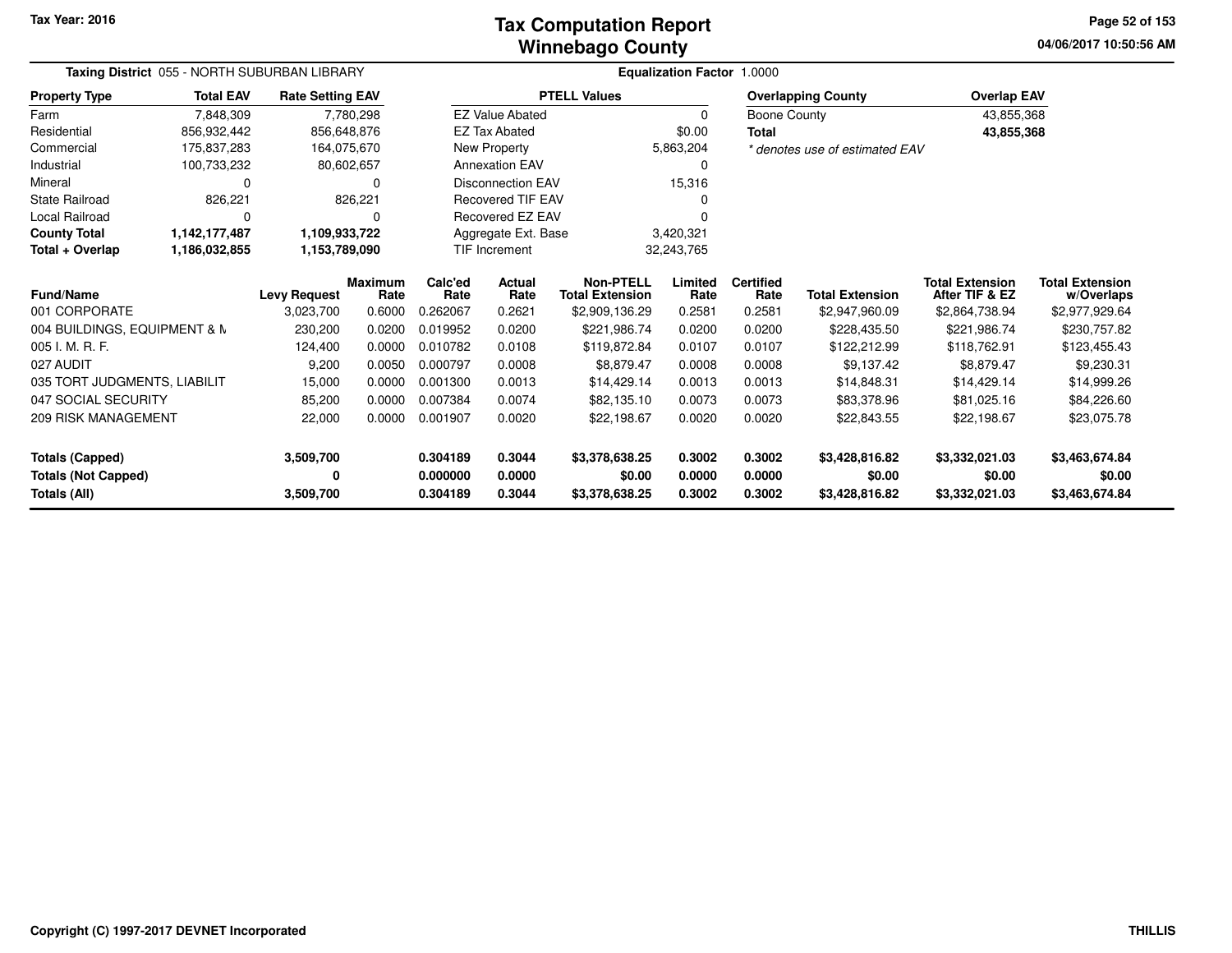# Tax Computation Report
## Winnebago County

Tax Year: 2016

04/06/2017 10:50:56 AM

**Taxing District** 055 - NORTH SUBURBAN LIBRARY

**Equalization Factor** 1.0000

| Property Type | Total EAV | Rate Setting EAV |
|---|---|---|
| Farm | 7,848,309 | 7,780,298 |
| Residential | 856,932,442 | 856,648,876 |
| Commercial | 175,837,283 | 164,075,670 |
| Industrial | 100,733,232 | 80,602,657 |
| Mineral | 0 | 0 |
| State Railroad | 826,221 | 826,221 |
| Local Railroad | 0 | 0 |
| **County Total** | **1,142,177,487** | **1,109,933,722** |
| **Total + Overlap** | **1,186,032,855** | **1,153,789,090** |

| PTELL Values | |
|---|---|
| EZ Value Abated | 0 |
| EZ Tax Abated | $0.00 |
| New Property | 5,863,204 |
| Annexation EAV | 0 |
| Disconnection EAV | 15,316 |
| Recovered TIF EAV | 0 |
| Recovered EZ EAV | 0 |
| Aggregate Ext. Base | 3,420,321 |
| TIF Increment | 32,243,765 |

| Overlapping County | Overlap EAV |
|---|---|
| Boone County | 43,855,368 |
| **Total** | **43,855,368** |

*\* denotes use of estimated EAV*

| Fund/Name | Levy Request | Maximum Rate | Calc'ed Rate | Actual Rate | Non-PTELL Total Extension | Limited Rate | Certified Rate | Total Extension | Total Extension After TIF & EZ | Total Extension w/Overlaps |
|---|---|---|---|---|---|---|---|---|---|---|
| 001 CORPORATE | 3,023,700 | 0.6000 | 0.262067 | 0.2621 | $2,909,136.29 | 0.2581 | 0.2581 | $2,947,960.09 | $2,864,738.94 | $2,977,929.64 |
| 004 BUILDINGS, EQUIPMENT & M | 230,200 | 0.0200 | 0.019952 | 0.0200 | $221,986.74 | 0.0200 | 0.0200 | $228,435.50 | $221,986.74 | $230,757.82 |
| 005 I. M. R. F. | 124,400 | 0.0000 | 0.010782 | 0.0108 | $119,872.84 | 0.0107 | 0.0107 | $122,212.99 | $118,762.91 | $123,455.43 |
| 027 AUDIT | 9,200 | 0.0050 | 0.000797 | 0.0008 | $8,879.47 | 0.0008 | 0.0008 | $9,137.42 | $8,879.47 | $9,230.31 |
| 035 TORT JUDGMENTS, LIABILIT | 15,000 | 0.0000 | 0.001300 | 0.0013 | $14,429.14 | 0.0013 | 0.0013 | $14,848.31 | $14,429.14 | $14,999.26 |
| 047 SOCIAL SECURITY | 85,200 | 0.0000 | 0.007384 | 0.0074 | $82,135.10 | 0.0073 | 0.0073 | $83,378.96 | $81,025.16 | $84,226.60 |
| 209 RISK MANAGEMENT | 22,000 | 0.0000 | 0.001907 | 0.0020 | $22,198.67 | 0.0020 | 0.0020 | $22,843.55 | $22,198.67 | $23,075.78 |
| **Totals (Capped)** | **3,509,700** | | **0.304189** | **0.3044** | **$3,378,638.25** | **0.3002** | **0.3002** | **$3,428,816.82** | **$3,332,021.03** | **$3,463,674.84** |
| **Totals (Not Capped)** | **0** | | **0.000000** | **0.0000** | **$0.00** | **0.0000** | **0.0000** | **$0.00** | **$0.00** | **$0.00** |
| **Totals (All)** | **3,509,700** | | **0.304189** | **0.3044** | **$3,378,638.25** | **0.3002** | **0.3002** | **$3,428,816.82** | **$3,332,021.03** | **$3,463,674.84** |

Copyright (C) 1997-2017 DEVNET Incorporated

THILLIS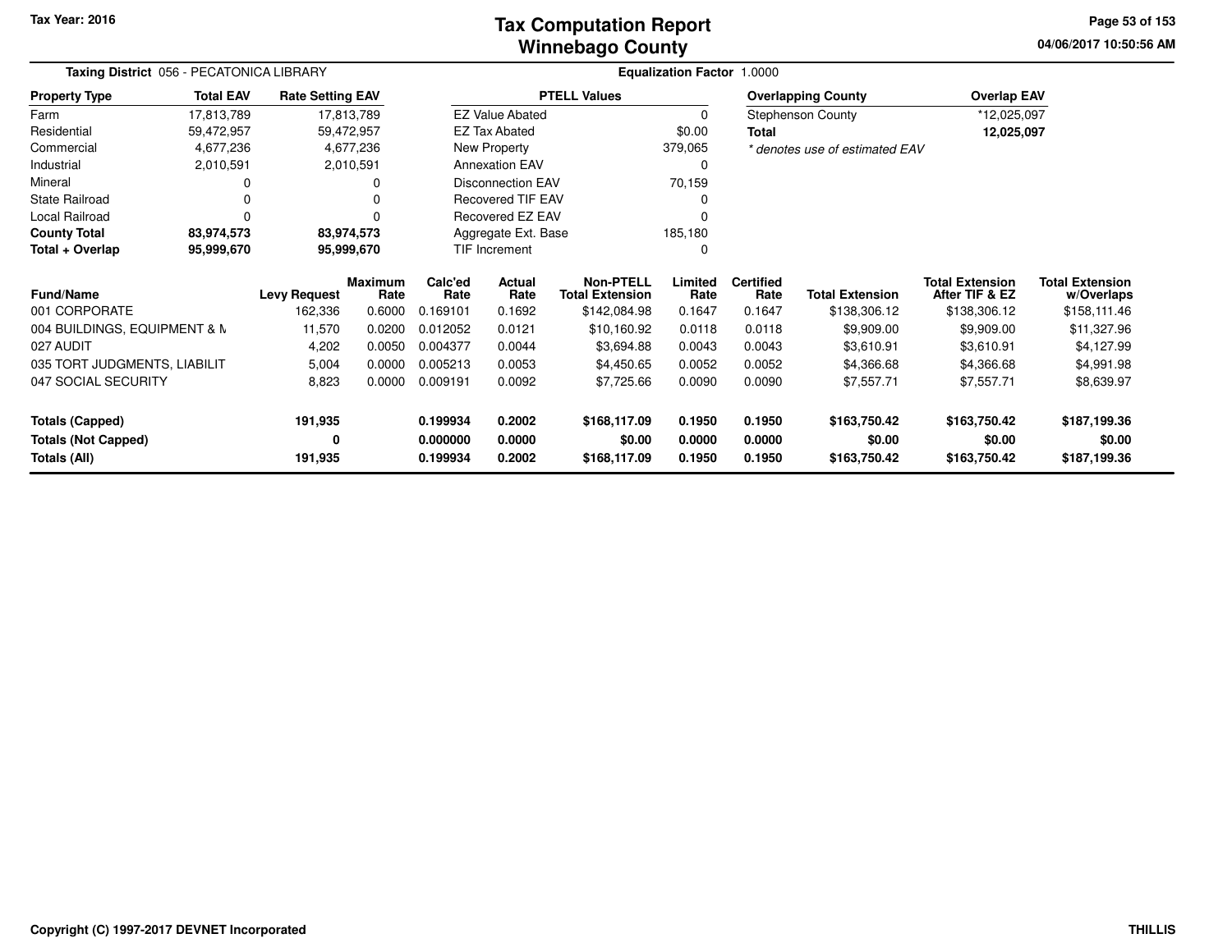# Tax Computation Report
## Winnebago County

Tax Year: 2016

04/06/2017 10:50:56 AM

**Taxing District** 056 - PECATONICA LIBRARY

**Equalization Factor** 1.0000

| Property Type | Total EAV | Rate Setting EAV |
|---|---|---|
| Farm | 17,813,789 | 17,813,789 |
| Residential | 59,472,957 | 59,472,957 |
| Commercial | 4,677,236 | 4,677,236 |
| Industrial | 2,010,591 | 2,010,591 |
| Mineral | 0 | 0 |
| State Railroad | 0 | 0 |
| Local Railroad | 0 | 0 |
| **County Total** | **83,974,573** | **83,974,573** |
| **Total + Overlap** | **95,999,670** | **95,999,670** |

| PTELL Values | |
|---|---|
| EZ Value Abated | 0 |
| EZ Tax Abated | $0.00 |
| New Property | 379,065 |
| Annexation EAV | 0 |
| Disconnection EAV | 70,159 |
| Recovered TIF EAV | 0 |
| Recovered EZ EAV | 0 |
| Aggregate Ext. Base | 185,180 |
| TIF Increment | 0 |

| Overlapping County | Overlap EAV |
|---|---|
| Stephenson County | *12,025,097 |
| **Total** | **12,025,097** |

*\* denotes use of estimated EAV*

| Fund/Name | Levy Request | Maximum Rate | Calc'ed Rate | Actual Rate | Non-PTELL Total Extension | Limited Rate | Certified Rate | Total Extension | Total Extension After TIF & EZ | Total Extension w/Overlaps |
|---|---|---|---|---|---|---|---|---|---|---|
| 001 CORPORATE | 162,336 | 0.6000 | 0.169101 | 0.1692 | $142,084.98 | 0.1647 | 0.1647 | $138,306.12 | $138,306.12 | $158,111.46 |
| 004 BUILDINGS, EQUIPMENT & M | 11,570 | 0.0200 | 0.012052 | 0.0121 | $10,160.92 | 0.0118 | 0.0118 | $9,909.00 | $9,909.00 | $11,327.96 |
| 027 AUDIT | 4,202 | 0.0050 | 0.004377 | 0.0044 | $3,694.88 | 0.0043 | 0.0043 | $3,610.91 | $3,610.91 | $4,127.99 |
| 035 TORT JUDGMENTS, LIABILIT | 5,004 | 0.0000 | 0.005213 | 0.0053 | $4,450.65 | 0.0052 | 0.0052 | $4,366.68 | $4,366.68 | $4,991.98 |
| 047 SOCIAL SECURITY | 8,823 | 0.0000 | 0.009191 | 0.0092 | $7,725.66 | 0.0090 | 0.0090 | $7,557.71 | $7,557.71 | $8,639.97 |
| **Totals (Capped)** | **191,935** | | **0.199934** | **0.2002** | **$168,117.09** | **0.1950** | **0.1950** | **$163,750.42** | **$163,750.42** | **$187,199.36** |
| **Totals (Not Capped)** | **0** | | **0.000000** | **0.0000** | **$0.00** | **0.0000** | **0.0000** | **$0.00** | **$0.00** | **$0.00** |
| **Totals (All)** | **191,935** | | **0.199934** | **0.2002** | **$168,117.09** | **0.1950** | **0.1950** | **$163,750.42** | **$163,750.42** | **$187,199.36** |

Copyright (C) 1997-2017 DEVNET Incorporated

THILLIS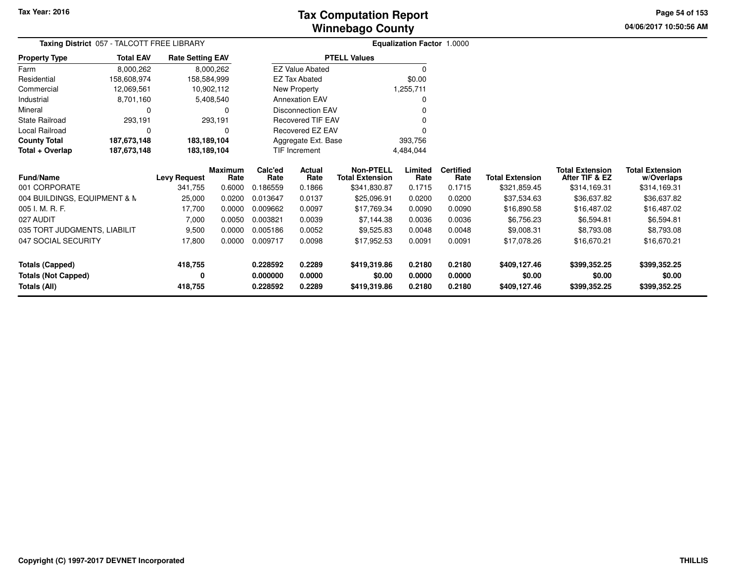# Tax Computation Report
## Winnebago County

Tax Year: 2016

04/06/2017 10:50:56 AM

**Taxing District** 057 - TALCOTT FREE LIBRARY

**Equalization Factor** 1.0000

| Property Type | Total EAV | Rate Setting EAV |
|---|---|---|
| Farm | 8,000,262 | 8,000,262 |
| Residential | 158,608,974 | 158,584,999 |
| Commercial | 12,069,561 | 10,902,112 |
| Industrial | 8,701,160 | 5,408,540 |
| Mineral | 0 | 0 |
| State Railroad | 293,191 | 293,191 |
| Local Railroad | 0 | 0 |
| **County Total** | **187,673,148** | **183,189,104** |
| **Total + Overlap** | **187,673,148** | **183,189,104** |

| PTELL Values | |
|---|---|
| EZ Value Abated | 0 |
| EZ Tax Abated | $0.00 |
| New Property | 1,255,711 |
| Annexation EAV | 0 |
| Disconnection EAV | 0 |
| Recovered TIF EAV | 0 |
| Recovered EZ EAV | 0 |
| Aggregate Ext. Base | 393,756 |
| TIF Increment | 4,484,044 |

| Fund/Name | Levy Request | Maximum Rate | Calc'ed Rate | Actual Rate | Non-PTELL Total Extension | Limited Rate | Certified Rate | Total Extension | Total Extension After TIF & EZ | Total Extension w/Overlaps |
|---|---|---|---|---|---|---|---|---|---|---|
| 001 CORPORATE | 341,755 | 0.6000 | 0.186559 | 0.1866 | $341,830.87 | 0.1715 | 0.1715 | $321,859.45 | $314,169.31 | $314,169.31 |
| 004 BUILDINGS, EQUIPMENT & M | 25,000 | 0.0200 | 0.013647 | 0.0137 | $25,096.91 | 0.0200 | 0.0200 | $37,534.63 | $36,637.82 | $36,637.82 |
| 005 I. M. R. F. | 17,700 | 0.0000 | 0.009662 | 0.0097 | $17,769.34 | 0.0090 | 0.0090 | $16,890.58 | $16,487.02 | $16,487.02 |
| 027 AUDIT | 7,000 | 0.0050 | 0.003821 | 0.0039 | $7,144.38 | 0.0036 | 0.0036 | $6,756.23 | $6,594.81 | $6,594.81 |
| 035 TORT JUDGMENTS, LIABILIT | 9,500 | 0.0000 | 0.005186 | 0.0052 | $9,525.83 | 0.0048 | 0.0048 | $9,008.31 | $8,793.08 | $8,793.08 |
| 047 SOCIAL SECURITY | 17,800 | 0.0000 | 0.009717 | 0.0098 | $17,952.53 | 0.0091 | 0.0091 | $17,078.26 | $16,670.21 | $16,670.21 |
| **Totals (Capped)** | **418,755** | | **0.228592** | **0.2289** | **$419,319.86** | **0.2180** | **0.2180** | **$409,127.46** | **$399,352.25** | **$399,352.25** |
| **Totals (Not Capped)** | **0** | | **0.000000** | **0.0000** | **$0.00** | **0.0000** | **0.0000** | **$0.00** | **$0.00** | **$0.00** |
| **Totals (All)** | **418,755** | | **0.228592** | **0.2289** | **$419,319.86** | **0.2180** | **0.2180** | **$409,127.46** | **$399,352.25** | **$399,352.25** |

Copyright (C) 1997-2017 DEVNET Incorporated

THILLIS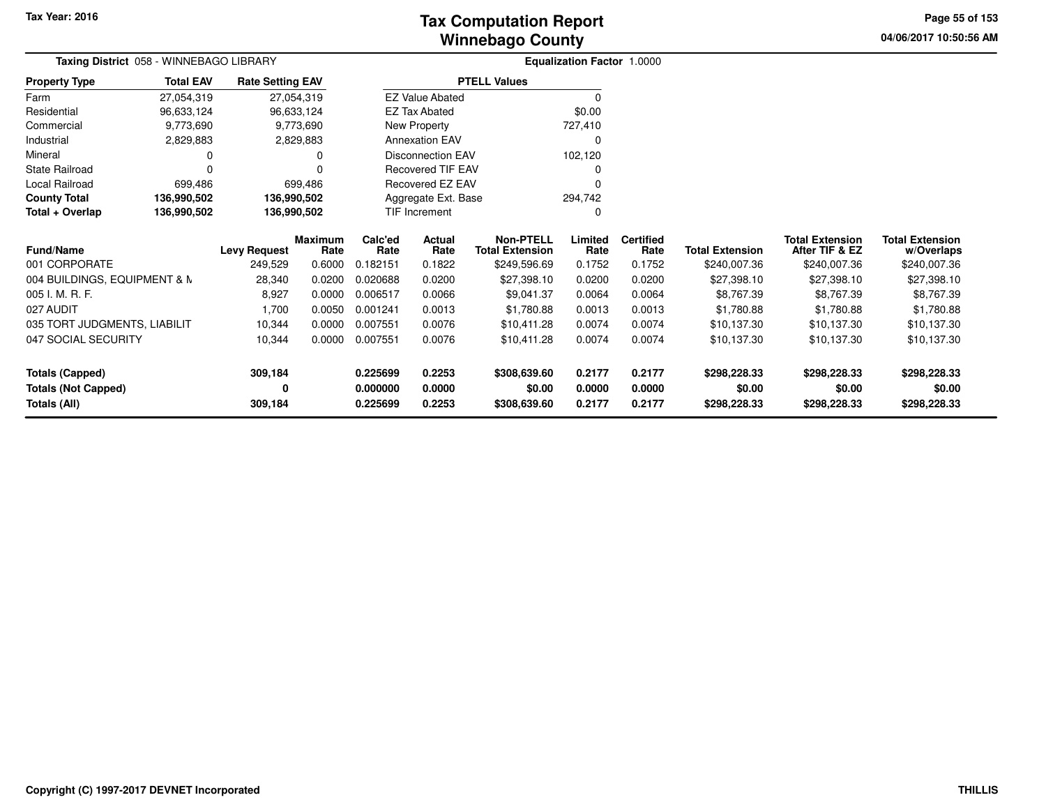# Tax Computation Report
## Winnebago County

Tax Year: 2016

04/06/2017 10:50:56 AM

**Taxing District** 058 - WINNEBAGO LIBRARY

**Equalization Factor** 1.0000

| Property Type | Total EAV | Rate Setting EAV |
|---|---|---|
| Farm | 27,054,319 | 27,054,319 |
| Residential | 96,633,124 | 96,633,124 |
| Commercial | 9,773,690 | 9,773,690 |
| Industrial | 2,829,883 | 2,829,883 |
| Mineral | 0 | 0 |
| State Railroad | 0 | 0 |
| Local Railroad | 699,486 | 699,486 |
| **County Total** | **136,990,502** | **136,990,502** |
| **Total + Overlap** | **136,990,502** | **136,990,502** |

| PTELL Values | |
|---|---|
| EZ Value Abated | 0 |
| EZ Tax Abated | $0.00 |
| New Property | 727,410 |
| Annexation EAV | 0 |
| Disconnection EAV | 102,120 |
| Recovered TIF EAV | 0 |
| Recovered EZ EAV | 0 |
| Aggregate Ext. Base | 294,742 |
| TIF Increment | 0 |

| Fund/Name | Levy Request | Maximum Rate | Calc'ed Rate | Actual Rate | Non-PTELL Total Extension | Limited Rate | Certified Rate | Total Extension | Total Extension After TIF & EZ | Total Extension w/Overlaps |
|---|---|---|---|---|---|---|---|---|---|---|
| 001 CORPORATE | 249,529 | 0.6000 | 0.182151 | 0.1822 | $249,596.69 | 0.1752 | 0.1752 | $240,007.36 | $240,007.36 | $240,007.36 |
| 004 BUILDINGS, EQUIPMENT & M | 28,340 | 0.0200 | 0.020688 | 0.0200 | $27,398.10 | 0.0200 | 0.0200 | $27,398.10 | $27,398.10 | $27,398.10 |
| 005 I. M. R. F. | 8,927 | 0.0000 | 0.006517 | 0.0066 | $9,041.37 | 0.0064 | 0.0064 | $8,767.39 | $8,767.39 | $8,767.39 |
| 027 AUDIT | 1,700 | 0.0050 | 0.001241 | 0.0013 | $1,780.88 | 0.0013 | 0.0013 | $1,780.88 | $1,780.88 | $1,780.88 |
| 035 TORT JUDGMENTS, LIABILIT | 10,344 | 0.0000 | 0.007551 | 0.0076 | $10,411.28 | 0.0074 | 0.0074 | $10,137.30 | $10,137.30 | $10,137.30 |
| 047 SOCIAL SECURITY | 10,344 | 0.0000 | 0.007551 | 0.0076 | $10,411.28 | 0.0074 | 0.0074 | $10,137.30 | $10,137.30 | $10,137.30 |
| **Totals (Capped)** | **309,184** | | **0.225699** | **0.2253** | **$308,639.60** | **0.2177** | **0.2177** | **$298,228.33** | **$298,228.33** | **$298,228.33** |
| **Totals (Not Capped)** | **0** | | **0.000000** | **0.0000** | **$0.00** | **0.0000** | **0.0000** | **$0.00** | **$0.00** | **$0.00** |
| **Totals (All)** | **309,184** | | **0.225699** | **0.2253** | **$308,639.60** | **0.2177** | **0.2177** | **$298,228.33** | **$298,228.33** | **$298,228.33** |

Copyright (C) 1997-2017 DEVNET Incorporated

THILLIS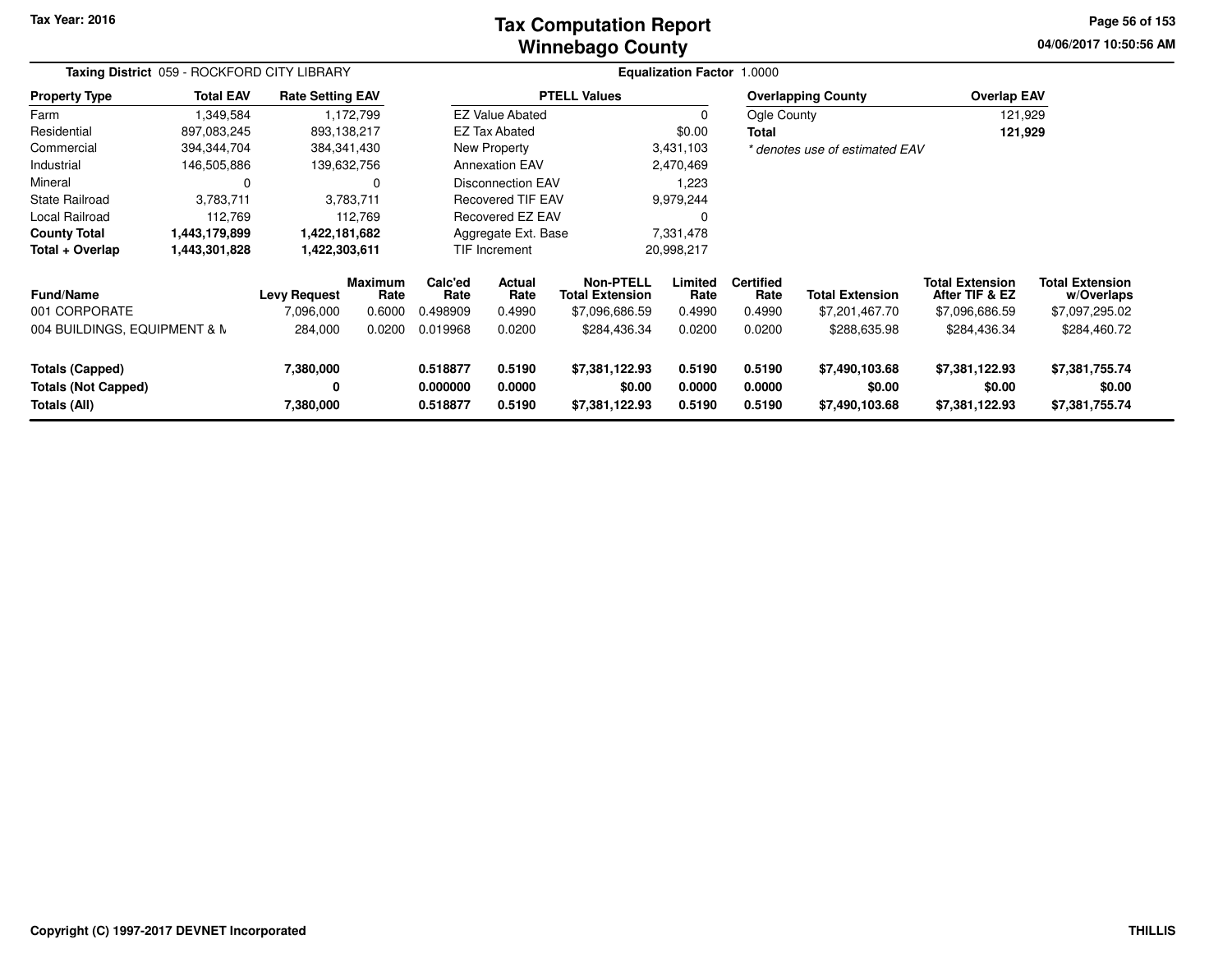# Tax Computation Report
## Winnebago County

Tax Year: 2016

04/06/2017 10:50:56 AM

**Taxing District** 059 - ROCKFORD CITY LIBRARY

**Equalization Factor** 1.0000

| Property Type | Total EAV | Rate Setting EAV |
|---|---|---|
| Farm | 1,349,584 | 1,172,799 |
| Residential | 897,083,245 | 893,138,217 |
| Commercial | 394,344,704 | 384,341,430 |
| Industrial | 146,505,886 | 139,632,756 |
| Mineral | 0 | 0 |
| State Railroad | 3,783,711 | 3,783,711 |
| Local Railroad | 112,769 | 112,769 |
| **County Total** | **1,443,179,899** | **1,422,181,682** |
| **Total + Overlap** | **1,443,301,828** | **1,422,303,611** |

| PTELL Values | |
|---|---|
| EZ Value Abated | 0 |
| EZ Tax Abated | $0.00 |
| New Property | 3,431,103 |
| Annexation EAV | 2,470,469 |
| Disconnection EAV | 1,223 |
| Recovered TIF EAV | 9,979,244 |
| Recovered EZ EAV | 0 |
| Aggregate Ext. Base | 7,331,478 |
| TIF Increment | 20,998,217 |

| Overlapping County | Overlap EAV |
|---|---|
| Ogle County | 121,929 |
| **Total** | **121,929** |

*\* denotes use of estimated EAV*

| Fund/Name | Levy Request | Maximum Rate | Calc'ed Rate | Actual Rate | Non-PTELL Total Extension | Limited Rate | Certified Rate | Total Extension | Total Extension After TIF & EZ | Total Extension w/Overlaps |
|---|---|---|---|---|---|---|---|---|---|---|
| 001 CORPORATE | 7,096,000 | 0.6000 | 0.498909 | 0.4990 | $7,096,686.59 | 0.4990 | 0.4990 | $7,201,467.70 | $7,096,686.59 | $7,097,295.02 |
| 004 BUILDINGS, EQUIPMENT & M | 284,000 | 0.0200 | 0.019968 | 0.0200 | $284,436.34 | 0.0200 | 0.0200 | $288,635.98 | $284,436.34 | $284,460.72 |
| **Totals (Capped)** | **7,380,000** | | **0.518877** | **0.5190** | **$7,381,122.93** | **0.5190** | **0.5190** | **$7,490,103.68** | **$7,381,122.93** | **$7,381,755.74** |
| **Totals (Not Capped)** | **0** | | **0.000000** | **0.0000** | **$0.00** | **0.0000** | **0.0000** | **$0.00** | **$0.00** | **$0.00** |
| **Totals (All)** | **7,380,000** | | **0.518877** | **0.5190** | **$7,381,122.93** | **0.5190** | **0.5190** | **$7,490,103.68** | **$7,381,122.93** | **$7,381,755.74** |

Copyright (C) 1997-2017 DEVNET Incorporated

THILLIS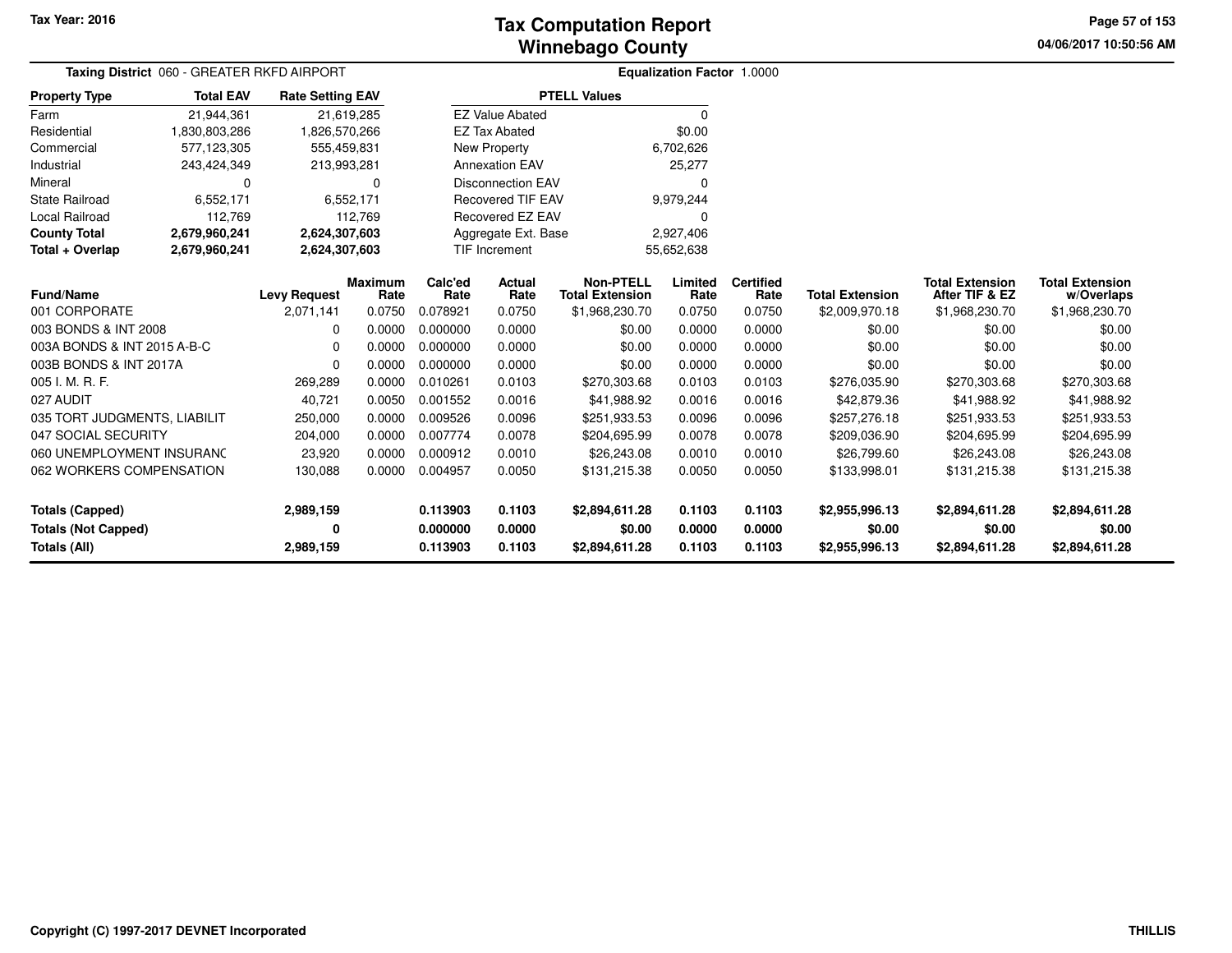# Tax Computation Report
## Winnebago County

Tax Year: 2016

04/06/2017 10:50:56 AM

**Taxing District** 060 - GREATER RKFD AIRPORT

**Equalization Factor** 1.0000

| Property Type | Total EAV | Rate Setting EAV |
|---|---|---|
| Farm | 21,944,361 | 21,619,285 |
| Residential | 1,830,803,286 | 1,826,570,266 |
| Commercial | 577,123,305 | 555,459,831 |
| Industrial | 243,424,349 | 213,993,281 |
| Mineral | 0 | 0 |
| State Railroad | 6,552,171 | 6,552,171 |
| Local Railroad | 112,769 | 112,769 |
| **County Total** | **2,679,960,241** | **2,624,307,603** |
| **Total + Overlap** | **2,679,960,241** | **2,624,307,603** |

| PTELL Values | |
|---|---|
| EZ Value Abated | 0 |
| EZ Tax Abated | $0.00 |
| New Property | 6,702,626 |
| Annexation EAV | 25,277 |
| Disconnection EAV | 0 |
| Recovered TIF EAV | 9,979,244 |
| Recovered EZ EAV | 0 |
| Aggregate Ext. Base | 2,927,406 |
| TIF Increment | 55,652,638 |

| Fund/Name | Levy Request | Maximum Rate | Calc'ed Rate | Actual Rate | Non-PTELL Total Extension | Limited Rate | Certified Rate | Total Extension | Total Extension After TIF & EZ | Total Extension w/Overlaps |
|---|---|---|---|---|---|---|---|---|---|---|
| 001 CORPORATE | 2,071,141 | 0.0750 | 0.078921 | 0.0750 | $1,968,230.70 | 0.0750 | 0.0750 | $2,009,970.18 | $1,968,230.70 | $1,968,230.70 |
| 003 BONDS & INT 2008 | 0 | 0.0000 | 0.000000 | 0.0000 | $0.00 | 0.0000 | 0.0000 | $0.00 | $0.00 | $0.00 |
| 003A BONDS & INT 2015 A-B-C | 0 | 0.0000 | 0.000000 | 0.0000 | $0.00 | 0.0000 | 0.0000 | $0.00 | $0.00 | $0.00 |
| 003B BONDS & INT 2017A | 0 | 0.0000 | 0.000000 | 0.0000 | $0.00 | 0.0000 | 0.0000 | $0.00 | $0.00 | $0.00 |
| 005 I. M. R. F. | 269,289 | 0.0000 | 0.010261 | 0.0103 | $270,303.68 | 0.0103 | 0.0103 | $276,035.90 | $270,303.68 | $270,303.68 |
| 027 AUDIT | 40,721 | 0.0050 | 0.001552 | 0.0016 | $41,988.92 | 0.0016 | 0.0016 | $42,879.36 | $41,988.92 | $41,988.92 |
| 035 TORT JUDGMENTS, LIABILIT | 250,000 | 0.0000 | 0.009526 | 0.0096 | $251,933.53 | 0.0096 | 0.0096 | $257,276.18 | $251,933.53 | $251,933.53 |
| 047 SOCIAL SECURITY | 204,000 | 0.0000 | 0.007774 | 0.0078 | $204,695.99 | 0.0078 | 0.0078 | $209,036.90 | $204,695.99 | $204,695.99 |
| 060 UNEMPLOYMENT INSURANC | 23,920 | 0.0000 | 0.000912 | 0.0010 | $26,243.08 | 0.0010 | 0.0010 | $26,799.60 | $26,243.08 | $26,243.08 |
| 062 WORKERS COMPENSATION | 130,088 | 0.0000 | 0.004957 | 0.0050 | $131,215.38 | 0.0050 | 0.0050 | $133,998.01 | $131,215.38 | $131,215.38 |
| **Totals (Capped)** | **2,989,159** | | **0.113903** | **0.1103** | **$2,894,611.28** | **0.1103** | **0.1103** | **$2,955,996.13** | **$2,894,611.28** | **$2,894,611.28** |
| **Totals (Not Capped)** | **0** | | **0.000000** | **0.0000** | **$0.00** | **0.0000** | **0.0000** | **$0.00** | **$0.00** | **$0.00** |
| **Totals (All)** | **2,989,159** | | **0.113903** | **0.1103** | **$2,894,611.28** | **0.1103** | **0.1103** | **$2,955,996.13** | **$2,894,611.28** | **$2,894,611.28** |

Copyright (C) 1997-2017 DEVNET Incorporated

THILLIS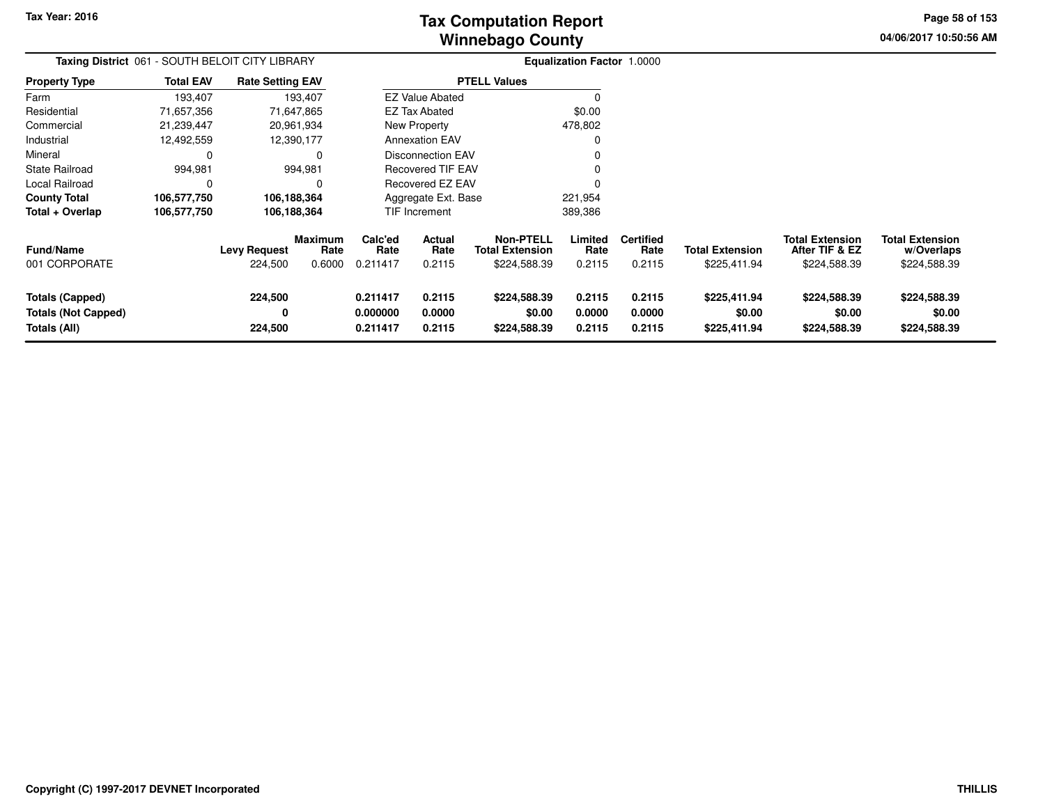# Tax Computation Report
## Winnebago County

Tax Year: 2016

**Taxing District** 061 - SOUTH BELOIT CITY LIBRARY

**Equalization Factor** 1.0000

| Property Type | Total EAV | Rate Setting EAV |
|---|---|---|
| Farm | 193,407 | 193,407 |
| Residential | 71,657,356 | 71,647,865 |
| Commercial | 21,239,447 | 20,961,934 |
| Industrial | 12,492,559 | 12,390,177 |
| Mineral | 0 | 0 |
| State Railroad | 994,981 | 994,981 |
| Local Railroad | 0 | 0 |
| **County Total** | **106,577,750** | **106,188,364** |
| **Total + Overlap** | **106,577,750** | **106,188,364** |

| PTELL Values | |
|---|---|
| EZ Value Abated | 0 |
| EZ Tax Abated | $0.00 |
| New Property | 478,802 |
| Annexation EAV | 0 |
| Disconnection EAV | 0 |
| Recovered TIF EAV | 0 |
| Recovered EZ EAV | 0 |
| Aggregate Ext. Base | 221,954 |
| TIF Increment | 389,386 |

| Fund/Name | Levy Request | Maximum Rate | Calc'ed Rate | Actual Rate | Non-PTELL Total Extension | Limited Rate | Certified Rate | Total Extension | Total Extension After TIF & EZ | Total Extension w/Overlaps |
|---|---|---|---|---|---|---|---|---|---|---|
| 001 CORPORATE | 224,500 | 0.6000 | 0.211417 | 0.2115 | $224,588.39 | 0.2115 | 0.2115 | $225,411.94 | $224,588.39 | $224,588.39 |
| **Totals (Capped)** | **224,500** | | **0.211417** | **0.2115** | **$224,588.39** | **0.2115** | **0.2115** | **$225,411.94** | **$224,588.39** | **$224,588.39** |
| **Totals (Not Capped)** | **0** | | **0.000000** | **0.0000** | **$0.00** | **0.0000** | **0.0000** | **$0.00** | **$0.00** | **$0.00** |
| **Totals (All)** | **224,500** | | **0.211417** | **0.2115** | **$224,588.39** | **0.2115** | **0.2115** | **$225,411.94** | **$224,588.39** | **$224,588.39** |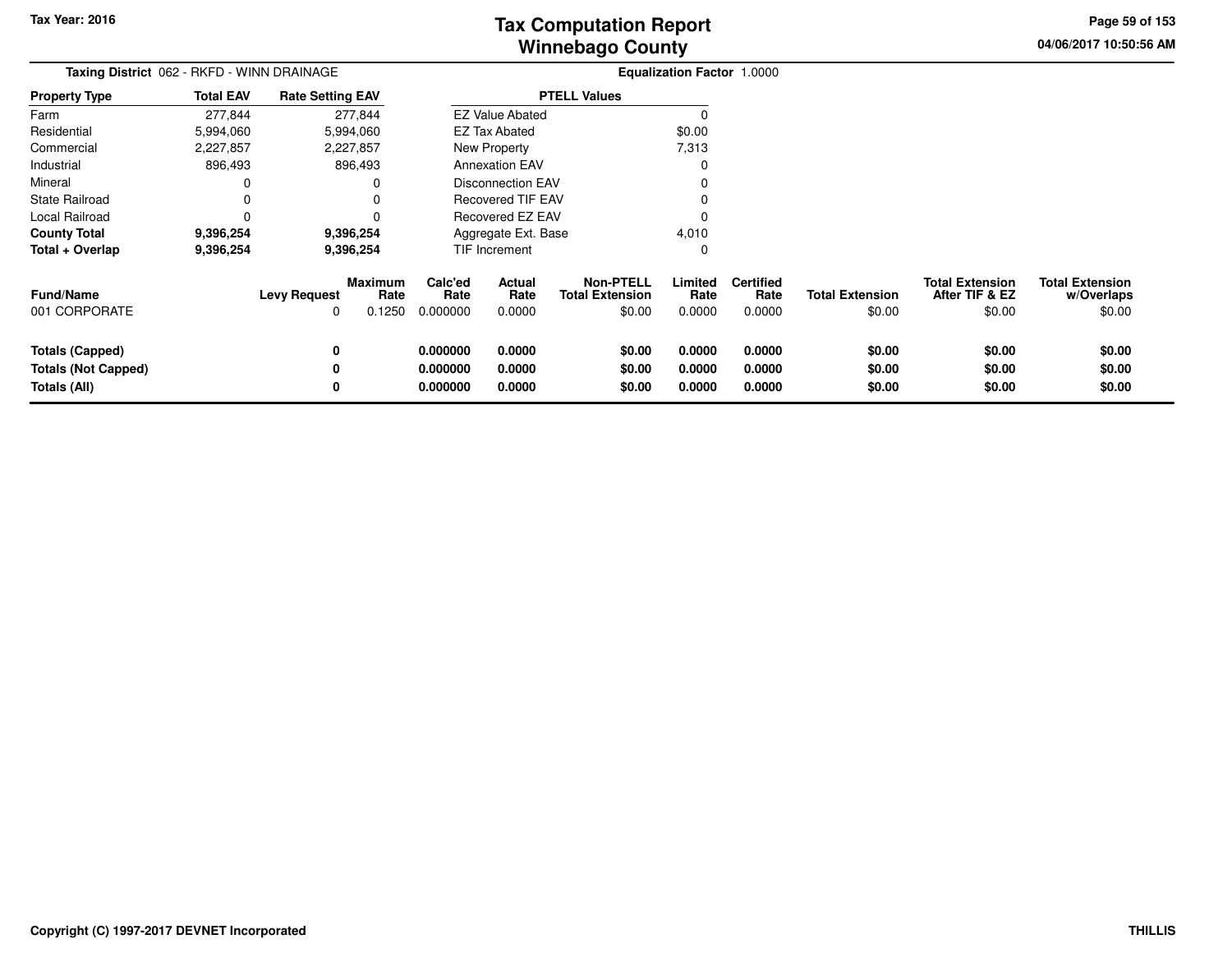# Tax Computation Report
## Winnebago County

Tax Year: 2016

04/06/2017 10:50:56 AM

**Taxing District** 062 - RKFD - WINN DRAINAGE

**Equalization Factor** 1.0000

| Property Type | Total EAV | Rate Setting EAV |
|---|---|---|
| Farm | 277,844 | 277,844 |
| Residential | 5,994,060 | 5,994,060 |
| Commercial | 2,227,857 | 2,227,857 |
| Industrial | 896,493 | 896,493 |
| Mineral | 0 | 0 |
| State Railroad | 0 | 0 |
| Local Railroad | 0 | 0 |
| **County Total** | **9,396,254** | **9,396,254** |
| **Total + Overlap** | **9,396,254** | **9,396,254** |

| PTELL Values | |
|---|---|
| EZ Value Abated | 0 |
| EZ Tax Abated | $0.00 |
| New Property | 7,313 |
| Annexation EAV | 0 |
| Disconnection EAV | 0 |
| Recovered TIF EAV | 0 |
| Recovered EZ EAV | 0 |
| Aggregate Ext. Base | 4,010 |
| TIF Increment | 0 |

| Fund/Name | Levy Request | Maximum Rate | Calc'ed Rate | Actual Rate | Non-PTELL Total Extension | Limited Rate | Certified Rate | Total Extension | Total Extension After TIF & EZ | Total Extension w/Overlaps |
|---|---|---|---|---|---|---|---|---|---|---|
| 001 CORPORATE | 0 | 0.1250 | 0.000000 | 0.0000 | $0.00 | 0.0000 | 0.0000 | $0.00 | $0.00 | $0.00 |
| **Totals (Capped)** | **0** | | **0.000000** | **0.0000** | **$0.00** | **0.0000** | **0.0000** | **$0.00** | **$0.00** | **$0.00** |
| **Totals (Not Capped)** | **0** | | **0.000000** | **0.0000** | **$0.00** | **0.0000** | **0.0000** | **$0.00** | **$0.00** | **$0.00** |
| **Totals (All)** | **0** | | **0.000000** | **0.0000** | **$0.00** | **0.0000** | **0.0000** | **$0.00** | **$0.00** | **$0.00** |

**Copyright (C) 1997-2017 DEVNET Incorporated**

**THILLIS**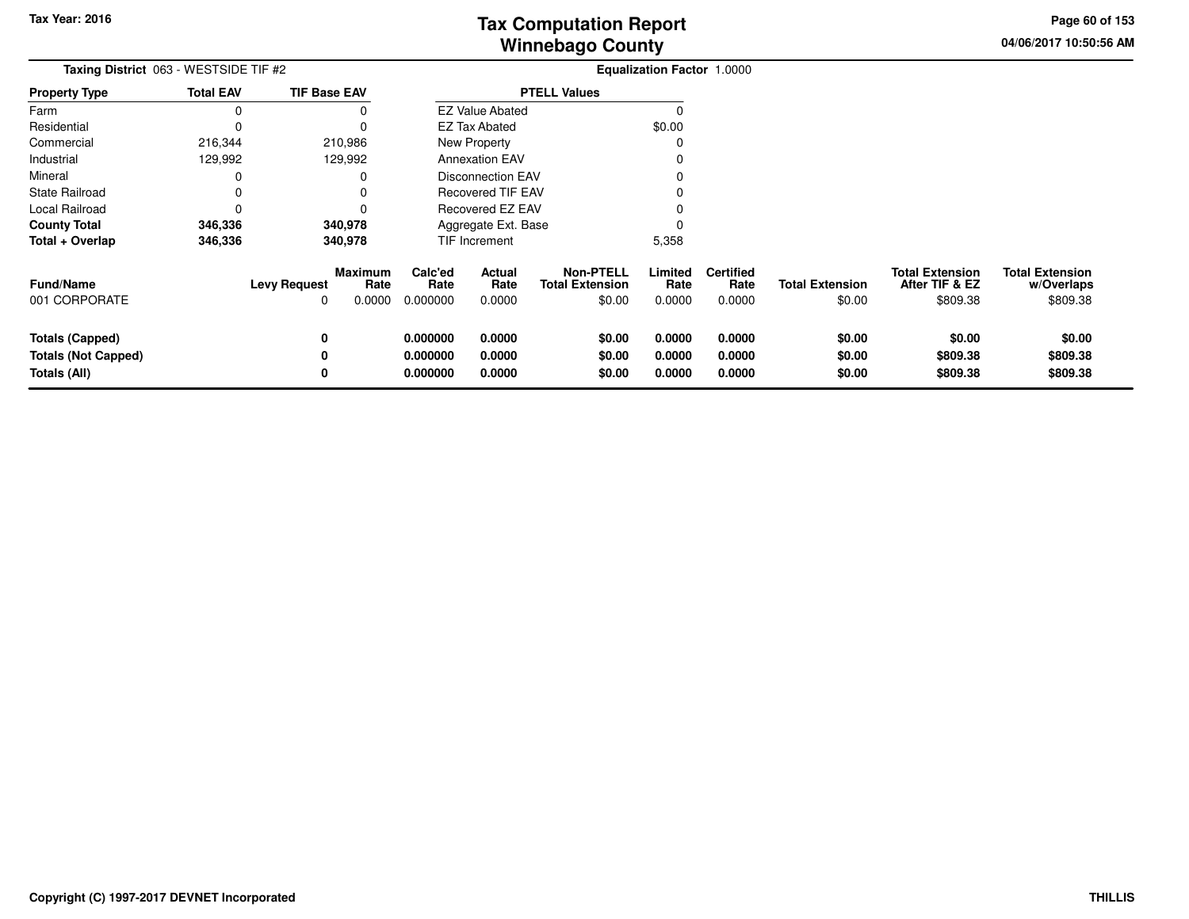# Tax Computation Report
## Winnebago County

Tax Year: 2016

04/06/2017 10:50:56 AM

**Taxing District** 063 - WESTSIDE TIF #2

**Equalization Factor** 1.0000

| Property Type | Total EAV | TIF Base EAV |
|---|---|---|
| Farm | 0 | 0 |
| Residential | 0 | 0 |
| Commercial | 216,344 | 210,986 |
| Industrial | 129,992 | 129,992 |
| Mineral | 0 | 0 |
| State Railroad | 0 | 0 |
| Local Railroad | 0 | 0 |
| **County Total** | **346,336** | **340,978** |
| **Total + Overlap** | **346,336** | **340,978** |

| PTELL Values | |
|---|---|
| EZ Value Abated | 0 |
| EZ Tax Abated | $0.00 |
| New Property | 0 |
| Annexation EAV | 0 |
| Disconnection EAV | 0 |
| Recovered TIF EAV | 0 |
| Recovered EZ EAV | 0 |
| Aggregate Ext. Base | 0 |
| TIF Increment | 5,358 |

| Fund/Name | Levy Request | Maximum Rate | Calc'ed Rate | Actual Rate | Non-PTELL Total Extension | Limited Rate | Certified Rate | Total Extension | Total Extension After TIF & EZ | Total Extension w/Overlaps |
|---|---|---|---|---|---|---|---|---|---|---|
| 001 CORPORATE | 0 | 0.0000 | 0.000000 | 0.0000 | $0.00 | 0.0000 | 0.0000 | $0.00 | $809.38 | $809.38 |
| **Totals (Capped)** | **0** | | **0.000000** | **0.0000** | **$0.00** | **0.0000** | **0.0000** | **$0.00** | **$0.00** | **$0.00** |
| **Totals (Not Capped)** | **0** | | **0.000000** | **0.0000** | **$0.00** | **0.0000** | **0.0000** | **$0.00** | **$809.38** | **$809.38** |
| **Totals (All)** | **0** | | **0.000000** | **0.0000** | **$0.00** | **0.0000** | **0.0000** | **$0.00** | **$809.38** | **$809.38** |

Copyright (C) 1997-2017 DEVNET Incorporated

THILLIS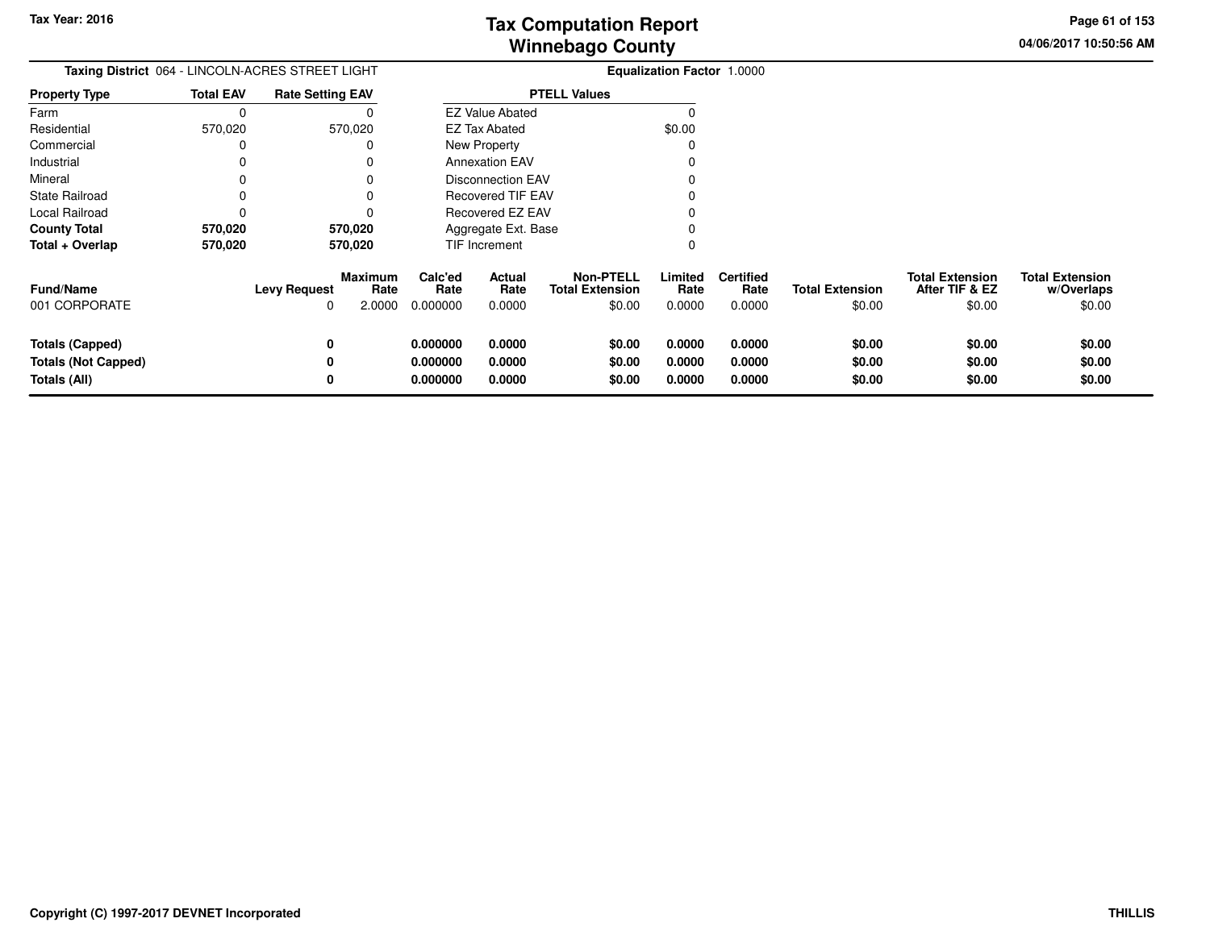# Tax Computation Report
## Winnebago County

Tax Year: 2016

04/06/2017 10:50:56 AM

**Taxing District** 064 - LINCOLN-ACRES STREET LIGHT

**Equalization Factor** 1.0000

| Property Type | Total EAV | Rate Setting EAV |
|---|---|---|
| Farm | 0 | 0 |
| Residential | 570,020 | 570,020 |
| Commercial | 0 | 0 |
| Industrial | 0 | 0 |
| Mineral | 0 | 0 |
| State Railroad | 0 | 0 |
| Local Railroad | 0 | 0 |
| **County Total** | **570,020** | **570,020** |
| **Total + Overlap** | **570,020** | **570,020** |

| PTELL Values | |
|---|---|
| EZ Value Abated | 0 |
| EZ Tax Abated | $0.00 |
| New Property | 0 |
| Annexation EAV | 0 |
| Disconnection EAV | 0 |
| Recovered TIF EAV | 0 |
| Recovered EZ EAV | 0 |
| Aggregate Ext. Base | 0 |
| TIF Increment | 0 |

| Fund/Name | Levy Request | Maximum Rate | Calc'ed Rate | Actual Rate | Non-PTELL Total Extension | Limited Rate | Certified Rate | Total Extension | Total Extension After TIF & EZ | Total Extension w/Overlaps |
|---|---|---|---|---|---|---|---|---|---|---|
| 001 CORPORATE | 0 | 2.0000 | 0.000000 | 0.0000 | $0.00 | 0.0000 | 0.0000 | $0.00 | $0.00 | $0.00 |
| **Totals (Capped)** | **0** | | **0.000000** | **0.0000** | **$0.00** | **0.0000** | **0.0000** | **$0.00** | **$0.00** | **$0.00** |
| **Totals (Not Capped)** | **0** | | **0.000000** | **0.0000** | **$0.00** | **0.0000** | **0.0000** | **$0.00** | **$0.00** | **$0.00** |
| **Totals (All)** | **0** | | **0.000000** | **0.0000** | **$0.00** | **0.0000** | **0.0000** | **$0.00** | **$0.00** | **$0.00** |

Copyright (C) 1997-2017 DEVNET Incorporated

THILLIS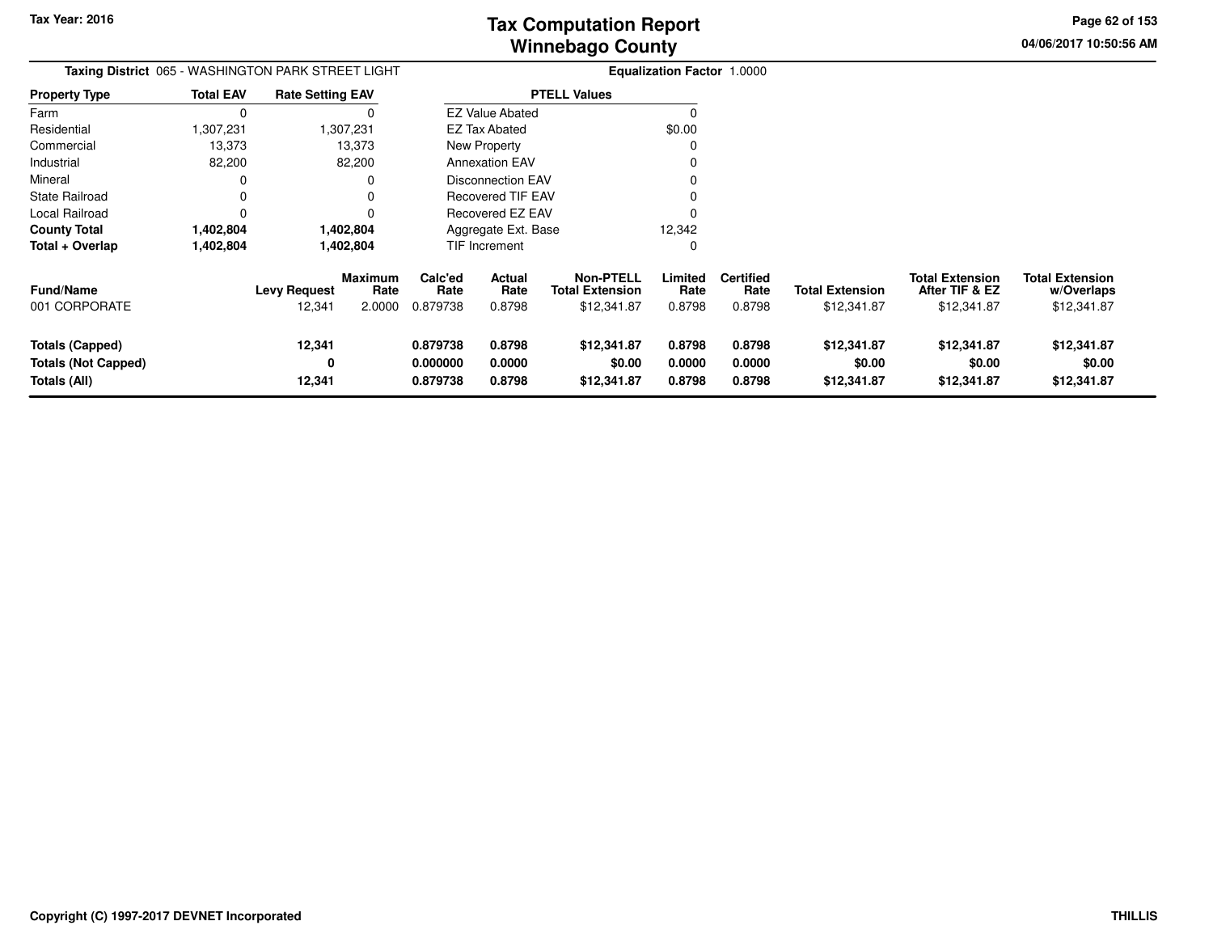# Tax Computation Report
## Winnebago County

Tax Year: 2016

04/06/2017 10:50:56 AM

**Taxing District** 065 - WASHINGTON PARK STREET LIGHT

**Equalization Factor** 1.0000

| Property Type | Total EAV | Rate Setting EAV |
|---|---|---|
| Farm | 0 | 0 |
| Residential | 1,307,231 | 1,307,231 |
| Commercial | 13,373 | 13,373 |
| Industrial | 82,200 | 82,200 |
| Mineral | 0 | 0 |
| State Railroad | 0 | 0 |
| Local Railroad | 0 | 0 |
| **County Total** | **1,402,804** | **1,402,804** |
| **Total + Overlap** | **1,402,804** | **1,402,804** |

| PTELL Values | |
|---|---|
| EZ Value Abated | 0 |
| EZ Tax Abated | $0.00 |
| New Property | 0 |
| Annexation EAV | 0 |
| Disconnection EAV | 0 |
| Recovered TIF EAV | 0 |
| Recovered EZ EAV | 0 |
| Aggregate Ext. Base | 12,342 |
| TIF Increment | 0 |

| Fund/Name | Levy Request | Maximum Rate | Calc'ed Rate | Actual Rate | Non-PTELL Total Extension | Limited Rate | Certified Rate | Total Extension | Total Extension After TIF & EZ | Total Extension w/Overlaps |
|---|---|---|---|---|---|---|---|---|---|---|
| 001 CORPORATE | 12,341 | 2.0000 | 0.879738 | 0.8798 | $12,341.87 | 0.8798 | 0.8798 | $12,341.87 | $12,341.87 | $12,341.87 |
| **Totals (Capped)** | **12,341** | | **0.879738** | **0.8798** | **$12,341.87** | **0.8798** | **0.8798** | **$12,341.87** | **$12,341.87** | **$12,341.87** |
| **Totals (Not Capped)** | **0** | | **0.000000** | **0.0000** | **$0.00** | **0.0000** | **0.0000** | **$0.00** | **$0.00** | **$0.00** |
| **Totals (All)** | **12,341** | | **0.879738** | **0.8798** | **$12,341.87** | **0.8798** | **0.8798** | **$12,341.87** | **$12,341.87** | **$12,341.87** |

Copyright (C) 1997-2017 DEVNET Incorporated

THILLIS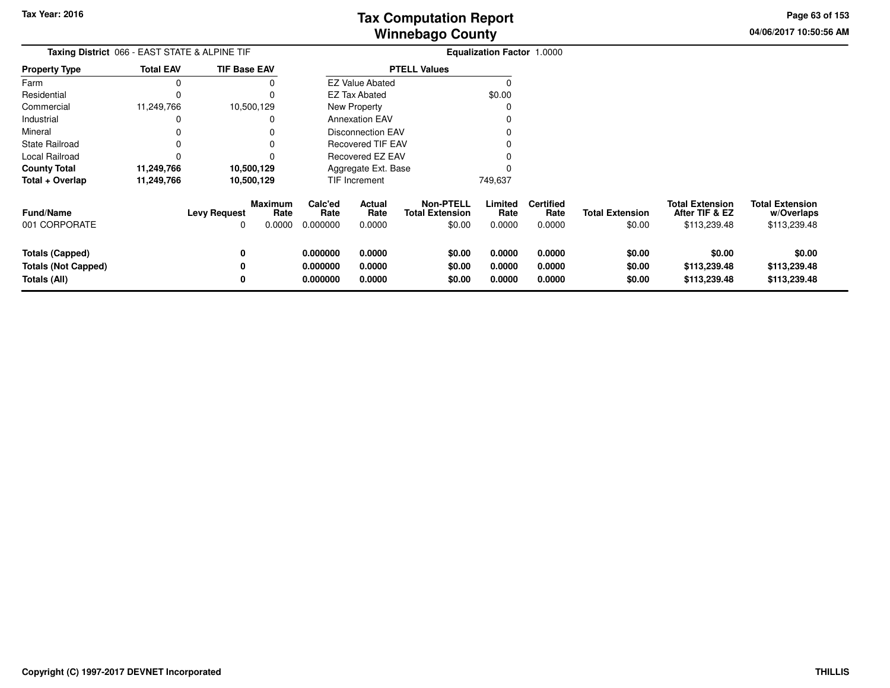# Tax Computation Report
# Winnebago County

Tax Year: 2016

04/06/2017 10:50:56 AM

**Taxing District** 066 - EAST STATE & ALPINE TIF

**Equalization Factor** 1.0000

| Property Type | Total EAV | TIF Base EAV |
|---|---|---|
| Farm | 0 | 0 |
| Residential | 0 | 0 |
| Commercial | 11,249,766 | 10,500,129 |
| Industrial | 0 | 0 |
| Mineral | 0 | 0 |
| State Railroad | 0 | 0 |
| Local Railroad | 0 | 0 |
| **County Total** | **11,249,766** | **10,500,129** |
| **Total + Overlap** | **11,249,766** | **10,500,129** |

| PTELL Values | |
|---|---|
| EZ Value Abated | 0 |
| EZ Tax Abated | $0.00 |
| New Property | 0 |
| Annexation EAV | 0 |
| Disconnection EAV | 0 |
| Recovered TIF EAV | 0 |
| Recovered EZ EAV | 0 |
| Aggregate Ext. Base | 0 |
| TIF Increment | 749,637 |

| Fund/Name | Levy Request | Maximum Rate | Calc'ed Rate | Actual Rate | Non-PTELL Total Extension | Limited Rate | Certified Rate | Total Extension | Total Extension After TIF & EZ | Total Extension w/Overlaps |
|---|---|---|---|---|---|---|---|---|---|---|
| 001 CORPORATE | 0 | 0.0000 | 0.000000 | 0.0000 | $0.00 | 0.0000 | 0.0000 | $0.00 | $113,239.48 | $113,239.48 |
| **Totals (Capped)** | **0** | | **0.000000** | **0.0000** | **$0.00** | **0.0000** | **0.0000** | **$0.00** | **$0.00** | **$0.00** |
| **Totals (Not Capped)** | **0** | | **0.000000** | **0.0000** | **$0.00** | **0.0000** | **0.0000** | **$0.00** | **$113,239.48** | **$113,239.48** |
| **Totals (All)** | **0** | | **0.000000** | **0.0000** | **$0.00** | **0.0000** | **0.0000** | **$0.00** | **$113,239.48** | **$113,239.48** |

**Copyright (C) 1997-2017 DEVNET Incorporated**

**THILLIS**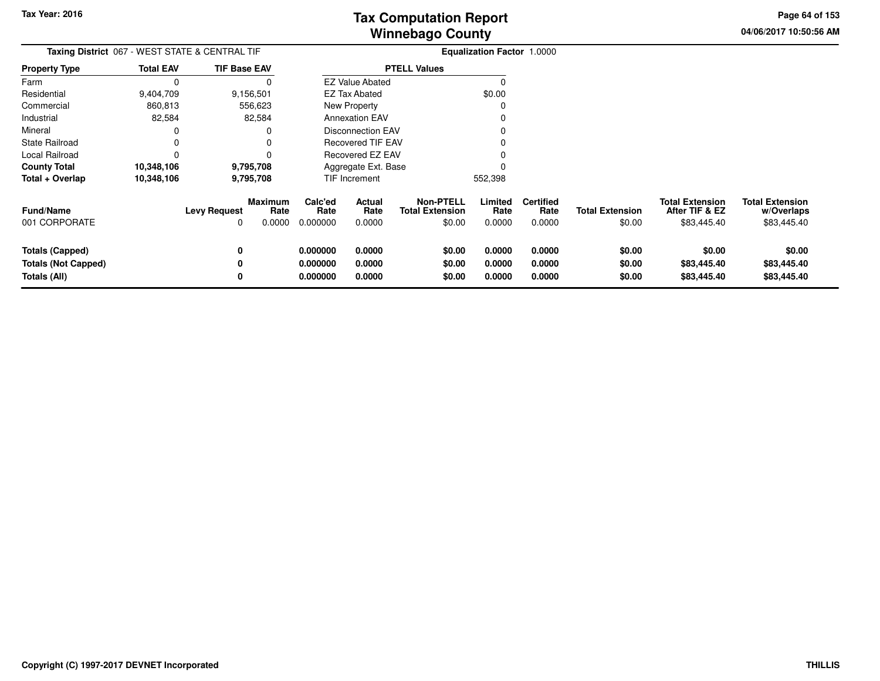# Tax Computation Report
# Winnebago County

Tax Year: 2016

04/06/2017 10:50:56 AM

**Taxing District** 067 - WEST STATE & CENTRAL TIF

**Equalization Factor** 1.0000

| Property Type | Total EAV | TIF Base EAV |
|---|---|---|
| Farm | 0 | 0 |
| Residential | 9,404,709 | 9,156,501 |
| Commercial | 860,813 | 556,623 |
| Industrial | 82,584 | 82,584 |
| Mineral | 0 | 0 |
| State Railroad | 0 | 0 |
| Local Railroad | 0 | 0 |
| **County Total** | **10,348,106** | **9,795,708** |
| **Total + Overlap** | **10,348,106** | **9,795,708** |

| PTELL Values | |
|---|---|
| EZ Value Abated | 0 |
| EZ Tax Abated | $0.00 |
| New Property | 0 |
| Annexation EAV | 0 |
| Disconnection EAV | 0 |
| Recovered TIF EAV | 0 |
| Recovered EZ EAV | 0 |
| Aggregate Ext. Base | 0 |
| TIF Increment | 552,398 |

| Fund/Name | Levy Request | Maximum Rate | Calc'ed Rate | Actual Rate | Non-PTELL Total Extension | Limited Rate | Certified Rate | Total Extension | Total Extension After TIF & EZ | Total Extension w/Overlaps |
|---|---|---|---|---|---|---|---|---|---|---|
| 001 CORPORATE | 0 | 0.0000 | 0.000000 | 0.0000 | $0.00 | 0.0000 | 0.0000 | $0.00 | $83,445.40 | $83,445.40 |
| **Totals (Capped)** | **0** | | **0.000000** | **0.0000** | **$0.00** | **0.0000** | **0.0000** | **$0.00** | **$0.00** | **$0.00** |
| **Totals (Not Capped)** | **0** | | **0.000000** | **0.0000** | **$0.00** | **0.0000** | **0.0000** | **$0.00** | **$83,445.40** | **$83,445.40** |
| **Totals (All)** | **0** | | **0.000000** | **0.0000** | **$0.00** | **0.0000** | **0.0000** | **$0.00** | **$83,445.40** | **$83,445.40** |

Copyright (C) 1997-2017 DEVNET Incorporated

THILLIS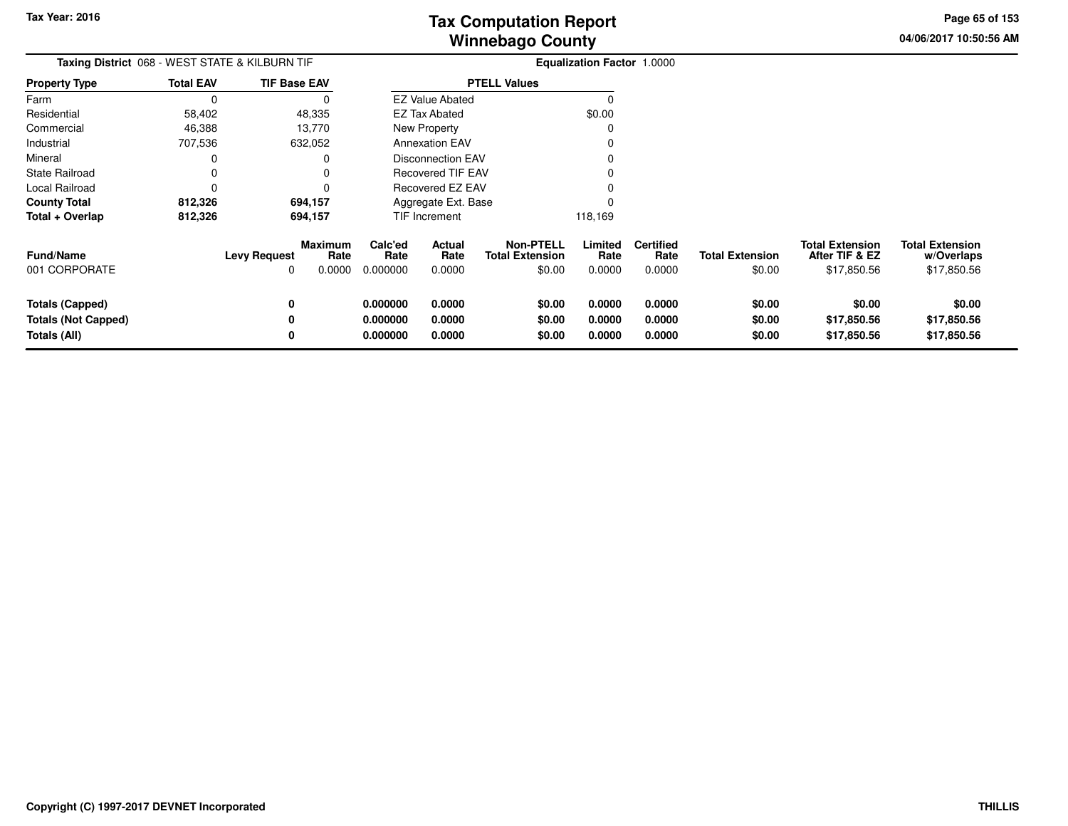Tax Year: 2016

# Tax Computation Report
## Winnebago County

04/06/2017 10:50:56 AM

**Taxing District** 068 - WEST STATE & KILBURN TIF **Equalization Factor** 1.0000

| Property Type | Total EAV | TIF Base EAV |
|---|---|---|
| Farm | 0 | 0 |
| Residential | 58,402 | 48,335 |
| Commercial | 46,388 | 13,770 |
| Industrial | 707,536 | 632,052 |
| Mineral | 0 | 0 |
| State Railroad | 0 | 0 |
| Local Railroad | 0 | 0 |
| **County Total** | **812,326** | **694,157** |
| **Total + Overlap** | **812,326** | **694,157** |

| PTELL Values | |
|---|---|
| EZ Value Abated | 0 |
| EZ Tax Abated | $0.00 |
| New Property | 0 |
| Annexation EAV | 0 |
| Disconnection EAV | 0 |
| Recovered TIF EAV | 0 |
| Recovered EZ EAV | 0 |
| Aggregate Ext. Base | 0 |
| TIF Increment | 118,169 |

| Fund/Name | Levy Request | Maximum Rate | Calc'ed Rate | Actual Rate | Non-PTELL Total Extension | Limited Rate | Certified Rate | Total Extension | Total Extension After TIF & EZ | Total Extension w/Overlaps |
|---|---|---|---|---|---|---|---|---|---|---|
| 001 CORPORATE | 0 | 0.0000 | 0.000000 | 0.0000 | $0.00 | 0.0000 | 0.0000 | $0.00 | $17,850.56 | $17,850.56 |
| **Totals (Capped)** | **0** | | **0.000000** | **0.0000** | **$0.00** | **0.0000** | **0.0000** | **$0.00** | **$0.00** | **$0.00** |
| **Totals (Not Capped)** | **0** | | **0.000000** | **0.0000** | **$0.00** | **0.0000** | **0.0000** | **$0.00** | **$17,850.56** | **$17,850.56** |
| **Totals (All)** | **0** | | **0.000000** | **0.0000** | **$0.00** | **0.0000** | **0.0000** | **$0.00** | **$17,850.56** | **$17,850.56** |

Copyright (C) 1997-2017 DEVNET Incorporated

THILLIS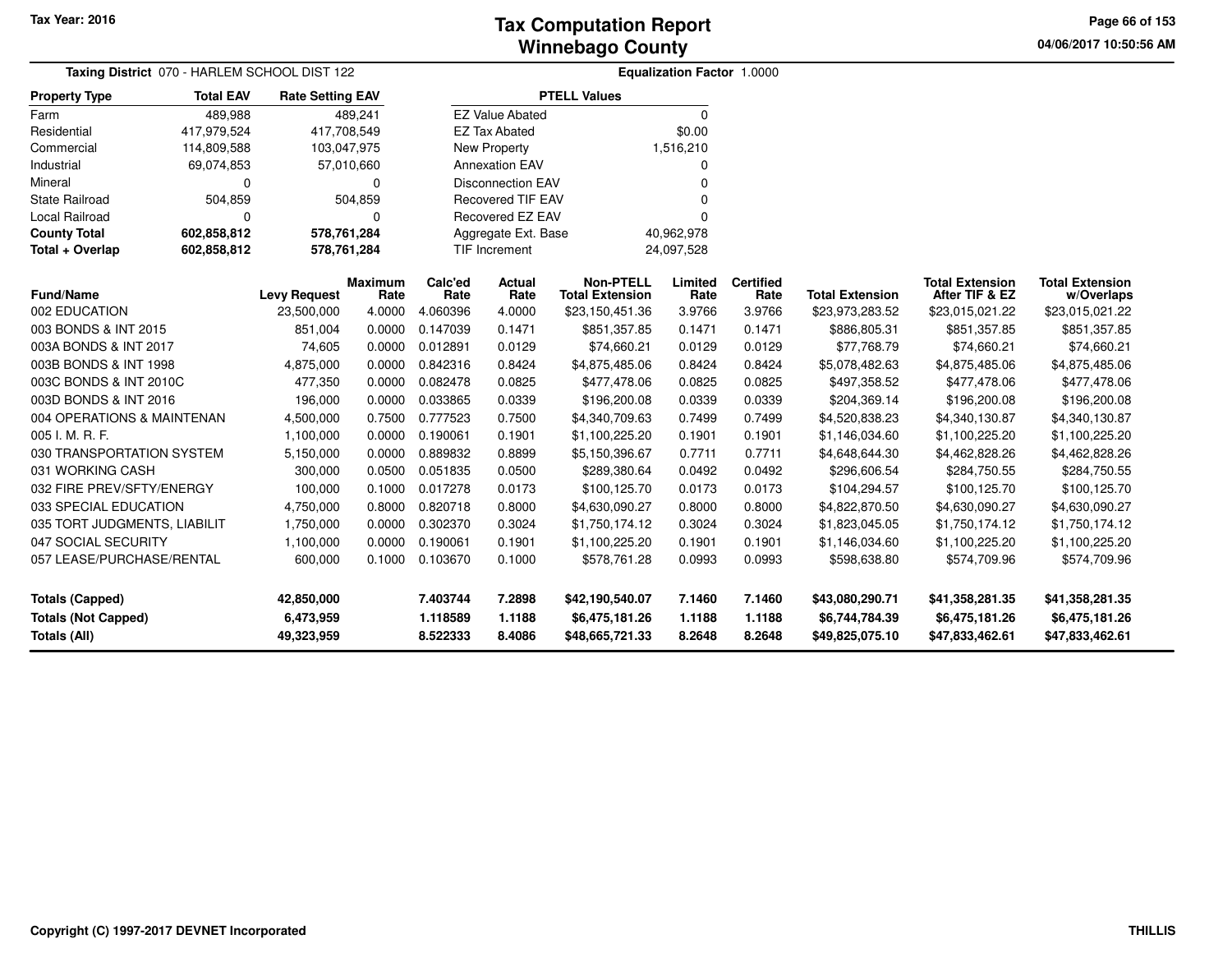Tax Year: 2016

# Tax Computation Report
## Winnebago County

04/06/2017 10:50:56 AM

**Taxing District** 070 - HARLEM SCHOOL DIST 122 **Equalization Factor** 1.0000

| Property Type | Total EAV | Rate Setting EAV |
|---|---|---|
| Farm | 489,988 | 489,241 |
| Residential | 417,979,524 | 417,708,549 |
| Commercial | 114,809,588 | 103,047,975 |
| Industrial | 69,074,853 | 57,010,660 |
| Mineral | 0 | 0 |
| State Railroad | 504,859 | 504,859 |
| Local Railroad | 0 | 0 |
| **County Total** | **602,858,812** | **578,761,284** |
| **Total + Overlap** | **602,858,812** | **578,761,284** |

| PTELL Values | |
|---|---|
| EZ Value Abated | 0 |
| EZ Tax Abated | $0.00 |
| New Property | 1,516,210 |
| Annexation EAV | 0 |
| Disconnection EAV | 0 |
| Recovered TIF EAV | 0 |
| Recovered EZ EAV | 0 |
| Aggregate Ext. Base | 40,962,978 |
| TIF Increment | 24,097,528 |

| Fund/Name | Levy Request | Maximum Rate | Calc'ed Rate | Actual Rate | Non-PTELL Total Extension | Limited Rate | Certified Rate | Total Extension | Total Extension After TIF & EZ | Total Extension w/Overlaps |
|---|---|---|---|---|---|---|---|---|---|---|
| 002 EDUCATION | 23,500,000 | 4.0000 | 4.060396 | 4.0000 | $23,150,451.36 | 3.9766 | 3.9766 | $23,973,283.52 | $23,015,021.22 | $23,015,021.22 |
| 003 BONDS & INT 2015 | 851,004 | 0.0000 | 0.147039 | 0.1471 | $851,357.85 | 0.1471 | 0.1471 | $886,805.31 | $851,357.85 | $851,357.85 |
| 003A BONDS & INT 2017 | 74,605 | 0.0000 | 0.012891 | 0.0129 | $74,660.21 | 0.0129 | 0.0129 | $77,768.79 | $74,660.21 | $74,660.21 |
| 003B BONDS & INT 1998 | 4,875,000 | 0.0000 | 0.842316 | 0.8424 | $4,875,485.06 | 0.8424 | 0.8424 | $5,078,482.63 | $4,875,485.06 | $4,875,485.06 |
| 003C BONDS & INT 2010C | 477,350 | 0.0000 | 0.082478 | 0.0825 | $477,478.06 | 0.0825 | 0.0825 | $497,358.52 | $477,478.06 | $477,478.06 |
| 003D BONDS & INT 2016 | 196,000 | 0.0000 | 0.033865 | 0.0339 | $196,200.08 | 0.0339 | 0.0339 | $204,369.14 | $196,200.08 | $196,200.08 |
| 004 OPERATIONS & MAINTENAN | 4,500,000 | 0.7500 | 0.777523 | 0.7500 | $4,340,709.63 | 0.7499 | 0.7499 | $4,520,838.23 | $4,340,130.87 | $4,340,130.87 |
| 005 I. M. R. F. | 1,100,000 | 0.0000 | 0.190061 | 0.1901 | $1,100,225.20 | 0.1901 | 0.1901 | $1,146,034.60 | $1,100,225.20 | $1,100,225.20 |
| 030 TRANSPORTATION SYSTEM | 5,150,000 | 0.0000 | 0.889832 | 0.8899 | $5,150,396.67 | 0.7711 | 0.7711 | $4,648,644.30 | $4,462,828.26 | $4,462,828.26 |
| 031 WORKING CASH | 300,000 | 0.0500 | 0.051835 | 0.0500 | $289,380.64 | 0.0492 | 0.0492 | $296,606.54 | $284,750.55 | $284,750.55 |
| 032 FIRE PREV/SFTY/ENERGY | 100,000 | 0.1000 | 0.017278 | 0.0173 | $100,125.70 | 0.0173 | 0.0173 | $104,294.57 | $100,125.70 | $100,125.70 |
| 033 SPECIAL EDUCATION | 4,750,000 | 0.8000 | 0.820718 | 0.8000 | $4,630,090.27 | 0.8000 | 0.8000 | $4,822,870.50 | $4,630,090.27 | $4,630,090.27 |
| 035 TORT JUDGMENTS, LIABILIT | 1,750,000 | 0.0000 | 0.302370 | 0.3024 | $1,750,174.12 | 0.3024 | 0.3024 | $1,823,045.05 | $1,750,174.12 | $1,750,174.12 |
| 047 SOCIAL SECURITY | 1,100,000 | 0.0000 | 0.190061 | 0.1901 | $1,100,225.20 | 0.1901 | 0.1901 | $1,146,034.60 | $1,100,225.20 | $1,100,225.20 |
| 057 LEASE/PURCHASE/RENTAL | 600,000 | 0.1000 | 0.103670 | 0.1000 | $578,761.28 | 0.0993 | 0.0993 | $598,638.80 | $574,709.96 | $574,709.96 |
| **Totals (Capped)** | **42,850,000** | | **7.403744** | **7.2898** | **$42,190,540.07** | **7.1460** | **7.1460** | **$43,080,290.71** | **$41,358,281.35** | **$41,358,281.35** |
| **Totals (Not Capped)** | **6,473,959** | | **1.118589** | **1.1188** | **$6,475,181.26** | **1.1188** | **1.1188** | **$6,744,784.39** | **$6,475,181.26** | **$6,475,181.26** |
| **Totals (All)** | **49,323,959** | | **8.522333** | **8.4086** | **$48,665,721.33** | **8.2648** | **8.2648** | **$49,825,075.10** | **$47,833,462.61** | **$47,833,462.61** |

Copyright (C) 1997-2017 DEVNET Incorporated THILLIS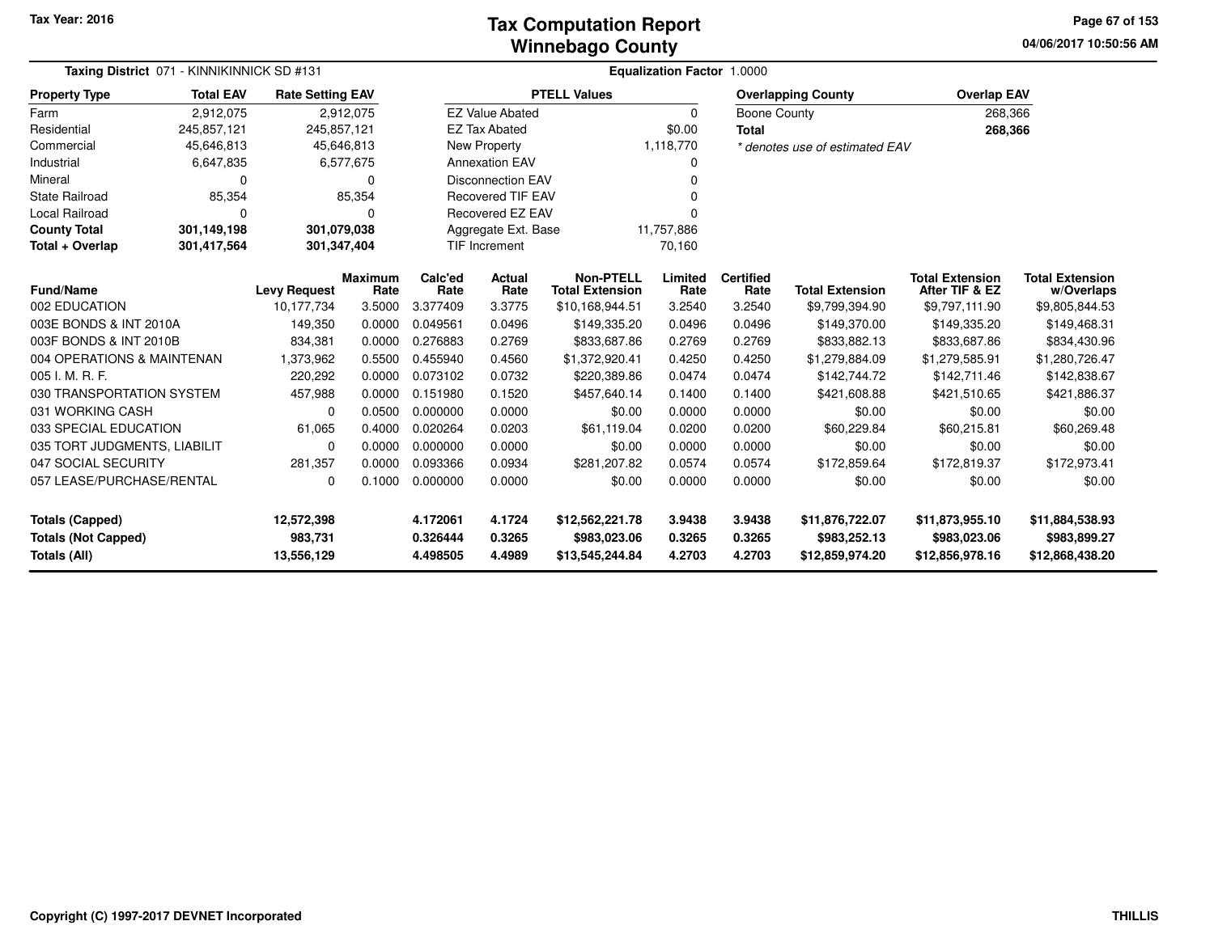# Tax Computation Report
## Winnebago County

Tax Year: 2016

04/06/2017 10:50:56 AM

**Taxing District** 071 - KINNIKINNICK SD #131 **Equalization Factor** 1.0000

| Property Type | Total EAV | Rate Setting EAV |
|---|---|---|
| Farm | 2,912,075 | 2,912,075 |
| Residential | 245,857,121 | 245,857,121 |
| Commercial | 45,646,813 | 45,646,813 |
| Industrial | 6,647,835 | 6,577,675 |
| Mineral | 0 | 0 |
| State Railroad | 85,354 | 85,354 |
| Local Railroad | 0 | 0 |
| **County Total** | **301,149,198** | **301,079,038** |
| **Total + Overlap** | **301,417,564** | **301,347,404** |

| PTELL Values | |
|---|---|
| EZ Value Abated | 0 |
| EZ Tax Abated | $0.00 |
| New Property | 1,118,770 |
| Annexation EAV | 0 |
| Disconnection EAV | 0 |
| Recovered TIF EAV | 0 |
| Recovered EZ EAV | 0 |
| Aggregate Ext. Base | 11,757,886 |
| TIF Increment | 70,160 |

| Overlapping County | Overlap EAV |
|---|---|
| Boone County | 268,366 |
| **Total** | **268,366** |

* denotes use of estimated EAV

| Fund/Name | Levy Request | Maximum Rate | Calc'ed Rate | Actual Rate | Non-PTELL Total Extension | Limited Rate | Certified Rate | Total Extension | Total Extension After TIF & EZ | Total Extension w/Overlaps |
|---|---|---|---|---|---|---|---|---|---|---|
| 002 EDUCATION | 10,177,734 | 3.5000 | 3.377409 | 3.3775 | $10,168,944.51 | 3.2540 | 3.2540 | $9,799,394.90 | $9,797,111.90 | $9,805,844.53 |
| 003E BONDS & INT 2010A | 149,350 | 0.0000 | 0.049561 | 0.0496 | $149,335.20 | 0.0496 | 0.0496 | $149,370.00 | $149,335.20 | $149,468.31 |
| 003F BONDS & INT 2010B | 834,381 | 0.0000 | 0.276883 | 0.2769 | $833,687.86 | 0.2769 | 0.2769 | $833,882.13 | $833,687.86 | $834,430.96 |
| 004 OPERATIONS & MAINTENAN | 1,373,962 | 0.5500 | 0.455940 | 0.4560 | $1,372,920.41 | 0.4250 | 0.4250 | $1,279,884.09 | $1,279,585.91 | $1,280,726.47 |
| 005 I. M. R. F. | 220,292 | 0.0000 | 0.073102 | 0.0732 | $220,389.86 | 0.0474 | 0.0474 | $142,744.72 | $142,711.46 | $142,838.67 |
| 030 TRANSPORTATION SYSTEM | 457,988 | 0.0000 | 0.151980 | 0.1520 | $457,640.14 | 0.1400 | 0.1400 | $421,608.88 | $421,510.65 | $421,886.37 |
| 031 WORKING CASH | 0 | 0.0500 | 0.000000 | 0.0000 | $0.00 | 0.0000 | 0.0000 | $0.00 | $0.00 | $0.00 |
| 033 SPECIAL EDUCATION | 61,065 | 0.4000 | 0.020264 | 0.0203 | $61,119.04 | 0.0200 | 0.0200 | $60,229.84 | $60,215.81 | $60,269.48 |
| 035 TORT JUDGMENTS, LIABILIT | 0 | 0.0000 | 0.000000 | 0.0000 | $0.00 | 0.0000 | 0.0000 | $0.00 | $0.00 | $0.00 |
| 047 SOCIAL SECURITY | 281,357 | 0.0000 | 0.093366 | 0.0934 | $281,207.82 | 0.0574 | 0.0574 | $172,859.64 | $172,819.37 | $172,973.41 |
| 057 LEASE/PURCHASE/RENTAL | 0 | 0.1000 | 0.000000 | 0.0000 | $0.00 | 0.0000 | 0.0000 | $0.00 | $0.00 | $0.00 |
| **Totals (Capped)** | **12,572,398** | | **4.172061** | **4.1724** | **$12,562,221.78** | **3.9438** | **3.9438** | **$11,876,722.07** | **$11,873,955.10** | **$11,884,538.93** |
| **Totals (Not Capped)** | **983,731** | | **0.326444** | **0.3265** | **$983,023.06** | **0.3265** | **0.3265** | **$983,252.13** | **$983,023.06** | **$983,899.27** |
| **Totals (All)** | **13,556,129** | | **4.498505** | **4.4989** | **$13,545,244.84** | **4.2703** | **4.2703** | **$12,859,974.20** | **$12,856,978.16** | **$12,868,438.20** |

Copyright (C) 1997-2017 DEVNET Incorporated

THILLIS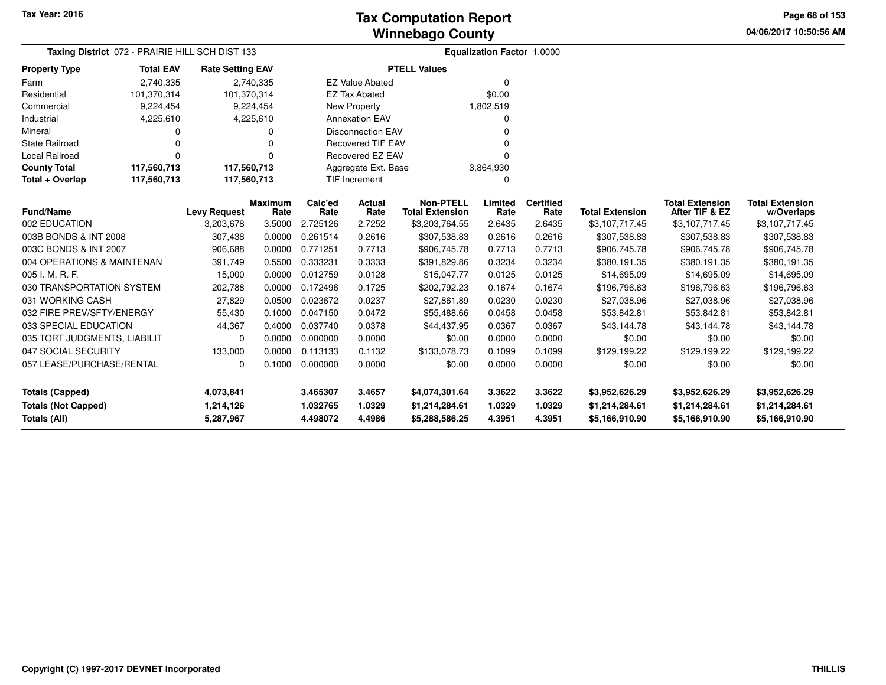Tax Year: 2016

# Tax Computation Report
## Winnebago County

04/06/2017 10:50:56 AM

**Taxing District** 072 - PRAIRIE HILL SCH DIST 133

**Equalization Factor** 1.0000

| Property Type | Total EAV | Rate Setting EAV |
|---|---|---|
| Farm | 2,740,335 | 2,740,335 |
| Residential | 101,370,314 | 101,370,314 |
| Commercial | 9,224,454 | 9,224,454 |
| Industrial | 4,225,610 | 4,225,610 |
| Mineral | 0 | 0 |
| State Railroad | 0 | 0 |
| Local Railroad | 0 | 0 |
| **County Total** | **117,560,713** | **117,560,713** |
| **Total + Overlap** | **117,560,713** | **117,560,713** |

| PTELL Values | |
|---|---|
| EZ Value Abated | 0 |
| EZ Tax Abated | $0.00 |
| New Property | 1,802,519 |
| Annexation EAV | 0 |
| Disconnection EAV | 0 |
| Recovered TIF EAV | 0 |
| Recovered EZ EAV | 0 |
| Aggregate Ext. Base | 3,864,930 |
| TIF Increment | 0 |

| Fund/Name | Levy Request | Maximum Rate | Calc'ed Rate | Actual Rate | Non-PTELL Total Extension | Limited Rate | Certified Rate | Total Extension | Total Extension After TIF & EZ | Total Extension w/Overlaps |
|---|---|---|---|---|---|---|---|---|---|---|
| 002 EDUCATION | 3,203,678 | 3.5000 | 2.725126 | 2.7252 | $3,203,764.55 | 2.6435 | 2.6435 | $3,107,717.45 | $3,107,717.45 | $3,107,717.45 |
| 003B BONDS & INT 2008 | 307,438 | 0.0000 | 0.261514 | 0.2616 | $307,538.83 | 0.2616 | 0.2616 | $307,538.83 | $307,538.83 | $307,538.83 |
| 003C BONDS & INT 2007 | 906,688 | 0.0000 | 0.771251 | 0.7713 | $906,745.78 | 0.7713 | 0.7713 | $906,745.78 | $906,745.78 | $906,745.78 |
| 004 OPERATIONS & MAINTENAN | 391,749 | 0.5500 | 0.333231 | 0.3333 | $391,829.86 | 0.3234 | 0.3234 | $380,191.35 | $380,191.35 | $380,191.35 |
| 005 I. M. R. F. | 15,000 | 0.0000 | 0.012759 | 0.0128 | $15,047.77 | 0.0125 | 0.0125 | $14,695.09 | $14,695.09 | $14,695.09 |
| 030 TRANSPORTATION SYSTEM | 202,788 | 0.0000 | 0.172496 | 0.1725 | $202,792.23 | 0.1674 | 0.1674 | $196,796.63 | $196,796.63 | $196,796.63 |
| 031 WORKING CASH | 27,829 | 0.0500 | 0.023672 | 0.0237 | $27,861.89 | 0.0230 | 0.0230 | $27,038.96 | $27,038.96 | $27,038.96 |
| 032 FIRE PREV/SFTY/ENERGY | 55,430 | 0.1000 | 0.047150 | 0.0472 | $55,488.66 | 0.0458 | 0.0458 | $53,842.81 | $53,842.81 | $53,842.81 |
| 033 SPECIAL EDUCATION | 44,367 | 0.4000 | 0.037740 | 0.0378 | $44,437.95 | 0.0367 | 0.0367 | $43,144.78 | $43,144.78 | $43,144.78 |
| 035 TORT JUDGMENTS, LIABILIT | 0 | 0.0000 | 0.000000 | 0.0000 | $0.00 | 0.0000 | 0.0000 | $0.00 | $0.00 | $0.00 |
| 047 SOCIAL SECURITY | 133,000 | 0.0000 | 0.113133 | 0.1132 | $133,078.73 | 0.1099 | 0.1099 | $129,199.22 | $129,199.22 | $129,199.22 |
| 057 LEASE/PURCHASE/RENTAL | 0 | 0.1000 | 0.000000 | 0.0000 | $0.00 | 0.0000 | 0.0000 | $0.00 | $0.00 | $0.00 |
| **Totals (Capped)** | **4,073,841** | | **3.465307** | **3.4657** | **$4,074,301.64** | **3.3622** | **3.3622** | **$3,952,626.29** | **$3,952,626.29** | **$3,952,626.29** |
| **Totals (Not Capped)** | **1,214,126** | | **1.032765** | **1.0329** | **$1,214,284.61** | **1.0329** | **1.0329** | **$1,214,284.61** | **$1,214,284.61** | **$1,214,284.61** |
| **Totals (All)** | **5,287,967** | | **4.498072** | **4.4986** | **$5,288,586.25** | **4.3951** | **4.3951** | **$5,166,910.90** | **$5,166,910.90** | **$5,166,910.90** |

Copyright (C) 1997-2017 DEVNET Incorporated

THILLIS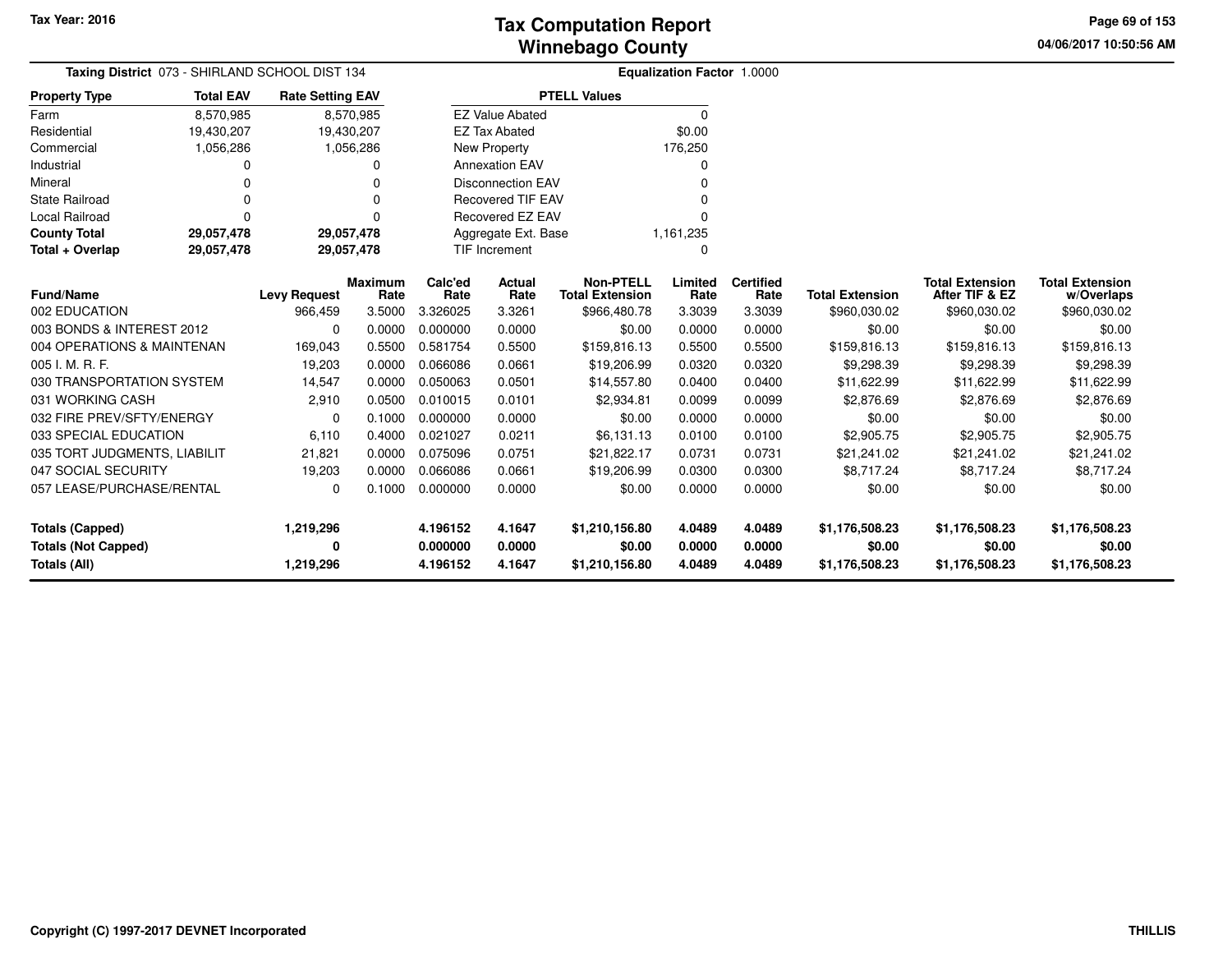# Tax Computation Report
# Winnebago County

Tax Year: 2016

04/06/2017 10:50:56 AM

**Taxing District** 073 - SHIRLAND SCHOOL DIST 134

**Equalization Factor** 1.0000

| Property Type | Total EAV | Rate Setting EAV |
|---|---|---|
| Farm | 8,570,985 | 8,570,985 |
| Residential | 19,430,207 | 19,430,207 |
| Commercial | 1,056,286 | 1,056,286 |
| Industrial | 0 | 0 |
| Mineral | 0 | 0 |
| State Railroad | 0 | 0 |
| Local Railroad | 0 | 0 |
| **County Total** | **29,057,478** | **29,057,478** |
| **Total + Overlap** | **29,057,478** | **29,057,478** |

| PTELL Values | |
|---|---|
| EZ Value Abated | 0 |
| EZ Tax Abated | $0.00 |
| New Property | 176,250 |
| Annexation EAV | 0 |
| Disconnection EAV | 0 |
| Recovered TIF EAV | 0 |
| Recovered EZ EAV | 0 |
| Aggregate Ext. Base | 1,161,235 |
| TIF Increment | 0 |

| Fund/Name | Levy Request | Maximum Rate | Calc'ed Rate | Actual Rate | Non-PTELL Total Extension | Limited Rate | Certified Rate | Total Extension | Total Extension After TIF & EZ | Total Extension w/Overlaps |
|---|---|---|---|---|---|---|---|---|---|---|
| 002 EDUCATION | 966,459 | 3.5000 | 3.326025 | 3.3261 | $966,480.78 | 3.3039 | 3.3039 | $960,030.02 | $960,030.02 | $960,030.02 |
| 003 BONDS & INTEREST 2012 | 0 | 0.0000 | 0.000000 | 0.0000 | $0.00 | 0.0000 | 0.0000 | $0.00 | $0.00 | $0.00 |
| 004 OPERATIONS & MAINTENAN | 169,043 | 0.5500 | 0.581754 | 0.5500 | $159,816.13 | 0.5500 | 0.5500 | $159,816.13 | $159,816.13 | $159,816.13 |
| 005 I. M. R. F. | 19,203 | 0.0000 | 0.066086 | 0.0661 | $19,206.99 | 0.0320 | 0.0320 | $9,298.39 | $9,298.39 | $9,298.39 |
| 030 TRANSPORTATION SYSTEM | 14,547 | 0.0000 | 0.050063 | 0.0501 | $14,557.80 | 0.0400 | 0.0400 | $11,622.99 | $11,622.99 | $11,622.99 |
| 031 WORKING CASH | 2,910 | 0.0500 | 0.010015 | 0.0101 | $2,934.81 | 0.0099 | 0.0099 | $2,876.69 | $2,876.69 | $2,876.69 |
| 032 FIRE PREV/SFTY/ENERGY | 0 | 0.1000 | 0.000000 | 0.0000 | $0.00 | 0.0000 | 0.0000 | $0.00 | $0.00 | $0.00 |
| 033 SPECIAL EDUCATION | 6,110 | 0.4000 | 0.021027 | 0.0211 | $6,131.13 | 0.0100 | 0.0100 | $2,905.75 | $2,905.75 | $2,905.75 |
| 035 TORT JUDGMENTS, LIABILIT | 21,821 | 0.0000 | 0.075096 | 0.0751 | $21,822.17 | 0.0731 | 0.0731 | $21,241.02 | $21,241.02 | $21,241.02 |
| 047 SOCIAL SECURITY | 19,203 | 0.0000 | 0.066086 | 0.0661 | $19,206.99 | 0.0300 | 0.0300 | $8,717.24 | $8,717.24 | $8,717.24 |
| 057 LEASE/PURCHASE/RENTAL | 0 | 0.1000 | 0.000000 | 0.0000 | $0.00 | 0.0000 | 0.0000 | $0.00 | $0.00 | $0.00 |
| **Totals (Capped)** | **1,219,296** | | **4.196152** | **4.1647** | **$1,210,156.80** | **4.0489** | **4.0489** | **$1,176,508.23** | **$1,176,508.23** | **$1,176,508.23** |
| **Totals (Not Capped)** | **0** | | **0.000000** | **0.0000** | **$0.00** | **0.0000** | **0.0000** | **$0.00** | **$0.00** | **$0.00** |
| **Totals (All)** | **1,219,296** | | **4.196152** | **4.1647** | **$1,210,156.80** | **4.0489** | **4.0489** | **$1,176,508.23** | **$1,176,508.23** | **$1,176,508.23** |

Copyright (C) 1997-2017 DEVNET Incorporated

THILLIS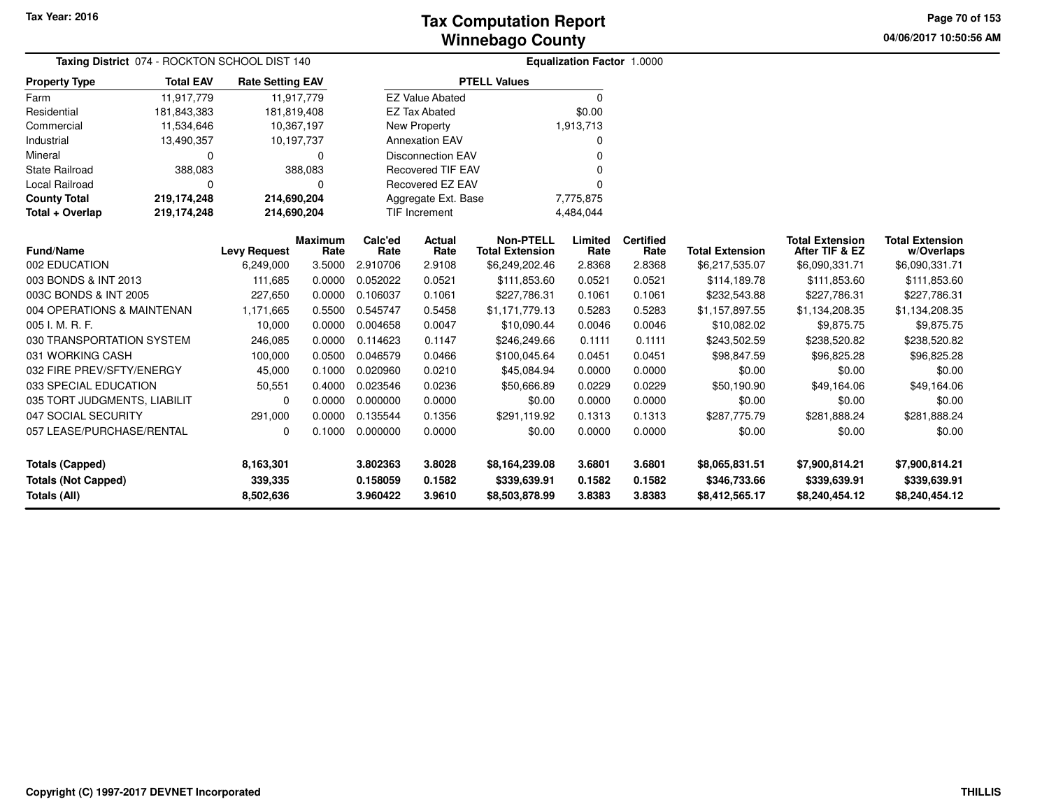Tax Year: 2016

# Tax Computation Report
## Winnebago County

04/06/2017 10:50:56 AM

**Taxing District** 074 - ROCKTON SCHOOL DIST 140

**Equalization Factor** 1.0000

| Property Type | Total EAV | Rate Setting EAV |
|---|---|---|
| Farm | 11,917,779 | 11,917,779 |
| Residential | 181,843,383 | 181,819,408 |
| Commercial | 11,534,646 | 10,367,197 |
| Industrial | 13,490,357 | 10,197,737 |
| Mineral | 0 | 0 |
| State Railroad | 388,083 | 388,083 |
| Local Railroad | 0 | 0 |
| **County Total** | **219,174,248** | **214,690,204** |
| **Total + Overlap** | **219,174,248** | **214,690,204** |

| PTELL Values | |
|---|---|
| EZ Value Abated | 0 |
| EZ Tax Abated | $0.00 |
| New Property | 1,913,713 |
| Annexation EAV | 0 |
| Disconnection EAV | 0 |
| Recovered TIF EAV | 0 |
| Recovered EZ EAV | 0 |
| Aggregate Ext. Base | 7,775,875 |
| TIF Increment | 4,484,044 |

| Fund/Name | Levy Request | Maximum Rate | Calc'ed Rate | Actual Rate | Non-PTELL Total Extension | Limited Rate | Certified Rate | Total Extension | Total Extension After TIF & EZ | Total Extension w/Overlaps |
|---|---|---|---|---|---|---|---|---|---|---|
| 002 EDUCATION | 6,249,000 | 3.5000 | 2.910706 | 2.9108 | $6,249,202.46 | 2.8368 | 2.8368 | $6,217,535.07 | $6,090,331.71 | $6,090,331.71 |
| 003 BONDS & INT 2013 | 111,685 | 0.0000 | 0.052022 | 0.0521 | $111,853.60 | 0.0521 | 0.0521 | $114,189.78 | $111,853.60 | $111,853.60 |
| 003C BONDS & INT 2005 | 227,650 | 0.0000 | 0.106037 | 0.1061 | $227,786.31 | 0.1061 | 0.1061 | $232,543.88 | $227,786.31 | $227,786.31 |
| 004 OPERATIONS & MAINTENAN | 1,171,665 | 0.5500 | 0.545747 | 0.5458 | $1,171,779.13 | 0.5283 | 0.5283 | $1,157,897.55 | $1,134,208.35 | $1,134,208.35 |
| 005 I. M. R. F. | 10,000 | 0.0000 | 0.004658 | 0.0047 | $10,090.44 | 0.0046 | 0.0046 | $10,082.02 | $9,875.75 | $9,875.75 |
| 030 TRANSPORTATION SYSTEM | 246,085 | 0.0000 | 0.114623 | 0.1147 | $246,249.66 | 0.1111 | 0.1111 | $243,502.59 | $238,520.82 | $238,520.82 |
| 031 WORKING CASH | 100,000 | 0.0500 | 0.046579 | 0.0466 | $100,045.64 | 0.0451 | 0.0451 | $98,847.59 | $96,825.28 | $96,825.28 |
| 032 FIRE PREV/SFTY/ENERGY | 45,000 | 0.1000 | 0.020960 | 0.0210 | $45,084.94 | 0.0000 | 0.0000 | $0.00 | $0.00 | $0.00 |
| 033 SPECIAL EDUCATION | 50,551 | 0.4000 | 0.023546 | 0.0236 | $50,666.89 | 0.0229 | 0.0229 | $50,190.90 | $49,164.06 | $49,164.06 |
| 035 TORT JUDGMENTS, LIABILIT | 0 | 0.0000 | 0.000000 | 0.0000 | $0.00 | 0.0000 | 0.0000 | $0.00 | $0.00 | $0.00 |
| 047 SOCIAL SECURITY | 291,000 | 0.0000 | 0.135544 | 0.1356 | $291,119.92 | 0.1313 | 0.1313 | $287,775.79 | $281,888.24 | $281,888.24 |
| 057 LEASE/PURCHASE/RENTAL | 0 | 0.1000 | 0.000000 | 0.0000 | $0.00 | 0.0000 | 0.0000 | $0.00 | $0.00 | $0.00 |
| **Totals (Capped)** | **8,163,301** | | **3.802363** | **3.8028** | **$8,164,239.08** | **3.6801** | **3.6801** | **$8,065,831.51** | **$7,900,814.21** | **$7,900,814.21** |
| **Totals (Not Capped)** | **339,335** | | **0.158059** | **0.1582** | **$339,639.91** | **0.1582** | **0.1582** | **$346,733.66** | **$339,639.91** | **$339,639.91** |
| **Totals (All)** | **8,502,636** | | **3.960422** | **3.9610** | **$8,503,878.99** | **3.8383** | **3.8383** | **$8,412,565.17** | **$8,240,454.12** | **$8,240,454.12** |

Copyright (C) 1997-2017 DEVNET Incorporated

THILLIS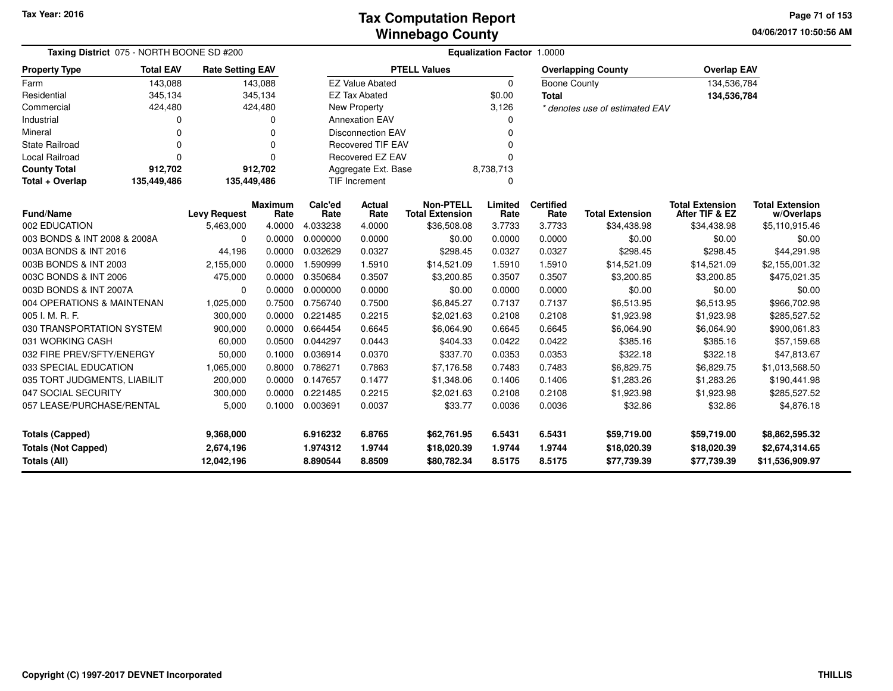Tax Year: 2016

# Tax Computation Report
## Winnebago County

04/06/2017 10:50:56 AM

**Taxing District** 075 - NORTH BOONE SD #200 **Equalization Factor** 1.0000

| Property Type | Total EAV | Rate Setting EAV |
|---|---|---|
| Farm | 143,088 | 143,088 |
| Residential | 345,134 | 345,134 |
| Commercial | 424,480 | 424,480 |
| Industrial | 0 | 0 |
| Mineral | 0 | 0 |
| State Railroad | 0 | 0 |
| Local Railroad | 0 | 0 |
| **County Total** | **912,702** | **912,702** |
| **Total + Overlap** | **135,449,486** | **135,449,486** |

| PTELL Values | |
|---|---|
| EZ Value Abated | 0 |
| EZ Tax Abated | $0.00 |
| New Property | 3,126 |
| Annexation EAV | 0 |
| Disconnection EAV | 0 |
| Recovered TIF EAV | 0 |
| Recovered EZ EAV | 0 |
| Aggregate Ext. Base | 8,738,713 |
| TIF Increment | 0 |

| Overlapping County | Overlap EAV |
|---|---|
| Boone County | 134,536,784 |
| **Total** | **134,536,784** |

*\* denotes use of estimated EAV*

| Fund/Name | Levy Request | Maximum Rate | Calc'ed Rate | Actual Rate | Non-PTELL Total Extension | Limited Rate | Certified Rate | Total Extension | Total Extension After TIF & EZ | Total Extension w/Overlaps |
|---|---|---|---|---|---|---|---|---|---|---|
| 002 EDUCATION | 5,463,000 | 4.0000 | 4.033238 | 4.0000 | $36,508.08 | 3.7733 | 3.7733 | $34,438.98 | $34,438.98 | $5,110,915.46 |
| 003 BONDS & INT 2008 & 2008A | 0 | 0.0000 | 0.000000 | 0.0000 | $0.00 | 0.0000 | 0.0000 | $0.00 | $0.00 | $0.00 |
| 003A BONDS & INT 2016 | 44,196 | 0.0000 | 0.032629 | 0.0327 | $298.45 | 0.0327 | 0.0327 | $298.45 | $298.45 | $44,291.98 |
| 003B BONDS & INT 2003 | 2,155,000 | 0.0000 | 1.590999 | 1.5910 | $14,521.09 | 1.5910 | 1.5910 | $14,521.09 | $14,521.09 | $2,155,001.32 |
| 003C BONDS & INT 2006 | 475,000 | 0.0000 | 0.350684 | 0.3507 | $3,200.85 | 0.3507 | 0.3507 | $3,200.85 | $3,200.85 | $475,021.35 |
| 003D BONDS & INT 2007A | 0 | 0.0000 | 0.000000 | 0.0000 | $0.00 | 0.0000 | 0.0000 | $0.00 | $0.00 | $0.00 |
| 004 OPERATIONS & MAINTENAN | 1,025,000 | 0.7500 | 0.756740 | 0.7500 | $6,845.27 | 0.7137 | 0.7137 | $6,513.95 | $6,513.95 | $966,702.98 |
| 005 I. M. R. F. | 300,000 | 0.0000 | 0.221485 | 0.2215 | $2,021.63 | 0.2108 | 0.2108 | $1,923.98 | $1,923.98 | $285,527.52 |
| 030 TRANSPORTATION SYSTEM | 900,000 | 0.0000 | 0.664454 | 0.6645 | $6,064.90 | 0.6645 | 0.6645 | $6,064.90 | $6,064.90 | $900,061.83 |
| 031 WORKING CASH | 60,000 | 0.0500 | 0.044297 | 0.0443 | $404.33 | 0.0422 | 0.0422 | $385.16 | $385.16 | $57,159.68 |
| 032 FIRE PREV/SFTY/ENERGY | 50,000 | 0.1000 | 0.036914 | 0.0370 | $337.70 | 0.0353 | 0.0353 | $322.18 | $322.18 | $47,813.67 |
| 033 SPECIAL EDUCATION | 1,065,000 | 0.8000 | 0.786271 | 0.7863 | $7,176.58 | 0.7483 | 0.7483 | $6,829.75 | $6,829.75 | $1,013,568.50 |
| 035 TORT JUDGMENTS, LIABILIT | 200,000 | 0.0000 | 0.147657 | 0.1477 | $1,348.06 | 0.1406 | 0.1406 | $1,283.26 | $1,283.26 | $190,441.98 |
| 047 SOCIAL SECURITY | 300,000 | 0.0000 | 0.221485 | 0.2215 | $2,021.63 | 0.2108 | 0.2108 | $1,923.98 | $1,923.98 | $285,527.52 |
| 057 LEASE/PURCHASE/RENTAL | 5,000 | 0.1000 | 0.003691 | 0.0037 | $33.77 | 0.0036 | 0.0036 | $32.86 | $32.86 | $4,876.18 |
| **Totals (Capped)** | **9,368,000** | | **6.916232** | **6.8765** | **$62,761.95** | **6.5431** | **6.5431** | **$59,719.00** | **$59,719.00** | **$8,862,595.32** |
| **Totals (Not Capped)** | **2,674,196** | | **1.974312** | **1.9744** | **$18,020.39** | **1.9744** | **1.9744** | **$18,020.39** | **$18,020.39** | **$2,674,314.65** |
| **Totals (All)** | **12,042,196** | | **8.890544** | **8.8509** | **$80,782.34** | **8.5175** | **8.5175** | **$77,739.39** | **$77,739.39** | **$11,536,909.97** |

Copyright (C) 1997-2017 DEVNET Incorporated

THILLIS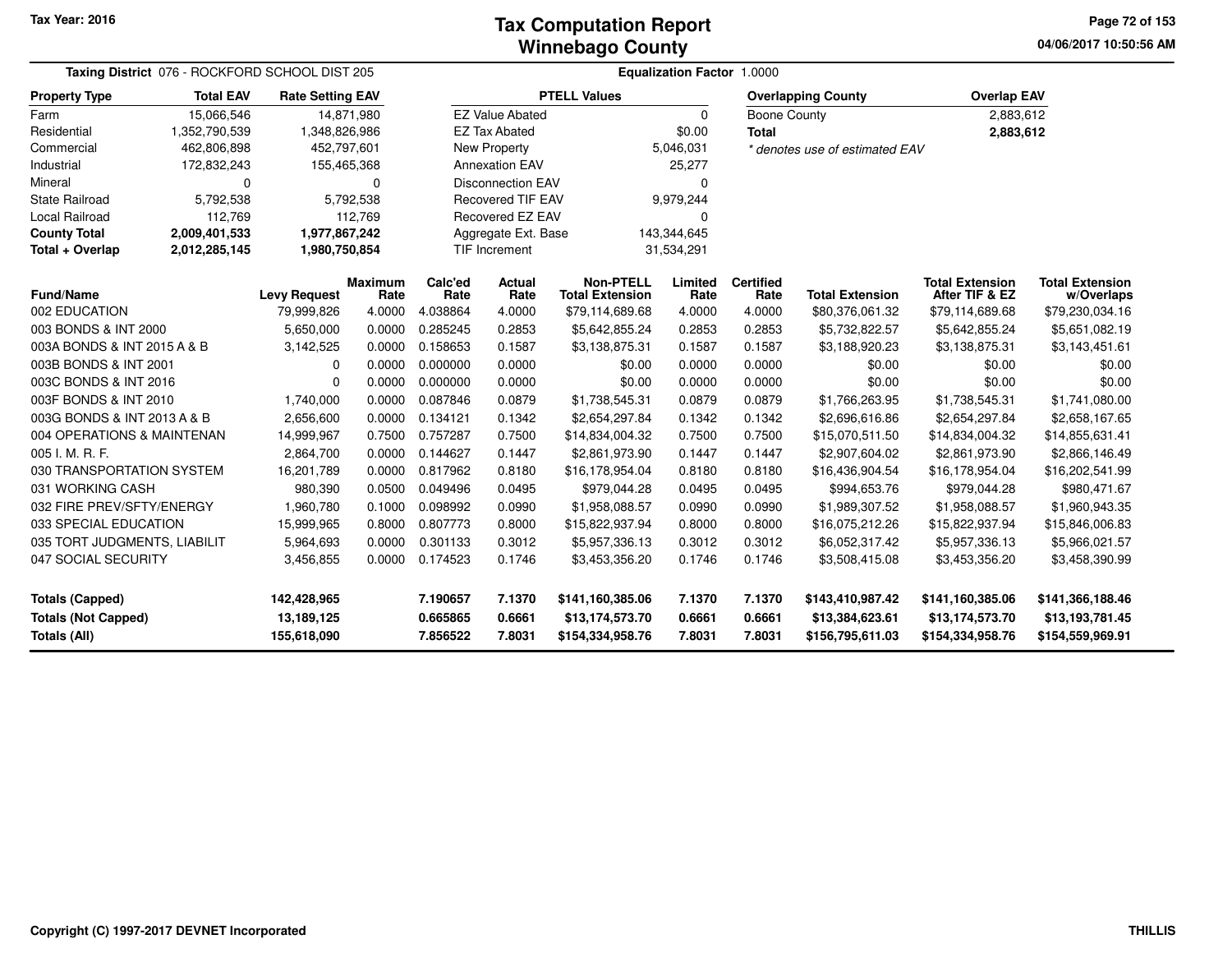# Tax Computation Report
## Winnebago County

Tax Year: 2016

04/06/2017 10:50:56 AM

**Taxing District** 076 - ROCKFORD SCHOOL DIST 205

**Equalization Factor** 1.0000

| Property Type | Total EAV | Rate Setting EAV |
|---|---|---|
| Farm | 15,066,546 | 14,871,980 |
| Residential | 1,352,790,539 | 1,348,826,986 |
| Commercial | 462,806,898 | 452,797,601 |
| Industrial | 172,832,243 | 155,465,368 |
| Mineral | 0 | 0 |
| State Railroad | 5,792,538 | 5,792,538 |
| Local Railroad | 112,769 | 112,769 |
| **County Total** | **2,009,401,533** | **1,977,867,242** |
| **Total + Overlap** | **2,012,285,145** | **1,980,750,854** |

| PTELL Values | |
|---|---|
| EZ Value Abated | 0 |
| EZ Tax Abated | $0.00 |
| New Property | 5,046,031 |
| Annexation EAV | 25,277 |
| Disconnection EAV | 0 |
| Recovered TIF EAV | 9,979,244 |
| Recovered EZ EAV | 0 |
| Aggregate Ext. Base | 143,344,645 |
| TIF Increment | 31,534,291 |

| Overlapping County | Overlap EAV |
|---|---|
| Boone County | 2,883,612 |
| **Total** | **2,883,612** |

* denotes use of estimated EAV

| Fund/Name | Levy Request | Maximum Rate | Calc'ed Rate | Actual Rate | Non-PTELL Total Extension | Limited Rate | Certified Rate | Total Extension | Total Extension After TIF & EZ | Total Extension w/Overlaps |
|---|---|---|---|---|---|---|---|---|---|---|
| 002 EDUCATION | 79,999,826 | 4.0000 | 4.038864 | 4.0000 | $79,114,689.68 | 4.0000 | 4.0000 | $80,376,061.32 | $79,114,689.68 | $79,230,034.16 |
| 003 BONDS & INT 2000 | 5,650,000 | 0.0000 | 0.285245 | 0.2853 | $5,642,855.24 | 0.2853 | 0.2853 | $5,732,822.57 | $5,642,855.24 | $5,651,082.19 |
| 003A BONDS & INT 2015 A & B | 3,142,525 | 0.0000 | 0.158653 | 0.1587 | $3,138,875.31 | 0.1587 | 0.1587 | $3,188,920.23 | $3,138,875.31 | $3,143,451.61 |
| 003B BONDS & INT 2001 | 0 | 0.0000 | 0.000000 | 0.0000 | $0.00 | 0.0000 | 0.0000 | $0.00 | $0.00 | $0.00 |
| 003C BONDS & INT 2016 | 0 | 0.0000 | 0.000000 | 0.0000 | $0.00 | 0.0000 | 0.0000 | $0.00 | $0.00 | $0.00 |
| 003F BONDS & INT 2010 | 1,740,000 | 0.0000 | 0.087846 | 0.0879 | $1,738,545.31 | 0.0879 | 0.0879 | $1,766,263.95 | $1,738,545.31 | $1,741,080.00 |
| 003G BONDS & INT 2013 A & B | 2,656,600 | 0.0000 | 0.134121 | 0.1342 | $2,654,297.84 | 0.1342 | 0.1342 | $2,696,616.86 | $2,654,297.84 | $2,658,167.65 |
| 004 OPERATIONS & MAINTENAN | 14,999,967 | 0.7500 | 0.757287 | 0.7500 | $14,834,004.32 | 0.7500 | 0.7500 | $15,070,511.50 | $14,834,004.32 | $14,855,631.41 |
| 005 I. M. R. F. | 2,864,700 | 0.0000 | 0.144627 | 0.1447 | $2,861,973.90 | 0.1447 | 0.1447 | $2,907,604.02 | $2,861,973.90 | $2,866,146.49 |
| 030 TRANSPORTATION SYSTEM | 16,201,789 | 0.0000 | 0.817962 | 0.8180 | $16,178,954.04 | 0.8180 | 0.8180 | $16,436,904.54 | $16,178,954.04 | $16,202,541.99 |
| 031 WORKING CASH | 980,390 | 0.0500 | 0.049496 | 0.0495 | $979,044.28 | 0.0495 | 0.0495 | $994,653.76 | $979,044.28 | $980,471.67 |
| 032 FIRE PREV/SFTY/ENERGY | 1,960,780 | 0.1000 | 0.098992 | 0.0990 | $1,958,088.57 | 0.0990 | 0.0990 | $1,989,307.52 | $1,958,088.57 | $1,960,943.35 |
| 033 SPECIAL EDUCATION | 15,999,965 | 0.8000 | 0.807773 | 0.8000 | $15,822,937.94 | 0.8000 | 0.8000 | $16,075,212.26 | $15,822,937.94 | $15,846,006.83 |
| 035 TORT JUDGMENTS, LIABILIT | 5,964,693 | 0.0000 | 0.301133 | 0.3012 | $5,957,336.13 | 0.3012 | 0.3012 | $6,052,317.42 | $5,957,336.13 | $5,966,021.57 |
| 047 SOCIAL SECURITY | 3,456,855 | 0.0000 | 0.174523 | 0.1746 | $3,453,356.20 | 0.1746 | 0.1746 | $3,508,415.08 | $3,453,356.20 | $3,458,390.99 |
| **Totals (Capped)** | **142,428,965** | | **7.190657** | **7.1370** | **$141,160,385.06** | **7.1370** | **7.1370** | **$143,410,987.42** | **$141,160,385.06** | **$141,366,188.46** |
| **Totals (Not Capped)** | **13,189,125** | | **0.665865** | **0.6661** | **$13,174,573.70** | **0.6661** | **0.6661** | **$13,384,623.61** | **$13,174,573.70** | **$13,193,781.45** |
| **Totals (All)** | **155,618,090** | | **7.856522** | **7.8031** | **$154,334,958.76** | **7.8031** | **7.8031** | **$156,795,611.03** | **$154,334,958.76** | **$154,559,969.91** |

Copyright (C) 1997-2017 DEVNET Incorporated

THILLIS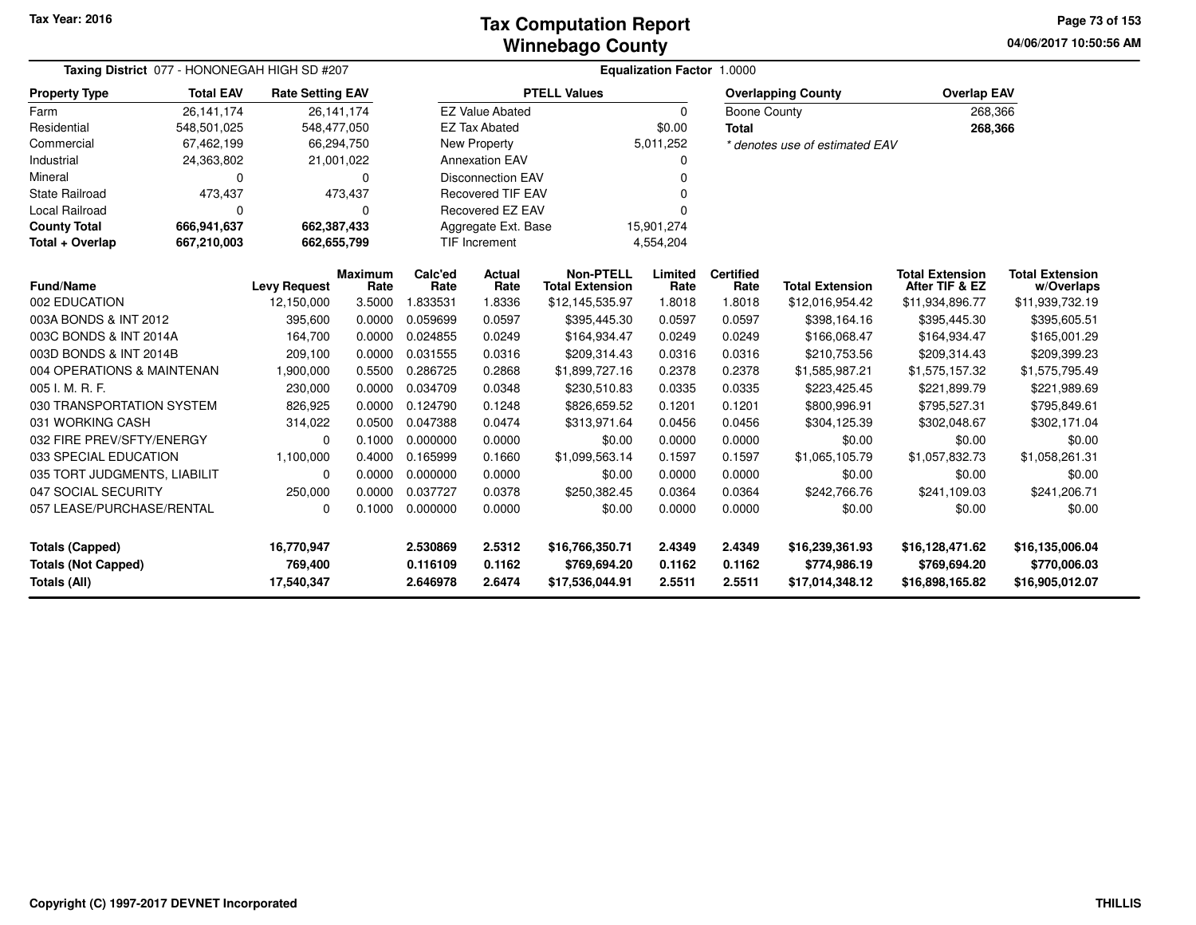Tax Year: 2016

# Tax Computation Report
## Winnebago County

04/06/2017 10:50:56 AM

**Taxing District** 077 - HONONEGAH HIGH SD #207 | **Equalization Factor** 1.0000

| Property Type | Total EAV | Rate Setting EAV |
|---|---|---|
| Farm | 26,141,174 | 26,141,174 |
| Residential | 548,501,025 | 548,477,050 |
| Commercial | 67,462,199 | 66,294,750 |
| Industrial | 24,363,802 | 21,001,022 |
| Mineral | 0 | 0 |
| State Railroad | 473,437 | 473,437 |
| Local Railroad | 0 | 0 |
| **County Total** | **666,941,637** | **662,387,433** |
| **Total + Overlap** | **667,210,003** | **662,655,799** |

| PTELL Values | |
|---|---|
| EZ Value Abated | 0 |
| EZ Tax Abated | $0.00 |
| New Property | 5,011,252 |
| Annexation EAV | 0 |
| Disconnection EAV | 0 |
| Recovered TIF EAV | 0 |
| Recovered EZ EAV | 0 |
| Aggregate Ext. Base | 15,901,274 |
| TIF Increment | 4,554,204 |

| Overlapping County | Overlap EAV |
|---|---|
| Boone County | 268,366 |
| **Total** | **268,366** |

*\* denotes use of estimated EAV*

| Fund/Name | Levy Request | Maximum Rate | Calc'ed Rate | Actual Rate | Non-PTELL Total Extension | Limited Rate | Certified Rate | Total Extension | Total Extension After TIF & EZ | Total Extension w/Overlaps |
|---|---|---|---|---|---|---|---|---|---|---|
| 002 EDUCATION | 12,150,000 | 3.5000 | 1.833531 | 1.8336 | $12,145,535.97 | 1.8018 | 1.8018 | $12,016,954.42 | $11,934,896.77 | $11,939,732.19 |
| 003A BONDS & INT 2012 | 395,600 | 0.0000 | 0.059699 | 0.0597 | $395,445.30 | 0.0597 | 0.0597 | $398,164.16 | $395,445.30 | $395,605.51 |
| 003C BONDS & INT 2014A | 164,700 | 0.0000 | 0.024855 | 0.0249 | $164,934.47 | 0.0249 | 0.0249 | $166,068.47 | $164,934.47 | $165,001.29 |
| 003D BONDS & INT 2014B | 209,100 | 0.0000 | 0.031555 | 0.0316 | $209,314.43 | 0.0316 | 0.0316 | $210,753.56 | $209,314.43 | $209,399.23 |
| 004 OPERATIONS & MAINTENAN | 1,900,000 | 0.5500 | 0.286725 | 0.2868 | $1,899,727.16 | 0.2378 | 0.2378 | $1,585,987.21 | $1,575,157.32 | $1,575,795.49 |
| 005 I. M. R. F. | 230,000 | 0.0000 | 0.034709 | 0.0348 | $230,510.83 | 0.0335 | 0.0335 | $223,425.45 | $221,899.79 | $221,989.69 |
| 030 TRANSPORTATION SYSTEM | 826,925 | 0.0000 | 0.124790 | 0.1248 | $826,659.52 | 0.1201 | 0.1201 | $800,996.91 | $795,527.31 | $795,849.61 |
| 031 WORKING CASH | 314,022 | 0.0500 | 0.047388 | 0.0474 | $313,971.64 | 0.0456 | 0.0456 | $304,125.39 | $302,048.67 | $302,171.04 |
| 032 FIRE PREV/SFTY/ENERGY | 0 | 0.1000 | 0.000000 | 0.0000 | $0.00 | 0.0000 | 0.0000 | $0.00 | $0.00 | $0.00 |
| 033 SPECIAL EDUCATION | 1,100,000 | 0.4000 | 0.165999 | 0.1660 | $1,099,563.14 | 0.1597 | 0.1597 | $1,065,105.79 | $1,057,832.73 | $1,058,261.31 |
| 035 TORT JUDGMENTS, LIABILIT | 0 | 0.0000 | 0.000000 | 0.0000 | $0.00 | 0.0000 | 0.0000 | $0.00 | $0.00 | $0.00 |
| 047 SOCIAL SECURITY | 250,000 | 0.0000 | 0.037727 | 0.0378 | $250,382.45 | 0.0364 | 0.0364 | $242,766.76 | $241,109.03 | $241,206.71 |
| 057 LEASE/PURCHASE/RENTAL | 0 | 0.1000 | 0.000000 | 0.0000 | $0.00 | 0.0000 | 0.0000 | $0.00 | $0.00 | $0.00 |
| **Totals (Capped)** | **16,770,947** | | **2.530869** | **2.5312** | **$16,766,350.71** | **2.4349** | **2.4349** | **$16,239,361.93** | **$16,128,471.62** | **$16,135,006.04** |
| **Totals (Not Capped)** | **769,400** | | **0.116109** | **0.1162** | **$769,694.20** | **0.1162** | **0.1162** | **$774,986.19** | **$769,694.20** | **$770,006.03** |
| **Totals (All)** | **17,540,347** | | **2.646978** | **2.6474** | **$17,536,044.91** | **2.5511** | **2.5511** | **$17,014,348.12** | **$16,898,165.82** | **$16,905,012.07** |

Copyright (C) 1997-2017 DEVNET Incorporated | THILLIS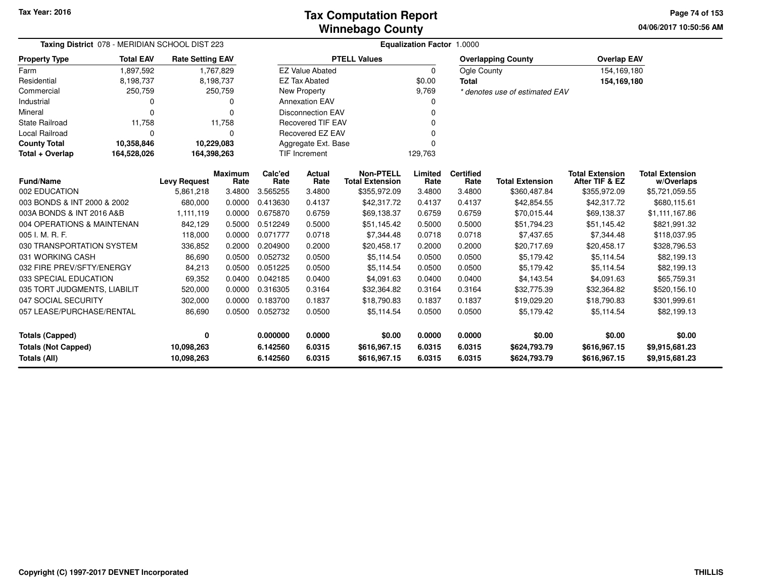Tax Year: 2016

# Tax Computation Report
## Winnebago County

04/06/2017 10:50:56 AM

**Taxing District** 078 - MERIDIAN SCHOOL DIST 223 | **Equalization Factor** 1.0000

| Property Type | Total EAV | Rate Setting EAV |
|---|---|---|
| Farm | 1,897,592 | 1,767,829 |
| Residential | 8,198,737 | 8,198,737 |
| Commercial | 250,759 | 250,759 |
| Industrial | 0 | 0 |
| Mineral | 0 | 0 |
| State Railroad | 11,758 | 11,758 |
| Local Railroad | 0 | 0 |
| **County Total** | **10,358,846** | **10,229,083** |
| **Total + Overlap** | **164,528,026** | **164,398,263** |

| PTELL Values | |
|---|---|
| EZ Value Abated | 0 |
| EZ Tax Abated | $0.00 |
| New Property | 9,769 |
| Annexation EAV | 0 |
| Disconnection EAV | 0 |
| Recovered TIF EAV | 0 |
| Recovered EZ EAV | 0 |
| Aggregate Ext. Base | 0 |
| TIF Increment | 129,763 |

| Overlapping County | Overlap EAV |
|---|---|
| Ogle County | 154,169,180 |
| **Total** | **154,169,180** |

*\* denotes use of estimated EAV*

| Fund/Name | Levy Request | Maximum Rate | Calc'ed Rate | Actual Rate | Non-PTELL Total Extension | Limited Rate | Certified Rate | Total Extension | Total Extension After TIF & EZ | Total Extension w/Overlaps |
|---|---|---|---|---|---|---|---|---|---|---|
| 002 EDUCATION | 5,861,218 | 3.4800 | 3.565255 | 3.4800 | $355,972.09 | 3.4800 | 3.4800 | $360,487.84 | $355,972.09 | $5,721,059.55 |
| 003 BONDS & INT 2000 & 2002 | 680,000 | 0.0000 | 0.413630 | 0.4137 | $42,317.72 | 0.4137 | 0.4137 | $42,854.55 | $42,317.72 | $680,115.61 |
| 003A BONDS & INT 2016 A&B | 1,111,119 | 0.0000 | 0.675870 | 0.6759 | $69,138.37 | 0.6759 | 0.6759 | $70,015.44 | $69,138.37 | $1,111,167.86 |
| 004 OPERATIONS & MAINTENAN | 842,129 | 0.5000 | 0.512249 | 0.5000 | $51,145.42 | 0.5000 | 0.5000 | $51,794.23 | $51,145.42 | $821,991.32 |
| 005 I. M. R. F. | 118,000 | 0.0000 | 0.071777 | 0.0718 | $7,344.48 | 0.0718 | 0.0718 | $7,437.65 | $7,344.48 | $118,037.95 |
| 030 TRANSPORTATION SYSTEM | 336,852 | 0.2000 | 0.204900 | 0.2000 | $20,458.17 | 0.2000 | 0.2000 | $20,717.69 | $20,458.17 | $328,796.53 |
| 031 WORKING CASH | 86,690 | 0.0500 | 0.052732 | 0.0500 | $5,114.54 | 0.0500 | 0.0500 | $5,179.42 | $5,114.54 | $82,199.13 |
| 032 FIRE PREV/SFTY/ENERGY | 84,213 | 0.0500 | 0.051225 | 0.0500 | $5,114.54 | 0.0500 | 0.0500 | $5,179.42 | $5,114.54 | $82,199.13 |
| 033 SPECIAL EDUCATION | 69,352 | 0.0400 | 0.042185 | 0.0400 | $4,091.63 | 0.0400 | 0.0400 | $4,143.54 | $4,091.63 | $65,759.31 |
| 035 TORT JUDGMENTS, LIABILIT | 520,000 | 0.0000 | 0.316305 | 0.3164 | $32,364.82 | 0.3164 | 0.3164 | $32,775.39 | $32,364.82 | $520,156.10 |
| 047 SOCIAL SECURITY | 302,000 | 0.0000 | 0.183700 | 0.1837 | $18,790.83 | 0.1837 | 0.1837 | $19,029.20 | $18,790.83 | $301,999.61 |
| 057 LEASE/PURCHASE/RENTAL | 86,690 | 0.0500 | 0.052732 | 0.0500 | $5,114.54 | 0.0500 | 0.0500 | $5,179.42 | $5,114.54 | $82,199.13 |
| **Totals (Capped)** | **0** | | **0.000000** | **0.0000** | **$0.00** | **0.0000** | **0.0000** | **$0.00** | **$0.00** | **$0.00** |
| **Totals (Not Capped)** | **10,098,263** | | **6.142560** | **6.0315** | **$616,967.15** | **6.0315** | **6.0315** | **$624,793.79** | **$616,967.15** | **$9,915,681.23** |
| **Totals (All)** | **10,098,263** | | **6.142560** | **6.0315** | **$616,967.15** | **6.0315** | **6.0315** | **$624,793.79** | **$616,967.15** | **$9,915,681.23** |

Copyright (C) 1997-2017 DEVNET Incorporated

THILLIS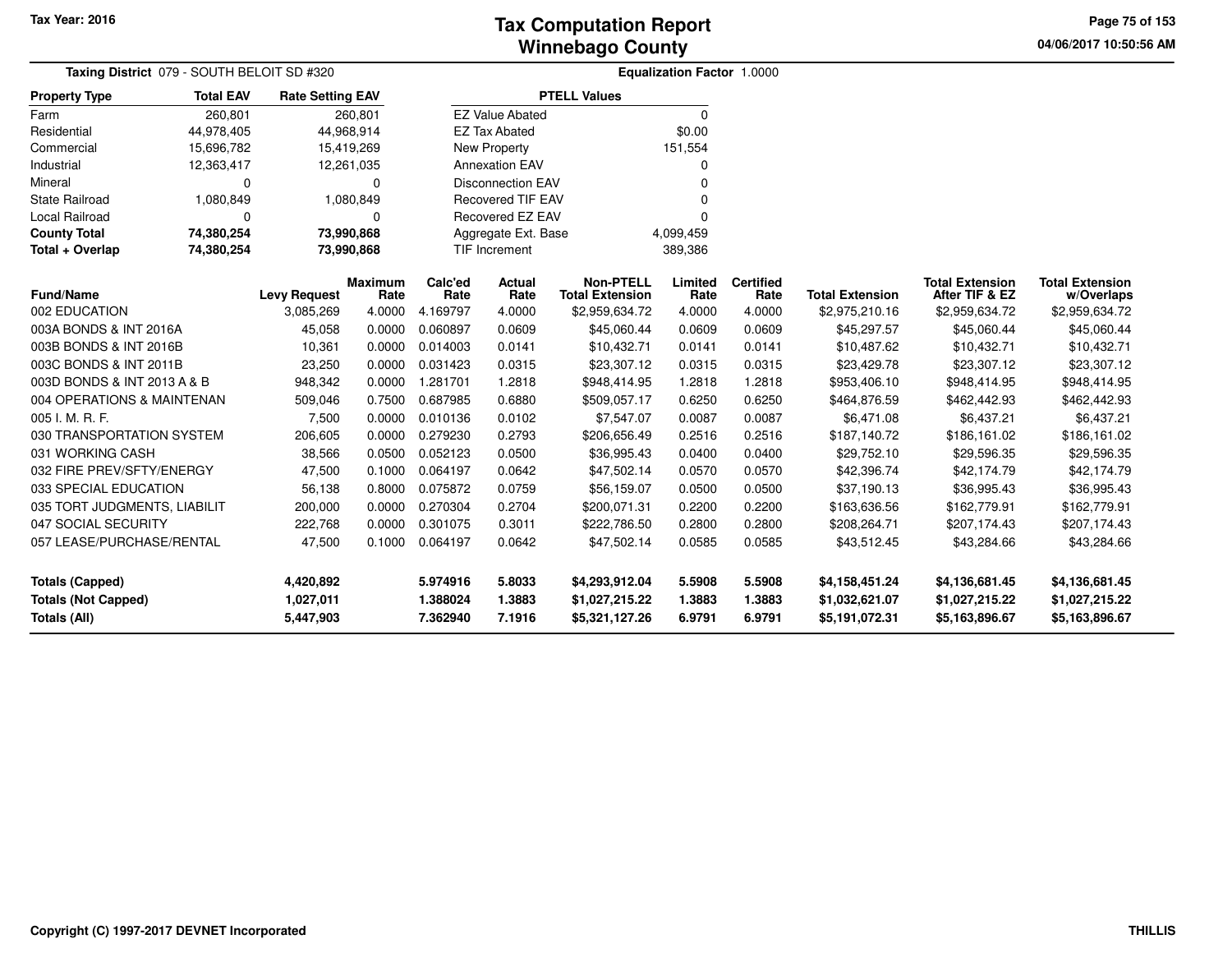Tax Year: 2016

# Tax Computation Report
## Winnebago County

04/06/2017 10:50:56 AM

**Taxing District** 079 - SOUTH BELOIT SD #320

**Equalization Factor** 1.0000

| Property Type | Total EAV | Rate Setting EAV |
|---|---|---|
| Farm | 260,801 | 260,801 |
| Residential | 44,978,405 | 44,968,914 |
| Commercial | 15,696,782 | 15,419,269 |
| Industrial | 12,363,417 | 12,261,035 |
| Mineral | 0 | 0 |
| State Railroad | 1,080,849 | 1,080,849 |
| Local Railroad | 0 | 0 |
| **County Total** | **74,380,254** | **73,990,868** |
| **Total + Overlap** | **74,380,254** | **73,990,868** |

| PTELL Values | |
|---|---|
| EZ Value Abated | 0 |
| EZ Tax Abated | $0.00 |
| New Property | 151,554 |
| Annexation EAV | 0 |
| Disconnection EAV | 0 |
| Recovered TIF EAV | 0 |
| Recovered EZ EAV | 0 |
| Aggregate Ext. Base | 4,099,459 |
| TIF Increment | 389,386 |

| Fund/Name | Levy Request | Maximum Rate | Calc'ed Rate | Actual Rate | Non-PTELL Total Extension | Limited Rate | Certified Rate | Total Extension | Total Extension After TIF & EZ | Total Extension w/Overlaps |
|---|---|---|---|---|---|---|---|---|---|---|
| 002 EDUCATION | 3,085,269 | 4.0000 | 4.169797 | 4.0000 | $2,959,634.72 | 4.0000 | 4.0000 | $2,975,210.16 | $2,959,634.72 | $2,959,634.72 |
| 003A BONDS & INT 2016A | 45,058 | 0.0000 | 0.060897 | 0.0609 | $45,060.44 | 0.0609 | 0.0609 | $45,297.57 | $45,060.44 | $45,060.44 |
| 003B BONDS & INT 2016B | 10,361 | 0.0000 | 0.014003 | 0.0141 | $10,432.71 | 0.0141 | 0.0141 | $10,487.62 | $10,432.71 | $10,432.71 |
| 003C BONDS & INT 2011B | 23,250 | 0.0000 | 0.031423 | 0.0315 | $23,307.12 | 0.0315 | 0.0315 | $23,429.78 | $23,307.12 | $23,307.12 |
| 003D BONDS & INT 2013 A & B | 948,342 | 0.0000 | 1.281701 | 1.2818 | $948,414.95 | 1.2818 | 1.2818 | $953,406.10 | $948,414.95 | $948,414.95 |
| 004 OPERATIONS & MAINTENAN | 509,046 | 0.7500 | 0.687985 | 0.6880 | $509,057.17 | 0.6250 | 0.6250 | $464,876.59 | $462,442.93 | $462,442.93 |
| 005 I. M. R. F. | 7,500 | 0.0000 | 0.010136 | 0.0102 | $7,547.07 | 0.0087 | 0.0087 | $6,471.08 | $6,437.21 | $6,437.21 |
| 030 TRANSPORTATION SYSTEM | 206,605 | 0.0000 | 0.279230 | 0.2793 | $206,656.49 | 0.2516 | 0.2516 | $187,140.72 | $186,161.02 | $186,161.02 |
| 031 WORKING CASH | 38,566 | 0.0500 | 0.052123 | 0.0500 | $36,995.43 | 0.0400 | 0.0400 | $29,752.10 | $29,596.35 | $29,596.35 |
| 032 FIRE PREV/SFTY/ENERGY | 47,500 | 0.1000 | 0.064197 | 0.0642 | $47,502.14 | 0.0570 | 0.0570 | $42,396.74 | $42,174.79 | $42,174.79 |
| 033 SPECIAL EDUCATION | 56,138 | 0.8000 | 0.075872 | 0.0759 | $56,159.07 | 0.0500 | 0.0500 | $37,190.13 | $36,995.43 | $36,995.43 |
| 035 TORT JUDGMENTS, LIABILIT | 200,000 | 0.0000 | 0.270304 | 0.2704 | $200,071.31 | 0.2200 | 0.2200 | $163,636.56 | $162,779.91 | $162,779.91 |
| 047 SOCIAL SECURITY | 222,768 | 0.0000 | 0.301075 | 0.3011 | $222,786.50 | 0.2800 | 0.2800 | $208,264.71 | $207,174.43 | $207,174.43 |
| 057 LEASE/PURCHASE/RENTAL | 47,500 | 0.1000 | 0.064197 | 0.0642 | $47,502.14 | 0.0585 | 0.0585 | $43,512.45 | $43,284.66 | $43,284.66 |
| **Totals (Capped)** | **4,420,892** | | **5.974916** | **5.8033** | **$4,293,912.04** | **5.5908** | **5.5908** | **$4,158,451.24** | **$4,136,681.45** | **$4,136,681.45** |
| **Totals (Not Capped)** | **1,027,011** | | **1.388024** | **1.3883** | **$1,027,215.22** | **1.3883** | **1.3883** | **$1,032,621.07** | **$1,027,215.22** | **$1,027,215.22** |
| **Totals (All)** | **5,447,903** | | **7.362940** | **7.1916** | **$5,321,127.26** | **6.9791** | **6.9791** | **$5,191,072.31** | **$5,163,896.67** | **$5,163,896.67** |

Copyright (C) 1997-2017 DEVNET Incorporated

THILLIS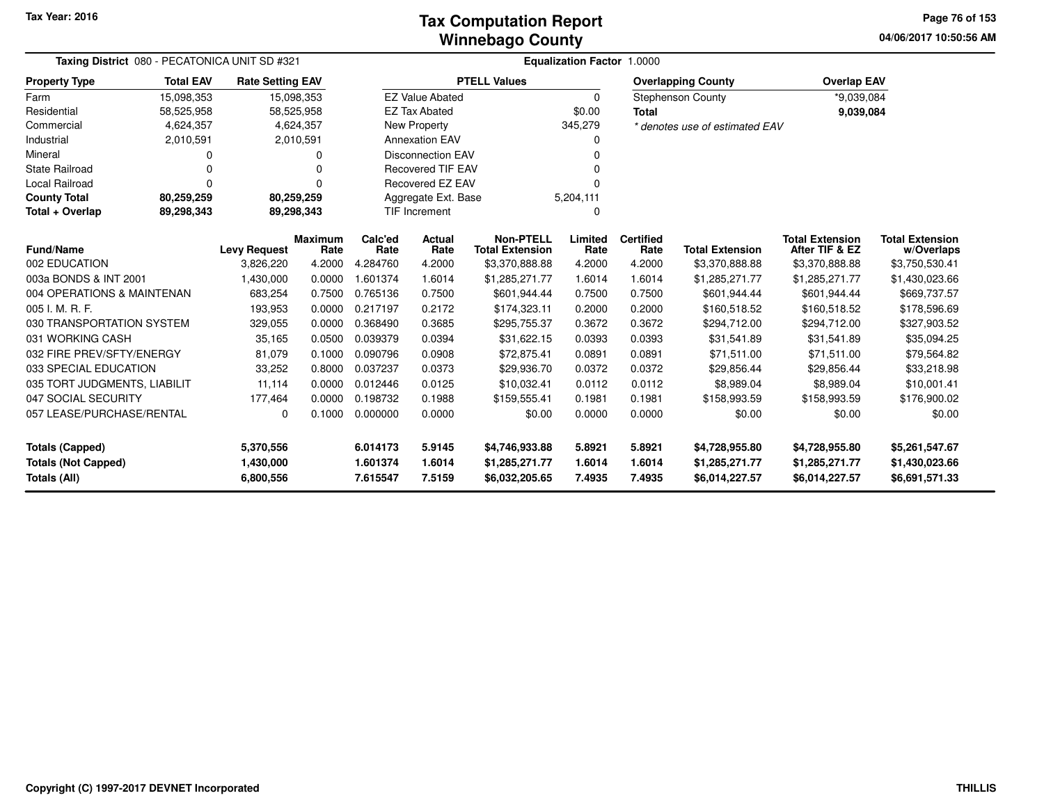# Tax Computation Report
## Winnebago County

Tax Year: 2016

04/06/2017 10:50:56 AM

**Taxing District** 080 - PECATONICA UNIT SD #321

**Equalization Factor** 1.0000

| Property Type | Total EAV | Rate Setting EAV |
|---|---|---|
| Farm | 15,098,353 | 15,098,353 |
| Residential | 58,525,958 | 58,525,958 |
| Commercial | 4,624,357 | 4,624,357 |
| Industrial | 2,010,591 | 2,010,591 |
| Mineral | 0 | 0 |
| State Railroad | 0 | 0 |
| Local Railroad | 0 | 0 |
| **County Total** | **80,259,259** | **80,259,259** |
| **Total + Overlap** | **89,298,343** | **89,298,343** |

| PTELL Values | |
|---|---|
| EZ Value Abated | 0 |
| EZ Tax Abated | $0.00 |
| New Property | 345,279 |
| Annexation EAV | 0 |
| Disconnection EAV | 0 |
| Recovered TIF EAV | 0 |
| Recovered EZ EAV | 0 |
| Aggregate Ext. Base | 5,204,111 |
| TIF Increment | 0 |

| Overlapping County | Overlap EAV |
|---|---|
| Stephenson County | *9,039,084 |
| **Total** | **9,039,084** |

*\* denotes use of estimated EAV*

| Fund/Name | Levy Request | Maximum Rate | Calc'ed Rate | Actual Rate | Non-PTELL Total Extension | Limited Rate | Certified Rate | Total Extension | Total Extension After TIF & EZ | Total Extension w/Overlaps |
|---|---|---|---|---|---|---|---|---|---|---|
| 002 EDUCATION | 3,826,220 | 4.2000 | 4.284760 | 4.2000 | $3,370,888.88 | 4.2000 | 4.2000 | $3,370,888.88 | $3,370,888.88 | $3,750,530.41 |
| 003a BONDS & INT 2001 | 1,430,000 | 0.0000 | 1.601374 | 1.6014 | $1,285,271.77 | 1.6014 | 1.6014 | $1,285,271.77 | $1,285,271.77 | $1,430,023.66 |
| 004 OPERATIONS & MAINTENAN | 683,254 | 0.7500 | 0.765136 | 0.7500 | $601,944.44 | 0.7500 | 0.7500 | $601,944.44 | $601,944.44 | $669,737.57 |
| 005 I. M. R. F. | 193,953 | 0.0000 | 0.217197 | 0.2172 | $174,323.11 | 0.2000 | 0.2000 | $160,518.52 | $160,518.52 | $178,596.69 |
| 030 TRANSPORTATION SYSTEM | 329,055 | 0.0000 | 0.368490 | 0.3685 | $295,755.37 | 0.3672 | 0.3672 | $294,712.00 | $294,712.00 | $327,903.52 |
| 031 WORKING CASH | 35,165 | 0.0500 | 0.039379 | 0.0394 | $31,622.15 | 0.0393 | 0.0393 | $31,541.89 | $31,541.89 | $35,094.25 |
| 032 FIRE PREV/SFTY/ENERGY | 81,079 | 0.1000 | 0.090796 | 0.0908 | $72,875.41 | 0.0891 | 0.0891 | $71,511.00 | $71,511.00 | $79,564.82 |
| 033 SPECIAL EDUCATION | 33,252 | 0.8000 | 0.037237 | 0.0373 | $29,936.70 | 0.0372 | 0.0372 | $29,856.44 | $29,856.44 | $33,218.98 |
| 035 TORT JUDGMENTS, LIABILIT | 11,114 | 0.0000 | 0.012446 | 0.0125 | $10,032.41 | 0.0112 | 0.0112 | $8,989.04 | $8,989.04 | $10,001.41 |
| 047 SOCIAL SECURITY | 177,464 | 0.0000 | 0.198732 | 0.1988 | $159,555.41 | 0.1981 | 0.1981 | $158,993.59 | $158,993.59 | $176,900.02 |
| 057 LEASE/PURCHASE/RENTAL | 0 | 0.1000 | 0.000000 | 0.0000 | $0.00 | 0.0000 | 0.0000 | $0.00 | $0.00 | $0.00 |
| **Totals (Capped)** | **5,370,556** | | **6.014173** | **5.9145** | **$4,746,933.88** | **5.8921** | **5.8921** | **$4,728,955.80** | **$4,728,955.80** | **$5,261,547.67** |
| **Totals (Not Capped)** | **1,430,000** | | **1.601374** | **1.6014** | **$1,285,271.77** | **1.6014** | **1.6014** | **$1,285,271.77** | **$1,285,271.77** | **$1,430,023.66** |
| **Totals (All)** | **6,800,556** | | **7.615547** | **7.5159** | **$6,032,205.65** | **7.4935** | **7.4935** | **$6,014,227.57** | **$6,014,227.57** | **$6,691,571.33** |

Copyright (C) 1997-2017 DEVNET Incorporated

THILLIS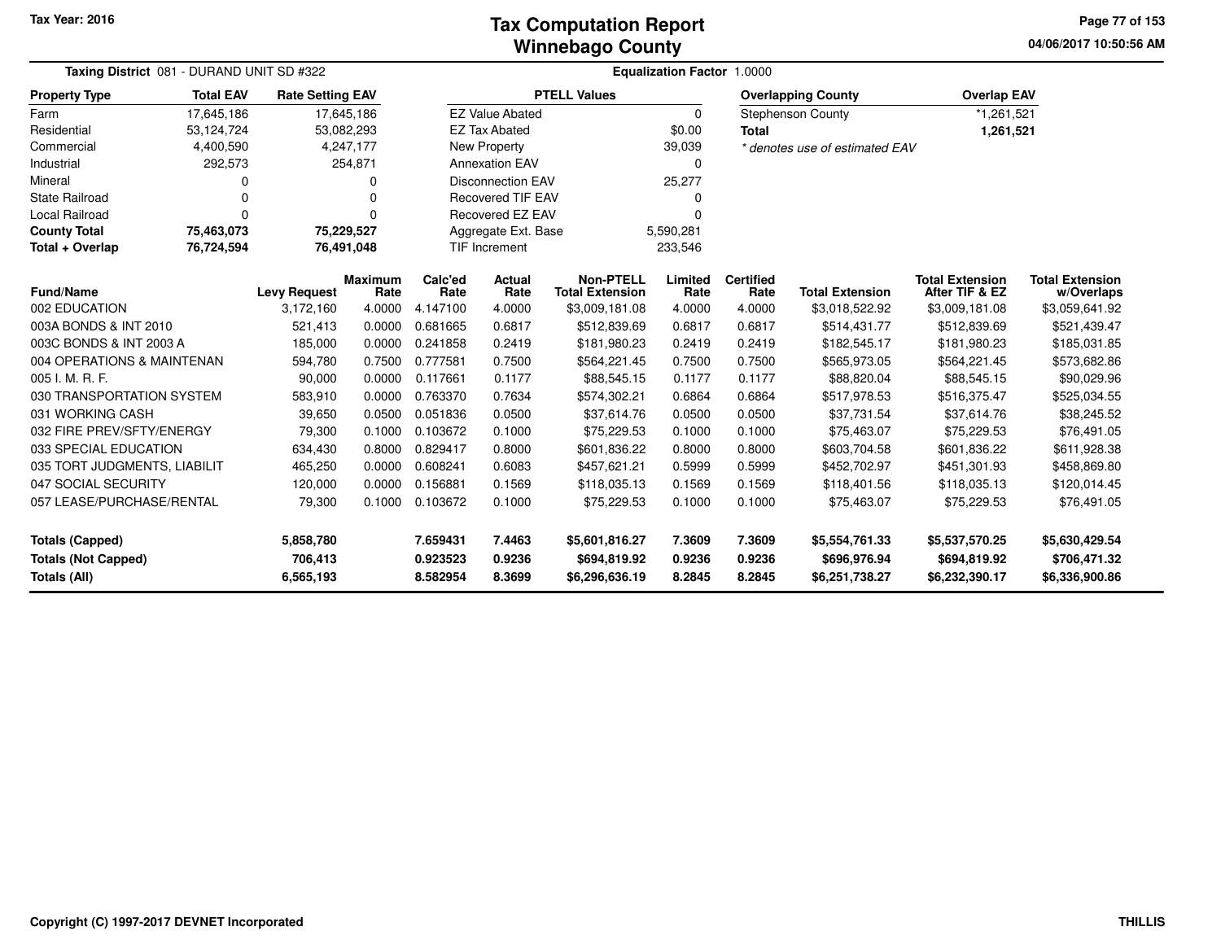Tax Year: 2016

# Tax Computation Report
# Winnebago County

04/06/2017 10:50:56 AM

**Taxing District** 081 - DURAND UNIT SD #322 **Equalization Factor** 1.0000

| Property Type | Total EAV | Rate Setting EAV |
|---|---|---|
| Farm | 17,645,186 | 17,645,186 |
| Residential | 53,124,724 | 53,082,293 |
| Commercial | 4,400,590 | 4,247,177 |
| Industrial | 292,573 | 254,871 |
| Mineral | 0 | 0 |
| State Railroad | 0 | 0 |
| Local Railroad | 0 | 0 |
| **County Total** | **75,463,073** | **75,229,527** |
| **Total + Overlap** | **76,724,594** | **76,491,048** |

| PTELL Values | |
|---|---|
| EZ Value Abated | 0 |
| EZ Tax Abated | $0.00 |
| New Property | 39,039 |
| Annexation EAV | 0 |
| Disconnection EAV | 25,277 |
| Recovered TIF EAV | 0 |
| Recovered EZ EAV | 0 |
| Aggregate Ext. Base | 5,590,281 |
| TIF Increment | 233,546 |

| Overlapping County | Overlap EAV |
|---|---|
| Stephenson County | *1,261,521 |
| **Total** | **1,261,521** |

*\* denotes use of estimated EAV*

| Fund/Name | Levy Request | Maximum Rate | Calc'ed Rate | Actual Rate | Non-PTELL Total Extension | Limited Rate | Certified Rate | Total Extension | Total Extension After TIF & EZ | Total Extension w/Overlaps |
|---|---|---|---|---|---|---|---|---|---|---|
| 002 EDUCATION | 3,172,160 | 4.0000 | 4.147100 | 4.0000 | $3,009,181.08 | 4.0000 | 4.0000 | $3,018,522.92 | $3,009,181.08 | $3,059,641.92 |
| 003A BONDS & INT 2010 | 521,413 | 0.0000 | 0.681665 | 0.6817 | $512,839.69 | 0.6817 | 0.6817 | $514,431.77 | $512,839.69 | $521,439.47 |
| 003C BONDS & INT 2003 A | 185,000 | 0.0000 | 0.241858 | 0.2419 | $181,980.23 | 0.2419 | 0.2419 | $182,545.17 | $181,980.23 | $185,031.85 |
| 004 OPERATIONS & MAINTENAN | 594,780 | 0.7500 | 0.777581 | 0.7500 | $564,221.45 | 0.7500 | 0.7500 | $565,973.05 | $564,221.45 | $573,682.86 |
| 005 I. M. R. F. | 90,000 | 0.0000 | 0.117661 | 0.1177 | $88,545.15 | 0.1177 | 0.1177 | $88,820.04 | $88,545.15 | $90,029.96 |
| 030 TRANSPORTATION SYSTEM | 583,910 | 0.0000 | 0.763370 | 0.7634 | $574,302.21 | 0.6864 | 0.6864 | $517,978.53 | $516,375.47 | $525,034.55 |
| 031 WORKING CASH | 39,650 | 0.0500 | 0.051836 | 0.0500 | $37,614.76 | 0.0500 | 0.0500 | $37,731.54 | $37,614.76 | $38,245.52 |
| 032 FIRE PREV/SFTY/ENERGY | 79,300 | 0.1000 | 0.103672 | 0.1000 | $75,229.53 | 0.1000 | 0.1000 | $75,463.07 | $75,229.53 | $76,491.05 |
| 033 SPECIAL EDUCATION | 634,430 | 0.8000 | 0.829417 | 0.8000 | $601,836.22 | 0.8000 | 0.8000 | $603,704.58 | $601,836.22 | $611,928.38 |
| 035 TORT JUDGMENTS, LIABILIT | 465,250 | 0.0000 | 0.608241 | 0.6083 | $457,621.21 | 0.5999 | 0.5999 | $452,702.97 | $451,301.93 | $458,869.80 |
| 047 SOCIAL SECURITY | 120,000 | 0.0000 | 0.156881 | 0.1569 | $118,035.13 | 0.1569 | 0.1569 | $118,401.56 | $118,035.13 | $120,014.45 |
| 057 LEASE/PURCHASE/RENTAL | 79,300 | 0.1000 | 0.103672 | 0.1000 | $75,229.53 | 0.1000 | 0.1000 | $75,463.07 | $75,229.53 | $76,491.05 |
| **Totals (Capped)** | **5,858,780** | | **7.659431** | **7.4463** | **$5,601,816.27** | **7.3609** | **7.3609** | **$5,554,761.33** | **$5,537,570.25** | **$5,630,429.54** |
| **Totals (Not Capped)** | **706,413** | | **0.923523** | **0.9236** | **$694,819.92** | **0.9236** | **0.9236** | **$696,976.94** | **$694,819.92** | **$706,471.32** |
| **Totals (All)** | **6,565,193** | | **8.582954** | **8.3699** | **$6,296,636.19** | **8.2845** | **8.2845** | **$6,251,738.27** | **$6,232,390.17** | **$6,336,900.86** |

Copyright (C) 1997-2017 DEVNET Incorporated

THILLIS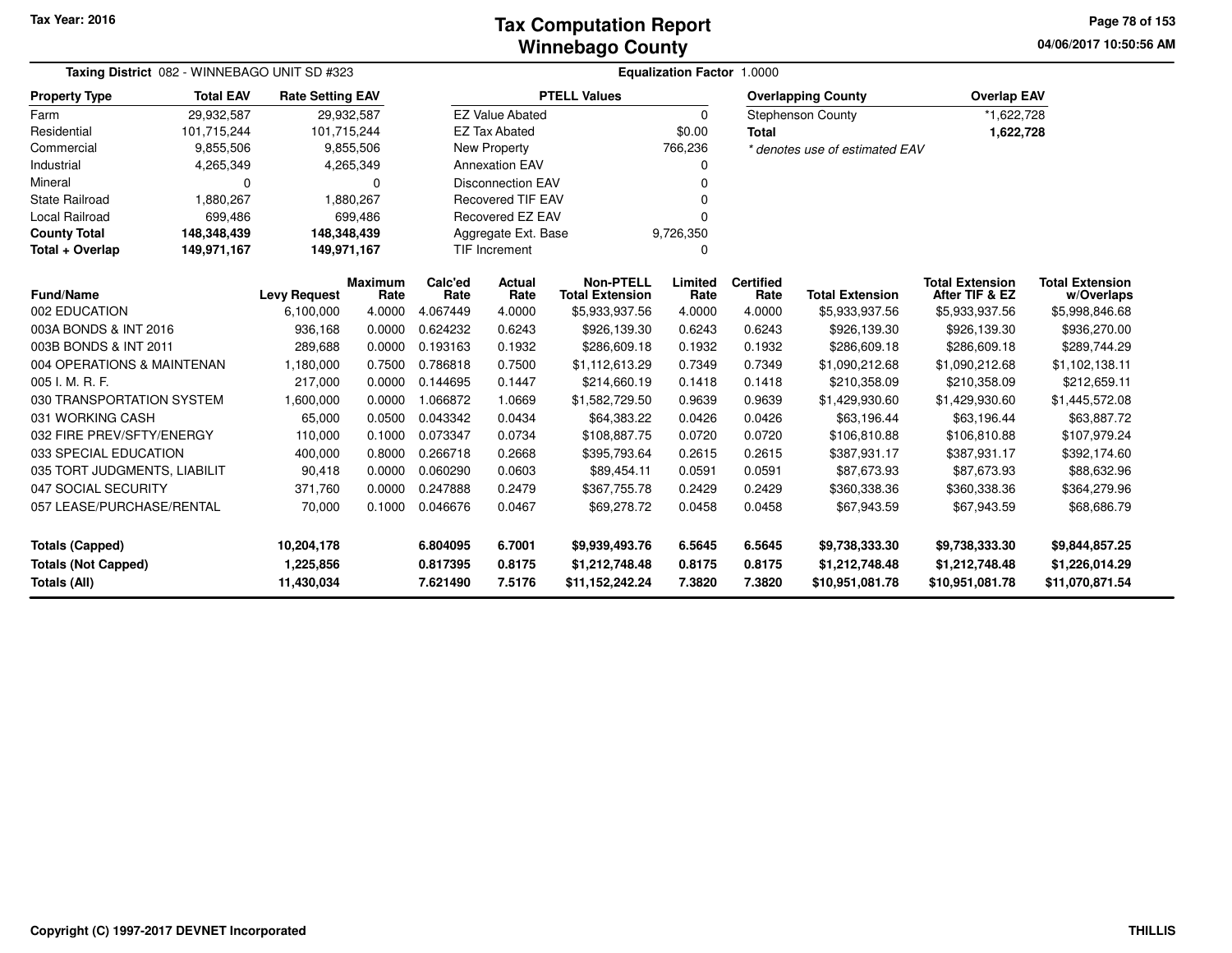Tax Year: 2016

# Tax Computation Report
## Winnebago County

04/06/2017 10:50:56 AM

**Taxing District** 082 - WINNEBAGO UNIT SD #323 **Equalization Factor** 1.0000

| Property Type | Total EAV | Rate Setting EAV |
|---|---|---|
| Farm | 29,932,587 | 29,932,587 |
| Residential | 101,715,244 | 101,715,244 |
| Commercial | 9,855,506 | 9,855,506 |
| Industrial | 4,265,349 | 4,265,349 |
| Mineral | 0 | 0 |
| State Railroad | 1,880,267 | 1,880,267 |
| Local Railroad | 699,486 | 699,486 |
| **County Total** | **148,348,439** | **148,348,439** |
| **Total + Overlap** | **149,971,167** | **149,971,167** |

| PTELL Values | |
|---|---|
| EZ Value Abated | 0 |
| EZ Tax Abated | $0.00 |
| New Property | 766,236 |
| Annexation EAV | 0 |
| Disconnection EAV | 0 |
| Recovered TIF EAV | 0 |
| Recovered EZ EAV | 0 |
| Aggregate Ext. Base | 9,726,350 |
| TIF Increment | 0 |

| Overlapping County | Overlap EAV |
|---|---|
| Stephenson County | *1,622,728 |
| **Total** | **1,622,728** |

*\* denotes use of estimated EAV*

| Fund/Name | Levy Request | Maximum Rate | Calc'ed Rate | Actual Rate | Non-PTELL Total Extension | Limited Rate | Certified Rate | Total Extension | Total Extension After TIF & EZ | Total Extension w/Overlaps |
|---|---|---|---|---|---|---|---|---|---|---|
| 002 EDUCATION | 6,100,000 | 4.0000 | 4.067449 | 4.0000 | $5,933,937.56 | 4.0000 | 4.0000 | $5,933,937.56 | $5,933,937.56 | $5,998,846.68 |
| 003A BONDS & INT 2016 | 936,168 | 0.0000 | 0.624232 | 0.6243 | $926,139.30 | 0.6243 | 0.6243 | $926,139.30 | $926,139.30 | $936,270.00 |
| 003B BONDS & INT 2011 | 289,688 | 0.0000 | 0.193163 | 0.1932 | $286,609.18 | 0.1932 | 0.1932 | $286,609.18 | $286,609.18 | $289,744.29 |
| 004 OPERATIONS & MAINTENAN | 1,180,000 | 0.7500 | 0.786818 | 0.7500 | $1,112,613.29 | 0.7349 | 0.7349 | $1,090,212.68 | $1,090,212.68 | $1,102,138.11 |
| 005 I. M. R. F. | 217,000 | 0.0000 | 0.144695 | 0.1447 | $214,660.19 | 0.1418 | 0.1418 | $210,358.09 | $210,358.09 | $212,659.11 |
| 030 TRANSPORTATION SYSTEM | 1,600,000 | 0.0000 | 1.066872 | 1.0669 | $1,582,729.50 | 0.9639 | 0.9639 | $1,429,930.60 | $1,429,930.60 | $1,445,572.08 |
| 031 WORKING CASH | 65,000 | 0.0500 | 0.043342 | 0.0434 | $64,383.22 | 0.0426 | 0.0426 | $63,196.44 | $63,196.44 | $63,887.72 |
| 032 FIRE PREV/SFTY/ENERGY | 110,000 | 0.1000 | 0.073347 | 0.0734 | $108,887.75 | 0.0720 | 0.0720 | $106,810.88 | $106,810.88 | $107,979.24 |
| 033 SPECIAL EDUCATION | 400,000 | 0.8000 | 0.266718 | 0.2668 | $395,793.64 | 0.2615 | 0.2615 | $387,931.17 | $387,931.17 | $392,174.60 |
| 035 TORT JUDGMENTS, LIABILIT | 90,418 | 0.0000 | 0.060290 | 0.0603 | $89,454.11 | 0.0591 | 0.0591 | $87,673.93 | $87,673.93 | $88,632.96 |
| 047 SOCIAL SECURITY | 371,760 | 0.0000 | 0.247888 | 0.2479 | $367,755.78 | 0.2429 | 0.2429 | $360,338.36 | $360,338.36 | $364,279.96 |
| 057 LEASE/PURCHASE/RENTAL | 70,000 | 0.1000 | 0.046676 | 0.0467 | $69,278.72 | 0.0458 | 0.0458 | $67,943.59 | $67,943.59 | $68,686.79 |
| **Totals (Capped)** | **10,204,178** | | **6.804095** | **6.7001** | **$9,939,493.76** | **6.5645** | **6.5645** | **$9,738,333.30** | **$9,738,333.30** | **$9,844,857.25** |
| **Totals (Not Capped)** | **1,225,856** | | **0.817395** | **0.8175** | **$1,212,748.48** | **0.8175** | **0.8175** | **$1,212,748.48** | **$1,212,748.48** | **$1,226,014.29** |
| **Totals (All)** | **11,430,034** | | **7.621490** | **7.5176** | **$11,152,242.24** | **7.3820** | **7.3820** | **$10,951,081.78** | **$10,951,081.78** | **$11,070,871.54** |

Copyright (C) 1997-2017 DEVNET Incorporated THILLIS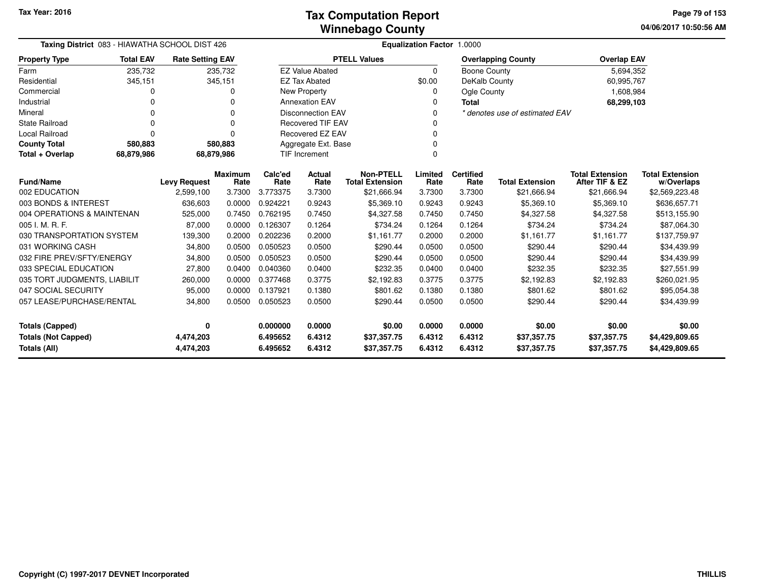Tax Year: 2016

# Tax Computation Report
## Winnebago County

04/06/2017 10:50:56 AM

**Taxing District** 083 - HIAWATHA SCHOOL DIST 426

**Equalization Factor** 1.0000

| Property Type | Total EAV | Rate Setting EAV |
|---|---|---|
| Farm | 235,732 | 235,732 |
| Residential | 345,151 | 345,151 |
| Commercial | 0 | 0 |
| Industrial | 0 | 0 |
| Mineral | 0 | 0 |
| State Railroad | 0 | 0 |
| Local Railroad | 0 | 0 |
| **County Total** | **580,883** | **580,883** |
| **Total + Overlap** | **68,879,986** | **68,879,986** |

| PTELL Values | |
|---|---|
| EZ Value Abated | 0 |
| EZ Tax Abated | $0.00 |
| New Property | 0 |
| Annexation EAV | 0 |
| Disconnection EAV | 0 |
| Recovered TIF EAV | 0 |
| Recovered EZ EAV | 0 |
| Aggregate Ext. Base | 0 |
| TIF Increment | 0 |

| Overlapping County | Overlap EAV |
|---|---|
| Boone County | 5,694,352 |
| DeKalb County | 60,995,767 |
| Ogle County | 1,608,984 |
| **Total** | **68,299,103** |

*\* denotes use of estimated EAV*

| Fund/Name | Levy Request | Maximum Rate | Calc'ed Rate | Actual Rate | Non-PTELL Total Extension | Limited Rate | Certified Rate | Total Extension | Total Extension After TIF & EZ | Total Extension w/Overlaps |
|---|---|---|---|---|---|---|---|---|---|---|
| 002 EDUCATION | 2,599,100 | 3.7300 | 3.773375 | 3.7300 | $21,666.94 | 3.7300 | 3.7300 | $21,666.94 | $21,666.94 | $2,569,223.48 |
| 003 BONDS & INTEREST | 636,603 | 0.0000 | 0.924221 | 0.9243 | $5,369.10 | 0.9243 | 0.9243 | $5,369.10 | $5,369.10 | $636,657.71 |
| 004 OPERATIONS & MAINTENAN | 525,000 | 0.7450 | 0.762195 | 0.7450 | $4,327.58 | 0.7450 | 0.7450 | $4,327.58 | $4,327.58 | $513,155.90 |
| 005 I. M. R. F. | 87,000 | 0.0000 | 0.126307 | 0.1264 | $734.24 | 0.1264 | 0.1264 | $734.24 | $734.24 | $87,064.30 |
| 030 TRANSPORTATION SYSTEM | 139,300 | 0.2000 | 0.202236 | 0.2000 | $1,161.77 | 0.2000 | 0.2000 | $1,161.77 | $1,161.77 | $137,759.97 |
| 031 WORKING CASH | 34,800 | 0.0500 | 0.050523 | 0.0500 | $290.44 | 0.0500 | 0.0500 | $290.44 | $290.44 | $34,439.99 |
| 032 FIRE PREV/SFTY/ENERGY | 34,800 | 0.0500 | 0.050523 | 0.0500 | $290.44 | 0.0500 | 0.0500 | $290.44 | $290.44 | $34,439.99 |
| 033 SPECIAL EDUCATION | 27,800 | 0.0400 | 0.040360 | 0.0400 | $232.35 | 0.0400 | 0.0400 | $232.35 | $232.35 | $27,551.99 |
| 035 TORT JUDGMENTS, LIABILIT | 260,000 | 0.0000 | 0.377468 | 0.3775 | $2,192.83 | 0.3775 | 0.3775 | $2,192.83 | $2,192.83 | $260,021.95 |
| 047 SOCIAL SECURITY | 95,000 | 0.0000 | 0.137921 | 0.1380 | $801.62 | 0.1380 | 0.1380 | $801.62 | $801.62 | $95,054.38 |
| 057 LEASE/PURCHASE/RENTAL | 34,800 | 0.0500 | 0.050523 | 0.0500 | $290.44 | 0.0500 | 0.0500 | $290.44 | $290.44 | $34,439.99 |
| **Totals (Capped)** | **0** | | **0.000000** | **0.0000** | **$0.00** | **0.0000** | **0.0000** | **$0.00** | **$0.00** | **$0.00** |
| **Totals (Not Capped)** | **4,474,203** | | **6.495652** | **6.4312** | **$37,357.75** | **6.4312** | **6.4312** | **$37,357.75** | **$37,357.75** | **$4,429,809.65** |
| **Totals (All)** | **4,474,203** | | **6.495652** | **6.4312** | **$37,357.75** | **6.4312** | **6.4312** | **$37,357.75** | **$37,357.75** | **$4,429,809.65** |

Copyright (C) 1997-2017 DEVNET Incorporated

THILLIS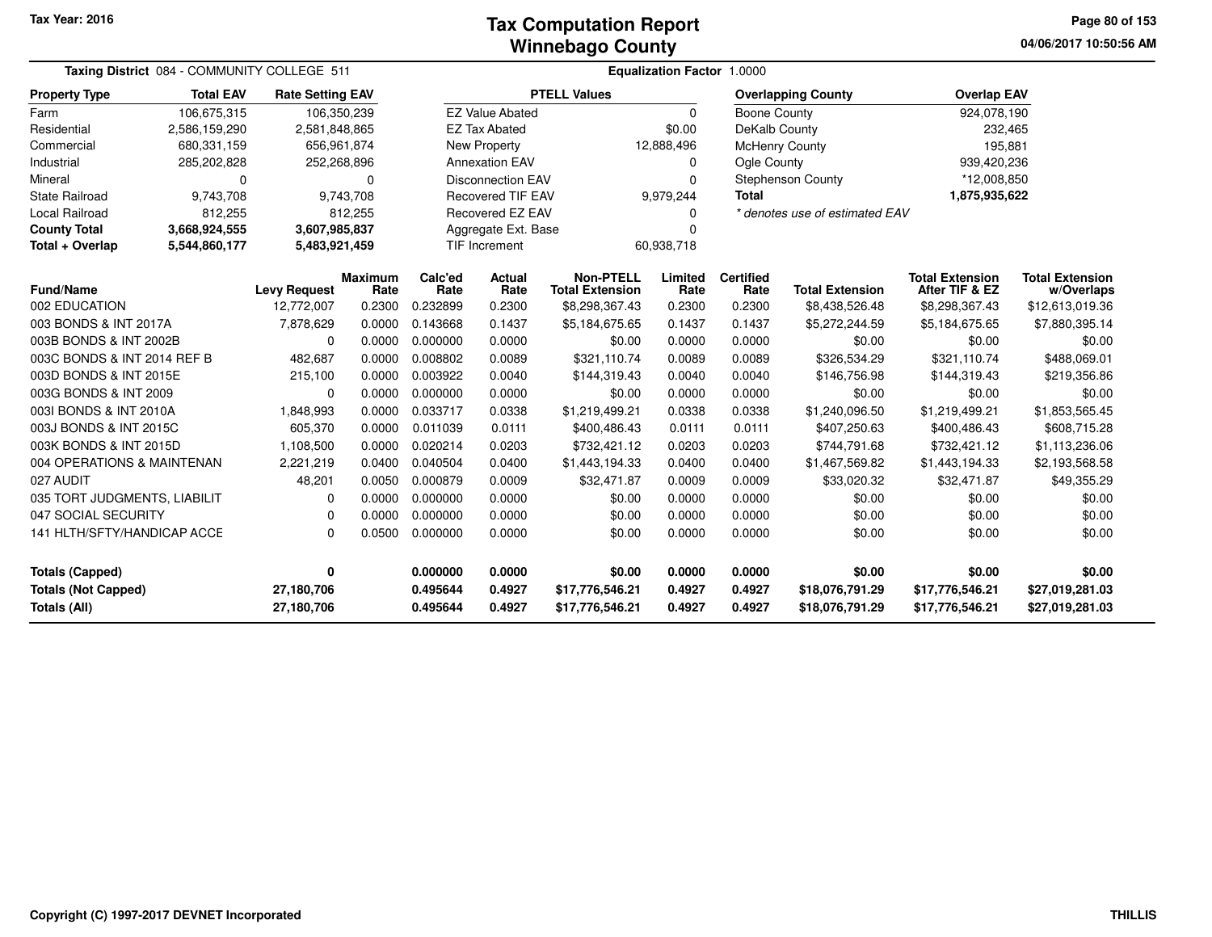Tax Year: 2016

# Tax Computation Report
# Winnebago County

04/06/2017 10:50:56 AM

**Taxing District** 084 - COMMUNITY COLLEGE 511 **Equalization Factor** 1.0000

| Property Type | Total EAV | Rate Setting EAV |
|---|---|---|
| Farm | 106,675,315 | 106,350,239 |
| Residential | 2,586,159,290 | 2,581,848,865 |
| Commercial | 680,331,159 | 656,961,874 |
| Industrial | 285,202,828 | 252,268,896 |
| Mineral | 0 | 0 |
| State Railroad | 9,743,708 | 9,743,708 |
| Local Railroad | 812,255 | 812,255 |
| **County Total** | **3,668,924,555** | **3,607,985,837** |
| **Total + Overlap** | **5,544,860,177** | **5,483,921,459** |

| PTELL Values | |
|---|---|
| EZ Value Abated | 0 |
| EZ Tax Abated | $0.00 |
| New Property | 12,888,496 |
| Annexation EAV | 0 |
| Disconnection EAV | 0 |
| Recovered TIF EAV | 9,979,244 |
| Recovered EZ EAV | 0 |
| Aggregate Ext. Base | 0 |
| TIF Increment | 60,938,718 |

| Overlapping County | Overlap EAV |
|---|---|
| Boone County | 924,078,190 |
| DeKalb County | 232,465 |
| McHenry County | 195,881 |
| Ogle County | 939,420,236 |
| Stephenson County | *12,008,850 |
| **Total** | **1,875,935,622** |

*\* denotes use of estimated EAV*

| Fund/Name | Levy Request | Maximum Rate | Calc'ed Rate | Actual Rate | Non-PTELL Total Extension | Limited Rate | Certified Rate | Total Extension | Total Extension After TIF & EZ | Total Extension w/Overlaps |
|---|---|---|---|---|---|---|---|---|---|---|
| 002 EDUCATION | 12,772,007 | 0.2300 | 0.232899 | 0.2300 | $8,298,367.43 | 0.2300 | 0.2300 | $8,438,526.48 | $8,298,367.43 | $12,613,019.36 |
| 003 BONDS & INT 2017A | 7,878,629 | 0.0000 | 0.143668 | 0.1437 | $5,184,675.65 | 0.1437 | 0.1437 | $5,272,244.59 | $5,184,675.65 | $7,880,395.14 |
| 003B BONDS & INT 2002B | 0 | 0.0000 | 0.000000 | 0.0000 | $0.00 | 0.0000 | 0.0000 | $0.00 | $0.00 | $0.00 |
| 003C BONDS & INT 2014 REF B | 482,687 | 0.0000 | 0.008802 | 0.0089 | $321,110.74 | 0.0089 | 0.0089 | $326,534.29 | $321,110.74 | $488,069.01 |
| 003D BONDS & INT 2015E | 215,100 | 0.0000 | 0.003922 | 0.0040 | $144,319.43 | 0.0040 | 0.0040 | $146,756.98 | $144,319.43 | $219,356.86 |
| 003G BONDS & INT 2009 | 0 | 0.0000 | 0.000000 | 0.0000 | $0.00 | 0.0000 | 0.0000 | $0.00 | $0.00 | $0.00 |
| 003I BONDS & INT 2010A | 1,848,993 | 0.0000 | 0.033717 | 0.0338 | $1,219,499.21 | 0.0338 | 0.0338 | $1,240,096.50 | $1,219,499.21 | $1,853,565.45 |
| 003J BONDS & INT 2015C | 605,370 | 0.0000 | 0.011039 | 0.0111 | $400,486.43 | 0.0111 | 0.0111 | $407,250.63 | $400,486.43 | $608,715.28 |
| 003K BONDS & INT 2015D | 1,108,500 | 0.0000 | 0.020214 | 0.0203 | $732,421.12 | 0.0203 | 0.0203 | $744,791.68 | $732,421.12 | $1,113,236.06 |
| 004 OPERATIONS & MAINTENAN | 2,221,219 | 0.0400 | 0.040504 | 0.0400 | $1,443,194.33 | 0.0400 | 0.0400 | $1,467,569.82 | $1,443,194.33 | $2,193,568.58 |
| 027 AUDIT | 48,201 | 0.0050 | 0.000879 | 0.0009 | $32,471.87 | 0.0009 | 0.0009 | $33,020.32 | $32,471.87 | $49,355.29 |
| 035 TORT JUDGMENTS, LIABILIT | 0 | 0.0000 | 0.000000 | 0.0000 | $0.00 | 0.0000 | 0.0000 | $0.00 | $0.00 | $0.00 |
| 047 SOCIAL SECURITY | 0 | 0.0000 | 0.000000 | 0.0000 | $0.00 | 0.0000 | 0.0000 | $0.00 | $0.00 | $0.00 |
| 141 HLTH/SFTY/HANDICAP ACCE | 0 | 0.0500 | 0.000000 | 0.0000 | $0.00 | 0.0000 | 0.0000 | $0.00 | $0.00 | $0.00 |
| **Totals (Capped)** | **0** | | **0.000000** | **0.0000** | **$0.00** | **0.0000** | **0.0000** | **$0.00** | **$0.00** | **$0.00** |
| **Totals (Not Capped)** | **27,180,706** | | **0.495644** | **0.4927** | **$17,776,546.21** | **0.4927** | **0.4927** | **$18,076,791.29** | **$17,776,546.21** | **$27,019,281.03** |
| **Totals (All)** | **27,180,706** | | **0.495644** | **0.4927** | **$17,776,546.21** | **0.4927** | **0.4927** | **$18,076,791.29** | **$17,776,546.21** | **$27,019,281.03** |

Copyright (C) 1997-2017 DEVNET Incorporated THILLIS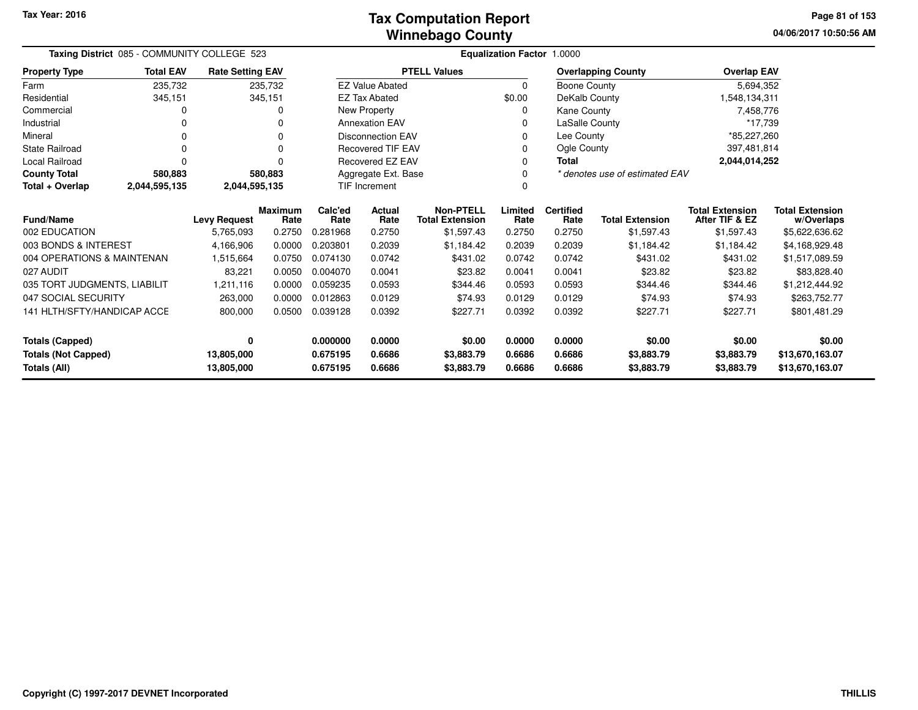Tax Year: 2016

# Tax Computation Report
# Winnebago County

04/06/2017 10:50:56 AM

**Taxing District** 085 - COMMUNITY COLLEGE 523 | **Equalization Factor** 1.0000

| Property Type | Total EAV | Rate Setting EAV |
|---|---|---|
| Farm | 235,732 | 235,732 |
| Residential | 345,151 | 345,151 |
| Commercial | 0 | 0 |
| Industrial | 0 | 0 |
| Mineral | 0 | 0 |
| State Railroad | 0 | 0 |
| Local Railroad | 0 | 0 |
| **County Total** | **580,883** | **580,883** |
| **Total + Overlap** | **2,044,595,135** | **2,044,595,135** |

| PTELL Values | |
|---|---|
| EZ Value Abated | 0 |
| EZ Tax Abated | $0.00 |
| New Property | 0 |
| Annexation EAV | 0 |
| Disconnection EAV | 0 |
| Recovered TIF EAV | 0 |
| Recovered EZ EAV | 0 |
| Aggregate Ext. Base | 0 |
| TIF Increment | 0 |

| Overlapping County | Overlap EAV |
|---|---|
| Boone County | 5,694,352 |
| DeKalb County | 1,548,134,311 |
| Kane County | 7,458,776 |
| LaSalle County | *17,739 |
| Lee County | *85,227,260 |
| Ogle County | 397,481,814 |
| **Total** | **2,044,014,252** |

*\* denotes use of estimated EAV*

| Fund/Name | Levy Request | Maximum Rate | Calc'ed Rate | Actual Rate | Non-PTELL Total Extension | Limited Rate | Certified Rate | Total Extension | Total Extension After TIF & EZ | Total Extension w/Overlaps |
|---|---|---|---|---|---|---|---|---|---|---|
| 002 EDUCATION | 5,765,093 | 0.2750 | 0.281968 | 0.2750 | $1,597.43 | 0.2750 | 0.2750 | $1,597.43 | $1,597.43 | $5,622,636.62 |
| 003 BONDS & INTEREST | 4,166,906 | 0.0000 | 0.203801 | 0.2039 | $1,184.42 | 0.2039 | 0.2039 | $1,184.42 | $1,184.42 | $4,168,929.48 |
| 004 OPERATIONS & MAINTENAN | 1,515,664 | 0.0750 | 0.074130 | 0.0742 | $431.02 | 0.0742 | 0.0742 | $431.02 | $431.02 | $1,517,089.59 |
| 027 AUDIT | 83,221 | 0.0050 | 0.004070 | 0.0041 | $23.82 | 0.0041 | 0.0041 | $23.82 | $23.82 | $83,828.40 |
| 035 TORT JUDGMENTS, LIABILIT | 1,211,116 | 0.0000 | 0.059235 | 0.0593 | $344.46 | 0.0593 | 0.0593 | $344.46 | $344.46 | $1,212,444.92 |
| 047 SOCIAL SECURITY | 263,000 | 0.0000 | 0.012863 | 0.0129 | $74.93 | 0.0129 | 0.0129 | $74.93 | $74.93 | $263,752.77 |
| 141 HLTH/SFTY/HANDICAP ACCE | 800,000 | 0.0500 | 0.039128 | 0.0392 | $227.71 | 0.0392 | 0.0392 | $227.71 | $227.71 | $801,481.29 |
| **Totals (Capped)** | **0** | | **0.000000** | **0.0000** | **$0.00** | **0.0000** | **0.0000** | **$0.00** | **$0.00** | **$0.00** |
| **Totals (Not Capped)** | **13,805,000** | | **0.675195** | **0.6686** | **$3,883.79** | **0.6686** | **0.6686** | **$3,883.79** | **$3,883.79** | **$13,670,163.07** |
| **Totals (All)** | **13,805,000** | | **0.675195** | **0.6686** | **$3,883.79** | **0.6686** | **0.6686** | **$3,883.79** | **$3,883.79** | **$13,670,163.07** |

Copyright (C) 1997-2017 DEVNET Incorporated

THILLIS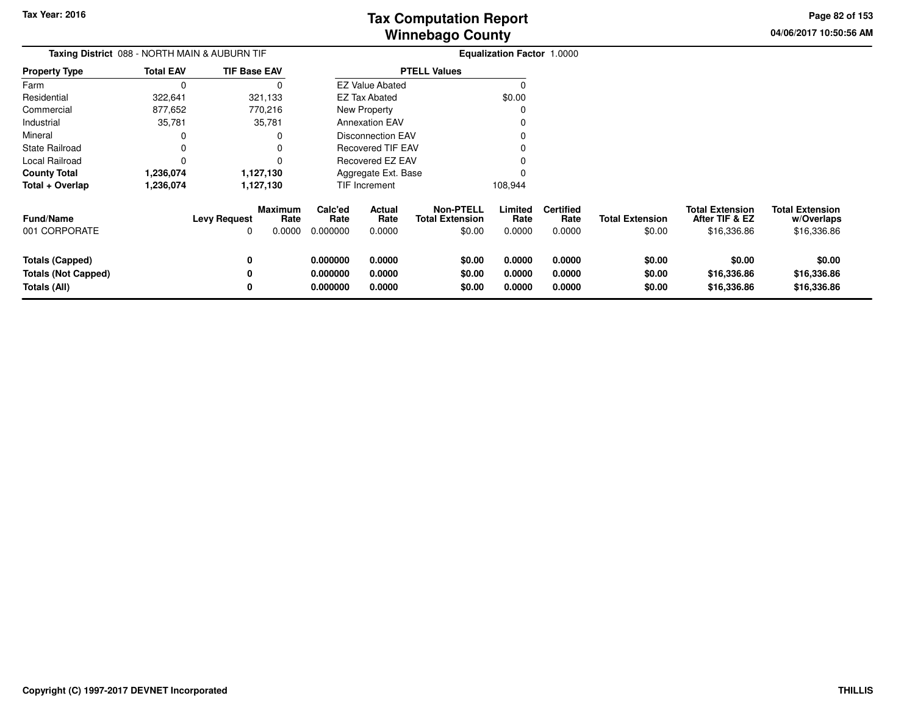# Tax Computation Report
## Winnebago County

Tax Year: 2016

04/06/2017 10:50:56 AM

**Taxing District** 088 - NORTH MAIN & AUBURN TIF

**Equalization Factor** 1.0000

| Property Type | Total EAV | TIF Base EAV |
|---|---|---|
| Farm | 0 | 0 |
| Residential | 322,641 | 321,133 |
| Commercial | 877,652 | 770,216 |
| Industrial | 35,781 | 35,781 |
| Mineral | 0 | 0 |
| State Railroad | 0 | 0 |
| Local Railroad | 0 | 0 |
| **County Total** | **1,236,074** | **1,127,130** |
| **Total + Overlap** | **1,236,074** | **1,127,130** |

| PTELL Values | |
|---|---|
| EZ Value Abated | 0 |
| EZ Tax Abated | $0.00 |
| New Property | 0 |
| Annexation EAV | 0 |
| Disconnection EAV | 0 |
| Recovered TIF EAV | 0 |
| Recovered EZ EAV | 0 |
| Aggregate Ext. Base | 0 |
| TIF Increment | 108,944 |

| Fund/Name | Levy Request | Maximum Rate | Calc'ed Rate | Actual Rate | Non-PTELL Total Extension | Limited Rate | Certified Rate | Total Extension | Total Extension After TIF & EZ | Total Extension w/Overlaps |
|---|---|---|---|---|---|---|---|---|---|---|
| 001 CORPORATE | 0 | 0.0000 | 0.000000 | 0.0000 | $0.00 | 0.0000 | 0.0000 | $0.00 | $16,336.86 | $16,336.86 |
| **Totals (Capped)** | **0** | | **0.000000** | **0.0000** | **$0.00** | **0.0000** | **0.0000** | **$0.00** | **$0.00** | **$0.00** |
| **Totals (Not Capped)** | **0** | | **0.000000** | **0.0000** | **$0.00** | **0.0000** | **0.0000** | **$0.00** | **$16,336.86** | **$16,336.86** |
| **Totals (All)** | **0** | | **0.000000** | **0.0000** | **$0.00** | **0.0000** | **0.0000** | **$0.00** | **$16,336.86** | **$16,336.86** |

**Copyright (C) 1997-2017 DEVNET Incorporated** THILLIS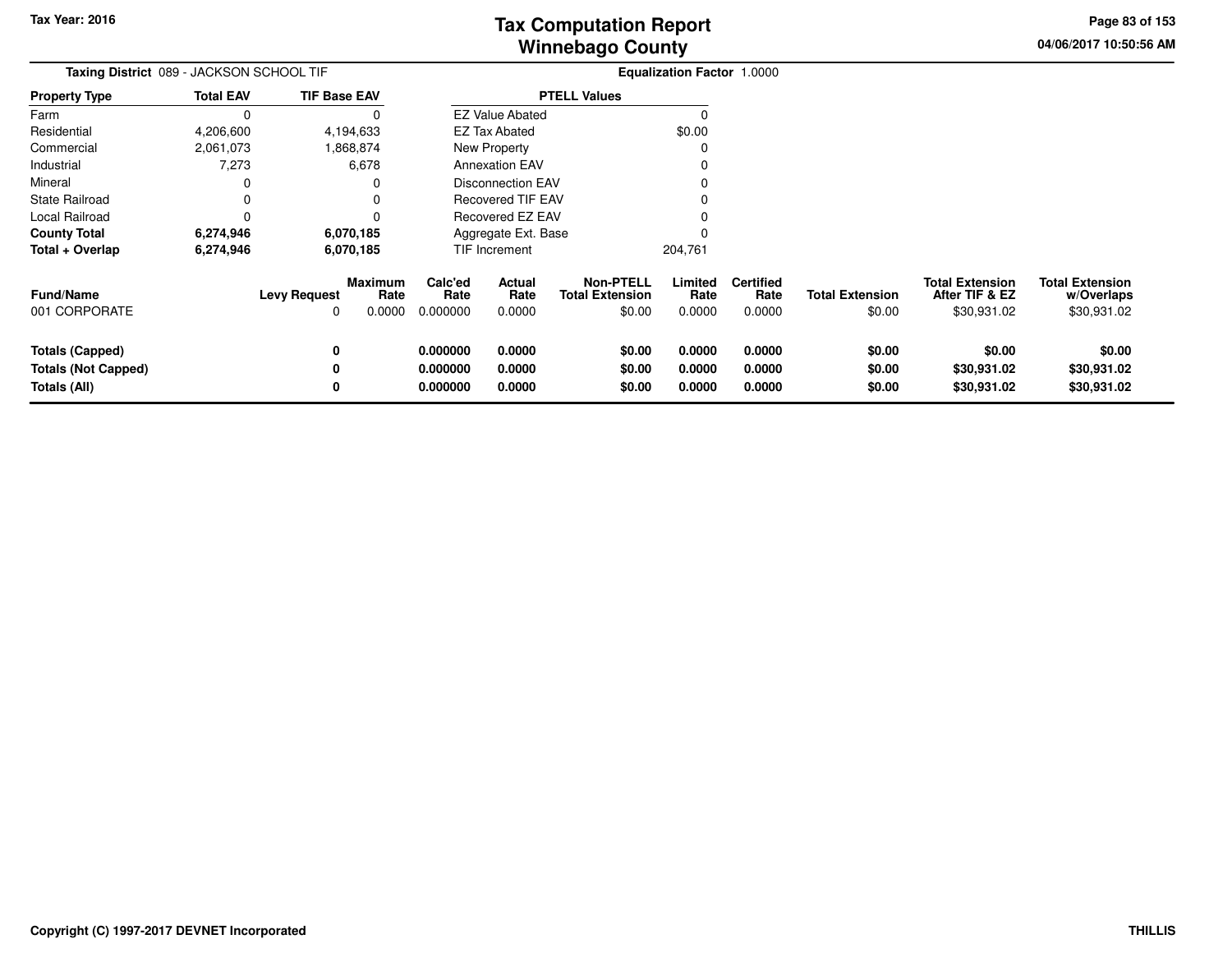# Tax Computation Report
## Winnebago County

Tax Year: 2016

04/06/2017 10:50:56 AM

**Taxing District** 089 - JACKSON SCHOOL TIF

**Equalization Factor** 1.0000

| Property Type | Total EAV | TIF Base EAV |
|---|---|---|
| Farm | 0 | 0 |
| Residential | 4,206,600 | 4,194,633 |
| Commercial | 2,061,073 | 1,868,874 |
| Industrial | 7,273 | 6,678 |
| Mineral | 0 | 0 |
| State Railroad | 0 | 0 |
| Local Railroad | 0 | 0 |
| **County Total** | **6,274,946** | **6,070,185** |
| **Total + Overlap** | **6,274,946** | **6,070,185** |

| PTELL Values | |
|---|---|
| EZ Value Abated | 0 |
| EZ Tax Abated | $0.00 |
| New Property | 0 |
| Annexation EAV | 0 |
| Disconnection EAV | 0 |
| Recovered TIF EAV | 0 |
| Recovered EZ EAV | 0 |
| Aggregate Ext. Base | 0 |
| TIF Increment | 204,761 |

| Fund/Name | Levy Request | Maximum Rate | Calc'ed Rate | Actual Rate | Non-PTELL Total Extension | Limited Rate | Certified Rate | Total Extension | Total Extension After TIF & EZ | Total Extension w/Overlaps |
|---|---|---|---|---|---|---|---|---|---|---|
| 001 CORPORATE | 0 | 0.0000 | 0.000000 | 0.0000 | $0.00 | 0.0000 | 0.0000 | $0.00 | $30,931.02 | $30,931.02 |
| **Totals (Capped)** | **0** | | **0.000000** | **0.0000** | **$0.00** | **0.0000** | **0.0000** | **$0.00** | **$0.00** | **$0.00** |
| **Totals (Not Capped)** | **0** | | **0.000000** | **0.0000** | **$0.00** | **0.0000** | **0.0000** | **$0.00** | **$30,931.02** | **$30,931.02** |
| **Totals (All)** | **0** | | **0.000000** | **0.0000** | **$0.00** | **0.0000** | **0.0000** | **$0.00** | **$30,931.02** | **$30,931.02** |

Copyright (C) 1997-2017 DEVNET Incorporated

THILLIS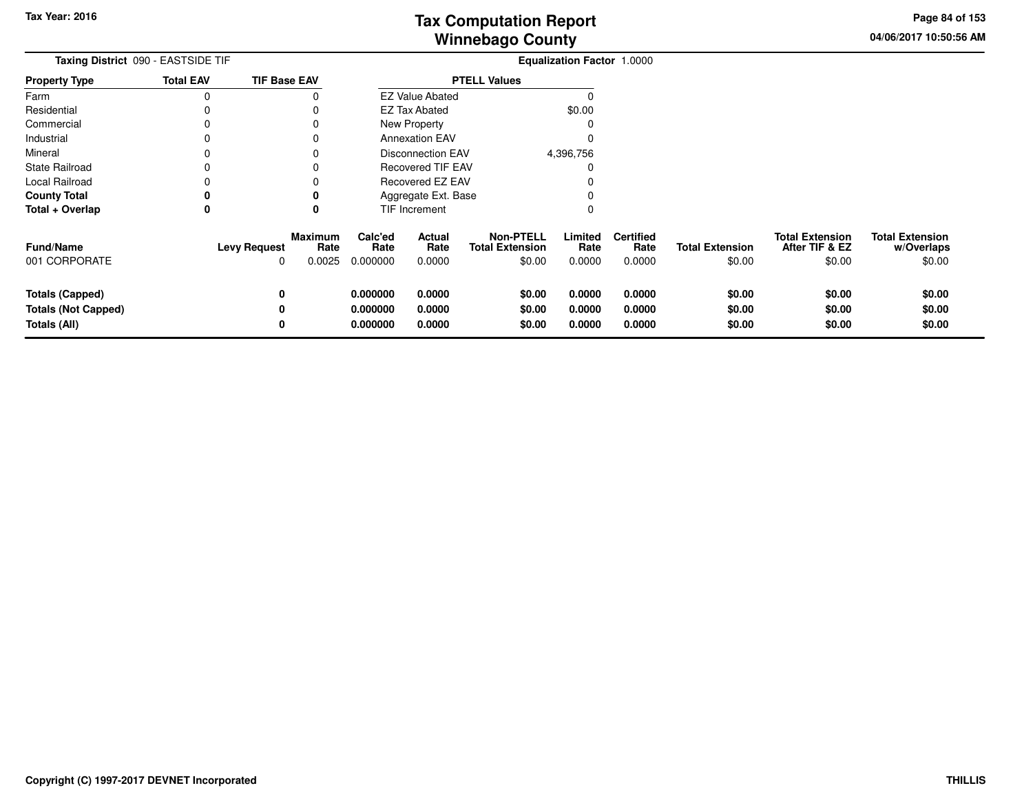# Tax Computation Report
# Winnebago County

Tax Year: 2016

04/06/2017 10:50:56 AM

**Taxing District** 090 - EASTSIDE TIF

**Equalization Factor** 1.0000

| Property Type | Total EAV | TIF Base EAV |
|---|---|---|
| Farm | 0 | 0 |
| Residential | 0 | 0 |
| Commercial | 0 | 0 |
| Industrial | 0 | 0 |
| Mineral | 0 | 0 |
| State Railroad | 0 | 0 |
| Local Railroad | 0 | 0 |
| **County Total** | **0** | **0** |
| **Total + Overlap** | **0** | **0** |

| PTELL Values | |
|---|---|
| EZ Value Abated | 0 |
| EZ Tax Abated | $0.00 |
| New Property | 0 |
| Annexation EAV | 0 |
| Disconnection EAV | 4,396,756 |
| Recovered TIF EAV | 0 |
| Recovered EZ EAV | 0 |
| Aggregate Ext. Base | 0 |
| TIF Increment | 0 |

| Fund/Name | Levy Request | Maximum Rate | Calc'ed Rate | Actual Rate | Non-PTELL Total Extension | Limited Rate | Certified Rate | Total Extension | Total Extension After TIF & EZ | Total Extension w/Overlaps |
|---|---|---|---|---|---|---|---|---|---|---|
| 001 CORPORATE | 0 | 0.0025 | 0.000000 | 0.0000 | $0.00 | 0.0000 | 0.0000 | $0.00 | $0.00 | $0.00 |
| **Totals (Capped)** | **0** | | **0.000000** | **0.0000** | **$0.00** | **0.0000** | **0.0000** | **$0.00** | **$0.00** | **$0.00** |
| **Totals (Not Capped)** | **0** | | **0.000000** | **0.0000** | **$0.00** | **0.0000** | **0.0000** | **$0.00** | **$0.00** | **$0.00** |
| **Totals (All)** | **0** | | **0.000000** | **0.0000** | **$0.00** | **0.0000** | **0.0000** | **$0.00** | **$0.00** | **$0.00** |

Copyright (C) 1997-2017 DEVNET Incorporated

THILLIS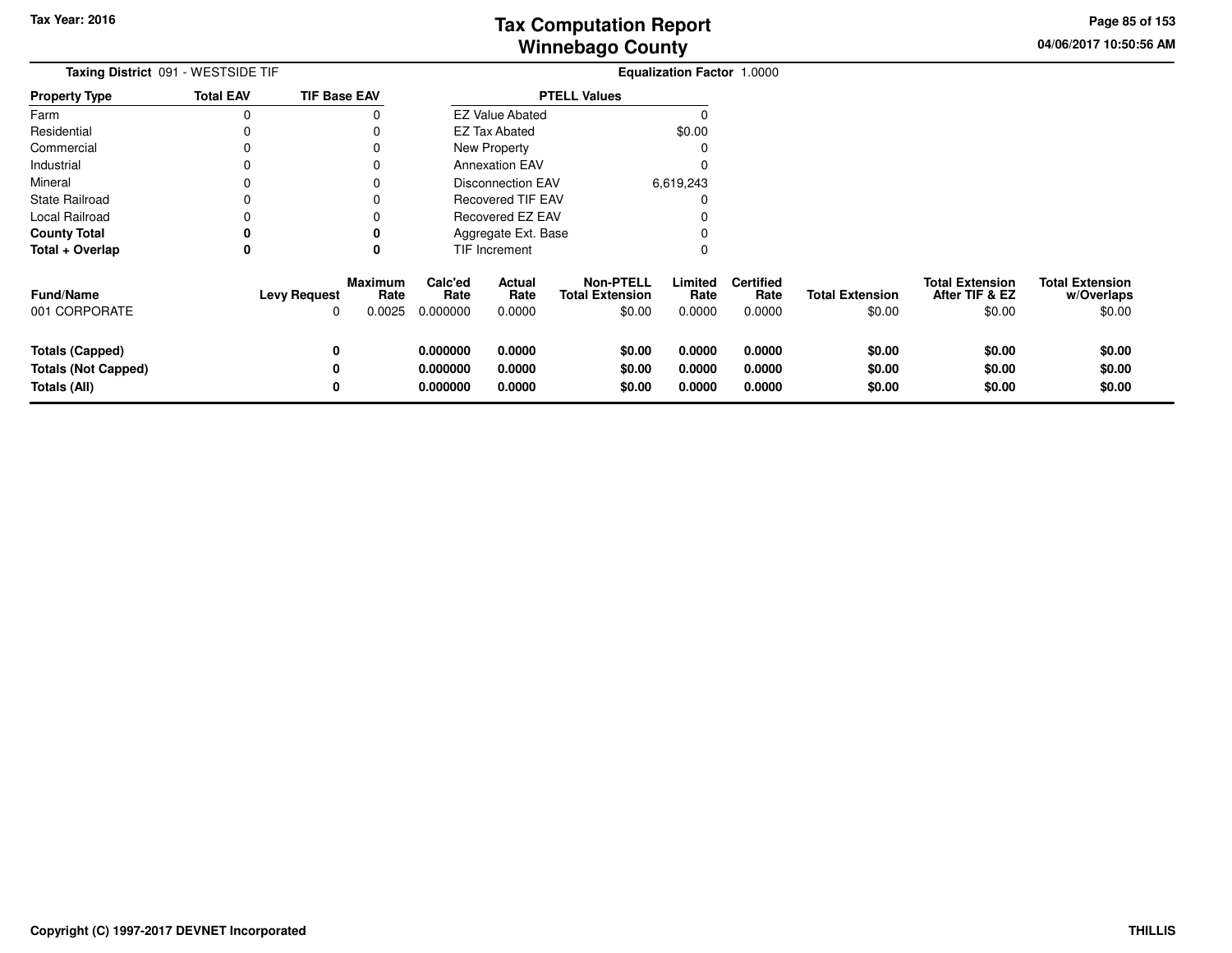**Taxing District** 091 - WESTSIDE TIF

**Equalization Factor** 1.0000

| Property Type | Total EAV | TIF Base EAV |
|---|---|---|
| Farm | 0 | 0 |
| Residential | 0 | 0 |
| Commercial | 0 | 0 |
| Industrial | 0 | 0 |
| Mineral | 0 | 0 |
| State Railroad | 0 | 0 |
| Local Railroad | 0 | 0 |
| **County Total** | **0** | **0** |
| **Total + Overlap** | **0** | **0** |

| PTELL Values | |
|---|---|
| EZ Value Abated | 0 |
| EZ Tax Abated | $0.00 |
| New Property | 0 |
| Annexation EAV | 0 |
| Disconnection EAV | 6,619,243 |
| Recovered TIF EAV | 0 |
| Recovered EZ EAV | 0 |
| Aggregate Ext. Base | 0 |
| TIF Increment | 0 |

| Fund/Name | Levy Request | Maximum Rate | Calc'ed Rate | Actual Rate | Non-PTELL Total Extension | Limited Rate | Certified Rate | Total Extension | Total Extension After TIF & EZ | Total Extension w/Overlaps |
|---|---|---|---|---|---|---|---|---|---|---|
| 001 CORPORATE | 0 | 0.0025 | 0.000000 | 0.0000 | $0.00 | 0.0000 | 0.0000 | $0.00 | $0.00 | $0.00 |
| **Totals (Capped)** | **0** | | **0.000000** | **0.0000** | **$0.00** | **0.0000** | **0.0000** | **$0.00** | **$0.00** | **$0.00** |
| **Totals (Not Capped)** | **0** | | **0.000000** | **0.0000** | **$0.00** | **0.0000** | **0.0000** | **$0.00** | **$0.00** | **$0.00** |
| **Totals (All)** | **0** | | **0.000000** | **0.0000** | **$0.00** | **0.0000** | **0.0000** | **$0.00** | **$0.00** | **$0.00** |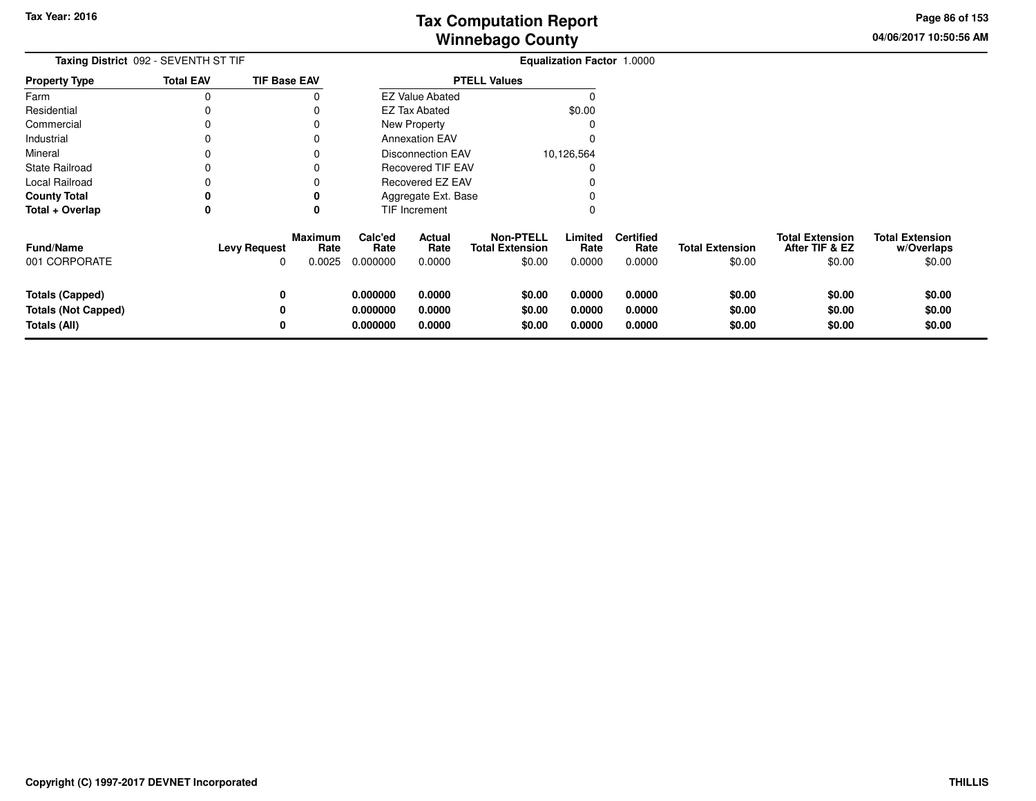# Tax Computation Report
## Winnebago County

Tax Year: 2016

04/06/2017 10:50:56 AM

**Taxing District** 092 - SEVENTH ST TIF

**Equalization Factor** 1.0000

| Property Type | Total EAV | TIF Base EAV |
|---|---|---|
| Farm | 0 | 0 |
| Residential | 0 | 0 |
| Commercial | 0 | 0 |
| Industrial | 0 | 0 |
| Mineral | 0 | 0 |
| State Railroad | 0 | 0 |
| Local Railroad | 0 | 0 |
| **County Total** | **0** | **0** |
| **Total + Overlap** | **0** | **0** |

| PTELL Values | |
|---|---|
| EZ Value Abated | 0 |
| EZ Tax Abated | $0.00 |
| New Property | 0 |
| Annexation EAV | 0 |
| Disconnection EAV | 10,126,564 |
| Recovered TIF EAV | 0 |
| Recovered EZ EAV | 0 |
| Aggregate Ext. Base | 0 |
| TIF Increment | 0 |

| Fund/Name | Levy Request | Maximum Rate | Calc'ed Rate | Actual Rate | Non-PTELL Total Extension | Limited Rate | Certified Rate | Total Extension | Total Extension After TIF & EZ | Total Extension w/Overlaps |
|---|---|---|---|---|---|---|---|---|---|---|
| 001 CORPORATE | 0 | 0.0025 | 0.000000 | 0.0000 | $0.00 | 0.0000 | 0.0000 | $0.00 | $0.00 | $0.00 |
| **Totals (Capped)** | **0** | | **0.000000** | **0.0000** | **$0.00** | **0.0000** | **0.0000** | **$0.00** | **$0.00** | **$0.00** |
| **Totals (Not Capped)** | **0** | | **0.000000** | **0.0000** | **$0.00** | **0.0000** | **0.0000** | **$0.00** | **$0.00** | **$0.00** |
| **Totals (All)** | **0** | | **0.000000** | **0.0000** | **$0.00** | **0.0000** | **0.0000** | **$0.00** | **$0.00** | **$0.00** |

Copyright (C) 1997-2017 DEVNET Incorporated

THILLIS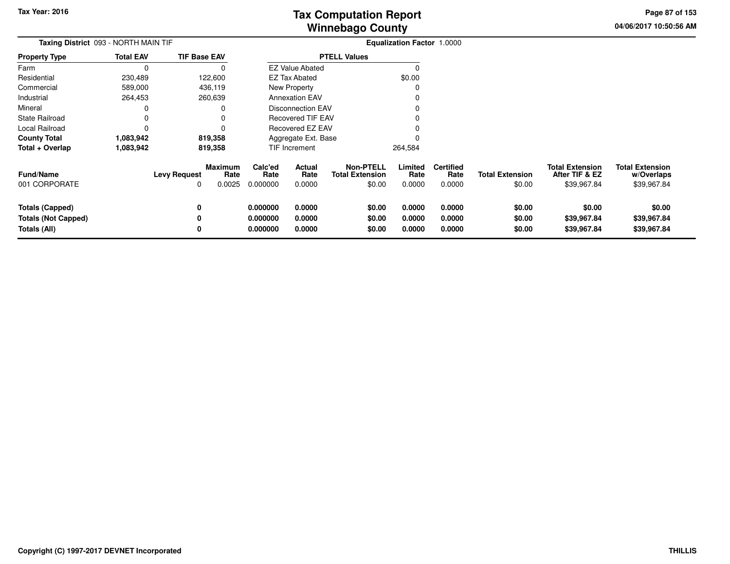# Tax Computation Report
## Winnebago County

Tax Year: 2016

04/06/2017 10:50:56 AM

**Taxing District** 093 - NORTH MAIN TIF

**Equalization Factor** 1.0000

| Property Type | Total EAV | TIF Base EAV |
|---|---|---|
| Farm | 0 | 0 |
| Residential | 230,489 | 122,600 |
| Commercial | 589,000 | 436,119 |
| Industrial | 264,453 | 260,639 |
| Mineral | 0 | 0 |
| State Railroad | 0 | 0 |
| Local Railroad | 0 | 0 |
| **County Total** | **1,083,942** | **819,358** |
| **Total + Overlap** | **1,083,942** | **819,358** |

| PTELL Values | |
|---|---|
| EZ Value Abated | 0 |
| EZ Tax Abated | $0.00 |
| New Property | 0 |
| Annexation EAV | 0 |
| Disconnection EAV | 0 |
| Recovered TIF EAV | 0 |
| Recovered EZ EAV | 0 |
| Aggregate Ext. Base | 0 |
| TIF Increment | 264,584 |

| Fund/Name | Levy Request | Maximum Rate | Calc'ed Rate | Actual Rate | Non-PTELL Total Extension | Limited Rate | Certified Rate | Total Extension | Total Extension After TIF & EZ | Total Extension w/Overlaps |
|---|---|---|---|---|---|---|---|---|---|---|
| 001 CORPORATE | 0 | 0.0025 | 0.000000 | 0.0000 | $0.00 | 0.0000 | 0.0000 | $0.00 | $39,967.84 | $39,967.84 |
| **Totals (Capped)** | **0** | | **0.000000** | **0.0000** | **$0.00** | **0.0000** | **0.0000** | **$0.00** | **$0.00** | **$0.00** |
| **Totals (Not Capped)** | **0** | | **0.000000** | **0.0000** | **$0.00** | **0.0000** | **0.0000** | **$0.00** | **$39,967.84** | **$39,967.84** |
| **Totals (All)** | **0** | | **0.000000** | **0.0000** | **$0.00** | **0.0000** | **0.0000** | **$0.00** | **$39,967.84** | **$39,967.84** |

Copyright (C) 1997-2017 DEVNET Incorporated

THILLIS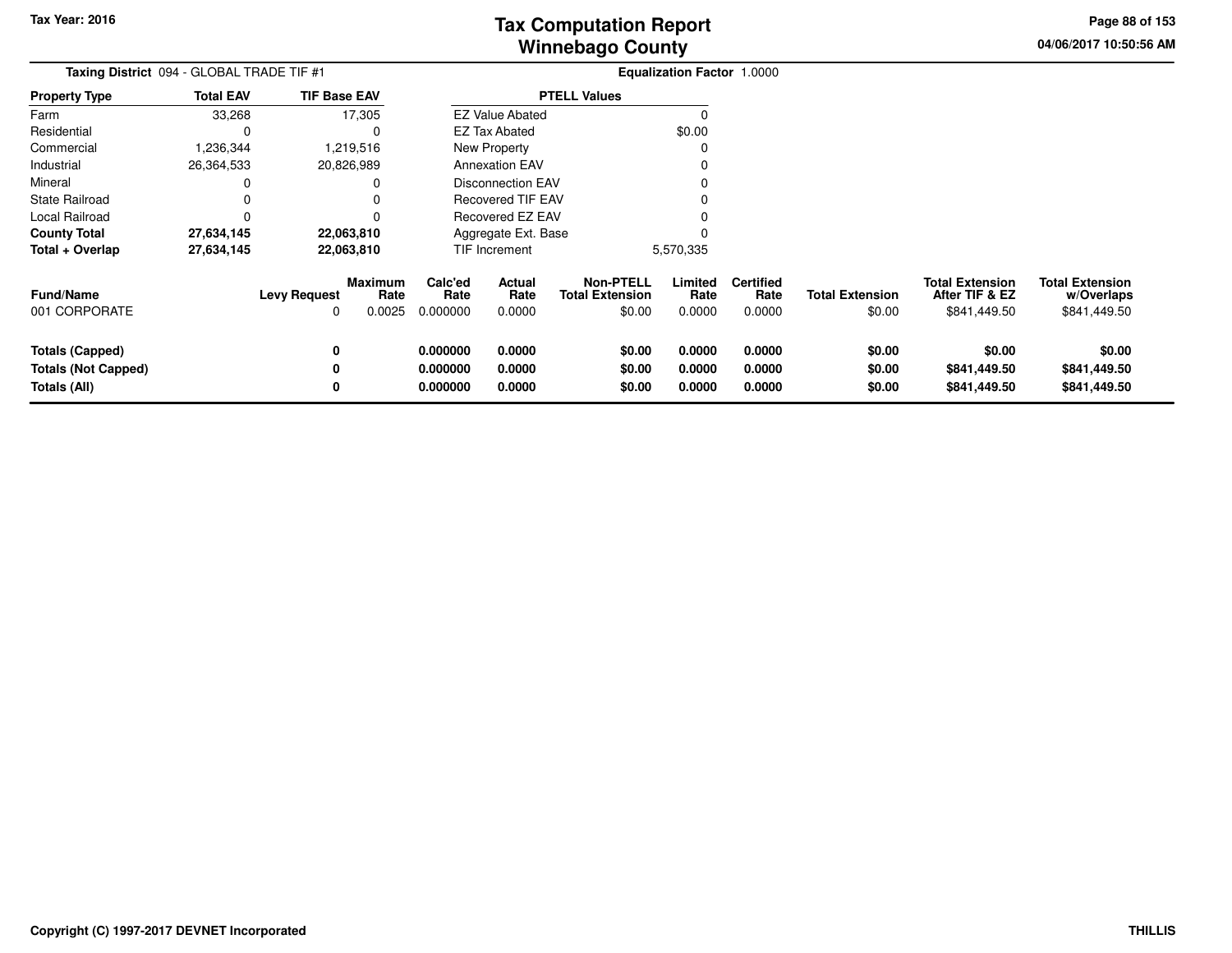# Tax Computation Report
## Winnebago County

Tax Year: 2016

04/06/2017 10:50:56 AM

**Taxing District** 094 - GLOBAL TRADE TIF #1

**Equalization Factor** 1.0000

| Property Type | Total EAV | TIF Base EAV |
|---|---|---|
| Farm | 33,268 | 17,305 |
| Residential | 0 | 0 |
| Commercial | 1,236,344 | 1,219,516 |
| Industrial | 26,364,533 | 20,826,989 |
| Mineral | 0 | 0 |
| State Railroad | 0 | 0 |
| Local Railroad | 0 | 0 |
| **County Total** | **27,634,145** | **22,063,810** |
| **Total + Overlap** | **27,634,145** | **22,063,810** |

| PTELL Values | |
|---|---|
| EZ Value Abated | 0 |
| EZ Tax Abated | $0.00 |
| New Property | 0 |
| Annexation EAV | 0 |
| Disconnection EAV | 0 |
| Recovered TIF EAV | 0 |
| Recovered EZ EAV | 0 |
| Aggregate Ext. Base | 0 |
| TIF Increment | 5,570,335 |

| Fund/Name | Levy Request | Maximum Rate | Calc'ed Rate | Actual Rate | Non-PTELL Total Extension | Limited Rate | Certified Rate | Total Extension | Total Extension After TIF & EZ | Total Extension w/Overlaps |
|---|---|---|---|---|---|---|---|---|---|---|
| 001 CORPORATE | 0 | 0.0025 | 0.000000 | 0.0000 | $0.00 | 0.0000 | 0.0000 | $0.00 | $841,449.50 | $841,449.50 |
| **Totals (Capped)** | **0** | | **0.000000** | **0.0000** | **$0.00** | **0.0000** | **0.0000** | **$0.00** | **$0.00** | **$0.00** |
| **Totals (Not Capped)** | **0** | | **0.000000** | **0.0000** | **$0.00** | **0.0000** | **0.0000** | **$0.00** | **$841,449.50** | **$841,449.50** |
| **Totals (All)** | **0** | | **0.000000** | **0.0000** | **$0.00** | **0.0000** | **0.0000** | **$0.00** | **$841,449.50** | **$841,449.50** |

Copyright (C) 1997-2017 DEVNET Incorporated

THILLIS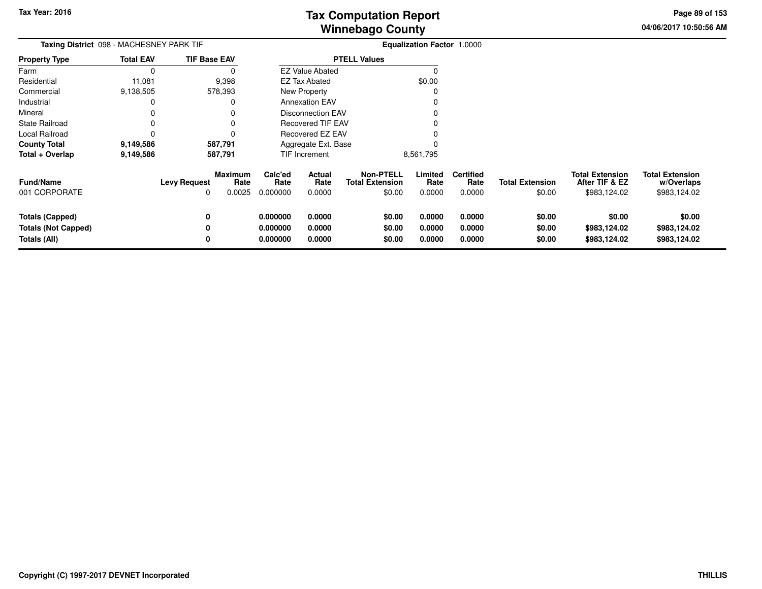**Taxing District** 098 - MACHESNEY PARK TIF

**Equalization Factor** 1.0000

| Property Type | Total EAV | TIF Base EAV |
|---|---|---|
| Farm | 0 | 0 |
| Residential | 11,081 | 9,398 |
| Commercial | 9,138,505 | 578,393 |
| Industrial | 0 | 0 |
| Mineral | 0 | 0 |
| State Railroad | 0 | 0 |
| Local Railroad | 0 | 0 |
| **County Total** | **9,149,586** | **587,791** |
| **Total + Overlap** | **9,149,586** | **587,791** |

| PTELL Values | |
|---|---|
| EZ Value Abated | 0 |
| EZ Tax Abated | $0.00 |
| New Property | 0 |
| Annexation EAV | 0 |
| Disconnection EAV | 0 |
| Recovered TIF EAV | 0 |
| Recovered EZ EAV | 0 |
| Aggregate Ext. Base | 0 |
| TIF Increment | 8,561,795 |

| Fund/Name | Levy Request | Maximum Rate | Calc'ed Rate | Actual Rate | Non-PTELL Total Extension | Limited Rate | Certified Rate | Total Extension | Total Extension After TIF & EZ | Total Extension w/Overlaps |
|---|---|---|---|---|---|---|---|---|---|---|
| 001 CORPORATE | 0 | 0.0025 | 0.000000 | 0.0000 | $0.00 | 0.0000 | 0.0000 | $0.00 | $983,124.02 | $983,124.02 |
| **Totals (Capped)** | **0** | | **0.000000** | **0.0000** | **$0.00** | **0.0000** | **0.0000** | **$0.00** | **$0.00** | **$0.00** |
| **Totals (Not Capped)** | **0** | | **0.000000** | **0.0000** | **$0.00** | **0.0000** | **0.0000** | **$0.00** | **$983,124.02** | **$983,124.02** |
| **Totals (All)** | **0** | | **0.000000** | **0.0000** | **$0.00** | **0.0000** | **0.0000** | **$0.00** | **$983,124.02** | **$983,124.02** |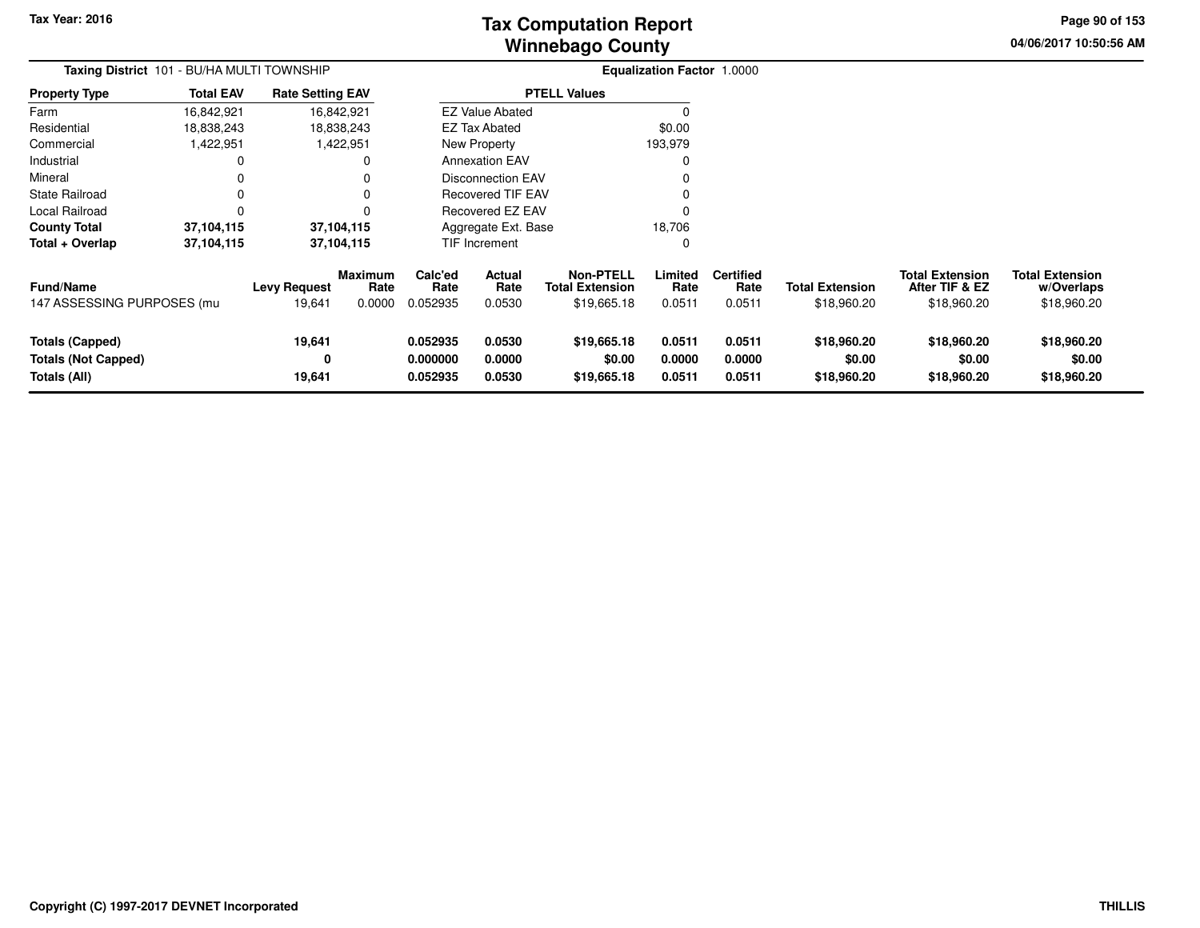# Tax Computation Report
# Winnebago County

Tax Year: 2016

04/06/2017 10:50:56 AM

**Taxing District** 101 - BU/HA MULTI TOWNSHIP

**Equalization Factor** 1.0000

| Property Type | Total EAV | Rate Setting EAV |
|---|---|---|
| Farm | 16,842,921 | 16,842,921 |
| Residential | 18,838,243 | 18,838,243 |
| Commercial | 1,422,951 | 1,422,951 |
| Industrial | 0 | 0 |
| Mineral | 0 | 0 |
| State Railroad | 0 | 0 |
| Local Railroad | 0 | 0 |
| **County Total** | **37,104,115** | **37,104,115** |
| **Total + Overlap** | **37,104,115** | **37,104,115** |

| PTELL Values | |
|---|---|
| EZ Value Abated | 0 |
| EZ Tax Abated | $0.00 |
| New Property | 193,979 |
| Annexation EAV | 0 |
| Disconnection EAV | 0 |
| Recovered TIF EAV | 0 |
| Recovered EZ EAV | 0 |
| Aggregate Ext. Base | 18,706 |
| TIF Increment | 0 |

| Fund/Name | Levy Request | Maximum Rate | Calc'ed Rate | Actual Rate | Non-PTELL Total Extension | Limited Rate | Certified Rate | Total Extension | Total Extension After TIF & EZ | Total Extension w/Overlaps |
|---|---|---|---|---|---|---|---|---|---|---|
| 147 ASSESSING PURPOSES (mu | 19,641 | 0.0000 | 0.052935 | 0.0530 | $19,665.18 | 0.0511 | 0.0511 | $18,960.20 | $18,960.20 | $18,960.20 |
| **Totals (Capped)** | **19,641** | | **0.052935** | **0.0530** | **$19,665.18** | **0.0511** | **0.0511** | **$18,960.20** | **$18,960.20** | **$18,960.20** |
| **Totals (Not Capped)** | **0** | | **0.000000** | **0.0000** | **$0.00** | **0.0000** | **0.0000** | **$0.00** | **$0.00** | **$0.00** |
| **Totals (All)** | **19,641** | | **0.052935** | **0.0530** | **$19,665.18** | **0.0511** | **0.0511** | **$18,960.20** | **$18,960.20** | **$18,960.20** |

Copyright (C) 1997-2017 DEVNET Incorporated

THILLIS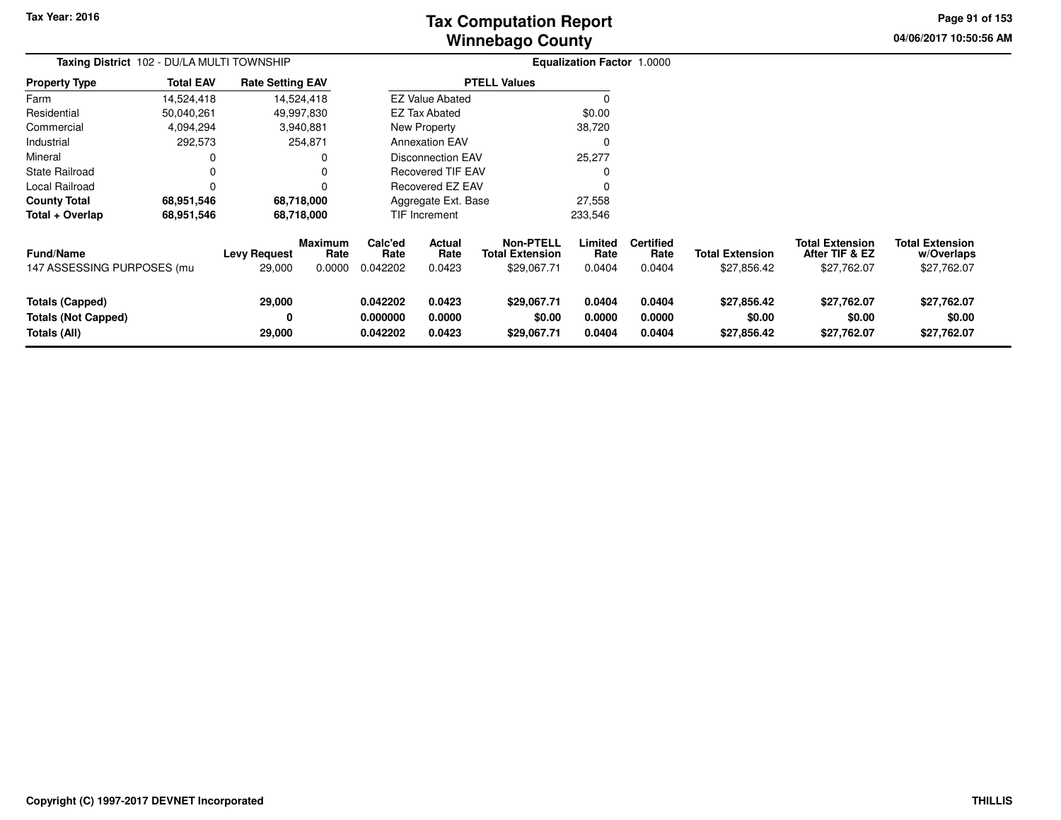# Tax Computation Report
## Winnebago County

Tax Year: 2016

04/06/2017 10:50:56 AM

**Taxing District** 102 - DU/LA MULTI TOWNSHIP

**Equalization Factor** 1.0000

| Property Type | Total EAV | Rate Setting EAV |
|---|---|---|
| Farm | 14,524,418 | 14,524,418 |
| Residential | 50,040,261 | 49,997,830 |
| Commercial | 4,094,294 | 3,940,881 |
| Industrial | 292,573 | 254,871 |
| Mineral | 0 | 0 |
| State Railroad | 0 | 0 |
| Local Railroad | 0 | 0 |
| **County Total** | **68,951,546** | **68,718,000** |
| **Total + Overlap** | **68,951,546** | **68,718,000** |

| PTELL Values | |
|---|---|
| EZ Value Abated | 0 |
| EZ Tax Abated | $0.00 |
| New Property | 38,720 |
| Annexation EAV | 0 |
| Disconnection EAV | 25,277 |
| Recovered TIF EAV | 0 |
| Recovered EZ EAV | 0 |
| Aggregate Ext. Base | 27,558 |
| TIF Increment | 233,546 |

| Fund/Name | Levy Request | Maximum Rate | Calc'ed Rate | Actual Rate | Non-PTELL Total Extension | Limited Rate | Certified Rate | Total Extension | Total Extension After TIF & EZ | Total Extension w/Overlaps |
|---|---|---|---|---|---|---|---|---|---|---|
| 147 ASSESSING PURPOSES (mu | 29,000 | 0.0000 | 0.042202 | 0.0423 | $29,067.71 | 0.0404 | 0.0404 | $27,856.42 | $27,762.07 | $27,762.07 |
| **Totals (Capped)** | **29,000** | | **0.042202** | **0.0423** | **$29,067.71** | **0.0404** | **0.0404** | **$27,856.42** | **$27,762.07** | **$27,762.07** |
| **Totals (Not Capped)** | **0** | | **0.000000** | **0.0000** | **$0.00** | **0.0000** | **0.0000** | **$0.00** | **$0.00** | **$0.00** |
| **Totals (All)** | **29,000** | | **0.042202** | **0.0423** | **$29,067.71** | **0.0404** | **0.0404** | **$27,856.42** | **$27,762.07** | **$27,762.07** |

Copyright (C) 1997-2017 DEVNET Incorporated

THILLIS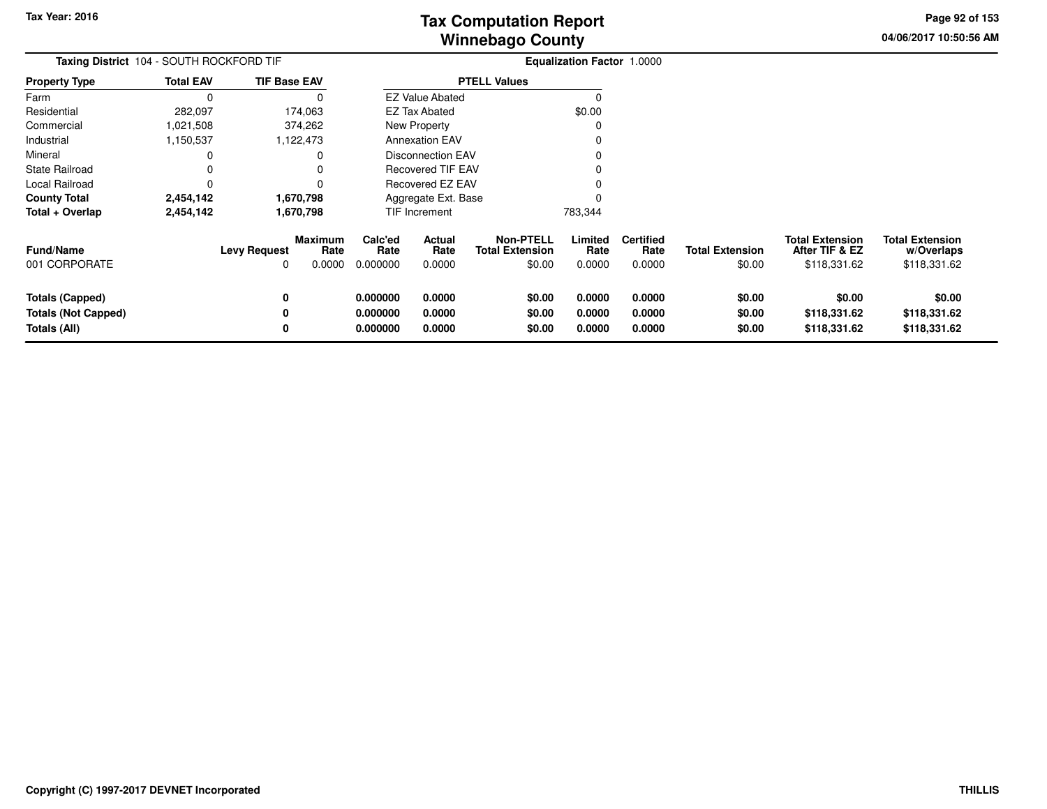**Tax Year: 2016**

# Tax Computation Report
## Winnebago County

04/06/2017 10:50:56 AM

**Taxing District** 104 - SOUTH ROCKFORD TIF

**Equalization Factor** 1.0000

| Property Type | Total EAV | TIF Base EAV |
|---|---|---|
| Farm | 0 | 0 |
| Residential | 282,097 | 174,063 |
| Commercial | 1,021,508 | 374,262 |
| Industrial | 1,150,537 | 1,122,473 |
| Mineral | 0 | 0 |
| State Railroad | 0 | 0 |
| Local Railroad | 0 | 0 |
| **County Total** | **2,454,142** | **1,670,798** |
| **Total + Overlap** | **2,454,142** | **1,670,798** |

| PTELL Values | |
|---|---|
| EZ Value Abated | 0 |
| EZ Tax Abated | $0.00 |
| New Property | 0 |
| Annexation EAV | 0 |
| Disconnection EAV | 0 |
| Recovered TIF EAV | 0 |
| Recovered EZ EAV | 0 |
| Aggregate Ext. Base | 0 |
| TIF Increment | 783,344 |

| Fund/Name | Levy Request | Maximum Rate | Calc'ed Rate | Actual Rate | Non-PTELL Total Extension | Limited Rate | Certified Rate | Total Extension | Total Extension After TIF & EZ | Total Extension w/Overlaps |
|---|---|---|---|---|---|---|---|---|---|---|
| 001 CORPORATE | 0 | 0.0000 | 0.000000 | 0.0000 | $0.00 | 0.0000 | 0.0000 | $0.00 | $118,331.62 | $118,331.62 |
| **Totals (Capped)** | **0** | | **0.000000** | **0.0000** | **$0.00** | **0.0000** | **0.0000** | **$0.00** | **$0.00** | **$0.00** |
| **Totals (Not Capped)** | **0** | | **0.000000** | **0.0000** | **$0.00** | **0.0000** | **0.0000** | **$0.00** | **$118,331.62** | **$118,331.62** |
| **Totals (All)** | **0** | | **0.000000** | **0.0000** | **$0.00** | **0.0000** | **0.0000** | **$0.00** | **$118,331.62** | **$118,331.62** |

Copyright (C) 1997-2017 DEVNET Incorporated

THILLIS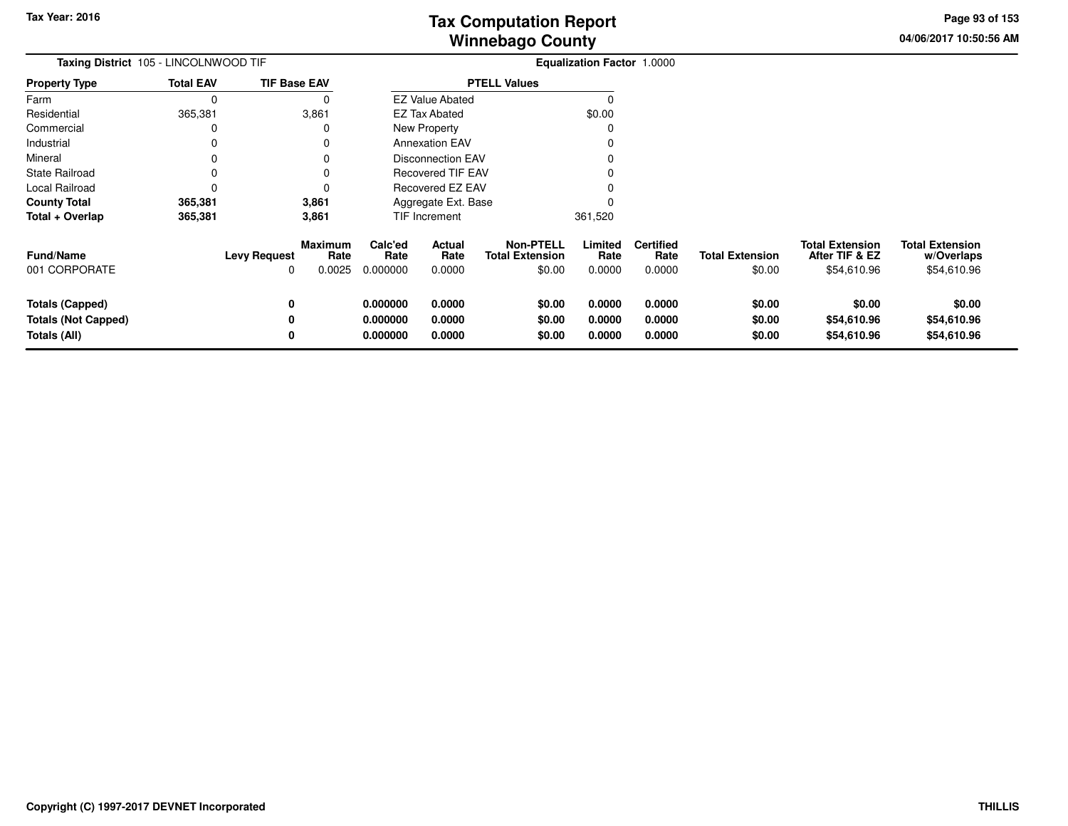Tax Year: 2016

# Tax Computation Report
## Winnebago County

04/06/2017 10:50:56 AM

**Taxing District** 105 - LINCOLNWOOD TIF

**Equalization Factor** 1.0000

| Property Type | Total EAV | TIF Base EAV |
|---|---|---|
| Farm | 0 | 0 |
| Residential | 365,381 | 3,861 |
| Commercial | 0 | 0 |
| Industrial | 0 | 0 |
| Mineral | 0 | 0 |
| State Railroad | 0 | 0 |
| Local Railroad | 0 | 0 |
| **County Total** | **365,381** | **3,861** |
| **Total + Overlap** | **365,381** | **3,861** |

| PTELL Values | |
|---|---|
| EZ Value Abated | 0 |
| EZ Tax Abated | $0.00 |
| New Property | 0 |
| Annexation EAV | 0 |
| Disconnection EAV | 0 |
| Recovered TIF EAV | 0 |
| Recovered EZ EAV | 0 |
| Aggregate Ext. Base | 0 |
| TIF Increment | 361,520 |

| Fund/Name | Levy Request | Maximum Rate | Calc'ed Rate | Actual Rate | Non-PTELL Total Extension | Limited Rate | Certified Rate | Total Extension | Total Extension After TIF & EZ | Total Extension w/Overlaps |
|---|---|---|---|---|---|---|---|---|---|---|
| 001 CORPORATE | 0 | 0.0025 | 0.000000 | 0.0000 | $0.00 | 0.0000 | 0.0000 | $0.00 | $54,610.96 | $54,610.96 |
| **Totals (Capped)** | **0** | | **0.000000** | **0.0000** | **$0.00** | **0.0000** | **0.0000** | **$0.00** | **$0.00** | **$0.00** |
| **Totals (Not Capped)** | **0** | | **0.000000** | **0.0000** | **$0.00** | **0.0000** | **0.0000** | **$0.00** | **$54,610.96** | **$54,610.96** |
| **Totals (All)** | **0** | | **0.000000** | **0.0000** | **$0.00** | **0.0000** | **0.0000** | **$0.00** | **$54,610.96** | **$54,610.96** |

Copyright (C) 1997-2017 DEVNET Incorporated

THILLIS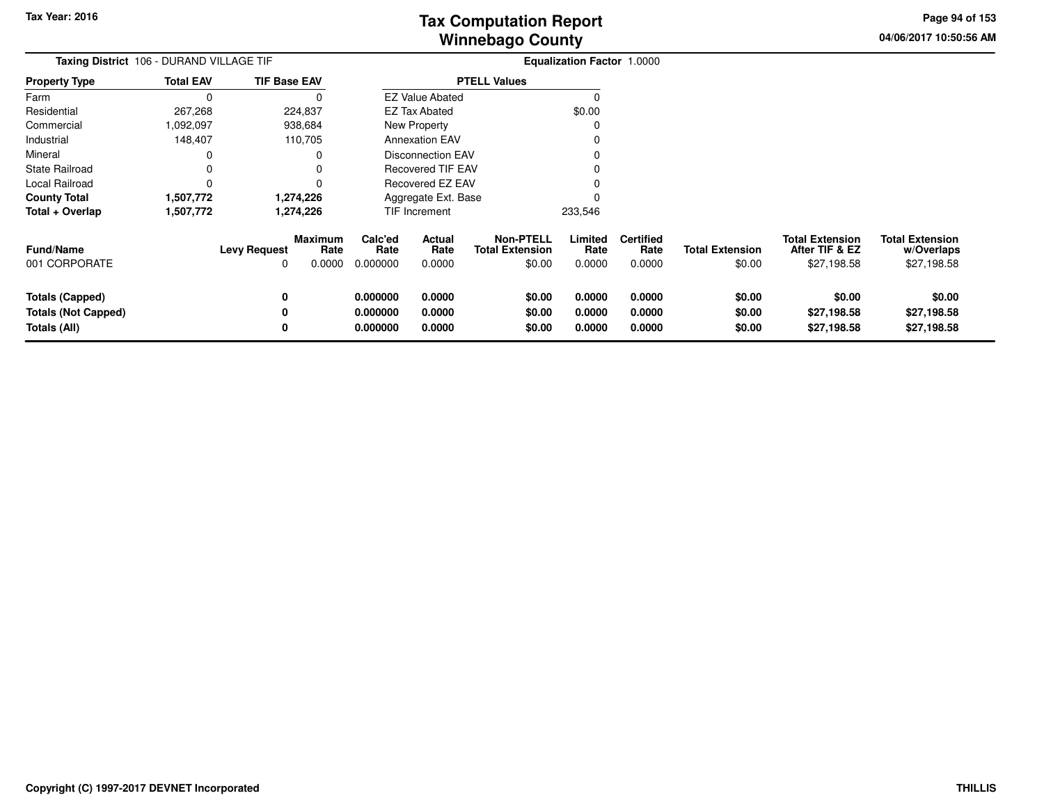# Tax Computation Report
## Winnebago County

Tax Year: 2016

04/06/2017 10:50:56 AM

**Taxing District** 106 - DURAND VILLAGE TIF

**Equalization Factor** 1.0000

| Property Type | Total EAV | TIF Base EAV |
|---|---|---|
| Farm | 0 | 0 |
| Residential | 267,268 | 224,837 |
| Commercial | 1,092,097 | 938,684 |
| Industrial | 148,407 | 110,705 |
| Mineral | 0 | 0 |
| State Railroad | 0 | 0 |
| Local Railroad | 0 | 0 |
| **County Total** | **1,507,772** | **1,274,226** |
| **Total + Overlap** | **1,507,772** | **1,274,226** |

| PTELL Values | |
|---|---|
| EZ Value Abated | 0 |
| EZ Tax Abated | $0.00 |
| New Property | 0 |
| Annexation EAV | 0 |
| Disconnection EAV | 0 |
| Recovered TIF EAV | 0 |
| Recovered EZ EAV | 0 |
| Aggregate Ext. Base | 0 |
| TIF Increment | 233,546 |

| Fund/Name | Levy Request | Maximum Rate | Calc'ed Rate | Actual Rate | Non-PTELL Total Extension | Limited Rate | Certified Rate | Total Extension | Total Extension After TIF & EZ | Total Extension w/Overlaps |
|---|---|---|---|---|---|---|---|---|---|---|
| 001 CORPORATE | 0 | 0.0000 | 0.000000 | 0.0000 | $0.00 | 0.0000 | 0.0000 | $0.00 | $27,198.58 | $27,198.58 |
| **Totals (Capped)** | **0** | | **0.000000** | **0.0000** | **$0.00** | **0.0000** | **0.0000** | **$0.00** | **$0.00** | **$0.00** |
| **Totals (Not Capped)** | **0** | | **0.000000** | **0.0000** | **$0.00** | **0.0000** | **0.0000** | **$0.00** | **$27,198.58** | **$27,198.58** |
| **Totals (All)** | **0** | | **0.000000** | **0.0000** | **$0.00** | **0.0000** | **0.0000** | **$0.00** | **$27,198.58** | **$27,198.58** |

Copyright (C) 1997-2017 DEVNET Incorporated

THILLIS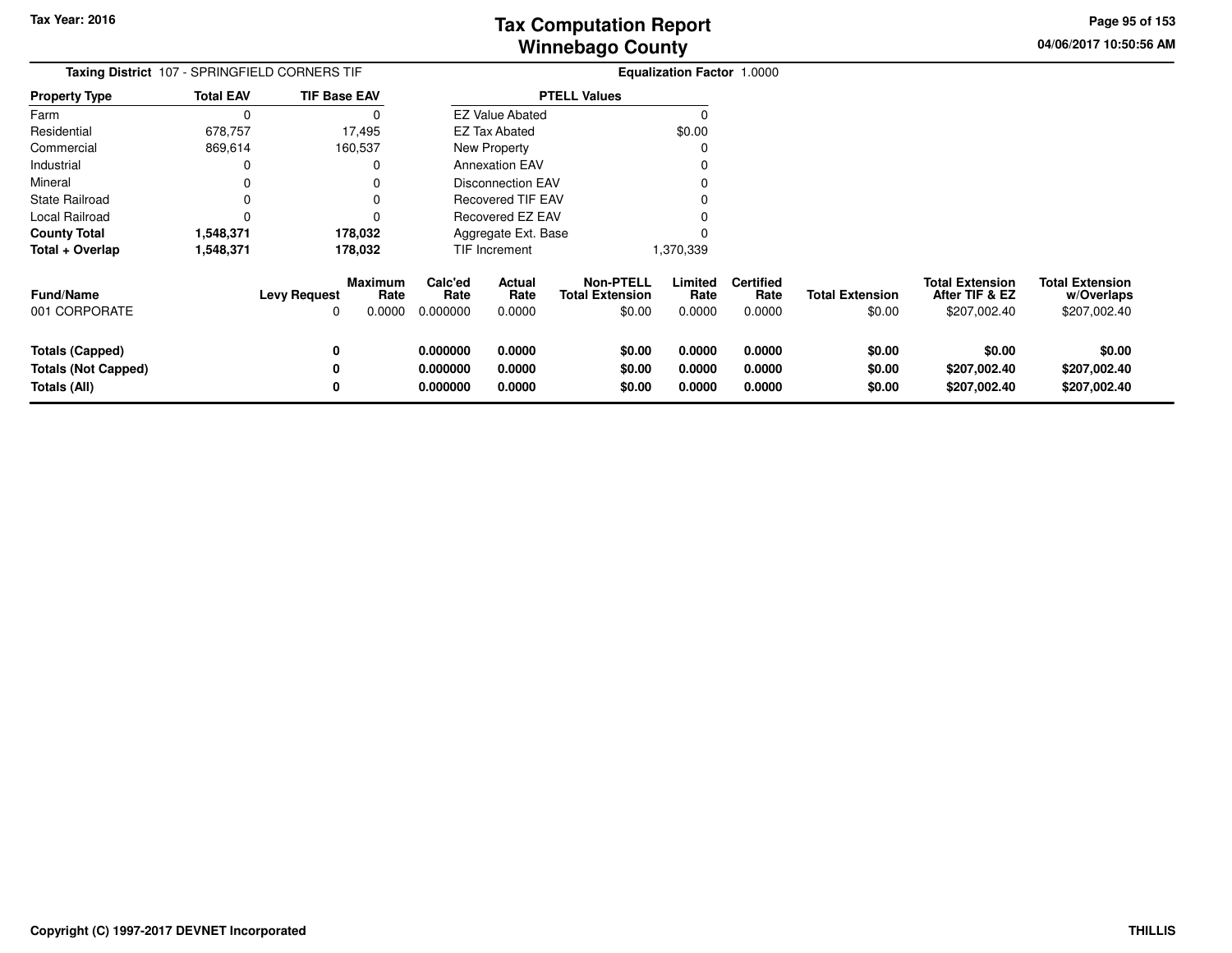# Tax Computation Report
## Winnebago County

Tax Year: 2016

04/06/2017 10:50:56 AM

**Taxing District** 107 - SPRINGFIELD CORNERS TIF

**Equalization Factor** 1.0000

| Property Type | Total EAV | TIF Base EAV |
|---|---|---|
| Farm | 0 | 0 |
| Residential | 678,757 | 17,495 |
| Commercial | 869,614 | 160,537 |
| Industrial | 0 | 0 |
| Mineral | 0 | 0 |
| State Railroad | 0 | 0 |
| Local Railroad | 0 | 0 |
| **County Total** | **1,548,371** | **178,032** |
| **Total + Overlap** | **1,548,371** | **178,032** |

| PTELL Values | |
|---|---|
| EZ Value Abated | 0 |
| EZ Tax Abated | $0.00 |
| New Property | 0 |
| Annexation EAV | 0 |
| Disconnection EAV | 0 |
| Recovered TIF EAV | 0 |
| Recovered EZ EAV | 0 |
| Aggregate Ext. Base | 0 |
| TIF Increment | 1,370,339 |

| Fund/Name | Levy Request | Maximum Rate | Calc'ed Rate | Actual Rate | Non-PTELL Total Extension | Limited Rate | Certified Rate | Total Extension | Total Extension After TIF & EZ | Total Extension w/Overlaps |
|---|---|---|---|---|---|---|---|---|---|---|
| 001 CORPORATE | 0 | 0.0000 | 0.000000 | 0.0000 | $0.00 | 0.0000 | 0.0000 | $0.00 | $207,002.40 | $207,002.40 |
| **Totals (Capped)** | **0** | | **0.000000** | **0.0000** | **$0.00** | **0.0000** | **0.0000** | **$0.00** | **$0.00** | **$0.00** |
| **Totals (Not Capped)** | **0** | | **0.000000** | **0.0000** | **$0.00** | **0.0000** | **0.0000** | **$0.00** | **$207,002.40** | **$207,002.40** |
| **Totals (All)** | **0** | | **0.000000** | **0.0000** | **$0.00** | **0.0000** | **0.0000** | **$0.00** | **$207,002.40** | **$207,002.40** |

Copyright (C) 1997-2017 DEVNET Incorporated

THILLIS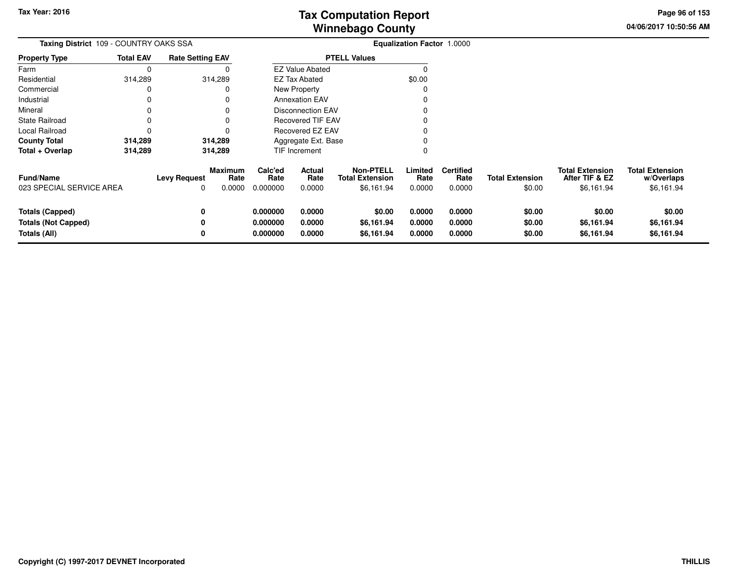# Tax Computation Report
## Winnebago County

Tax Year: 2016

04/06/2017 10:50:56 AM

**Taxing District** 109 - COUNTRY OAKS SSA

**Equalization Factor** 1.0000

| Property Type | Total EAV | Rate Setting EAV |
|---|---|---|
| Farm | 0 | 0 |
| Residential | 314,289 | 314,289 |
| Commercial | 0 | 0 |
| Industrial | 0 | 0 |
| Mineral | 0 | 0 |
| State Railroad | 0 | 0 |
| Local Railroad | 0 | 0 |
| **County Total** | **314,289** | **314,289** |
| **Total + Overlap** | **314,289** | **314,289** |

| PTELL Values | |
|---|---|
| EZ Value Abated | 0 |
| EZ Tax Abated | $0.00 |
| New Property | 0 |
| Annexation EAV | 0 |
| Disconnection EAV | 0 |
| Recovered TIF EAV | 0 |
| Recovered EZ EAV | 0 |
| Aggregate Ext. Base | 0 |
| TIF Increment | 0 |

| Fund/Name | Levy Request | Maximum Rate | Calc'ed Rate | Actual Rate | Non-PTELL Total Extension | Limited Rate | Certified Rate | Total Extension | Total Extension After TIF & EZ | Total Extension w/Overlaps |
|---|---|---|---|---|---|---|---|---|---|---|
| 023 SPECIAL SERVICE AREA | 0 | 0.0000 | 0.000000 | 0.0000 | $6,161.94 | 0.0000 | 0.0000 | $0.00 | $6,161.94 | $6,161.94 |
| **Totals (Capped)** | **0** | | **0.000000** | **0.0000** | **$0.00** | **0.0000** | **0.0000** | **$0.00** | **$0.00** | **$0.00** |
| **Totals (Not Capped)** | **0** | | **0.000000** | **0.0000** | **$6,161.94** | **0.0000** | **0.0000** | **$0.00** | **$6,161.94** | **$6,161.94** |
| **Totals (All)** | **0** | | **0.000000** | **0.0000** | **$6,161.94** | **0.0000** | **0.0000** | **$0.00** | **$6,161.94** | **$6,161.94** |

Copyright (C) 1997-2017 DEVNET Incorporated

THILLIS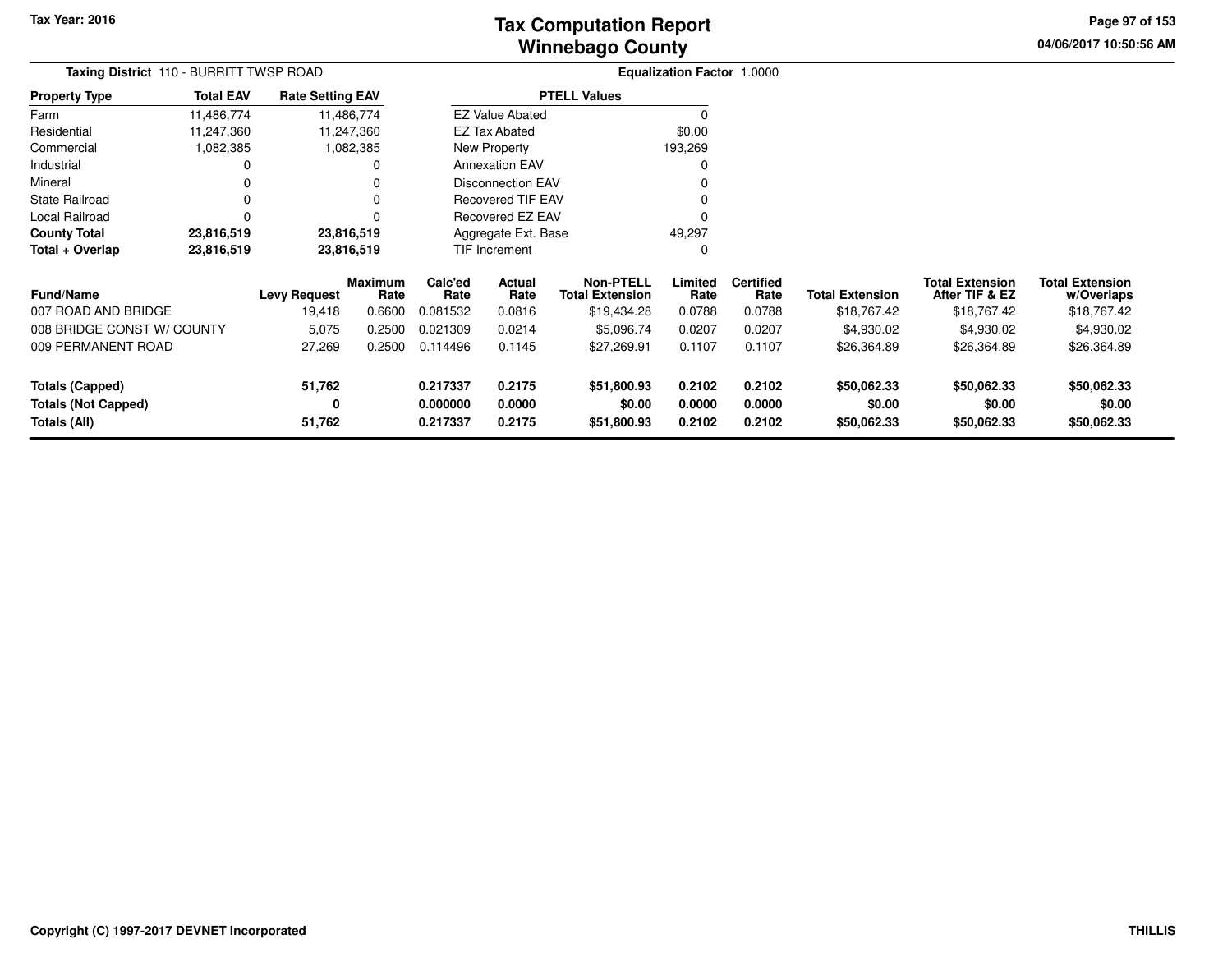# Tax Computation Report
# Winnebago County

Tax Year: 2016

04/06/2017 10:50:56 AM

**Taxing District** 110 - BURRITT TWSP ROAD

**Equalization Factor** 1.0000

| Property Type | Total EAV | Rate Setting EAV |
|---|---|---|
| Farm | 11,486,774 | 11,486,774 |
| Residential | 11,247,360 | 11,247,360 |
| Commercial | 1,082,385 | 1,082,385 |
| Industrial | 0 | 0 |
| Mineral | 0 | 0 |
| State Railroad | 0 | 0 |
| Local Railroad | 0 | 0 |
| **County Total** | **23,816,519** | **23,816,519** |
| **Total + Overlap** | **23,816,519** | **23,816,519** |

| PTELL Values | |
|---|---|
| EZ Value Abated | 0 |
| EZ Tax Abated | $0.00 |
| New Property | 193,269 |
| Annexation EAV | 0 |
| Disconnection EAV | 0 |
| Recovered TIF EAV | 0 |
| Recovered EZ EAV | 0 |
| Aggregate Ext. Base | 49,297 |
| TIF Increment | 0 |

| Fund/Name | Levy Request | Maximum Rate | Calc'ed Rate | Actual Rate | Non-PTELL Total Extension | Limited Rate | Certified Rate | Total Extension | Total Extension After TIF & EZ | Total Extension w/Overlaps |
|---|---|---|---|---|---|---|---|---|---|---|
| 007 ROAD AND BRIDGE | 19,418 | 0.6600 | 0.081532 | 0.0816 | $19,434.28 | 0.0788 | 0.0788 | $18,767.42 | $18,767.42 | $18,767.42 |
| 008 BRIDGE CONST W/ COUNTY | 5,075 | 0.2500 | 0.021309 | 0.0214 | $5,096.74 | 0.0207 | 0.0207 | $4,930.02 | $4,930.02 | $4,930.02 |
| 009 PERMANENT ROAD | 27,269 | 0.2500 | 0.114496 | 0.1145 | $27,269.91 | 0.1107 | 0.1107 | $26,364.89 | $26,364.89 | $26,364.89 |
| **Totals (Capped)** | **51,762** | | **0.217337** | **0.2175** | **$51,800.93** | **0.2102** | **0.2102** | **$50,062.33** | **$50,062.33** | **$50,062.33** |
| **Totals (Not Capped)** | **0** | | **0.000000** | **0.0000** | **$0.00** | **0.0000** | **0.0000** | **$0.00** | **$0.00** | **$0.00** |
| **Totals (All)** | **51,762** | | **0.217337** | **0.2175** | **$51,800.93** | **0.2102** | **0.2102** | **$50,062.33** | **$50,062.33** | **$50,062.33** |

Copyright (C) 1997-2017 DEVNET Incorporated

THILLIS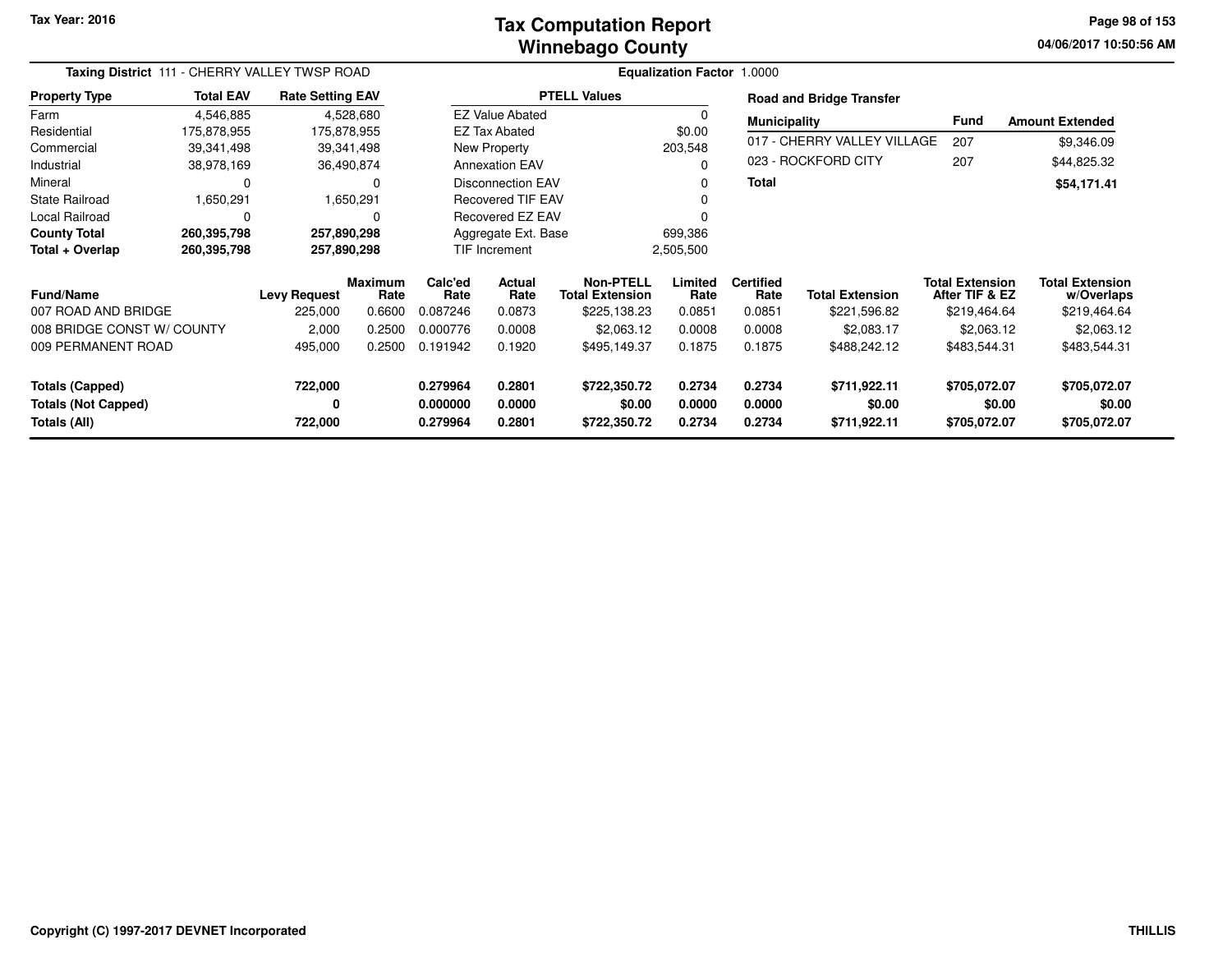Tax Year: 2016

# Tax Computation Report
## Winnebago County

04/06/2017 10:50:56 AM

**Taxing District** 111 - CHERRY VALLEY TWSP ROAD

**Equalization Factor** 1.0000

| Property Type | Total EAV | Rate Setting EAV |
|---|---|---|
| Farm | 4,546,885 | 4,528,680 |
| Residential | 175,878,955 | 175,878,955 |
| Commercial | 39,341,498 | 39,341,498 |
| Industrial | 38,978,169 | 36,490,874 |
| Mineral | 0 | 0 |
| State Railroad | 1,650,291 | 1,650,291 |
| Local Railroad | 0 | 0 |
| **County Total** | **260,395,798** | **257,890,298** |
| **Total + Overlap** | **260,395,798** | **257,890,298** |

| PTELL Values | |
|---|---|
| EZ Value Abated | 0 |
| EZ Tax Abated | $0.00 |
| New Property | 203,548 |
| Annexation EAV | 0 |
| Disconnection EAV | 0 |
| Recovered TIF EAV | 0 |
| Recovered EZ EAV | 0 |
| Aggregate Ext. Base | 699,386 |
| TIF Increment | 2,505,500 |

**Road and Bridge Transfer**

| Municipality | Fund | Amount Extended |
|---|---|---|
| 017 - CHERRY VALLEY VILLAGE | 207 | $9,346.09 |
| 023 - ROCKFORD CITY | 207 | $44,825.32 |
| **Total** | | **$54,171.41** |

| Fund/Name | Levy Request | Maximum Rate | Calc'ed Rate | Actual Rate | Non-PTELL Total Extension | Limited Rate | Certified Rate | Total Extension | Total Extension After TIF & EZ | Total Extension w/Overlaps |
|---|---|---|---|---|---|---|---|---|---|---|
| 007 ROAD AND BRIDGE | 225,000 | 0.6600 | 0.087246 | 0.0873 | $225,138.23 | 0.0851 | 0.0851 | $221,596.82 | $219,464.64 | $219,464.64 |
| 008 BRIDGE CONST W/ COUNTY | 2,000 | 0.2500 | 0.000776 | 0.0008 | $2,063.12 | 0.0008 | 0.0008 | $2,083.17 | $2,063.12 | $2,063.12 |
| 009 PERMANENT ROAD | 495,000 | 0.2500 | 0.191942 | 0.1920 | $495,149.37 | 0.1875 | 0.1875 | $488,242.12 | $483,544.31 | $483,544.31 |
| **Totals (Capped)** | **722,000** | | **0.279964** | **0.2801** | **$722,350.72** | **0.2734** | **0.2734** | **$711,922.11** | **$705,072.07** | **$705,072.07** |
| **Totals (Not Capped)** | **0** | | **0.000000** | **0.0000** | **$0.00** | **0.0000** | **0.0000** | **$0.00** | **$0.00** | **$0.00** |
| **Totals (All)** | **722,000** | | **0.279964** | **0.2801** | **$722,350.72** | **0.2734** | **0.2734** | **$711,922.11** | **$705,072.07** | **$705,072.07** |

Copyright (C) 1997-2017 DEVNET Incorporated

THILLIS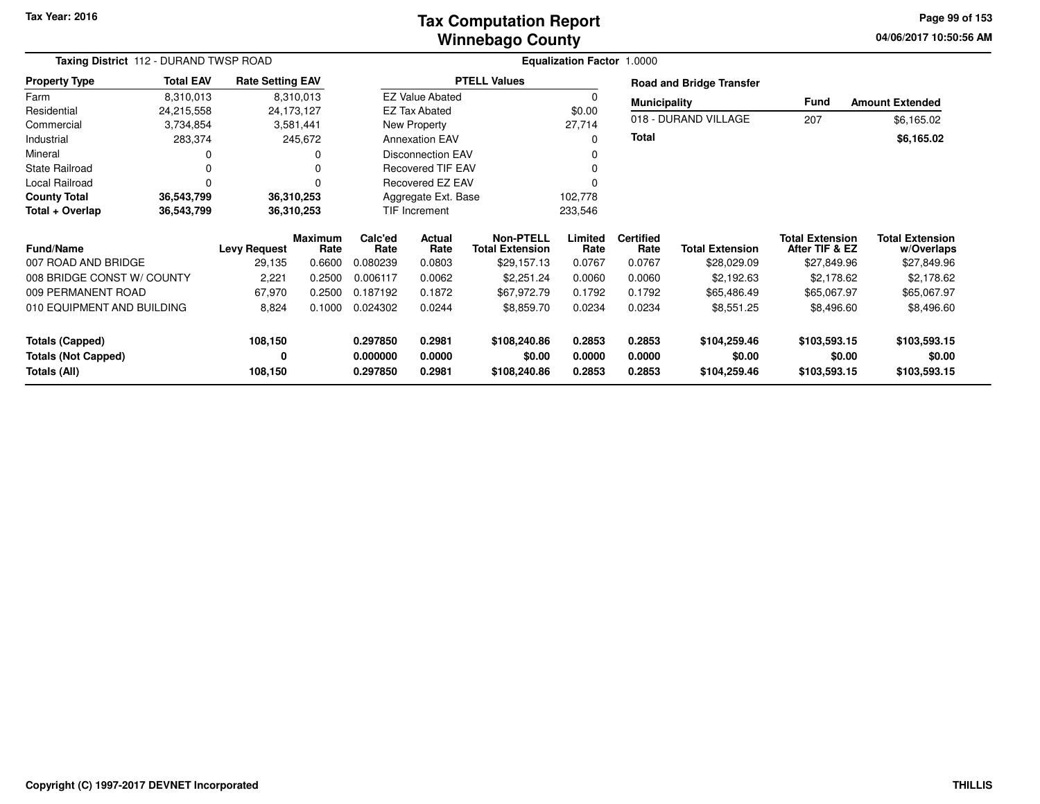Tax Year: 2016

# Tax Computation Report
# Winnebago County

04/06/2017 10:50:56 AM

**Taxing District** 112 - DURAND TWSP ROAD

**Equalization Factor** 1.0000

| Property Type | Total EAV | Rate Setting EAV |
|---|---|---|
| Farm | 8,310,013 | 8,310,013 |
| Residential | 24,215,558 | 24,173,127 |
| Commercial | 3,734,854 | 3,581,441 |
| Industrial | 283,374 | 245,672 |
| Mineral | 0 | 0 |
| State Railroad | 0 | 0 |
| Local Railroad | 0 | 0 |
| **County Total** | **36,543,799** | **36,310,253** |
| **Total + Overlap** | **36,543,799** | **36,310,253** |

| PTELL Values | |
|---|---|
| EZ Value Abated | 0 |
| EZ Tax Abated | $0.00 |
| New Property | 27,714 |
| Annexation EAV | 0 |
| Disconnection EAV | 0 |
| Recovered TIF EAV | 0 |
| Recovered EZ EAV | 0 |
| Aggregate Ext. Base | 102,778 |
| TIF Increment | 233,546 |

**Road and Bridge Transfer**

| Municipality | Fund | Amount Extended |
|---|---|---|
| 018 - DURAND VILLAGE | 207 | $6,165.02 |
| **Total** | | **$6,165.02** |

| Fund/Name | Levy Request | Maximum Rate | Calc'ed Rate | Actual Rate | Non-PTELL Total Extension | Limited Rate | Certified Rate | Total Extension | Total Extension After TIF & EZ | Total Extension w/Overlaps |
|---|---|---|---|---|---|---|---|---|---|---|
| 007 ROAD AND BRIDGE | 29,135 | 0.6600 | 0.080239 | 0.0803 | $29,157.13 | 0.0767 | 0.0767 | $28,029.09 | $27,849.96 | $27,849.96 |
| 008 BRIDGE CONST W/ COUNTY | 2,221 | 0.2500 | 0.006117 | 0.0062 | $2,251.24 | 0.0060 | 0.0060 | $2,192.63 | $2,178.62 | $2,178.62 |
| 009 PERMANENT ROAD | 67,970 | 0.2500 | 0.187192 | 0.1872 | $67,972.79 | 0.1792 | 0.1792 | $65,486.49 | $65,067.97 | $65,067.97 |
| 010 EQUIPMENT AND BUILDING | 8,824 | 0.1000 | 0.024302 | 0.0244 | $8,859.70 | 0.0234 | 0.0234 | $8,551.25 | $8,496.60 | $8,496.60 |
| **Totals (Capped)** | **108,150** | | **0.297850** | **0.2981** | **$108,240.86** | **0.2853** | **0.2853** | **$104,259.46** | **$103,593.15** | **$103,593.15** |
| **Totals (Not Capped)** | **0** | | **0.000000** | **0.0000** | **$0.00** | **0.0000** | **0.0000** | **$0.00** | **$0.00** | **$0.00** |
| **Totals (All)** | **108,150** | | **0.297850** | **0.2981** | **$108,240.86** | **0.2853** | **0.2853** | **$104,259.46** | **$103,593.15** | **$103,593.15** |

Copyright (C) 1997-2017 DEVNET Incorporated

THILLIS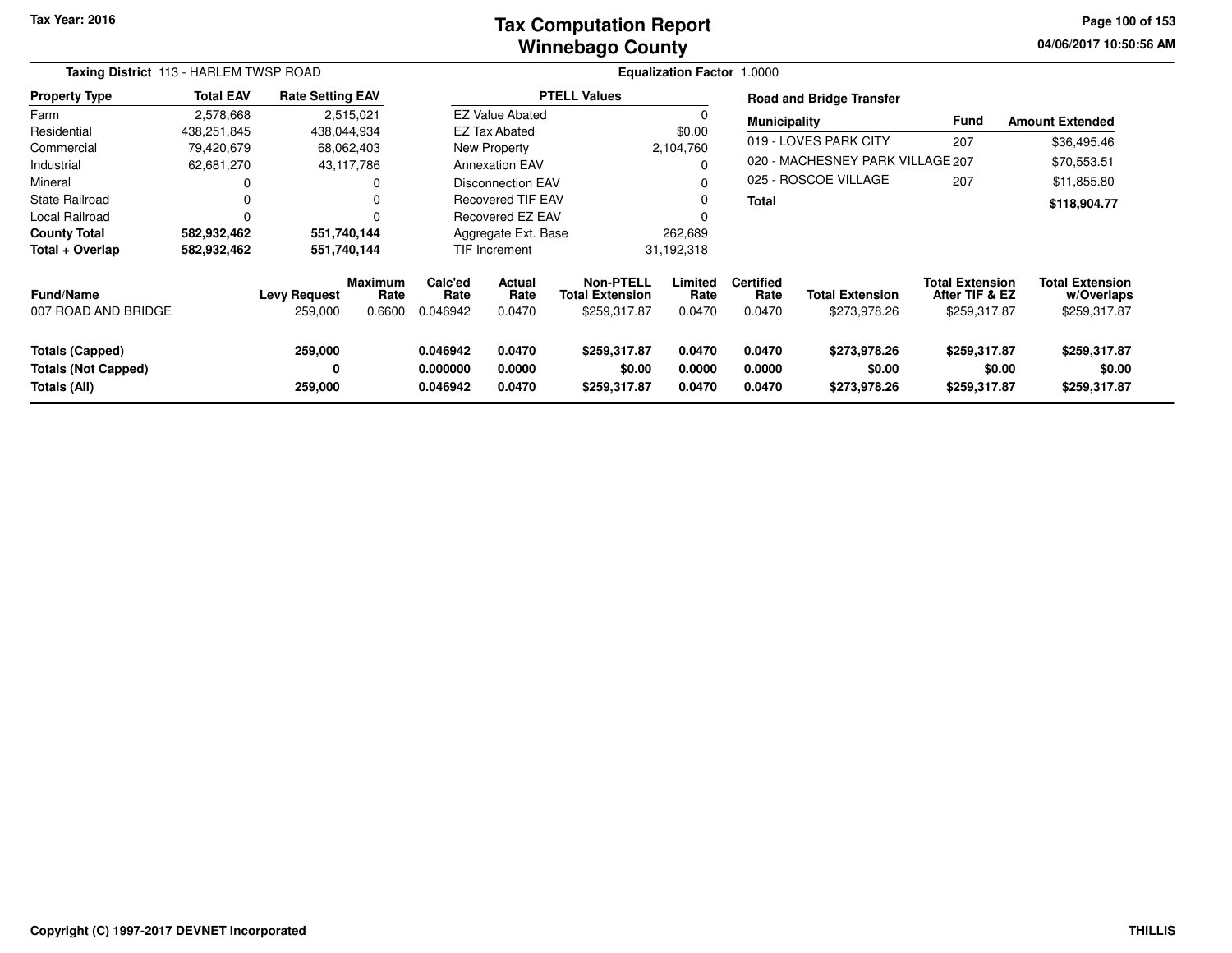**Tax Year: 2016**

# Tax Computation Report
## Winnebago County

04/06/2017 10:50:56 AM

**Taxing District** 113 - HARLEM TWSP ROAD

**Equalization Factor** 1.0000

| Property Type | Total EAV | Rate Setting EAV |
|---|---|---|
| Farm | 2,578,668 | 2,515,021 |
| Residential | 438,251,845 | 438,044,934 |
| Commercial | 79,420,679 | 68,062,403 |
| Industrial | 62,681,270 | 43,117,786 |
| Mineral | 0 | 0 |
| State Railroad | 0 | 0 |
| Local Railroad | 0 | 0 |
| **County Total** | **582,932,462** | **551,740,144** |
| **Total + Overlap** | **582,932,462** | **551,740,144** |

| PTELL Values | |
|---|---|
| EZ Value Abated | 0 |
| EZ Tax Abated | $0.00 |
| New Property | 2,104,760 |
| Annexation EAV | 0 |
| Disconnection EAV | 0 |
| Recovered TIF EAV | 0 |
| Recovered EZ EAV | 0 |
| Aggregate Ext. Base | 262,689 |
| TIF Increment | 31,192,318 |

**Road and Bridge Transfer**

| Municipality | Fund | Amount Extended |
|---|---|---|
| 019 - LOVES PARK CITY | 207 | $36,495.46 |
| 020 - MACHESNEY PARK VILLAGE | 207 | $70,553.51 |
| 025 - ROSCOE VILLAGE | 207 | $11,855.80 |
| **Total** | | **$118,904.77** |

| Fund/Name | Levy Request | Maximum Rate | Calc'ed Rate | Actual Rate | Non-PTELL Total Extension | Limited Rate | Certified Rate | Total Extension | Total Extension After TIF & EZ | Total Extension w/Overlaps |
|---|---|---|---|---|---|---|---|---|---|---|
| 007 ROAD AND BRIDGE | 259,000 | 0.6600 | 0.046942 | 0.0470 | $259,317.87 | 0.0470 | 0.0470 | $273,978.26 | $259,317.87 | $259,317.87 |
| **Totals (Capped)** | **259,000** | | **0.046942** | **0.0470** | **$259,317.87** | **0.0470** | **0.0470** | **$273,978.26** | **$259,317.87** | **$259,317.87** |
| **Totals (Not Capped)** | **0** | | **0.000000** | **0.0000** | **$0.00** | **0.0000** | **0.0000** | **$0.00** | **$0.00** | **$0.00** |
| **Totals (All)** | **259,000** | | **0.046942** | **0.0470** | **$259,317.87** | **0.0470** | **0.0470** | **$273,978.26** | **$259,317.87** | **$259,317.87** |

**Copyright (C) 1997-2017 DEVNET Incorporated** THILLIS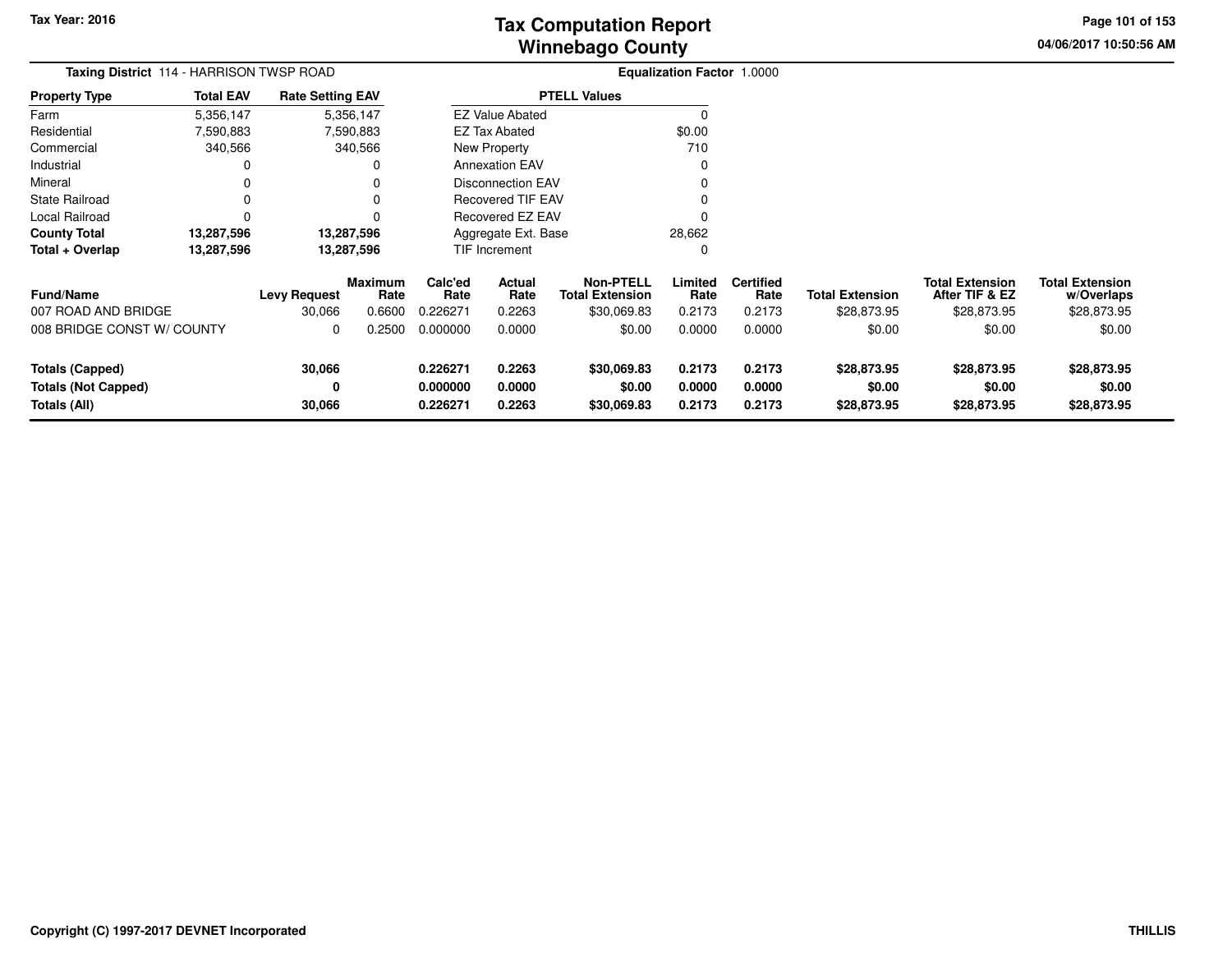Tax Year: 2016

# Tax Computation Report
# Winnebago County

04/06/2017 10:50:56 AM

**Taxing District** 114 - HARRISON TWSP ROAD

**Equalization Factor** 1.0000

| Property Type | Total EAV | Rate Setting EAV |
|---|---|---|
| Farm | 5,356,147 | 5,356,147 |
| Residential | 7,590,883 | 7,590,883 |
| Commercial | 340,566 | 340,566 |
| Industrial | 0 | 0 |
| Mineral | 0 | 0 |
| State Railroad | 0 | 0 |
| Local Railroad | 0 | 0 |
| **County Total** | **13,287,596** | **13,287,596** |
| **Total + Overlap** | **13,287,596** | **13,287,596** |

| PTELL Values | |
|---|---|
| EZ Value Abated | 0 |
| EZ Tax Abated | $0.00 |
| New Property | 710 |
| Annexation EAV | 0 |
| Disconnection EAV | 0 |
| Recovered TIF EAV | 0 |
| Recovered EZ EAV | 0 |
| Aggregate Ext. Base | 28,662 |
| TIF Increment | 0 |

| Fund/Name | Levy Request | Maximum Rate | Calc'ed Rate | Actual Rate | Non-PTELL Total Extension | Limited Rate | Certified Rate | Total Extension | Total Extension After TIF & EZ | Total Extension w/Overlaps |
|---|---|---|---|---|---|---|---|---|---|---|
| 007 ROAD AND BRIDGE | 30,066 | 0.6600 | 0.226271 | 0.2263 | $30,069.83 | 0.2173 | 0.2173 | $28,873.95 | $28,873.95 | $28,873.95 |
| 008 BRIDGE CONST W/ COUNTY | 0 | 0.2500 | 0.000000 | 0.0000 | $0.00 | 0.0000 | 0.0000 | $0.00 | $0.00 | $0.00 |
| **Totals (Capped)** | **30,066** | | **0.226271** | **0.2263** | **$30,069.83** | **0.2173** | **0.2173** | **$28,873.95** | **$28,873.95** | **$28,873.95** |
| **Totals (Not Capped)** | **0** | | **0.000000** | **0.0000** | **$0.00** | **0.0000** | **0.0000** | **$0.00** | **$0.00** | **$0.00** |
| **Totals (All)** | **30,066** | | **0.226271** | **0.2263** | **$30,069.83** | **0.2173** | **0.2173** | **$28,873.95** | **$28,873.95** | **$28,873.95** |

Copyright (C) 1997-2017 DEVNET Incorporated

THILLIS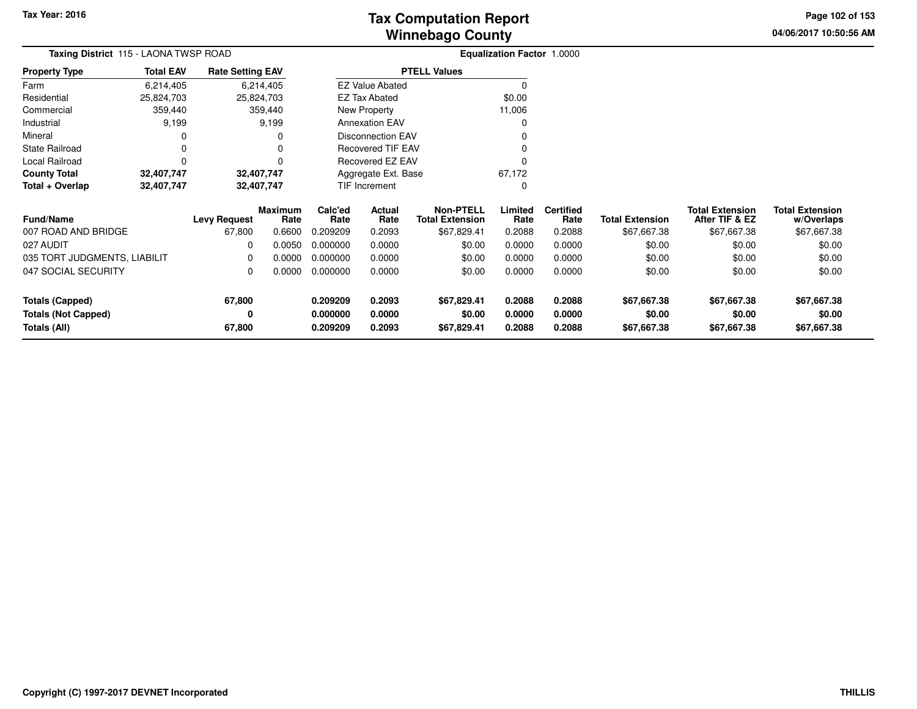# Tax Computation Report
## Winnebago County

Tax Year: 2016

04/06/2017 10:50:56 AM

**Taxing District** 115 - LAONA TWSP ROAD

**Equalization Factor** 1.0000

| Property Type | Total EAV | Rate Setting EAV |
|---|---|---|
| Farm | 6,214,405 | 6,214,405 |
| Residential | 25,824,703 | 25,824,703 |
| Commercial | 359,440 | 359,440 |
| Industrial | 9,199 | 9,199 |
| Mineral | 0 | 0 |
| State Railroad | 0 | 0 |
| Local Railroad | 0 | 0 |
| **County Total** | **32,407,747** | **32,407,747** |
| **Total + Overlap** | **32,407,747** | **32,407,747** |

| PTELL Values | |
|---|---|
| EZ Value Abated | 0 |
| EZ Tax Abated | $0.00 |
| New Property | 11,006 |
| Annexation EAV | 0 |
| Disconnection EAV | 0 |
| Recovered TIF EAV | 0 |
| Recovered EZ EAV | 0 |
| Aggregate Ext. Base | 67,172 |
| TIF Increment | 0 |

| Fund/Name | Levy Request | Maximum Rate | Calc'ed Rate | Actual Rate | Non-PTELL Total Extension | Limited Rate | Certified Rate | Total Extension | Total Extension After TIF & EZ | Total Extension w/Overlaps |
|---|---|---|---|---|---|---|---|---|---|---|
| 007 ROAD AND BRIDGE | 67,800 | 0.6600 | 0.209209 | 0.2093 | $67,829.41 | 0.2088 | 0.2088 | $67,667.38 | $67,667.38 | $67,667.38 |
| 027 AUDIT | 0 | 0.0050 | 0.000000 | 0.0000 | $0.00 | 0.0000 | 0.0000 | $0.00 | $0.00 | $0.00 |
| 035 TORT JUDGMENTS, LIABILIT | 0 | 0.0000 | 0.000000 | 0.0000 | $0.00 | 0.0000 | 0.0000 | $0.00 | $0.00 | $0.00 |
| 047 SOCIAL SECURITY | 0 | 0.0000 | 0.000000 | 0.0000 | $0.00 | 0.0000 | 0.0000 | $0.00 | $0.00 | $0.00 |
| **Totals (Capped)** | **67,800** | | **0.209209** | **0.2093** | **$67,829.41** | **0.2088** | **0.2088** | **$67,667.38** | **$67,667.38** | **$67,667.38** |
| **Totals (Not Capped)** | **0** | | **0.000000** | **0.0000** | **$0.00** | **0.0000** | **0.0000** | **$0.00** | **$0.00** | **$0.00** |
| **Totals (All)** | **67,800** | | **0.209209** | **0.2093** | **$67,829.41** | **0.2088** | **0.2088** | **$67,667.38** | **$67,667.38** | **$67,667.38** |

Copyright (C) 1997-2017 DEVNET Incorporated

THILLIS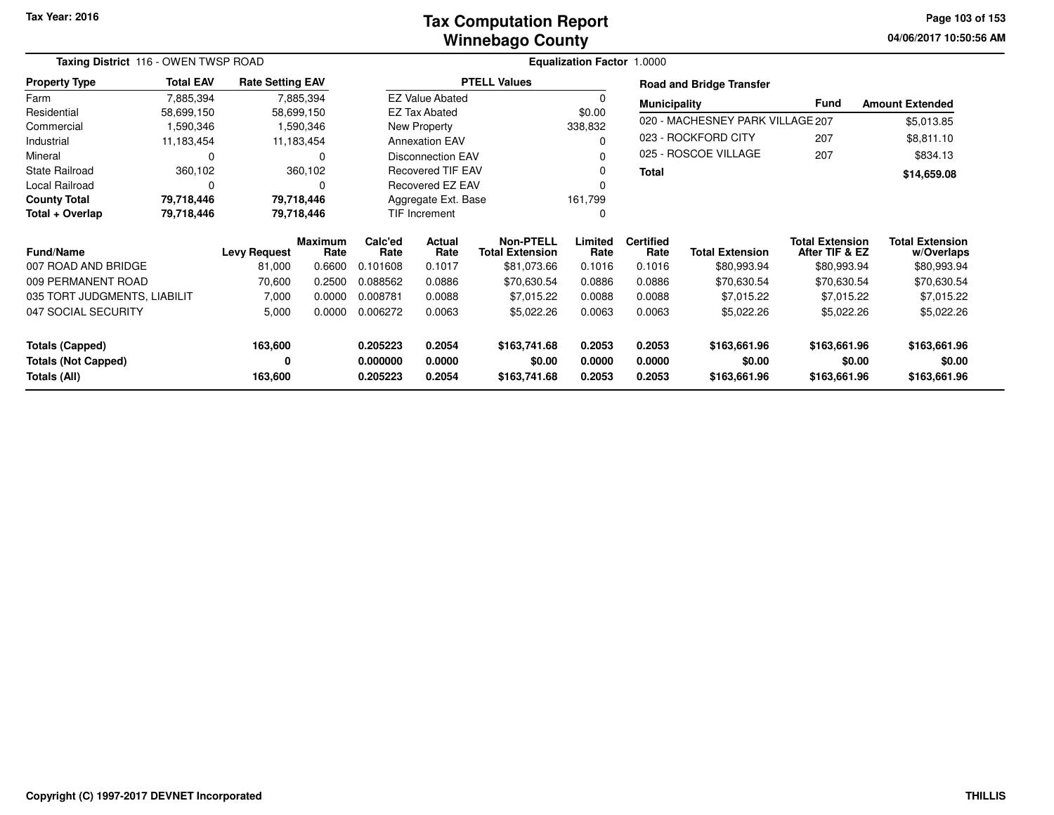Tax Year: 2016

# Tax Computation Report
## Winnebago County

**Taxing District** 116 - OWEN TWSP ROAD

**Equalization Factor** 1.0000

| Property Type | Total EAV | Rate Setting EAV |
|---|---|---|
| Farm | 7,885,394 | 7,885,394 |
| Residential | 58,699,150 | 58,699,150 |
| Commercial | 1,590,346 | 1,590,346 |
| Industrial | 11,183,454 | 11,183,454 |
| Mineral | 0 | 0 |
| State Railroad | 360,102 | 360,102 |
| Local Railroad | 0 | 0 |
| **County Total** | **79,718,446** | **79,718,446** |
| **Total + Overlap** | **79,718,446** | **79,718,446** |

| PTELL Values | |
|---|---|
| EZ Value Abated | 0 |
| EZ Tax Abated | $0.00 |
| New Property | 338,832 |
| Annexation EAV | 0 |
| Disconnection EAV | 0 |
| Recovered TIF EAV | 0 |
| Recovered EZ EAV | 0 |
| Aggregate Ext. Base | 161,799 |
| TIF Increment | 0 |

**Road and Bridge Transfer**

| Municipality | Fund | Amount Extended |
|---|---|---|
| 020 - MACHESNEY PARK VILLAGE | 207 | $5,013.85 |
| 023 - ROCKFORD CITY | 207 | $8,811.10 |
| 025 - ROSCOE VILLAGE | 207 | $834.13 |
| **Total** | | **$14,659.08** |

| Fund/Name | Levy Request | Maximum Rate | Calc'ed Rate | Actual Rate | Non-PTELL Total Extension | Limited Rate | Certified Rate | Total Extension | Total Extension After TIF & EZ | Total Extension w/Overlaps |
|---|---|---|---|---|---|---|---|---|---|---|
| 007 ROAD AND BRIDGE | 81,000 | 0.6600 | 0.101608 | 0.1017 | $81,073.66 | 0.1016 | 0.1016 | $80,993.94 | $80,993.94 | $80,993.94 |
| 009 PERMANENT ROAD | 70,600 | 0.2500 | 0.088562 | 0.0886 | $70,630.54 | 0.0886 | 0.0886 | $70,630.54 | $70,630.54 | $70,630.54 |
| 035 TORT JUDGMENTS, LIABILIT | 7,000 | 0.0000 | 0.008781 | 0.0088 | $7,015.22 | 0.0088 | 0.0088 | $7,015.22 | $7,015.22 | $7,015.22 |
| 047 SOCIAL SECURITY | 5,000 | 0.0000 | 0.006272 | 0.0063 | $5,022.26 | 0.0063 | 0.0063 | $5,022.26 | $5,022.26 | $5,022.26 |
| **Totals (Capped)** | **163,600** | | **0.205223** | **0.2054** | **$163,741.68** | **0.2053** | **0.2053** | **$163,661.96** | **$163,661.96** | **$163,661.96** |
| **Totals (Not Capped)** | **0** | | **0.000000** | **0.0000** | **$0.00** | **0.0000** | **0.0000** | **$0.00** | **$0.00** | **$0.00** |
| **Totals (All)** | **163,600** | | **0.205223** | **0.2054** | **$163,741.68** | **0.2053** | **0.2053** | **$163,661.96** | **$163,661.96** | **$163,661.96** |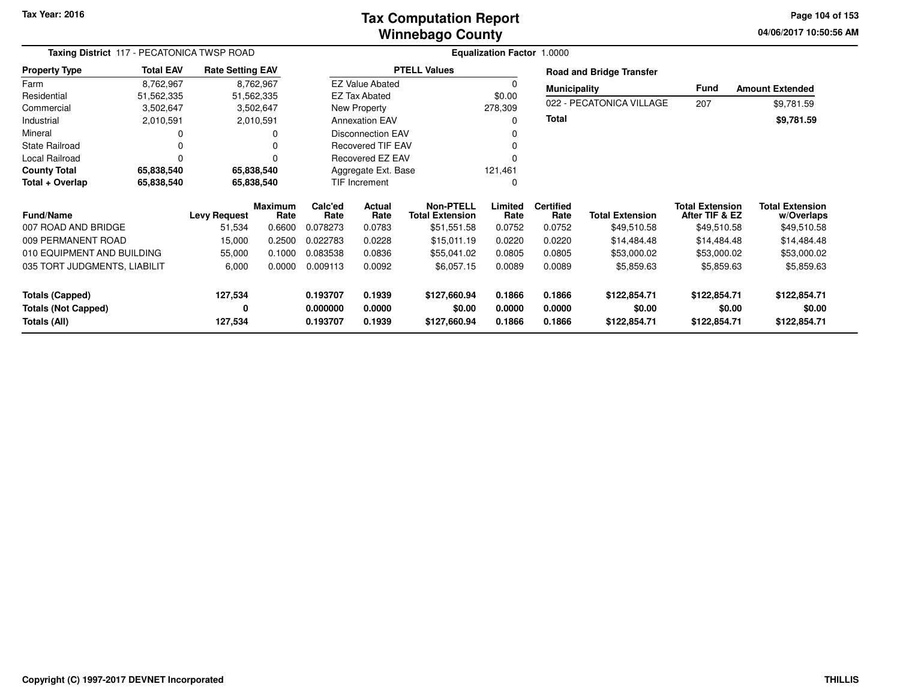Tax Year: 2016

# Tax Computation Report
# Winnebago County

04/06/2017 10:50:56 AM

**Taxing District** 117 - PECATONICA TWSP ROAD

**Equalization Factor** 1.0000

| Property Type | Total EAV | Rate Setting EAV |
|---|---|---|
| Farm | 8,762,967 | 8,762,967 |
| Residential | 51,562,335 | 51,562,335 |
| Commercial | 3,502,647 | 3,502,647 |
| Industrial | 2,010,591 | 2,010,591 |
| Mineral | 0 | 0 |
| State Railroad | 0 | 0 |
| Local Railroad | 0 | 0 |
| **County Total** | **65,838,540** | **65,838,540** |
| **Total + Overlap** | **65,838,540** | **65,838,540** |

| PTELL Values | |
|---|---|
| EZ Value Abated | 0 |
| EZ Tax Abated | $0.00 |
| New Property | 278,309 |
| Annexation EAV | 0 |
| Disconnection EAV | 0 |
| Recovered TIF EAV | 0 |
| Recovered EZ EAV | 0 |
| Aggregate Ext. Base | 121,461 |
| TIF Increment | 0 |

**Road and Bridge Transfer**

| Municipality | Fund | Amount Extended |
|---|---|---|
| 022 - PECATONICA VILLAGE | 207 | $9,781.59 |
| **Total** | | **$9,781.59** |

| Fund/Name | Levy Request | Maximum Rate | Calc'ed Rate | Actual Rate | Non-PTELL Total Extension | Limited Rate | Certified Rate | Total Extension | Total Extension After TIF & EZ | Total Extension w/Overlaps |
|---|---|---|---|---|---|---|---|---|---|---|
| 007 ROAD AND BRIDGE | 51,534 | 0.6600 | 0.078273 | 0.0783 | $51,551.58 | 0.0752 | 0.0752 | $49,510.58 | $49,510.58 | $49,510.58 |
| 009 PERMANENT ROAD | 15,000 | 0.2500 | 0.022783 | 0.0228 | $15,011.19 | 0.0220 | 0.0220 | $14,484.48 | $14,484.48 | $14,484.48 |
| 010 EQUIPMENT AND BUILDING | 55,000 | 0.1000 | 0.083538 | 0.0836 | $55,041.02 | 0.0805 | 0.0805 | $53,000.02 | $53,000.02 | $53,000.02 |
| 035 TORT JUDGMENTS, LIABILIT | 6,000 | 0.0000 | 0.009113 | 0.0092 | $6,057.15 | 0.0089 | 0.0089 | $5,859.63 | $5,859.63 | $5,859.63 |
| **Totals (Capped)** | **127,534** | | **0.193707** | **0.1939** | **$127,660.94** | **0.1866** | **0.1866** | **$122,854.71** | **$122,854.71** | **$122,854.71** |
| **Totals (Not Capped)** | **0** | | **0.000000** | **0.0000** | **$0.00** | **0.0000** | **0.0000** | **$0.00** | **$0.00** | **$0.00** |
| **Totals (All)** | **127,534** | | **0.193707** | **0.1939** | **$127,660.94** | **0.1866** | **0.1866** | **$122,854.71** | **$122,854.71** | **$122,854.71** |

Copyright (C) 1997-2017 DEVNET Incorporated

THILLIS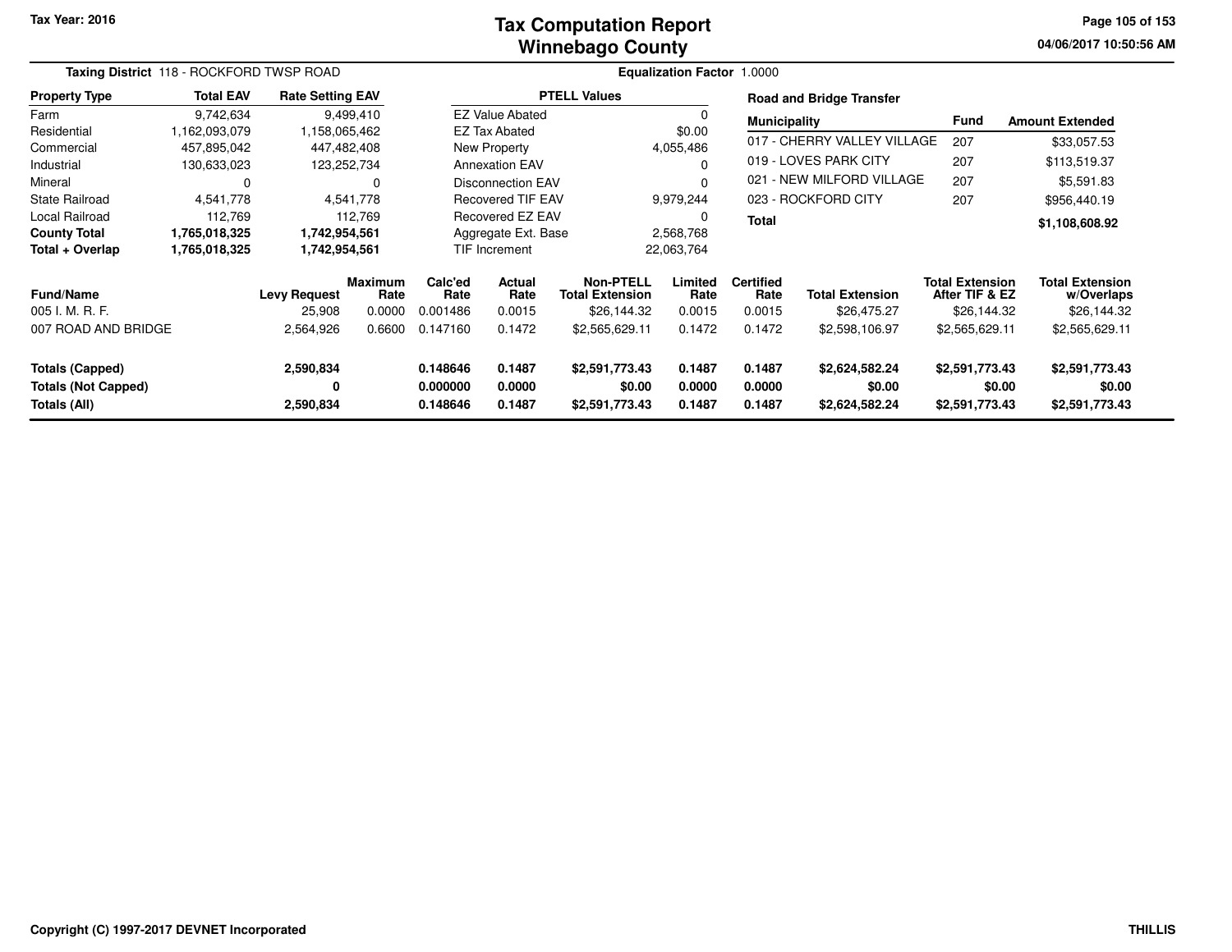# Tax Computation Report
## Winnebago County

Tax Year: 2016

04/06/2017 10:50:56 AM

**Taxing District** 118 - ROCKFORD TWSP ROAD

**Equalization Factor** 1.0000

| Property Type | Total EAV | Rate Setting EAV |
|---|---|---|
| Farm | 9,742,634 | 9,499,410 |
| Residential | 1,162,093,079 | 1,158,065,462 |
| Commercial | 457,895,042 | 447,482,408 |
| Industrial | 130,633,023 | 123,252,734 |
| Mineral | 0 | 0 |
| State Railroad | 4,541,778 | 4,541,778 |
| Local Railroad | 112,769 | 112,769 |
| **County Total** | **1,765,018,325** | **1,742,954,561** |
| **Total + Overlap** | **1,765,018,325** | **1,742,954,561** |

| PTELL Values | |
|---|---|
| EZ Value Abated | 0 |
| EZ Tax Abated | $0.00 |
| New Property | 4,055,486 |
| Annexation EAV | 0 |
| Disconnection EAV | 0 |
| Recovered TIF EAV | 9,979,244 |
| Recovered EZ EAV | 0 |
| Aggregate Ext. Base | 2,568,768 |
| TIF Increment | 22,063,764 |

**Road and Bridge Transfer**

| Municipality | Fund | Amount Extended |
|---|---|---|
| 017 - CHERRY VALLEY VILLAGE | 207 | $33,057.53 |
| 019 - LOVES PARK CITY | 207 | $113,519.37 |
| 021 - NEW MILFORD VILLAGE | 207 | $5,591.83 |
| 023 - ROCKFORD CITY | 207 | $956,440.19 |
| **Total** | | **$1,108,608.92** |

| Fund/Name | Levy Request | Maximum Rate | Calc'ed Rate | Actual Rate | Non-PTELL Total Extension | Limited Rate | Certified Rate | Total Extension | Total Extension After TIF & EZ | Total Extension w/Overlaps |
|---|---|---|---|---|---|---|---|---|---|---|
| 005 I. M. R. F. | 25,908 | 0.0000 | 0.001486 | 0.0015 | $26,144.32 | 0.0015 | 0.0015 | $26,475.27 | $26,144.32 | $26,144.32 |
| 007 ROAD AND BRIDGE | 2,564,926 | 0.6600 | 0.147160 | 0.1472 | $2,565,629.11 | 0.1472 | 0.1472 | $2,598,106.97 | $2,565,629.11 | $2,565,629.11 |
| **Totals (Capped)** | **2,590,834** | | **0.148646** | **0.1487** | **$2,591,773.43** | **0.1487** | **0.1487** | **$2,624,582.24** | **$2,591,773.43** | **$2,591,773.43** |
| **Totals (Not Capped)** | **0** | | **0.000000** | **0.0000** | **$0.00** | **0.0000** | **0.0000** | **$0.00** | **$0.00** | **$0.00** |
| **Totals (All)** | **2,590,834** | | **0.148646** | **0.1487** | **$2,591,773.43** | **0.1487** | **0.1487** | **$2,624,582.24** | **$2,591,773.43** | **$2,591,773.43** |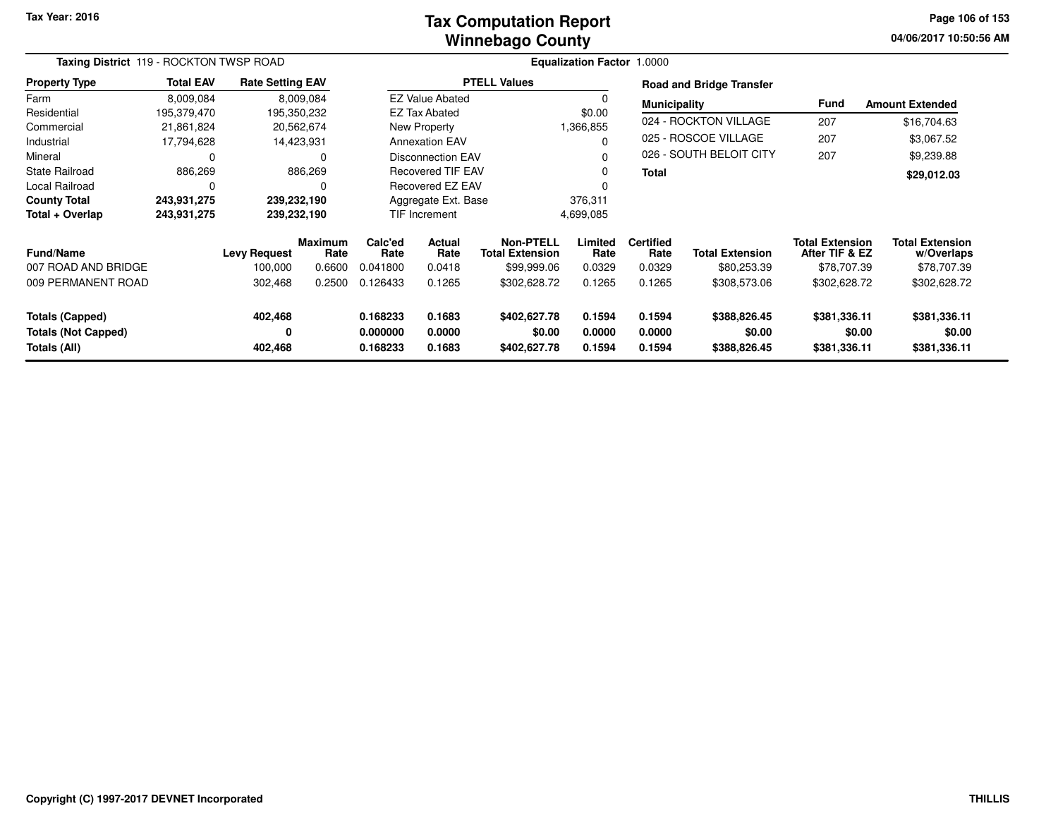# Tax Computation Report
## Winnebago County

Tax Year: 2016

04/06/2017 10:50:56 AM

**Taxing District** 119 - ROCKTON TWSP ROAD

**Equalization Factor** 1.0000

| Property Type | Total EAV | Rate Setting EAV |
|---|---|---|
| Farm | 8,009,084 | 8,009,084 |
| Residential | 195,379,470 | 195,350,232 |
| Commercial | 21,861,824 | 20,562,674 |
| Industrial | 17,794,628 | 14,423,931 |
| Mineral | 0 | 0 |
| State Railroad | 886,269 | 886,269 |
| Local Railroad | 0 | 0 |
| **County Total** | **243,931,275** | **239,232,190** |
| **Total + Overlap** | **243,931,275** | **239,232,190** |

| PTELL Values | |
|---|---|
| EZ Value Abated | 0 |
| EZ Tax Abated | $0.00 |
| New Property | 1,366,855 |
| Annexation EAV | 0 |
| Disconnection EAV | 0 |
| Recovered TIF EAV | 0 |
| Recovered EZ EAV | 0 |
| Aggregate Ext. Base | 376,311 |
| TIF Increment | 4,699,085 |

**Road and Bridge Transfer**

| Municipality | Fund | Amount Extended |
|---|---|---|
| 024 - ROCKTON VILLAGE | 207 | $16,704.63 |
| 025 - ROSCOE VILLAGE | 207 | $3,067.52 |
| 026 - SOUTH BELOIT CITY | 207 | $9,239.88 |
| **Total** | | **$29,012.03** |

| Fund/Name | Levy Request | Maximum Rate | Calc'ed Rate | Actual Rate | Non-PTELL Total Extension | Limited Rate | Certified Rate | Total Extension | Total Extension After TIF & EZ | Total Extension w/Overlaps |
|---|---|---|---|---|---|---|---|---|---|---|
| 007 ROAD AND BRIDGE | 100,000 | 0.6600 | 0.041800 | 0.0418 | $99,999.06 | 0.0329 | 0.0329 | $80,253.39 | $78,707.39 | $78,707.39 |
| 009 PERMANENT ROAD | 302,468 | 0.2500 | 0.126433 | 0.1265 | $302,628.72 | 0.1265 | 0.1265 | $308,573.06 | $302,628.72 | $302,628.72 |
| **Totals (Capped)** | **402,468** | | **0.168233** | **0.1683** | **$402,627.78** | **0.1594** | **0.1594** | **$388,826.45** | **$381,336.11** | **$381,336.11** |
| **Totals (Not Capped)** | **0** | | **0.000000** | **0.0000** | **$0.00** | **0.0000** | **0.0000** | **$0.00** | **$0.00** | **$0.00** |
| **Totals (All)** | **402,468** | | **0.168233** | **0.1683** | **$402,627.78** | **0.1594** | **0.1594** | **$388,826.45** | **$381,336.11** | **$381,336.11** |

Copyright (C) 1997-2017 DEVNET Incorporated

THILLIS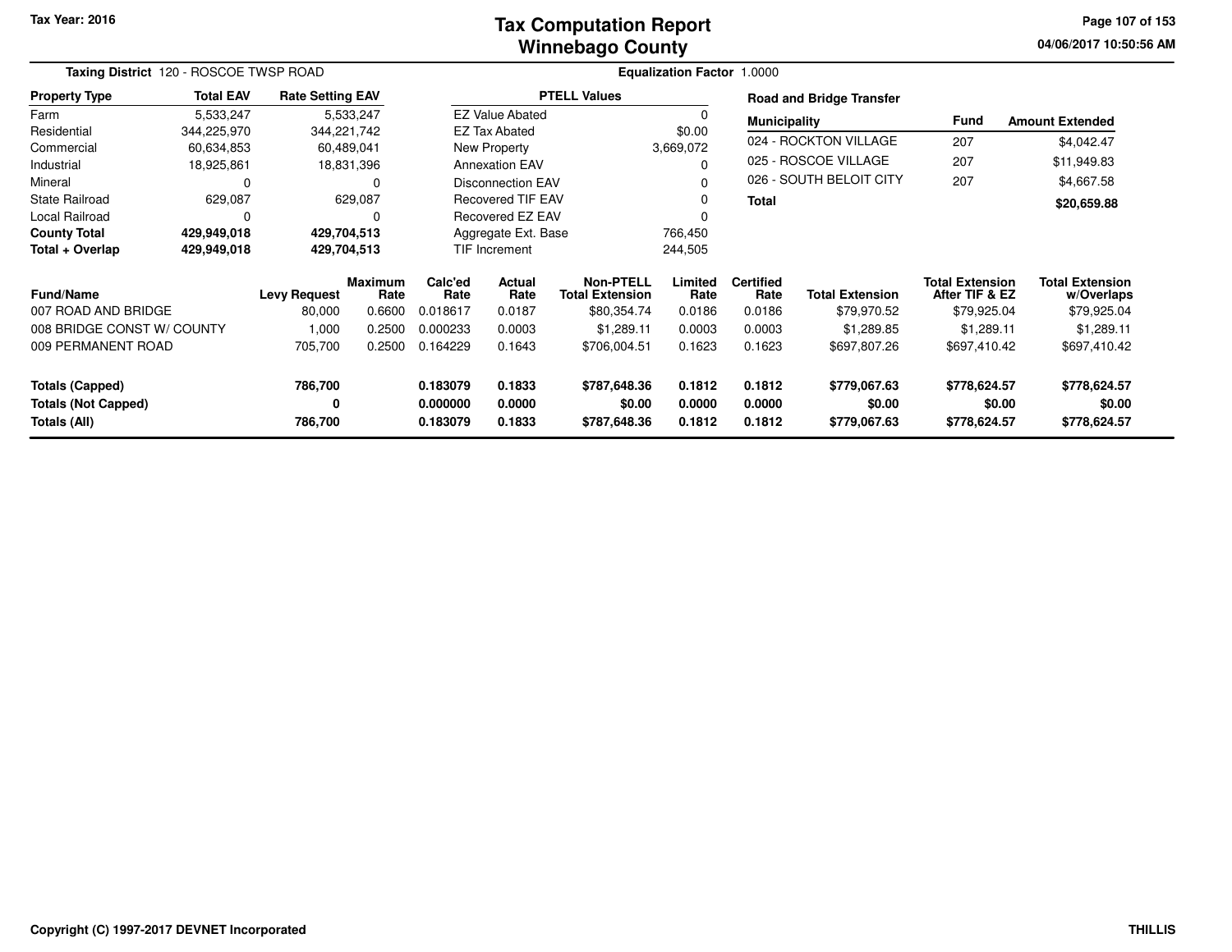Tax Year: 2016

# Tax Computation Report
## Winnebago County

04/06/2017 10:50:56 AM

**Taxing District** 120 - ROSCOE TWSP ROAD

**Equalization Factor** 1.0000

| Property Type | Total EAV | Rate Setting EAV |
|---|---|---|
| Farm | 5,533,247 | 5,533,247 |
| Residential | 344,225,970 | 344,221,742 |
| Commercial | 60,634,853 | 60,489,041 |
| Industrial | 18,925,861 | 18,831,396 |
| Mineral | 0 | 0 |
| State Railroad | 629,087 | 629,087 |
| Local Railroad | 0 | 0 |
| **County Total** | **429,949,018** | **429,704,513** |
| **Total + Overlap** | **429,949,018** | **429,704,513** |

| PTELL Values | |
|---|---|
| EZ Value Abated | 0 |
| EZ Tax Abated | $0.00 |
| New Property | 3,669,072 |
| Annexation EAV | 0 |
| Disconnection EAV | 0 |
| Recovered TIF EAV | 0 |
| Recovered EZ EAV | 0 |
| Aggregate Ext. Base | 766,450 |
| TIF Increment | 244,505 |

**Road and Bridge Transfer**

| Municipality | Fund | Amount Extended |
|---|---|---|
| 024 - ROCKTON VILLAGE | 207 | $4,042.47 |
| 025 - ROSCOE VILLAGE | 207 | $11,949.83 |
| 026 - SOUTH BELOIT CITY | 207 | $4,667.58 |
| **Total** | | **$20,659.88** |

| Fund/Name | Levy Request | Maximum Rate | Calc'ed Rate | Actual Rate | Non-PTELL Total Extension | Limited Rate | Certified Rate | Total Extension | Total Extension After TIF & EZ | Total Extension w/Overlaps |
|---|---|---|---|---|---|---|---|---|---|---|
| 007 ROAD AND BRIDGE | 80,000 | 0.6600 | 0.018617 | 0.0187 | $80,354.74 | 0.0186 | 0.0186 | $79,970.52 | $79,925.04 | $79,925.04 |
| 008 BRIDGE CONST W/ COUNTY | 1,000 | 0.2500 | 0.000233 | 0.0003 | $1,289.11 | 0.0003 | 0.0003 | $1,289.85 | $1,289.11 | $1,289.11 |
| 009 PERMANENT ROAD | 705,700 | 0.2500 | 0.164229 | 0.1643 | $706,004.51 | 0.1623 | 0.1623 | $697,807.26 | $697,410.42 | $697,410.42 |
| **Totals (Capped)** | **786,700** | | **0.183079** | **0.1833** | **$787,648.36** | **0.1812** | **0.1812** | **$779,067.63** | **$778,624.57** | **$778,624.57** |
| **Totals (Not Capped)** | **0** | | **0.000000** | **0.0000** | **$0.00** | **0.0000** | **0.0000** | **$0.00** | **$0.00** | **$0.00** |
| **Totals (All)** | **786,700** | | **0.183079** | **0.1833** | **$787,648.36** | **0.1812** | **0.1812** | **$779,067.63** | **$778,624.57** | **$778,624.57** |

Copyright (C) 1997-2017 DEVNET Incorporated

THILLIS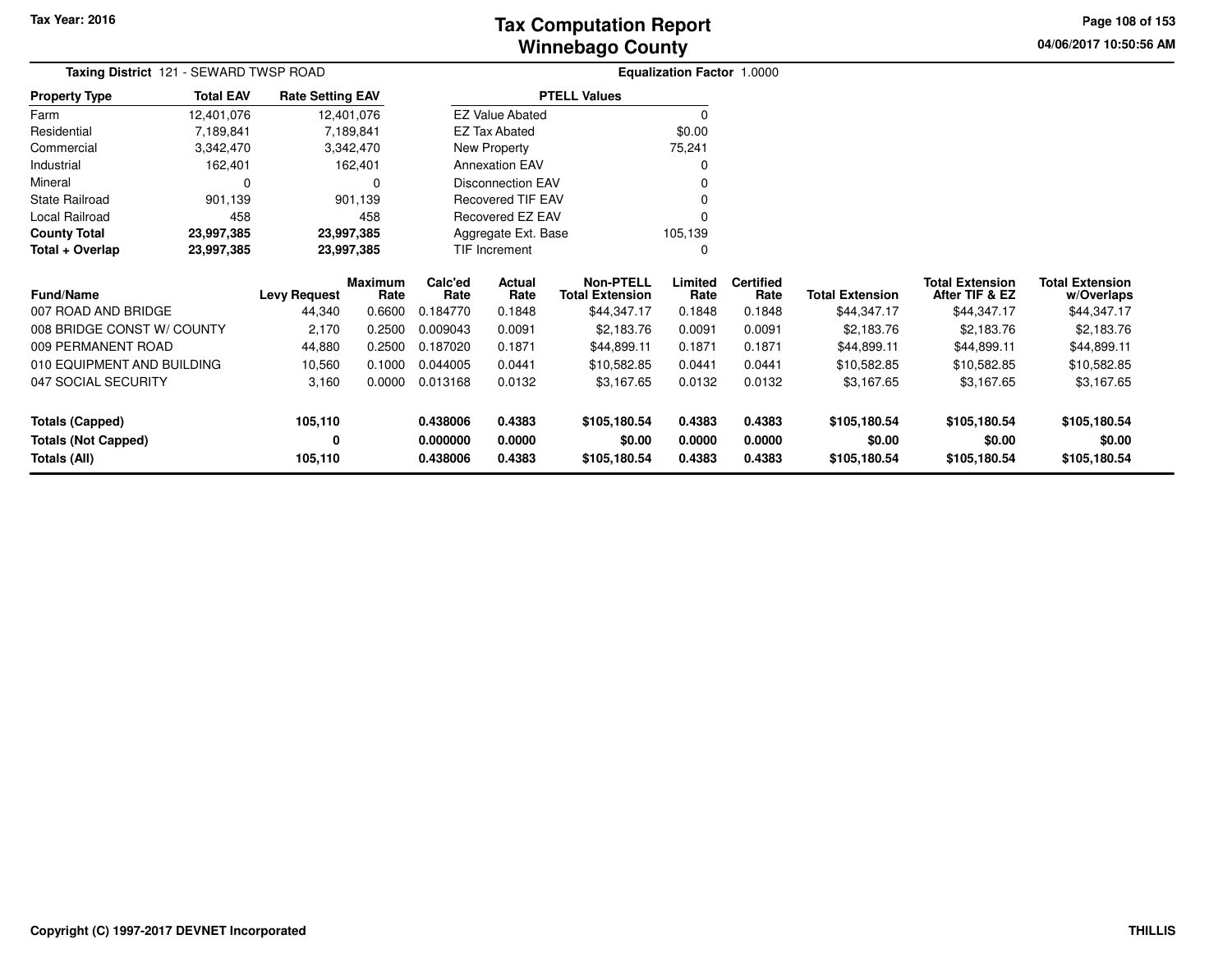# Tax Computation Report
## Winnebago County

Tax Year: 2016

04/06/2017 10:50:56 AM

**Taxing District** 121 - SEWARD TWSP ROAD

**Equalization Factor** 1.0000

| Property Type | Total EAV | Rate Setting EAV |
|---|---|---|
| Farm | 12,401,076 | 12,401,076 |
| Residential | 7,189,841 | 7,189,841 |
| Commercial | 3,342,470 | 3,342,470 |
| Industrial | 162,401 | 162,401 |
| Mineral | 0 | 0 |
| State Railroad | 901,139 | 901,139 |
| Local Railroad | 458 | 458 |
| **County Total** | **23,997,385** | **23,997,385** |
| **Total + Overlap** | **23,997,385** | **23,997,385** |

| PTELL Values | |
|---|---|
| EZ Value Abated | 0 |
| EZ Tax Abated | $0.00 |
| New Property | 75,241 |
| Annexation EAV | 0 |
| Disconnection EAV | 0 |
| Recovered TIF EAV | 0 |
| Recovered EZ EAV | 0 |
| Aggregate Ext. Base | 105,139 |
| TIF Increment | 0 |

| Fund/Name | Levy Request | Maximum Rate | Calc'ed Rate | Actual Rate | Non-PTELL Total Extension | Limited Rate | Certified Rate | Total Extension | Total Extension After TIF & EZ | Total Extension w/Overlaps |
|---|---|---|---|---|---|---|---|---|---|---|
| 007 ROAD AND BRIDGE | 44,340 | 0.6600 | 0.184770 | 0.1848 | $44,347.17 | 0.1848 | 0.1848 | $44,347.17 | $44,347.17 | $44,347.17 |
| 008 BRIDGE CONST W/ COUNTY | 2,170 | 0.2500 | 0.009043 | 0.0091 | $2,183.76 | 0.0091 | 0.0091 | $2,183.76 | $2,183.76 | $2,183.76 |
| 009 PERMANENT ROAD | 44,880 | 0.2500 | 0.187020 | 0.1871 | $44,899.11 | 0.1871 | 0.1871 | $44,899.11 | $44,899.11 | $44,899.11 |
| 010 EQUIPMENT AND BUILDING | 10,560 | 0.1000 | 0.044005 | 0.0441 | $10,582.85 | 0.0441 | 0.0441 | $10,582.85 | $10,582.85 | $10,582.85 |
| 047 SOCIAL SECURITY | 3,160 | 0.0000 | 0.013168 | 0.0132 | $3,167.65 | 0.0132 | 0.0132 | $3,167.65 | $3,167.65 | $3,167.65 |
| **Totals (Capped)** | **105,110** | | **0.438006** | **0.4383** | **$105,180.54** | **0.4383** | **0.4383** | **$105,180.54** | **$105,180.54** | **$105,180.54** |
| **Totals (Not Capped)** | **0** | | **0.000000** | **0.0000** | **$0.00** | **0.0000** | **0.0000** | **$0.00** | **$0.00** | **$0.00** |
| **Totals (All)** | **105,110** | | **0.438006** | **0.4383** | **$105,180.54** | **0.4383** | **0.4383** | **$105,180.54** | **$105,180.54** | **$105,180.54** |

Copyright (C) 1997-2017 DEVNET Incorporated

THILLIS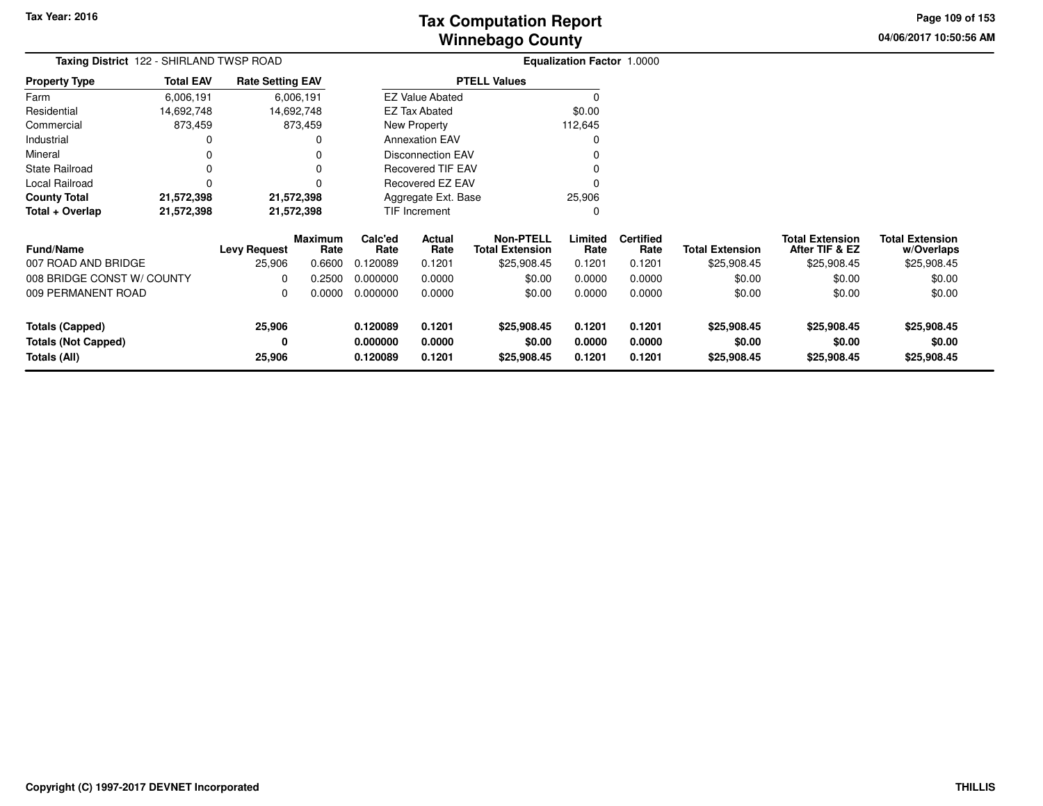# Tax Computation Report
## Winnebago County

Tax Year: 2016

04/06/2017 10:50:56 AM

**Taxing District** 122 - SHIRLAND TWSP ROAD

**Equalization Factor** 1.0000

| Property Type | Total EAV | Rate Setting EAV |
|---|---|---|
| Farm | 6,006,191 | 6,006,191 |
| Residential | 14,692,748 | 14,692,748 |
| Commercial | 873,459 | 873,459 |
| Industrial | 0 | 0 |
| Mineral | 0 | 0 |
| State Railroad | 0 | 0 |
| Local Railroad | 0 | 0 |
| **County Total** | **21,572,398** | **21,572,398** |
| **Total + Overlap** | **21,572,398** | **21,572,398** |

| PTELL Values | |
|---|---|
| EZ Value Abated | 0 |
| EZ Tax Abated | $0.00 |
| New Property | 112,645 |
| Annexation EAV | 0 |
| Disconnection EAV | 0 |
| Recovered TIF EAV | 0 |
| Recovered EZ EAV | 0 |
| Aggregate Ext. Base | 25,906 |
| TIF Increment | 0 |

| Fund/Name | Levy Request | Maximum Rate | Calc'ed Rate | Actual Rate | Non-PTELL Total Extension | Limited Rate | Certified Rate | Total Extension | Total Extension After TIF & EZ | Total Extension w/Overlaps |
|---|---|---|---|---|---|---|---|---|---|---|
| 007 ROAD AND BRIDGE | 25,906 | 0.6600 | 0.120089 | 0.1201 | $25,908.45 | 0.1201 | 0.1201 | $25,908.45 | $25,908.45 | $25,908.45 |
| 008 BRIDGE CONST W/ COUNTY | 0 | 0.2500 | 0.000000 | 0.0000 | $0.00 | 0.0000 | 0.0000 | $0.00 | $0.00 | $0.00 |
| 009 PERMANENT ROAD | 0 | 0.0000 | 0.000000 | 0.0000 | $0.00 | 0.0000 | 0.0000 | $0.00 | $0.00 | $0.00 |
| **Totals (Capped)** | **25,906** | | **0.120089** | **0.1201** | **$25,908.45** | **0.1201** | **0.1201** | **$25,908.45** | **$25,908.45** | **$25,908.45** |
| **Totals (Not Capped)** | **0** | | **0.000000** | **0.0000** | **$0.00** | **0.0000** | **0.0000** | **$0.00** | **$0.00** | **$0.00** |
| **Totals (All)** | **25,906** | | **0.120089** | **0.1201** | **$25,908.45** | **0.1201** | **0.1201** | **$25,908.45** | **$25,908.45** | **$25,908.45** |

Copyright (C) 1997-2017 DEVNET Incorporated

THILLIS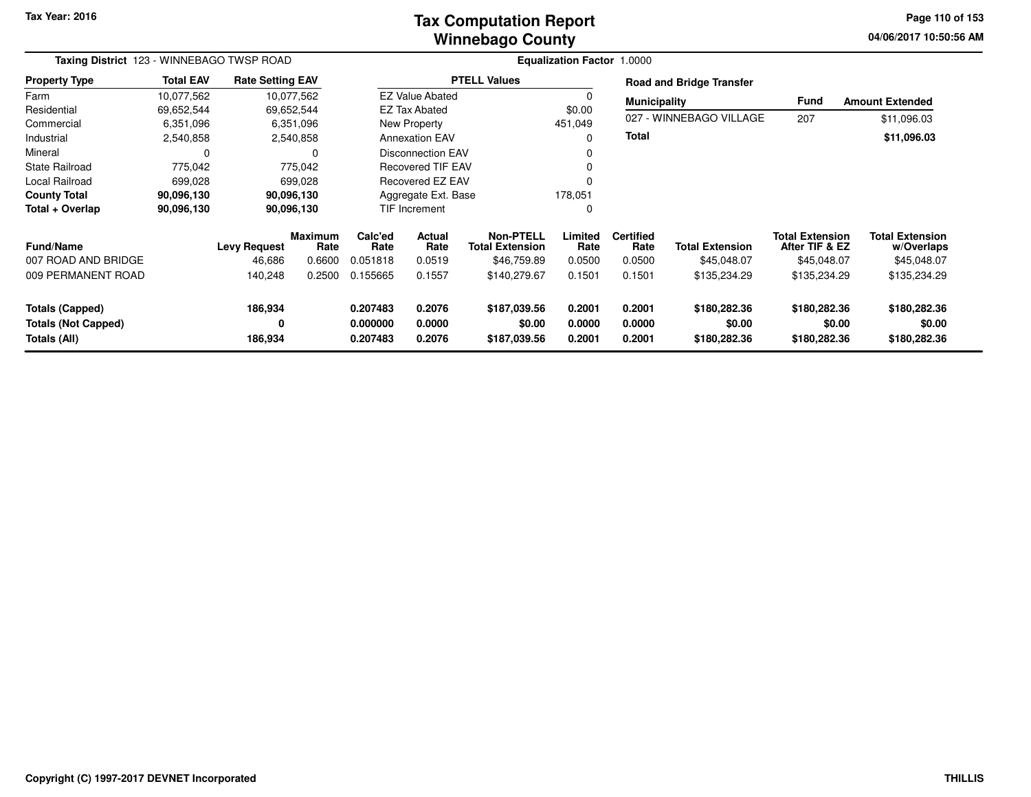Tax Year: 2016

# Tax Computation Report
# Winnebago County

04/06/2017 10:50:56 AM

**Taxing District** 123 - WINNEBAGO TWSP ROAD

**Equalization Factor** 1.0000

| Property Type | Total EAV | Rate Setting EAV |
|---|---|---|
| Farm | 10,077,562 | 10,077,562 |
| Residential | 69,652,544 | 69,652,544 |
| Commercial | 6,351,096 | 6,351,096 |
| Industrial | 2,540,858 | 2,540,858 |
| Mineral | 0 | 0 |
| State Railroad | 775,042 | 775,042 |
| Local Railroad | 699,028 | 699,028 |
| **County Total** | **90,096,130** | **90,096,130** |
| **Total + Overlap** | **90,096,130** | **90,096,130** |

| PTELL Values | |
|---|---|
| EZ Value Abated | 0 |
| EZ Tax Abated | $0.00 |
| New Property | 451,049 |
| Annexation EAV | 0 |
| Disconnection EAV | 0 |
| Recovered TIF EAV | 0 |
| Recovered EZ EAV | 0 |
| Aggregate Ext. Base | 178,051 |
| TIF Increment | 0 |

**Road and Bridge Transfer**

| Municipality | Fund | Amount Extended |
|---|---|---|
| 027 - WINNEBAGO VILLAGE | 207 | $11,096.03 |
| **Total** | | **$11,096.03** |

| Fund/Name | Levy Request | Maximum Rate | Calc'ed Rate | Actual Rate | Non-PTELL Total Extension | Limited Rate | Certified Rate | Total Extension | Total Extension After TIF & EZ | Total Extension w/Overlaps |
|---|---|---|---|---|---|---|---|---|---|---|
| 007 ROAD AND BRIDGE | 46,686 | 0.6600 | 0.051818 | 0.0519 | $46,759.89 | 0.0500 | 0.0500 | $45,048.07 | $45,048.07 | $45,048.07 |
| 009 PERMANENT ROAD | 140,248 | 0.2500 | 0.155665 | 0.1557 | $140,279.67 | 0.1501 | 0.1501 | $135,234.29 | $135,234.29 | $135,234.29 |
| **Totals (Capped)** | **186,934** | | **0.207483** | **0.2076** | **$187,039.56** | **0.2001** | **0.2001** | **$180,282.36** | **$180,282.36** | **$180,282.36** |
| **Totals (Not Capped)** | **0** | | **0.000000** | **0.0000** | **$0.00** | **0.0000** | **0.0000** | **$0.00** | **$0.00** | **$0.00** |
| **Totals (All)** | **186,934** | | **0.207483** | **0.2076** | **$187,039.56** | **0.2001** | **0.2001** | **$180,282.36** | **$180,282.36** | **$180,282.36** |

Copyright (C) 1997-2017 DEVNET Incorporated

THILLIS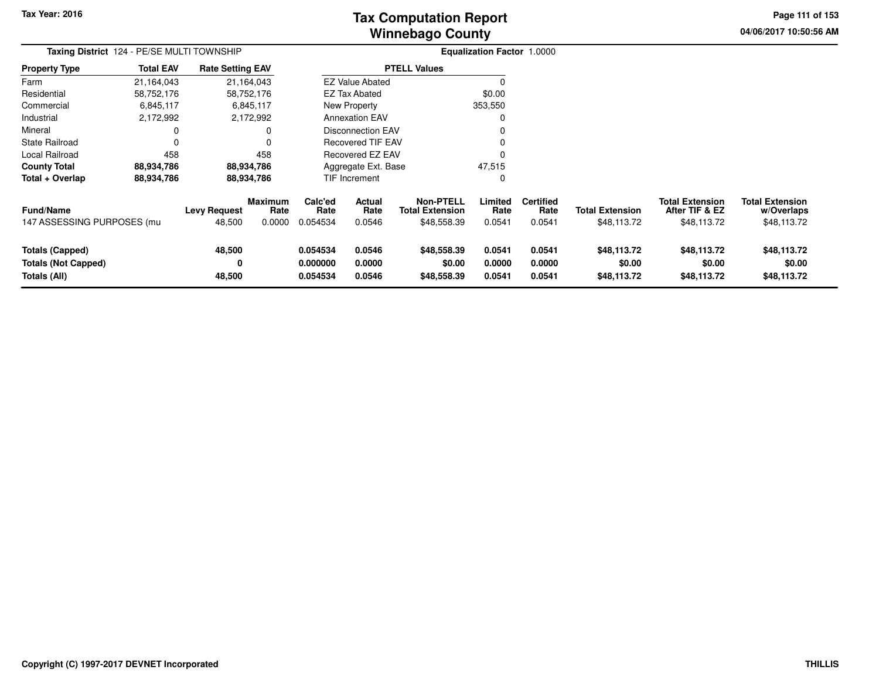Tax Year: 2016

# Tax Computation Report
# Winnebago County

04/06/2017 10:50:56 AM

**Taxing District** 124 - PE/SE MULTI TOWNSHIP

**Equalization Factor** 1.0000

| Property Type | Total EAV | Rate Setting EAV |
|---|---|---|
| Farm | 21,164,043 | 21,164,043 |
| Residential | 58,752,176 | 58,752,176 |
| Commercial | 6,845,117 | 6,845,117 |
| Industrial | 2,172,992 | 2,172,992 |
| Mineral | 0 | 0 |
| State Railroad | 0 | 0 |
| Local Railroad | 458 | 458 |
| **County Total** | **88,934,786** | **88,934,786** |
| **Total + Overlap** | **88,934,786** | **88,934,786** |

| PTELL Values | |
|---|---|
| EZ Value Abated | 0 |
| EZ Tax Abated | $0.00 |
| New Property | 353,550 |
| Annexation EAV | 0 |
| Disconnection EAV | 0 |
| Recovered TIF EAV | 0 |
| Recovered EZ EAV | 0 |
| Aggregate Ext. Base | 47,515 |
| TIF Increment | 0 |

| Fund/Name | Levy Request | Maximum Rate | Calc'ed Rate | Actual Rate | Non-PTELL Total Extension | Limited Rate | Certified Rate | Total Extension | Total Extension After TIF & EZ | Total Extension w/Overlaps |
|---|---|---|---|---|---|---|---|---|---|---|
| 147 ASSESSING PURPOSES (mu | 48,500 | 0.0000 | 0.054534 | 0.0546 | $48,558.39 | 0.0541 | 0.0541 | $48,113.72 | $48,113.72 | $48,113.72 |
| **Totals (Capped)** | **48,500** | | **0.054534** | **0.0546** | **$48,558.39** | **0.0541** | **0.0541** | **$48,113.72** | **$48,113.72** | **$48,113.72** |
| **Totals (Not Capped)** | **0** | | **0.000000** | **0.0000** | **$0.00** | **0.0000** | **0.0000** | **$0.00** | **$0.00** | **$0.00** |
| **Totals (All)** | **48,500** | | **0.054534** | **0.0546** | **$48,558.39** | **0.0541** | **0.0541** | **$48,113.72** | **$48,113.72** | **$48,113.72** |

Copyright (C) 1997-2017 DEVNET Incorporated

THILLIS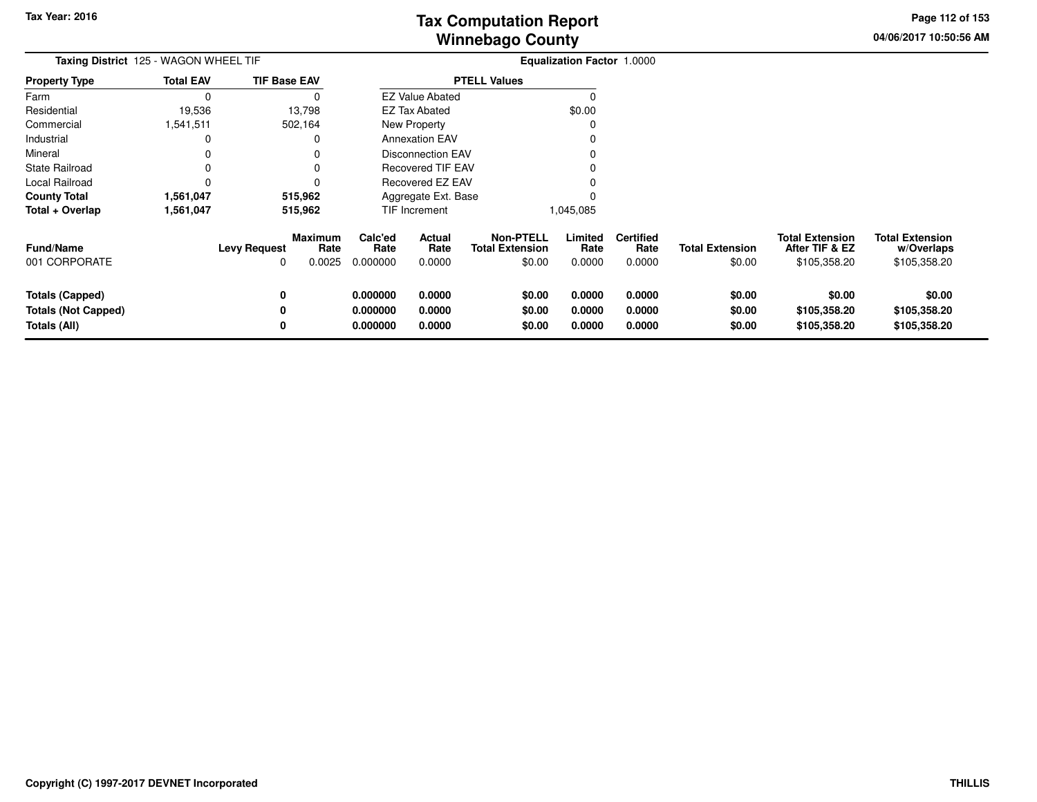**Taxing District** 125 - WAGON WHEEL TIF

**Equalization Factor** 1.0000

| Property Type | Total EAV | TIF Base EAV |
|---|---|---|
| Farm | 0 | 0 |
| Residential | 19,536 | 13,798 |
| Commercial | 1,541,511 | 502,164 |
| Industrial | 0 | 0 |
| Mineral | 0 | 0 |
| State Railroad | 0 | 0 |
| Local Railroad | 0 | 0 |
| **County Total** | **1,561,047** | **515,962** |
| **Total + Overlap** | **1,561,047** | **515,962** |

| PTELL Values | |
|---|---|
| EZ Value Abated | 0 |
| EZ Tax Abated | $0.00 |
| New Property | 0 |
| Annexation EAV | 0 |
| Disconnection EAV | 0 |
| Recovered TIF EAV | 0 |
| Recovered EZ EAV | 0 |
| Aggregate Ext. Base | 0 |
| TIF Increment | 1,045,085 |

| Fund/Name | Levy Request | Maximum Rate | Calc'ed Rate | Actual Rate | Non-PTELL Total Extension | Limited Rate | Certified Rate | Total Extension | Total Extension After TIF & EZ | Total Extension w/Overlaps |
|---|---|---|---|---|---|---|---|---|---|---|
| 001 CORPORATE | 0 | 0.0025 | 0.000000 | 0.0000 | $0.00 | 0.0000 | 0.0000 | $0.00 | $105,358.20 | $105,358.20 |
| **Totals (Capped)** | **0** | | **0.000000** | **0.0000** | **$0.00** | **0.0000** | **0.0000** | **$0.00** | **$0.00** | **$0.00** |
| **Totals (Not Capped)** | **0** | | **0.000000** | **0.0000** | **$0.00** | **0.0000** | **0.0000** | **$0.00** | **$105,358.20** | **$105,358.20** |
| **Totals (All)** | **0** | | **0.000000** | **0.0000** | **$0.00** | **0.0000** | **0.0000** | **$0.00** | **$105,358.20** | **$105,358.20** |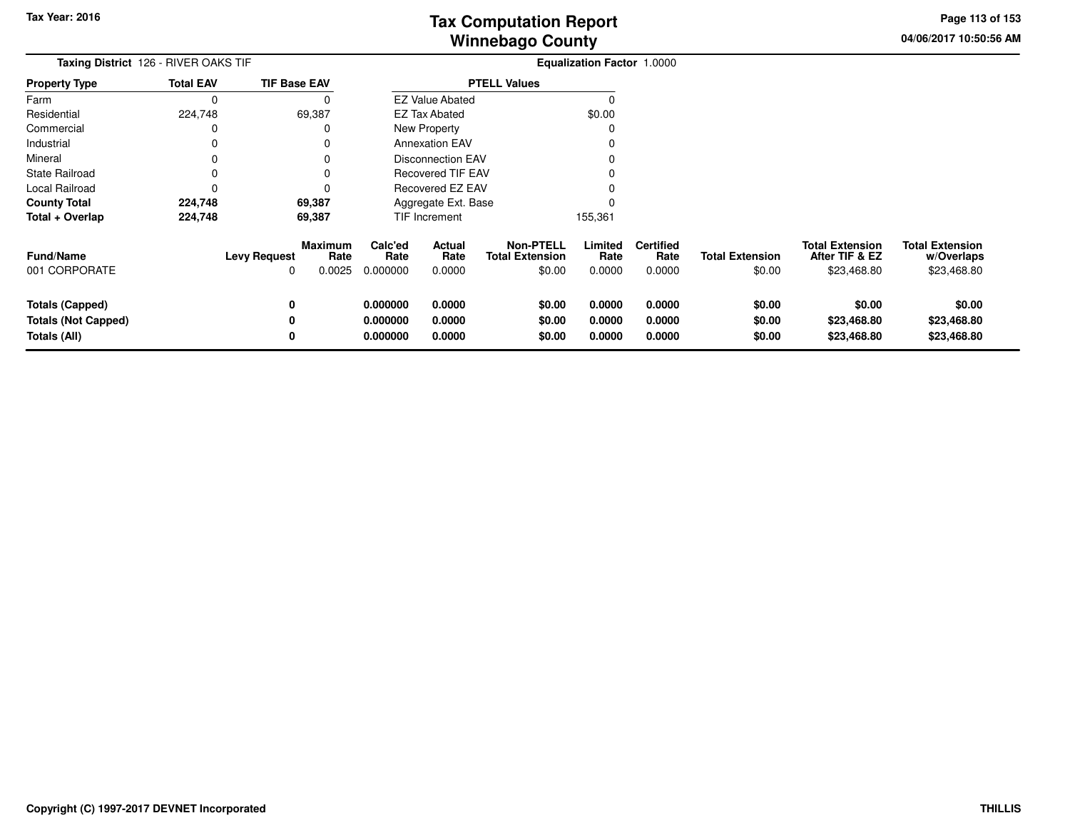Tax Year: 2016

# Tax Computation Report
# Winnebago County

04/06/2017 10:50:56 AM

**Taxing District** 126 - RIVER OAKS TIF

**Equalization Factor** 1.0000

| Property Type | Total EAV | TIF Base EAV |
|---|---|---|
| Farm | 0 | 0 |
| Residential | 224,748 | 69,387 |
| Commercial | 0 | 0 |
| Industrial | 0 | 0 |
| Mineral | 0 | 0 |
| State Railroad | 0 | 0 |
| Local Railroad | 0 | 0 |
| **County Total** | **224,748** | **69,387** |
| **Total + Overlap** | **224,748** | **69,387** |

| PTELL Values | |
|---|---|
| EZ Value Abated | 0 |
| EZ Tax Abated | $0.00 |
| New Property | 0 |
| Annexation EAV | 0 |
| Disconnection EAV | 0 |
| Recovered TIF EAV | 0 |
| Recovered EZ EAV | 0 |
| Aggregate Ext. Base | 0 |
| TIF Increment | 155,361 |

| Fund/Name | Levy Request | Maximum Rate | Calc'ed Rate | Actual Rate | Non-PTELL Total Extension | Limited Rate | Certified Rate | Total Extension | Total Extension After TIF & EZ | Total Extension w/Overlaps |
|---|---|---|---|---|---|---|---|---|---|---|
| 001 CORPORATE | 0 | 0.0025 | 0.000000 | 0.0000 | $0.00 | 0.0000 | 0.0000 | $0.00 | $23,468.80 | $23,468.80 |
| **Totals (Capped)** | **0** | | **0.000000** | **0.0000** | **$0.00** | **0.0000** | **0.0000** | **$0.00** | **$0.00** | **$0.00** |
| **Totals (Not Capped)** | **0** | | **0.000000** | **0.0000** | **$0.00** | **0.0000** | **0.0000** | **$0.00** | **$23,468.80** | **$23,468.80** |
| **Totals (All)** | **0** | | **0.000000** | **0.0000** | **$0.00** | **0.0000** | **0.0000** | **$0.00** | **$23,468.80** | **$23,468.80** |

Copyright (C) 1997-2017 DEVNET Incorporated

THILLIS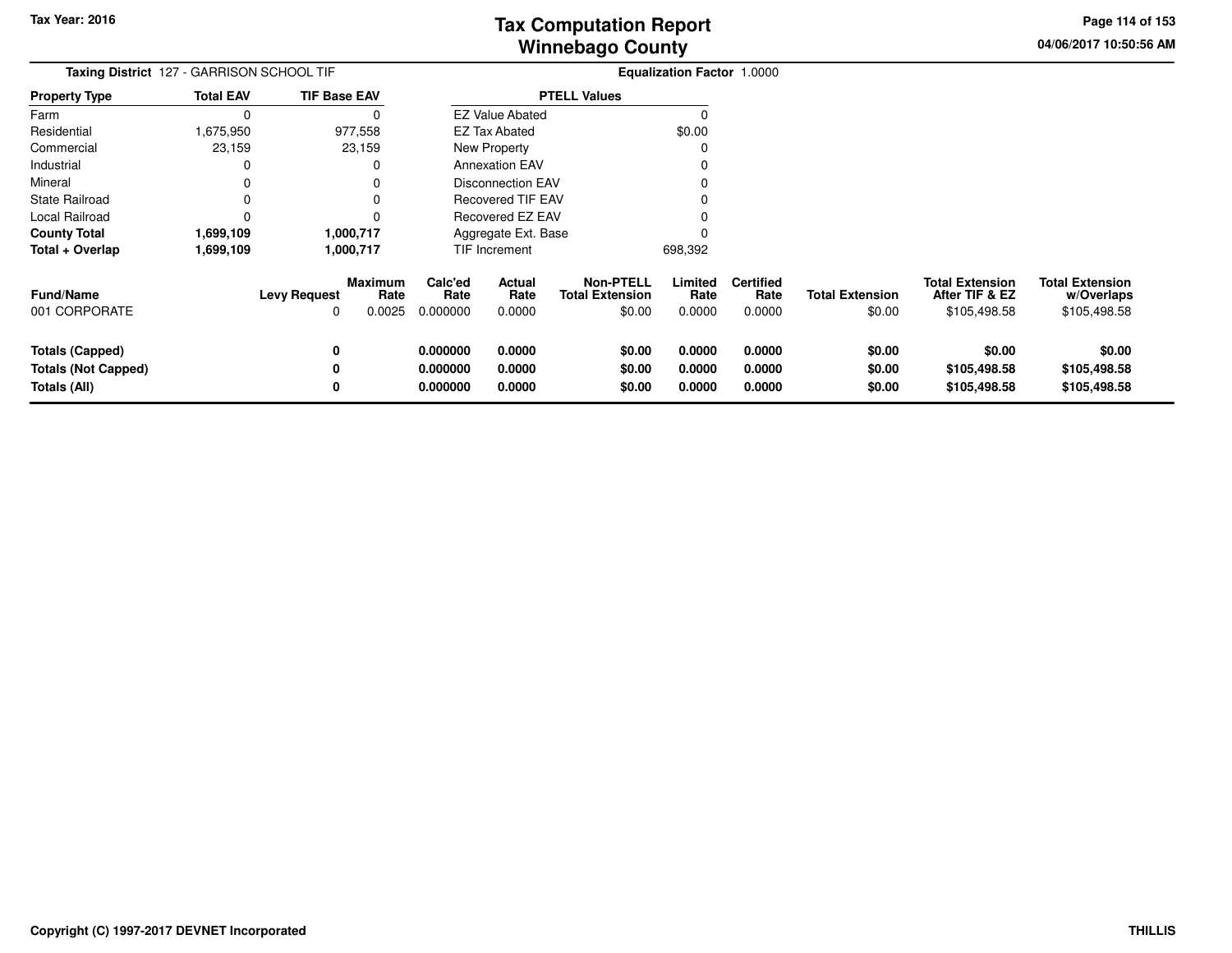Tax Year: 2016

# Tax Computation Report
## Winnebago County

04/06/2017 10:50:56 AM

**Taxing District** 127 - GARRISON SCHOOL TIF

**Equalization Factor** 1.0000

| Property Type | Total EAV | TIF Base EAV |
|---|---|---|
| Farm | 0 | 0 |
| Residential | 1,675,950 | 977,558 |
| Commercial | 23,159 | 23,159 |
| Industrial | 0 | 0 |
| Mineral | 0 | 0 |
| State Railroad | 0 | 0 |
| Local Railroad | 0 | 0 |
| **County Total** | **1,699,109** | **1,000,717** |
| **Total + Overlap** | **1,699,109** | **1,000,717** |

| PTELL Values | |
|---|---|
| EZ Value Abated | 0 |
| EZ Tax Abated | $0.00 |
| New Property | 0 |
| Annexation EAV | 0 |
| Disconnection EAV | 0 |
| Recovered TIF EAV | 0 |
| Recovered EZ EAV | 0 |
| Aggregate Ext. Base | 0 |
| TIF Increment | 698,392 |

| Fund/Name | Levy Request | Maximum Rate | Calc'ed Rate | Actual Rate | Non-PTELL Total Extension | Limited Rate | Certified Rate | Total Extension | Total Extension After TIF & EZ | Total Extension w/Overlaps |
|---|---|---|---|---|---|---|---|---|---|---|
| 001 CORPORATE | 0 | 0.0025 | 0.000000 | 0.0000 | $0.00 | 0.0000 | 0.0000 | $0.00 | $105,498.58 | $105,498.58 |
| **Totals (Capped)** | **0** | | **0.000000** | **0.0000** | **$0.00** | **0.0000** | **0.0000** | **$0.00** | **$0.00** | **$0.00** |
| **Totals (Not Capped)** | **0** | | **0.000000** | **0.0000** | **$0.00** | **0.0000** | **0.0000** | **$0.00** | **$105,498.58** | **$105,498.58** |
| **Totals (All)** | **0** | | **0.000000** | **0.0000** | **$0.00** | **0.0000** | **0.0000** | **$0.00** | **$105,498.58** | **$105,498.58** |

Copyright (C) 1997-2017 DEVNET Incorporated

THILLIS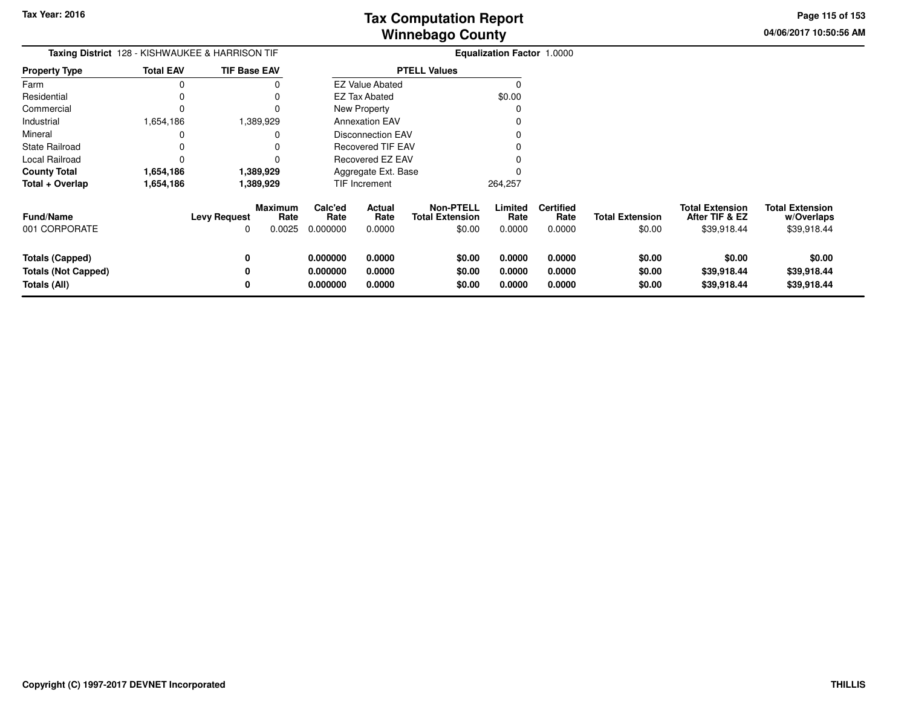# Tax Computation Report
## Winnebago County

**Tax Year: 2016**

04/06/2017 10:50:56 AM

**Taxing District** 128 - KISHWAUKEE & HARRISON TIF

**Equalization Factor** 1.0000

| Property Type | Total EAV | TIF Base EAV |
|---|---|---|
| Farm | 0 | 0 |
| Residential | 0 | 0 |
| Commercial | 0 | 0 |
| Industrial | 1,654,186 | 1,389,929 |
| Mineral | 0 | 0 |
| State Railroad | 0 | 0 |
| Local Railroad | 0 | 0 |
| **County Total** | **1,654,186** | **1,389,929** |
| **Total + Overlap** | **1,654,186** | **1,389,929** |

| PTELL Values | |
|---|---|
| EZ Value Abated | 0 |
| EZ Tax Abated | $0.00 |
| New Property | 0 |
| Annexation EAV | 0 |
| Disconnection EAV | 0 |
| Recovered TIF EAV | 0 |
| Recovered EZ EAV | 0 |
| Aggregate Ext. Base | 0 |
| TIF Increment | 264,257 |

| Fund/Name | Levy Request | Maximum Rate | Calc'ed Rate | Actual Rate | Non-PTELL Total Extension | Limited Rate | Certified Rate | Total Extension | Total Extension After TIF & EZ | Total Extension w/Overlaps |
|---|---|---|---|---|---|---|---|---|---|---|
| 001 CORPORATE | 0 | 0.0025 | 0.000000 | 0.0000 | $0.00 | 0.0000 | 0.0000 | $0.00 | $39,918.44 | $39,918.44 |
| **Totals (Capped)** | **0** | | **0.000000** | **0.0000** | **$0.00** | **0.0000** | **0.0000** | **$0.00** | **$0.00** | **$0.00** |
| **Totals (Not Capped)** | **0** | | **0.000000** | **0.0000** | **$0.00** | **0.0000** | **0.0000** | **$0.00** | **$39,918.44** | **$39,918.44** |
| **Totals (All)** | **0** | | **0.000000** | **0.0000** | **$0.00** | **0.0000** | **0.0000** | **$0.00** | **$39,918.44** | **$39,918.44** |

**Copyright (C) 1997-2017 DEVNET Incorporated**

**THILLIS**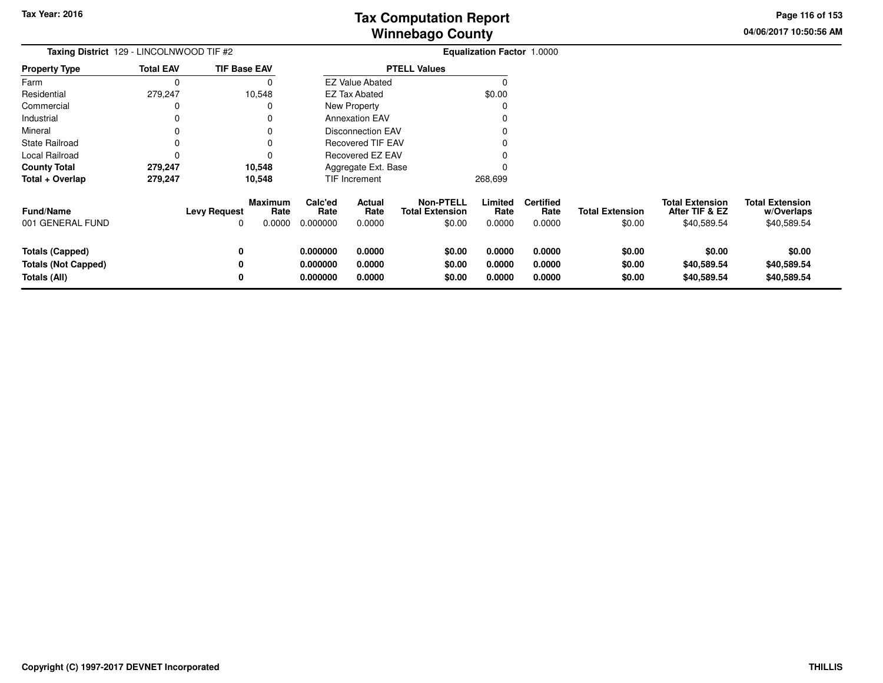# Tax Computation Report
## Winnebago County

Tax Year: 2016

04/06/2017 10:50:56 AM

**Taxing District** 129 - LINCOLNWOOD TIF #2

**Equalization Factor** 1.0000

| Property Type | Total EAV | TIF Base EAV |
|---|---|---|
| Farm | 0 | 0 |
| Residential | 279,247 | 10,548 |
| Commercial | 0 | 0 |
| Industrial | 0 | 0 |
| Mineral | 0 | 0 |
| State Railroad | 0 | 0 |
| Local Railroad | 0 | 0 |
| **County Total** | **279,247** | **10,548** |
| **Total + Overlap** | **279,247** | **10,548** |

| PTELL Values | |
|---|---|
| EZ Value Abated | 0 |
| EZ Tax Abated | $0.00 |
| New Property | 0 |
| Annexation EAV | 0 |
| Disconnection EAV | 0 |
| Recovered TIF EAV | 0 |
| Recovered EZ EAV | 0 |
| Aggregate Ext. Base | 0 |
| TIF Increment | 268,699 |

| Fund/Name | Levy Request | Maximum Rate | Calc'ed Rate | Actual Rate | Non-PTELL Total Extension | Limited Rate | Certified Rate | Total Extension | Total Extension After TIF & EZ | Total Extension w/Overlaps |
|---|---|---|---|---|---|---|---|---|---|---|
| 001 GENERAL FUND | 0 | 0.0000 | 0.000000 | 0.0000 | $0.00 | 0.0000 | 0.0000 | $0.00 | $40,589.54 | $40,589.54 |
| **Totals (Capped)** | **0** | | **0.000000** | **0.0000** | **$0.00** | **0.0000** | **0.0000** | **$0.00** | **$0.00** | **$0.00** |
| **Totals (Not Capped)** | **0** | | **0.000000** | **0.0000** | **$0.00** | **0.0000** | **0.0000** | **$0.00** | **$40,589.54** | **$40,589.54** |
| **Totals (All)** | **0** | | **0.000000** | **0.0000** | **$0.00** | **0.0000** | **0.0000** | **$0.00** | **$40,589.54** | **$40,589.54** |

Copyright (C) 1997-2017 DEVNET Incorporated

THILLIS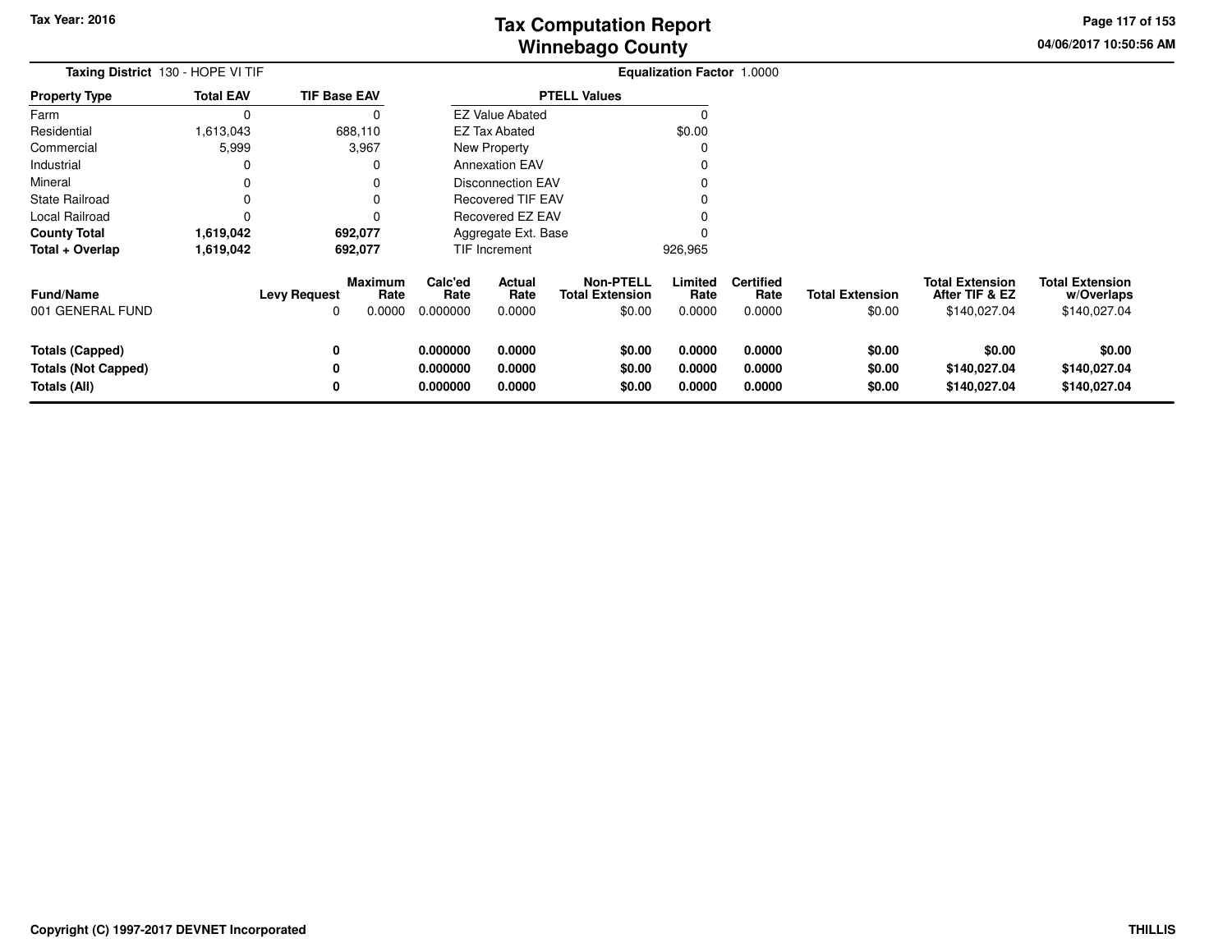# Tax Computation Report
## Winnebago County

Tax Year: 2016

04/06/2017 10:50:56 AM

**Taxing District** 130 - HOPE VI TIF

**Equalization Factor** 1.0000

| Property Type | Total EAV | TIF Base EAV |
|---|---|---|
| Farm | 0 | 0 |
| Residential | 1,613,043 | 688,110 |
| Commercial | 5,999 | 3,967 |
| Industrial | 0 | 0 |
| Mineral | 0 | 0 |
| State Railroad | 0 | 0 |
| Local Railroad | 0 | 0 |
| **County Total** | **1,619,042** | **692,077** |
| **Total + Overlap** | **1,619,042** | **692,077** |

| PTELL Values | |
|---|---|
| EZ Value Abated | 0 |
| EZ Tax Abated | $0.00 |
| New Property | 0 |
| Annexation EAV | 0 |
| Disconnection EAV | 0 |
| Recovered TIF EAV | 0 |
| Recovered EZ EAV | 0 |
| Aggregate Ext. Base | 0 |
| TIF Increment | 926,965 |

| Fund/Name | Levy Request | Maximum Rate | Calc'ed Rate | Actual Rate | Non-PTELL Total Extension | Limited Rate | Certified Rate | Total Extension | Total Extension After TIF & EZ | Total Extension w/Overlaps |
|---|---|---|---|---|---|---|---|---|---|---|
| 001 GENERAL FUND | 0 | 0.0000 | 0.000000 | 0.0000 | $0.00 | 0.0000 | 0.0000 | $0.00 | $140,027.04 | $140,027.04 |
| **Totals (Capped)** | **0** | | **0.000000** | **0.0000** | **$0.00** | **0.0000** | **0.0000** | **$0.00** | **$0.00** | **$0.00** |
| **Totals (Not Capped)** | **0** | | **0.000000** | **0.0000** | **$0.00** | **0.0000** | **0.0000** | **$0.00** | **$140,027.04** | **$140,027.04** |
| **Totals (All)** | **0** | | **0.000000** | **0.0000** | **$0.00** | **0.0000** | **0.0000** | **$0.00** | **$140,027.04** | **$140,027.04** |

Copyright (C) 1997-2017 DEVNET Incorporated

THILLIS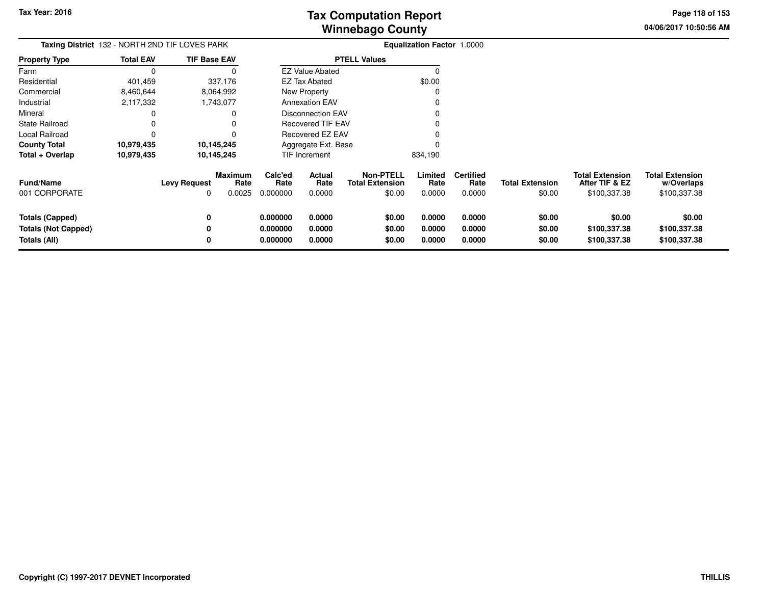# Tax Computation Report
## Winnebago County

Tax Year: 2016

04/06/2017 10:50:56 AM

**Taxing District** 132 - NORTH 2ND TIF LOVES PARK

**Equalization Factor** 1.0000

| Property Type | Total EAV | TIF Base EAV |
|---|---|---|
| Farm | 0 | 0 |
| Residential | 401,459 | 337,176 |
| Commercial | 8,460,644 | 8,064,992 |
| Industrial | 2,117,332 | 1,743,077 |
| Mineral | 0 | 0 |
| State Railroad | 0 | 0 |
| Local Railroad | 0 | 0 |
| **County Total** | **10,979,435** | **10,145,245** |
| **Total + Overlap** | **10,979,435** | **10,145,245** |

| PTELL Values | |
|---|---|
| EZ Value Abated | 0 |
| EZ Tax Abated | $0.00 |
| New Property | 0 |
| Annexation EAV | 0 |
| Disconnection EAV | 0 |
| Recovered TIF EAV | 0 |
| Recovered EZ EAV | 0 |
| Aggregate Ext. Base | 0 |
| TIF Increment | 834,190 |

| Fund/Name | Levy Request | Maximum Rate | Calc'ed Rate | Actual Rate | Non-PTELL Total Extension | Limited Rate | Certified Rate | Total Extension | Total Extension After TIF & EZ | Total Extension w/Overlaps |
|---|---|---|---|---|---|---|---|---|---|---|
| 001 CORPORATE | 0 | 0.0025 | 0.000000 | 0.0000 | $0.00 | 0.0000 | 0.0000 | $0.00 | $100,337.38 | $100,337.38 |
| **Totals (Capped)** | **0** | | **0.000000** | **0.0000** | **$0.00** | **0.0000** | **0.0000** | **$0.00** | **$0.00** | **$0.00** |
| **Totals (Not Capped)** | **0** | | **0.000000** | **0.0000** | **$0.00** | **0.0000** | **0.0000** | **$0.00** | **$100,337.38** | **$100,337.38** |
| **Totals (All)** | **0** | | **0.000000** | **0.0000** | **$0.00** | **0.0000** | **0.0000** | **$0.00** | **$100,337.38** | **$100,337.38** |

Copyright (C) 1997-2017 DEVNET Incorporated

THILLIS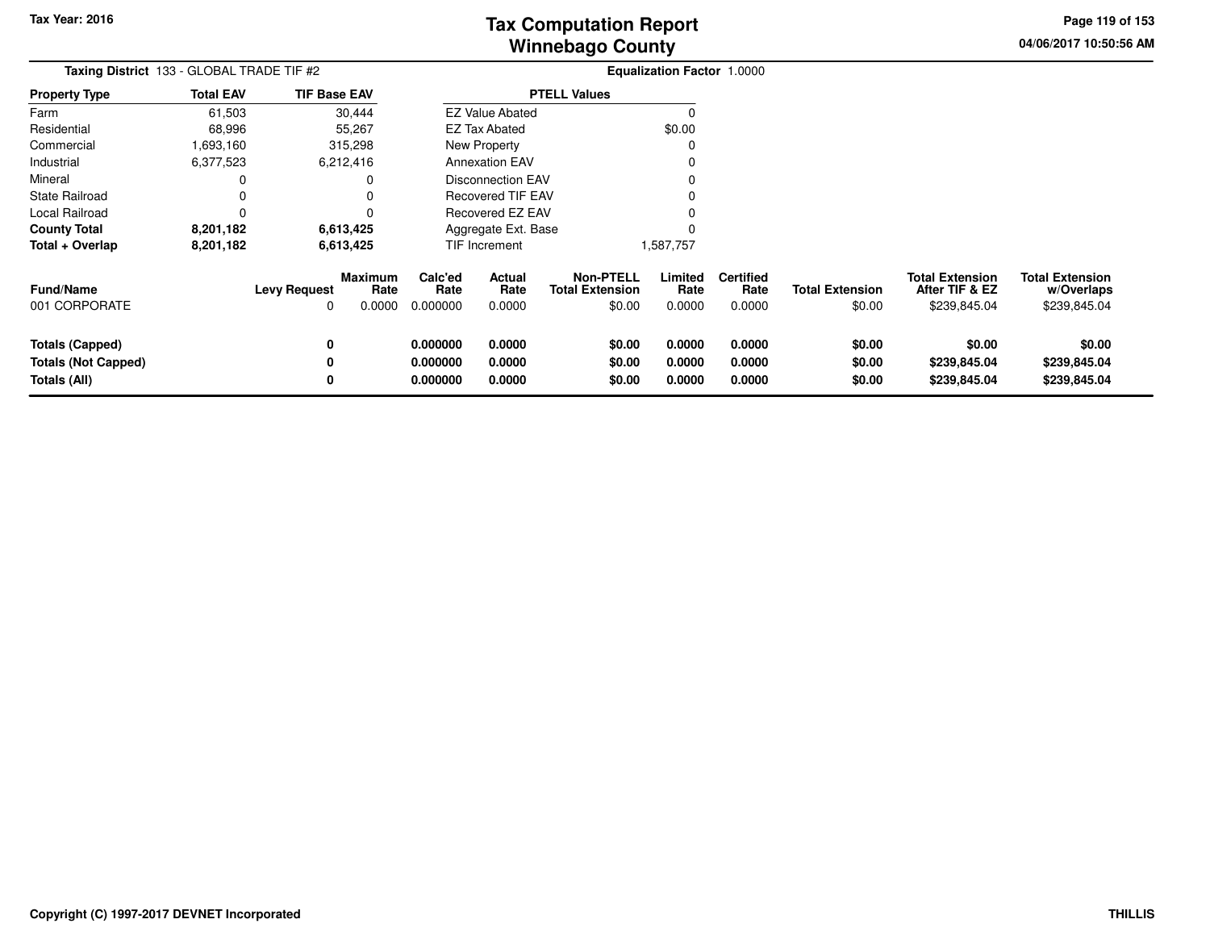# Tax Computation Report
## Winnebago County

Tax Year: 2016

04/06/2017 10:50:56 AM

**Taxing District** 133 - GLOBAL TRADE TIF #2

**Equalization Factor** 1.0000

| Property Type | Total EAV | TIF Base EAV |
|---|---|---|
| Farm | 61,503 | 30,444 |
| Residential | 68,996 | 55,267 |
| Commercial | 1,693,160 | 315,298 |
| Industrial | 6,377,523 | 6,212,416 |
| Mineral | 0 | 0 |
| State Railroad | 0 | 0 |
| Local Railroad | 0 | 0 |
| **County Total** | **8,201,182** | **6,613,425** |
| **Total + Overlap** | **8,201,182** | **6,613,425** |

| PTELL Values | |
|---|---|
| EZ Value Abated | 0 |
| EZ Tax Abated | $0.00 |
| New Property | 0 |
| Annexation EAV | 0 |
| Disconnection EAV | 0 |
| Recovered TIF EAV | 0 |
| Recovered EZ EAV | 0 |
| Aggregate Ext. Base | 0 |
| TIF Increment | 1,587,757 |

| Fund/Name | Levy Request | Maximum Rate | Calc'ed Rate | Actual Rate | Non-PTELL Total Extension | Limited Rate | Certified Rate | Total Extension | Total Extension After TIF & EZ | Total Extension w/Overlaps |
|---|---|---|---|---|---|---|---|---|---|---|
| 001 CORPORATE | 0 | 0.0000 | 0.000000 | 0.0000 | $0.00 | 0.0000 | 0.0000 | $0.00 | $239,845.04 | $239,845.04 |
| **Totals (Capped)** | **0** | | **0.000000** | **0.0000** | **$0.00** | **0.0000** | **0.0000** | **$0.00** | **$0.00** | **$0.00** |
| **Totals (Not Capped)** | **0** | | **0.000000** | **0.0000** | **$0.00** | **0.0000** | **0.0000** | **$0.00** | **$239,845.04** | **$239,845.04** |
| **Totals (All)** | **0** | | **0.000000** | **0.0000** | **$0.00** | **0.0000** | **0.0000** | **$0.00** | **$239,845.04** | **$239,845.04** |

Copyright (C) 1997-2017 DEVNET Incorporated

THILLIS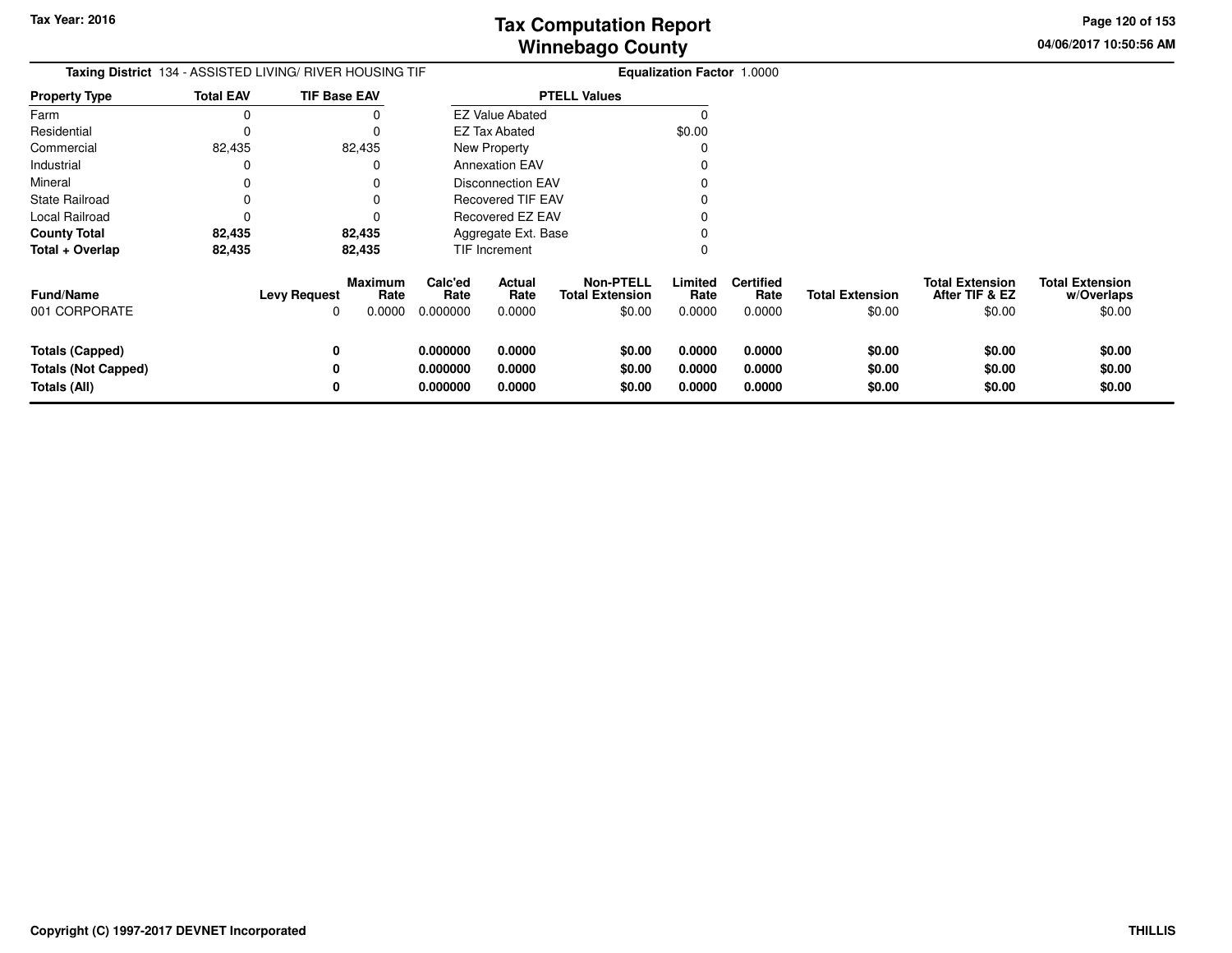# Tax Computation Report
## Winnebago County

Tax Year: 2016

04/06/2017 10:50:56 AM

**Taxing District** 134 - ASSISTED LIVING/ RIVER HOUSING TIF

**Equalization Factor** 1.0000

| Property Type | Total EAV | TIF Base EAV |
|---|---|---|
| Farm | 0 | 0 |
| Residential | 0 | 0 |
| Commercial | 82,435 | 82,435 |
| Industrial | 0 | 0 |
| Mineral | 0 | 0 |
| State Railroad | 0 | 0 |
| Local Railroad | 0 | 0 |
| **County Total** | **82,435** | **82,435** |
| **Total + Overlap** | **82,435** | **82,435** |

| PTELL Values | |
|---|---|
| EZ Value Abated | 0 |
| EZ Tax Abated | $0.00 |
| New Property | 0 |
| Annexation EAV | 0 |
| Disconnection EAV | 0 |
| Recovered TIF EAV | 0 |
| Recovered EZ EAV | 0 |
| Aggregate Ext. Base | 0 |
| TIF Increment | 0 |

| Fund/Name | Levy Request | Maximum Rate | Calc'ed Rate | Actual Rate | Non-PTELL Total Extension | Limited Rate | Certified Rate | Total Extension | Total Extension After TIF & EZ | Total Extension w/Overlaps |
|---|---|---|---|---|---|---|---|---|---|---|
| 001 CORPORATE | 0 | 0.0000 | 0.000000 | 0.0000 | $0.00 | 0.0000 | 0.0000 | $0.00 | $0.00 | $0.00 |
| **Totals (Capped)** | **0** | | **0.000000** | **0.0000** | **$0.00** | **0.0000** | **0.0000** | **$0.00** | **$0.00** | **$0.00** |
| **Totals (Not Capped)** | **0** | | **0.000000** | **0.0000** | **$0.00** | **0.0000** | **0.0000** | **$0.00** | **$0.00** | **$0.00** |
| **Totals (All)** | **0** | | **0.000000** | **0.0000** | **$0.00** | **0.0000** | **0.0000** | **$0.00** | **$0.00** | **$0.00** |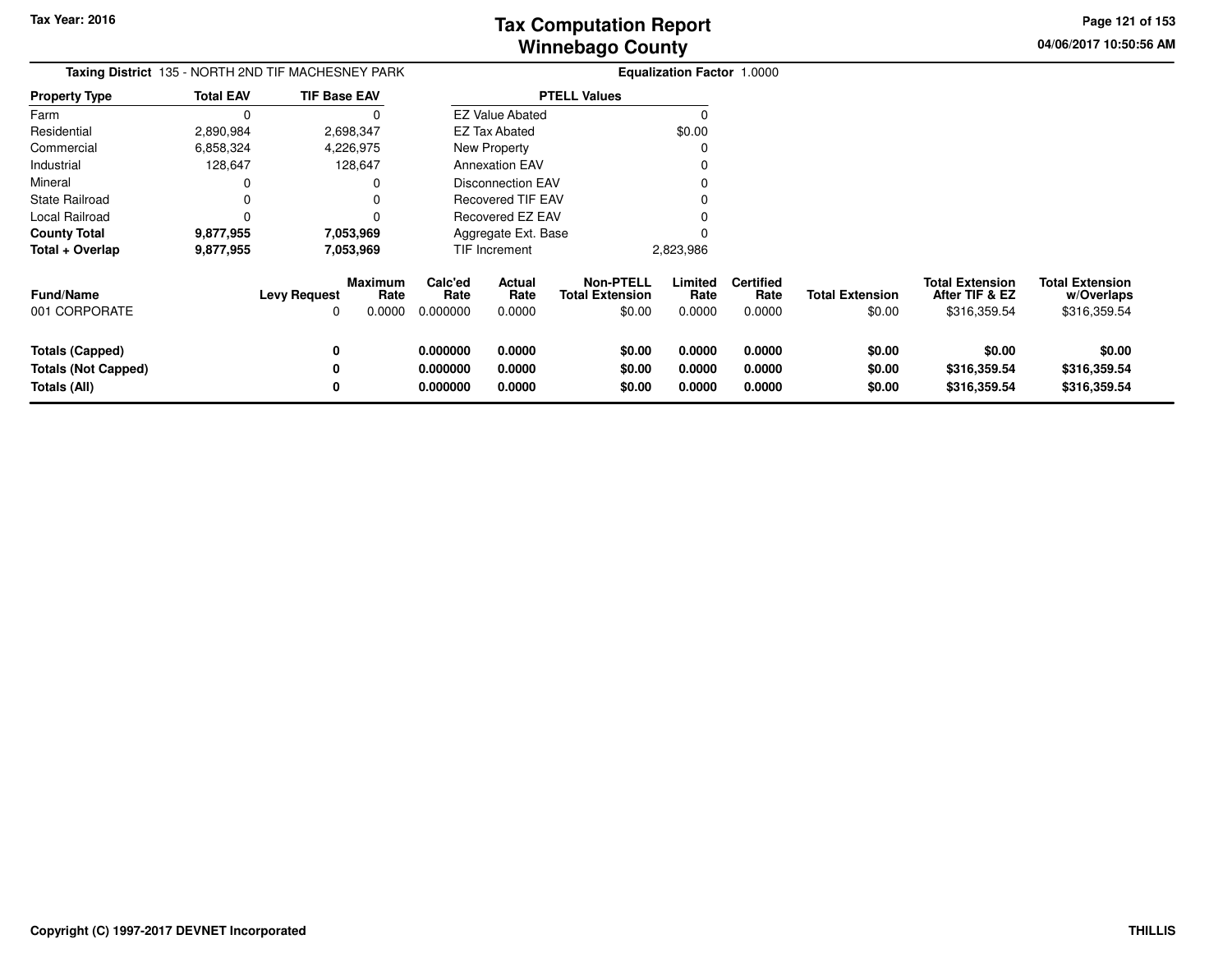# Tax Computation Report
## Winnebago County

Tax Year: 2016

04/06/2017 10:50:56 AM

**Taxing District** 135 - NORTH 2ND TIF MACHESNEY PARK

**Equalization Factor** 1.0000

| Property Type | Total EAV | TIF Base EAV |
|---|---|---|
| Farm | 0 | 0 |
| Residential | 2,890,984 | 2,698,347 |
| Commercial | 6,858,324 | 4,226,975 |
| Industrial | 128,647 | 128,647 |
| Mineral | 0 | 0 |
| State Railroad | 0 | 0 |
| Local Railroad | 0 | 0 |
| **County Total** | **9,877,955** | **7,053,969** |
| **Total + Overlap** | **9,877,955** | **7,053,969** |

| PTELL Values | |
|---|---|
| EZ Value Abated | 0 |
| EZ Tax Abated | $0.00 |
| New Property | 0 |
| Annexation EAV | 0 |
| Disconnection EAV | 0 |
| Recovered TIF EAV | 0 |
| Recovered EZ EAV | 0 |
| Aggregate Ext. Base | 0 |
| TIF Increment | 2,823,986 |

| Fund/Name | Levy Request | Maximum Rate | Calc'ed Rate | Actual Rate | Non-PTELL Total Extension | Limited Rate | Certified Rate | Total Extension | Total Extension After TIF & EZ | Total Extension w/Overlaps |
|---|---|---|---|---|---|---|---|---|---|---|
| 001 CORPORATE | 0 | 0.0000 | 0.000000 | 0.0000 | $0.00 | 0.0000 | 0.0000 | $0.00 | $316,359.54 | $316,359.54 |
| **Totals (Capped)** | **0** | | **0.000000** | **0.0000** | **$0.00** | **0.0000** | **0.0000** | **$0.00** | **$0.00** | **$0.00** |
| **Totals (Not Capped)** | **0** | | **0.000000** | **0.0000** | **$0.00** | **0.0000** | **0.0000** | **$0.00** | **$316,359.54** | **$316,359.54** |
| **Totals (All)** | **0** | | **0.000000** | **0.0000** | **$0.00** | **0.0000** | **0.0000** | **$0.00** | **$316,359.54** | **$316,359.54** |

Copyright (C) 1997-2017 DEVNET Incorporated

THILLIS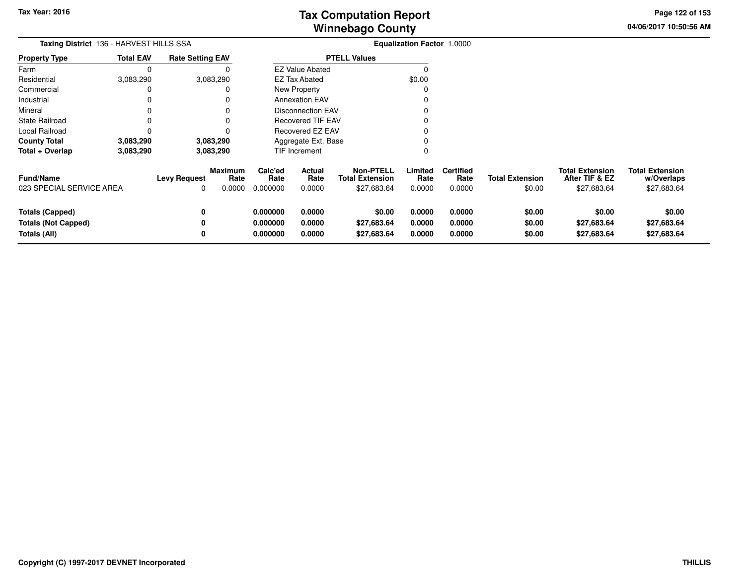# Tax Computation Report
# Winnebago County

Tax Year: 2016

04/06/2017 10:50:56 AM

**Taxing District** 136 - HARVEST HILLS SSA

**Equalization Factor** 1.0000

| Property Type | Total EAV | Rate Setting EAV |
|---|---|---|
| Farm | 0 | 0 |
| Residential | 3,083,290 | 3,083,290 |
| Commercial | 0 | 0 |
| Industrial | 0 | 0 |
| Mineral | 0 | 0 |
| State Railroad | 0 | 0 |
| Local Railroad | 0 | 0 |
| **County Total** | **3,083,290** | **3,083,290** |
| **Total + Overlap** | **3,083,290** | **3,083,290** |

| PTELL Values | |
|---|---|
| EZ Value Abated | 0 |
| EZ Tax Abated | $0.00 |
| New Property | 0 |
| Annexation EAV | 0 |
| Disconnection EAV | 0 |
| Recovered TIF EAV | 0 |
| Recovered EZ EAV | 0 |
| Aggregate Ext. Base | 0 |
| TIF Increment | 0 |

| Fund/Name | Levy Request | Maximum Rate | Calc'ed Rate | Actual Rate | Non-PTELL Total Extension | Limited Rate | Certified Rate | Total Extension | Total Extension After TIF & EZ | Total Extension w/Overlaps |
|---|---|---|---|---|---|---|---|---|---|---|
| 023 SPECIAL SERVICE AREA | 0 | 0.0000 | 0.000000 | 0.0000 | $27,683.64 | 0.0000 | 0.0000 | $0.00 | $27,683.64 | $27,683.64 |
| **Totals (Capped)** | **0** | | **0.000000** | **0.0000** | **$0.00** | **0.0000** | **0.0000** | **$0.00** | **$0.00** | **$0.00** |
| **Totals (Not Capped)** | **0** | | **0.000000** | **0.0000** | **$27,683.64** | **0.0000** | **0.0000** | **$0.00** | **$27,683.64** | **$27,683.64** |
| **Totals (All)** | **0** | | **0.000000** | **0.0000** | **$27,683.64** | **0.0000** | **0.0000** | **$0.00** | **$27,683.64** | **$27,683.64** |

Copyright (C) 1997-2017 DEVNET Incorporated

THILLIS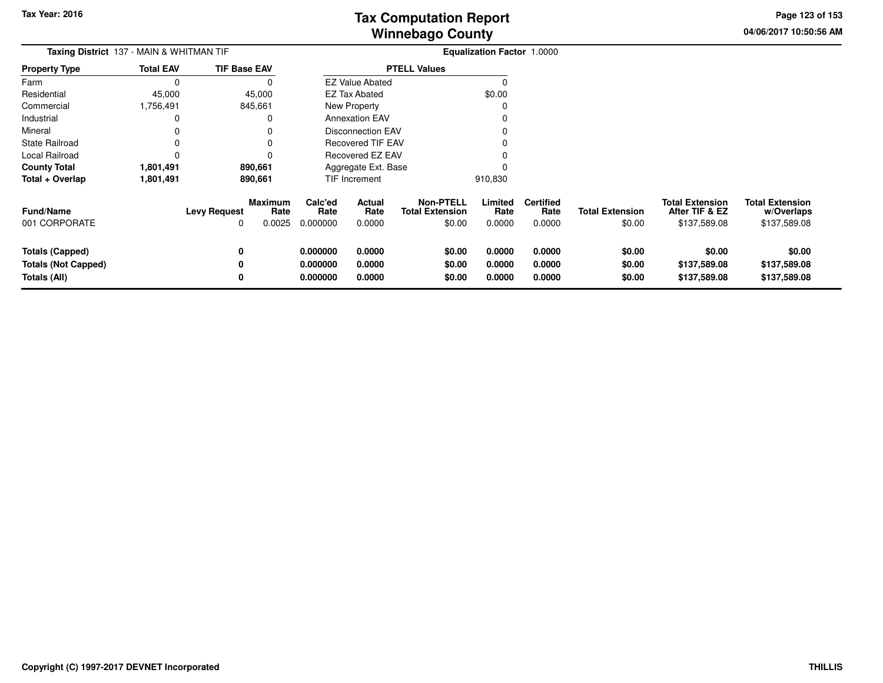**Tax Year: 2016**

# Tax Computation Report
## Winnebago County

04/06/2017 10:50:56 AM

**Taxing District** 137 - MAIN & WHITMAN TIF

**Equalization Factor** 1.0000

| Property Type | Total EAV | TIF Base EAV |
|---|---|---|
| Farm | 0 | 0 |
| Residential | 45,000 | 45,000 |
| Commercial | 1,756,491 | 845,661 |
| Industrial | 0 | 0 |
| Mineral | 0 | 0 |
| State Railroad | 0 | 0 |
| Local Railroad | 0 | 0 |
| **County Total** | **1,801,491** | **890,661** |
| **Total + Overlap** | **1,801,491** | **890,661** |

| PTELL Values | |
|---|---|
| EZ Value Abated | 0 |
| EZ Tax Abated | $0.00 |
| New Property | 0 |
| Annexation EAV | 0 |
| Disconnection EAV | 0 |
| Recovered TIF EAV | 0 |
| Recovered EZ EAV | 0 |
| Aggregate Ext. Base | 0 |
| TIF Increment | 910,830 |

| Fund/Name | Levy Request | Maximum Rate | Calc'ed Rate | Actual Rate | Non-PTELL Total Extension | Limited Rate | Certified Rate | Total Extension | Total Extension After TIF & EZ | Total Extension w/Overlaps |
|---|---|---|---|---|---|---|---|---|---|---|
| 001 CORPORATE | 0 | 0.0025 | 0.000000 | 0.0000 | $0.00 | 0.0000 | 0.0000 | $0.00 | $137,589.08 | $137,589.08 |
| **Totals (Capped)** | **0** | | **0.000000** | **0.0000** | **$0.00** | **0.0000** | **0.0000** | **$0.00** | **$0.00** | **$0.00** |
| **Totals (Not Capped)** | **0** | | **0.000000** | **0.0000** | **$0.00** | **0.0000** | **0.0000** | **$0.00** | **$137,589.08** | **$137,589.08** |
| **Totals (All)** | **0** | | **0.000000** | **0.0000** | **$0.00** | **0.0000** | **0.0000** | **$0.00** | **$137,589.08** | **$137,589.08** |

**Copyright (C) 1997-2017 DEVNET Incorporated** THILLIS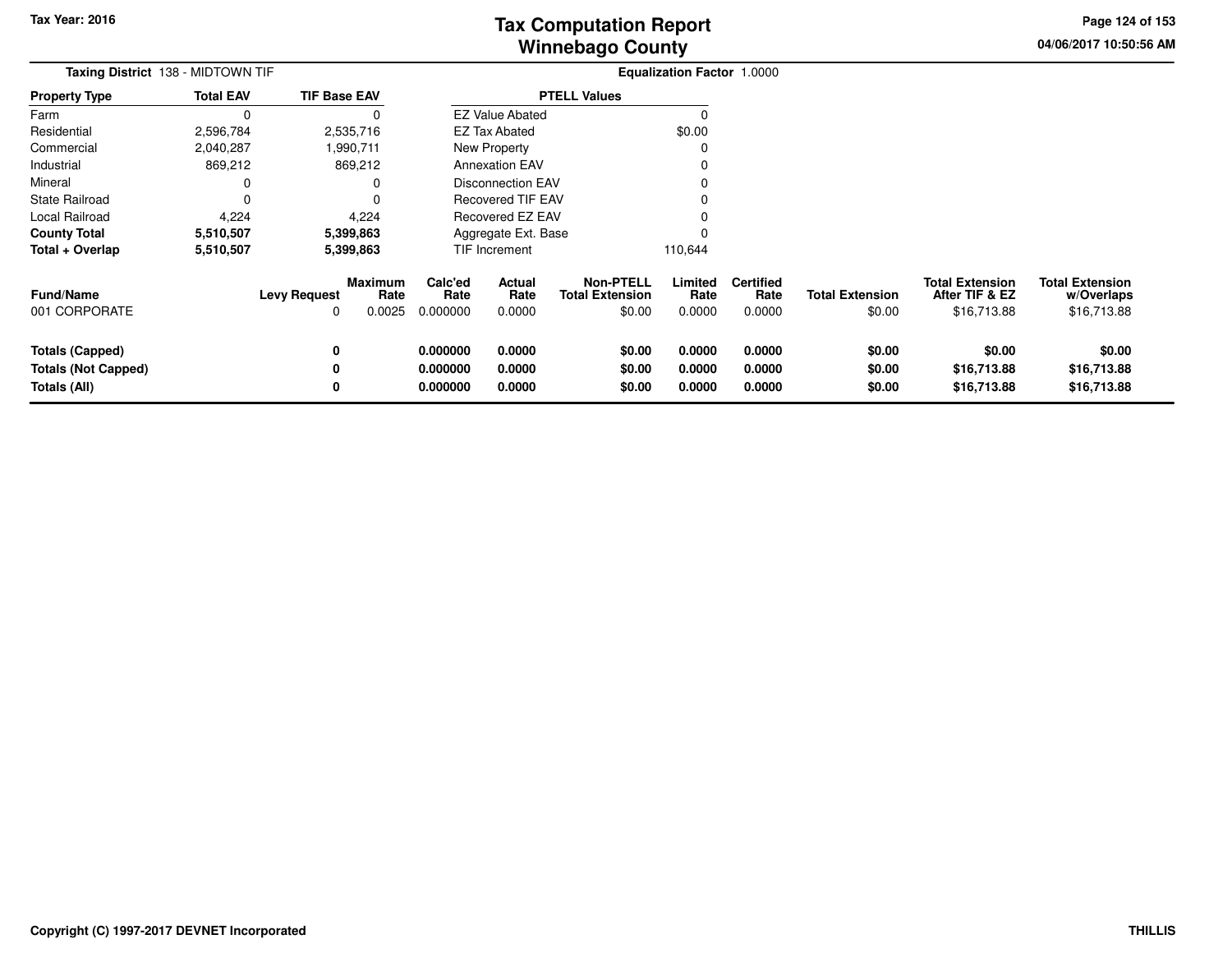# Tax Computation Report
## Winnebago County

Tax Year: 2016

04/06/2017 10:50:56 AM

**Taxing District** 138 - MIDTOWN TIF

**Equalization Factor** 1.0000

| Property Type | Total EAV | TIF Base EAV |
|---|---|---|
| Farm | 0 | 0 |
| Residential | 2,596,784 | 2,535,716 |
| Commercial | 2,040,287 | 1,990,711 |
| Industrial | 869,212 | 869,212 |
| Mineral | 0 | 0 |
| State Railroad | 0 | 0 |
| Local Railroad | 4,224 | 4,224 |
| **County Total** | **5,510,507** | **5,399,863** |
| **Total + Overlap** | **5,510,507** | **5,399,863** |

| PTELL Values | |
|---|---|
| EZ Value Abated | 0 |
| EZ Tax Abated | $0.00 |
| New Property | 0 |
| Annexation EAV | 0 |
| Disconnection EAV | 0 |
| Recovered TIF EAV | 0 |
| Recovered EZ EAV | 0 |
| Aggregate Ext. Base | 0 |
| TIF Increment | 110,644 |

| Fund/Name | Levy Request | Maximum Rate | Calc'ed Rate | Actual Rate | Non-PTELL Total Extension | Limited Rate | Certified Rate | Total Extension | Total Extension After TIF & EZ | Total Extension w/Overlaps |
|---|---|---|---|---|---|---|---|---|---|---|
| 001 CORPORATE | 0 | 0.0025 | 0.000000 | 0.0000 | $0.00 | 0.0000 | 0.0000 | $0.00 | $16,713.88 | $16,713.88 |
| **Totals (Capped)** | **0** | | **0.000000** | **0.0000** | **$0.00** | **0.0000** | **0.0000** | **$0.00** | **$0.00** | **$0.00** |
| **Totals (Not Capped)** | **0** | | **0.000000** | **0.0000** | **$0.00** | **0.0000** | **0.0000** | **$0.00** | **$16,713.88** | **$16,713.88** |
| **Totals (All)** | **0** | | **0.000000** | **0.0000** | **$0.00** | **0.0000** | **0.0000** | **$0.00** | **$16,713.88** | **$16,713.88** |

Copyright (C) 1997-2017 DEVNET Incorporated

THILLIS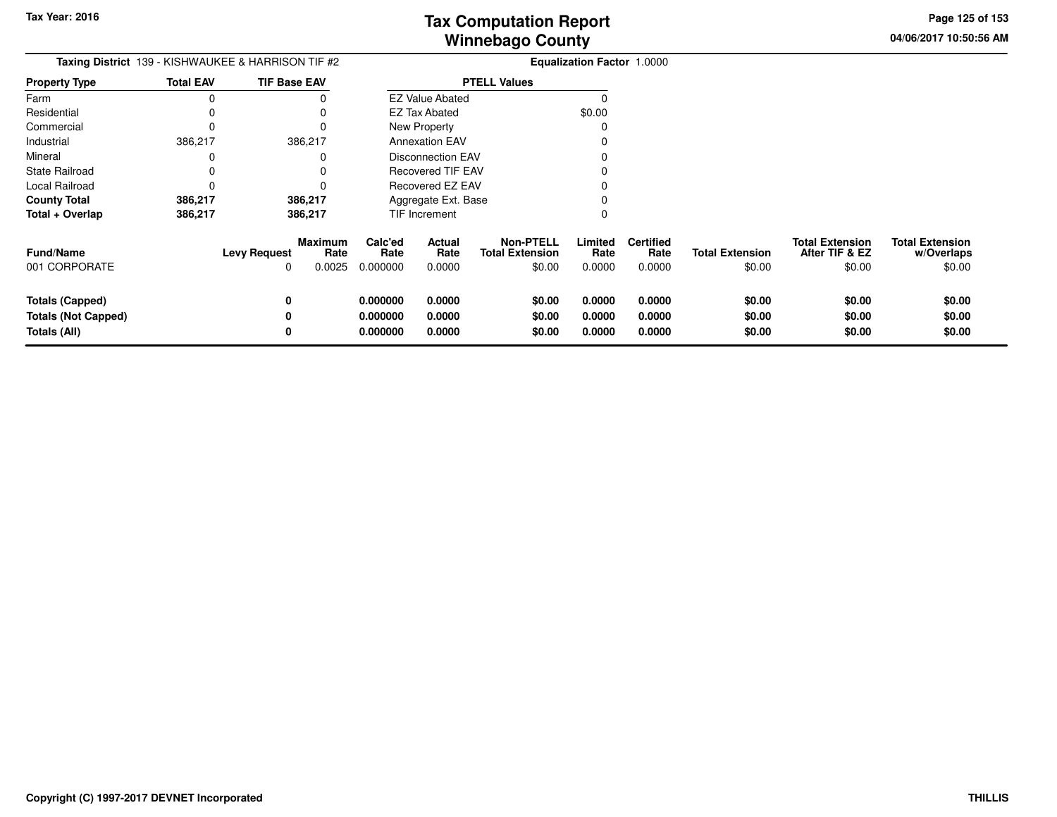# Tax Computation Report
## Winnebago County

Tax Year: 2016

04/06/2017 10:50:56 AM

**Taxing District** 139 - KISHWAUKEE & HARRISON TIF #2

**Equalization Factor** 1.0000

| Property Type | Total EAV | TIF Base EAV |
|---|---|---|
| Farm | 0 | 0 |
| Residential | 0 | 0 |
| Commercial | 0 | 0 |
| Industrial | 386,217 | 386,217 |
| Mineral | 0 | 0 |
| State Railroad | 0 | 0 |
| Local Railroad | 0 | 0 |
| **County Total** | **386,217** | **386,217** |
| **Total + Overlap** | **386,217** | **386,217** |

| PTELL Values | |
|---|---|
| EZ Value Abated | 0 |
| EZ Tax Abated | $0.00 |
| New Property | 0 |
| Annexation EAV | 0 |
| Disconnection EAV | 0 |
| Recovered TIF EAV | 0 |
| Recovered EZ EAV | 0 |
| Aggregate Ext. Base | 0 |
| TIF Increment | 0 |

| Fund/Name | Levy Request | Maximum Rate | Calc'ed Rate | Actual Rate | Non-PTELL Total Extension | Limited Rate | Certified Rate | Total Extension | Total Extension After TIF & EZ | Total Extension w/Overlaps |
|---|---|---|---|---|---|---|---|---|---|---|
| 001 CORPORATE | 0 | 0.0025 | 0.000000 | 0.0000 | $0.00 | 0.0000 | 0.0000 | $0.00 | $0.00 | $0.00 |
| **Totals (Capped)** | **0** | | **0.000000** | **0.0000** | **$0.00** | **0.0000** | **0.0000** | **$0.00** | **$0.00** | **$0.00** |
| **Totals (Not Capped)** | **0** | | **0.000000** | **0.0000** | **$0.00** | **0.0000** | **0.0000** | **$0.00** | **$0.00** | **$0.00** |
| **Totals (All)** | **0** | | **0.000000** | **0.0000** | **$0.00** | **0.0000** | **0.0000** | **$0.00** | **$0.00** | **$0.00** |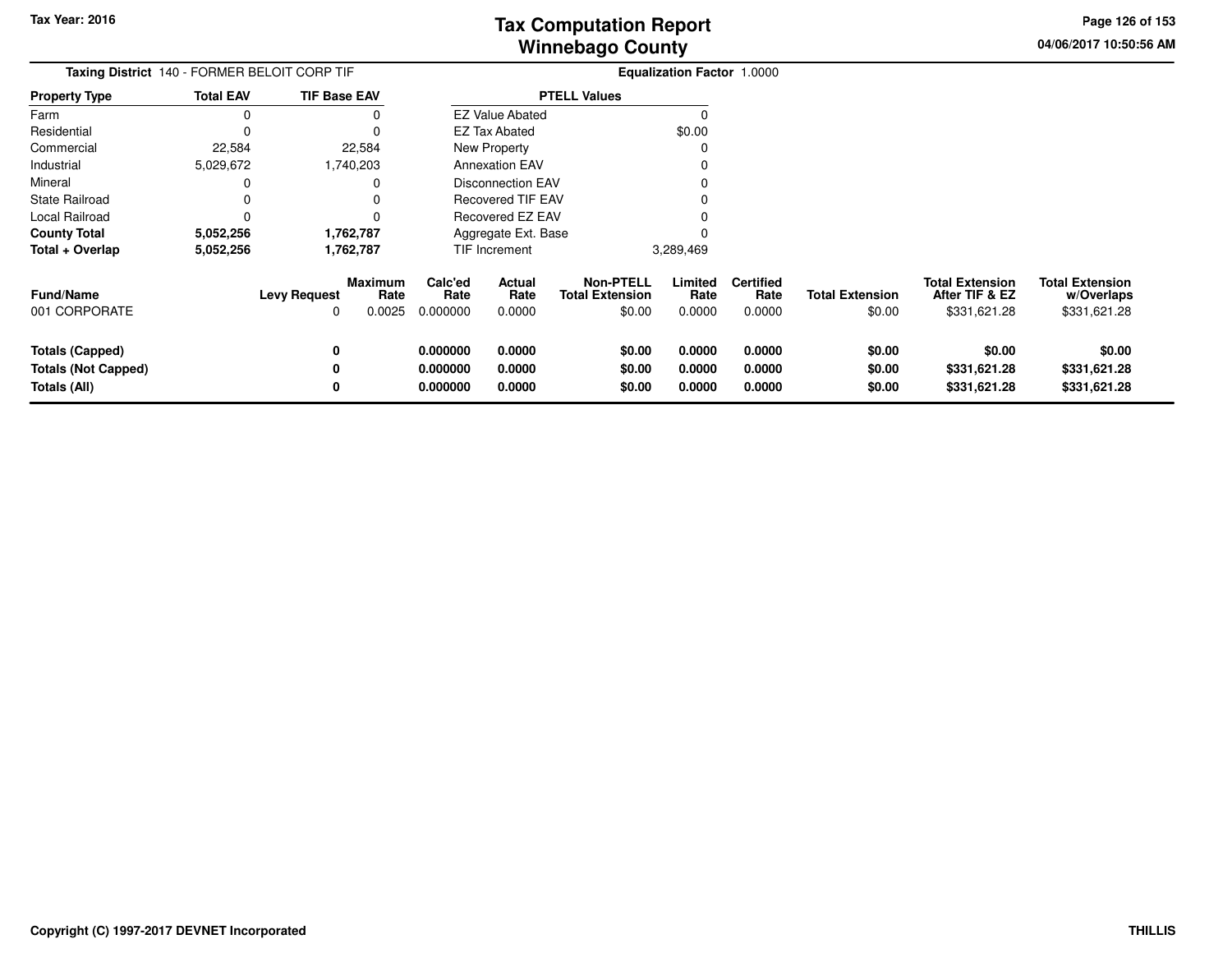**Tax Year: 2016**

# Tax Computation Report
# Winnebago County

04/06/2017 10:50:56 AM

**Taxing District** 140 - FORMER BELOIT CORP TIF

**Equalization Factor** 1.0000

| Property Type | Total EAV | TIF Base EAV |
|---|---|---|
| Farm | 0 | 0 |
| Residential | 0 | 0 |
| Commercial | 22,584 | 22,584 |
| Industrial | 5,029,672 | 1,740,203 |
| Mineral | 0 | 0 |
| State Railroad | 0 | 0 |
| Local Railroad | 0 | 0 |
| **County Total** | **5,052,256** | **1,762,787** |
| **Total + Overlap** | **5,052,256** | **1,762,787** |

| PTELL Values | |
|---|---|
| EZ Value Abated | 0 |
| EZ Tax Abated | $0.00 |
| New Property | 0 |
| Annexation EAV | 0 |
| Disconnection EAV | 0 |
| Recovered TIF EAV | 0 |
| Recovered EZ EAV | 0 |
| Aggregate Ext. Base | 0 |
| TIF Increment | 3,289,469 |

| Fund/Name | Levy Request | Maximum Rate | Calc'ed Rate | Actual Rate | Non-PTELL Total Extension | Limited Rate | Certified Rate | Total Extension | Total Extension After TIF & EZ | Total Extension w/Overlaps |
|---|---|---|---|---|---|---|---|---|---|---|
| 001 CORPORATE | 0 | 0.0025 | 0.000000 | 0.0000 | $0.00 | 0.0000 | 0.0000 | $0.00 | $331,621.28 | $331,621.28 |
| **Totals (Capped)** | **0** | | **0.000000** | **0.0000** | **$0.00** | **0.0000** | **0.0000** | **$0.00** | **$0.00** | **$0.00** |
| **Totals (Not Capped)** | **0** | | **0.000000** | **0.0000** | **$0.00** | **0.0000** | **0.0000** | **$0.00** | **$331,621.28** | **$331,621.28** |
| **Totals (All)** | **0** | | **0.000000** | **0.0000** | **$0.00** | **0.0000** | **0.0000** | **$0.00** | **$331,621.28** | **$331,621.28** |

**Copyright (C) 1997-2017 DEVNET Incorporated** THILLIS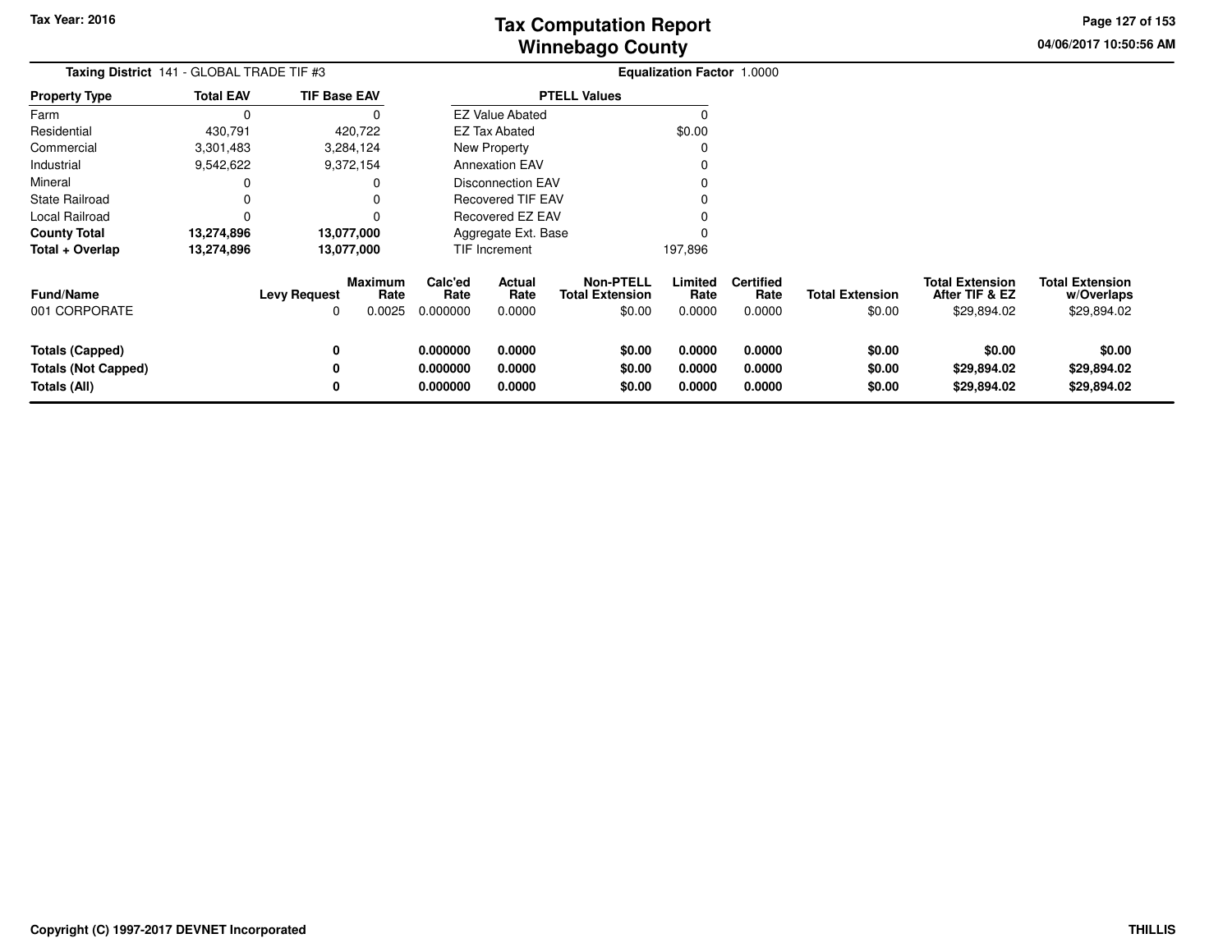# Tax Computation Report
## Winnebago County

Tax Year: 2016

04/06/2017 10:50:56 AM

**Taxing District** 141 - GLOBAL TRADE TIF #3 **Equalization Factor** 1.0000

| Property Type | Total EAV | TIF Base EAV |
|---|---|---|
| Farm | 0 | 0 |
| Residential | 430,791 | 420,722 |
| Commercial | 3,301,483 | 3,284,124 |
| Industrial | 9,542,622 | 9,372,154 |
| Mineral | 0 | 0 |
| State Railroad | 0 | 0 |
| Local Railroad | 0 | 0 |
| **County Total** | **13,274,896** | **13,077,000** |
| **Total + Overlap** | **13,274,896** | **13,077,000** |

| PTELL Values | |
|---|---|
| EZ Value Abated | 0 |
| EZ Tax Abated | $0.00 |
| New Property | 0 |
| Annexation EAV | 0 |
| Disconnection EAV | 0 |
| Recovered TIF EAV | 0 |
| Recovered EZ EAV | 0 |
| Aggregate Ext. Base | 0 |
| TIF Increment | 197,896 |

| Fund/Name | Levy Request | Maximum Rate | Calc'ed Rate | Actual Rate | Non-PTELL Total Extension | Limited Rate | Certified Rate | Total Extension | Total Extension After TIF & EZ | Total Extension w/Overlaps |
|---|---|---|---|---|---|---|---|---|---|---|
| 001 CORPORATE | 0 | 0.0025 | 0.000000 | 0.0000 | $0.00 | 0.0000 | 0.0000 | $0.00 | $29,894.02 | $29,894.02 |
| **Totals (Capped)** | **0** | | **0.000000** | **0.0000** | **$0.00** | **0.0000** | **0.0000** | **$0.00** | **$0.00** | **$0.00** |
| **Totals (Not Capped)** | **0** | | **0.000000** | **0.0000** | **$0.00** | **0.0000** | **0.0000** | **$0.00** | **$29,894.02** | **$29,894.02** |
| **Totals (All)** | **0** | | **0.000000** | **0.0000** | **$0.00** | **0.0000** | **0.0000** | **$0.00** | **$29,894.02** | **$29,894.02** |

Copyright (C) 1997-2017 DEVNET Incorporated

THILLIS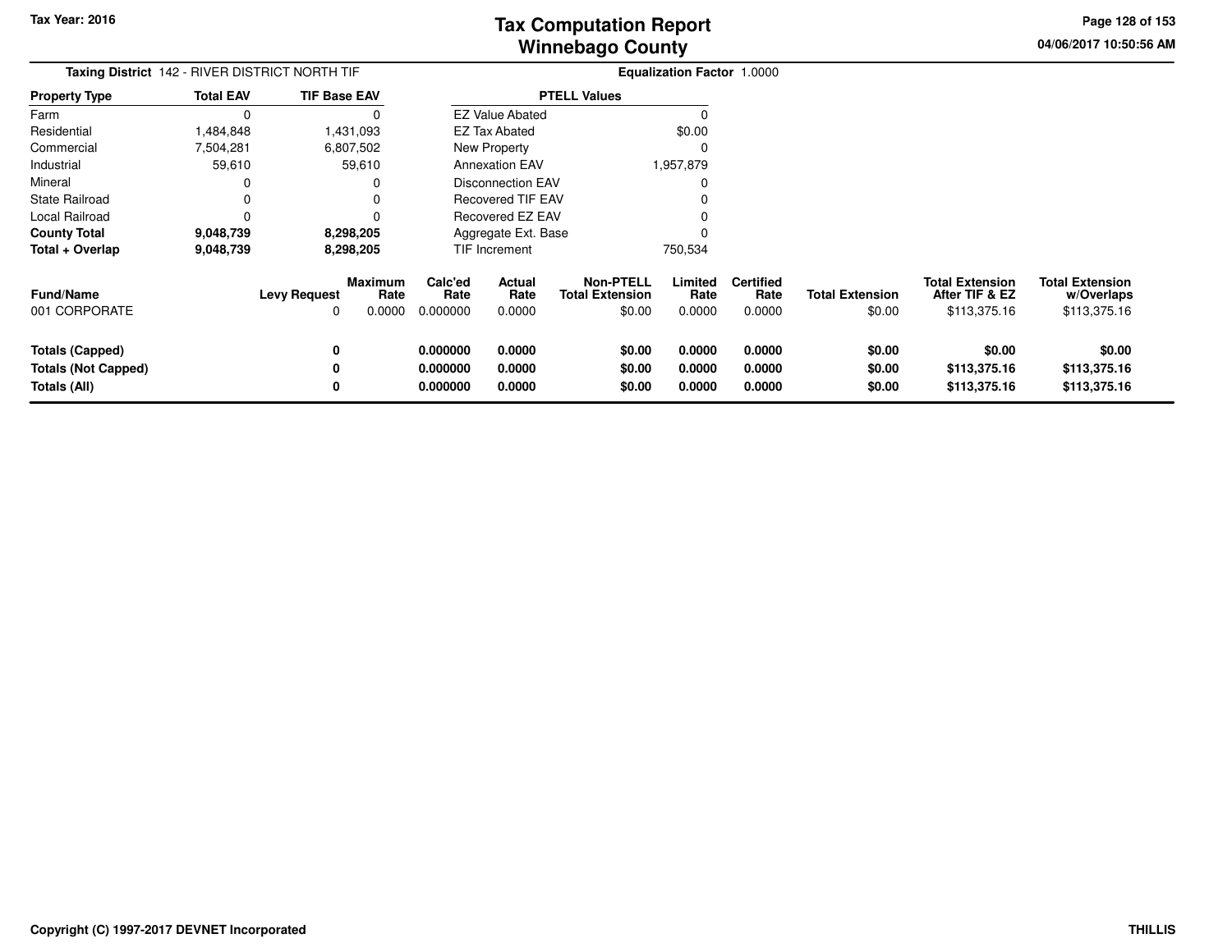**Tax Year: 2016**

# Tax Computation Report
## Winnebago County

04/06/2017 10:50:56 AM

**Taxing District** 142 - RIVER DISTRICT NORTH TIF

**Equalization Factor** 1.0000

| Property Type | Total EAV | TIF Base EAV |
|---|---|---|
| Farm | 0 | 0 |
| Residential | 1,484,848 | 1,431,093 |
| Commercial | 7,504,281 | 6,807,502 |
| Industrial | 59,610 | 59,610 |
| Mineral | 0 | 0 |
| State Railroad | 0 | 0 |
| Local Railroad | 0 | 0 |
| **County Total** | **9,048,739** | **8,298,205** |
| **Total + Overlap** | **9,048,739** | **8,298,205** |

| PTELL Values | |
|---|---|
| EZ Value Abated | 0 |
| EZ Tax Abated | $0.00 |
| New Property | 0 |
| Annexation EAV | 1,957,879 |
| Disconnection EAV | 0 |
| Recovered TIF EAV | 0 |
| Recovered EZ EAV | 0 |
| Aggregate Ext. Base | 0 |
| TIF Increment | 750,534 |

| Fund/Name | Levy Request | Maximum Rate | Calc'ed Rate | Actual Rate | Non-PTELL Total Extension | Limited Rate | Certified Rate | Total Extension | Total Extension After TIF & EZ | Total Extension w/Overlaps |
|---|---|---|---|---|---|---|---|---|---|---|
| 001 CORPORATE | 0 | 0.0000 | 0.000000 | 0.0000 | $0.00 | 0.0000 | 0.0000 | $0.00 | $113,375.16 | $113,375.16 |
| **Totals (Capped)** | **0** | | **0.000000** | **0.0000** | **$0.00** | **0.0000** | **0.0000** | **$0.00** | **$0.00** | **$0.00** |
| **Totals (Not Capped)** | **0** | | **0.000000** | **0.0000** | **$0.00** | **0.0000** | **0.0000** | **$0.00** | **$113,375.16** | **$113,375.16** |
| **Totals (All)** | **0** | | **0.000000** | **0.0000** | **$0.00** | **0.0000** | **0.0000** | **$0.00** | **$113,375.16** | **$113,375.16** |

**Copyright (C) 1997-2017 DEVNET Incorporated**

**THILLIS**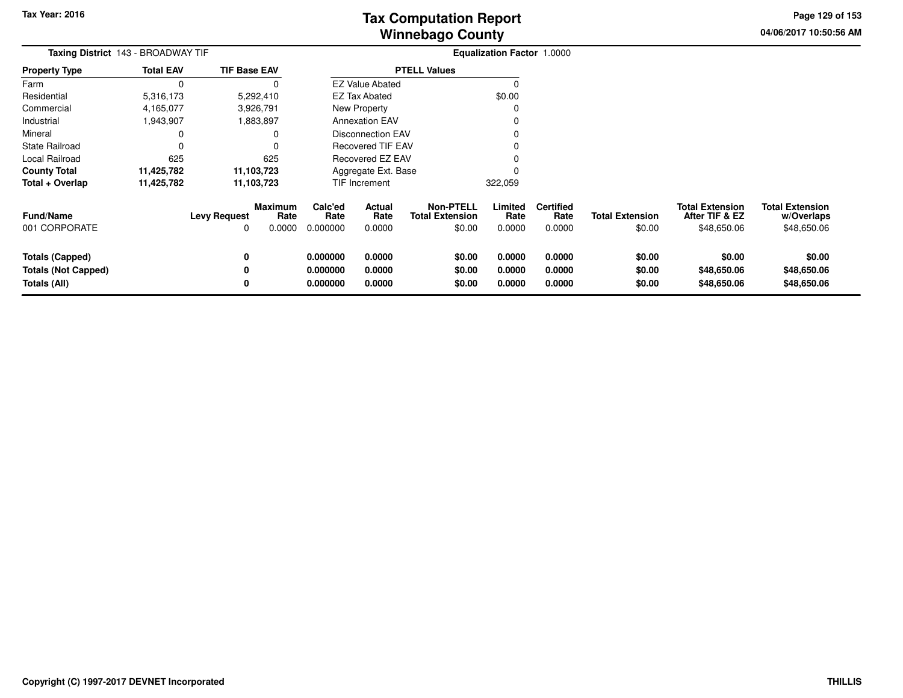Tax Year: 2016

# Tax Computation Report
## Winnebago County

04/06/2017 10:50:56 AM

**Taxing District** 143 - BROADWAY TIF

**Equalization Factor** 1.0000

| Property Type | Total EAV | TIF Base EAV |
|---|---|---|
| Farm | 0 | 0 |
| Residential | 5,316,173 | 5,292,410 |
| Commercial | 4,165,077 | 3,926,791 |
| Industrial | 1,943,907 | 1,883,897 |
| Mineral | 0 | 0 |
| State Railroad | 0 | 0 |
| Local Railroad | 625 | 625 |
| **County Total** | **11,425,782** | **11,103,723** |
| **Total + Overlap** | **11,425,782** | **11,103,723** |

| PTELL Values | |
|---|---|
| EZ Value Abated | 0 |
| EZ Tax Abated | $0.00 |
| New Property | 0 |
| Annexation EAV | 0 |
| Disconnection EAV | 0 |
| Recovered TIF EAV | 0 |
| Recovered EZ EAV | 0 |
| Aggregate Ext. Base | 0 |
| TIF Increment | 322,059 |

| Fund/Name | Levy Request | Maximum Rate | Calc'ed Rate | Actual Rate | Non-PTELL Total Extension | Limited Rate | Certified Rate | Total Extension | Total Extension After TIF & EZ | Total Extension w/Overlaps |
|---|---|---|---|---|---|---|---|---|---|---|
| 001 CORPORATE | 0 | 0.0000 | 0.000000 | 0.0000 | $0.00 | 0.0000 | 0.0000 | $0.00 | $48,650.06 | $48,650.06 |
| **Totals (Capped)** | **0** | | **0.000000** | **0.0000** | **$0.00** | **0.0000** | **0.0000** | **$0.00** | **$0.00** | **$0.00** |
| **Totals (Not Capped)** | **0** | | **0.000000** | **0.0000** | **$0.00** | **0.0000** | **0.0000** | **$0.00** | **$48,650.06** | **$48,650.06** |
| **Totals (All)** | **0** | | **0.000000** | **0.0000** | **$0.00** | **0.0000** | **0.0000** | **$0.00** | **$48,650.06** | **$48,650.06** |

Copyright (C) 1997-2017 DEVNET Incorporated

THILLIS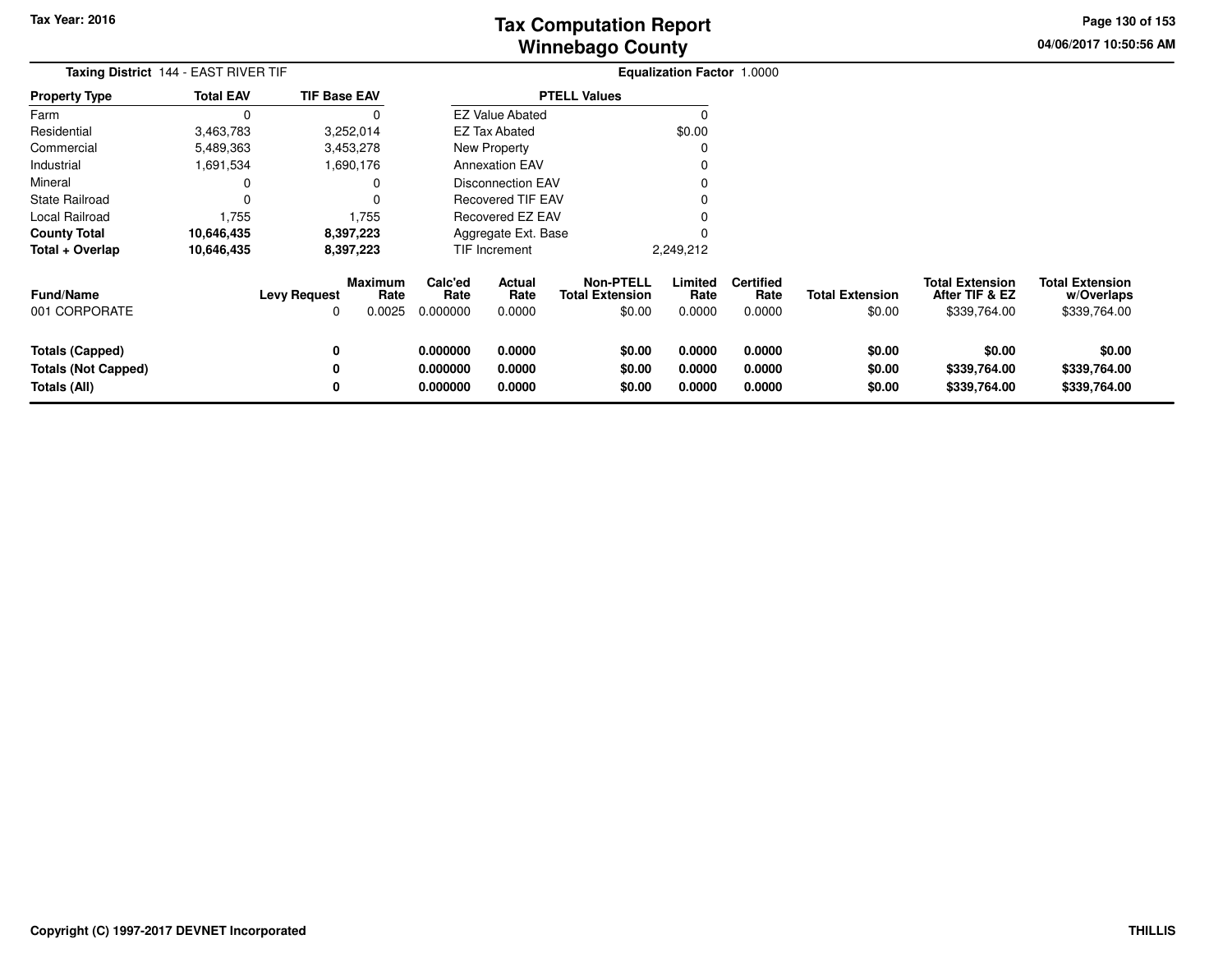Tax Year: 2016

# Tax Computation Report
## Winnebago County

04/06/2017 10:50:56 AM

**Taxing District** 144 - EAST RIVER TIF

**Equalization Factor** 1.0000

| Property Type | Total EAV | TIF Base EAV |
|---|---|---|
| Farm | 0 | 0 |
| Residential | 3,463,783 | 3,252,014 |
| Commercial | 5,489,363 | 3,453,278 |
| Industrial | 1,691,534 | 1,690,176 |
| Mineral | 0 | 0 |
| State Railroad | 0 | 0 |
| Local Railroad | 1,755 | 1,755 |
| **County Total** | **10,646,435** | **8,397,223** |
| **Total + Overlap** | **10,646,435** | **8,397,223** |

| PTELL Values | |
|---|---|
| EZ Value Abated | 0 |
| EZ Tax Abated | $0.00 |
| New Property | 0 |
| Annexation EAV | 0 |
| Disconnection EAV | 0 |
| Recovered TIF EAV | 0 |
| Recovered EZ EAV | 0 |
| Aggregate Ext. Base | 0 |
| TIF Increment | 2,249,212 |

| Fund/Name | Levy Request | Maximum Rate | Calc'ed Rate | Actual Rate | Non-PTELL Total Extension | Limited Rate | Certified Rate | Total Extension | Total Extension After TIF & EZ | Total Extension w/Overlaps |
|---|---|---|---|---|---|---|---|---|---|---|
| 001 CORPORATE | 0 | 0.0025 | 0.000000 | 0.0000 | $0.00 | 0.0000 | 0.0000 | $0.00 | $339,764.00 | $339,764.00 |
| **Totals (Capped)** | **0** | | **0.000000** | **0.0000** | **$0.00** | **0.0000** | **0.0000** | **$0.00** | **$0.00** | **$0.00** |
| **Totals (Not Capped)** | **0** | | **0.000000** | **0.0000** | **$0.00** | **0.0000** | **0.0000** | **$0.00** | **$339,764.00** | **$339,764.00** |
| **Totals (All)** | **0** | | **0.000000** | **0.0000** | **$0.00** | **0.0000** | **0.0000** | **$0.00** | **$339,764.00** | **$339,764.00** |

Copyright (C) 1997-2017 DEVNET Incorporated

THILLIS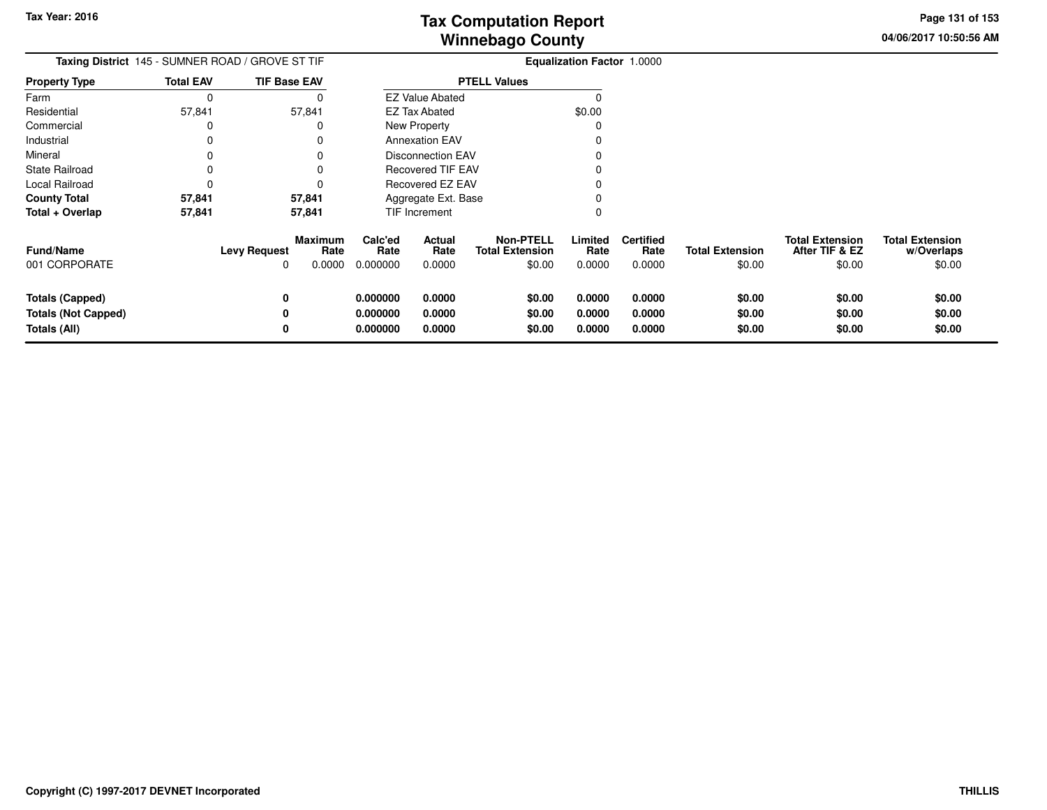**Taxing District** 145 - SUMNER ROAD / GROVE ST TIF

**Equalization Factor** 1.0000

| Property Type | Total EAV | TIF Base EAV |
|---|---|---|
| Farm | 0 | 0 |
| Residential | 57,841 | 57,841 |
| Commercial | 0 | 0 |
| Industrial | 0 | 0 |
| Mineral | 0 | 0 |
| State Railroad | 0 | 0 |
| Local Railroad | 0 | 0 |
| **County Total** | **57,841** | **57,841** |
| **Total + Overlap** | **57,841** | **57,841** |

| PTELL Values | |
|---|---|
| EZ Value Abated | 0 |
| EZ Tax Abated | $0.00 |
| New Property | 0 |
| Annexation EAV | 0 |
| Disconnection EAV | 0 |
| Recovered TIF EAV | 0 |
| Recovered EZ EAV | 0 |
| Aggregate Ext. Base | 0 |
| TIF Increment | 0 |

| Fund/Name | Levy Request | Maximum Rate | Calc'ed Rate | Actual Rate | Non-PTELL Total Extension | Limited Rate | Certified Rate | Total Extension | Total Extension After TIF & EZ | Total Extension w/Overlaps |
|---|---|---|---|---|---|---|---|---|---|---|
| 001 CORPORATE | 0 | 0.0000 | 0.000000 | 0.0000 | $0.00 | 0.0000 | 0.0000 | $0.00 | $0.00 | $0.00 |
| **Totals (Capped)** | **0** | | **0.000000** | **0.0000** | **$0.00** | **0.0000** | **0.0000** | **$0.00** | **$0.00** | **$0.00** |
| **Totals (Not Capped)** | **0** | | **0.000000** | **0.0000** | **$0.00** | **0.0000** | **0.0000** | **$0.00** | **$0.00** | **$0.00** |
| **Totals (All)** | **0** | | **0.000000** | **0.0000** | **$0.00** | **0.0000** | **0.0000** | **$0.00** | **$0.00** | **$0.00** |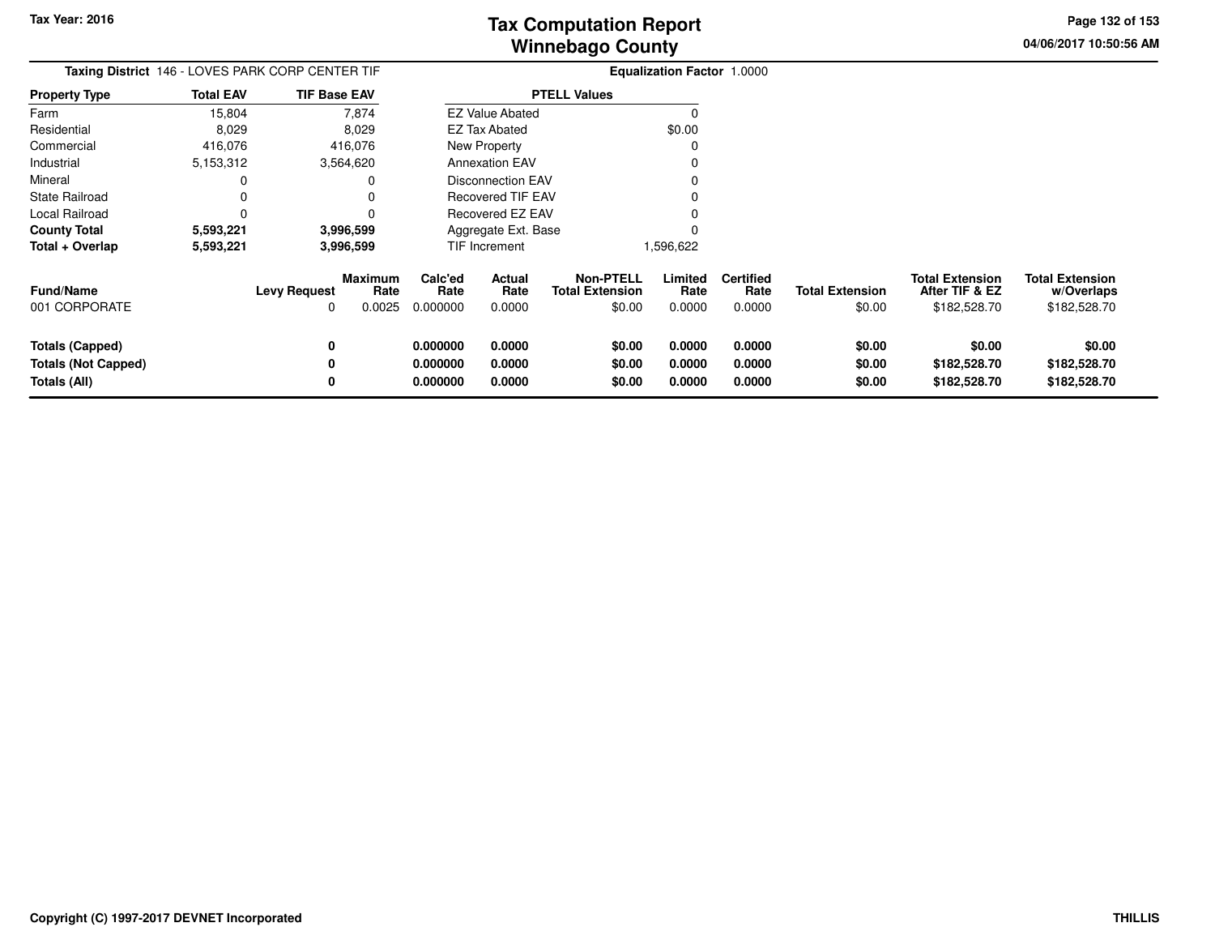**Tax Year: 2016**

# Tax Computation Report
## Winnebago County

04/06/2017 10:50:56 AM

**Taxing District** 146 - LOVES PARK CORP CENTER TIF

**Equalization Factor** 1.0000

| Property Type | Total EAV | TIF Base EAV |
|---|---|---|
| Farm | 15,804 | 7,874 |
| Residential | 8,029 | 8,029 |
| Commercial | 416,076 | 416,076 |
| Industrial | 5,153,312 | 3,564,620 |
| Mineral | 0 | 0 |
| State Railroad | 0 | 0 |
| Local Railroad | 0 | 0 |
| **County Total** | **5,593,221** | **3,996,599** |
| **Total + Overlap** | **5,593,221** | **3,996,599** |

| PTELL Values | |
|---|---|
| EZ Value Abated | 0 |
| EZ Tax Abated | $0.00 |
| New Property | 0 |
| Annexation EAV | 0 |
| Disconnection EAV | 0 |
| Recovered TIF EAV | 0 |
| Recovered EZ EAV | 0 |
| Aggregate Ext. Base | 0 |
| TIF Increment | 1,596,622 |

| Fund/Name | Levy Request | Maximum Rate | Calc'ed Rate | Actual Rate | Non-PTELL Total Extension | Limited Rate | Certified Rate | Total Extension | Total Extension After TIF & EZ | Total Extension w/Overlaps |
|---|---|---|---|---|---|---|---|---|---|---|
| 001 CORPORATE | 0 | 0.0025 | 0.000000 | 0.0000 | $0.00 | 0.0000 | 0.0000 | $0.00 | $182,528.70 | $182,528.70 |
| **Totals (Capped)** | **0** | | **0.000000** | **0.0000** | **$0.00** | **0.0000** | **0.0000** | **$0.00** | **$0.00** | **$0.00** |
| **Totals (Not Capped)** | **0** | | **0.000000** | **0.0000** | **$0.00** | **0.0000** | **0.0000** | **$0.00** | **$182,528.70** | **$182,528.70** |
| **Totals (All)** | **0** | | **0.000000** | **0.0000** | **$0.00** | **0.0000** | **0.0000** | **$0.00** | **$182,528.70** | **$182,528.70** |

**Copyright (C) 1997-2017 DEVNET Incorporated**

**THILLIS**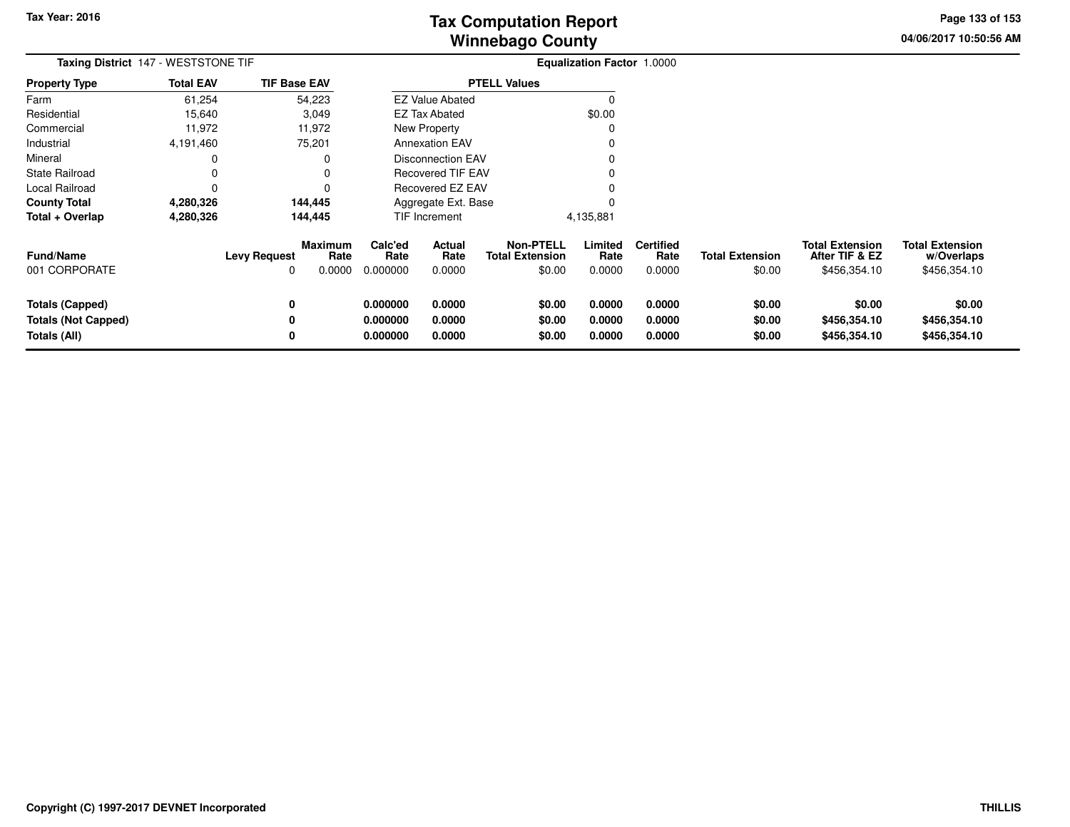**Taxing District** 147 - WESTSTONE TIF

**Equalization Factor** 1.0000

| Property Type | Total EAV | TIF Base EAV |
|---|---|---|
| Farm | 61,254 | 54,223 |
| Residential | 15,640 | 3,049 |
| Commercial | 11,972 | 11,972 |
| Industrial | 4,191,460 | 75,201 |
| Mineral | 0 | 0 |
| State Railroad | 0 | 0 |
| Local Railroad | 0 | 0 |
| **County Total** | **4,280,326** | **144,445** |
| **Total + Overlap** | **4,280,326** | **144,445** |

| PTELL Values | |
|---|---|
| EZ Value Abated | 0 |
| EZ Tax Abated | $0.00 |
| New Property | 0 |
| Annexation EAV | 0 |
| Disconnection EAV | 0 |
| Recovered TIF EAV | 0 |
| Recovered EZ EAV | 0 |
| Aggregate Ext. Base | 0 |
| TIF Increment | 4,135,881 |

| Fund/Name | Levy Request | Maximum Rate | Calc'ed Rate | Actual Rate | Non-PTELL Total Extension | Limited Rate | Certified Rate | Total Extension | Total Extension After TIF & EZ | Total Extension w/Overlaps |
|---|---|---|---|---|---|---|---|---|---|---|
| 001 CORPORATE | 0 | 0.0000 | 0.000000 | 0.0000 | $0.00 | 0.0000 | 0.0000 | $0.00 | $456,354.10 | $456,354.10 |
| **Totals (Capped)** | **0** | | **0.000000** | **0.0000** | **$0.00** | **0.0000** | **0.0000** | **$0.00** | **$0.00** | **$0.00** |
| **Totals (Not Capped)** | **0** | | **0.000000** | **0.0000** | **$0.00** | **0.0000** | **0.0000** | **$0.00** | **$456,354.10** | **$456,354.10** |
| **Totals (All)** | **0** | | **0.000000** | **0.0000** | **$0.00** | **0.0000** | **0.0000** | **$0.00** | **$456,354.10** | **$456,354.10** |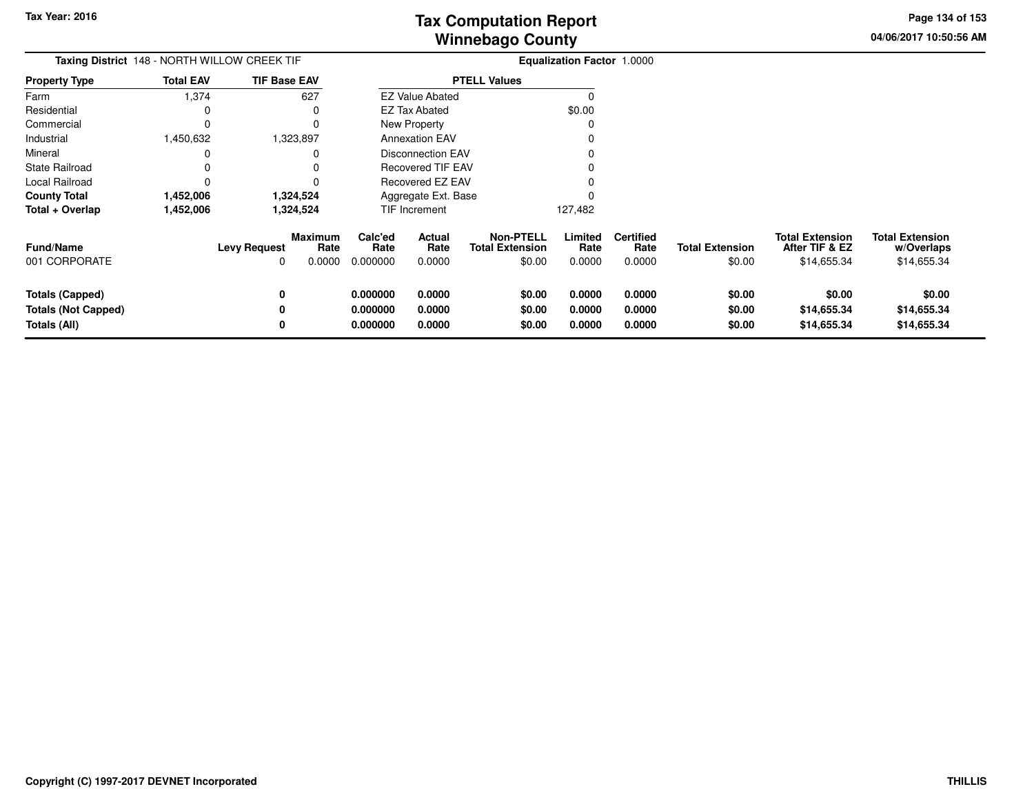**Tax Year: 2016**

# Tax Computation Report
# Winnebago County

04/06/2017 10:50:56 AM

**Taxing District** 148 - NORTH WILLOW CREEK TIF **Equalization Factor** 1.0000

| Property Type | Total EAV | TIF Base EAV |
|---|---|---|
| Farm | 1,374 | 627 |
| Residential | 0 | 0 |
| Commercial | 0 | 0 |
| Industrial | 1,450,632 | 1,323,897 |
| Mineral | 0 | 0 |
| State Railroad | 0 | 0 |
| Local Railroad | 0 | 0 |
| **County Total** | **1,452,006** | **1,324,524** |
| **Total + Overlap** | **1,452,006** | **1,324,524** |

| PTELL Values | |
|---|---|
| EZ Value Abated | 0 |
| EZ Tax Abated | $0.00 |
| New Property | 0 |
| Annexation EAV | 0 |
| Disconnection EAV | 0 |
| Recovered TIF EAV | 0 |
| Recovered EZ EAV | 0 |
| Aggregate Ext. Base | 0 |
| TIF Increment | 127,482 |

| Fund/Name | Levy Request | Maximum Rate | Calc'ed Rate | Actual Rate | Non-PTELL Total Extension | Limited Rate | Certified Rate | Total Extension | Total Extension After TIF & EZ | Total Extension w/Overlaps |
|---|---|---|---|---|---|---|---|---|---|---|
| 001 CORPORATE | 0 | 0.0000 | 0.000000 | 0.0000 | $0.00 | 0.0000 | 0.0000 | $0.00 | $14,655.34 | $14,655.34 |
| **Totals (Capped)** | **0** | | **0.000000** | **0.0000** | **$0.00** | **0.0000** | **0.0000** | **$0.00** | **$0.00** | **$0.00** |
| **Totals (Not Capped)** | **0** | | **0.000000** | **0.0000** | **$0.00** | **0.0000** | **0.0000** | **$0.00** | **$14,655.34** | **$14,655.34** |
| **Totals (All)** | **0** | | **0.000000** | **0.0000** | **$0.00** | **0.0000** | **0.0000** | **$0.00** | **$14,655.34** | **$14,655.34** |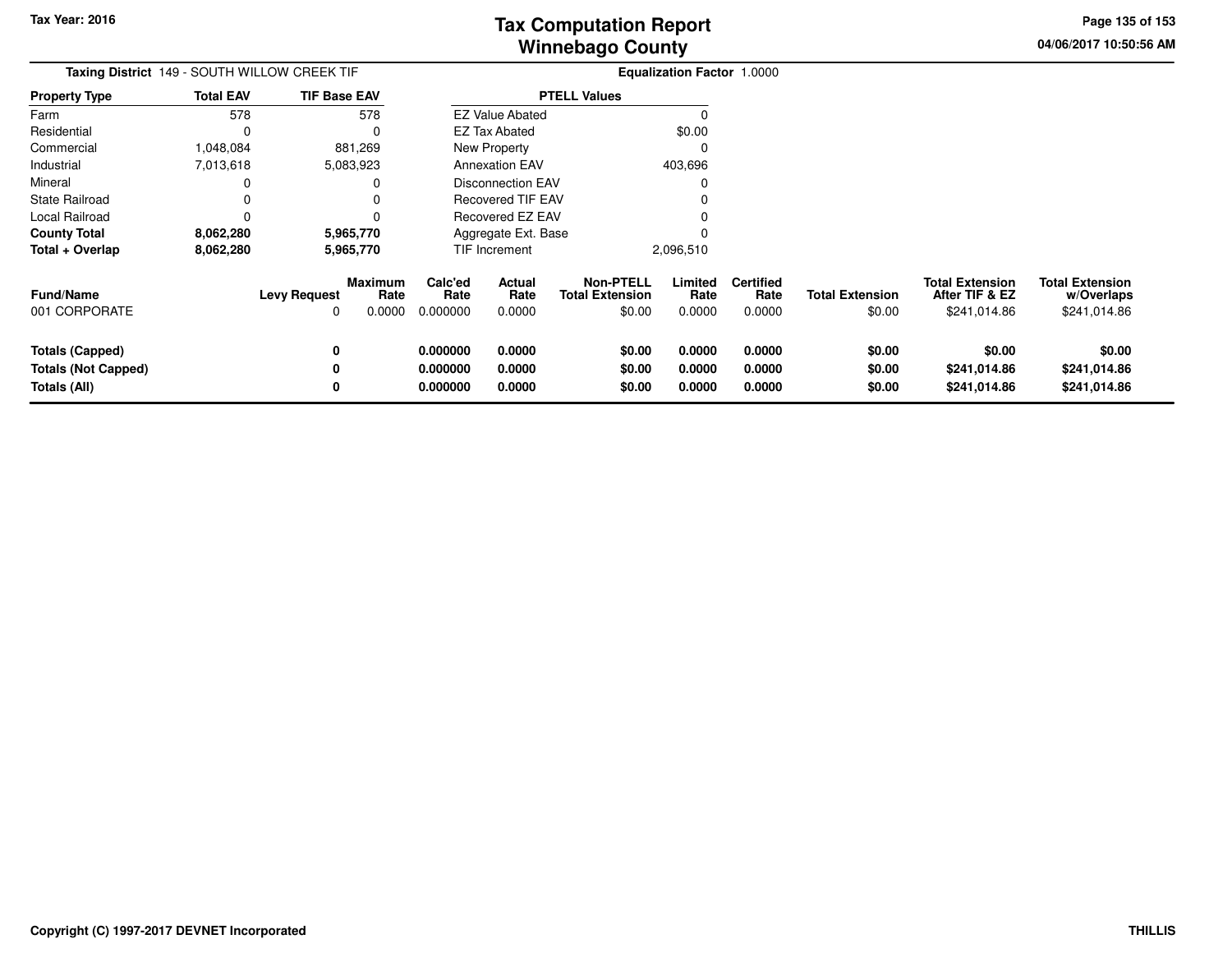# Tax Computation Report
## Winnebago County

Tax Year: 2016

04/06/2017 10:50:56 AM

**Taxing District** 149 - SOUTH WILLOW CREEK TIF

**Equalization Factor** 1.0000

| Property Type | Total EAV | TIF Base EAV |
|---|---|---|
| Farm | 578 | 578 |
| Residential | 0 | 0 |
| Commercial | 1,048,084 | 881,269 |
| Industrial | 7,013,618 | 5,083,923 |
| Mineral | 0 | 0 |
| State Railroad | 0 | 0 |
| Local Railroad | 0 | 0 |
| **County Total** | **8,062,280** | **5,965,770** |
| **Total + Overlap** | **8,062,280** | **5,965,770** |

| PTELL Values | |
|---|---|
| EZ Value Abated | 0 |
| EZ Tax Abated | $0.00 |
| New Property | 0 |
| Annexation EAV | 403,696 |
| Disconnection EAV | 0 |
| Recovered TIF EAV | 0 |
| Recovered EZ EAV | 0 |
| Aggregate Ext. Base | 0 |
| TIF Increment | 2,096,510 |

| Fund/Name | Levy Request | Maximum Rate | Calc'ed Rate | Actual Rate | Non-PTELL Total Extension | Limited Rate | Certified Rate | Total Extension | Total Extension After TIF & EZ | Total Extension w/Overlaps |
|---|---|---|---|---|---|---|---|---|---|---|
| 001 CORPORATE | 0 | 0.0000 | 0.000000 | 0.0000 | $0.00 | 0.0000 | 0.0000 | $0.00 | $241,014.86 | $241,014.86 |
| **Totals (Capped)** | **0** | | **0.000000** | **0.0000** | **$0.00** | **0.0000** | **0.0000** | **$0.00** | **$0.00** | **$0.00** |
| **Totals (Not Capped)** | **0** | | **0.000000** | **0.0000** | **$0.00** | **0.0000** | **0.0000** | **$0.00** | **$241,014.86** | **$241,014.86** |
| **Totals (All)** | **0** | | **0.000000** | **0.0000** | **$0.00** | **0.0000** | **0.0000** | **$0.00** | **$241,014.86** | **$241,014.86** |

Copyright (C) 1997-2017 DEVNET Incorporated

THILLIS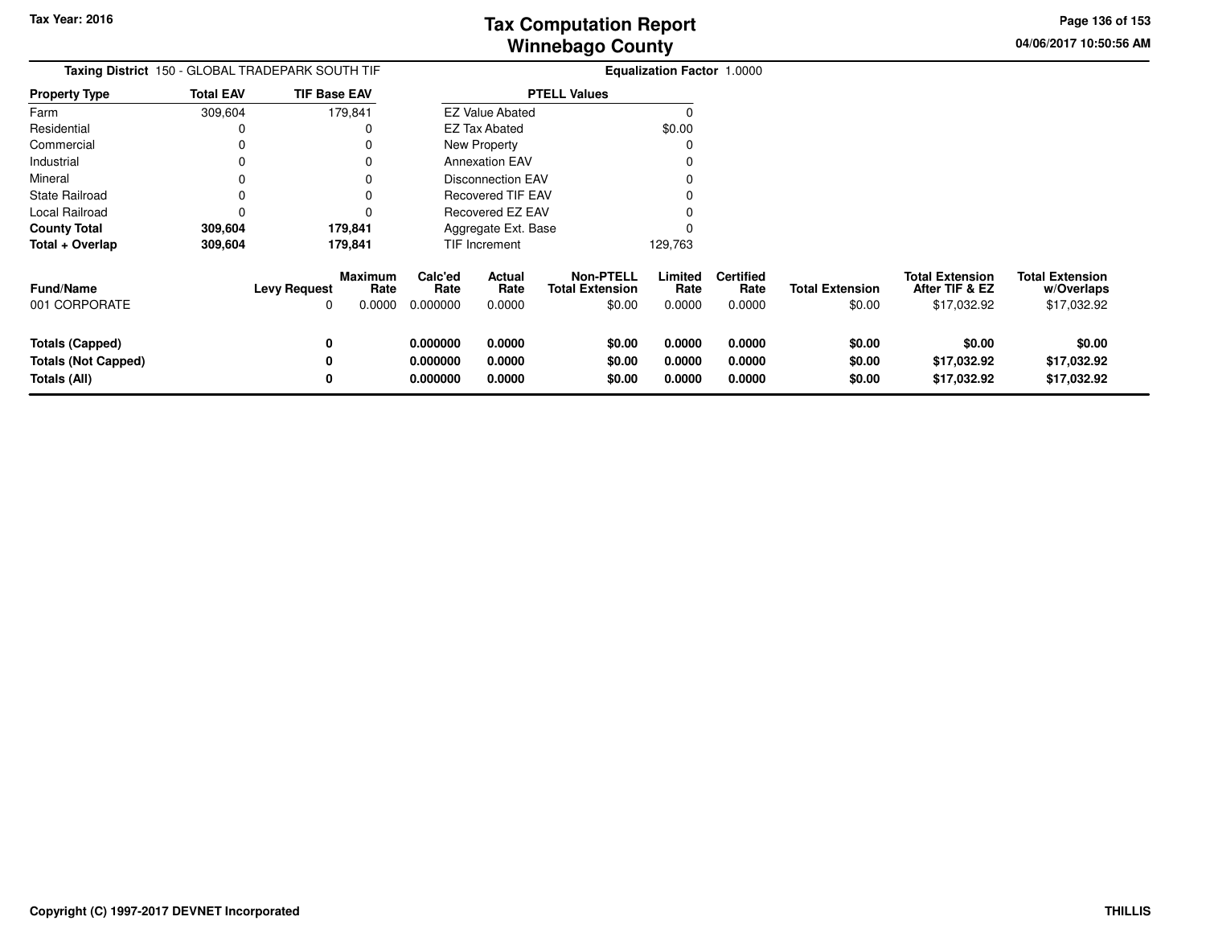**Tax Year: 2016**

# Tax Computation Report
## Winnebago County

04/06/2017 10:50:56 AM

**Taxing District** 150 - GLOBAL TRADEPARK SOUTH TIF | **Equalization Factor** 1.0000

| Property Type | Total EAV | TIF Base EAV |
|---|---|---|
| Farm | 309,604 | 179,841 |
| Residential | 0 | 0 |
| Commercial | 0 | 0 |
| Industrial | 0 | 0 |
| Mineral | 0 | 0 |
| State Railroad | 0 | 0 |
| Local Railroad | 0 | 0 |
| **County Total** | **309,604** | **179,841** |
| **Total + Overlap** | **309,604** | **179,841** |

| PTELL Values | |
|---|---|
| EZ Value Abated | 0 |
| EZ Tax Abated | $0.00 |
| New Property | 0 |
| Annexation EAV | 0 |
| Disconnection EAV | 0 |
| Recovered TIF EAV | 0 |
| Recovered EZ EAV | 0 |
| Aggregate Ext. Base | 0 |
| TIF Increment | 129,763 |

| Fund/Name | Levy Request | Maximum Rate | Calc'ed Rate | Actual Rate | Non-PTELL Total Extension | Limited Rate | Certified Rate | Total Extension | Total Extension After TIF & EZ | Total Extension w/Overlaps |
|---|---|---|---|---|---|---|---|---|---|---|
| 001 CORPORATE | 0 | 0.0000 | 0.000000 | 0.0000 | $0.00 | 0.0000 | 0.0000 | $0.00 | $17,032.92 | $17,032.92 |
| **Totals (Capped)** | **0** | | **0.000000** | **0.0000** | **$0.00** | **0.0000** | **0.0000** | **$0.00** | **$0.00** | **$0.00** |
| **Totals (Not Capped)** | **0** | | **0.000000** | **0.0000** | **$0.00** | **0.0000** | **0.0000** | **$0.00** | **$17,032.92** | **$17,032.92** |
| **Totals (All)** | **0** | | **0.000000** | **0.0000** | **$0.00** | **0.0000** | **0.0000** | **$0.00** | **$17,032.92** | **$17,032.92** |

**Copyright (C) 1997-2017 DEVNET Incorporated** — **THILLIS**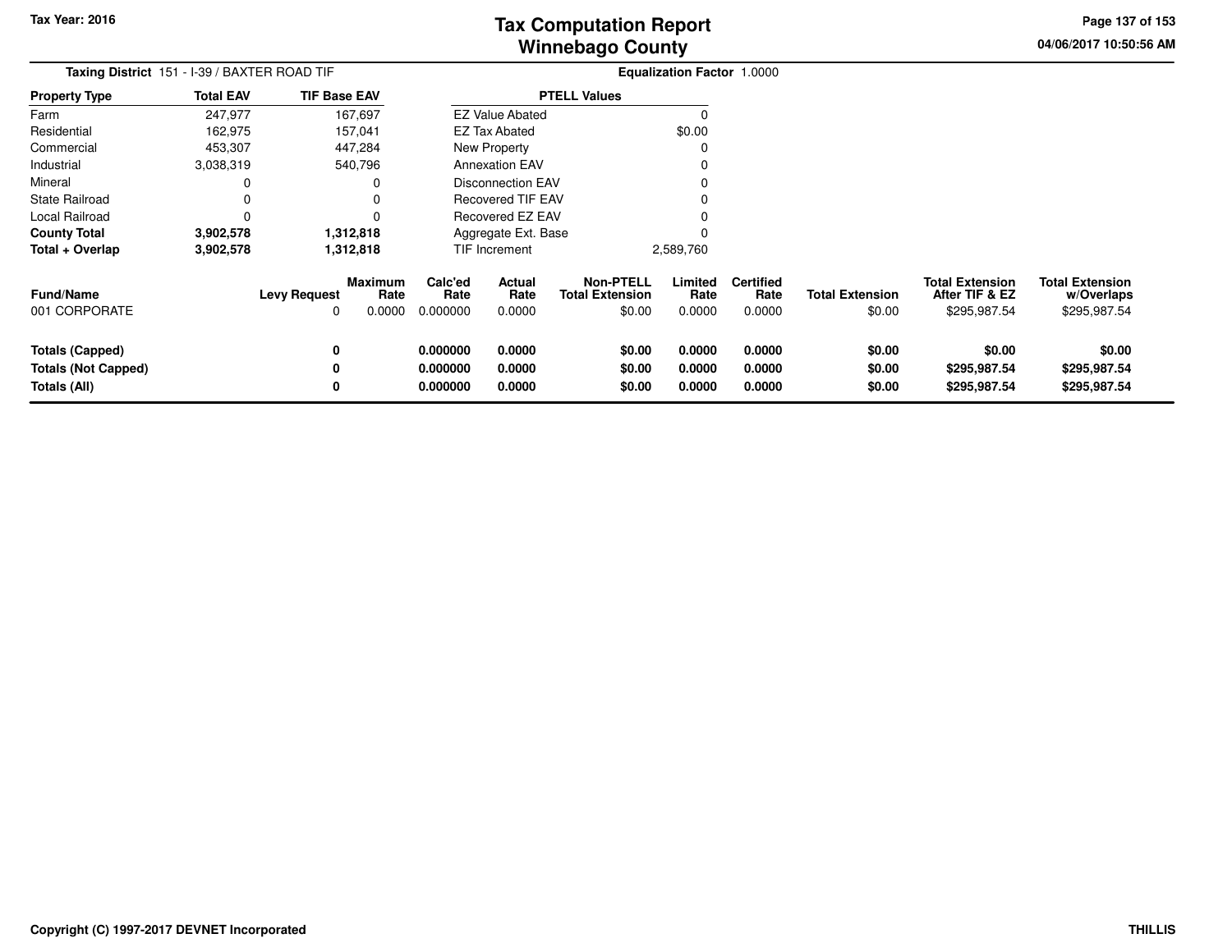**Tax Year: 2016**

# Tax Computation Report
## Winnebago County

04/06/2017 10:50:56 AM

**Taxing District** 151 - I-39 / BAXTER ROAD TIF

**Equalization Factor** 1.0000

| Property Type | Total EAV | TIF Base EAV |
|---|---|---|
| Farm | 247,977 | 167,697 |
| Residential | 162,975 | 157,041 |
| Commercial | 453,307 | 447,284 |
| Industrial | 3,038,319 | 540,796 |
| Mineral | 0 | 0 |
| State Railroad | 0 | 0 |
| Local Railroad | 0 | 0 |
| **County Total** | **3,902,578** | **1,312,818** |
| **Total + Overlap** | **3,902,578** | **1,312,818** |

| PTELL Values | |
|---|---|
| EZ Value Abated | 0 |
| EZ Tax Abated | $0.00 |
| New Property | 0 |
| Annexation EAV | 0 |
| Disconnection EAV | 0 |
| Recovered TIF EAV | 0 |
| Recovered EZ EAV | 0 |
| Aggregate Ext. Base | 0 |
| TIF Increment | 2,589,760 |

| Fund/Name | Levy Request | Maximum Rate | Calc'ed Rate | Actual Rate | Non-PTELL Total Extension | Limited Rate | Certified Rate | Total Extension | Total Extension After TIF & EZ | Total Extension w/Overlaps |
|---|---|---|---|---|---|---|---|---|---|---|
| 001 CORPORATE | 0 | 0.0000 | 0.000000 | 0.0000 | $0.00 | 0.0000 | 0.0000 | $0.00 | $295,987.54 | $295,987.54 |
| **Totals (Capped)** | **0** | | **0.000000** | **0.0000** | **$0.00** | **0.0000** | **0.0000** | **$0.00** | **$0.00** | **$0.00** |
| **Totals (Not Capped)** | **0** | | **0.000000** | **0.0000** | **$0.00** | **0.0000** | **0.0000** | **$0.00** | **$295,987.54** | **$295,987.54** |
| **Totals (All)** | **0** | | **0.000000** | **0.0000** | **$0.00** | **0.0000** | **0.0000** | **$0.00** | **$295,987.54** | **$295,987.54** |

**Copyright (C) 1997-2017 DEVNET Incorporated**

**THILLIS**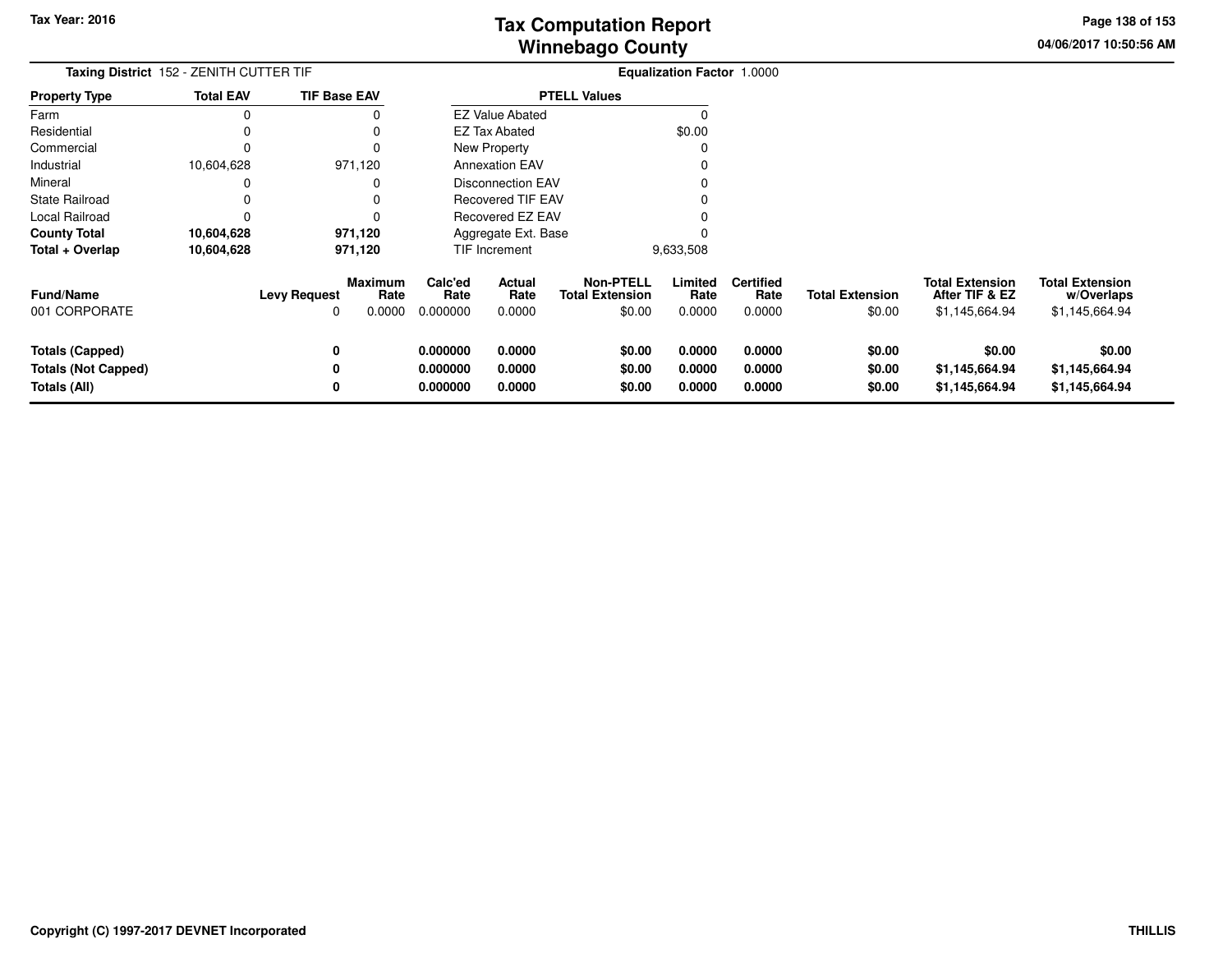# Tax Computation Report
## Winnebago County

Tax Year: 2016

04/06/2017 10:50:56 AM

**Taxing District** 152 - ZENITH CUTTER TIF

**Equalization Factor** 1.0000

| Property Type | Total EAV | TIF Base EAV |
|---|---|---|
| Farm | 0 | 0 |
| Residential | 0 | 0 |
| Commercial | 0 | 0 |
| Industrial | 10,604,628 | 971,120 |
| Mineral | 0 | 0 |
| State Railroad | 0 | 0 |
| Local Railroad | 0 | 0 |
| **County Total** | **10,604,628** | **971,120** |
| **Total + Overlap** | **10,604,628** | **971,120** |

| PTELL Values | |
|---|---|
| EZ Value Abated | 0 |
| EZ Tax Abated | $0.00 |
| New Property | 0 |
| Annexation EAV | 0 |
| Disconnection EAV | 0 |
| Recovered TIF EAV | 0 |
| Recovered EZ EAV | 0 |
| Aggregate Ext. Base | 0 |
| TIF Increment | 9,633,508 |

| Fund/Name | Levy Request | Maximum Rate | Calc'ed Rate | Actual Rate | Non-PTELL Total Extension | Limited Rate | Certified Rate | Total Extension | Total Extension After TIF & EZ | Total Extension w/Overlaps |
|---|---|---|---|---|---|---|---|---|---|---|
| 001 CORPORATE | 0 | 0.0000 | 0.000000 | 0.0000 | $0.00 | 0.0000 | 0.0000 | $0.00 | $1,145,664.94 | $1,145,664.94 |
| **Totals (Capped)** | **0** | | **0.000000** | **0.0000** | **$0.00** | **0.0000** | **0.0000** | **$0.00** | **$0.00** | **$0.00** |
| **Totals (Not Capped)** | **0** | | **0.000000** | **0.0000** | **$0.00** | **0.0000** | **0.0000** | **$0.00** | **$1,145,664.94** | **$1,145,664.94** |
| **Totals (All)** | **0** | | **0.000000** | **0.0000** | **$0.00** | **0.0000** | **0.0000** | **$0.00** | **$1,145,664.94** | **$1,145,664.94** |

**Copyright (C) 1997-2017 DEVNET Incorporated**

**THILLIS**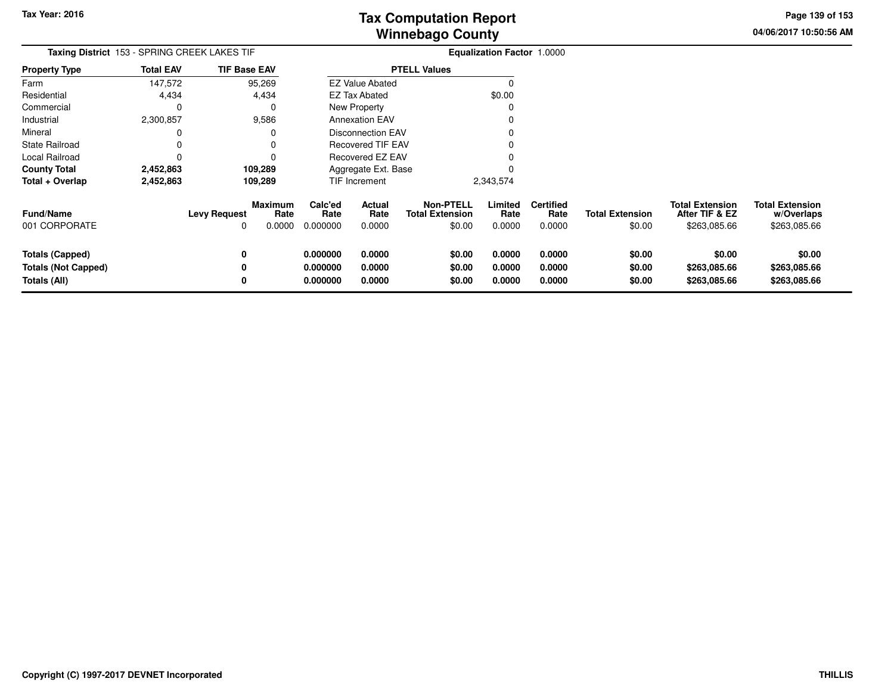# Tax Computation Report
# Winnebago County

Tax Year: 2016

04/06/2017 10:50:56 AM

**Taxing District** 153 - SPRING CREEK LAKES TIF

**Equalization Factor** 1.0000

| Property Type | Total EAV | TIF Base EAV |
|---|---|---|
| Farm | 147,572 | 95,269 |
| Residential | 4,434 | 4,434 |
| Commercial | 0 | 0 |
| Industrial | 2,300,857 | 9,586 |
| Mineral | 0 | 0 |
| State Railroad | 0 | 0 |
| Local Railroad | 0 | 0 |
| **County Total** | **2,452,863** | **109,289** |
| **Total + Overlap** | **2,452,863** | **109,289** |

| PTELL Values | |
|---|---|
| EZ Value Abated | 0 |
| EZ Tax Abated | $0.00 |
| New Property | 0 |
| Annexation EAV | 0 |
| Disconnection EAV | 0 |
| Recovered TIF EAV | 0 |
| Recovered EZ EAV | 0 |
| Aggregate Ext. Base | 0 |
| TIF Increment | 2,343,574 |

| Fund/Name | Levy Request | Maximum Rate | Calc'ed Rate | Actual Rate | Non-PTELL Total Extension | Limited Rate | Certified Rate | Total Extension | Total Extension After TIF & EZ | Total Extension w/Overlaps |
|---|---|---|---|---|---|---|---|---|---|---|
| 001 CORPORATE | 0 | 0.0000 | 0.000000 | 0.0000 | $0.00 | 0.0000 | 0.0000 | $0.00 | $263,085.66 | $263,085.66 |
| **Totals (Capped)** | **0** | | **0.000000** | **0.0000** | **$0.00** | **0.0000** | **0.0000** | **$0.00** | **$0.00** | **$0.00** |
| **Totals (Not Capped)** | **0** | | **0.000000** | **0.0000** | **$0.00** | **0.0000** | **0.0000** | **$0.00** | **$263,085.66** | **$263,085.66** |
| **Totals (All)** | **0** | | **0.000000** | **0.0000** | **$0.00** | **0.0000** | **0.0000** | **$0.00** | **$263,085.66** | **$263,085.66** |

Copyright (C) 1997-2017 DEVNET Incorporated

THILLIS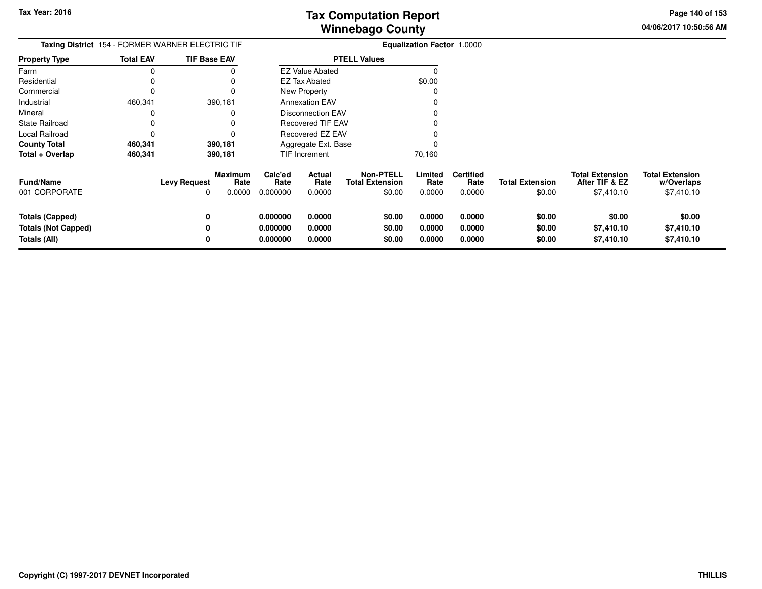# Tax Computation Report
## Winnebago County

Tax Year: 2016

04/06/2017 10:50:56 AM

**Taxing District** 154 - FORMER WARNER ELECTRIC TIF

**Equalization Factor** 1.0000

| Property Type | Total EAV | TIF Base EAV |
|---|---|---|
| Farm | 0 | 0 |
| Residential | 0 | 0 |
| Commercial | 0 | 0 |
| Industrial | 460,341 | 390,181 |
| Mineral | 0 | 0 |
| State Railroad | 0 | 0 |
| Local Railroad | 0 | 0 |
| **County Total** | **460,341** | **390,181** |
| **Total + Overlap** | **460,341** | **390,181** |

| PTELL Values | |
|---|---|
| EZ Value Abated | 0 |
| EZ Tax Abated | $0.00 |
| New Property | 0 |
| Annexation EAV | 0 |
| Disconnection EAV | 0 |
| Recovered TIF EAV | 0 |
| Recovered EZ EAV | 0 |
| Aggregate Ext. Base | 0 |
| TIF Increment | 70,160 |

| Fund/Name | Levy Request | Maximum Rate | Calc'ed Rate | Actual Rate | Non-PTELL Total Extension | Limited Rate | Certified Rate | Total Extension | Total Extension After TIF & EZ | Total Extension w/Overlaps |
|---|---|---|---|---|---|---|---|---|---|---|
| 001 CORPORATE | 0 | 0.0000 | 0.000000 | 0.0000 | $0.00 | 0.0000 | 0.0000 | $0.00 | $7,410.10 | $7,410.10 |
| **Totals (Capped)** | **0** | | **0.000000** | **0.0000** | **$0.00** | **0.0000** | **0.0000** | **$0.00** | **$0.00** | **$0.00** |
| **Totals (Not Capped)** | **0** | | **0.000000** | **0.0000** | **$0.00** | **0.0000** | **0.0000** | **$0.00** | **$7,410.10** | **$7,410.10** |
| **Totals (All)** | **0** | | **0.000000** | **0.0000** | **$0.00** | **0.0000** | **0.0000** | **$0.00** | **$7,410.10** | **$7,410.10** |

Copyright (C) 1997-2017 DEVNET Incorporated

THILLIS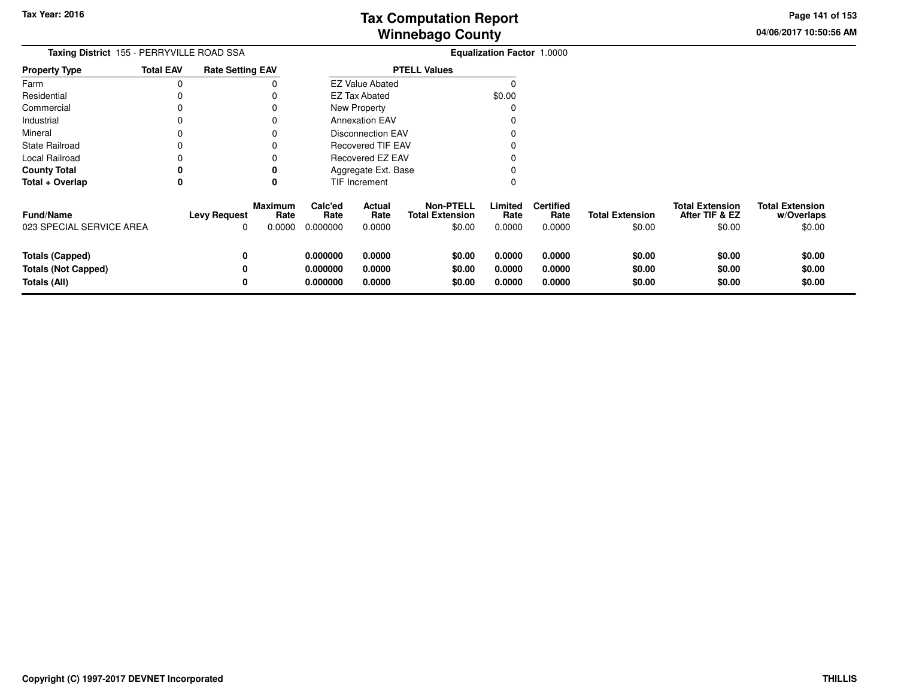# Tax Computation Report
## Winnebago County

**Tax Year: 2016**

04/06/2017 10:50:56 AM

**Taxing District** 155 - PERRYVILLE ROAD SSA

**Equalization Factor** 1.0000

| Property Type | Total EAV | Rate Setting EAV |
|---|---|---|
| Farm | 0 | 0 |
| Residential | 0 | 0 |
| Commercial | 0 | 0 |
| Industrial | 0 | 0 |
| Mineral | 0 | 0 |
| State Railroad | 0 | 0 |
| Local Railroad | 0 | 0 |
| **County Total** | **0** | **0** |
| **Total + Overlap** | **0** | **0** |

| PTELL Values | |
|---|---|
| EZ Value Abated | 0 |
| EZ Tax Abated | $0.00 |
| New Property | 0 |
| Annexation EAV | 0 |
| Disconnection EAV | 0 |
| Recovered TIF EAV | 0 |
| Recovered EZ EAV | 0 |
| Aggregate Ext. Base | 0 |
| TIF Increment | 0 |

| Fund/Name | Levy Request | Maximum Rate | Calc'ed Rate | Actual Rate | Non-PTELL Total Extension | Limited Rate | Certified Rate | Total Extension | Total Extension After TIF & EZ | Total Extension w/Overlaps |
|---|---|---|---|---|---|---|---|---|---|---|
| 023 SPECIAL SERVICE AREA | 0 | 0.0000 | 0.000000 | 0.0000 | $0.00 | 0.0000 | 0.0000 | $0.00 | $0.00 | $0.00 |
| **Totals (Capped)** | **0** | | **0.000000** | **0.0000** | **$0.00** | **0.0000** | **0.0000** | **$0.00** | **$0.00** | **$0.00** |
| **Totals (Not Capped)** | **0** | | **0.000000** | **0.0000** | **$0.00** | **0.0000** | **0.0000** | **$0.00** | **$0.00** | **$0.00** |
| **Totals (All)** | **0** | | **0.000000** | **0.0000** | **$0.00** | **0.0000** | **0.0000** | **$0.00** | **$0.00** | **$0.00** |

**Copyright (C) 1997-2017 DEVNET Incorporated** **THILLIS**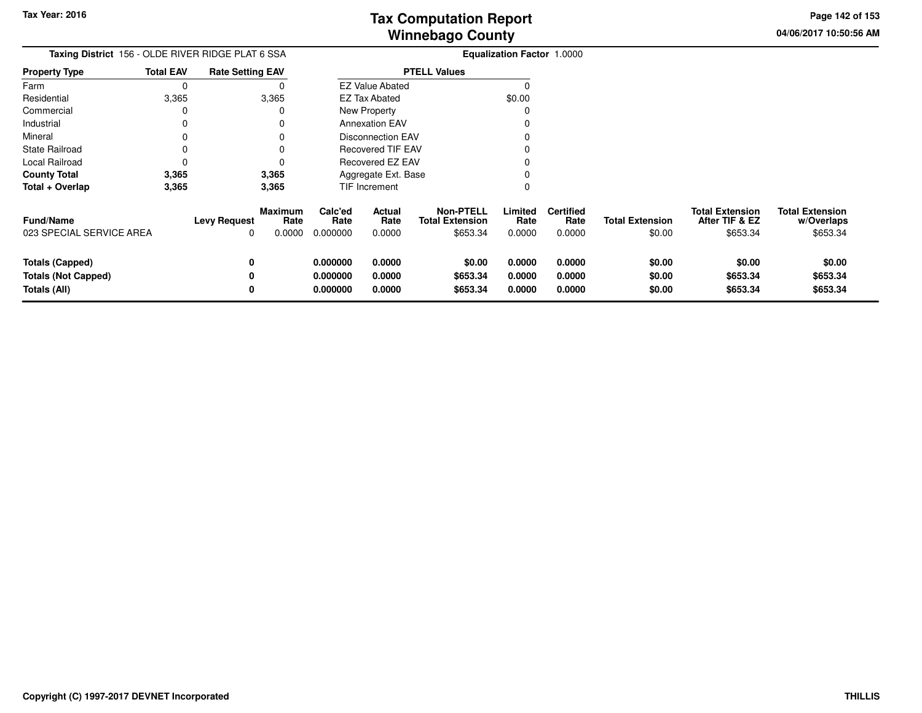# Tax Computation Report
# Winnebago County

Tax Year: 2016

04/06/2017 10:50:56 AM

**Taxing District** 156 - OLDE RIVER RIDGE PLAT 6 SSA

**Equalization Factor** 1.0000

| Property Type | Total EAV | Rate Setting EAV |
|---|---|---|
| Farm | 0 | 0 |
| Residential | 3,365 | 3,365 |
| Commercial | 0 | 0 |
| Industrial | 0 | 0 |
| Mineral | 0 | 0 |
| State Railroad | 0 | 0 |
| Local Railroad | 0 | 0 |
| **County Total** | **3,365** | **3,365** |
| **Total + Overlap** | **3,365** | **3,365** |

| PTELL Values | |
|---|---|
| EZ Value Abated | 0 |
| EZ Tax Abated | $0.00 |
| New Property | 0 |
| Annexation EAV | 0 |
| Disconnection EAV | 0 |
| Recovered TIF EAV | 0 |
| Recovered EZ EAV | 0 |
| Aggregate Ext. Base | 0 |
| TIF Increment | 0 |

| Fund/Name | Levy Request | Maximum Rate | Calc'ed Rate | Actual Rate | Non-PTELL Total Extension | Limited Rate | Certified Rate | Total Extension | Total Extension After TIF & EZ | Total Extension w/Overlaps |
|---|---|---|---|---|---|---|---|---|---|---|
| 023 SPECIAL SERVICE AREA | 0 | 0.0000 | 0.000000 | 0.0000 | $653.34 | 0.0000 | 0.0000 | $0.00 | $653.34 | $653.34 |
| **Totals (Capped)** | **0** | | **0.000000** | **0.0000** | **$0.00** | **0.0000** | **0.0000** | **$0.00** | **$0.00** | **$0.00** |
| **Totals (Not Capped)** | **0** | | **0.000000** | **0.0000** | **$653.34** | **0.0000** | **0.0000** | **$0.00** | **$653.34** | **$653.34** |
| **Totals (All)** | **0** | | **0.000000** | **0.0000** | **$653.34** | **0.0000** | **0.0000** | **$0.00** | **$653.34** | **$653.34** |

Copyright (C) 1997-2017 DEVNET Incorporated

THILLIS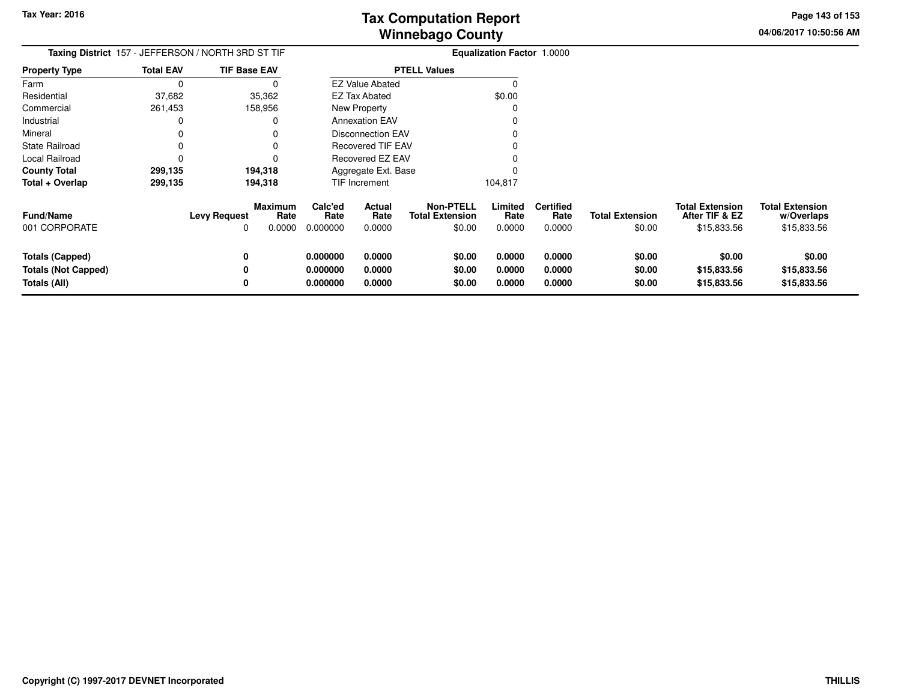**Tax Year: 2016**

# Tax Computation Report
## Winnebago County

04/06/2017 10:50:56 AM

**Taxing District** 157 - JEFFERSON / NORTH 3RD ST TIF

**Equalization Factor** 1.0000

| Property Type | Total EAV | TIF Base EAV |
|---|---|---|
| Farm | 0 | 0 |
| Residential | 37,682 | 35,362 |
| Commercial | 261,453 | 158,956 |
| Industrial | 0 | 0 |
| Mineral | 0 | 0 |
| State Railroad | 0 | 0 |
| Local Railroad | 0 | 0 |
| **County Total** | **299,135** | **194,318** |
| **Total + Overlap** | **299,135** | **194,318** |

| PTELL Values | |
|---|---|
| EZ Value Abated | 0 |
| EZ Tax Abated | $0.00 |
| New Property | 0 |
| Annexation EAV | 0 |
| Disconnection EAV | 0 |
| Recovered TIF EAV | 0 |
| Recovered EZ EAV | 0 |
| Aggregate Ext. Base | 0 |
| TIF Increment | 104,817 |

| Fund/Name | Levy Request | Maximum Rate | Calc'ed Rate | Actual Rate | Non-PTELL Total Extension | Limited Rate | Certified Rate | Total Extension | Total Extension After TIF & EZ | Total Extension w/Overlaps |
|---|---|---|---|---|---|---|---|---|---|---|
| 001 CORPORATE | 0 | 0.0000 | 0.000000 | 0.0000 | $0.00 | 0.0000 | 0.0000 | $0.00 | $15,833.56 | $15,833.56 |
| **Totals (Capped)** | **0** | | **0.000000** | **0.0000** | **$0.00** | **0.0000** | **0.0000** | **$0.00** | **$0.00** | **$0.00** |
| **Totals (Not Capped)** | **0** | | **0.000000** | **0.0000** | **$0.00** | **0.0000** | **0.0000** | **$0.00** | **$15,833.56** | **$15,833.56** |
| **Totals (All)** | **0** | | **0.000000** | **0.0000** | **$0.00** | **0.0000** | **0.0000** | **$0.00** | **$15,833.56** | **$15,833.56** |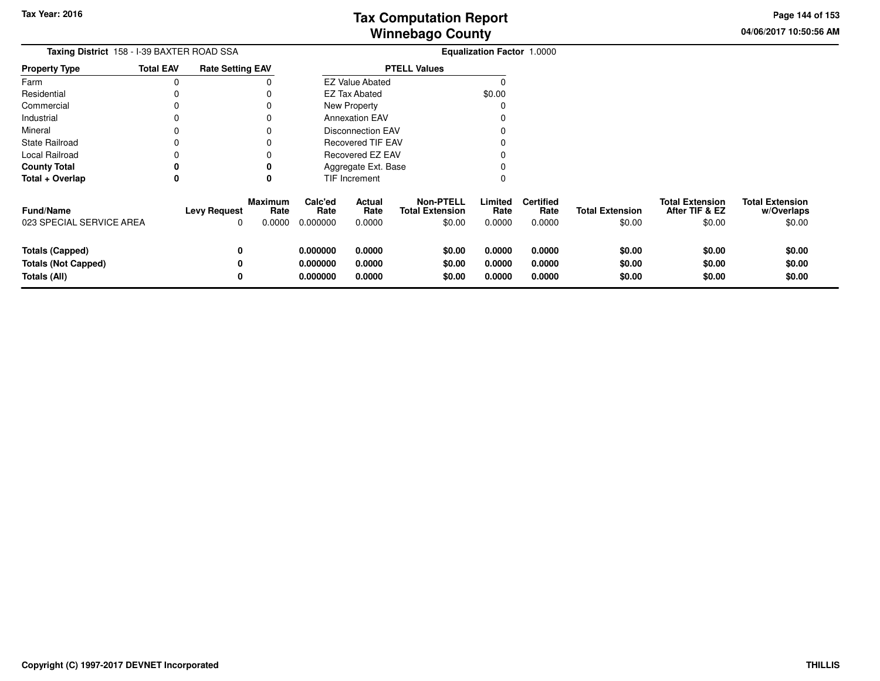# Tax Computation Report
## Winnebago County

Tax Year: 2016

04/06/2017 10:50:56 AM

**Taxing District** 158 - I-39 BAXTER ROAD SSA

**Equalization Factor** 1.0000

| Property Type | Total EAV | Rate Setting EAV |
|---|---|---|
| Farm | 0 | 0 |
| Residential | 0 | 0 |
| Commercial | 0 | 0 |
| Industrial | 0 | 0 |
| Mineral | 0 | 0 |
| State Railroad | 0 | 0 |
| Local Railroad | 0 | 0 |
| **County Total** | **0** | **0** |
| **Total + Overlap** | **0** | **0** |

| PTELL Values | |
|---|---|
| EZ Value Abated | 0 |
| EZ Tax Abated | $0.00 |
| New Property | 0 |
| Annexation EAV | 0 |
| Disconnection EAV | 0 |
| Recovered TIF EAV | 0 |
| Recovered EZ EAV | 0 |
| Aggregate Ext. Base | 0 |
| TIF Increment | 0 |

| Fund/Name | Levy Request | Maximum Rate | Calc'ed Rate | Actual Rate | Non-PTELL Total Extension | Limited Rate | Certified Rate | Total Extension | Total Extension After TIF & EZ | Total Extension w/Overlaps |
|---|---|---|---|---|---|---|---|---|---|---|
| 023 SPECIAL SERVICE AREA | 0 | 0.0000 | 0.000000 | 0.0000 | $0.00 | 0.0000 | 0.0000 | $0.00 | $0.00 | $0.00 |
| **Totals (Capped)** | **0** | | **0.000000** | **0.0000** | **$0.00** | **0.0000** | **0.0000** | **$0.00** | **$0.00** | **$0.00** |
| **Totals (Not Capped)** | **0** | | **0.000000** | **0.0000** | **$0.00** | **0.0000** | **0.0000** | **$0.00** | **$0.00** | **$0.00** |
| **Totals (All)** | **0** | | **0.000000** | **0.0000** | **$0.00** | **0.0000** | **0.0000** | **$0.00** | **$0.00** | **$0.00** |

**Copyright (C) 1997-2017 DEVNET Incorporated**

**THILLIS**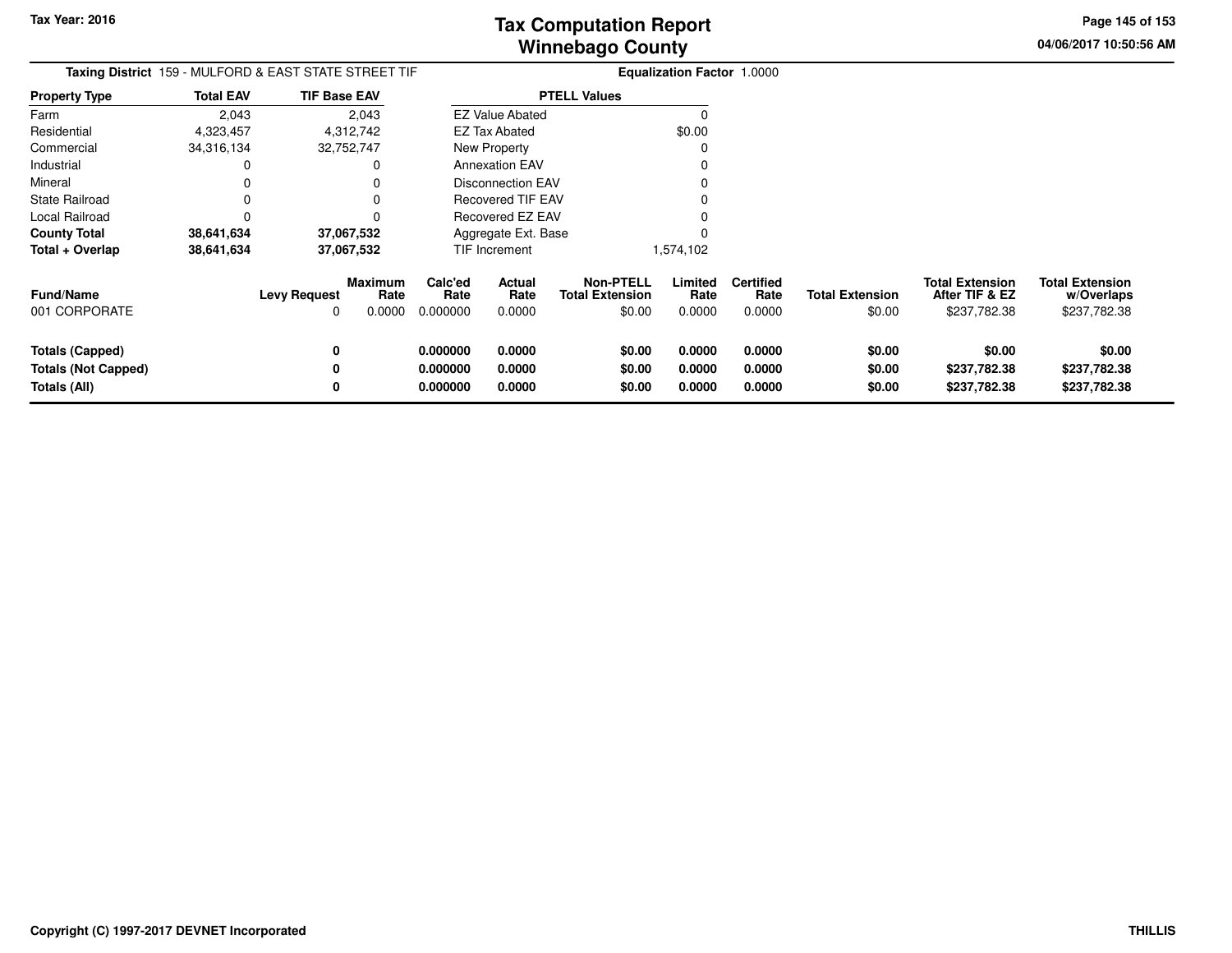# Tax Computation Report
## Winnebago County

Tax Year: 2016

04/06/2017 10:50:56 AM

**Taxing District** 159 - MULFORD & EAST STATE STREET TIF

**Equalization Factor** 1.0000

| Property Type | Total EAV | TIF Base EAV |
|---|---|---|
| Farm | 2,043 | 2,043 |
| Residential | 4,323,457 | 4,312,742 |
| Commercial | 34,316,134 | 32,752,747 |
| Industrial | 0 | 0 |
| Mineral | 0 | 0 |
| State Railroad | 0 | 0 |
| Local Railroad | 0 | 0 |
| **County Total** | **38,641,634** | **37,067,532** |
| **Total + Overlap** | **38,641,634** | **37,067,532** |

| PTELL Values | |
|---|---|
| EZ Value Abated | 0 |
| EZ Tax Abated | $0.00 |
| New Property | 0 |
| Annexation EAV | 0 |
| Disconnection EAV | 0 |
| Recovered TIF EAV | 0 |
| Recovered EZ EAV | 0 |
| Aggregate Ext. Base | 0 |
| TIF Increment | 1,574,102 |

| Fund/Name | Levy Request | Maximum Rate | Calc'ed Rate | Actual Rate | Non-PTELL Total Extension | Limited Rate | Certified Rate | Total Extension | Total Extension After TIF & EZ | Total Extension w/Overlaps |
|---|---|---|---|---|---|---|---|---|---|---|
| 001 CORPORATE | 0 | 0.0000 | 0.000000 | 0.0000 | $0.00 | 0.0000 | 0.0000 | $0.00 | $237,782.38 | $237,782.38 |
| **Totals (Capped)** | **0** | | **0.000000** | **0.0000** | **$0.00** | **0.0000** | **0.0000** | **$0.00** | **$0.00** | **$0.00** |
| **Totals (Not Capped)** | **0** | | **0.000000** | **0.0000** | **$0.00** | **0.0000** | **0.0000** | **$0.00** | **$237,782.38** | **$237,782.38** |
| **Totals (All)** | **0** | | **0.000000** | **0.0000** | **$0.00** | **0.0000** | **0.0000** | **$0.00** | **$237,782.38** | **$237,782.38** |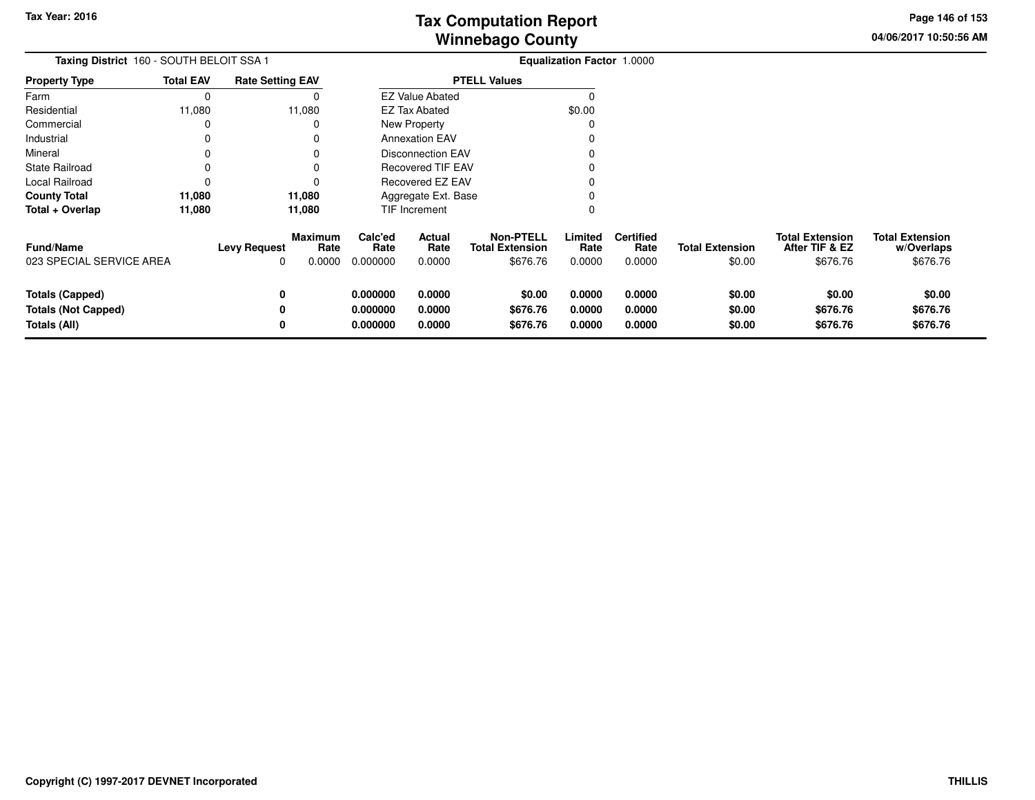# Tax Computation Report
## Winnebago County

Tax Year: 2016

04/06/2017 10:50:56 AM

**Taxing District** 160 - SOUTH BELOIT SSA 1

**Equalization Factor** 1.0000

| Property Type | Total EAV | Rate Setting EAV |
|---|---|---|
| Farm | 0 | 0 |
| Residential | 11,080 | 11,080 |
| Commercial | 0 | 0 |
| Industrial | 0 | 0 |
| Mineral | 0 | 0 |
| State Railroad | 0 | 0 |
| Local Railroad | 0 | 0 |
| **County Total** | **11,080** | **11,080** |
| **Total + Overlap** | **11,080** | **11,080** |

| PTELL Values | |
|---|---|
| EZ Value Abated | 0 |
| EZ Tax Abated | $0.00 |
| New Property | 0 |
| Annexation EAV | 0 |
| Disconnection EAV | 0 |
| Recovered TIF EAV | 0 |
| Recovered EZ EAV | 0 |
| Aggregate Ext. Base | 0 |
| TIF Increment | 0 |

| Fund/Name | Levy Request | Maximum Rate | Calc'ed Rate | Actual Rate | Non-PTELL Total Extension | Limited Rate | Certified Rate | Total Extension | Total Extension After TIF & EZ | Total Extension w/Overlaps |
|---|---|---|---|---|---|---|---|---|---|---|
| 023 SPECIAL SERVICE AREA | 0 | 0.0000 | 0.000000 | 0.0000 | $676.76 | 0.0000 | 0.0000 | $0.00 | $676.76 | $676.76 |
| **Totals (Capped)** | **0** | | **0.000000** | **0.0000** | **$0.00** | **0.0000** | **0.0000** | **$0.00** | **$0.00** | **$0.00** |
| **Totals (Not Capped)** | **0** | | **0.000000** | **0.0000** | **$676.76** | **0.0000** | **0.0000** | **$0.00** | **$676.76** | **$676.76** |
| **Totals (All)** | **0** | | **0.000000** | **0.0000** | **$676.76** | **0.0000** | **0.0000** | **$0.00** | **$676.76** | **$676.76** |

**Copyright (C) 1997-2017 DEVNET Incorporated**

**THILLIS**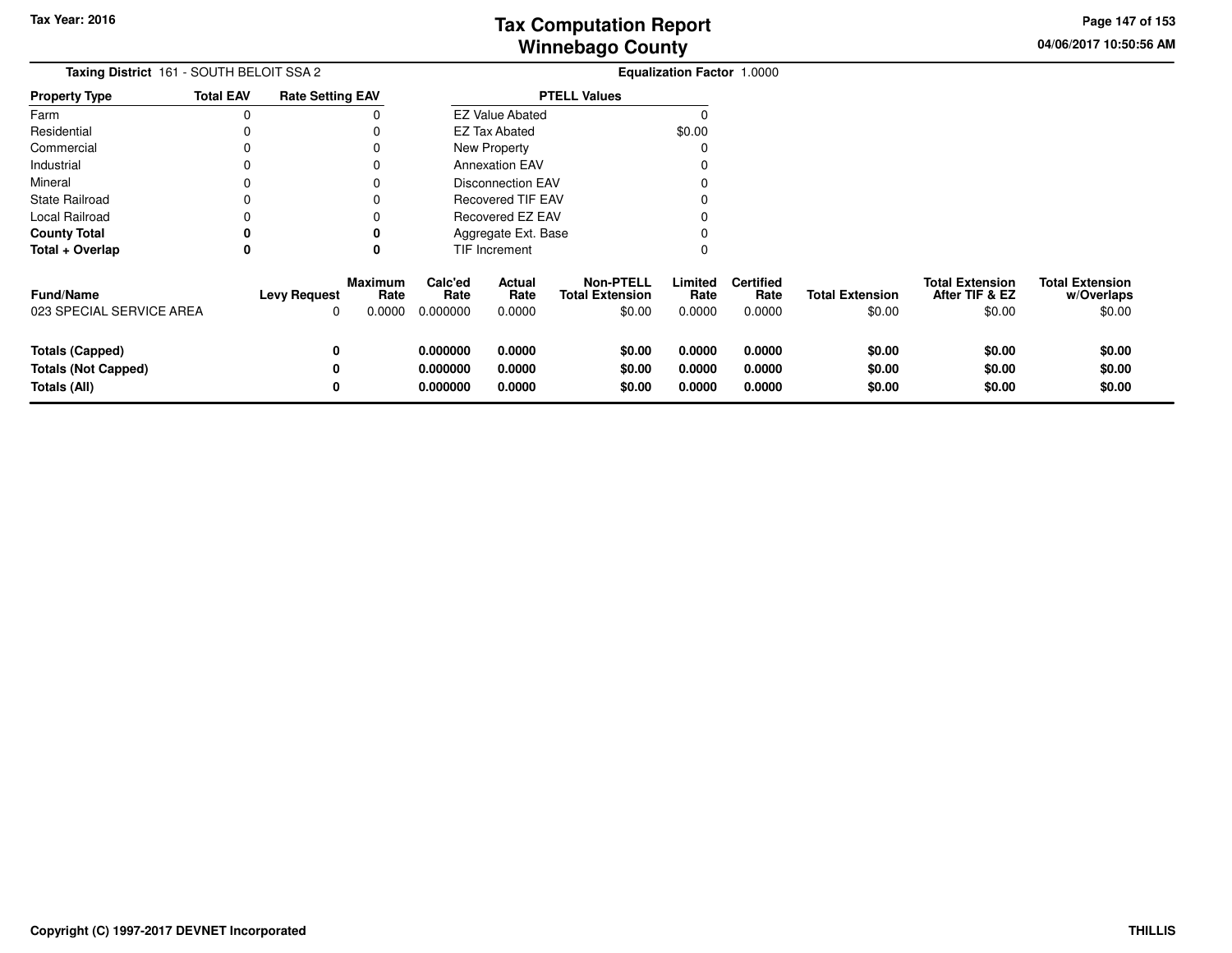# Tax Computation Report
## Winnebago County

Tax Year: 2016

04/06/2017 10:50:56 AM

**Taxing District** 161 - SOUTH BELOIT SSA 2

**Equalization Factor** 1.0000

| Property Type | Total EAV | Rate Setting EAV |
|---|---|---|
| Farm | 0 | 0 |
| Residential | 0 | 0 |
| Commercial | 0 | 0 |
| Industrial | 0 | 0 |
| Mineral | 0 | 0 |
| State Railroad | 0 | 0 |
| Local Railroad | 0 | 0 |
| **County Total** | **0** | **0** |
| **Total + Overlap** | **0** | **0** |

| PTELL Values | |
|---|---|
| EZ Value Abated | 0 |
| EZ Tax Abated | $0.00 |
| New Property | 0 |
| Annexation EAV | 0 |
| Disconnection EAV | 0 |
| Recovered TIF EAV | 0 |
| Recovered EZ EAV | 0 |
| Aggregate Ext. Base | 0 |
| TIF Increment | 0 |

| Fund/Name | Levy Request | Maximum Rate | Calc'ed Rate | Actual Rate | Non-PTELL Total Extension | Limited Rate | Certified Rate | Total Extension | Total Extension After TIF & EZ | Total Extension w/Overlaps |
|---|---|---|---|---|---|---|---|---|---|---|
| 023 SPECIAL SERVICE AREA | 0 | 0.0000 | 0.000000 | 0.0000 | $0.00 | 0.0000 | 0.0000 | $0.00 | $0.00 | $0.00 |
| **Totals (Capped)** | **0** | | **0.000000** | **0.0000** | **$0.00** | **0.0000** | **0.0000** | **$0.00** | **$0.00** | **$0.00** |
| **Totals (Not Capped)** | **0** | | **0.000000** | **0.0000** | **$0.00** | **0.0000** | **0.0000** | **$0.00** | **$0.00** | **$0.00** |
| **Totals (All)** | **0** | | **0.000000** | **0.0000** | **$0.00** | **0.0000** | **0.0000** | **$0.00** | **$0.00** | **$0.00** |

Copyright (C) 1997-2017 DEVNET Incorporated

THILLIS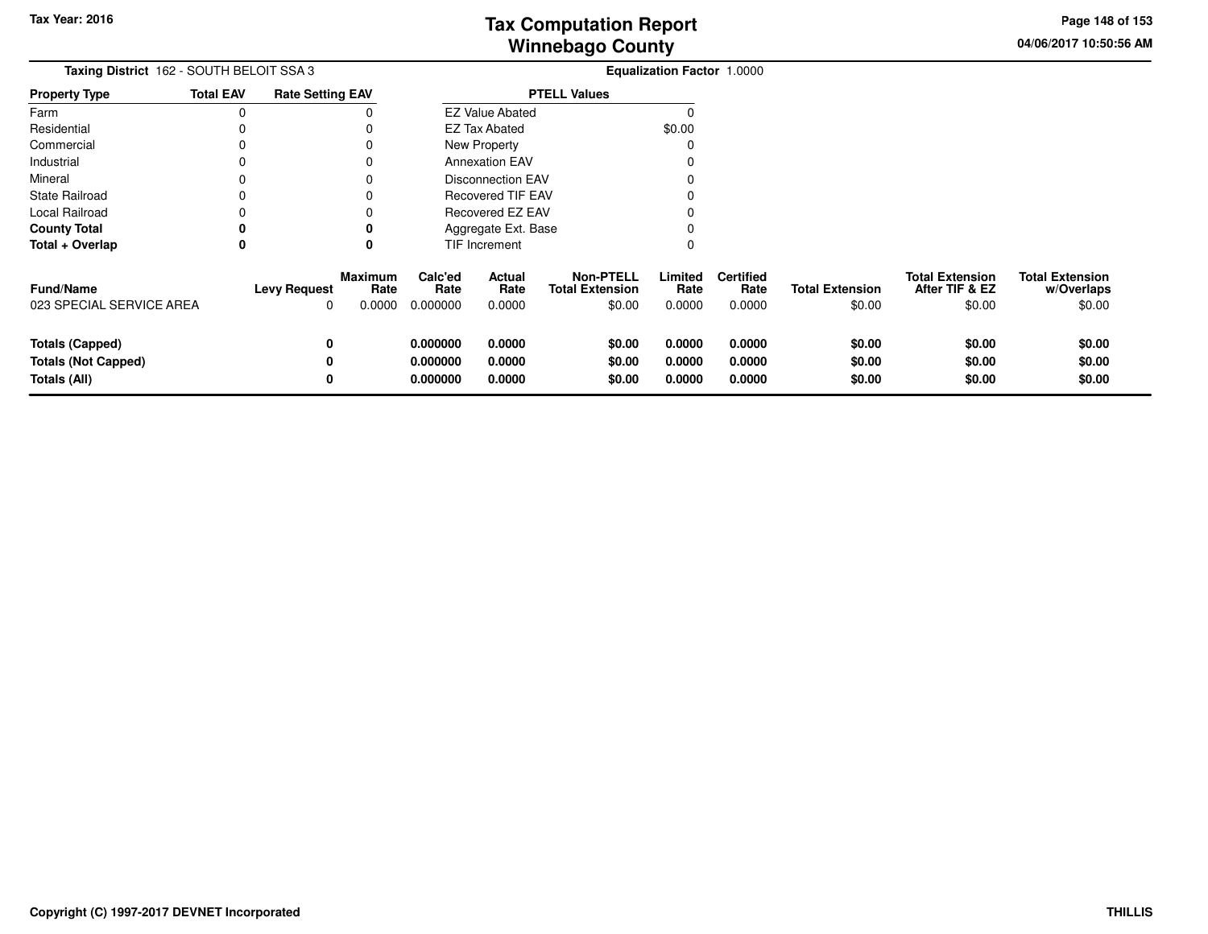**Tax Year: 2016**

# Tax Computation Report
## Winnebago County

04/06/2017 10:50:56 AM

**Taxing District** 162 - SOUTH BELOIT SSA 3 **Equalization Factor** 1.0000

| Property Type | Total EAV | Rate Setting EAV |
|---|---|---|
| Farm | 0 | 0 |
| Residential | 0 | 0 |
| Commercial | 0 | 0 |
| Industrial | 0 | 0 |
| Mineral | 0 | 0 |
| State Railroad | 0 | 0 |
| Local Railroad | 0 | 0 |
| **County Total** | **0** | **0** |
| **Total + Overlap** | **0** | **0** |

| PTELL Values | |
|---|---|
| EZ Value Abated | 0 |
| EZ Tax Abated | $0.00 |
| New Property | 0 |
| Annexation EAV | 0 |
| Disconnection EAV | 0 |
| Recovered TIF EAV | 0 |
| Recovered EZ EAV | 0 |
| Aggregate Ext. Base | 0 |
| TIF Increment | 0 |

| Fund/Name | Levy Request | Maximum Rate | Calc'ed Rate | Actual Rate | Non-PTELL Total Extension | Limited Rate | Certified Rate | Total Extension | Total Extension After TIF & EZ | Total Extension w/Overlaps |
|---|---|---|---|---|---|---|---|---|---|---|
| 023 SPECIAL SERVICE AREA | 0 | 0.0000 | 0.000000 | 0.0000 | $0.00 | 0.0000 | 0.0000 | $0.00 | $0.00 | $0.00 |
| **Totals (Capped)** | **0** | | **0.000000** | **0.0000** | **$0.00** | **0.0000** | **0.0000** | **$0.00** | **$0.00** | **$0.00** |
| **Totals (Not Capped)** | **0** | | **0.000000** | **0.0000** | **$0.00** | **0.0000** | **0.0000** | **$0.00** | **$0.00** | **$0.00** |
| **Totals (All)** | **0** | | **0.000000** | **0.0000** | **$0.00** | **0.0000** | **0.0000** | **$0.00** | **$0.00** | **$0.00** |

**Copyright (C) 1997-2017 DEVNET Incorporated** **THILLIS**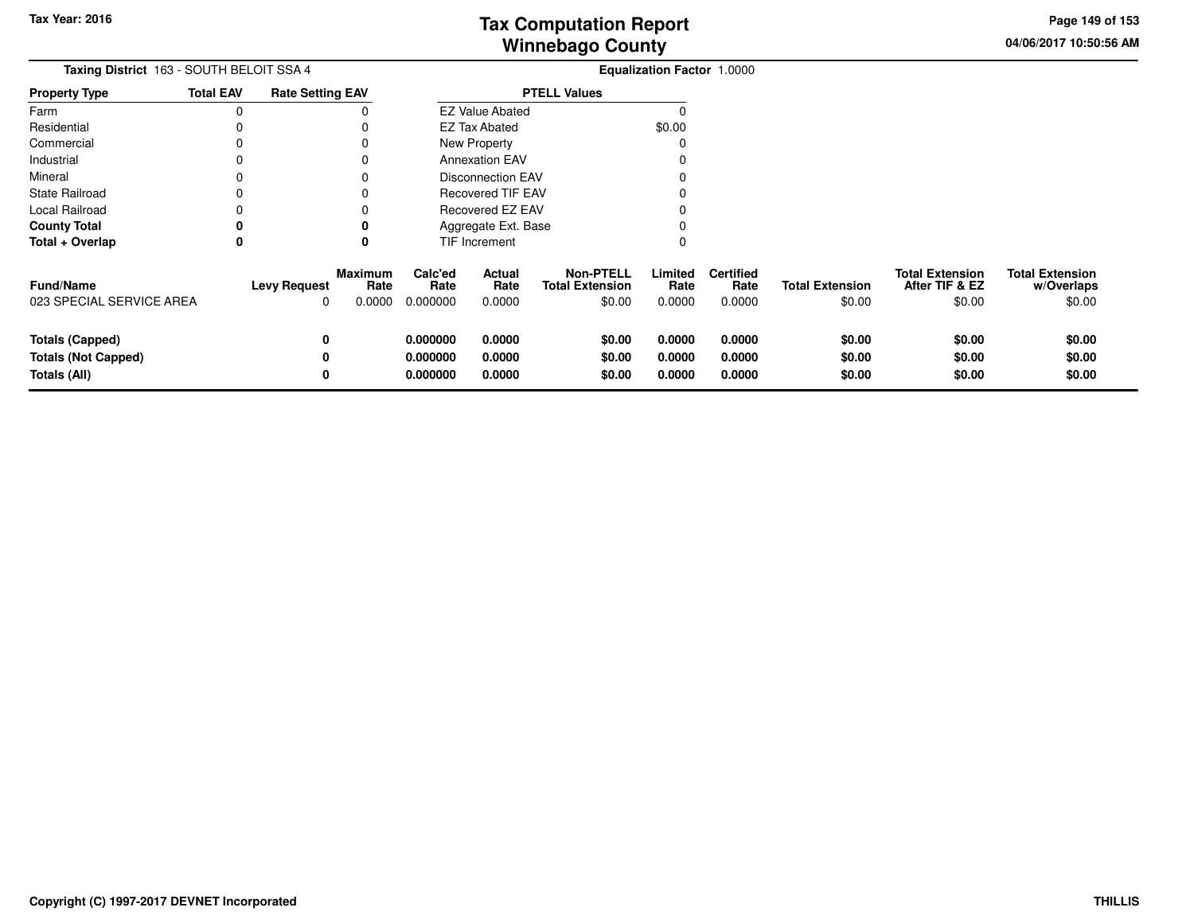# Tax Computation Report
## Winnebago County

**Tax Year: 2016**

04/06/2017 10:50:56 AM

**Taxing District** 163 - SOUTH BELOIT SSA 4

**Equalization Factor** 1.0000

| Property Type | Total EAV | Rate Setting EAV |
|---|---|---|
| Farm | 0 | 0 |
| Residential | 0 | 0 |
| Commercial | 0 | 0 |
| Industrial | 0 | 0 |
| Mineral | 0 | 0 |
| State Railroad | 0 | 0 |
| Local Railroad | 0 | 0 |
| **County Total** | **0** | **0** |
| **Total + Overlap** | **0** | **0** |

| PTELL Values | |
|---|---|
| EZ Value Abated | 0 |
| EZ Tax Abated | $0.00 |
| New Property | 0 |
| Annexation EAV | 0 |
| Disconnection EAV | 0 |
| Recovered TIF EAV | 0 |
| Recovered EZ EAV | 0 |
| Aggregate Ext. Base | 0 |
| TIF Increment | 0 |

| Fund/Name | Levy Request | Maximum Rate | Calc'ed Rate | Actual Rate | Non-PTELL Total Extension | Limited Rate | Certified Rate | Total Extension | Total Extension After TIF & EZ | Total Extension w/Overlaps |
|---|---|---|---|---|---|---|---|---|---|---|
| 023 SPECIAL SERVICE AREA | 0 | 0.0000 | 0.000000 | 0.0000 | $0.00 | 0.0000 | 0.0000 | $0.00 | $0.00 | $0.00 |
| **Totals (Capped)** | **0** | | **0.000000** | **0.0000** | **$0.00** | **0.0000** | **0.0000** | **$0.00** | **$0.00** | **$0.00** |
| **Totals (Not Capped)** | **0** | | **0.000000** | **0.0000** | **$0.00** | **0.0000** | **0.0000** | **$0.00** | **$0.00** | **$0.00** |
| **Totals (All)** | **0** | | **0.000000** | **0.0000** | **$0.00** | **0.0000** | **0.0000** | **$0.00** | **$0.00** | **$0.00** |

**Copyright (C) 1997-2017 DEVNET Incorporated**

**THILLIS**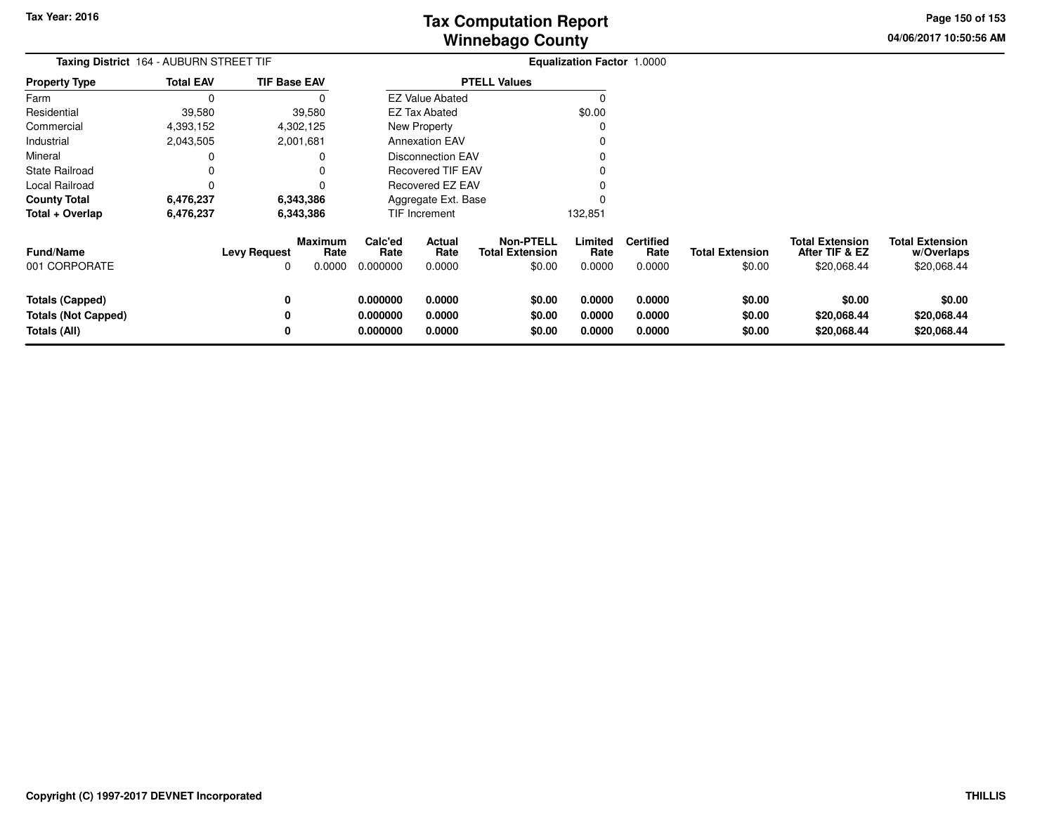# Tax Computation Report
# Winnebago County

**Tax Year: 2016**

04/06/2017 10:50:56 AM

**Taxing District** 164 - AUBURN STREET TIF

**Equalization Factor** 1.0000

| Property Type | Total EAV | TIF Base EAV |
|---|---|---|
| Farm | 0 | 0 |
| Residential | 39,580 | 39,580 |
| Commercial | 4,393,152 | 4,302,125 |
| Industrial | 2,043,505 | 2,001,681 |
| Mineral | 0 | 0 |
| State Railroad | 0 | 0 |
| Local Railroad | 0 | 0 |
| **County Total** | **6,476,237** | **6,343,386** |
| **Total + Overlap** | **6,476,237** | **6,343,386** |

| PTELL Values | |
|---|---|
| EZ Value Abated | 0 |
| EZ Tax Abated | $0.00 |
| New Property | 0 |
| Annexation EAV | 0 |
| Disconnection EAV | 0 |
| Recovered TIF EAV | 0 |
| Recovered EZ EAV | 0 |
| Aggregate Ext. Base | 0 |
| TIF Increment | 132,851 |

| Fund/Name | Levy Request | Maximum Rate | Calc'ed Rate | Actual Rate | Non-PTELL Total Extension | Limited Rate | Certified Rate | Total Extension | Total Extension After TIF & EZ | Total Extension w/Overlaps |
|---|---|---|---|---|---|---|---|---|---|---|
| 001 CORPORATE | 0 | 0.0000 | 0.000000 | 0.0000 | $0.00 | 0.0000 | 0.0000 | $0.00 | $20,068.44 | $20,068.44 |
| **Totals (Capped)** | **0** | | **0.000000** | **0.0000** | **$0.00** | **0.0000** | **0.0000** | **$0.00** | **$0.00** | **$0.00** |
| **Totals (Not Capped)** | **0** | | **0.000000** | **0.0000** | **$0.00** | **0.0000** | **0.0000** | **$0.00** | **$20,068.44** | **$20,068.44** |
| **Totals (All)** | **0** | | **0.000000** | **0.0000** | **$0.00** | **0.0000** | **0.0000** | **$0.00** | **$20,068.44** | **$20,068.44** |

**Copyright (C) 1997-2017 DEVNET Incorporated**

**THILLIS**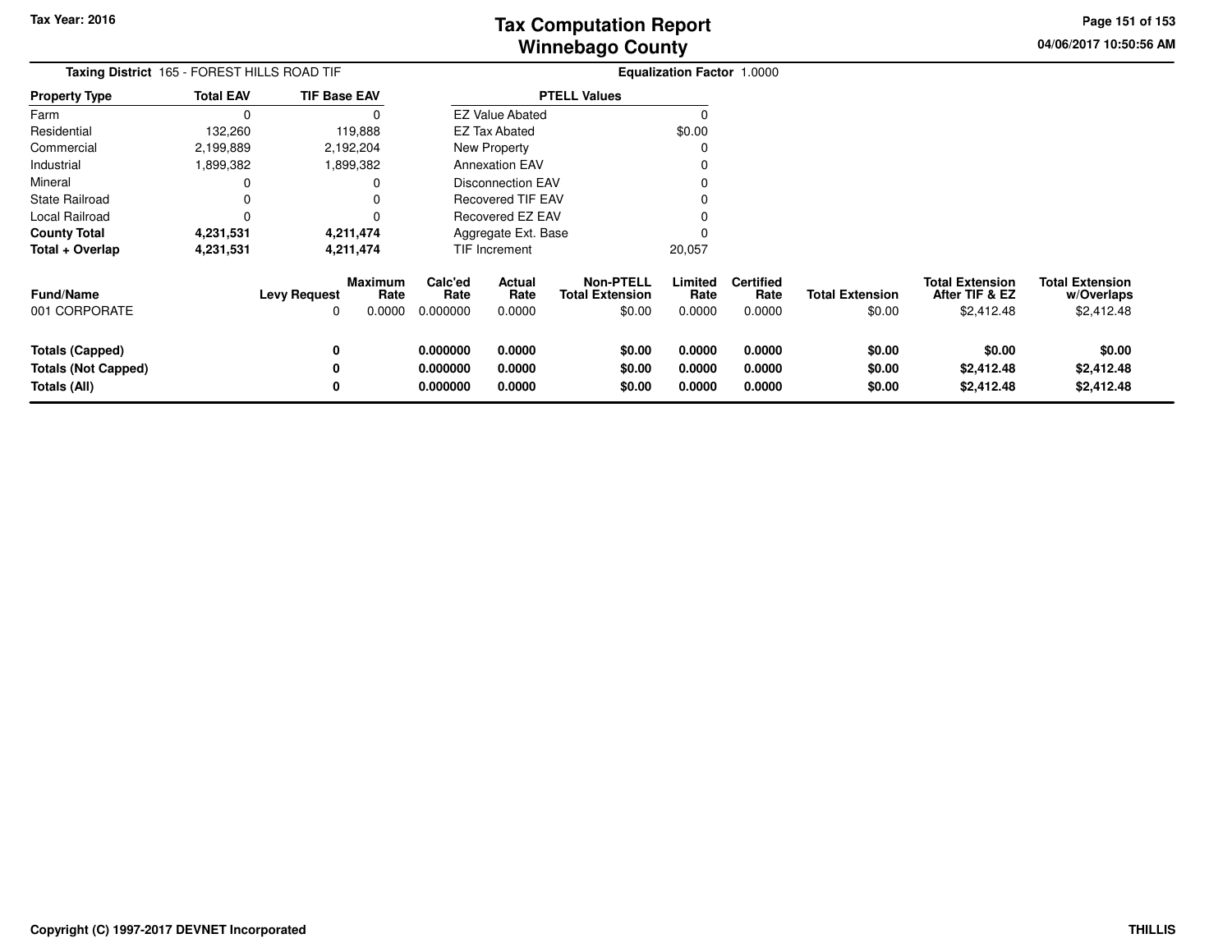# Tax Computation Report
## Winnebago County

Tax Year: 2016

04/06/2017 10:50:56 AM

**Taxing District** 165 - FOREST HILLS ROAD TIF

**Equalization Factor** 1.0000

| Property Type | Total EAV | TIF Base EAV |
|---|---|---|
| Farm | 0 | 0 |
| Residential | 132,260 | 119,888 |
| Commercial | 2,199,889 | 2,192,204 |
| Industrial | 1,899,382 | 1,899,382 |
| Mineral | 0 | 0 |
| State Railroad | 0 | 0 |
| Local Railroad | 0 | 0 |
| **County Total** | **4,231,531** | **4,211,474** |
| **Total + Overlap** | **4,231,531** | **4,211,474** |

| PTELL Values | |
|---|---|
| EZ Value Abated | 0 |
| EZ Tax Abated | $0.00 |
| New Property | 0 |
| Annexation EAV | 0 |
| Disconnection EAV | 0 |
| Recovered TIF EAV | 0 |
| Recovered EZ EAV | 0 |
| Aggregate Ext. Base | 0 |
| TIF Increment | 20,057 |

| Fund/Name | Levy Request | Maximum Rate | Calc'ed Rate | Actual Rate | Non-PTELL Total Extension | Limited Rate | Certified Rate | Total Extension | Total Extension After TIF & EZ | Total Extension w/Overlaps |
|---|---|---|---|---|---|---|---|---|---|---|
| 001 CORPORATE | 0 | 0.0000 | 0.000000 | 0.0000 | $0.00 | 0.0000 | 0.0000 | $0.00 | $2,412.48 | $2,412.48 |
| **Totals (Capped)** | **0** | | **0.000000** | **0.0000** | **$0.00** | **0.0000** | **0.0000** | **$0.00** | **$0.00** | **$0.00** |
| **Totals (Not Capped)** | **0** | | **0.000000** | **0.0000** | **$0.00** | **0.0000** | **0.0000** | **$0.00** | **$2,412.48** | **$2,412.48** |
| **Totals (All)** | **0** | | **0.000000** | **0.0000** | **$0.00** | **0.0000** | **0.0000** | **$0.00** | **$2,412.48** | **$2,412.48** |

Copyright (C) 1997-2017 DEVNET Incorporated

THILLIS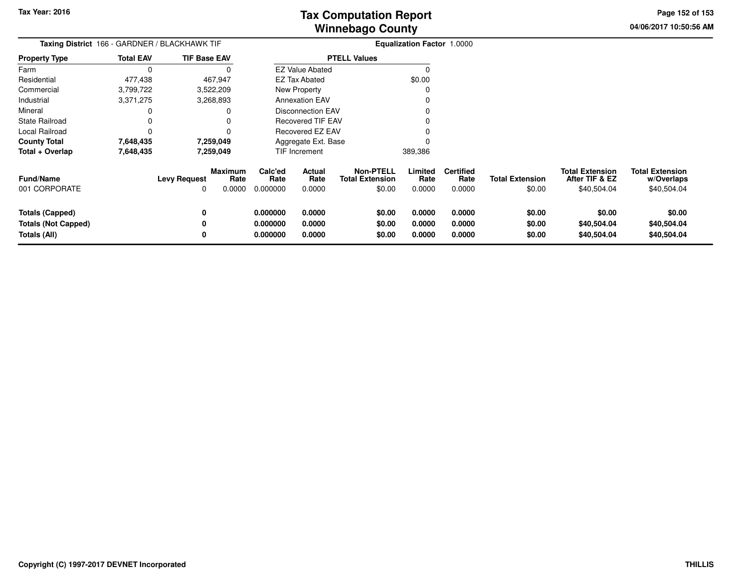**Tax Year: 2016**

# Tax Computation Report
# Winnebago County

04/06/2017 10:50:56 AM

**Taxing District** 166 - GARDNER / BLACKHAWK TIF

**Equalization Factor** 1.0000

| Property Type | Total EAV | TIF Base EAV |
|---|---|---|
| Farm | 0 | 0 |
| Residential | 477,438 | 467,947 |
| Commercial | 3,799,722 | 3,522,209 |
| Industrial | 3,371,275 | 3,268,893 |
| Mineral | 0 | 0 |
| State Railroad | 0 | 0 |
| Local Railroad | 0 | 0 |
| **County Total** | **7,648,435** | **7,259,049** |
| **Total + Overlap** | **7,648,435** | **7,259,049** |

| PTELL Values | |
|---|---|
| EZ Value Abated | 0 |
| EZ Tax Abated | $0.00 |
| New Property | 0 |
| Annexation EAV | 0 |
| Disconnection EAV | 0 |
| Recovered TIF EAV | 0 |
| Recovered EZ EAV | 0 |
| Aggregate Ext. Base | 0 |
| TIF Increment | 389,386 |

| Fund/Name | Levy Request | Maximum Rate | Calc'ed Rate | Actual Rate | Non-PTELL Total Extension | Limited Rate | Certified Rate | Total Extension | Total Extension After TIF & EZ | Total Extension w/Overlaps |
|---|---|---|---|---|---|---|---|---|---|---|
| 001 CORPORATE | 0 | 0.0000 | 0.000000 | 0.0000 | $0.00 | 0.0000 | 0.0000 | $0.00 | $40,504.04 | $40,504.04 |
| **Totals (Capped)** | **0** | | **0.000000** | **0.0000** | **$0.00** | **0.0000** | **0.0000** | **$0.00** | **$0.00** | **$0.00** |
| **Totals (Not Capped)** | **0** | | **0.000000** | **0.0000** | **$0.00** | **0.0000** | **0.0000** | **$0.00** | **$40,504.04** | **$40,504.04** |
| **Totals (All)** | **0** | | **0.000000** | **0.0000** | **$0.00** | **0.0000** | **0.0000** | **$0.00** | **$40,504.04** | **$40,504.04** |

**Copyright (C) 1997-2017 DEVNET Incorporated** **THILLIS**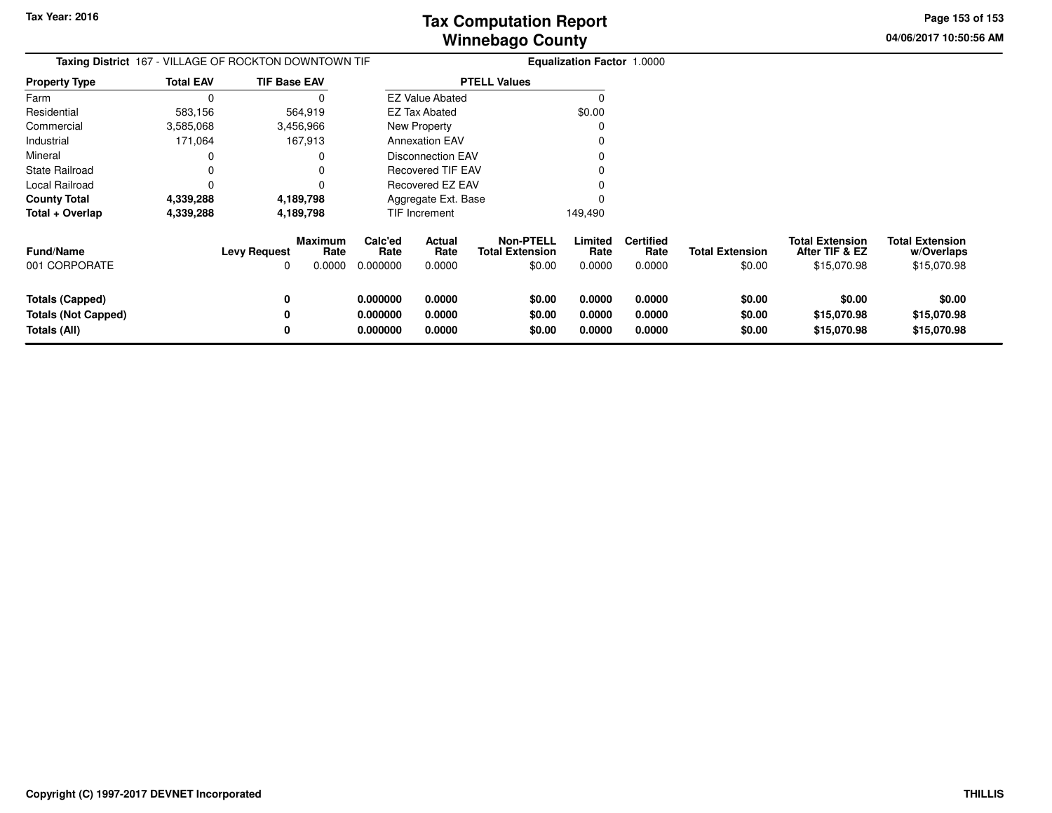Tax Year: 2016

# Tax Computation Report
# Winnebago County

04/06/2017 10:50:56 AM

**Taxing District** 167 - VILLAGE OF ROCKTON DOWNTOWN TIF    **Equalization Factor** 1.0000

| Property Type | Total EAV | TIF Base EAV |
|---|---|---|
| Farm | 0 | 0 |
| Residential | 583,156 | 564,919 |
| Commercial | 3,585,068 | 3,456,966 |
| Industrial | 171,064 | 167,913 |
| Mineral | 0 | 0 |
| State Railroad | 0 | 0 |
| Local Railroad | 0 | 0 |
| **County Total** | **4,339,288** | **4,189,798** |
| **Total + Overlap** | **4,339,288** | **4,189,798** |

| PTELL Values | |
|---|---|
| EZ Value Abated | 0 |
| EZ Tax Abated | $0.00 |
| New Property | 0 |
| Annexation EAV | 0 |
| Disconnection EAV | 0 |
| Recovered TIF EAV | 0 |
| Recovered EZ EAV | 0 |
| Aggregate Ext. Base | 0 |
| TIF Increment | 149,490 |

| Fund/Name | Levy Request | Maximum Rate | Calc'ed Rate | Actual Rate | Non-PTELL Total Extension | Limited Rate | Certified Rate | Total Extension | Total Extension After TIF & EZ | Total Extension w/Overlaps |
|---|---|---|---|---|---|---|---|---|---|---|
| 001 CORPORATE | 0 | 0.0000 | 0.000000 | 0.0000 | $0.00 | 0.0000 | 0.0000 | $0.00 | $15,070.98 | $15,070.98 |
| **Totals (Capped)** | **0** | | **0.000000** | **0.0000** | **$0.00** | **0.0000** | **0.0000** | **$0.00** | **$0.00** | **$0.00** |
| **Totals (Not Capped)** | **0** | | **0.000000** | **0.0000** | **$0.00** | **0.0000** | **0.0000** | **$0.00** | **$15,070.98** | **$15,070.98** |
| **Totals (All)** | **0** | | **0.000000** | **0.0000** | **$0.00** | **0.0000** | **0.0000** | **$0.00** | **$15,070.98** | **$15,070.98** |

Copyright (C) 1997-2017 DEVNET Incorporated    THILLIS